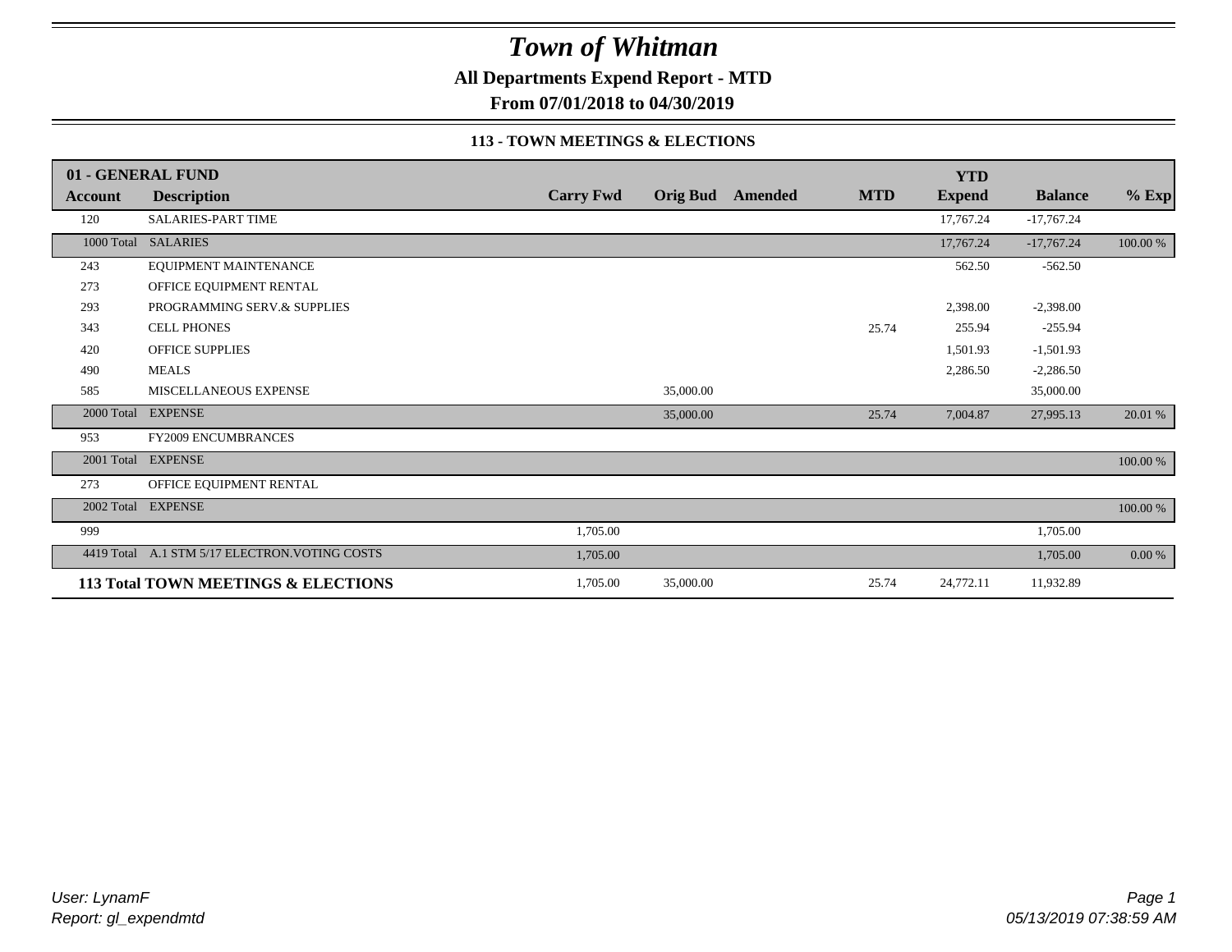# *Town of Whitman*

**All Departments Expend Report - MTD**

**From 07/01/2018 to 04/30/2019**

### 113 - TOWN MEETINGS & ELECTIONS

| 01 - GENERAL FUND | | | | | | | | |
|---|---|---|---|---|---|---|---|---|
| **Account** | **Description** | **Carry Fwd** | **Orig Bud** | **Amended** | **MTD** | **YTD Expend** | **Balance** | **% Exp** |
| 120 | SALARIES-PART TIME | | | | | 17,767.24 | -17,767.24 | |
| 1000 Total | SALARIES | | | | | 17,767.24 | -17,767.24 | 100.00 % |
| 243 | EQUIPMENT MAINTENANCE | | | | | 562.50 | -562.50 | |
| 273 | OFFICE EQUIPMENT RENTAL | | | | | | | |
| 293 | PROGRAMMING SERV.& SUPPLIES | | | | | 2,398.00 | -2,398.00 | |
| 343 | CELL PHONES | | | | 25.74 | 255.94 | -255.94 | |
| 420 | OFFICE SUPPLIES | | | | | 1,501.93 | -1,501.93 | |
| 490 | MEALS | | | | | 2,286.50 | -2,286.50 | |
| 585 | MISCELLANEOUS EXPENSE | | 35,000.00 | | | | 35,000.00 | |
| 2000 Total | EXPENSE | | 35,000.00 | | 25.74 | 7,004.87 | 27,995.13 | 20.01 % |
| 953 | FY2009 ENCUMBRANCES | | | | | | | |
| 2001 Total | EXPENSE | | | | | | | 100.00 % |
| 273 | OFFICE EQUIPMENT RENTAL | | | | | | | |
| 2002 Total | EXPENSE | | | | | | | 100.00 % |
| 999 | | 1,705.00 | | | | | 1,705.00 | |
| 4419 Total | A.1 STM 5/17 ELECTRON.VOTING COSTS | 1,705.00 | | | | | 1,705.00 | 0.00 % |
| **113 Total TOWN MEETINGS & ELECTIONS** | | 1,705.00 | 35,000.00 | | 25.74 | 24,772.11 | 11,932.89 | |

*User: LynamF*
*Report: gl_expendmtd*

*05/13/2019 07:38:59 AM*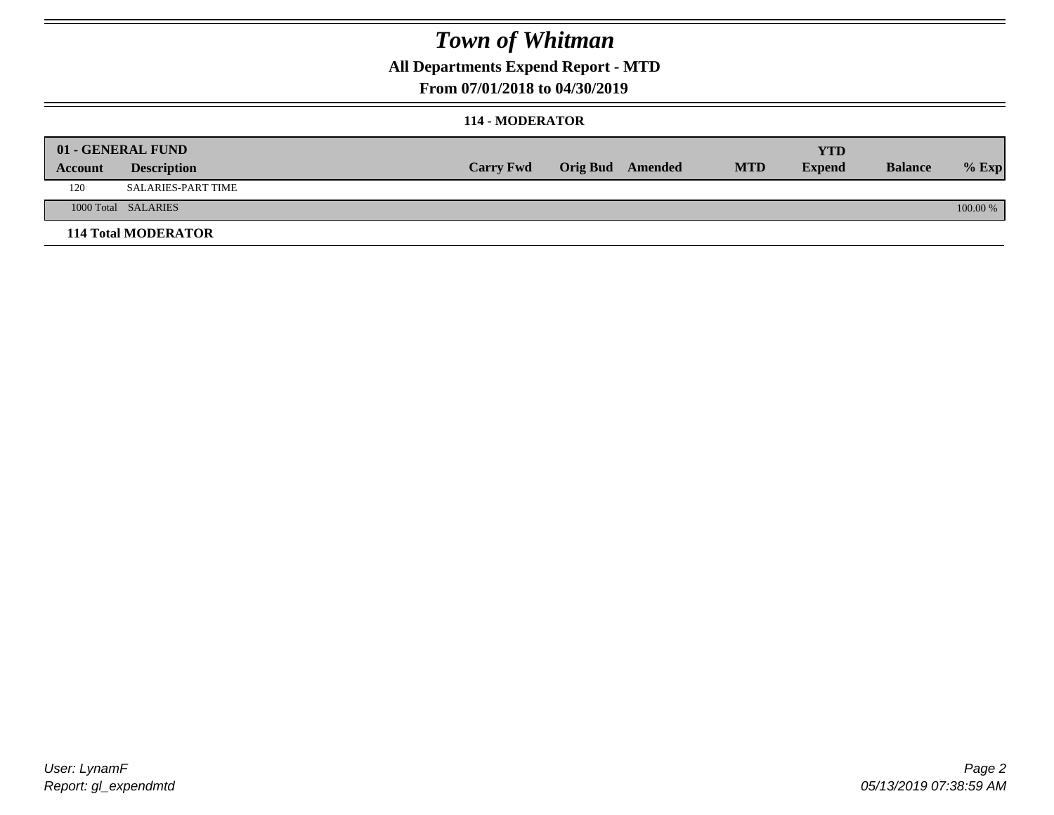# Town of Whitman

## All Departments Expend Report - MTD

### From 07/01/2018 to 04/30/2019

#### 114 - MODERATOR

| 01 - GENERAL FUND | | | | | | YTD | | |
|---|---|---|---|---|---|---|---|---|
| Account | Description | Carry Fwd | Orig Bud | Amended | MTD | Expend | Balance | % Exp |
| 120 | SALARIES-PART TIME | | | | | | | |
| 1000 Total | SALARIES | | | | | | | 100.00 % |

**114 Total MODERATOR**

*User: LynamF*
*Report: gl_expendmtd*

*05/13/2019 07:38:59 AM*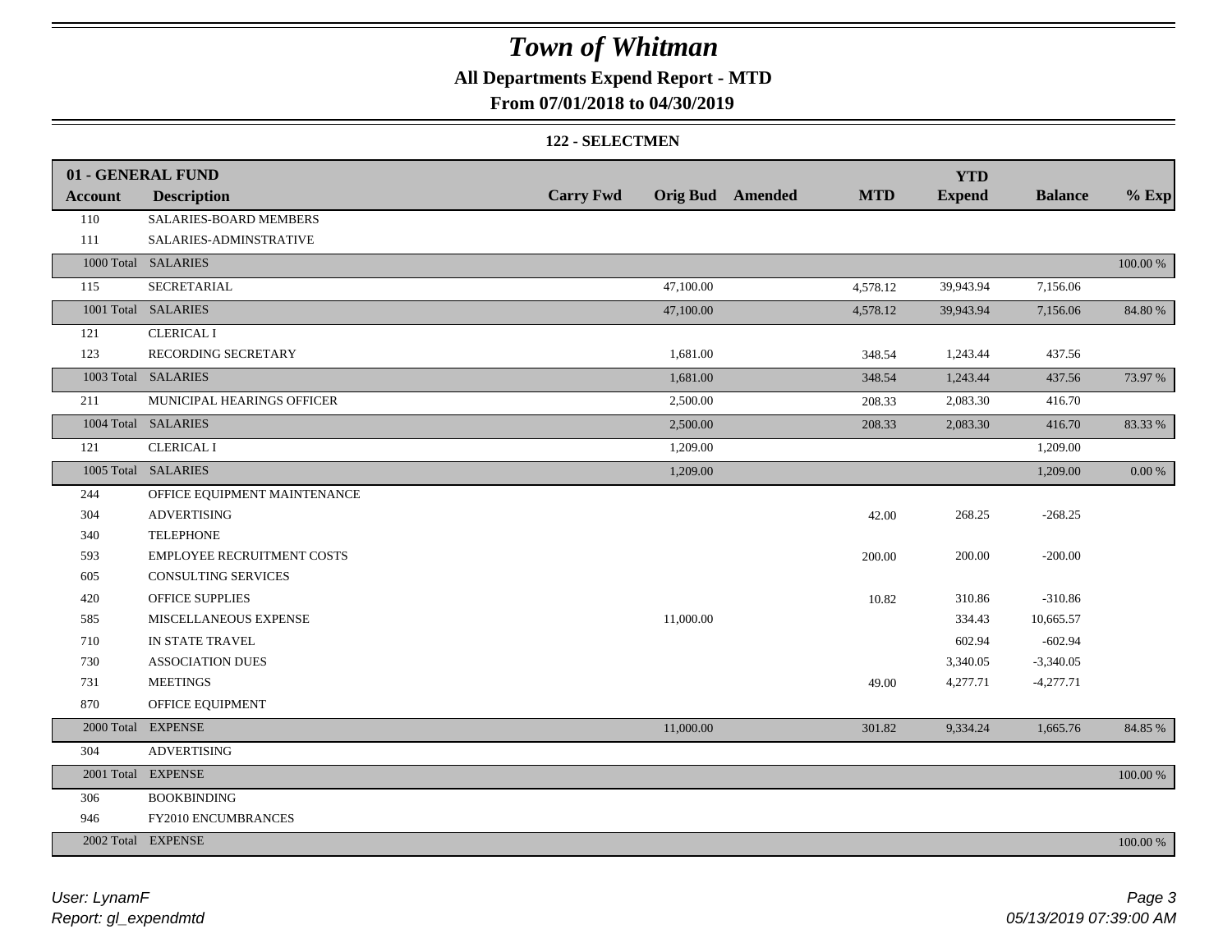# Town of Whitman

## All Departments Expend Report - MTD

### From 07/01/2018 to 04/30/2019

#### 122 - SELECTMEN

| 01 - GENERAL FUND | | | | | | YTD | | |
|---|---|---|---|---|---|---|---|---|
| **Account** | **Description** | **Carry Fwd** | **Orig Bud** | **Amended** | **MTD** | **Expend** | **Balance** | **% Exp** |
| 110 | SALARIES-BOARD MEMBERS | | | | | | | |
| 111 | SALARIES-ADMINSTRATIVE | | | | | | | |
| 1000 Total | SALARIES | | | | | | | 100.00 % |
| 115 | SECRETARIAL | | 47,100.00 | | 4,578.12 | 39,943.94 | 7,156.06 | |
| 1001 Total | SALARIES | | 47,100.00 | | 4,578.12 | 39,943.94 | 7,156.06 | 84.80 % |
| 121 | CLERICAL I | | | | | | | |
| 123 | RECORDING SECRETARY | | 1,681.00 | | 348.54 | 1,243.44 | 437.56 | |
| 1003 Total | SALARIES | | 1,681.00 | | 348.54 | 1,243.44 | 437.56 | 73.97 % |
| 211 | MUNICIPAL HEARINGS OFFICER | | 2,500.00 | | 208.33 | 2,083.30 | 416.70 | |
| 1004 Total | SALARIES | | 2,500.00 | | 208.33 | 2,083.30 | 416.70 | 83.33 % |
| 121 | CLERICAL I | | 1,209.00 | | | | 1,209.00 | |
| 1005 Total | SALARIES | | 1,209.00 | | | | 1,209.00 | 0.00 % |
| 244 | OFFICE EQUIPMENT MAINTENANCE | | | | | | | |
| 304 | ADVERTISING | | | | 42.00 | 268.25 | -268.25 | |
| 340 | TELEPHONE | | | | | | | |
| 593 | EMPLOYEE RECRUITMENT COSTS | | | | 200.00 | 200.00 | -200.00 | |
| 605 | CONSULTING SERVICES | | | | | | | |
| 420 | OFFICE SUPPLIES | | | | 10.82 | 310.86 | -310.86 | |
| 585 | MISCELLANEOUS EXPENSE | | 11,000.00 | | | 334.43 | 10,665.57 | |
| 710 | IN STATE TRAVEL | | | | | 602.94 | -602.94 | |
| 730 | ASSOCIATION DUES | | | | | 3,340.05 | -3,340.05 | |
| 731 | MEETINGS | | | | 49.00 | 4,277.71 | -4,277.71 | |
| 870 | OFFICE EQUIPMENT | | | | | | | |
| 2000 Total | EXPENSE | | 11,000.00 | | 301.82 | 9,334.24 | 1,665.76 | 84.85 % |
| 304 | ADVERTISING | | | | | | | |
| 2001 Total | EXPENSE | | | | | | | 100.00 % |
| 306 | BOOKBINDING | | | | | | | |
| 946 | FY2010 ENCUMBRANCES | | | | | | | |
| 2002 Total | EXPENSE | | | | | | | 100.00 % |

*User: LynamF*
*Report: gl_expendmtd*

*05/13/2019 07:39:00 AM*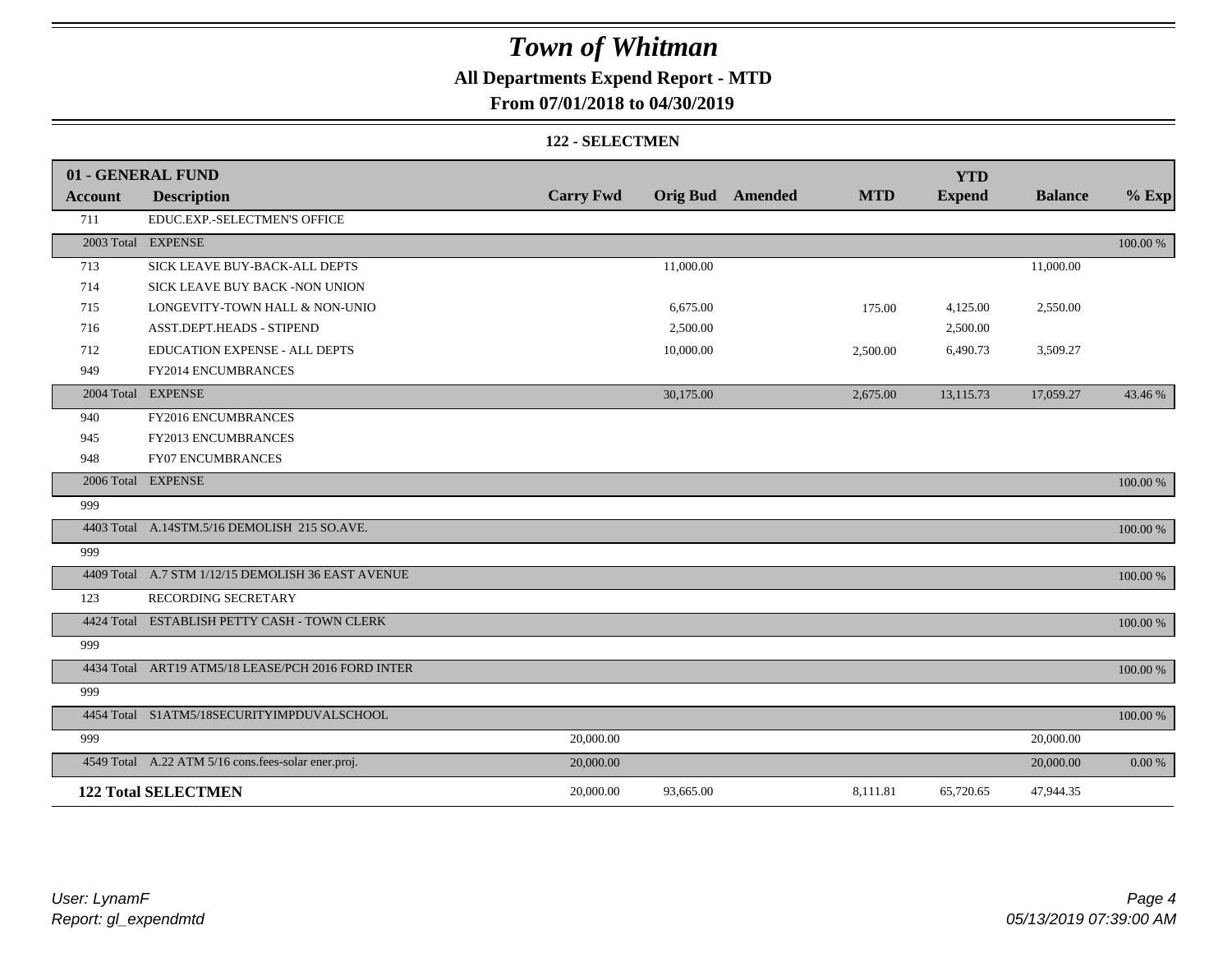# Town of Whitman

## All Departments Expend Report - MTD

### From 07/01/2018 to 04/30/2019

#### 122 - SELECTMEN

| 01 - GENERAL FUND Account | Description | Carry Fwd | Orig Bud | Amended | MTD | YTD Expend | Balance | % Exp |
|---|---|---|---|---|---|---|---|---|
| 711 | EDUC.EXP.-SELECTMEN'S OFFICE | | | | | | | |
| 2003 Total | EXPENSE | | | | | | | 100.00 % |
| 713 | SICK LEAVE BUY-BACK-ALL DEPTS | | 11,000.00 | | | | 11,000.00 | |
| 714 | SICK LEAVE BUY BACK -NON UNION | | | | | | | |
| 715 | LONGEVITY-TOWN HALL & NON-UNIO | | 6,675.00 | | 175.00 | 4,125.00 | 2,550.00 | |
| 716 | ASST.DEPT.HEADS - STIPEND | | 2,500.00 | | | 2,500.00 | | |
| 712 | EDUCATION EXPENSE - ALL DEPTS | | 10,000.00 | | 2,500.00 | 6,490.73 | 3,509.27 | |
| 949 | FY2014 ENCUMBRANCES | | | | | | | |
| 2004 Total | EXPENSE | | 30,175.00 | | 2,675.00 | 13,115.73 | 17,059.27 | 43.46 % |
| 940 | FY2016 ENCUMBRANCES | | | | | | | |
| 945 | FY2013 ENCUMBRANCES | | | | | | | |
| 948 | FY07 ENCUMBRANCES | | | | | | | |
| 2006 Total | EXPENSE | | | | | | | 100.00 % |
| 999 | | | | | | | | |
| 4403 Total | A.14STM.5/16 DEMOLISH 215 SO.AVE. | | | | | | | 100.00 % |
| 999 | | | | | | | | |
| 4409 Total | A.7 STM 1/12/15 DEMOLISH 36 EAST AVENUE | | | | | | | 100.00 % |
| 123 | RECORDING SECRETARY | | | | | | | |
| 4424 Total | ESTABLISH PETTY CASH - TOWN CLERK | | | | | | | 100.00 % |
| 999 | | | | | | | | |
| 4434 Total | ART19 ATM5/18 LEASE/PCH 2016 FORD INTER | | | | | | | 100.00 % |
| 999 | | | | | | | | |
| 4454 Total | S1ATM5/18SECURITYIMPDUVALSCHOOL | | | | | | | 100.00 % |
| 999 | | 20,000.00 | | | | | 20,000.00 | |
| 4549 Total | A.22 ATM 5/16 cons.fees-solar ener.proj. | 20,000.00 | | | | | 20,000.00 | 0.00 % |
| **122 Total SELECTMEN** | | 20,000.00 | 93,665.00 | | 8,111.81 | 65,720.65 | 47,944.35 | |

*User: LynamF*
*Report: gl_expendmtd*

*05/13/2019 07:39:00 AM*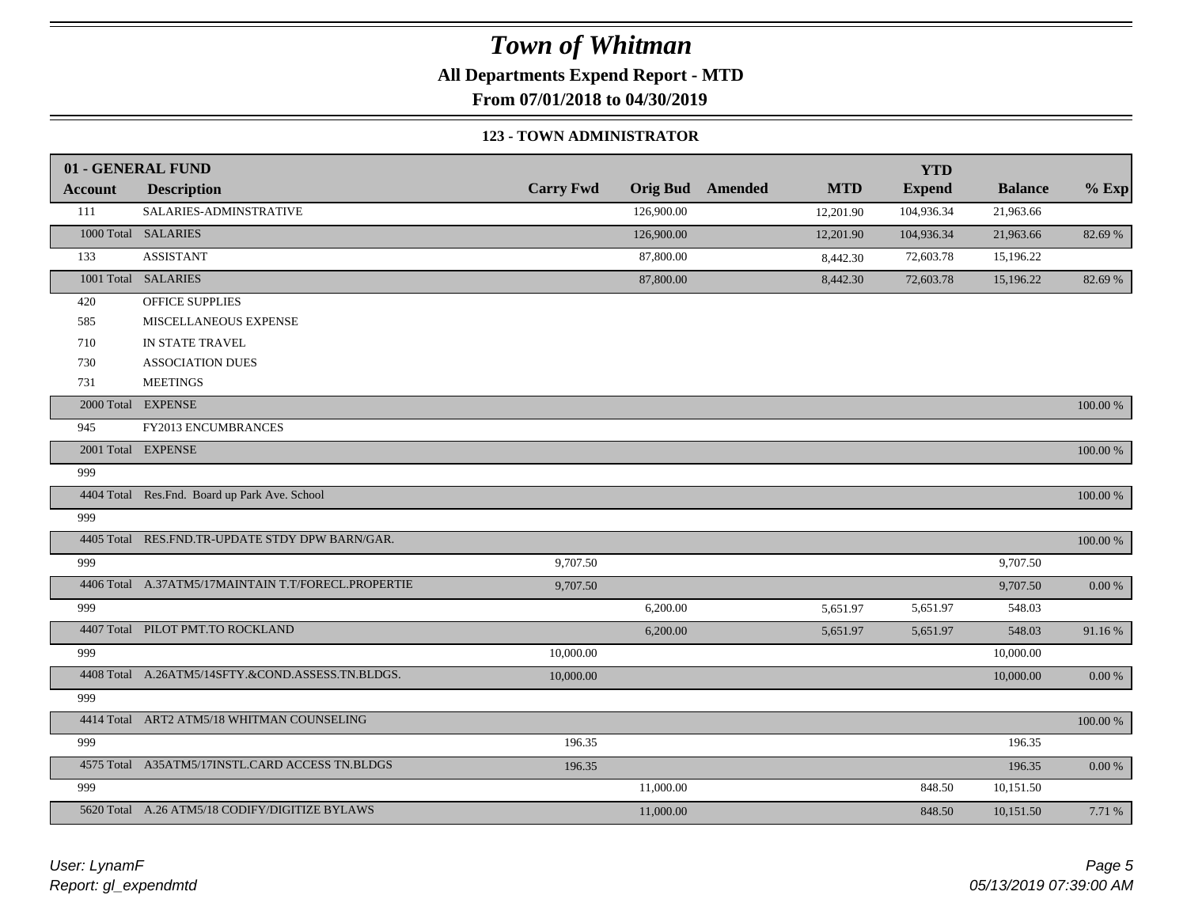# Town of Whitman

**All Departments Expend Report - MTD**

**From 07/01/2018 to 04/30/2019**

### 123 - TOWN ADMINISTRATOR

| 01 - GENERAL FUND | | | | | | YTD | | |
|---|---|---|---|---|---|---|---|---|
| **Account** | **Description** | **Carry Fwd** | **Orig Bud** | **Amended** | **MTD** | **Expend** | **Balance** | **% Exp** |
| 111 | SALARIES-ADMINSTRATIVE | | 126,900.00 | | 12,201.90 | 104,936.34 | 21,963.66 | |
| 1000 Total | SALARIES | | 126,900.00 | | 12,201.90 | 104,936.34 | 21,963.66 | 82.69 % |
| 133 | ASSISTANT | | 87,800.00 | | 8,442.30 | 72,603.78 | 15,196.22 | |
| 1001 Total | SALARIES | | 87,800.00 | | 8,442.30 | 72,603.78 | 15,196.22 | 82.69 % |
| 420 | OFFICE SUPPLIES | | | | | | | |
| 585 | MISCELLANEOUS EXPENSE | | | | | | | |
| 710 | IN STATE TRAVEL | | | | | | | |
| 730 | ASSOCIATION DUES | | | | | | | |
| 731 | MEETINGS | | | | | | | |
| 2000 Total | EXPENSE | | | | | | | 100.00 % |
| 945 | FY2013 ENCUMBRANCES | | | | | | | |
| 2001 Total | EXPENSE | | | | | | | 100.00 % |
| 999 | | | | | | | | |
| 4404 Total | Res.Fnd. Board up Park Ave. School | | | | | | | 100.00 % |
| 999 | | | | | | | | |
| 4405 Total | RES.FND.TR-UPDATE STDY DPW BARN/GAR. | | | | | | | 100.00 % |
| 999 | | 9,707.50 | | | | | 9,707.50 | |
| 4406 Total | A.37ATM5/17MAINTAIN T.T/FORECL.PROPERTIE | 9,707.50 | | | | | 9,707.50 | 0.00 % |
| 999 | | | 6,200.00 | | 5,651.97 | 5,651.97 | 548.03 | |
| 4407 Total | PILOT PMT.TO ROCKLAND | | 6,200.00 | | 5,651.97 | 5,651.97 | 548.03 | 91.16 % |
| 999 | | 10,000.00 | | | | | 10,000.00 | |
| 4408 Total | A.26ATM5/14SFTY.&COND.ASSESS.TN.BLDGS. | 10,000.00 | | | | | 10,000.00 | 0.00 % |
| 999 | | | | | | | | |
| 4414 Total | ART2 ATM5/18 WHITMAN COUNSELING | | | | | | | 100.00 % |
| 999 | | 196.35 | | | | | 196.35 | |
| 4575 Total | A35ATM5/17INSTL.CARD ACCESS TN.BLDGS | 196.35 | | | | | 196.35 | 0.00 % |
| 999 | | | 11,000.00 | | | 848.50 | 10,151.50 | |
| 5620 Total | A.26 ATM5/18 CODIFY/DIGITIZE BYLAWS | | 11,000.00 | | | 848.50 | 10,151.50 | 7.71 % |

*User: LynamF*
*Report: gl_expendmtd*

*05/13/2019 07:39:00 AM*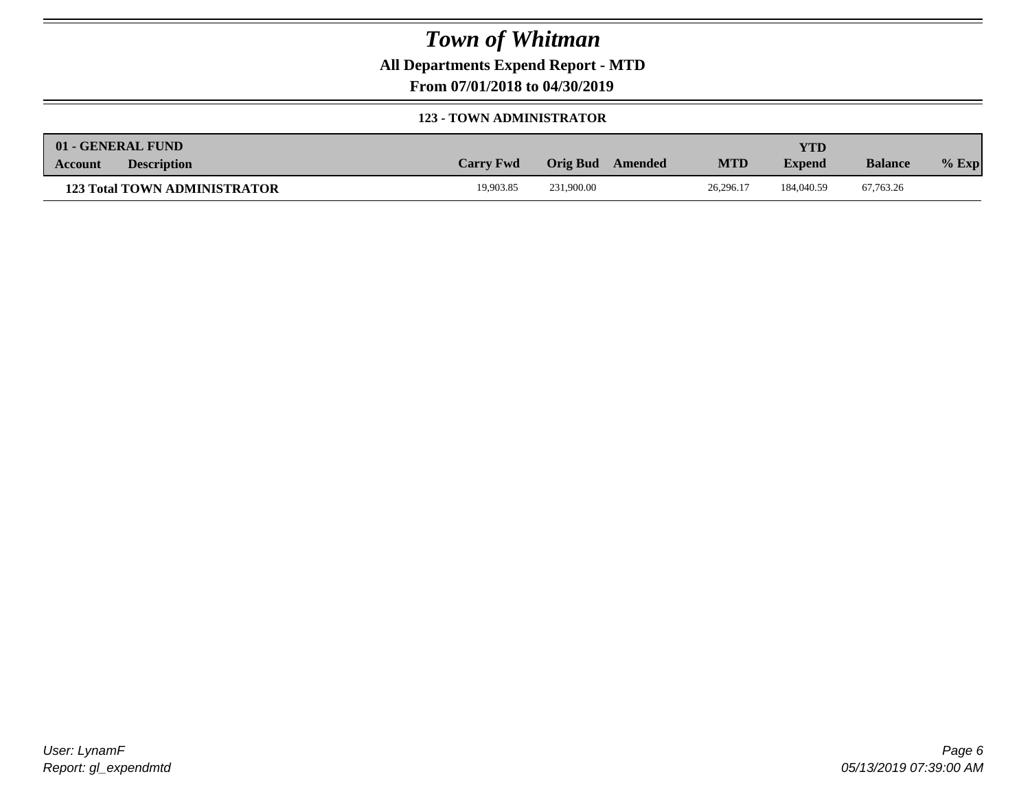# Town of Whitman

**All Departments Expend Report - MTD**

**From 07/01/2018 to 04/30/2019**

**123 - TOWN ADMINISTRATOR**

| 01 - GENERAL FUND | | | | | | | | |
|---|---|---|---|---|---|---|---|---|
| **Account** | **Description** | **Carry Fwd** | **Orig Bud** | **Amended** | **MTD** | **YTD Expend** | **Balance** | **% Exp** |
| **123 Total TOWN ADMINISTRATOR** | | 19,903.85 | 231,900.00 | | 26,296.17 | 184,040.59 | 67,763.26 | |

*User: LynamF*
*Report: gl_expendmtd*

*05/13/2019 07:39:00 AM*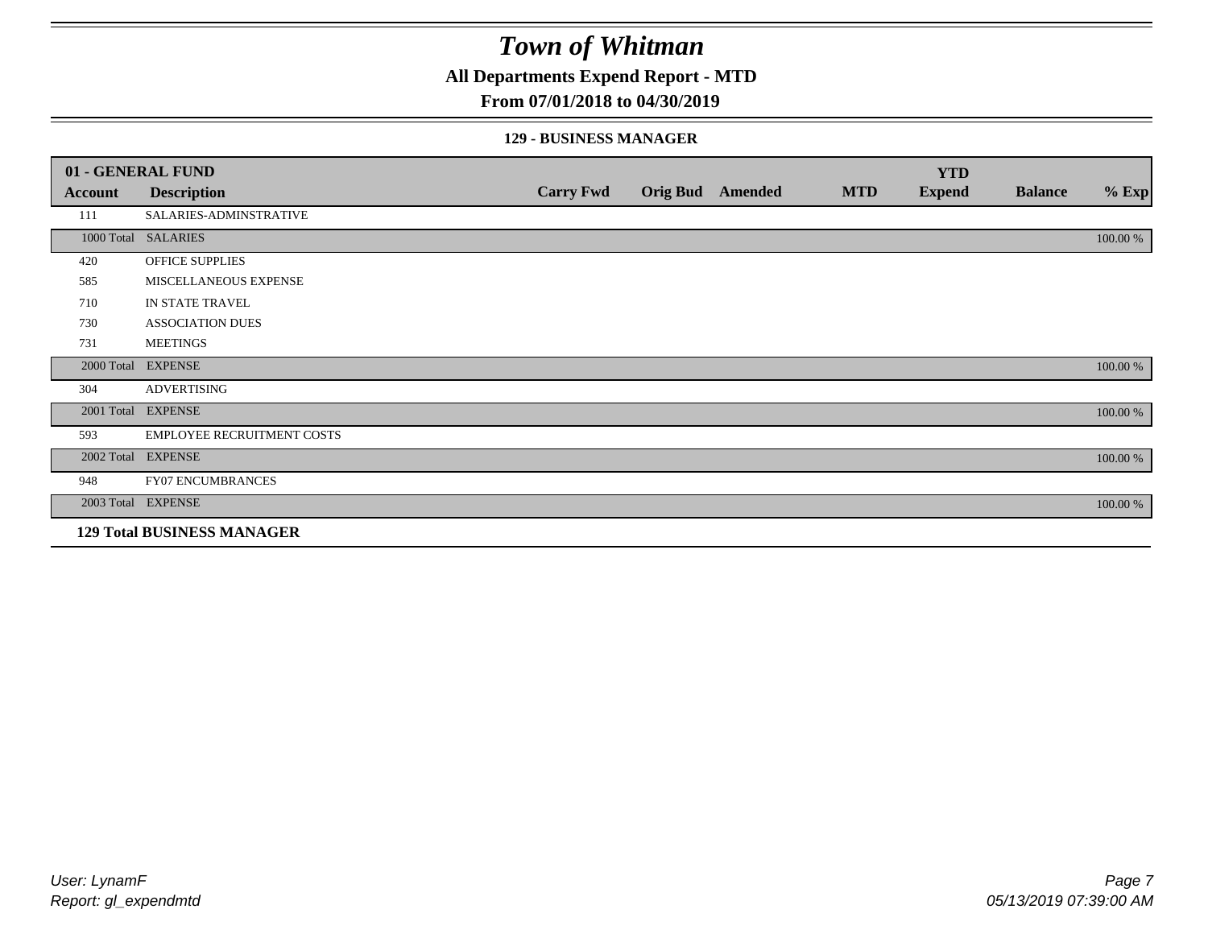# Town of Whitman

## All Departments Expend Report - MTD

### From 07/01/2018 to 04/30/2019

#### 129 - BUSINESS MANAGER

| 01 - GENERAL FUND | | | | | | YTD | | |
|---|---|---|---|---|---|---|---|---|
| **Account** | **Description** | **Carry Fwd** | **Orig Bud** | **Amended** | **MTD** | **Expend** | **Balance** | **% Exp** |
| 111 | SALARIES-ADMINSTRATIVE | | | | | | | |
| 1000 Total | SALARIES | | | | | | | 100.00 % |
| 420 | OFFICE SUPPLIES | | | | | | | |
| 585 | MISCELLANEOUS EXPENSE | | | | | | | |
| 710 | IN STATE TRAVEL | | | | | | | |
| 730 | ASSOCIATION DUES | | | | | | | |
| 731 | MEETINGS | | | | | | | |
| 2000 Total | EXPENSE | | | | | | | 100.00 % |
| 304 | ADVERTISING | | | | | | | |
| 2001 Total | EXPENSE | | | | | | | 100.00 % |
| 593 | EMPLOYEE RECRUITMENT COSTS | | | | | | | |
| 2002 Total | EXPENSE | | | | | | | 100.00 % |
| 948 | FY07 ENCUMBRANCES | | | | | | | |
| 2003 Total | EXPENSE | | | | | | | 100.00 % |
| **129 Total BUSINESS MANAGER** | | | | | | | | |

*User: LynamF*
*Report: gl_expendmtd*

*05/13/2019 07:39:00 AM*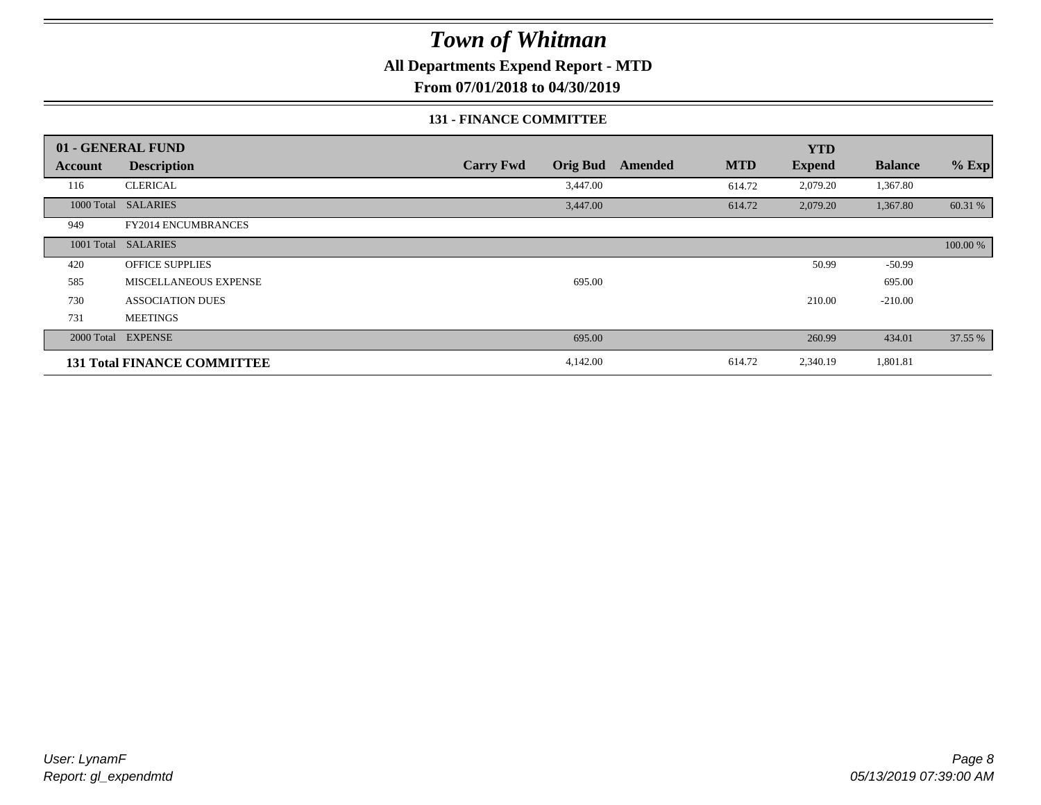# Town of Whitman

**All Departments Expend Report - MTD**

**From 07/01/2018 to 04/30/2019**

**131 - FINANCE COMMITTEE**

| 01 - GENERAL FUND | | | | | | YTD | | |
|---|---|---|---|---|---|---|---|---|
| **Account** | **Description** | **Carry Fwd** | **Orig Bud** | **Amended** | **MTD** | **Expend** | **Balance** | **% Exp** |
| 116 | CLERICAL | | 3,447.00 | | 614.72 | 2,079.20 | 1,367.80 | |
| 1000 Total | SALARIES | | 3,447.00 | | 614.72 | 2,079.20 | 1,367.80 | 60.31 % |
| 949 | FY2014 ENCUMBRANCES | | | | | | | |
| 1001 Total | SALARIES | | | | | | | 100.00 % |
| 420 | OFFICE SUPPLIES | | | | | 50.99 | -50.99 | |
| 585 | MISCELLANEOUS EXPENSE | | 695.00 | | | | 695.00 | |
| 730 | ASSOCIATION DUES | | | | | 210.00 | -210.00 | |
| 731 | MEETINGS | | | | | | | |
| 2000 Total | EXPENSE | | 695.00 | | | 260.99 | 434.01 | 37.55 % |
| **131 Total FINANCE COMMITTEE** | | | 4,142.00 | | 614.72 | 2,340.19 | 1,801.81 | |

User: LynamF
Report: gl_expendmtd

05/13/2019 07:39:00 AM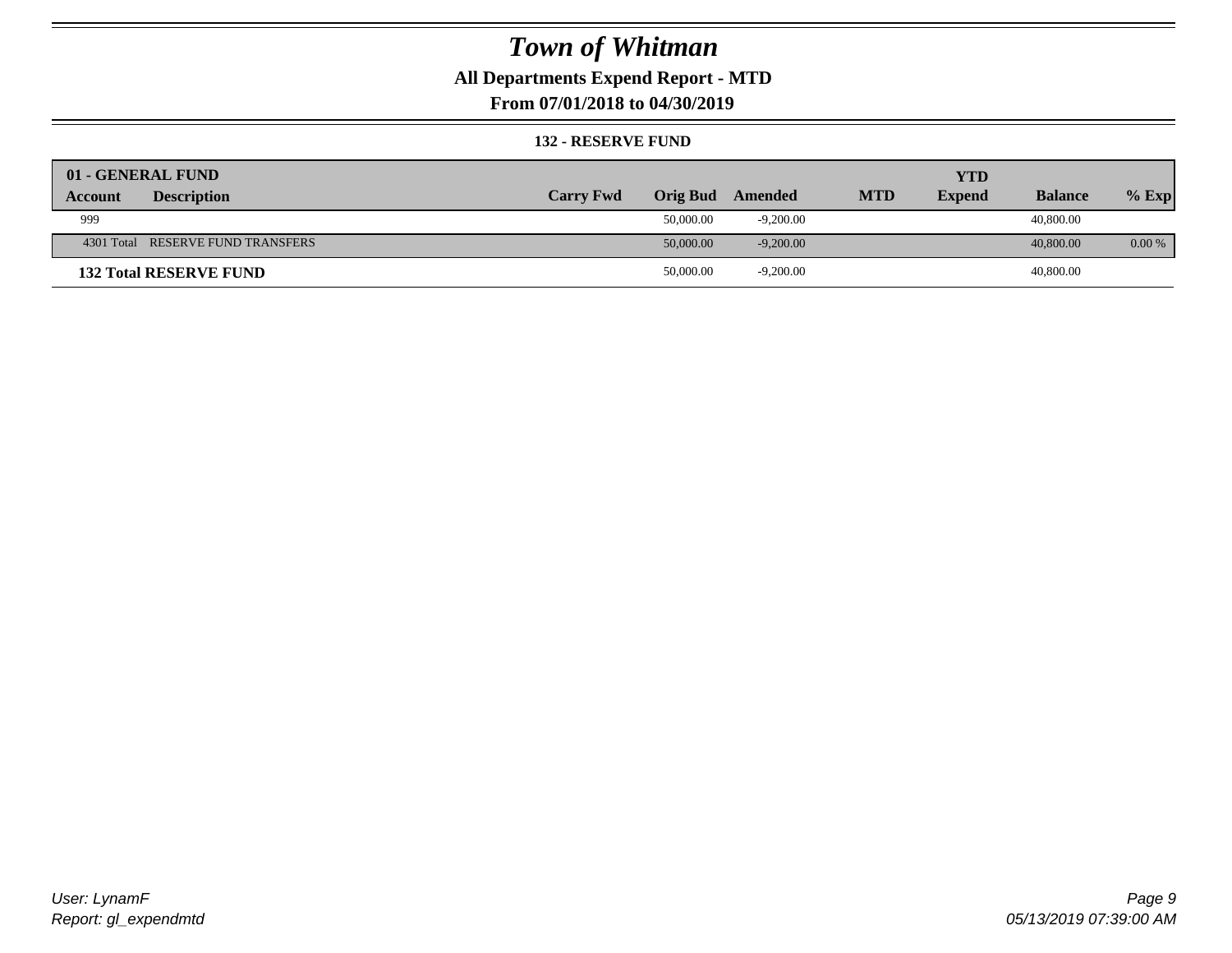# Town of Whitman

## All Departments Expend Report - MTD

## From 07/01/2018 to 04/30/2019

### 132 - RESERVE FUND

| 01 - GENERAL FUND | | | | | | | | |
|---|---|---|---|---|---|---|---|---|
| **Account** | **Description** | **Carry Fwd** | **Orig Bud** | **Amended** | **MTD** | **YTD Expend** | **Balance** | **% Exp** |
| 999 | | | 50,000.00 | -9,200.00 | | | 40,800.00 | |
| 4301 Total | RESERVE FUND TRANSFERS | | 50,000.00 | -9,200.00 | | | 40,800.00 | 0.00 % |
| **132 Total RESERVE FUND** | | | 50,000.00 | -9,200.00 | | | 40,800.00 | |

User: LynamF
Report: gl_expendmtd

05/13/2019 07:39:00 AM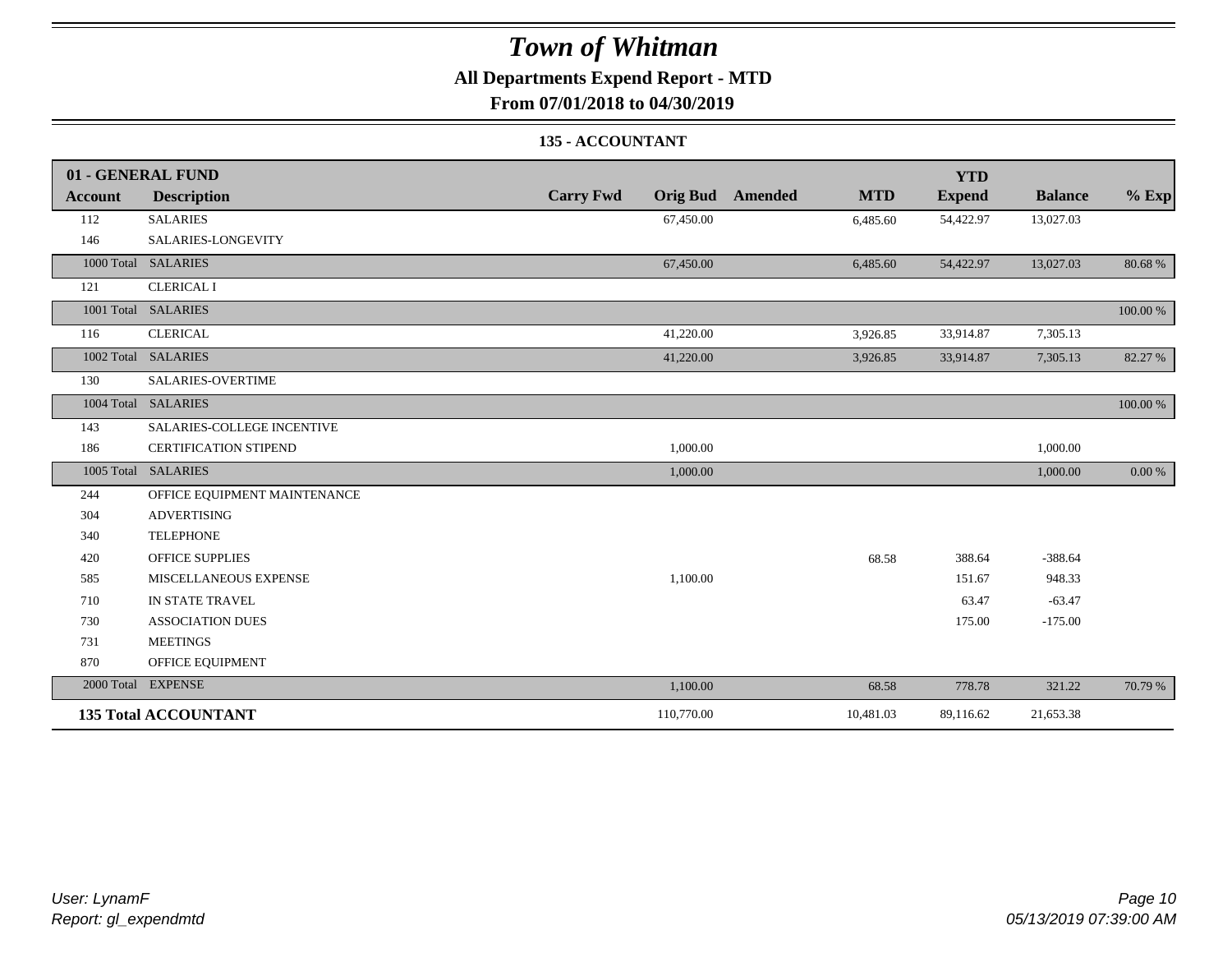# Town of Whitman

## All Departments Expend Report - MTD

### From 07/01/2018 to 04/30/2019

### 135 - ACCOUNTANT

| 01 - GENERAL FUND | | | | | | YTD | | |
|---|---|---|---|---|---|---|---|---|
| Account | Description | Carry Fwd | Orig Bud | Amended | MTD | Expend | Balance | % Exp |
| 112 | SALARIES | | 67,450.00 | | 6,485.60 | 54,422.97 | 13,027.03 | |
| 146 | SALARIES-LONGEVITY | | | | | | | |
| 1000 Total | SALARIES | | 67,450.00 | | 6,485.60 | 54,422.97 | 13,027.03 | 80.68 % |
| 121 | CLERICAL I | | | | | | | |
| 1001 Total | SALARIES | | | | | | | 100.00 % |
| 116 | CLERICAL | | 41,220.00 | | 3,926.85 | 33,914.87 | 7,305.13 | |
| 1002 Total | SALARIES | | 41,220.00 | | 3,926.85 | 33,914.87 | 7,305.13 | 82.27 % |
| 130 | SALARIES-OVERTIME | | | | | | | |
| 1004 Total | SALARIES | | | | | | | 100.00 % |
| 143 | SALARIES-COLLEGE INCENTIVE | | | | | | | |
| 186 | CERTIFICATION STIPEND | | 1,000.00 | | | | 1,000.00 | |
| 1005 Total | SALARIES | | 1,000.00 | | | | 1,000.00 | 0.00 % |
| 244 | OFFICE EQUIPMENT MAINTENANCE | | | | | | | |
| 304 | ADVERTISING | | | | | | | |
| 340 | TELEPHONE | | | | | | | |
| 420 | OFFICE SUPPLIES | | | | 68.58 | 388.64 | -388.64 | |
| 585 | MISCELLANEOUS EXPENSE | | 1,100.00 | | | 151.67 | 948.33 | |
| 710 | IN STATE TRAVEL | | | | | 63.47 | -63.47 | |
| 730 | ASSOCIATION DUES | | | | | 175.00 | -175.00 | |
| 731 | MEETINGS | | | | | | | |
| 870 | OFFICE EQUIPMENT | | | | | | | |
| 2000 Total | EXPENSE | | 1,100.00 | | 68.58 | 778.78 | 321.22 | 70.79 % |
| **135 Total ACCOUNTANT** | | | 110,770.00 | | 10,481.03 | 89,116.62 | 21,653.38 | |

*User: LynamF*
*Report: gl_expendmtd*

*05/13/2019 07:39:00 AM*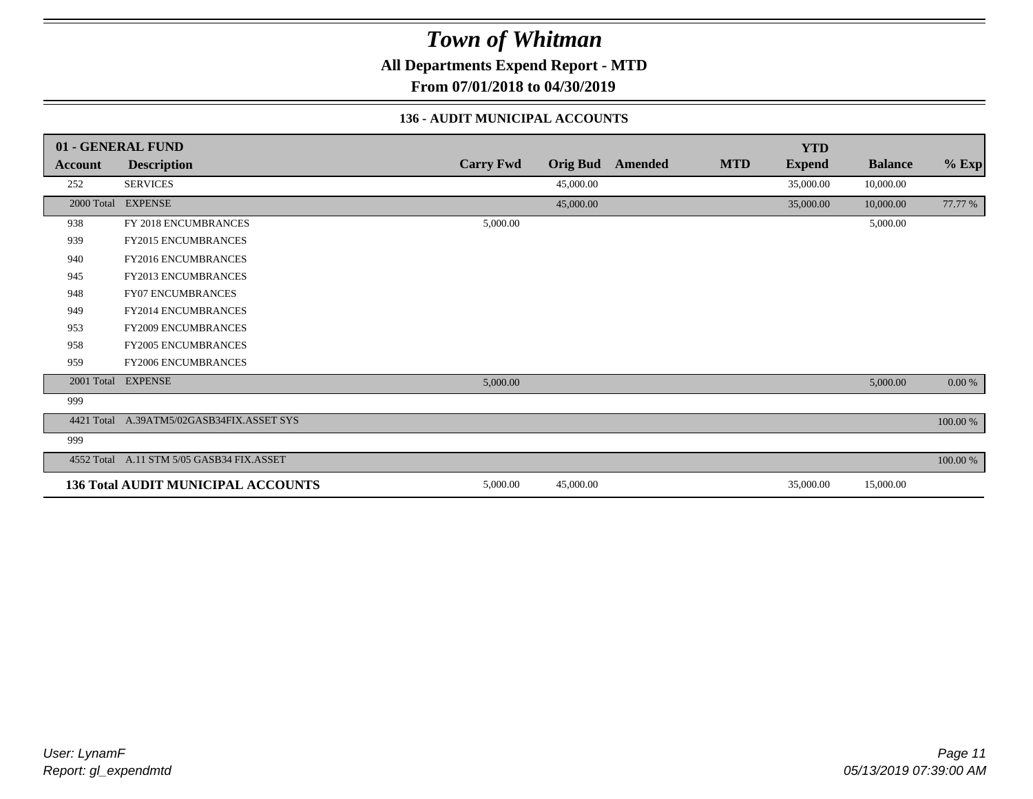# Town of Whitman

**All Departments Expend Report - MTD**

**From 07/01/2018 to 04/30/2019**

### 136 - AUDIT MUNICIPAL ACCOUNTS

| 01 - GENERAL FUND | | | | | | YTD | | |
|---|---|---|---|---|---|---|---|---|
| **Account** | **Description** | **Carry Fwd** | **Orig Bud** | **Amended** | **MTD** | **Expend** | **Balance** | **% Exp** |
| 252 | SERVICES | | 45,000.00 | | | 35,000.00 | 10,000.00 | |
| 2000 Total | EXPENSE | | 45,000.00 | | | 35,000.00 | 10,000.00 | 77.77 % |
| 938 | FY 2018 ENCUMBRANCES | 5,000.00 | | | | | 5,000.00 | |
| 939 | FY2015 ENCUMBRANCES | | | | | | | |
| 940 | FY2016 ENCUMBRANCES | | | | | | | |
| 945 | FY2013 ENCUMBRANCES | | | | | | | |
| 948 | FY07 ENCUMBRANCES | | | | | | | |
| 949 | FY2014 ENCUMBRANCES | | | | | | | |
| 953 | FY2009 ENCUMBRANCES | | | | | | | |
| 958 | FY2005 ENCUMBRANCES | | | | | | | |
| 959 | FY2006 ENCUMBRANCES | | | | | | | |
| 2001 Total | EXPENSE | 5,000.00 | | | | | 5,000.00 | 0.00 % |
| 999 | | | | | | | | |
| 4421 Total | A.39ATM5/02GASB34FIX.ASSET SYS | | | | | | | 100.00 % |
| 999 | | | | | | | | |
| 4552 Total | A.11 STM 5/05 GASB34 FIX.ASSET | | | | | | | 100.00 % |
| **136 Total AUDIT MUNICIPAL ACCOUNTS** | | 5,000.00 | 45,000.00 | | | 35,000.00 | 15,000.00 | |

*User: LynamF*
*Report: gl_expendmtd*

*05/13/2019 07:39:00 AM*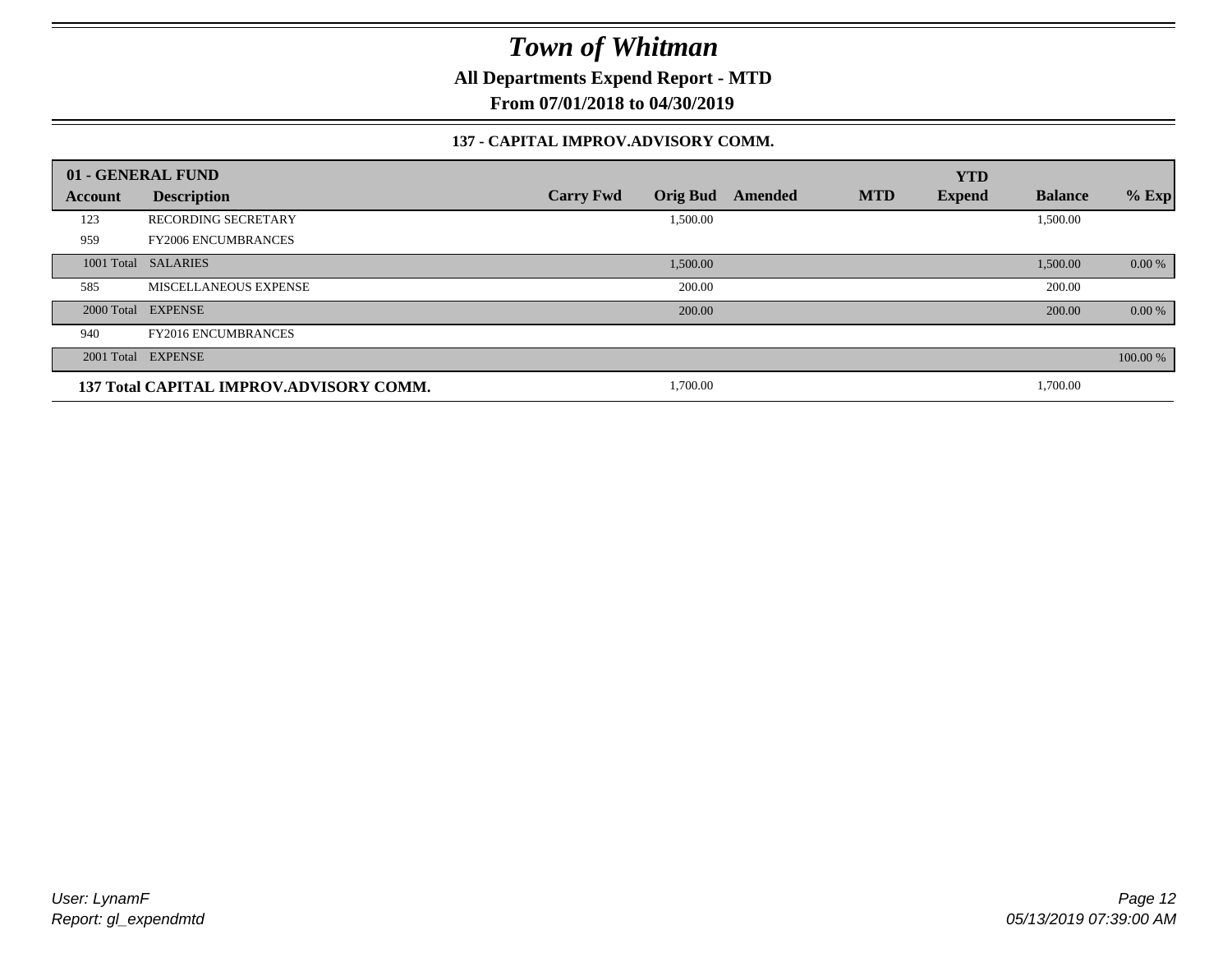# *Town of Whitman*

**All Departments Expend Report - MTD**

**From 07/01/2018 to 04/30/2019**

### 137 - CAPITAL IMPROV.ADVISORY COMM.

| 01 - GENERAL FUND | | | | | | YTD | | |
|---|---|---|---|---|---|---|---|---|
| **Account** | **Description** | **Carry Fwd** | **Orig Bud** | **Amended** | **MTD** | **Expend** | **Balance** | **% Exp** |
| 123 | RECORDING SECRETARY | | 1,500.00 | | | | 1,500.00 | |
| 959 | FY2006 ENCUMBRANCES | | | | | | | |
| 1001 Total | SALARIES | | 1,500.00 | | | | 1,500.00 | 0.00 % |
| 585 | MISCELLANEOUS EXPENSE | | 200.00 | | | | 200.00 | |
| 2000 Total | EXPENSE | | 200.00 | | | | 200.00 | 0.00 % |
| 940 | FY2016 ENCUMBRANCES | | | | | | | |
| 2001 Total | EXPENSE | | | | | | | 100.00 % |
| **137 Total CAPITAL IMPROV.ADVISORY COMM.** | | | 1,700.00 | | | | 1,700.00 | |

*User: LynamF*
*Report: gl_expendmtd*

*05/13/2019 07:39:00 AM*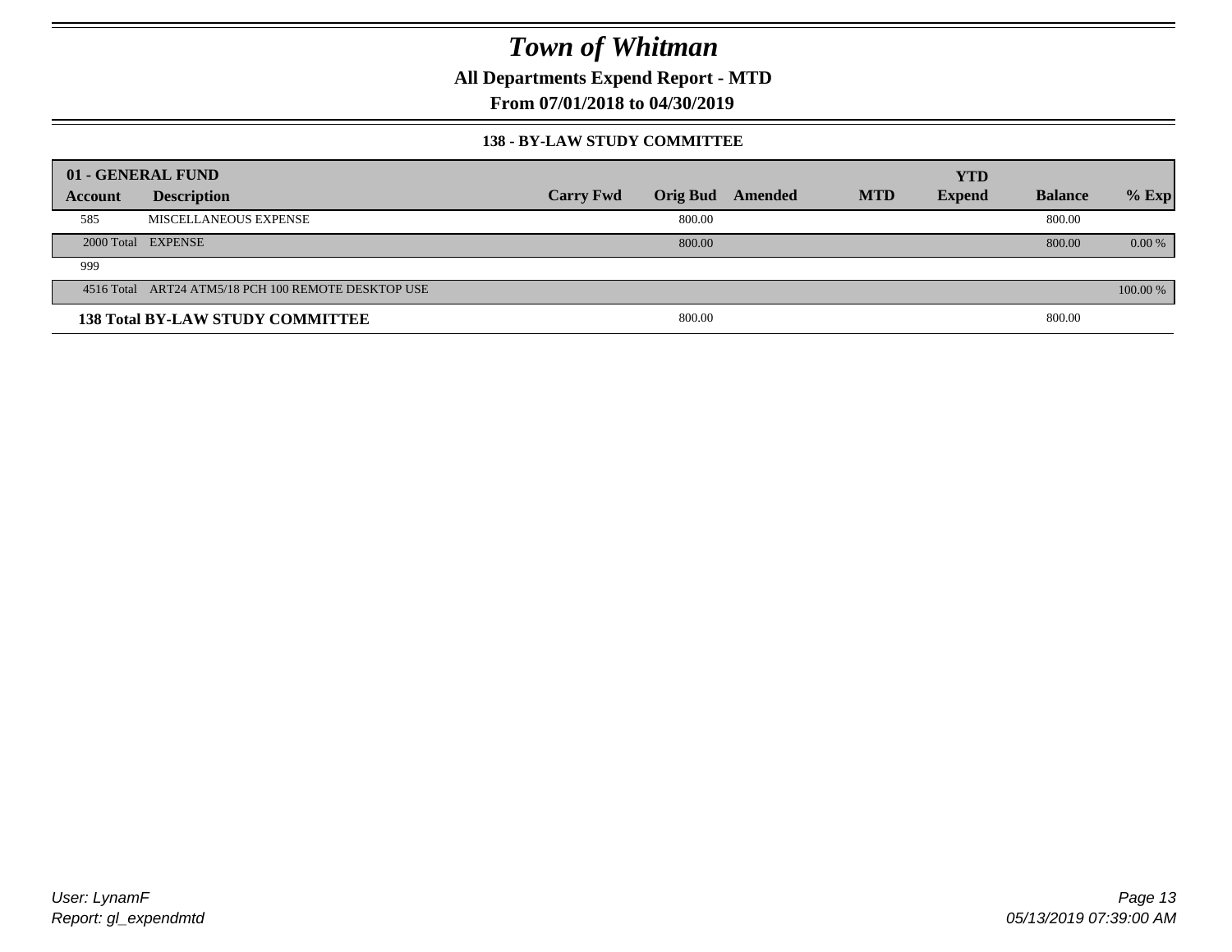# Town of Whitman

**All Departments Expend Report - MTD**

**From 07/01/2018 to 04/30/2019**

### 138 - BY-LAW STUDY COMMITTEE

| 01 - GENERAL FUND | | | | | | YTD | | |
|---|---|---|---|---|---|---|---|---|
| Account | Description | Carry Fwd | Orig Bud | Amended | MTD | Expend | Balance | % Exp |
| 585 | MISCELLANEOUS EXPENSE | | 800.00 | | | | 800.00 | |
| 2000 Total | EXPENSE | | 800.00 | | | | 800.00 | 0.00 % |
| 999 | | | | | | | | |
| 4516 Total | ART24 ATM5/18 PCH 100 REMOTE DESKTOP USE | | | | | | | 100.00 % |
| **138 Total BY-LAW STUDY COMMITTEE** | | | 800.00 | | | | 800.00 | |

*User: LynamF*
*Report: gl_expendmtd*

*05/13/2019 07:39:00 AM*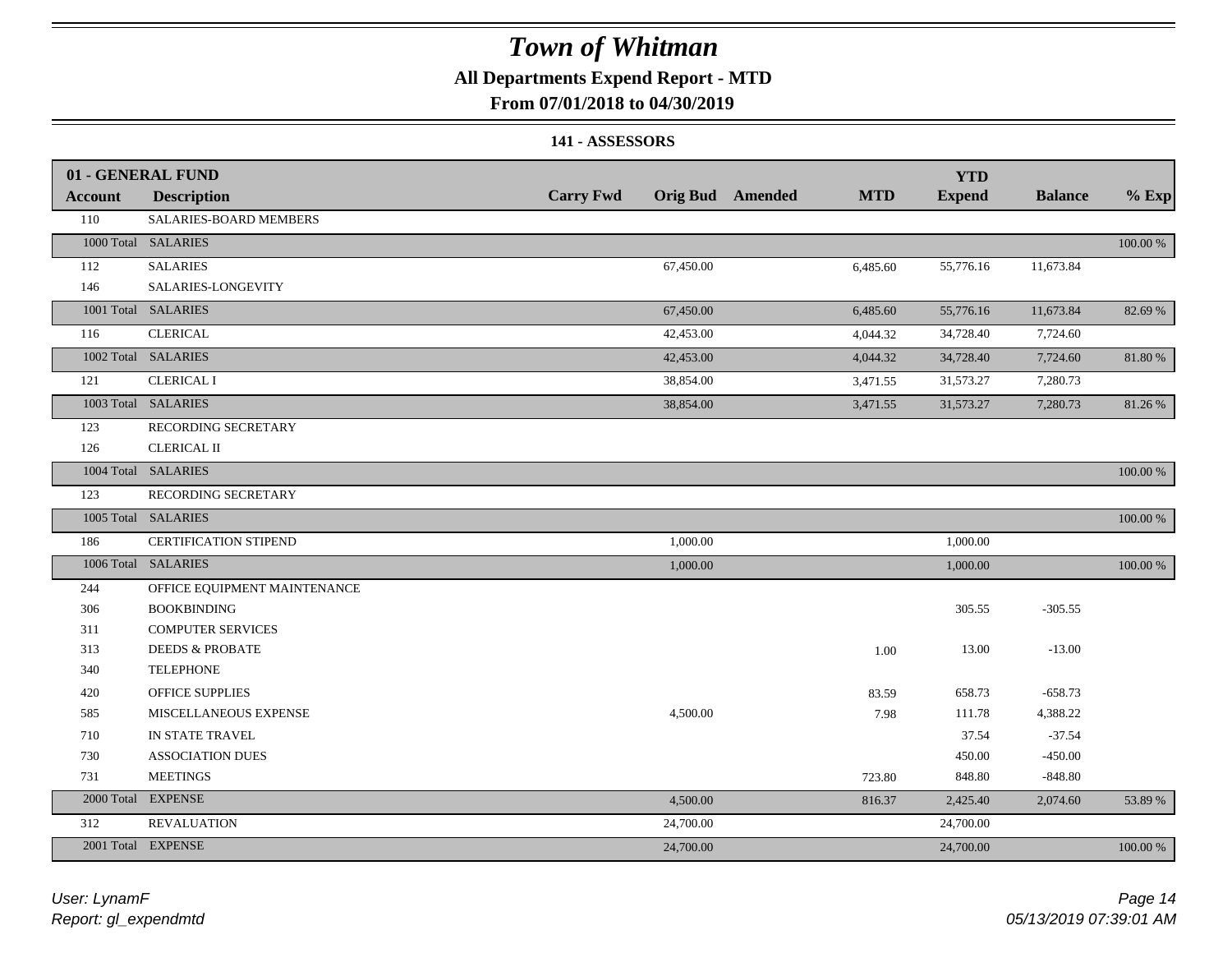# Town of Whitman

**All Departments Expend Report - MTD**

**From 07/01/2018 to 04/30/2019**

**141 - ASSESSORS**

| 01 - GENERAL FUND Account | Description | Carry Fwd | Orig Bud | Amended | MTD | YTD Expend | Balance | % Exp |
|---|---|---|---|---|---|---|---|---|
| 110 | SALARIES-BOARD MEMBERS | | | | | | | |
| 1000 Total | SALARIES | | | | | | | 100.00 % |
| 112 | SALARIES | | 67,450.00 | | 6,485.60 | 55,776.16 | 11,673.84 | |
| 146 | SALARIES-LONGEVITY | | | | | | | |
| 1001 Total | SALARIES | | 67,450.00 | | 6,485.60 | 55,776.16 | 11,673.84 | 82.69 % |
| 116 | CLERICAL | | 42,453.00 | | 4,044.32 | 34,728.40 | 7,724.60 | |
| 1002 Total | SALARIES | | 42,453.00 | | 4,044.32 | 34,728.40 | 7,724.60 | 81.80 % |
| 121 | CLERICAL I | | 38,854.00 | | 3,471.55 | 31,573.27 | 7,280.73 | |
| 1003 Total | SALARIES | | 38,854.00 | | 3,471.55 | 31,573.27 | 7,280.73 | 81.26 % |
| 123 | RECORDING SECRETARY | | | | | | | |
| 126 | CLERICAL II | | | | | | | |
| 1004 Total | SALARIES | | | | | | | 100.00 % |
| 123 | RECORDING SECRETARY | | | | | | | |
| 1005 Total | SALARIES | | | | | | | 100.00 % |
| 186 | CERTIFICATION STIPEND | | 1,000.00 | | | 1,000.00 | | |
| 1006 Total | SALARIES | | 1,000.00 | | | 1,000.00 | | 100.00 % |
| 244 | OFFICE EQUIPMENT MAINTENANCE | | | | | | | |
| 306 | BOOKBINDING | | | | | 305.55 | -305.55 | |
| 311 | COMPUTER SERVICES | | | | | | | |
| 313 | DEEDS & PROBATE | | | | 1.00 | 13.00 | -13.00 | |
| 340 | TELEPHONE | | | | | | | |
| 420 | OFFICE SUPPLIES | | | | 83.59 | 658.73 | -658.73 | |
| 585 | MISCELLANEOUS EXPENSE | | 4,500.00 | | 7.98 | 111.78 | 4,388.22 | |
| 710 | IN STATE TRAVEL | | | | | 37.54 | -37.54 | |
| 730 | ASSOCIATION DUES | | | | | 450.00 | -450.00 | |
| 731 | MEETINGS | | | | 723.80 | 848.80 | -848.80 | |
| 2000 Total | EXPENSE | | 4,500.00 | | 816.37 | 2,425.40 | 2,074.60 | 53.89 % |
| 312 | REVALUATION | | 24,700.00 | | | 24,700.00 | | |
| 2001 Total | EXPENSE | | 24,700.00 | | | 24,700.00 | | 100.00 % |

*User: LynamF*
*Report: gl_expendmtd*

*05/13/2019 07:39:01 AM*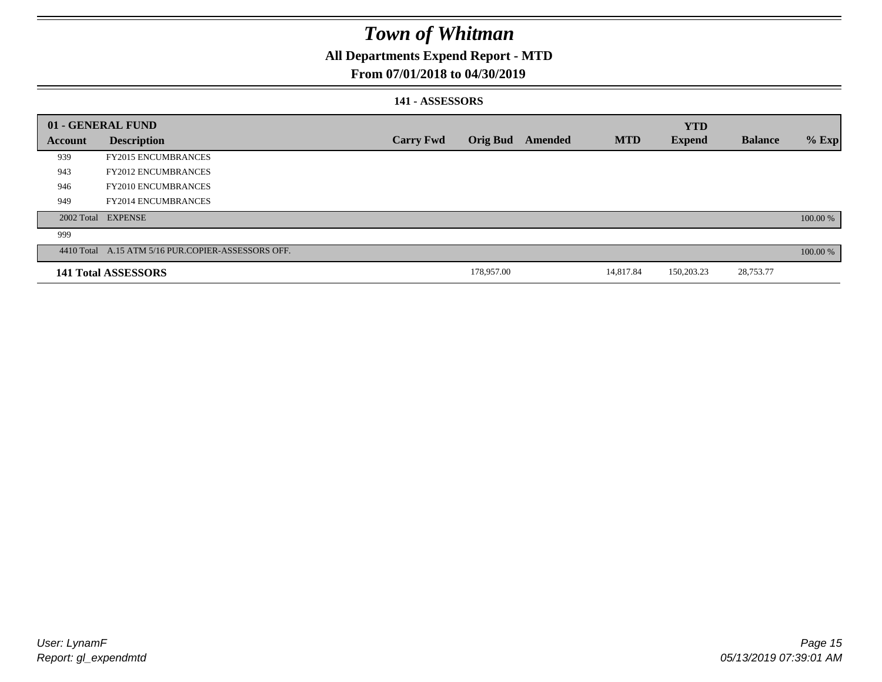# Town of Whitman

## All Departments Expend Report - MTD

### From 07/01/2018 to 04/30/2019

#### 141 - ASSESSORS

| 01 - GENERAL FUND | | | | | | YTD | | |
|---|---|---|---|---|---|---|---|---|
| **Account** | **Description** | **Carry Fwd** | **Orig Bud** | **Amended** | **MTD** | **Expend** | **Balance** | **% Exp** |
| 939 | FY2015 ENCUMBRANCES | | | | | | | |
| 943 | FY2012 ENCUMBRANCES | | | | | | | |
| 946 | FY2010 ENCUMBRANCES | | | | | | | |
| 949 | FY2014 ENCUMBRANCES | | | | | | | |
| 2002 Total | EXPENSE | | | | | | | 100.00 % |
| 999 | | | | | | | | |
| 4410 Total | A.15 ATM 5/16 PUR.COPIER-ASSESSORS OFF. | | | | | | | 100.00 % |
| **141 Total ASSESSORS** | | | 178,957.00 | | 14,817.84 | 150,203.23 | 28,753.77 | |

User: LynamF
Report: gl_expendmtd

05/13/2019 07:39:01 AM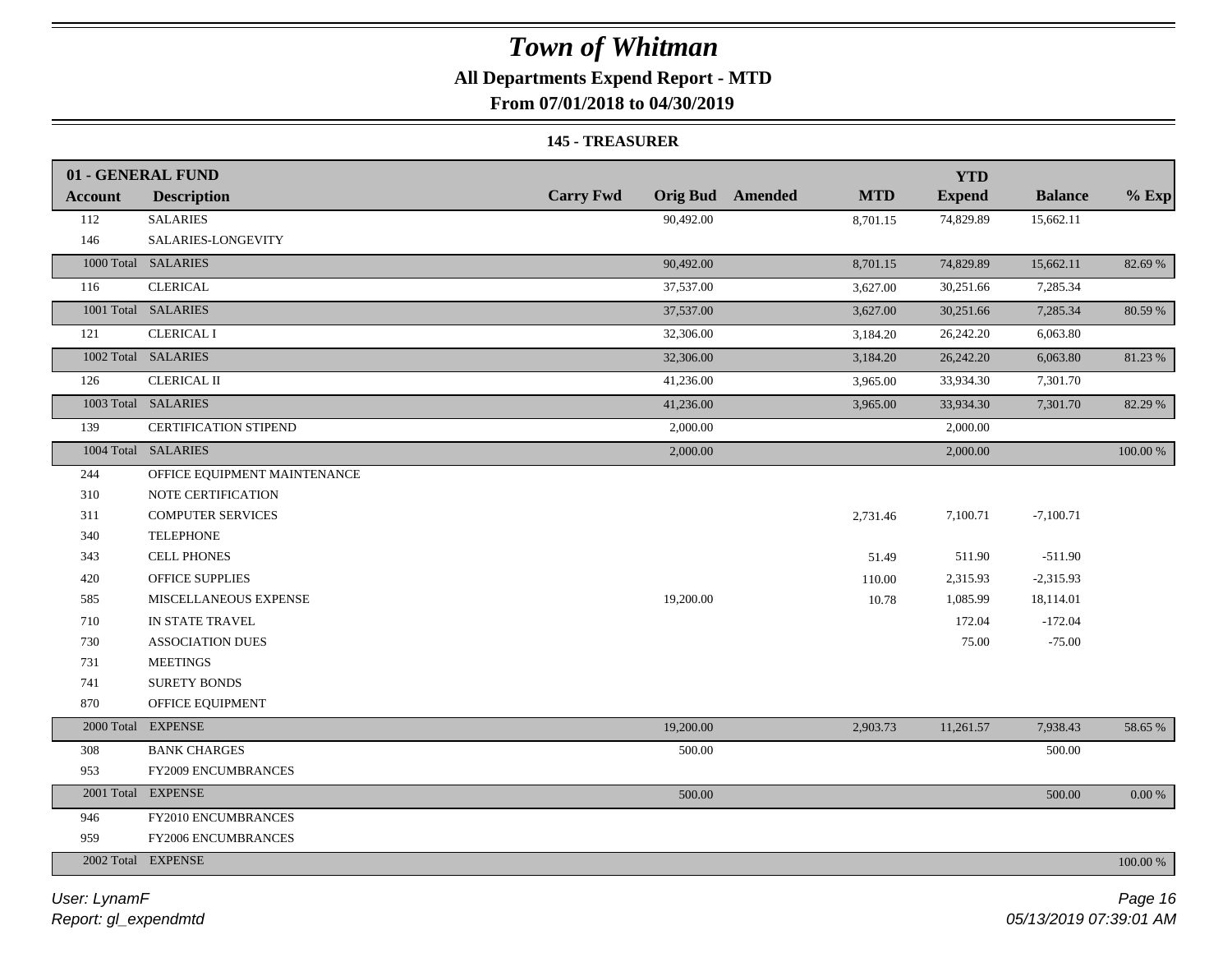# Town of Whitman

**All Departments Expend Report - MTD**

**From 07/01/2018 to 04/30/2019**

**145 - TREASURER**

| 01 - GENERAL FUND | | | | | | | | |
|---|---|---|---|---|---|---|---|---|
| **Account** | **Description** | **Carry Fwd** | **Orig Bud** | **Amended** | **MTD** | **YTD Expend** | **Balance** | **% Exp** |
| 112 | SALARIES | | 90,492.00 | | 8,701.15 | 74,829.89 | 15,662.11 | |
| 146 | SALARIES-LONGEVITY | | | | | | | |
| 1000 Total | SALARIES | | 90,492.00 | | 8,701.15 | 74,829.89 | 15,662.11 | 82.69 % |
| 116 | CLERICAL | | 37,537.00 | | 3,627.00 | 30,251.66 | 7,285.34 | |
| 1001 Total | SALARIES | | 37,537.00 | | 3,627.00 | 30,251.66 | 7,285.34 | 80.59 % |
| 121 | CLERICAL I | | 32,306.00 | | 3,184.20 | 26,242.20 | 6,063.80 | |
| 1002 Total | SALARIES | | 32,306.00 | | 3,184.20 | 26,242.20 | 6,063.80 | 81.23 % |
| 126 | CLERICAL II | | 41,236.00 | | 3,965.00 | 33,934.30 | 7,301.70 | |
| 1003 Total | SALARIES | | 41,236.00 | | 3,965.00 | 33,934.30 | 7,301.70 | 82.29 % |
| 139 | CERTIFICATION STIPEND | | 2,000.00 | | | 2,000.00 | | |
| 1004 Total | SALARIES | | 2,000.00 | | | 2,000.00 | | 100.00 % |
| 244 | OFFICE EQUIPMENT MAINTENANCE | | | | | | | |
| 310 | NOTE CERTIFICATION | | | | | | | |
| 311 | COMPUTER SERVICES | | | | 2,731.46 | 7,100.71 | -7,100.71 | |
| 340 | TELEPHONE | | | | | | | |
| 343 | CELL PHONES | | | | 51.49 | 511.90 | -511.90 | |
| 420 | OFFICE SUPPLIES | | | | 110.00 | 2,315.93 | -2,315.93 | |
| 585 | MISCELLANEOUS EXPENSE | | 19,200.00 | | 10.78 | 1,085.99 | 18,114.01 | |
| 710 | IN STATE TRAVEL | | | | | 172.04 | -172.04 | |
| 730 | ASSOCIATION DUES | | | | | 75.00 | -75.00 | |
| 731 | MEETINGS | | | | | | | |
| 741 | SURETY BONDS | | | | | | | |
| 870 | OFFICE EQUIPMENT | | | | | | | |
| 2000 Total | EXPENSE | | 19,200.00 | | 2,903.73 | 11,261.57 | 7,938.43 | 58.65 % |
| 308 | BANK CHARGES | | 500.00 | | | | 500.00 | |
| 953 | FY2009 ENCUMBRANCES | | | | | | | |
| 2001 Total | EXPENSE | | 500.00 | | | | 500.00 | 0.00 % |
| 946 | FY2010 ENCUMBRANCES | | | | | | | |
| 959 | FY2006 ENCUMBRANCES | | | | | | | |
| 2002 Total | EXPENSE | | | | | | | 100.00 % |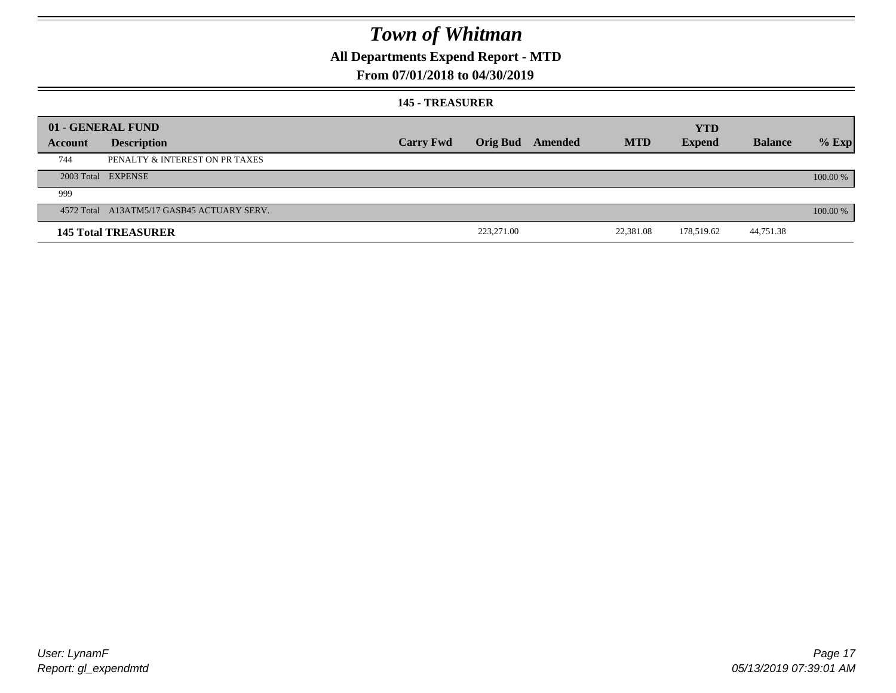# Town of Whitman

## All Departments Expend Report - MTD

## From 07/01/2018 to 04/30/2019

### 145 - TREASURER

| 01 - GENERAL FUND | | | | | | YTD | | |
|---|---|---|---|---|---|---|---|---|
| **Account** | **Description** | **Carry Fwd** | **Orig Bud** | **Amended** | **MTD** | **Expend** | **Balance** | **% Exp** |
| 744 | PENALTY & INTEREST ON PR TAXES | | | | | | | |
| 2003 Total | EXPENSE | | | | | | | 100.00 % |
| 999 | | | | | | | | |
| 4572 Total | A13ATM5/17 GASB45 ACTUARY SERV. | | | | | | | 100.00 % |
| **145 Total TREASURER** | | | 223,271.00 | | 22,381.08 | 178,519.62 | 44,751.38 | |

User: LynamF
Report: gl_expendmtd

05/13/2019 07:39:01 AM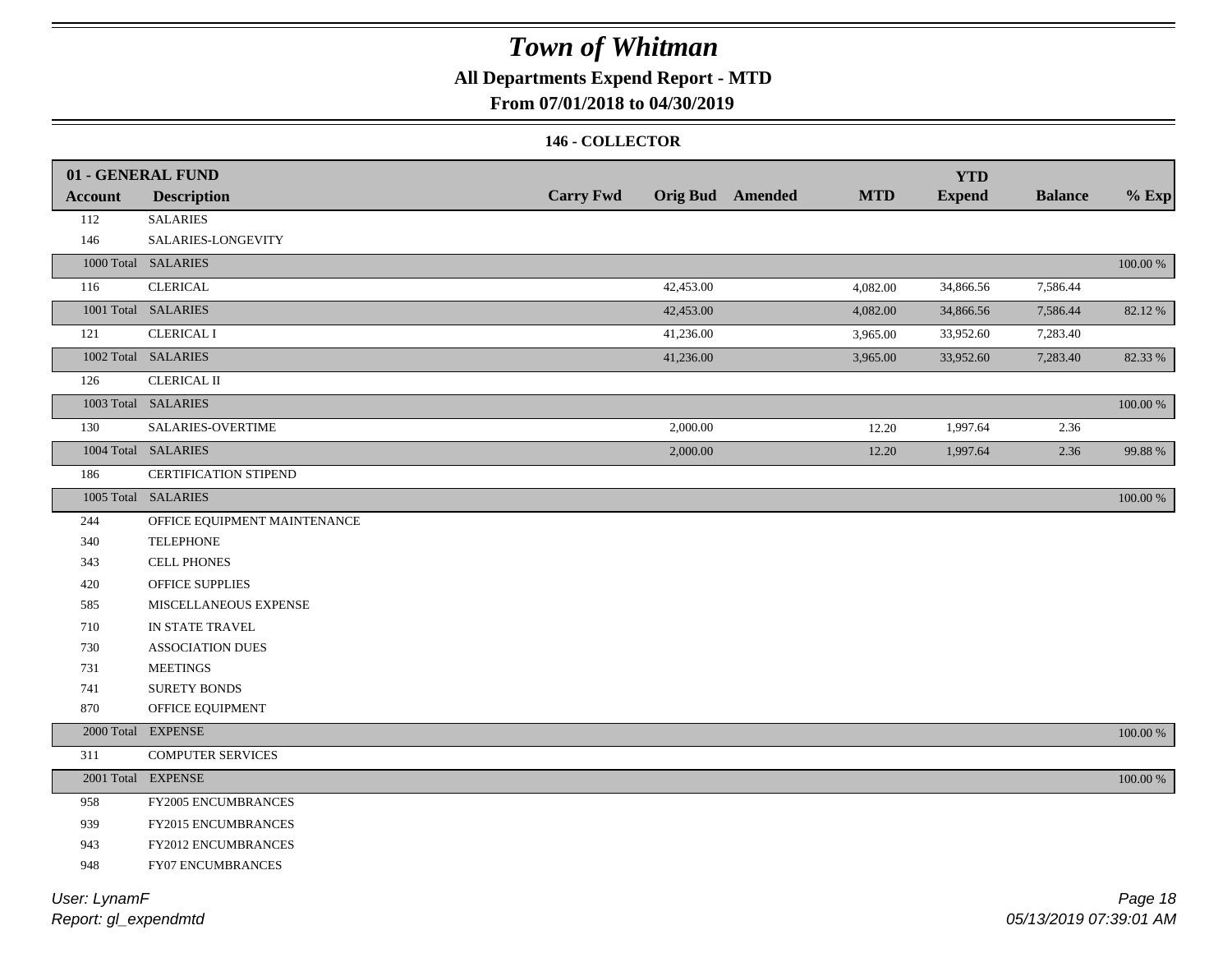# *Town of Whitman*

**All Departments Expend Report - MTD**

**From 07/01/2018 to 04/30/2019**

**146 - COLLECTOR**

| 01 - GENERAL FUND<br>Account | Description | Carry Fwd | Orig Bud | Amended | MTD | YTD Expend | Balance | % Exp |
|---|---|---|---|---|---|---|---|---|
| 112 | SALARIES | | | | | | | |
| 146 | SALARIES-LONGEVITY | | | | | | | |
| 1000 Total | SALARIES | | | | | | | 100.00 % |
| 116 | CLERICAL | | 42,453.00 | | 4,082.00 | 34,866.56 | 7,586.44 | |
| 1001 Total | SALARIES | | 42,453.00 | | 4,082.00 | 34,866.56 | 7,586.44 | 82.12 % |
| 121 | CLERICAL I | | 41,236.00 | | 3,965.00 | 33,952.60 | 7,283.40 | |
| 1002 Total | SALARIES | | 41,236.00 | | 3,965.00 | 33,952.60 | 7,283.40 | 82.33 % |
| 126 | CLERICAL II | | | | | | | |
| 1003 Total | SALARIES | | | | | | | 100.00 % |
| 130 | SALARIES-OVERTIME | | 2,000.00 | | 12.20 | 1,997.64 | 2.36 | |
| 1004 Total | SALARIES | | 2,000.00 | | 12.20 | 1,997.64 | 2.36 | 99.88 % |
| 186 | CERTIFICATION STIPEND | | | | | | | |
| 1005 Total | SALARIES | | | | | | | 100.00 % |
| 244 | OFFICE EQUIPMENT MAINTENANCE | | | | | | | |
| 340 | TELEPHONE | | | | | | | |
| 343 | CELL PHONES | | | | | | | |
| 420 | OFFICE SUPPLIES | | | | | | | |
| 585 | MISCELLANEOUS EXPENSE | | | | | | | |
| 710 | IN STATE TRAVEL | | | | | | | |
| 730 | ASSOCIATION DUES | | | | | | | |
| 731 | MEETINGS | | | | | | | |
| 741 | SURETY BONDS | | | | | | | |
| 870 | OFFICE EQUIPMENT | | | | | | | |
| 2000 Total | EXPENSE | | | | | | | 100.00 % |
| 311 | COMPUTER SERVICES | | | | | | | |
| 2001 Total | EXPENSE | | | | | | | 100.00 % |
| 958 | FY2005 ENCUMBRANCES | | | | | | | |
| 939 | FY2015 ENCUMBRANCES | | | | | | | |
| 943 | FY2012 ENCUMBRANCES | | | | | | | |
| 948 | FY07 ENCUMBRANCES | | | | | | | |

*User: LynamF*
*Report: gl_expendmtd*
*05/13/2019 07:39:01 AM*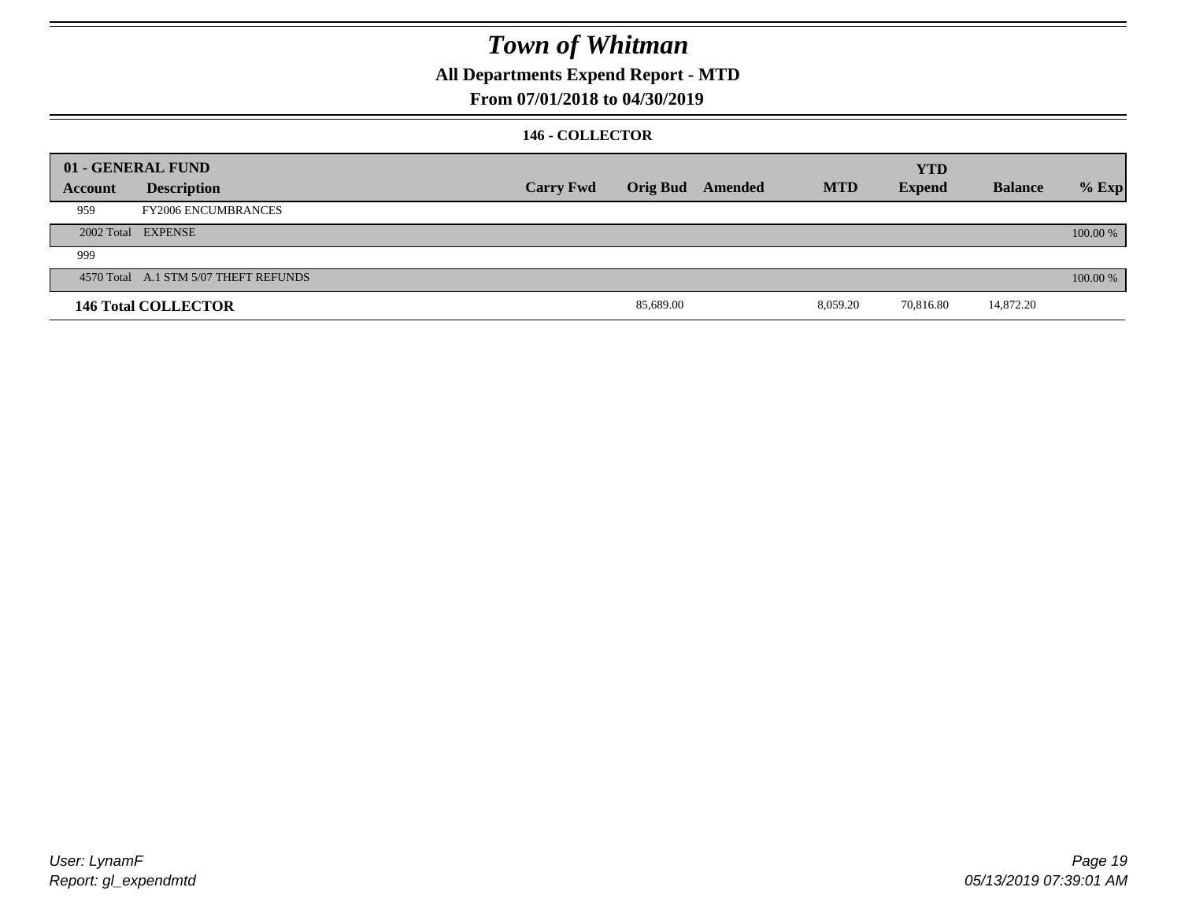# Town of Whitman

## All Departments Expend Report - MTD

## From 07/01/2018 to 04/30/2019

### 146 - COLLECTOR

| 01 - GENERAL FUND | | | | | | YTD | | |
|---|---|---|---|---|---|---|---|---|
| Account | Description | Carry Fwd | Orig Bud | Amended | MTD | Expend | Balance | % Exp |
| 959 | FY2006 ENCUMBRANCES | | | | | | | |
| 2002 Total | EXPENSE | | | | | | | 100.00 % |
| 999 | | | | | | | | |
| 4570 Total | A.1 STM 5/07 THEFT REFUNDS | | | | | | | 100.00 % |
| **146 Total COLLECTOR** | | | 85,689.00 | | 8,059.20 | 70,816.80 | 14,872.20 | |

User: LynamF
Report: gl_expendmtd

05/13/2019 07:39:01 AM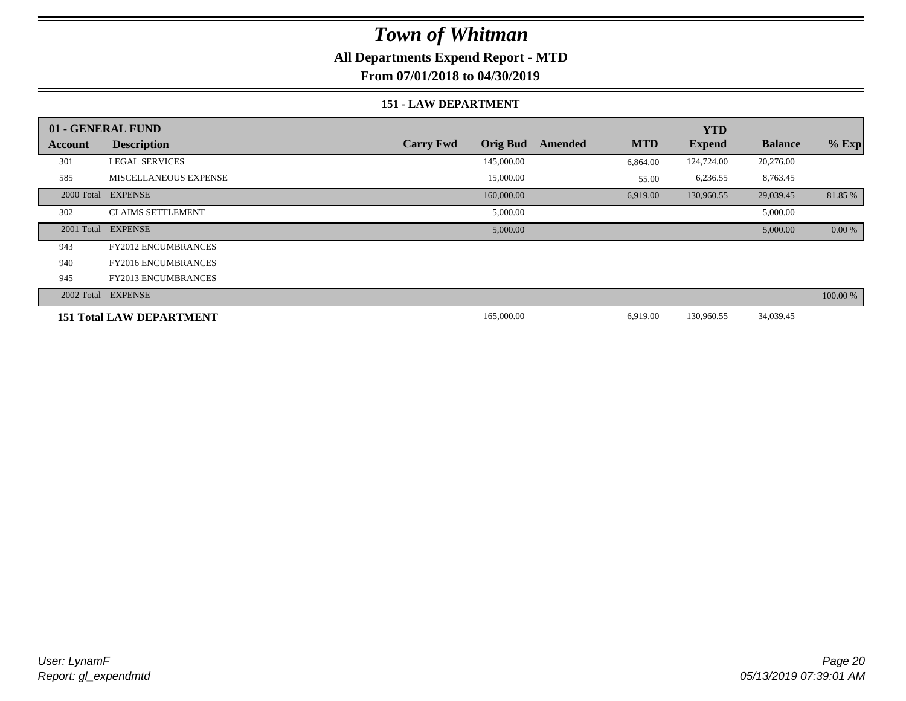# Town of Whitman

## All Departments Expend Report - MTD

### From 07/01/2018 to 04/30/2019

#### 151 - LAW DEPARTMENT

| 01 - GENERAL FUND | | | | | | YTD | | |
|---|---|---|---|---|---|---|---|---|
| Account | Description | Carry Fwd | Orig Bud | Amended | MTD | Expend | Balance | % Exp |
| 301 | LEGAL SERVICES | | 145,000.00 | | 6,864.00 | 124,724.00 | 20,276.00 | |
| 585 | MISCELLANEOUS EXPENSE | | 15,000.00 | | 55.00 | 6,236.55 | 8,763.45 | |
| 2000 Total | EXPENSE | | 160,000.00 | | 6,919.00 | 130,960.55 | 29,039.45 | 81.85 % |
| 302 | CLAIMS SETTLEMENT | | 5,000.00 | | | | 5,000.00 | |
| 2001 Total | EXPENSE | | 5,000.00 | | | | 5,000.00 | 0.00 % |
| 943 | FY2012 ENCUMBRANCES | | | | | | | |
| 940 | FY2016 ENCUMBRANCES | | | | | | | |
| 945 | FY2013 ENCUMBRANCES | | | | | | | |
| 2002 Total | EXPENSE | | | | | | | 100.00 % |
| **151 Total LAW DEPARTMENT** | | | 165,000.00 | | 6,919.00 | 130,960.55 | 34,039.45 | |

*User: LynamF*
*Report: gl_expendmtd*

*05/13/2019 07:39:01 AM*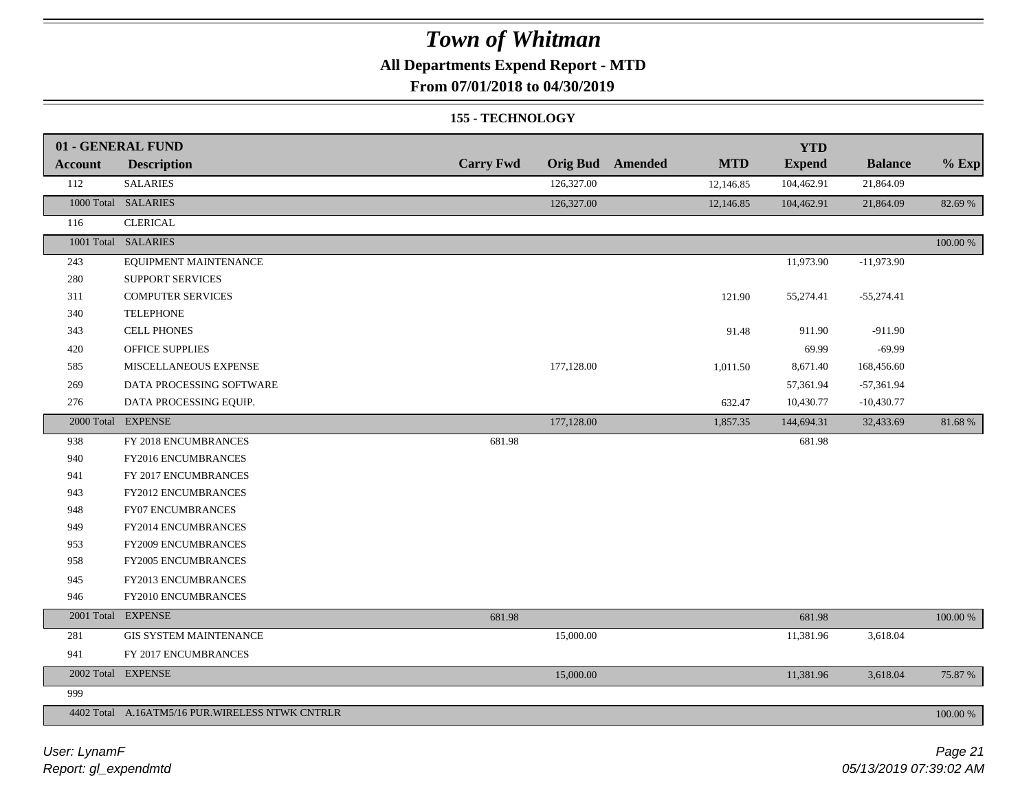# Town of Whitman

## All Departments Expend Report - MTD

### From 07/01/2018 to 04/30/2019

#### 155 - TECHNOLOGY

| 01 - GENERAL FUND Account | Description | Carry Fwd | Orig Bud | Amended | MTD | YTD Expend | Balance | % Exp |
|---|---|---|---|---|---|---|---|---|
| 112 | SALARIES | | 126,327.00 | | 12,146.85 | 104,462.91 | 21,864.09 | |
| 1000 Total | SALARIES | | 126,327.00 | | 12,146.85 | 104,462.91 | 21,864.09 | 82.69 % |
| 116 | CLERICAL | | | | | | | |
| 1001 Total | SALARIES | | | | | | | 100.00 % |
| 243 | EQUIPMENT MAINTENANCE | | | | | 11,973.90 | -11,973.90 | |
| 280 | SUPPORT SERVICES | | | | | | | |
| 311 | COMPUTER SERVICES | | | | 121.90 | 55,274.41 | -55,274.41 | |
| 340 | TELEPHONE | | | | | | | |
| 343 | CELL PHONES | | | | 91.48 | 911.90 | -911.90 | |
| 420 | OFFICE SUPPLIES | | | | | 69.99 | -69.99 | |
| 585 | MISCELLANEOUS EXPENSE | | 177,128.00 | | 1,011.50 | 8,671.40 | 168,456.60 | |
| 269 | DATA PROCESSING SOFTWARE | | | | | 57,361.94 | -57,361.94 | |
| 276 | DATA PROCESSING EQUIP. | | | | 632.47 | 10,430.77 | -10,430.77 | |
| 2000 Total | EXPENSE | | 177,128.00 | | 1,857.35 | 144,694.31 | 32,433.69 | 81.68 % |
| 938 | FY 2018 ENCUMBRANCES | 681.98 | | | | 681.98 | | |
| 940 | FY2016 ENCUMBRANCES | | | | | | | |
| 941 | FY 2017 ENCUMBRANCES | | | | | | | |
| 943 | FY2012 ENCUMBRANCES | | | | | | | |
| 948 | FY07 ENCUMBRANCES | | | | | | | |
| 949 | FY2014 ENCUMBRANCES | | | | | | | |
| 953 | FY2009 ENCUMBRANCES | | | | | | | |
| 958 | FY2005 ENCUMBRANCES | | | | | | | |
| 945 | FY2013 ENCUMBRANCES | | | | | | | |
| 946 | FY2010 ENCUMBRANCES | | | | | | | |
| 2001 Total | EXPENSE | 681.98 | | | | 681.98 | | 100.00 % |
| 281 | GIS SYSTEM MAINTENANCE | | 15,000.00 | | | 11,381.96 | 3,618.04 | |
| 941 | FY 2017 ENCUMBRANCES | | | | | | | |
| 2002 Total | EXPENSE | | 15,000.00 | | | 11,381.96 | 3,618.04 | 75.87 % |
| 999 | | | | | | | | |
| 4402 Total | A.16ATM5/16 PUR.WIRELESS NTWK CNTRLR | | | | | | | 100.00 % |

*User: LynamF*
*Report: gl_expendmtd*

*05/13/2019 07:39:02 AM*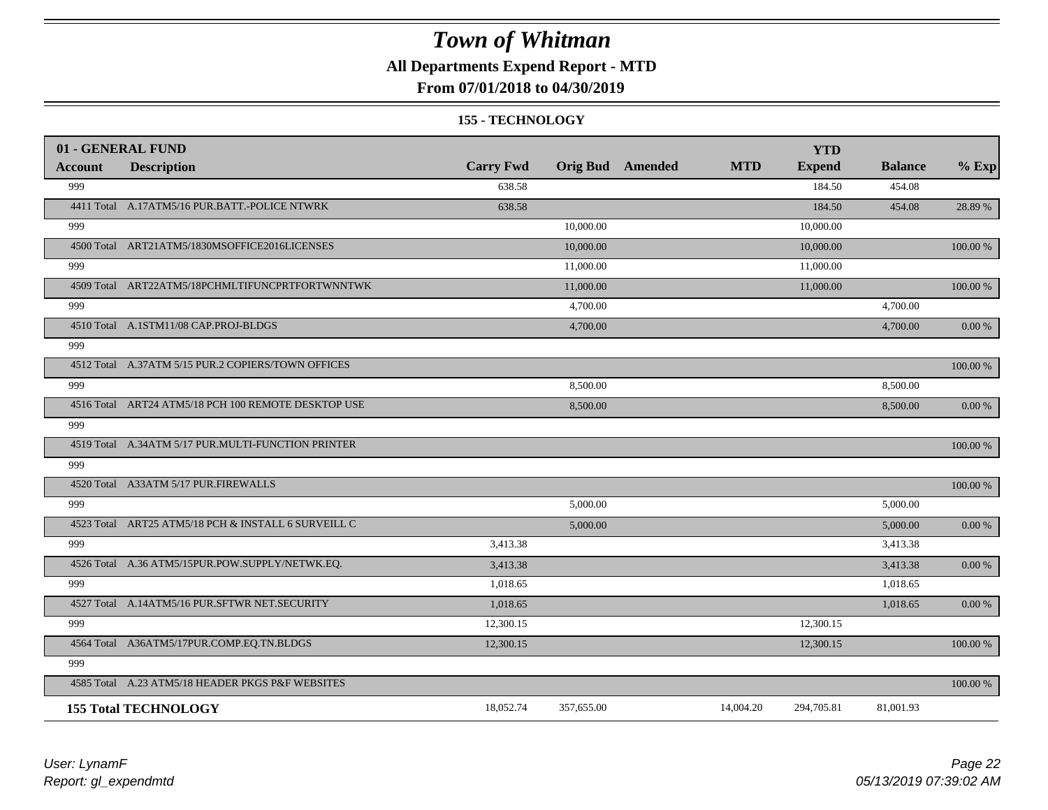# Town of Whitman

**All Departments Expend Report - MTD**

**From 07/01/2018 to 04/30/2019**

**155 - TECHNOLOGY**

| 01 - GENERAL FUND | | | | | | | | |
|---|---|---|---|---|---|---|---|---|
| **Account** | **Description** | **Carry Fwd** | **Orig Bud** | **Amended** | **MTD** | **YTD Expend** | **Balance** | **% Exp** |
| 999 | | 638.58 | | | | 184.50 | 454.08 | |
| 4411 Total | A.17ATM5/16 PUR.BATT.-POLICE NTWRK | 638.58 | | | | 184.50 | 454.08 | 28.89 % |
| 999 | | | 10,000.00 | | | 10,000.00 | | |
| 4500 Total | ART21ATM5/1830MSOFFICE2016LICENSES | | 10,000.00 | | | 10,000.00 | | 100.00 % |
| 999 | | | 11,000.00 | | | 11,000.00 | | |
| 4509 Total | ART22ATM5/18PCHMLTIFUNCPRTFORTWNNTWK | | 11,000.00 | | | 11,000.00 | | 100.00 % |
| 999 | | | 4,700.00 | | | | 4,700.00 | |
| 4510 Total | A.1STM11/08 CAP.PROJ-BLDGS | | 4,700.00 | | | | 4,700.00 | 0.00 % |
| 999 | | | | | | | | |
| 4512 Total | A.37ATM 5/15 PUR.2 COPIERS/TOWN OFFICES | | | | | | | 100.00 % |
| 999 | | | 8,500.00 | | | | 8,500.00 | |
| 4516 Total | ART24 ATM5/18 PCH 100 REMOTE DESKTOP USE | | 8,500.00 | | | | 8,500.00 | 0.00 % |
| 999 | | | | | | | | |
| 4519 Total | A.34ATM 5/17 PUR.MULTI-FUNCTION PRINTER | | | | | | | 100.00 % |
| 999 | | | | | | | | |
| 4520 Total | A33ATM 5/17 PUR.FIREWALLS | | | | | | | 100.00 % |
| 999 | | | 5,000.00 | | | | 5,000.00 | |
| 4523 Total | ART25 ATM5/18 PCH & INSTALL 6 SURVEILL C | | 5,000.00 | | | | 5,000.00 | 0.00 % |
| 999 | | 3,413.38 | | | | | 3,413.38 | |
| 4526 Total | A.36 ATM5/15PUR.POW.SUPPLY/NETWK.EQ. | 3,413.38 | | | | | 3,413.38 | 0.00 % |
| 999 | | 1,018.65 | | | | | 1,018.65 | |
| 4527 Total | A.14ATM5/16 PUR.SFTWR NET.SECURITY | 1,018.65 | | | | | 1,018.65 | 0.00 % |
| 999 | | 12,300.15 | | | | 12,300.15 | | |
| 4564 Total | A36ATM5/17PUR.COMP.EQ.TN.BLDGS | 12,300.15 | | | | 12,300.15 | | 100.00 % |
| 999 | | | | | | | | |
| 4585 Total | A.23 ATM5/18 HEADER PKGS P&F WEBSITES | | | | | | | 100.00 % |
| **155 Total TECHNOLOGY** | | 18,052.74 | 357,655.00 | | 14,004.20 | 294,705.81 | 81,001.93 | |

*User: LynamF*
*Report: gl_expendmtd*

*05/13/2019 07:39:02 AM*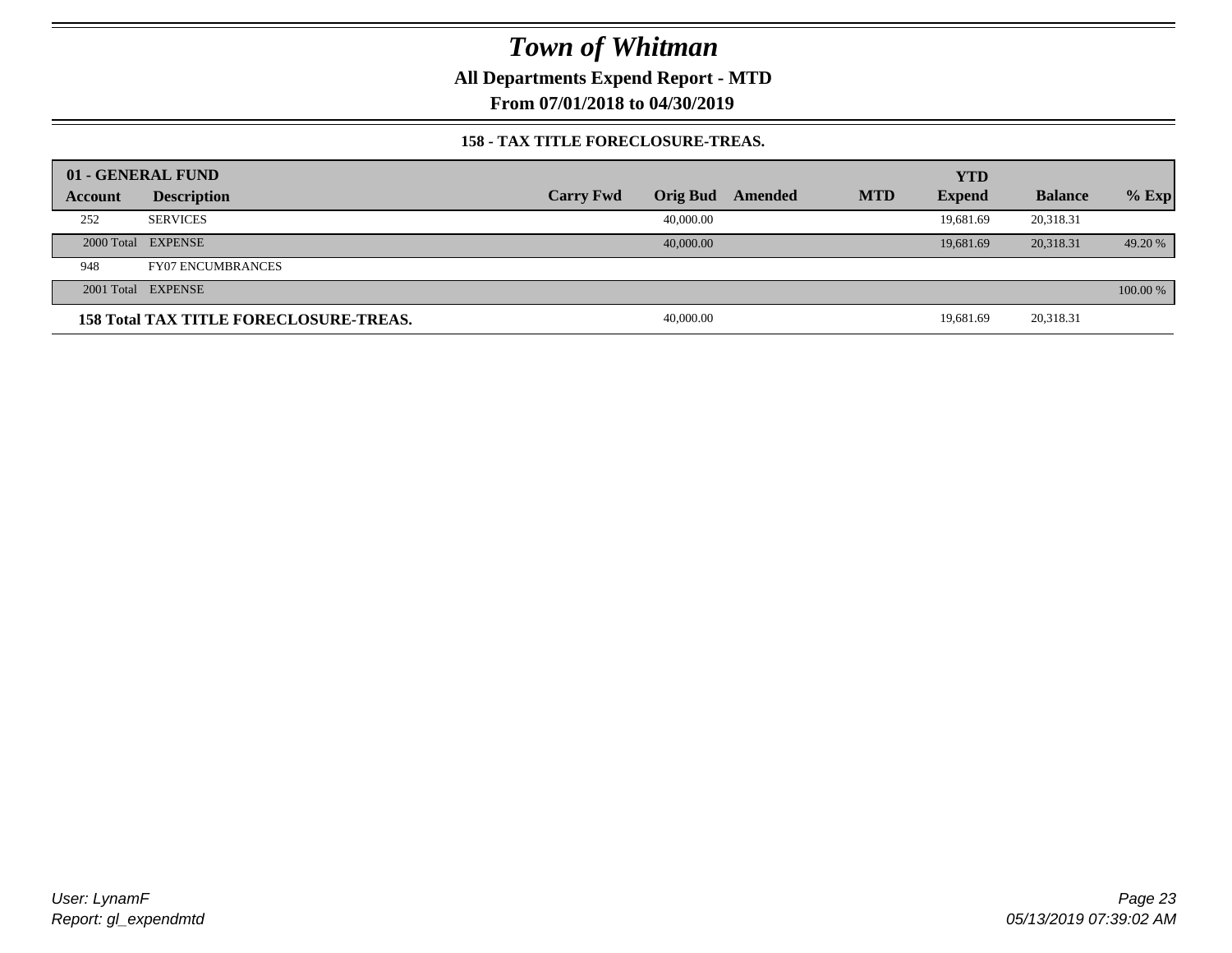# Town of Whitman

**All Departments Expend Report - MTD**

**From 07/01/2018 to 04/30/2019**

**158 - TAX TITLE FORECLOSURE-TREAS.**

| 01 - GENERAL FUND | | | | | | YTD | | |
|---|---|---|---|---|---|---|---|---|
| **Account** | **Description** | **Carry Fwd** | **Orig Bud** | **Amended** | **MTD** | **Expend** | **Balance** | **% Exp** |
| 252 | SERVICES | | 40,000.00 | | | 19,681.69 | 20,318.31 | |
| 2000 Total | EXPENSE | | 40,000.00 | | | 19,681.69 | 20,318.31 | 49.20 % |
| 948 | FY07 ENCUMBRANCES | | | | | | | |
| 2001 Total | EXPENSE | | | | | | | 100.00 % |
| **158 Total TAX TITLE FORECLOSURE-TREAS.** | | | 40,000.00 | | | 19,681.69 | 20,318.31 | |

*User: LynamF*
*Report: gl_expendmtd*

*05/13/2019 07:39:02 AM*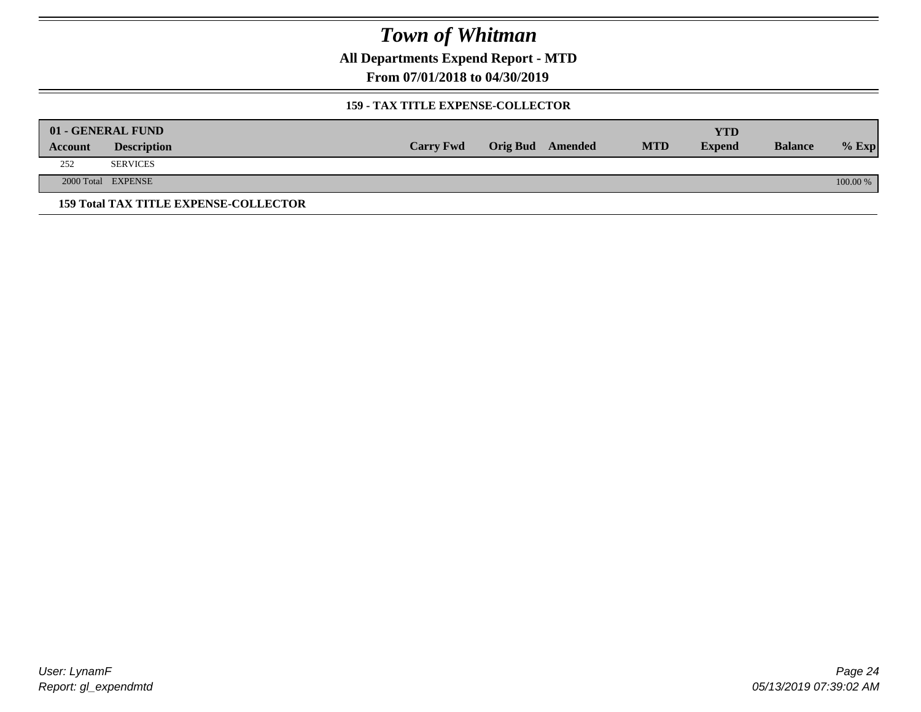# Town of Whitman

**All Departments Expend Report - MTD**

**From 07/01/2018 to 04/30/2019**

### 159 - TAX TITLE EXPENSE-COLLECTOR

| 01 - GENERAL FUND | | | | | | | | |
|---|---|---|---|---|---|---|---|---|
| **Account** | **Description** | **Carry Fwd** | **Orig Bud** | **Amended** | **MTD** | **YTD Expend** | **Balance** | **% Exp** |
| 252 | SERVICES | | | | | | | |
| 2000 Total | EXPENSE | | | | | | | 100.00 % |

**159 Total TAX TITLE EXPENSE-COLLECTOR**

User: LynamF
Report: gl_expendmtd

05/13/2019 07:39:02 AM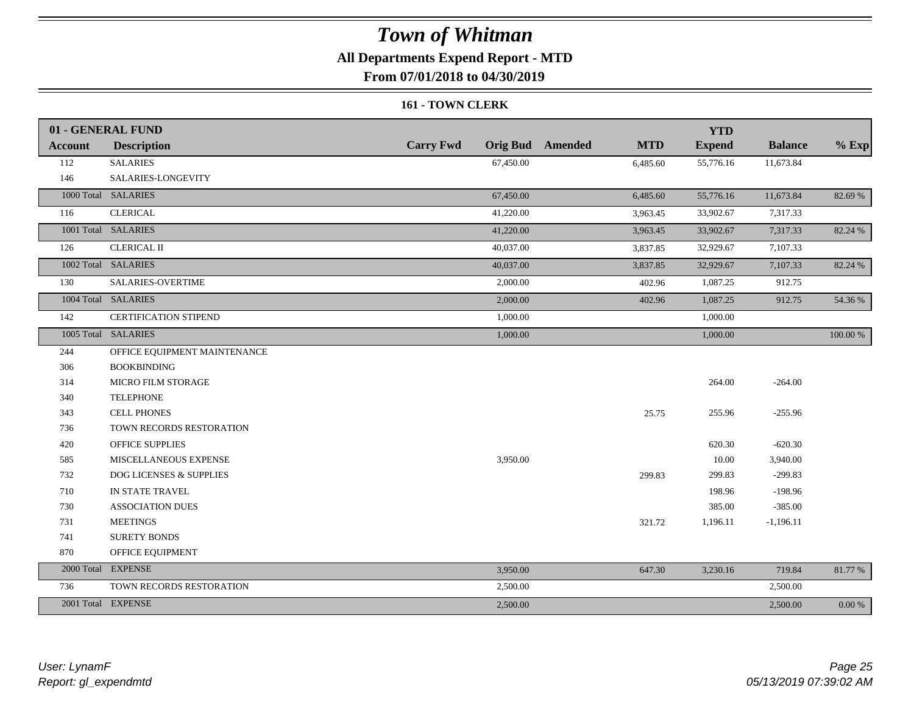# Town of Whitman

**All Departments Expend Report - MTD**

**From 07/01/2018 to 04/30/2019**

**161 - TOWN CLERK**

| 01 - GENERAL FUND | | | | | | | | |
|---|---|---|---|---|---|---|---|---|
| **Account** | **Description** | **Carry Fwd** | **Orig Bud** | **Amended** | **MTD** | **YTD Expend** | **Balance** | **% Exp** |
| 112 | SALARIES | | 67,450.00 | | 6,485.60 | 55,776.16 | 11,673.84 | |
| 146 | SALARIES-LONGEVITY | | | | | | | |
| 1000 Total | SALARIES | | 67,450.00 | | 6,485.60 | 55,776.16 | 11,673.84 | 82.69 % |
| 116 | CLERICAL | | 41,220.00 | | 3,963.45 | 33,902.67 | 7,317.33 | |
| 1001 Total | SALARIES | | 41,220.00 | | 3,963.45 | 33,902.67 | 7,317.33 | 82.24 % |
| 126 | CLERICAL II | | 40,037.00 | | 3,837.85 | 32,929.67 | 7,107.33 | |
| 1002 Total | SALARIES | | 40,037.00 | | 3,837.85 | 32,929.67 | 7,107.33 | 82.24 % |
| 130 | SALARIES-OVERTIME | | 2,000.00 | | 402.96 | 1,087.25 | 912.75 | |
| 1004 Total | SALARIES | | 2,000.00 | | 402.96 | 1,087.25 | 912.75 | 54.36 % |
| 142 | CERTIFICATION STIPEND | | 1,000.00 | | | 1,000.00 | | |
| 1005 Total | SALARIES | | 1,000.00 | | | 1,000.00 | | 100.00 % |
| 244 | OFFICE EQUIPMENT MAINTENANCE | | | | | | | |
| 306 | BOOKBINDING | | | | | | | |
| 314 | MICRO FILM STORAGE | | | | | 264.00 | -264.00 | |
| 340 | TELEPHONE | | | | | | | |
| 343 | CELL PHONES | | | | 25.75 | 255.96 | -255.96 | |
| 736 | TOWN RECORDS RESTORATION | | | | | | | |
| 420 | OFFICE SUPPLIES | | | | | 620.30 | -620.30 | |
| 585 | MISCELLANEOUS EXPENSE | | 3,950.00 | | | 10.00 | 3,940.00 | |
| 732 | DOG LICENSES & SUPPLIES | | | | 299.83 | 299.83 | -299.83 | |
| 710 | IN STATE TRAVEL | | | | | 198.96 | -198.96 | |
| 730 | ASSOCIATION DUES | | | | | 385.00 | -385.00 | |
| 731 | MEETINGS | | | | 321.72 | 1,196.11 | -1,196.11 | |
| 741 | SURETY BONDS | | | | | | | |
| 870 | OFFICE EQUIPMENT | | | | | | | |
| 2000 Total | EXPENSE | | 3,950.00 | | 647.30 | 3,230.16 | 719.84 | 81.77 % |
| 736 | TOWN RECORDS RESTORATION | | 2,500.00 | | | | 2,500.00 | |
| 2001 Total | EXPENSE | | 2,500.00 | | | | 2,500.00 | 0.00 % |

*User: LynamF*
*Report: gl_expendmtd*

*05/13/2019 07:39:02 AM*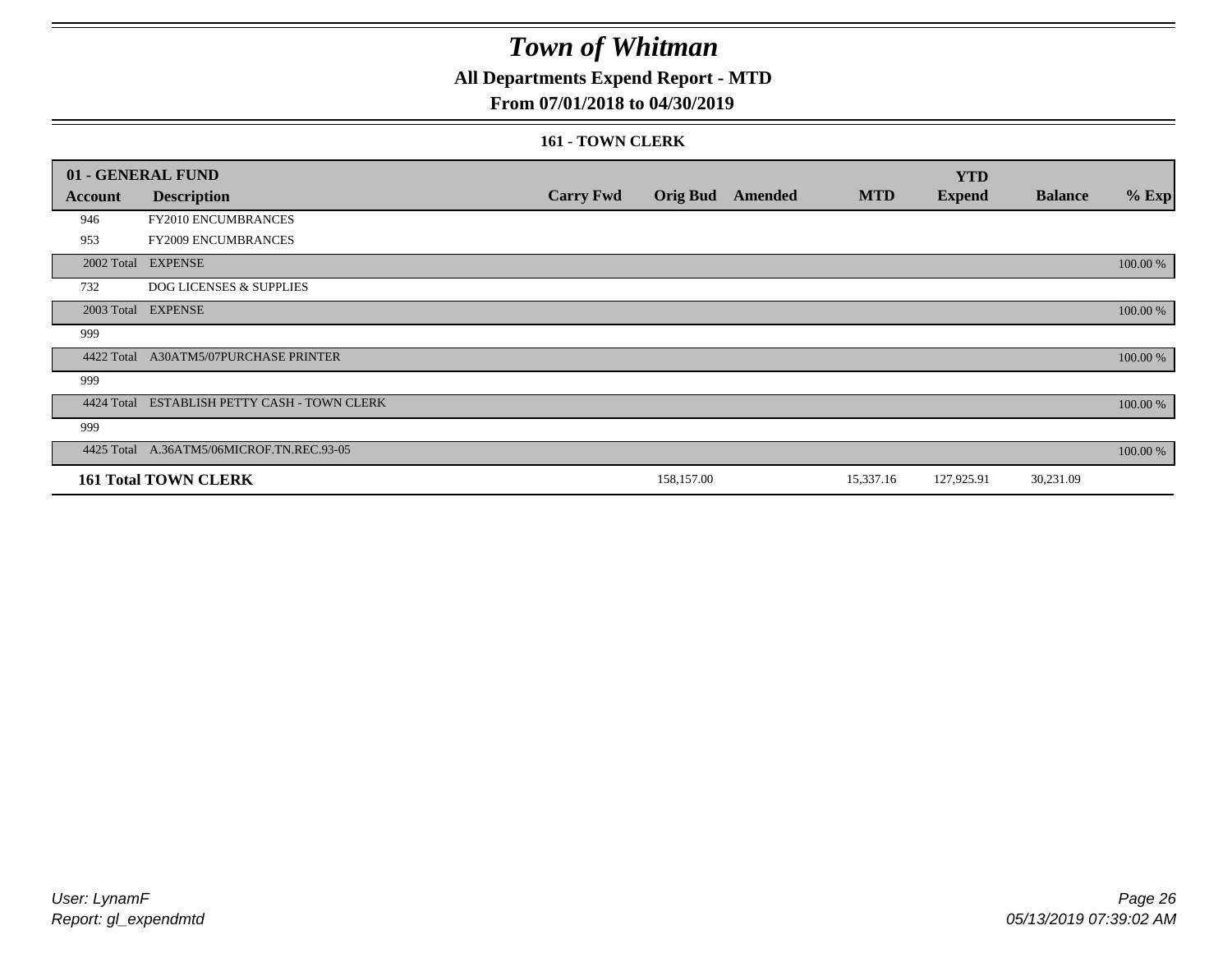# Town of Whitman

## All Departments Expend Report - MTD

### From 07/01/2018 to 04/30/2019

#### 161 - TOWN CLERK

| 01 - GENERAL FUND | | | | | | YTD | | |
|---|---|---|---|---|---|---|---|---|
| **Account** | **Description** | **Carry Fwd** | **Orig Bud** | **Amended** | **MTD** | **Expend** | **Balance** | **% Exp** |
| 946 | FY2010 ENCUMBRANCES | | | | | | | |
| 953 | FY2009 ENCUMBRANCES | | | | | | | |
| 2002 Total | EXPENSE | | | | | | | 100.00 % |
| 732 | DOG LICENSES & SUPPLIES | | | | | | | |
| 2003 Total | EXPENSE | | | | | | | 100.00 % |
| 999 | | | | | | | | |
| 4422 Total | A30ATM5/07PURCHASE PRINTER | | | | | | | 100.00 % |
| 999 | | | | | | | | |
| 4424 Total | ESTABLISH PETTY CASH - TOWN CLERK | | | | | | | 100.00 % |
| 999 | | | | | | | | |
| 4425 Total | A.36ATM5/06MICROF.TN.REC.93-05 | | | | | | | 100.00 % |
| **161 Total TOWN CLERK** | | | 158,157.00 | | 15,337.16 | 127,925.91 | 30,231.09 | |

User: LynamF
Report: gl_expendmtd

05/13/2019 07:39:02 AM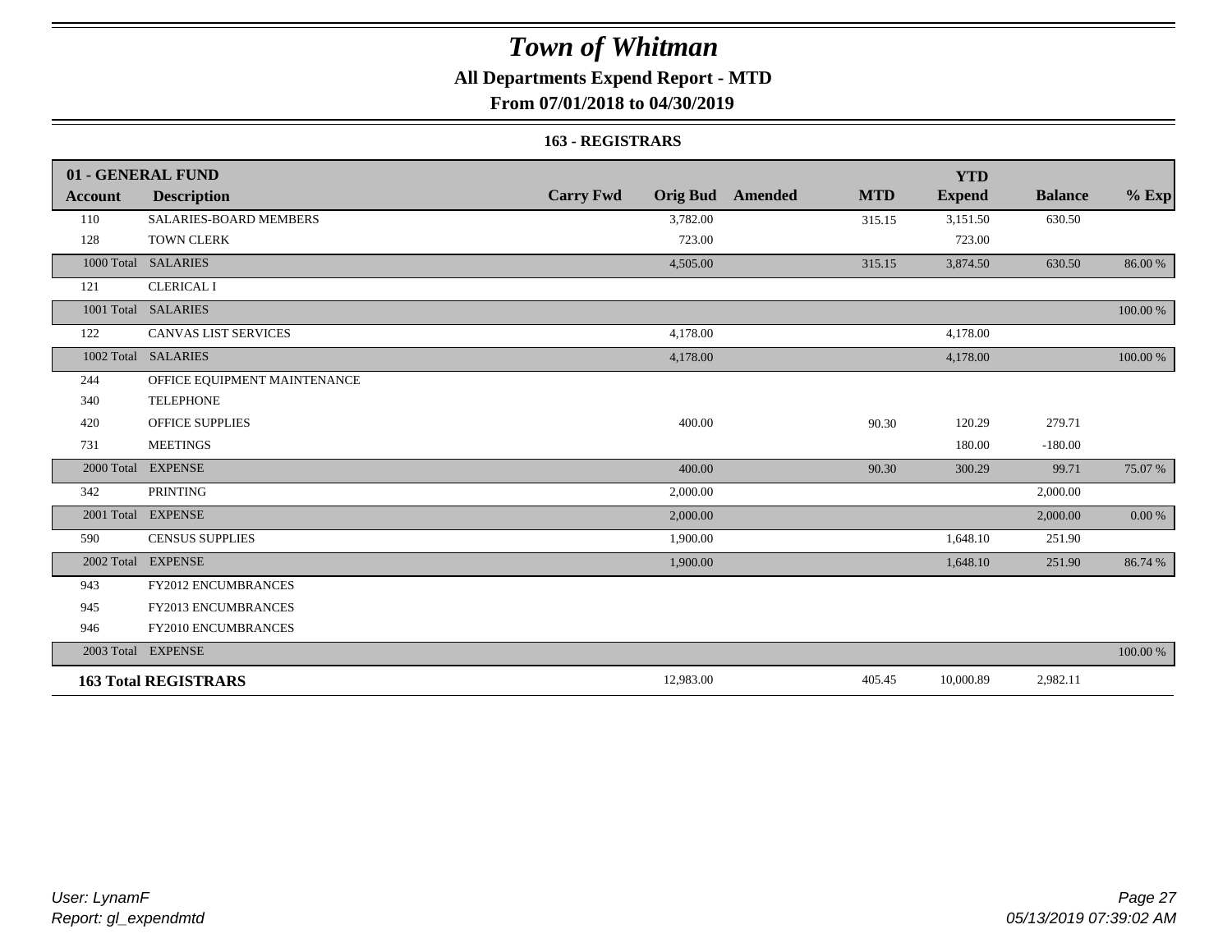# Town of Whitman

## All Departments Expend Report - MTD

## From 07/01/2018 to 04/30/2019

### 163 - REGISTRARS

| Account | Description | Carry Fwd | Orig Bud | Amended | MTD | YTD Expend | Balance | % Exp |
|---|---|---|---|---|---|---|---|---|
| **01 - GENERAL FUND** | | | | | | | | |
| 110 | SALARIES-BOARD MEMBERS | | 3,782.00 | | 315.15 | 3,151.50 | 630.50 | |
| 128 | TOWN CLERK | | 723.00 | | | 723.00 | | |
| 1000 Total | SALARIES | | 4,505.00 | | 315.15 | 3,874.50 | 630.50 | 86.00 % |
| 121 | CLERICAL I | | | | | | | |
| 1001 Total | SALARIES | | | | | | | 100.00 % |
| 122 | CANVAS LIST SERVICES | | 4,178.00 | | | 4,178.00 | | |
| 1002 Total | SALARIES | | 4,178.00 | | | 4,178.00 | | 100.00 % |
| 244 | OFFICE EQUIPMENT MAINTENANCE | | | | | | | |
| 340 | TELEPHONE | | | | | | | |
| 420 | OFFICE SUPPLIES | | 400.00 | | 90.30 | 120.29 | 279.71 | |
| 731 | MEETINGS | | | | | 180.00 | -180.00 | |
| 2000 Total | EXPENSE | | 400.00 | | 90.30 | 300.29 | 99.71 | 75.07 % |
| 342 | PRINTING | | 2,000.00 | | | | 2,000.00 | |
| 2001 Total | EXPENSE | | 2,000.00 | | | | 2,000.00 | 0.00 % |
| 590 | CENSUS SUPPLIES | | 1,900.00 | | | 1,648.10 | 251.90 | |
| 2002 Total | EXPENSE | | 1,900.00 | | | 1,648.10 | 251.90 | 86.74 % |
| 943 | FY2012 ENCUMBRANCES | | | | | | | |
| 945 | FY2013 ENCUMBRANCES | | | | | | | |
| 946 | FY2010 ENCUMBRANCES | | | | | | | |
| 2003 Total | EXPENSE | | | | | | | 100.00 % |
| **163 Total REGISTRARS** | | | 12,983.00 | | 405.45 | 10,000.89 | 2,982.11 | |

*User: LynamF*
*Report: gl_expendmtd*

*05/13/2019 07:39:02 AM*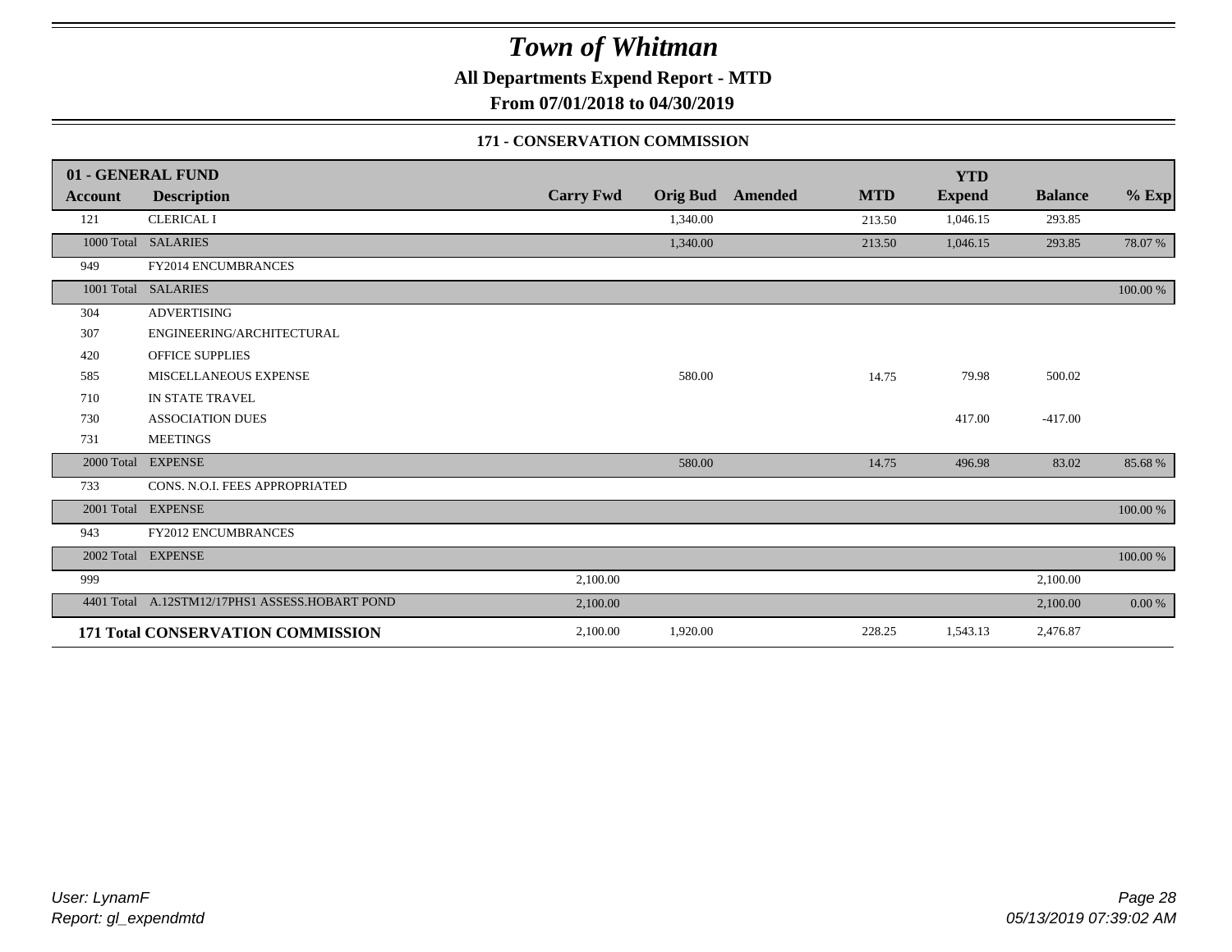# Town of Whitman

**All Departments Expend Report - MTD**

**From 07/01/2018 to 04/30/2019**

**171 - CONSERVATION COMMISSION**

| 01 - GENERAL FUND | | | | | | YTD | | |
|---|---|---|---|---|---|---|---|---|
| **Account** | **Description** | **Carry Fwd** | **Orig Bud** | **Amended** | **MTD** | **Expend** | **Balance** | **% Exp** |
| 121 | CLERICAL I | | 1,340.00 | | 213.50 | 1,046.15 | 293.85 | |
| 1000 Total | SALARIES | | 1,340.00 | | 213.50 | 1,046.15 | 293.85 | 78.07 % |
| 949 | FY2014 ENCUMBRANCES | | | | | | | |
| 1001 Total | SALARIES | | | | | | | 100.00 % |
| 304 | ADVERTISING | | | | | | | |
| 307 | ENGINEERING/ARCHITECTURAL | | | | | | | |
| 420 | OFFICE SUPPLIES | | | | | | | |
| 585 | MISCELLANEOUS EXPENSE | | 580.00 | | 14.75 | 79.98 | 500.02 | |
| 710 | IN STATE TRAVEL | | | | | | | |
| 730 | ASSOCIATION DUES | | | | | 417.00 | -417.00 | |
| 731 | MEETINGS | | | | | | | |
| 2000 Total | EXPENSE | | 580.00 | | 14.75 | 496.98 | 83.02 | 85.68 % |
| 733 | CONS. N.O.I. FEES APPROPRIATED | | | | | | | |
| 2001 Total | EXPENSE | | | | | | | 100.00 % |
| 943 | FY2012 ENCUMBRANCES | | | | | | | |
| 2002 Total | EXPENSE | | | | | | | 100.00 % |
| 999 | | 2,100.00 | | | | | 2,100.00 | |
| 4401 Total | A.12STM12/17PHS1 ASSESS.HOBART POND | 2,100.00 | | | | | 2,100.00 | 0.00 % |
| **171 Total CONSERVATION COMMISSION** | | 2,100.00 | 1,920.00 | | 228.25 | 1,543.13 | 2,476.87 | |

*User: LynamF*
*Report: gl_expendmtd*

*05/13/2019 07:39:02 AM*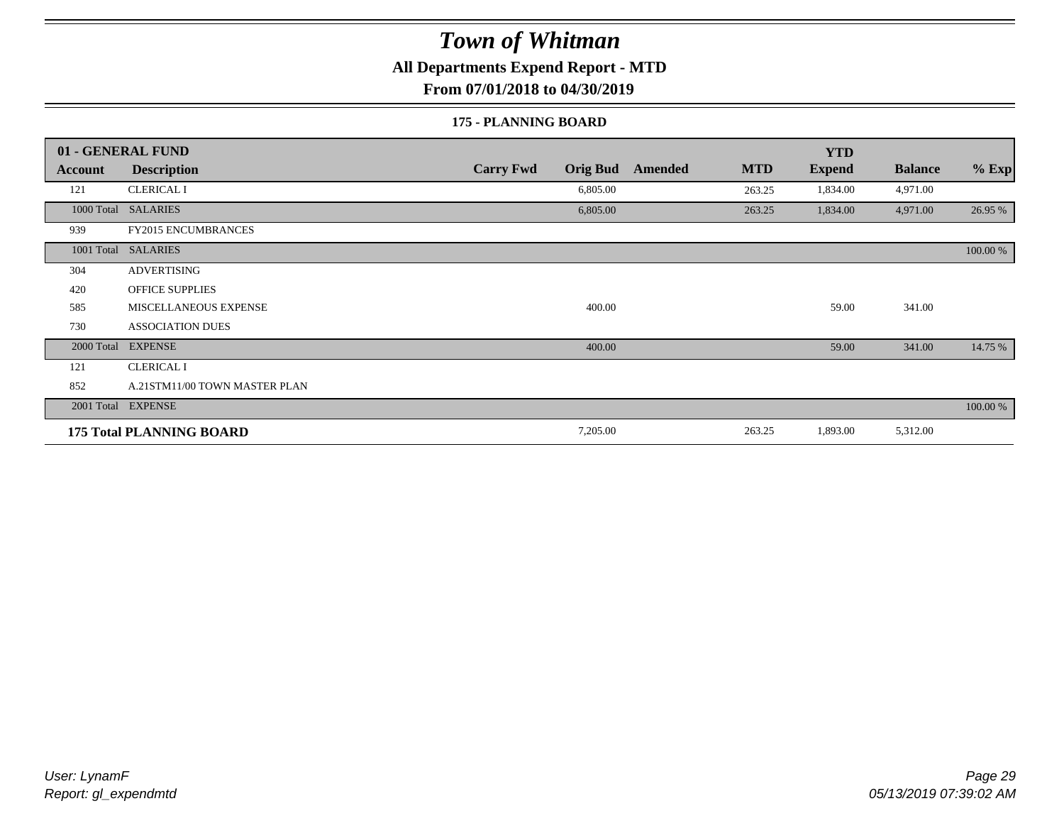# Town of Whitman

**All Departments Expend Report - MTD**

**From 07/01/2018 to 04/30/2019**

### 175 - PLANNING BOARD

| 01 - GENERAL FUND | | | | | | YTD | | |
|---|---|---|---|---|---|---|---|---|
| **Account** | **Description** | **Carry Fwd** | **Orig Bud** | **Amended** | **MTD** | **Expend** | **Balance** | **% Exp** |
| 121 | CLERICAL I | | 6,805.00 | | 263.25 | 1,834.00 | 4,971.00 | |
| 1000 Total | SALARIES | | 6,805.00 | | 263.25 | 1,834.00 | 4,971.00 | 26.95 % |
| 939 | FY2015 ENCUMBRANCES | | | | | | | |
| 1001 Total | SALARIES | | | | | | | 100.00 % |
| 304 | ADVERTISING | | | | | | | |
| 420 | OFFICE SUPPLIES | | | | | | | |
| 585 | MISCELLANEOUS EXPENSE | | 400.00 | | | 59.00 | 341.00 | |
| 730 | ASSOCIATION DUES | | | | | | | |
| 2000 Total | EXPENSE | | 400.00 | | | 59.00 | 341.00 | 14.75 % |
| 121 | CLERICAL I | | | | | | | |
| 852 | A.21STM11/00 TOWN MASTER PLAN | | | | | | | |
| 2001 Total | EXPENSE | | | | | | | 100.00 % |
| **175 Total PLANNING BOARD** | | | 7,205.00 | | 263.25 | 1,893.00 | 5,312.00 | |

*User: LynamF*
*Report: gl_expendmtd*

*05/13/2019 07:39:02 AM*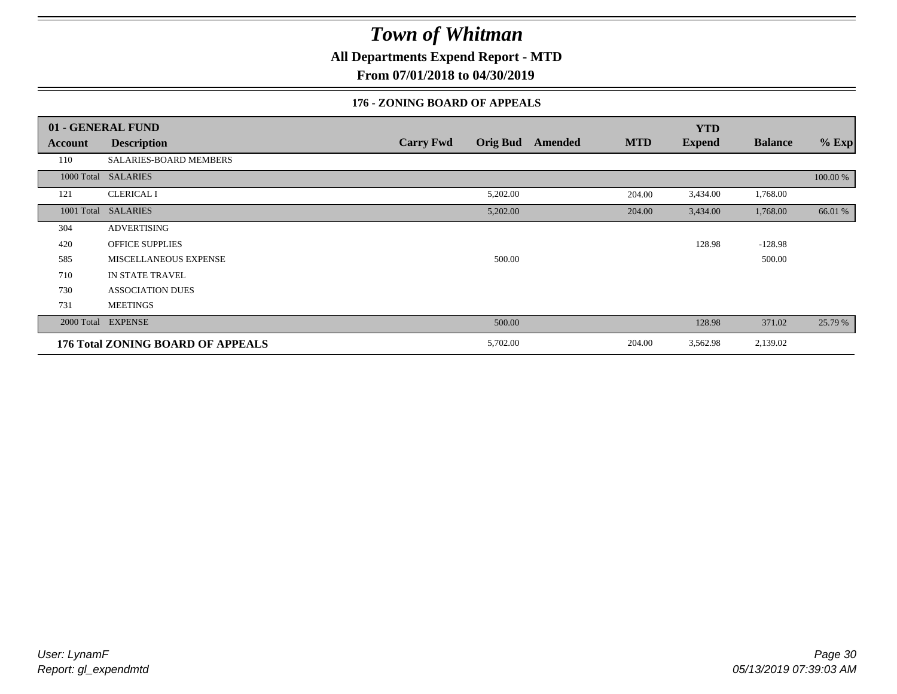# Town of Whitman

**All Departments Expend Report - MTD**

**From 07/01/2018 to 04/30/2019**

### 176 - ZONING BOARD OF APPEALS

| 01 - GENERAL FUND | | | | | | YTD | | |
|---|---|---|---|---|---|---|---|---|
| **Account** | **Description** | **Carry Fwd** | **Orig Bud** | **Amended** | **MTD** | **Expend** | **Balance** | **% Exp** |
| 110 | SALARIES-BOARD MEMBERS | | | | | | | |
| 1000 Total | SALARIES | | | | | | | 100.00 % |
| 121 | CLERICAL I | | 5,202.00 | | 204.00 | 3,434.00 | 1,768.00 | |
| 1001 Total | SALARIES | | 5,202.00 | | 204.00 | 3,434.00 | 1,768.00 | 66.01 % |
| 304 | ADVERTISING | | | | | | | |
| 420 | OFFICE SUPPLIES | | | | | 128.98 | -128.98 | |
| 585 | MISCELLANEOUS EXPENSE | | 500.00 | | | | 500.00 | |
| 710 | IN STATE TRAVEL | | | | | | | |
| 730 | ASSOCIATION DUES | | | | | | | |
| 731 | MEETINGS | | | | | | | |
| 2000 Total | EXPENSE | | 500.00 | | | 128.98 | 371.02 | 25.79 % |
| **176 Total ZONING BOARD OF APPEALS** | | | 5,702.00 | | 204.00 | 3,562.98 | 2,139.02 | |

*User: LynamF*
*Report: gl_expendmtd*

*05/13/2019 07:39:03 AM*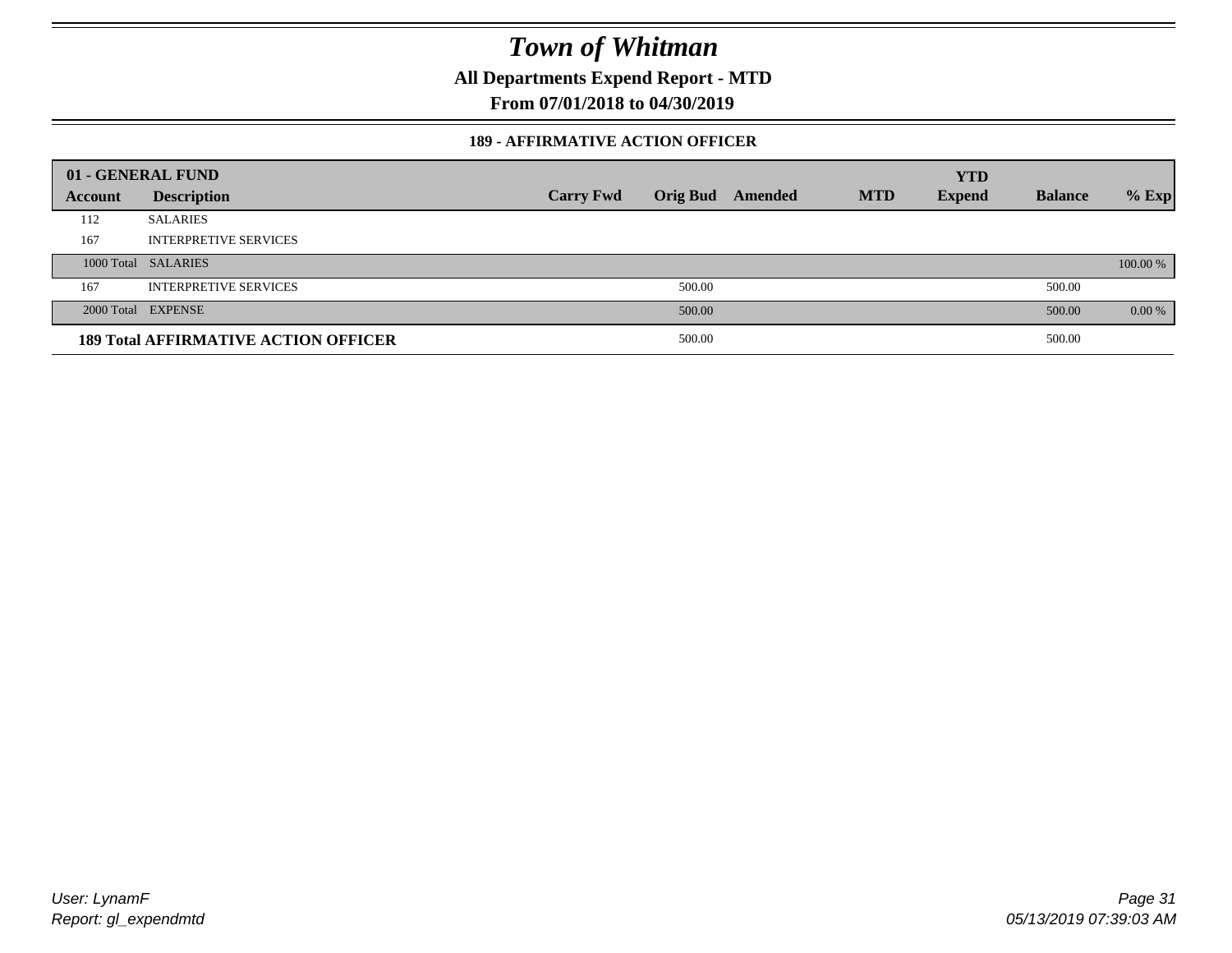# Town of Whitman

**All Departments Expend Report - MTD**

**From 07/01/2018 to 04/30/2019**

### 189 - AFFIRMATIVE ACTION OFFICER

| 01 - GENERAL FUND | | | | | | YTD | | |
|---|---|---|---|---|---|---|---|---|
| Account | Description | Carry Fwd | Orig Bud | Amended | MTD | Expend | Balance | % Exp |
| 112 | SALARIES | | | | | | | |
| 167 | INTERPRETIVE SERVICES | | | | | | | |
| 1000 Total | SALARIES | | | | | | | 100.00 % |
| 167 | INTERPRETIVE SERVICES | | 500.00 | | | | 500.00 | |
| 2000 Total | EXPENSE | | 500.00 | | | | 500.00 | 0.00 % |
| **189 Total AFFIRMATIVE ACTION OFFICER** | | | 500.00 | | | | 500.00 | |

*User: LynamF*
*Report: gl_expendmtd*

*05/13/2019 07:39:03 AM*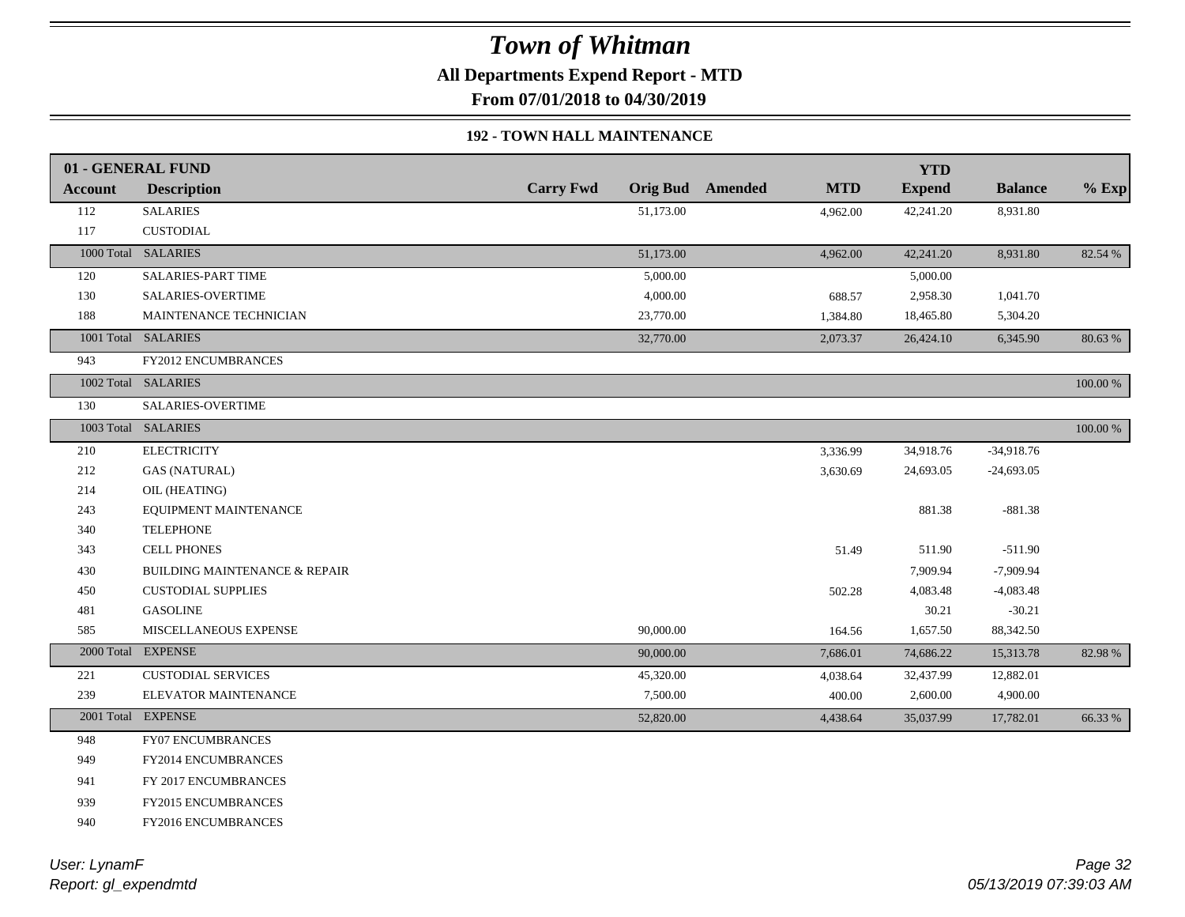# Town of Whitman

**All Departments Expend Report - MTD**

**From 07/01/2018 to 04/30/2019**

### 192 - TOWN HALL MAINTENANCE

| 01 - GENERAL FUND | | | | | | YTD | | |
|---|---|---|---|---|---|---|---|---|
| **Account** | **Description** | **Carry Fwd** | **Orig Bud** | **Amended** | **MTD** | **Expend** | **Balance** | **% Exp** |
| 112 | SALARIES | | 51,173.00 | | 4,962.00 | 42,241.20 | 8,931.80 | |
| 117 | CUSTODIAL | | | | | | | |
| 1000 Total | SALARIES | | 51,173.00 | | 4,962.00 | 42,241.20 | 8,931.80 | 82.54 % |
| 120 | SALARIES-PART TIME | | 5,000.00 | | | 5,000.00 | | |
| 130 | SALARIES-OVERTIME | | 4,000.00 | | 688.57 | 2,958.30 | 1,041.70 | |
| 188 | MAINTENANCE TECHNICIAN | | 23,770.00 | | 1,384.80 | 18,465.80 | 5,304.20 | |
| 1001 Total | SALARIES | | 32,770.00 | | 2,073.37 | 26,424.10 | 6,345.90 | 80.63 % |
| 943 | FY2012 ENCUMBRANCES | | | | | | | |
| 1002 Total | SALARIES | | | | | | | 100.00 % |
| 130 | SALARIES-OVERTIME | | | | | | | |
| 1003 Total | SALARIES | | | | | | | 100.00 % |
| 210 | ELECTRICITY | | | | 3,336.99 | 34,918.76 | -34,918.76 | |
| 212 | GAS (NATURAL) | | | | 3,630.69 | 24,693.05 | -24,693.05 | |
| 214 | OIL (HEATING) | | | | | | | |
| 243 | EQUIPMENT MAINTENANCE | | | | | 881.38 | -881.38 | |
| 340 | TELEPHONE | | | | | | | |
| 343 | CELL PHONES | | | | 51.49 | 511.90 | -511.90 | |
| 430 | BUILDING MAINTENANCE & REPAIR | | | | | 7,909.94 | -7,909.94 | |
| 450 | CUSTODIAL SUPPLIES | | | | 502.28 | 4,083.48 | -4,083.48 | |
| 481 | GASOLINE | | | | | 30.21 | -30.21 | |
| 585 | MISCELLANEOUS EXPENSE | | 90,000.00 | | 164.56 | 1,657.50 | 88,342.50 | |
| 2000 Total | EXPENSE | | 90,000.00 | | 7,686.01 | 74,686.22 | 15,313.78 | 82.98 % |
| 221 | CUSTODIAL SERVICES | | 45,320.00 | | 4,038.64 | 32,437.99 | 12,882.01 | |
| 239 | ELEVATOR MAINTENANCE | | 7,500.00 | | 400.00 | 2,600.00 | 4,900.00 | |
| 2001 Total | EXPENSE | | 52,820.00 | | 4,438.64 | 35,037.99 | 17,782.01 | 66.33 % |
| 948 | FY07 ENCUMBRANCES | | | | | | | |
| 949 | FY2014 ENCUMBRANCES | | | | | | | |
| 941 | FY 2017 ENCUMBRANCES | | | | | | | |
| 939 | FY2015 ENCUMBRANCES | | | | | | | |
| 940 | FY2016 ENCUMBRANCES | | | | | | | |

*User: LynamF*
*Report: gl_expendmtd*

*05/13/2019 07:39:03 AM*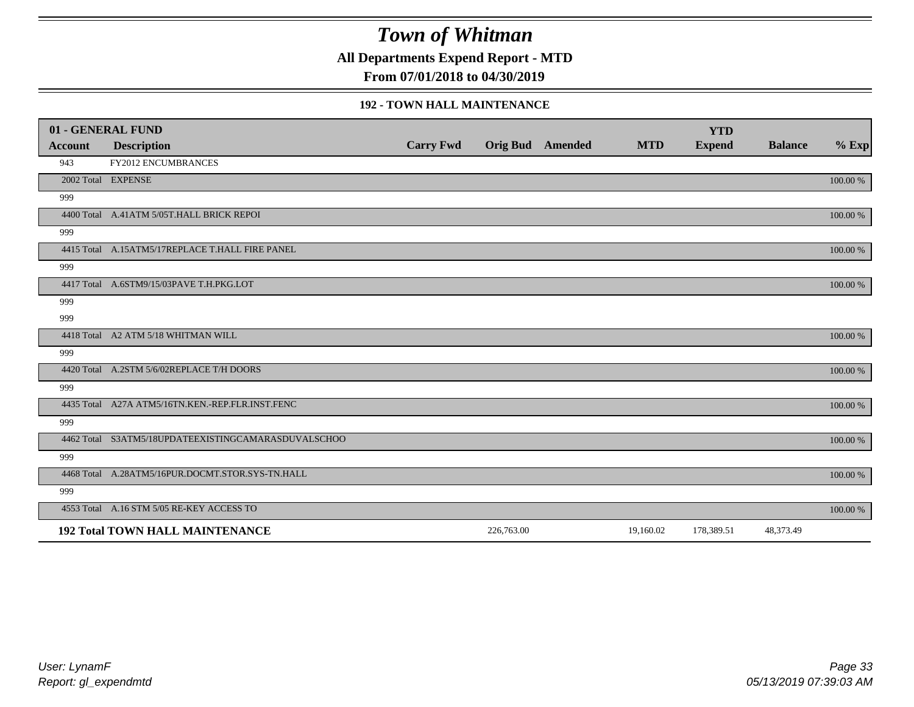# Town of Whitman

**All Departments Expend Report - MTD**

**From 07/01/2018 to 04/30/2019**

### 192 - TOWN HALL MAINTENANCE

| 01 - GENERAL FUND | | | | | | YTD | | |
|---|---|---|---|---|---|---|---|---|
| **Account** | **Description** | **Carry Fwd** | **Orig Bud** | **Amended** | **MTD** | **Expend** | **Balance** | **% Exp** |
| 943 | FY2012 ENCUMBRANCES | | | | | | | |
| 2002 Total | EXPENSE | | | | | | | 100.00 % |
| 999 | | | | | | | | |
| 4400 Total | A.41ATM 5/05T.HALL BRICK REPOI | | | | | | | 100.00 % |
| 999 | | | | | | | | |
| 4415 Total | A.15ATM5/17REPLACE T.HALL FIRE PANEL | | | | | | | 100.00 % |
| 999 | | | | | | | | |
| 4417 Total | A.6STM9/15/03PAVE T.H.PKG.LOT | | | | | | | 100.00 % |
| 999 | | | | | | | | |
| 999 | | | | | | | | |
| 4418 Total | A2 ATM 5/18 WHITMAN WILL | | | | | | | 100.00 % |
| 999 | | | | | | | | |
| 4420 Total | A.2STM 5/6/02REPLACE T/H DOORS | | | | | | | 100.00 % |
| 999 | | | | | | | | |
| 4435 Total | A27A ATM5/16TN.KEN.-REP.FLR.INST.FENC | | | | | | | 100.00 % |
| 999 | | | | | | | | |
| 4462 Total | S3ATM5/18UPDATEEXISTINGCAMARASDUVALSCHOO | | | | | | | 100.00 % |
| 999 | | | | | | | | |
| 4468 Total | A.28ATM5/16PUR.DOCMT.STOR.SYS-TN.HALL | | | | | | | 100.00 % |
| 999 | | | | | | | | |
| 4553 Total | A.16 STM 5/05 RE-KEY ACCESS TO | | | | | | | 100.00 % |
| **192 Total TOWN HALL MAINTENANCE** | | | 226,763.00 | | 19,160.02 | 178,389.51 | 48,373.49 | |

*User: LynamF*
*Report: gl_expendmtd*

*05/13/2019 07:39:03 AM*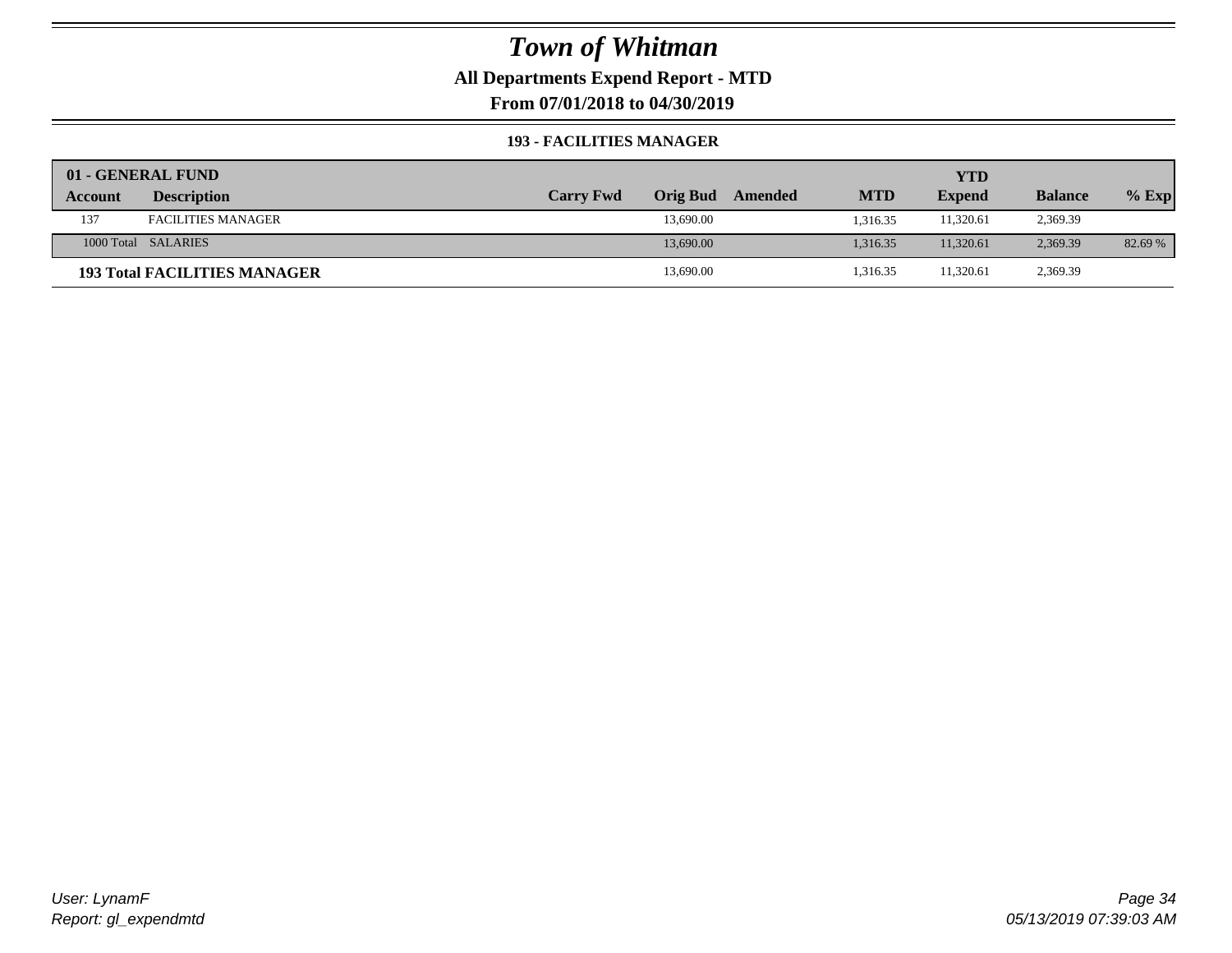# Town of Whitman

**All Departments Expend Report - MTD**

**From 07/01/2018 to 04/30/2019**

**193 - FACILITIES MANAGER**

| 01 - GENERAL FUND | | | | | | YTD | | |
|---|---|---|---|---|---|---|---|---|
| **Account** | **Description** | **Carry Fwd** | **Orig Bud** | **Amended** | **MTD** | **Expend** | **Balance** | **% Exp** |
| 137 | FACILITIES MANAGER | | 13,690.00 | | 1,316.35 | 11,320.61 | 2,369.39 | |
| 1000 Total | SALARIES | | 13,690.00 | | 1,316.35 | 11,320.61 | 2,369.39 | 82.69 % |
| **193 Total FACILITIES MANAGER** | | | 13,690.00 | | 1,316.35 | 11,320.61 | 2,369.39 | |

*User: LynamF*
*Report: gl_expendmtd*

*05/13/2019 07:39:03 AM*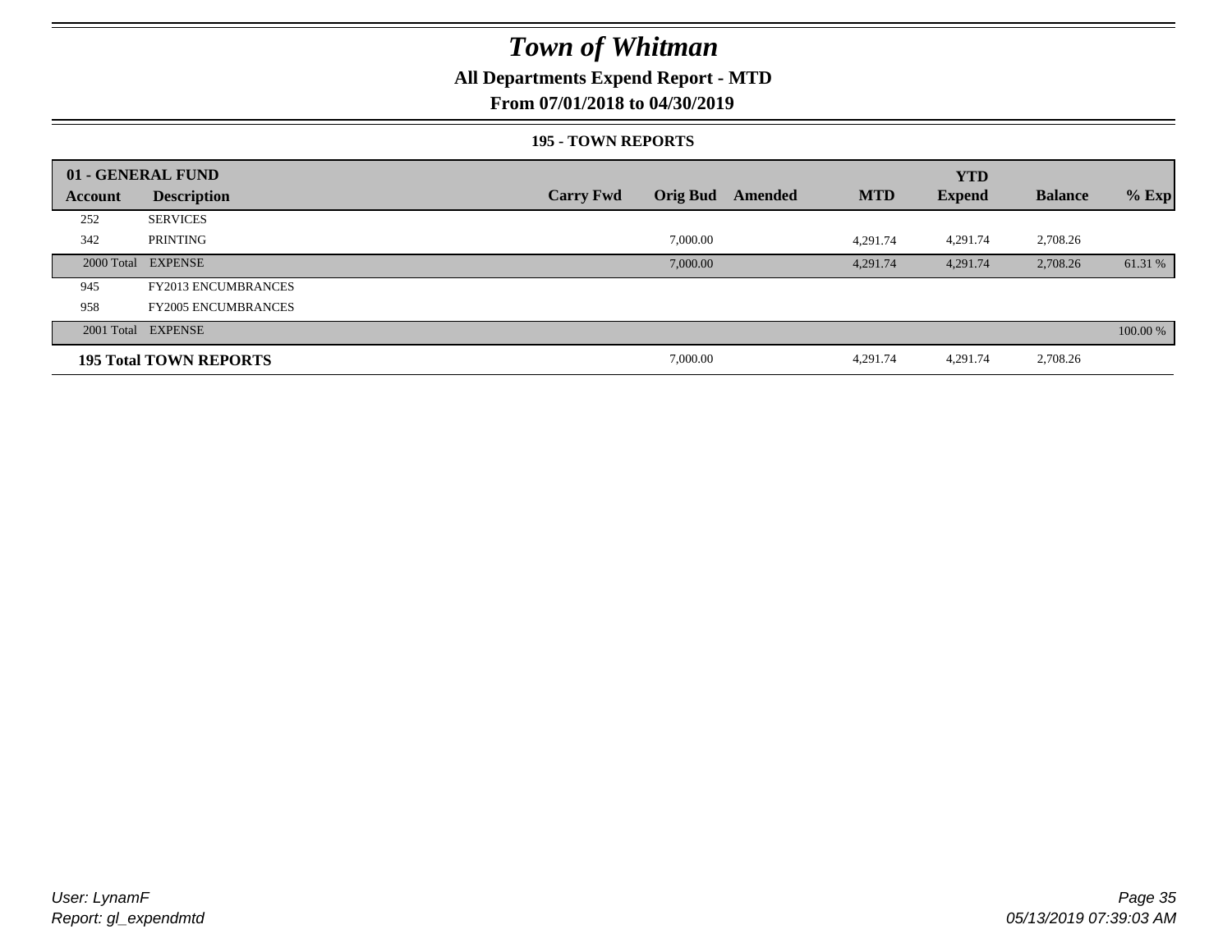# Town of Whitman

## All Departments Expend Report - MTD

### From 07/01/2018 to 04/30/2019

#### 195 - TOWN REPORTS

| 01 - GENERAL FUND | | | | | | YTD | | |
|---|---|---|---|---|---|---|---|---|
| **Account** | **Description** | **Carry Fwd** | **Orig Bud** | **Amended** | **MTD** | **Expend** | **Balance** | **% Exp** |
| 252 | SERVICES | | | | | | | |
| 342 | PRINTING | | 7,000.00 | | 4,291.74 | 4,291.74 | 2,708.26 | |
| 2000 Total | EXPENSE | | 7,000.00 | | 4,291.74 | 4,291.74 | 2,708.26 | 61.31 % |
| 945 | FY2013 ENCUMBRANCES | | | | | | | |
| 958 | FY2005 ENCUMBRANCES | | | | | | | |
| 2001 Total | EXPENSE | | | | | | | 100.00 % |
| **195 Total TOWN REPORTS** | | | 7,000.00 | | 4,291.74 | 4,291.74 | 2,708.26 | |

*User: LynamF*
*Report: gl_expendmtd*

*05/13/2019 07:39:03 AM*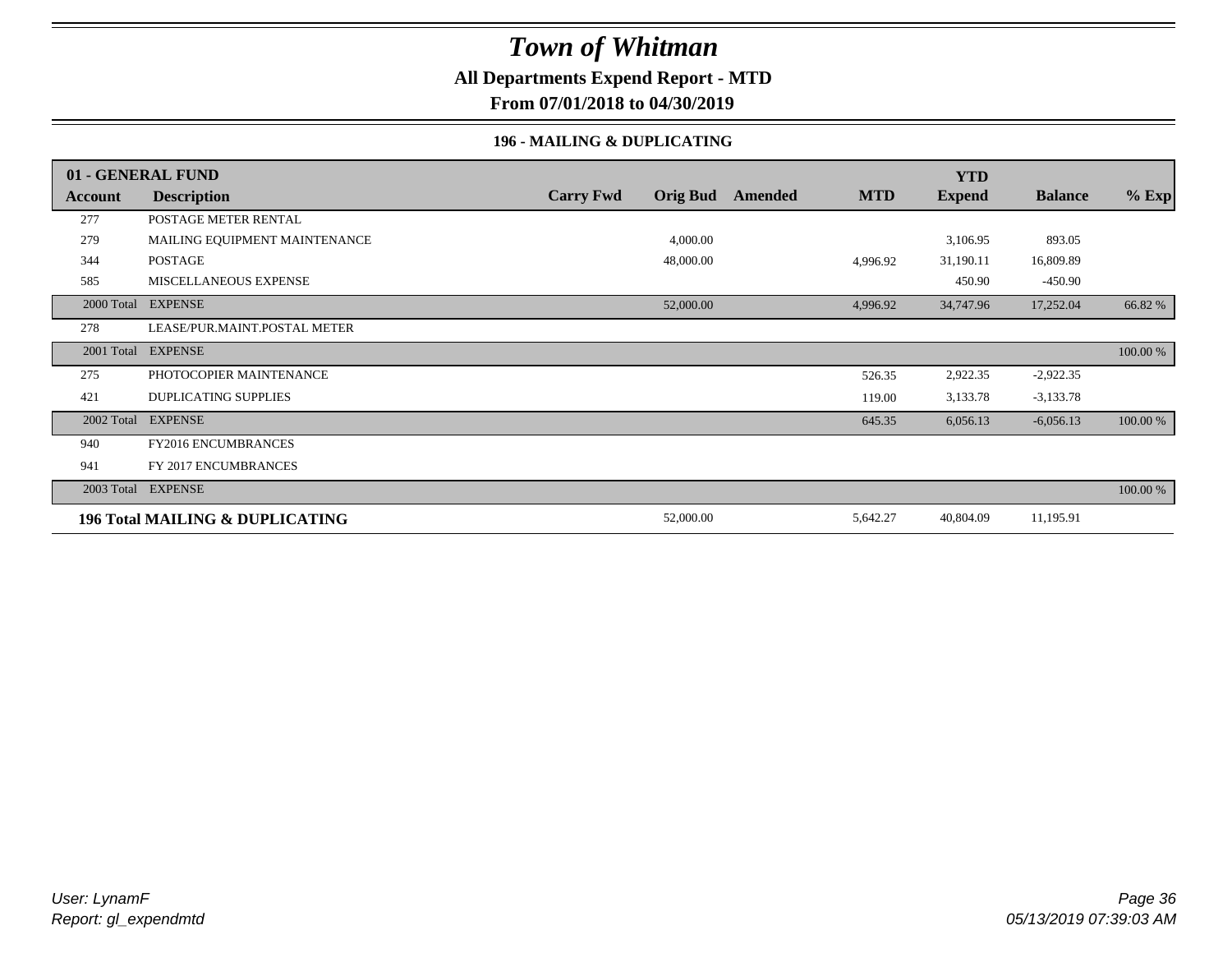# Town of Whitman

**All Departments Expend Report - MTD**

**From 07/01/2018 to 04/30/2019**

**196 - MAILING & DUPLICATING**

| 01 - GENERAL FUND | | | | | | YTD | | |
|---|---|---|---|---|---|---|---|---|
| **Account** | **Description** | **Carry Fwd** | **Orig Bud** | **Amended** | **MTD** | **Expend** | **Balance** | **% Exp** |
| 277 | POSTAGE METER RENTAL | | | | | | | |
| 279 | MAILING EQUIPMENT MAINTENANCE | | 4,000.00 | | | 3,106.95 | 893.05 | |
| 344 | POSTAGE | | 48,000.00 | | 4,996.92 | 31,190.11 | 16,809.89 | |
| 585 | MISCELLANEOUS EXPENSE | | | | | 450.90 | -450.90 | |
| 2000 Total | EXPENSE | | 52,000.00 | | 4,996.92 | 34,747.96 | 17,252.04 | 66.82 % |
| 278 | LEASE/PUR.MAINT.POSTAL METER | | | | | | | |
| 2001 Total | EXPENSE | | | | | | | 100.00 % |
| 275 | PHOTOCOPIER MAINTENANCE | | | | 526.35 | 2,922.35 | -2,922.35 | |
| 421 | DUPLICATING SUPPLIES | | | | 119.00 | 3,133.78 | -3,133.78 | |
| 2002 Total | EXPENSE | | | | 645.35 | 6,056.13 | -6,056.13 | 100.00 % |
| 940 | FY2016 ENCUMBRANCES | | | | | | | |
| 941 | FY 2017 ENCUMBRANCES | | | | | | | |
| 2003 Total | EXPENSE | | | | | | | 100.00 % |
| **196 Total MAILING & DUPLICATING** | | | 52,000.00 | | 5,642.27 | 40,804.09 | 11,195.91 | |

*User: LynamF*
*Report: gl_expendmtd*

*05/13/2019 07:39:03 AM*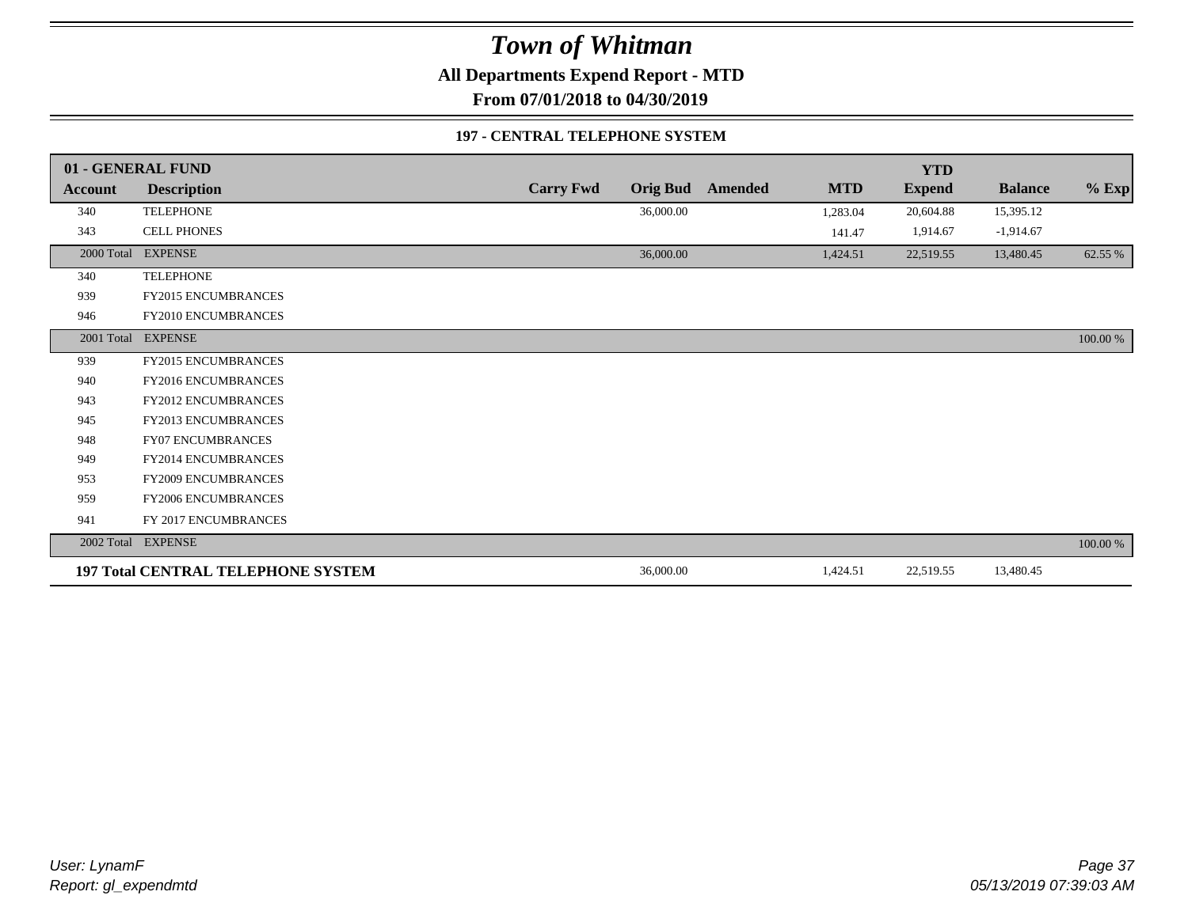# *Town of Whitman*

**All Departments Expend Report - MTD**

**From 07/01/2018 to 04/30/2019**

**197 - CENTRAL TELEPHONE SYSTEM**

| 01 - GENERAL FUND | | | | | | YTD | | |
|---|---|---|---|---|---|---|---|---|
| **Account** | **Description** | **Carry Fwd** | **Orig Bud** | **Amended** | **MTD** | **Expend** | **Balance** | **% Exp** |
| 340 | TELEPHONE | | 36,000.00 | | 1,283.04 | 20,604.88 | 15,395.12 | |
| 343 | CELL PHONES | | | | 141.47 | 1,914.67 | -1,914.67 | |
| 2000 Total | EXPENSE | | 36,000.00 | | 1,424.51 | 22,519.55 | 13,480.45 | 62.55 % |
| 340 | TELEPHONE | | | | | | | |
| 939 | FY2015 ENCUMBRANCES | | | | | | | |
| 946 | FY2010 ENCUMBRANCES | | | | | | | |
| 2001 Total | EXPENSE | | | | | | | 100.00 % |
| 939 | FY2015 ENCUMBRANCES | | | | | | | |
| 940 | FY2016 ENCUMBRANCES | | | | | | | |
| 943 | FY2012 ENCUMBRANCES | | | | | | | |
| 945 | FY2013 ENCUMBRANCES | | | | | | | |
| 948 | FY07 ENCUMBRANCES | | | | | | | |
| 949 | FY2014 ENCUMBRANCES | | | | | | | |
| 953 | FY2009 ENCUMBRANCES | | | | | | | |
| 959 | FY2006 ENCUMBRANCES | | | | | | | |
| 941 | FY 2017 ENCUMBRANCES | | | | | | | |
| 2002 Total | EXPENSE | | | | | | | 100.00 % |
| **197 Total CENTRAL TELEPHONE SYSTEM** | | | 36,000.00 | | 1,424.51 | 22,519.55 | 13,480.45 | |

*User: LynamF*
*Report: gl_expendmtd*

*05/13/2019 07:39:03 AM*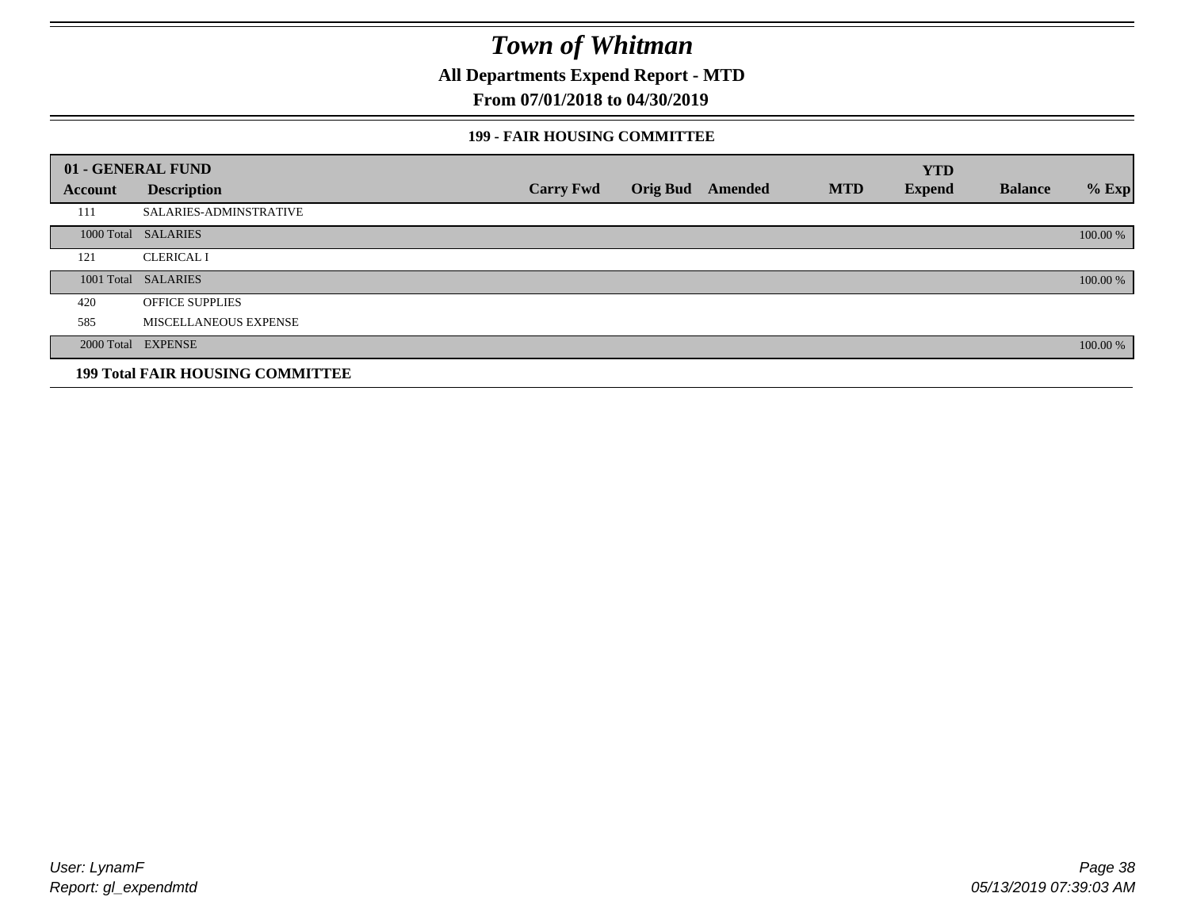# Town of Whitman

**All Departments Expend Report - MTD**

**From 07/01/2018 to 04/30/2019**

**199 - FAIR HOUSING COMMITTEE**

| 01 - GENERAL FUND | | | | | | | | |
|---|---|---|---|---|---|---|---|---|
| **Account** | **Description** | **Carry Fwd** | **Orig Bud** | **Amended** | **MTD** | **YTD Expend** | **Balance** | **% Exp** |
| 111 | SALARIES-ADMINSTRATIVE | | | | | | | |
| 1000 Total | SALARIES | | | | | | | 100.00 % |
| 121 | CLERICAL I | | | | | | | |
| 1001 Total | SALARIES | | | | | | | 100.00 % |
| 420 | OFFICE SUPPLIES | | | | | | | |
| 585 | MISCELLANEOUS EXPENSE | | | | | | | |
| 2000 Total | EXPENSE | | | | | | | 100.00 % |
| **199 Total FAIR HOUSING COMMITTEE** | | | | | | | | |

User: LynamF
Report: gl_expendmtd

05/13/2019 07:39:03 AM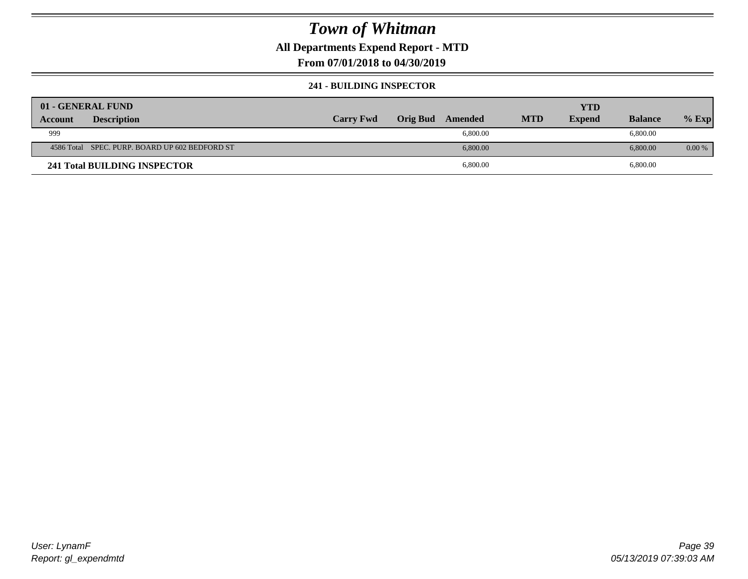# Town of Whitman

**All Departments Expend Report - MTD**

**From 07/01/2018 to 04/30/2019**

**241 - BUILDING INSPECTOR**

| 01 - GENERAL FUND Account | Description | Carry Fwd | Orig Bud | Amended | MTD | YTD Expend | Balance | % Exp |
|---|---|---|---|---|---|---|---|---|
| 999 | | | | 6,800.00 | | | 6,800.00 | |
| 4586 Total | SPEC. PURP. BOARD UP 602 BEDFORD ST | | | 6,800.00 | | | 6,800.00 | 0.00 % |
| **241 Total BUILDING INSPECTOR** | | | | 6,800.00 | | | 6,800.00 | |

User: LynamF
Report: gl_expendmtd

05/13/2019 07:39:03 AM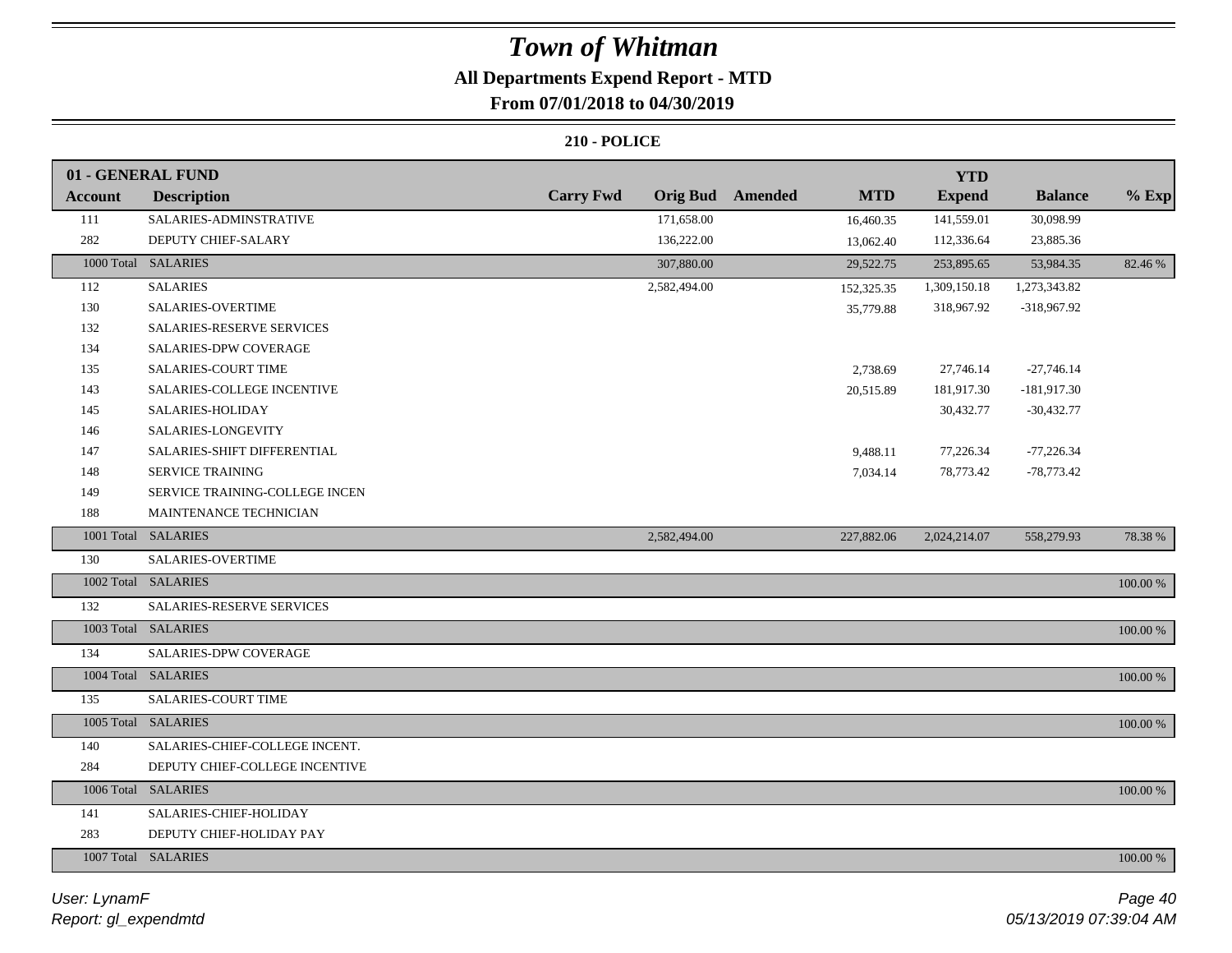# Town of Whitman

## All Departments Expend Report - MTD

## From 07/01/2018 to 04/30/2019

### 210 - POLICE

| 01 - GENERAL FUND | | | | | | YTD | | |
|---|---|---|---|---|---|---|---|---|
| **Account** | **Description** | **Carry Fwd** | **Orig Bud** | **Amended** | **MTD** | **Expend** | **Balance** | **% Exp** |
| 111 | SALARIES-ADMINSTRATIVE | | 171,658.00 | | 16,460.35 | 141,559.01 | 30,098.99 | |
| 282 | DEPUTY CHIEF-SALARY | | 136,222.00 | | 13,062.40 | 112,336.64 | 23,885.36 | |
| 1000 Total | SALARIES | | 307,880.00 | | 29,522.75 | 253,895.65 | 53,984.35 | 82.46 % |
| 112 | SALARIES | | 2,582,494.00 | | 152,325.35 | 1,309,150.18 | 1,273,343.82 | |
| 130 | SALARIES-OVERTIME | | | | 35,779.88 | 318,967.92 | -318,967.92 | |
| 132 | SALARIES-RESERVE SERVICES | | | | | | | |
| 134 | SALARIES-DPW COVERAGE | | | | | | | |
| 135 | SALARIES-COURT TIME | | | | 2,738.69 | 27,746.14 | -27,746.14 | |
| 143 | SALARIES-COLLEGE INCENTIVE | | | | 20,515.89 | 181,917.30 | -181,917.30 | |
| 145 | SALARIES-HOLIDAY | | | | | 30,432.77 | -30,432.77 | |
| 146 | SALARIES-LONGEVITY | | | | | | | |
| 147 | SALARIES-SHIFT DIFFERENTIAL | | | | 9,488.11 | 77,226.34 | -77,226.34 | |
| 148 | SERVICE TRAINING | | | | 7,034.14 | 78,773.42 | -78,773.42 | |
| 149 | SERVICE TRAINING-COLLEGE INCEN | | | | | | | |
| 188 | MAINTENANCE TECHNICIAN | | | | | | | |
| 1001 Total | SALARIES | | 2,582,494.00 | | 227,882.06 | 2,024,214.07 | 558,279.93 | 78.38 % |
| 130 | SALARIES-OVERTIME | | | | | | | |
| 1002 Total | SALARIES | | | | | | | 100.00 % |
| 132 | SALARIES-RESERVE SERVICES | | | | | | | |
| 1003 Total | SALARIES | | | | | | | 100.00 % |
| 134 | SALARIES-DPW COVERAGE | | | | | | | |
| 1004 Total | SALARIES | | | | | | | 100.00 % |
| 135 | SALARIES-COURT TIME | | | | | | | |
| 1005 Total | SALARIES | | | | | | | 100.00 % |
| 140 | SALARIES-CHIEF-COLLEGE INCENT. | | | | | | | |
| 284 | DEPUTY CHIEF-COLLEGE INCENTIVE | | | | | | | |
| 1006 Total | SALARIES | | | | | | | 100.00 % |
| 141 | SALARIES-CHIEF-HOLIDAY | | | | | | | |
| 283 | DEPUTY CHIEF-HOLIDAY PAY | | | | | | | |
| 1007 Total | SALARIES | | | | | | | 100.00 % |

*User: LynamF*
*Report: gl_expendmtd*
*05/13/2019 07:39:04 AM*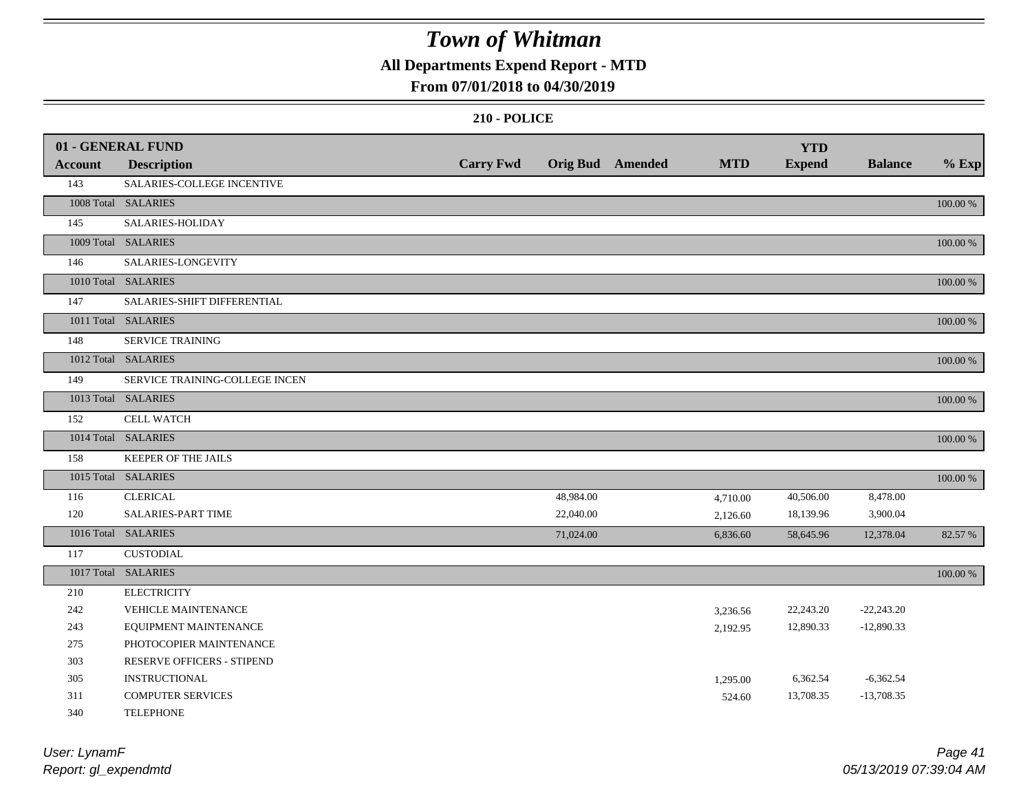# Town of Whitman

## All Departments Expend Report - MTD

### From 07/01/2018 to 04/30/2019

#### 210 - POLICE

| 01 - GENERAL FUND | | | | | | YTD | | |
|---|---|---|---|---|---|---|---|---|
| **Account** | **Description** | **Carry Fwd** | **Orig Bud** | **Amended** | **MTD** | **Expend** | **Balance** | **% Exp** |
| 143 | SALARIES-COLLEGE INCENTIVE | | | | | | | |
| 1008 Total | SALARIES | | | | | | | 100.00 % |
| 145 | SALARIES-HOLIDAY | | | | | | | |
| 1009 Total | SALARIES | | | | | | | 100.00 % |
| 146 | SALARIES-LONGEVITY | | | | | | | |
| 1010 Total | SALARIES | | | | | | | 100.00 % |
| 147 | SALARIES-SHIFT DIFFERENTIAL | | | | | | | |
| 1011 Total | SALARIES | | | | | | | 100.00 % |
| 148 | SERVICE TRAINING | | | | | | | |
| 1012 Total | SALARIES | | | | | | | 100.00 % |
| 149 | SERVICE TRAINING-COLLEGE INCEN | | | | | | | |
| 1013 Total | SALARIES | | | | | | | 100.00 % |
| 152 | CELL WATCH | | | | | | | |
| 1014 Total | SALARIES | | | | | | | 100.00 % |
| 158 | KEEPER OF THE JAILS | | | | | | | |
| 1015 Total | SALARIES | | | | | | | 100.00 % |
| 116 | CLERICAL | | 48,984.00 | | 4,710.00 | 40,506.00 | 8,478.00 | |
| 120 | SALARIES-PART TIME | | 22,040.00 | | 2,126.60 | 18,139.96 | 3,900.04 | |
| 1016 Total | SALARIES | | 71,024.00 | | 6,836.60 | 58,645.96 | 12,378.04 | 82.57 % |
| 117 | CUSTODIAL | | | | | | | |
| 1017 Total | SALARIES | | | | | | | 100.00 % |
| 210 | ELECTRICITY | | | | | | | |
| 242 | VEHICLE MAINTENANCE | | | | 3,236.56 | 22,243.20 | -22,243.20 | |
| 243 | EQUIPMENT MAINTENANCE | | | | 2,192.95 | 12,890.33 | -12,890.33 | |
| 275 | PHOTOCOPIER MAINTENANCE | | | | | | | |
| 303 | RESERVE OFFICERS - STIPEND | | | | | | | |
| 305 | INSTRUCTIONAL | | | | 1,295.00 | 6,362.54 | -6,362.54 | |
| 311 | COMPUTER SERVICES | | | | 524.60 | 13,708.35 | -13,708.35 | |
| 340 | TELEPHONE | | | | | | | |

User: LynamF
Report: gl_expendmtd

05/13/2019 07:39:04 AM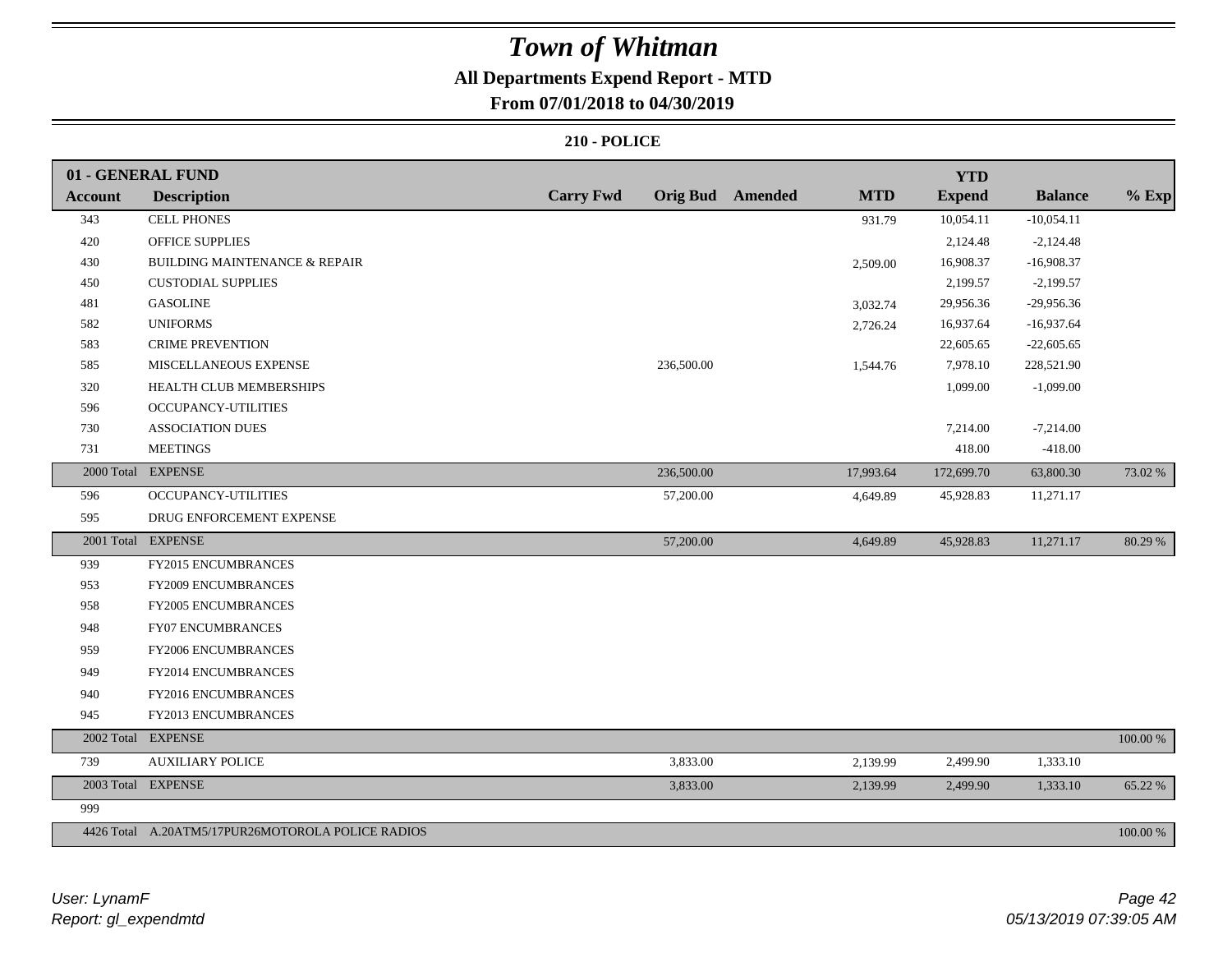# Town of Whitman

## All Departments Expend Report - MTD

### From 07/01/2018 to 04/30/2019

### 210 - POLICE

| 01 - GENERAL FUND | | | | | | YTD | | |
|---|---|---|---|---|---|---|---|---|
| Account | Description | Carry Fwd | Orig Bud | Amended | MTD | Expend | Balance | % Exp |
| 343 | CELL PHONES | | | | 931.79 | 10,054.11 | -10,054.11 | |
| 420 | OFFICE SUPPLIES | | | | | 2,124.48 | -2,124.48 | |
| 430 | BUILDING MAINTENANCE & REPAIR | | | | 2,509.00 | 16,908.37 | -16,908.37 | |
| 450 | CUSTODIAL SUPPLIES | | | | | 2,199.57 | -2,199.57 | |
| 481 | GASOLINE | | | | 3,032.74 | 29,956.36 | -29,956.36 | |
| 582 | UNIFORMS | | | | 2,726.24 | 16,937.64 | -16,937.64 | |
| 583 | CRIME PREVENTION | | | | | 22,605.65 | -22,605.65 | |
| 585 | MISCELLANEOUS EXPENSE | | 236,500.00 | | 1,544.76 | 7,978.10 | 228,521.90 | |
| 320 | HEALTH CLUB MEMBERSHIPS | | | | | 1,099.00 | -1,099.00 | |
| 596 | OCCUPANCY-UTILITIES | | | | | | | |
| 730 | ASSOCIATION DUES | | | | | 7,214.00 | -7,214.00 | |
| 731 | MEETINGS | | | | | 418.00 | -418.00 | |
| 2000 Total | EXPENSE | | 236,500.00 | | 17,993.64 | 172,699.70 | 63,800.30 | 73.02 % |
| 596 | OCCUPANCY-UTILITIES | | 57,200.00 | | 4,649.89 | 45,928.83 | 11,271.17 | |
| 595 | DRUG ENFORCEMENT EXPENSE | | | | | | | |
| 2001 Total | EXPENSE | | 57,200.00 | | 4,649.89 | 45,928.83 | 11,271.17 | 80.29 % |
| 939 | FY2015 ENCUMBRANCES | | | | | | | |
| 953 | FY2009 ENCUMBRANCES | | | | | | | |
| 958 | FY2005 ENCUMBRANCES | | | | | | | |
| 948 | FY07 ENCUMBRANCES | | | | | | | |
| 959 | FY2006 ENCUMBRANCES | | | | | | | |
| 949 | FY2014 ENCUMBRANCES | | | | | | | |
| 940 | FY2016 ENCUMBRANCES | | | | | | | |
| 945 | FY2013 ENCUMBRANCES | | | | | | | |
| 2002 Total | EXPENSE | | | | | | | 100.00 % |
| 739 | AUXILIARY POLICE | | 3,833.00 | | 2,139.99 | 2,499.90 | 1,333.10 | |
| 2003 Total | EXPENSE | | 3,833.00 | | 2,139.99 | 2,499.90 | 1,333.10 | 65.22 % |
| 999 | | | | | | | | |
| 4426 Total | A.20ATM5/17PUR26MOTOROLA POLICE RADIOS | | | | | | | 100.00 % |

*User: LynamF*
*Report: gl_expendmtd*

*05/13/2019 07:39:05 AM*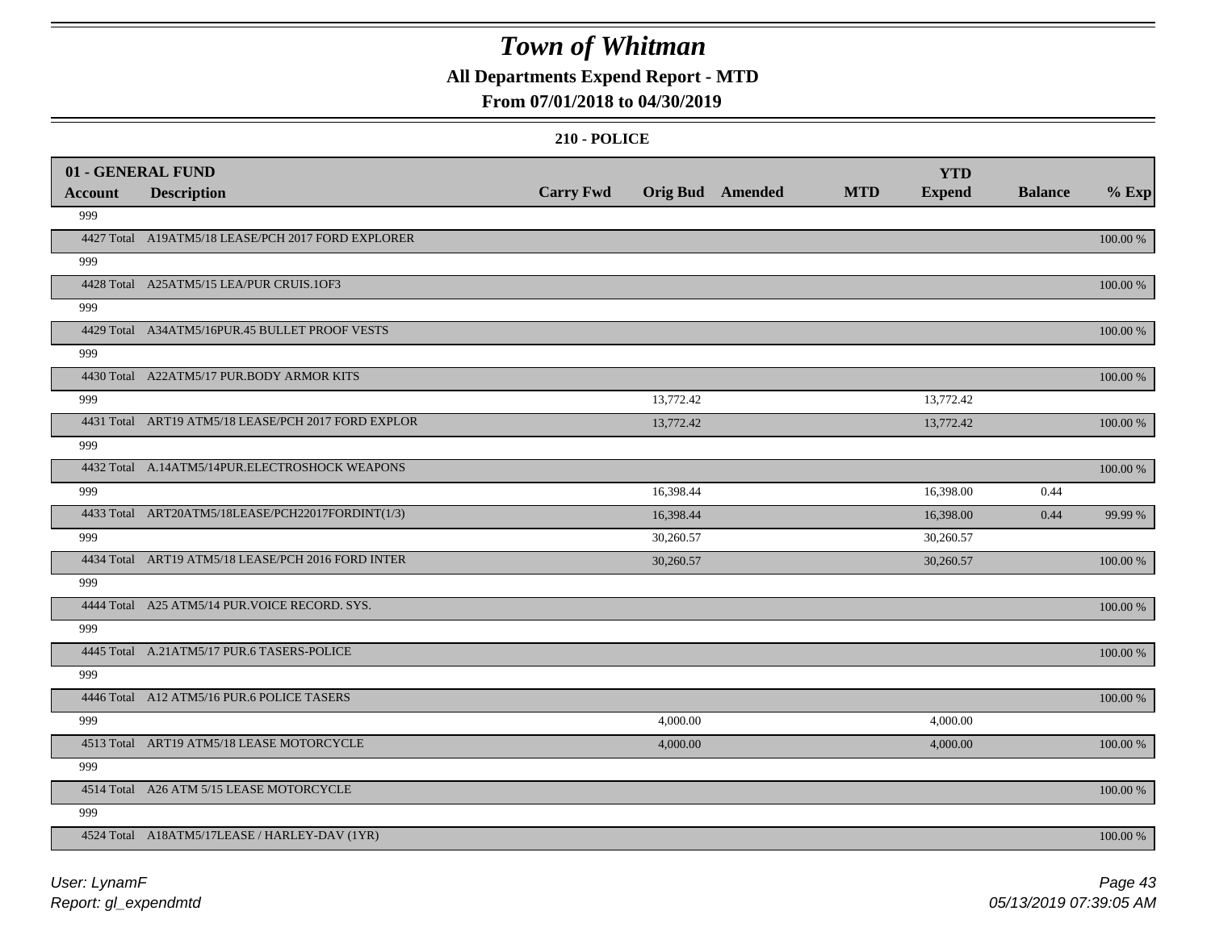# Town of Whitman

## All Departments Expend Report - MTD

### From 07/01/2018 to 04/30/2019

#### 210 - POLICE

| 01 - GENERAL FUND<br>Account | Description | Carry Fwd | Orig Bud | Amended | MTD | YTD<br>Expend | Balance | % Exp |
|---|---|---|---|---|---|---|---|---|
| 999 | | | | | | | | |
| 4427 Total | A19ATM5/18 LEASE/PCH 2017 FORD EXPLORER | | | | | | | 100.00 % |
| 999 | | | | | | | | |
| 4428 Total | A25ATM5/15 LEA/PUR CRUIS.1OF3 | | | | | | | 100.00 % |
| 999 | | | | | | | | |
| 4429 Total | A34ATM5/16PUR.45 BULLET PROOF VESTS | | | | | | | 100.00 % |
| 999 | | | | | | | | |
| 4430 Total | A22ATM5/17 PUR.BODY ARMOR KITS | | | | | | | 100.00 % |
| 999 | | | 13,772.42 | | | 13,772.42 | | |
| 4431 Total | ART19 ATM5/18 LEASE/PCH 2017 FORD EXPLOR | | 13,772.42 | | | 13,772.42 | | 100.00 % |
| 999 | | | | | | | | |
| 4432 Total | A.14ATM5/14PUR.ELECTROSHOCK WEAPONS | | | | | | | 100.00 % |
| 999 | | | 16,398.44 | | | 16,398.00 | 0.44 | |
| 4433 Total | ART20ATM5/18LEASE/PCH22017FORDINT(1/3) | | 16,398.44 | | | 16,398.00 | 0.44 | 99.99 % |
| 999 | | | 30,260.57 | | | 30,260.57 | | |
| 4434 Total | ART19 ATM5/18 LEASE/PCH 2016 FORD INTER | | 30,260.57 | | | 30,260.57 | | 100.00 % |
| 999 | | | | | | | | |
| 4444 Total | A25 ATM5/14 PUR.VOICE RECORD. SYS. | | | | | | | 100.00 % |
| 999 | | | | | | | | |
| 4445 Total | A.21ATM5/17 PUR.6 TASERS-POLICE | | | | | | | 100.00 % |
| 999 | | | | | | | | |
| 4446 Total | A12 ATM5/16 PUR.6 POLICE TASERS | | | | | | | 100.00 % |
| 999 | | | 4,000.00 | | | 4,000.00 | | |
| 4513 Total | ART19 ATM5/18 LEASE MOTORCYCLE | | 4,000.00 | | | 4,000.00 | | 100.00 % |
| 999 | | | | | | | | |
| 4514 Total | A26 ATM 5/15 LEASE MOTORCYCLE | | | | | | | 100.00 % |
| 999 | | | | | | | | |
| 4524 Total | A18ATM5/17LEASE / HARLEY-DAV (1YR) | | | | | | | 100.00 % |

User: LynamF
Report: gl_expendmtd

05/13/2019 07:39:05 AM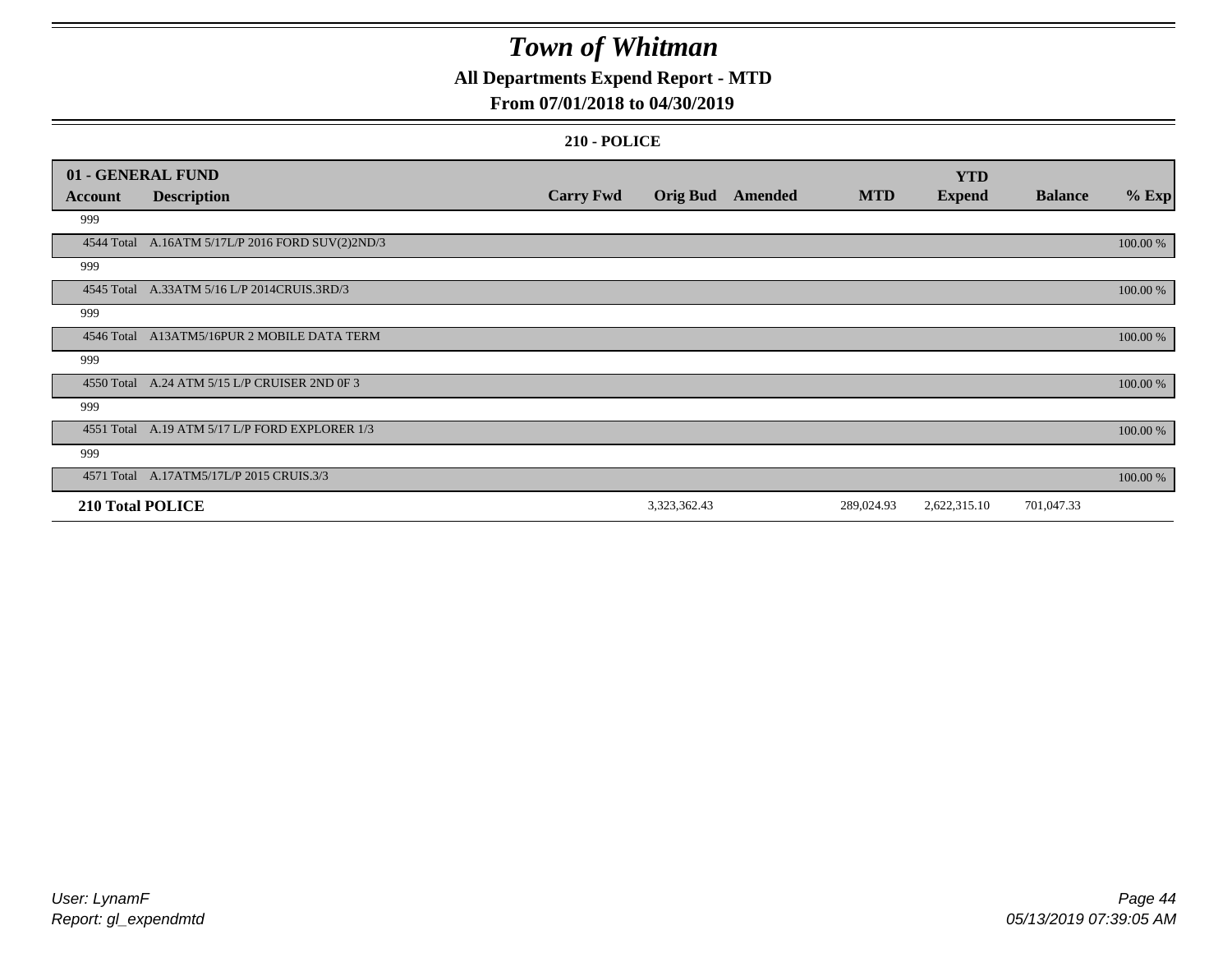# Town of Whitman

## All Departments Expend Report - MTD

### From 07/01/2018 to 04/30/2019

#### 210 - POLICE

| 01 - GENERAL FUND | | | | | | YTD | | |
|---|---|---|---|---|---|---|---|---|
| **Account** | **Description** | **Carry Fwd** | **Orig Bud** | **Amended** | **MTD** | **Expend** | **Balance** | **% Exp** |
| 999 | | | | | | | | |
| 4544 Total | A.16ATM 5/17L/P 2016 FORD SUV(2)2ND/3 | | | | | | | 100.00 % |
| 999 | | | | | | | | |
| 4545 Total | A.33ATM 5/16 L/P 2014CRUIS.3RD/3 | | | | | | | 100.00 % |
| 999 | | | | | | | | |
| 4546 Total | A13ATM5/16PUR 2 MOBILE DATA TERM | | | | | | | 100.00 % |
| 999 | | | | | | | | |
| 4550 Total | A.24 ATM 5/15 L/P CRUISER 2ND 0F 3 | | | | | | | 100.00 % |
| 999 | | | | | | | | |
| 4551 Total | A.19 ATM 5/17 L/P FORD EXPLORER 1/3 | | | | | | | 100.00 % |
| 999 | | | | | | | | |
| 4571 Total | A.17ATM5/17L/P 2015 CRUIS.3/3 | | | | | | | 100.00 % |
| **210 Total POLICE** | | | 3,323,362.43 | | 289,024.93 | 2,622,315.10 | 701,047.33 | |

*User: LynamF*
*Report: gl_expendmtd*

*05/13/2019 07:39:05 AM*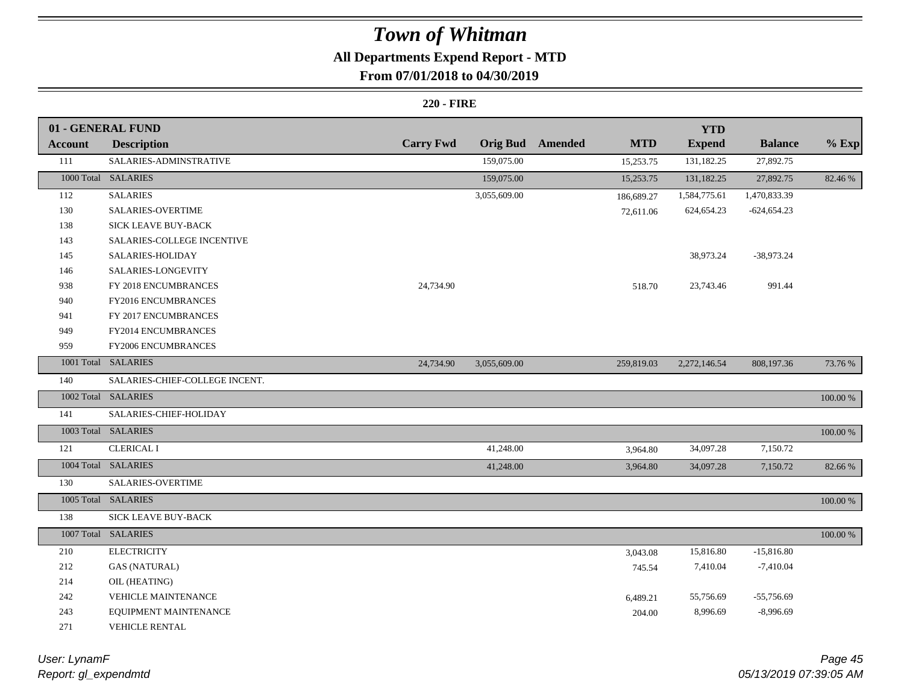# Town of Whitman

**All Departments Expend Report - MTD**

**From 07/01/2018 to 04/30/2019**

**220 - FIRE**

| 01 - GENERAL FUND | | | | | | YTD | | |
|---|---|---|---|---|---|---|---|---|
| **Account** | **Description** | **Carry Fwd** | **Orig Bud** | **Amended** | **MTD** | **Expend** | **Balance** | **% Exp** |
| 111 | SALARIES-ADMINSTRATIVE | | 159,075.00 | | 15,253.75 | 131,182.25 | 27,892.75 | |
| 1000 Total | SALARIES | | 159,075.00 | | 15,253.75 | 131,182.25 | 27,892.75 | 82.46 % |
| 112 | SALARIES | | 3,055,609.00 | | 186,689.27 | 1,584,775.61 | 1,470,833.39 | |
| 130 | SALARIES-OVERTIME | | | | 72,611.06 | 624,654.23 | -624,654.23 | |
| 138 | SICK LEAVE BUY-BACK | | | | | | | |
| 143 | SALARIES-COLLEGE INCENTIVE | | | | | | | |
| 145 | SALARIES-HOLIDAY | | | | | 38,973.24 | -38,973.24 | |
| 146 | SALARIES-LONGEVITY | | | | | | | |
| 938 | FY 2018 ENCUMBRANCES | 24,734.90 | | | 518.70 | 23,743.46 | 991.44 | |
| 940 | FY2016 ENCUMBRANCES | | | | | | | |
| 941 | FY 2017 ENCUMBRANCES | | | | | | | |
| 949 | FY2014 ENCUMBRANCES | | | | | | | |
| 959 | FY2006 ENCUMBRANCES | | | | | | | |
| 1001 Total | SALARIES | 24,734.90 | 3,055,609.00 | | 259,819.03 | 2,272,146.54 | 808,197.36 | 73.76 % |
| 140 | SALARIES-CHIEF-COLLEGE INCENT. | | | | | | | |
| 1002 Total | SALARIES | | | | | | | 100.00 % |
| 141 | SALARIES-CHIEF-HOLIDAY | | | | | | | |
| 1003 Total | SALARIES | | | | | | | 100.00 % |
| 121 | CLERICAL I | | 41,248.00 | | 3,964.80 | 34,097.28 | 7,150.72 | |
| 1004 Total | SALARIES | | 41,248.00 | | 3,964.80 | 34,097.28 | 7,150.72 | 82.66 % |
| 130 | SALARIES-OVERTIME | | | | | | | |
| 1005 Total | SALARIES | | | | | | | 100.00 % |
| 138 | SICK LEAVE BUY-BACK | | | | | | | |
| 1007 Total | SALARIES | | | | | | | 100.00 % |
| 210 | ELECTRICITY | | | | 3,043.08 | 15,816.80 | -15,816.80 | |
| 212 | GAS (NATURAL) | | | | 745.54 | 7,410.04 | -7,410.04 | |
| 214 | OIL (HEATING) | | | | | | | |
| 242 | VEHICLE MAINTENANCE | | | | 6,489.21 | 55,756.69 | -55,756.69 | |
| 243 | EQUIPMENT MAINTENANCE | | | | 204.00 | 8,996.69 | -8,996.69 | |
| 271 | VEHICLE RENTAL | | | | | | | |

*User: LynamF*
*Report: gl_expendmtd*

*05/13/2019 07:39:05 AM*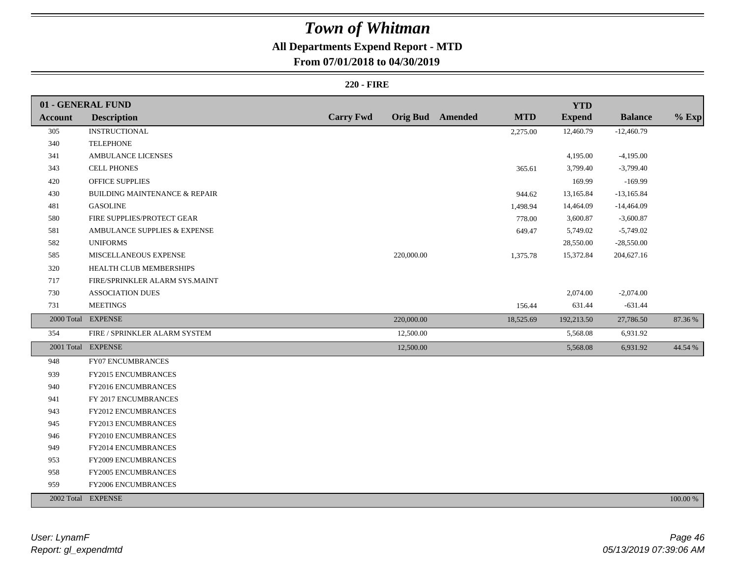# Town of Whitman

## All Departments Expend Report - MTD

### From 07/01/2018 to 04/30/2019

**220 - FIRE**

| **01 - GENERAL FUND** | | | | | | | | |
|---|---|---|---|---|---|---|---|---|
| **Account** | **Description** | **Carry Fwd** | **Orig Bud** | **Amended** | **MTD** | **YTD Expend** | **Balance** | **% Exp** |
| 305 | INSTRUCTIONAL | | | | 2,275.00 | 12,460.79 | -12,460.79 | |
| 340 | TELEPHONE | | | | | | | |
| 341 | AMBULANCE LICENSES | | | | | 4,195.00 | -4,195.00 | |
| 343 | CELL PHONES | | | | 365.61 | 3,799.40 | -3,799.40 | |
| 420 | OFFICE SUPPLIES | | | | | 169.99 | -169.99 | |
| 430 | BUILDING MAINTENANCE & REPAIR | | | | 944.62 | 13,165.84 | -13,165.84 | |
| 481 | GASOLINE | | | | 1,498.94 | 14,464.09 | -14,464.09 | |
| 580 | FIRE SUPPLIES/PROTECT GEAR | | | | 778.00 | 3,600.87 | -3,600.87 | |
| 581 | AMBULANCE SUPPLIES & EXPENSE | | | | 649.47 | 5,749.02 | -5,749.02 | |
| 582 | UNIFORMS | | | | | 28,550.00 | -28,550.00 | |
| 585 | MISCELLANEOUS EXPENSE | | 220,000.00 | | 1,375.78 | 15,372.84 | 204,627.16 | |
| 320 | HEALTH CLUB MEMBERSHIPS | | | | | | | |
| 717 | FIRE/SPRINKLER ALARM SYS.MAINT | | | | | | | |
| 730 | ASSOCIATION DUES | | | | | 2,074.00 | -2,074.00 | |
| 731 | MEETINGS | | | | 156.44 | 631.44 | -631.44 | |
| 2000 Total | EXPENSE | | 220,000.00 | | 18,525.69 | 192,213.50 | 27,786.50 | 87.36 % |
| 354 | FIRE / SPRINKLER ALARM SYSTEM | | 12,500.00 | | | 5,568.08 | 6,931.92 | |
| 2001 Total | EXPENSE | | 12,500.00 | | | 5,568.08 | 6,931.92 | 44.54 % |
| 948 | FY07 ENCUMBRANCES | | | | | | | |
| 939 | FY2015 ENCUMBRANCES | | | | | | | |
| 940 | FY2016 ENCUMBRANCES | | | | | | | |
| 941 | FY 2017 ENCUMBRANCES | | | | | | | |
| 943 | FY2012 ENCUMBRANCES | | | | | | | |
| 945 | FY2013 ENCUMBRANCES | | | | | | | |
| 946 | FY2010 ENCUMBRANCES | | | | | | | |
| 949 | FY2014 ENCUMBRANCES | | | | | | | |
| 953 | FY2009 ENCUMBRANCES | | | | | | | |
| 958 | FY2005 ENCUMBRANCES | | | | | | | |
| 959 | FY2006 ENCUMBRANCES | | | | | | | |
| 2002 Total | EXPENSE | | | | | | | 100.00 % |

*User: LynamF*
*Report: gl_expendmtd*

*05/13/2019 07:39:06 AM*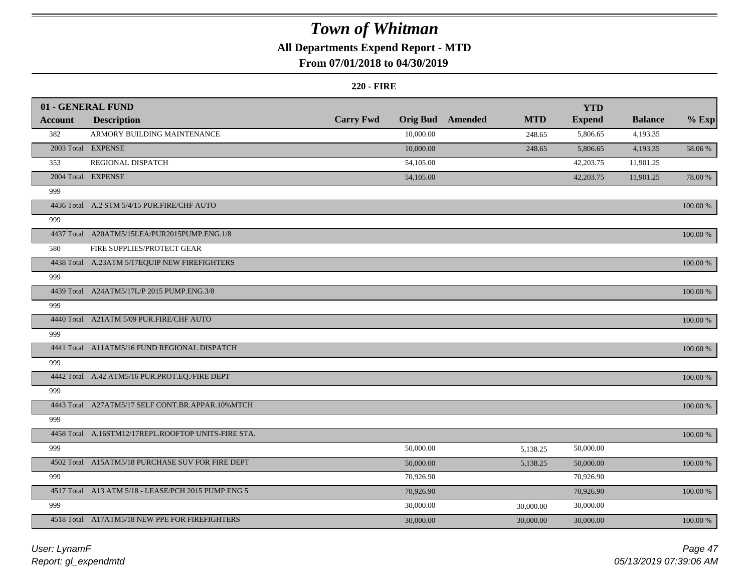# Town of Whitman

**All Departments Expend Report - MTD**

**From 07/01/2018 to 04/30/2019**

**220 - FIRE**

| 01 - GENERAL FUND | | | | | | YTD | | |
|---|---|---|---|---|---|---|---|---|
| **Account** | **Description** | **Carry Fwd** | **Orig Bud** | **Amended** | **MTD** | **Expend** | **Balance** | **% Exp** |
| 382 | ARMORY BUILDING MAINTENANCE | | 10,000.00 | | 248.65 | 5,806.65 | 4,193.35 | |
| 2003 Total | EXPENSE | | 10,000.00 | | 248.65 | 5,806.65 | 4,193.35 | 58.06 % |
| 353 | REGIONAL DISPATCH | | 54,105.00 | | | 42,203.75 | 11,901.25 | |
| 2004 Total | EXPENSE | | 54,105.00 | | | 42,203.75 | 11,901.25 | 78.00 % |
| 999 | | | | | | | | |
| 4436 Total | A.2 STM 5/4/15 PUR.FIRE/CHF AUTO | | | | | | | 100.00 % |
| 999 | | | | | | | | |
| 4437 Total | A20ATM5/15LEA/PUR2015PUMP.ENG.1/8 | | | | | | | 100.00 % |
| 580 | FIRE SUPPLIES/PROTECT GEAR | | | | | | | |
| 4438 Total | A.23ATM 5/17EQUIP NEW FIREFIGHTERS | | | | | | | 100.00 % |
| 999 | | | | | | | | |
| 4439 Total | A24ATM5/17L/P 2015 PUMP.ENG.3/8 | | | | | | | 100.00 % |
| 999 | | | | | | | | |
| 4440 Total | A21ATM 5/09 PUR.FIRE/CHF AUTO | | | | | | | 100.00 % |
| 999 | | | | | | | | |
| 4441 Total | A11ATM5/16 FUND REGIONAL DISPATCH | | | | | | | 100.00 % |
| 999 | | | | | | | | |
| 4442 Total | A.42 ATM5/16 PUR.PROT.EQ./FIRE DEPT | | | | | | | 100.00 % |
| 999 | | | | | | | | |
| 4443 Total | A27ATM5/17 SELF CONT.BR.APPAR.10%MTCH | | | | | | | 100.00 % |
| 999 | | | | | | | | |
| 4458 Total | A.16STM12/17REPL.ROOFTOP UNITS-FIRE STA. | | | | | | | 100.00 % |
| 999 | | | 50,000.00 | | 5,138.25 | 50,000.00 | | |
| 4502 Total | A15ATM5/18 PURCHASE SUV FOR FIRE DEPT | | 50,000.00 | | 5,138.25 | 50,000.00 | | 100.00 % |
| 999 | | | 70,926.90 | | | 70,926.90 | | |
| 4517 Total | A13 ATM 5/18 - LEASE/PCH 2015 PUMP ENG 5 | | 70,926.90 | | | 70,926.90 | | 100.00 % |
| 999 | | | 30,000.00 | | 30,000.00 | 30,000.00 | | |
| 4518 Total | A17ATM5/18 NEW PPE FOR FIREFIGHTERS | | 30,000.00 | | 30,000.00 | 30,000.00 | | 100.00 % |

*User: LynamF*

*Report: gl_expendmtd*

*05/13/2019 07:39:06 AM*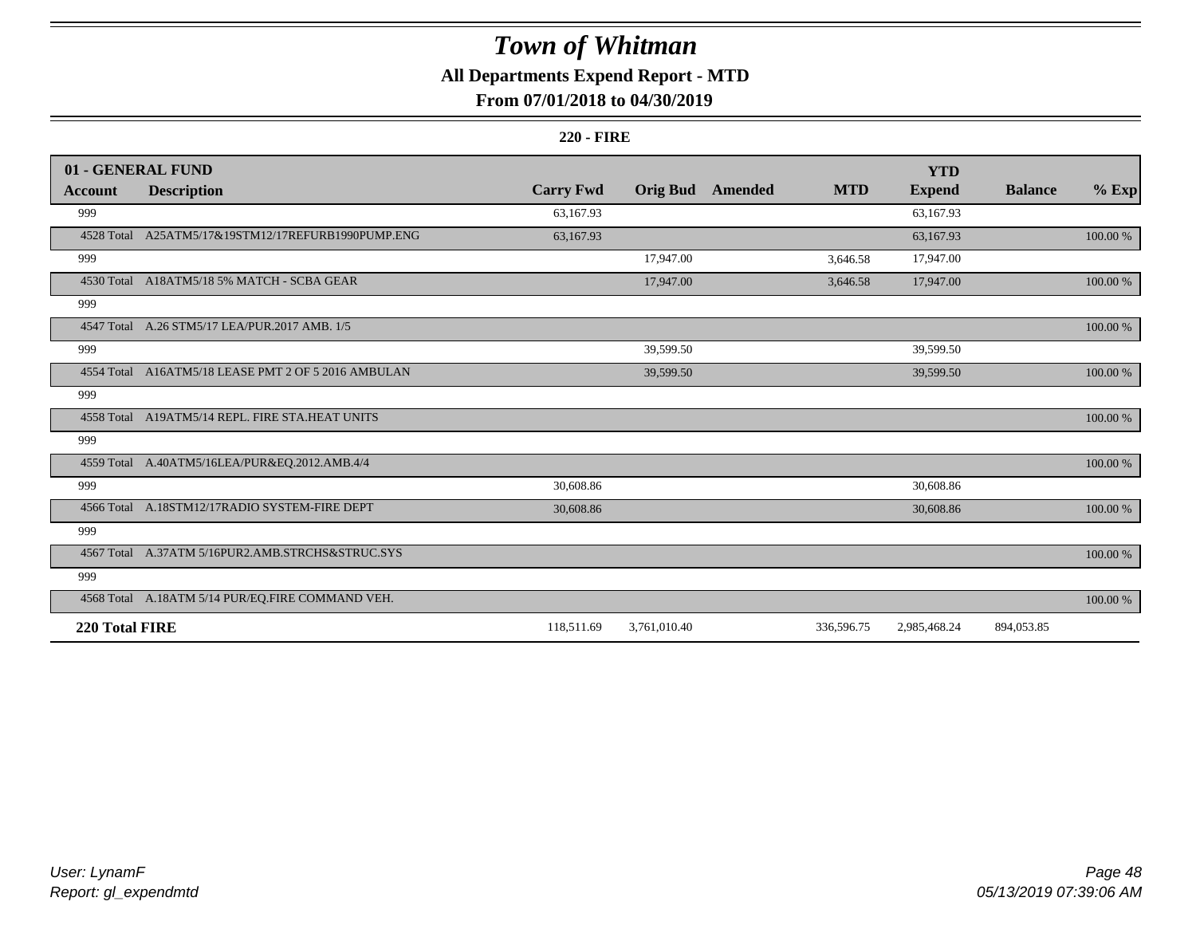# Town of Whitman

## All Departments Expend Report - MTD

### From 07/01/2018 to 04/30/2019

**220 - FIRE**

| 01 - GENERAL FUND | | | | | | | | |
|---|---|---|---|---|---|---|---|---|
| **Account** | **Description** | **Carry Fwd** | **Orig Bud** | **Amended** | **MTD** | **YTD Expend** | **Balance** | **% Exp** |
| 999 | | 63,167.93 | | | | 63,167.93 | | |
| 4528 Total | A25ATM5/17&19STM12/17REFURB1990PUMP.ENG | 63,167.93 | | | | 63,167.93 | | 100.00 % |
| 999 | | | 17,947.00 | | 3,646.58 | 17,947.00 | | |
| 4530 Total | A18ATM5/18 5% MATCH - SCBA GEAR | | 17,947.00 | | 3,646.58 | 17,947.00 | | 100.00 % |
| 999 | | | | | | | | |
| 4547 Total | A.26 STM5/17 LEA/PUR.2017 AMB. 1/5 | | | | | | | 100.00 % |
| 999 | | | 39,599.50 | | | 39,599.50 | | |
| 4554 Total | A16ATM5/18 LEASE PMT 2 OF 5 2016 AMBULAN | | 39,599.50 | | | 39,599.50 | | 100.00 % |
| 999 | | | | | | | | |
| 4558 Total | A19ATM5/14 REPL. FIRE STA.HEAT UNITS | | | | | | | 100.00 % |
| 999 | | | | | | | | |
| 4559 Total | A.40ATM5/16LEA/PUR&EQ.2012.AMB.4/4 | | | | | | | 100.00 % |
| 999 | | 30,608.86 | | | | 30,608.86 | | |
| 4566 Total | A.18STM12/17RADIO SYSTEM-FIRE DEPT | 30,608.86 | | | | 30,608.86 | | 100.00 % |
| 999 | | | | | | | | |
| 4567 Total | A.37ATM 5/16PUR2.AMB.STRCHS&STRUC.SYS | | | | | | | 100.00 % |
| 999 | | | | | | | | |
| 4568 Total | A.18ATM 5/14 PUR/EQ.FIRE COMMAND VEH. | | | | | | | 100.00 % |
| **220 Total FIRE** | | 118,511.69 | 3,761,010.40 | | 336,596.75 | 2,985,468.24 | 894,053.85 | |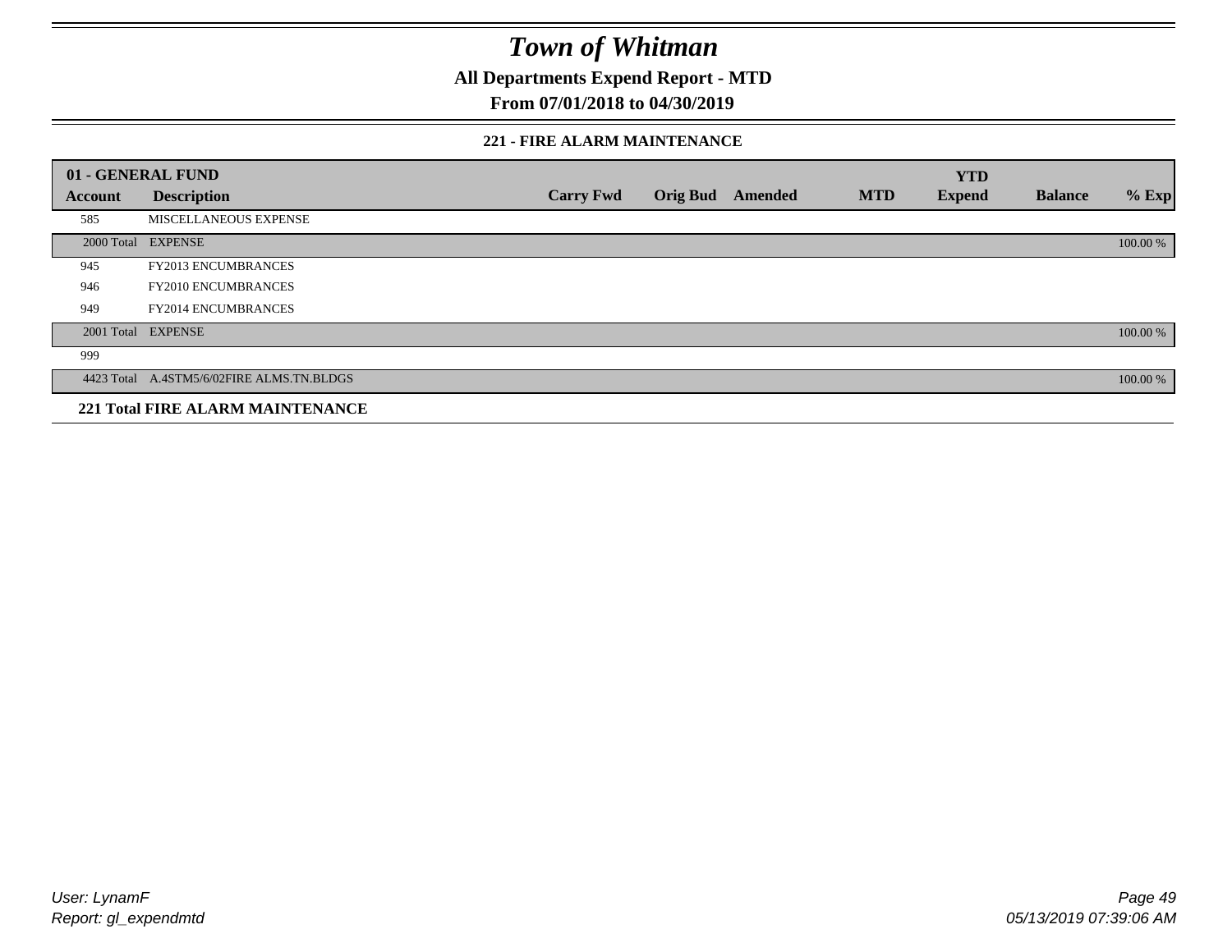# Town of Whitman

**All Departments Expend Report - MTD**

**From 07/01/2018 to 04/30/2019**

### 221 - FIRE ALARM MAINTENANCE

| 01 - GENERAL FUND | | | | | | YTD | | |
|---|---|---|---|---|---|---|---|---|
| **Account** | **Description** | **Carry Fwd** | **Orig Bud** | **Amended** | **MTD** | **Expend** | **Balance** | **% Exp** |
| 585 | MISCELLANEOUS EXPENSE | | | | | | | |
| 2000 Total | EXPENSE | | | | | | | 100.00 % |
| 945 | FY2013 ENCUMBRANCES | | | | | | | |
| 946 | FY2010 ENCUMBRANCES | | | | | | | |
| 949 | FY2014 ENCUMBRANCES | | | | | | | |
| 2001 Total | EXPENSE | | | | | | | 100.00 % |
| 999 | | | | | | | | |
| 4423 Total | A.4STM5/6/02FIRE ALMS.TN.BLDGS | | | | | | | 100.00 % |

**221 Total FIRE ALARM MAINTENANCE**

*User: LynamF*
*Report: gl_expendmtd*

*05/13/2019 07:39:06 AM*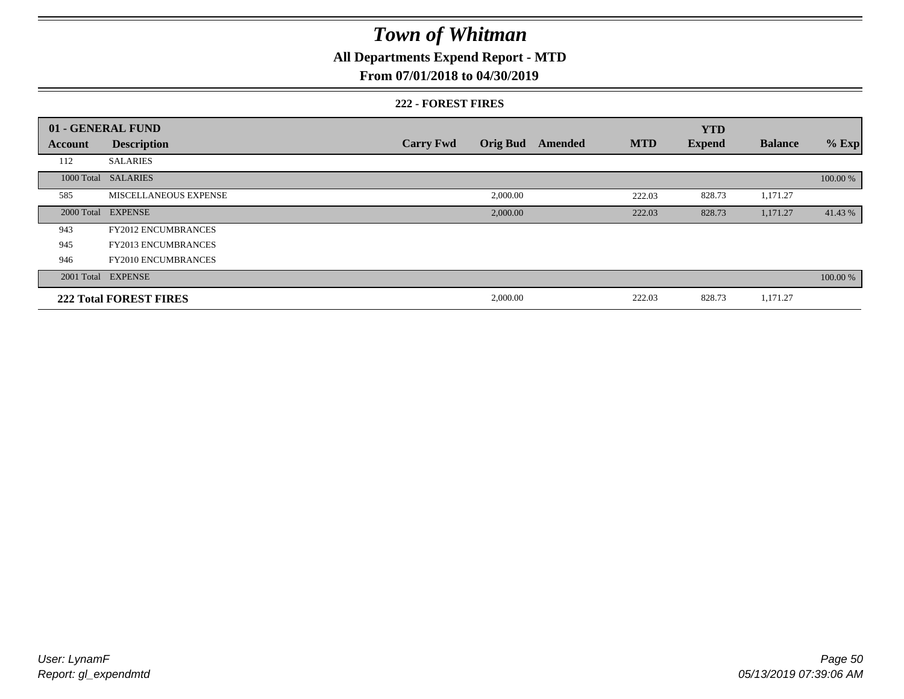# Town of Whitman

## All Departments Expend Report - MTD

### From 07/01/2018 to 04/30/2019

#### 222 - FOREST FIRES

| 01 - GENERAL FUND | | | | | | YTD | | |
|---|---|---|---|---|---|---|---|---|
| **Account** | **Description** | **Carry Fwd** | **Orig Bud** | **Amended** | **MTD** | **Expend** | **Balance** | **% Exp** |
| 112 | SALARIES | | | | | | | |
| 1000 Total | SALARIES | | | | | | | 100.00 % |
| 585 | MISCELLANEOUS EXPENSE | | 2,000.00 | | 222.03 | 828.73 | 1,171.27 | |
| 2000 Total | EXPENSE | | 2,000.00 | | 222.03 | 828.73 | 1,171.27 | 41.43 % |
| 943 | FY2012 ENCUMBRANCES | | | | | | | |
| 945 | FY2013 ENCUMBRANCES | | | | | | | |
| 946 | FY2010 ENCUMBRANCES | | | | | | | |
| 2001 Total | EXPENSE | | | | | | | 100.00 % |
| **222 Total FOREST FIRES** | | | 2,000.00 | | 222.03 | 828.73 | 1,171.27 | |

User: LynamF
Report: gl_expendmtd

05/13/2019 07:39:06 AM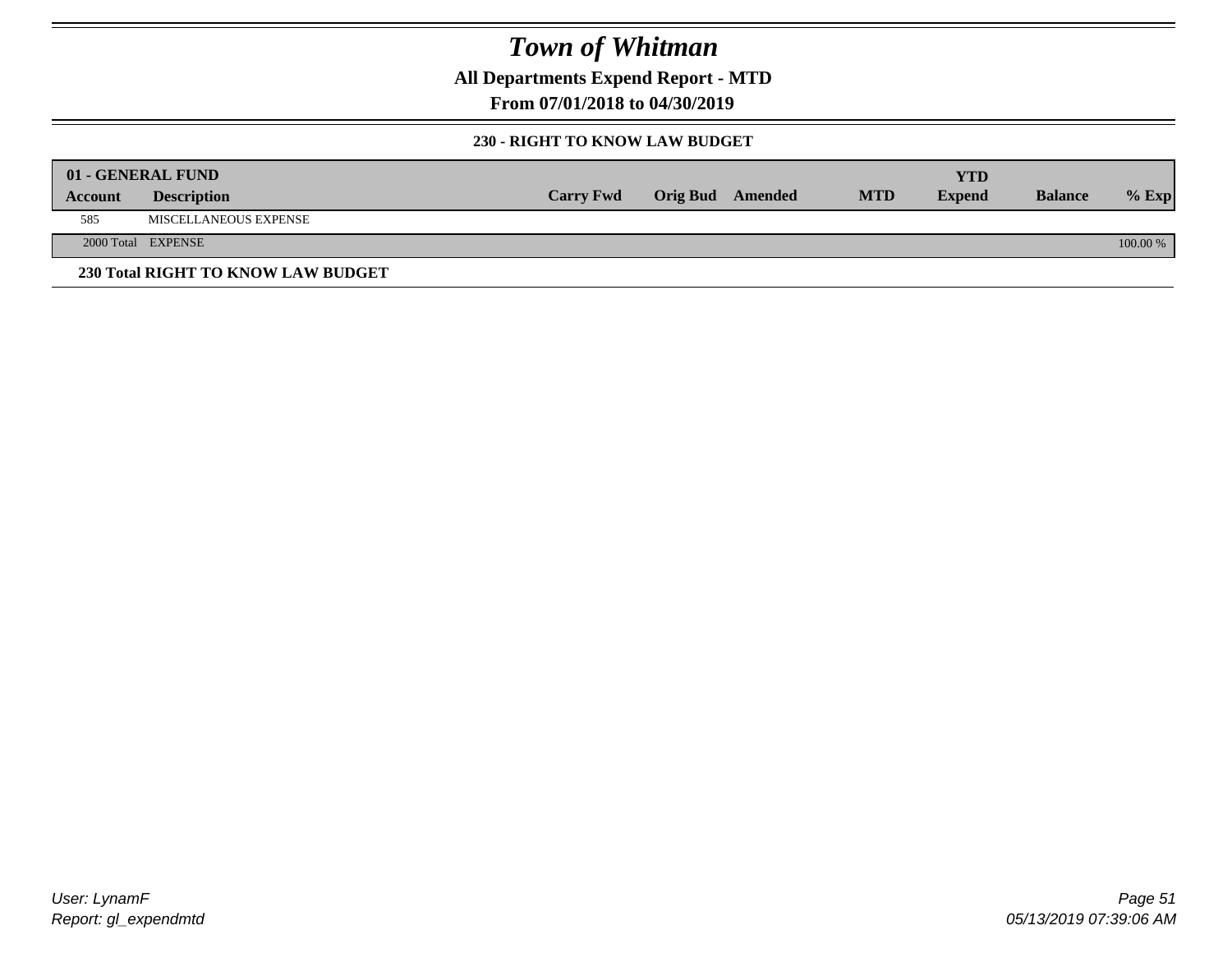# Town of Whitman

**All Departments Expend Report - MTD**

**From 07/01/2018 to 04/30/2019**

**230 - RIGHT TO KNOW LAW BUDGET**

| 01 - GENERAL FUND | | | | | | | | |
|---|---|---|---|---|---|---|---|---|
| **Account** | **Description** | **Carry Fwd** | **Orig Bud** | **Amended** | **MTD** | **YTD Expend** | **Balance** | **% Exp** |
| 585 | MISCELLANEOUS EXPENSE | | | | | | | |
| 2000 Total | EXPENSE | | | | | | | 100.00 % |

**230 Total RIGHT TO KNOW LAW BUDGET**

*User: LynamF*
*Report: gl_expendmtd*

*05/13/2019 07:39:06 AM*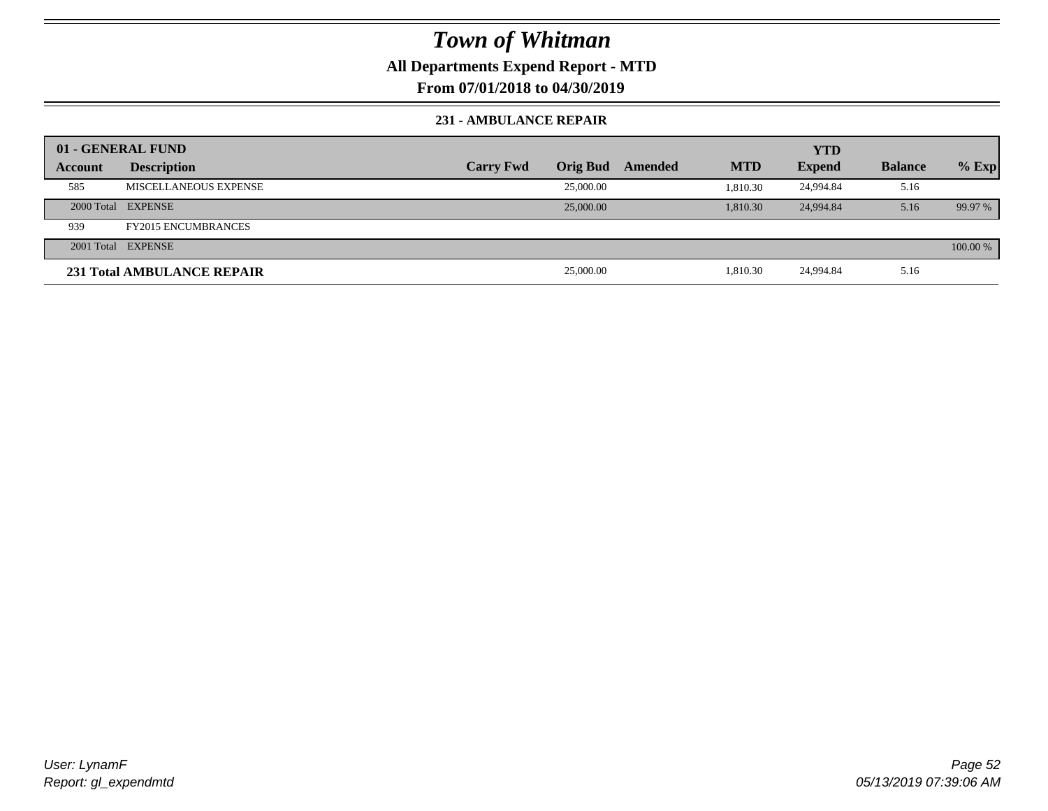# Town of Whitman

## All Departments Expend Report - MTD

## From 07/01/2018 to 04/30/2019

### 231 - AMBULANCE REPAIR

| 01 - GENERAL FUND | | | | | | YTD | | |
|---|---|---|---|---|---|---|---|---|
| Account | Description | Carry Fwd | Orig Bud | Amended | MTD | Expend | Balance | % Exp |
| 585 | MISCELLANEOUS EXPENSE | | 25,000.00 | | 1,810.30 | 24,994.84 | 5.16 | |
| 2000 Total | EXPENSE | | 25,000.00 | | 1,810.30 | 24,994.84 | 5.16 | 99.97 % |
| 939 | FY2015 ENCUMBRANCES | | | | | | | |
| 2001 Total | EXPENSE | | | | | | | 100.00 % |
| **231 Total AMBULANCE REPAIR** | | | 25,000.00 | | 1,810.30 | 24,994.84 | 5.16 | |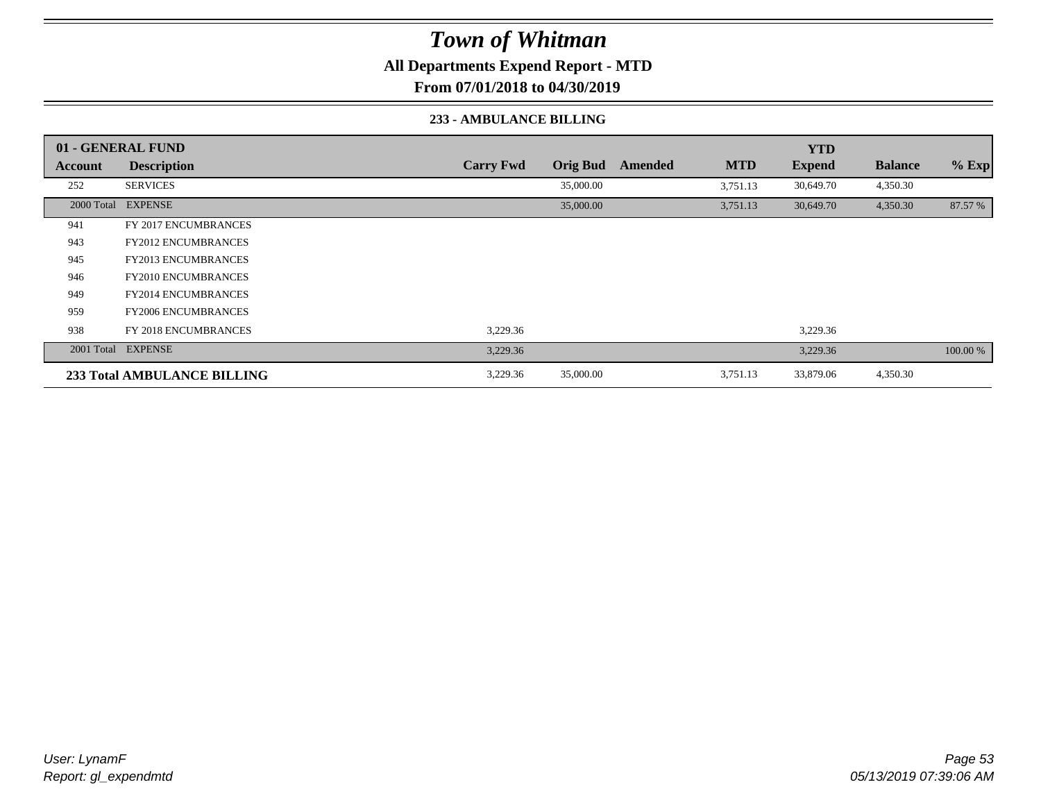# Town of Whitman

**All Departments Expend Report - MTD**

**From 07/01/2018 to 04/30/2019**

**233 - AMBULANCE BILLING**

| 01 - GENERAL FUND | | | | | | YTD | | |
|---|---|---|---|---|---|---|---|---|
| **Account** | **Description** | **Carry Fwd** | **Orig Bud** | **Amended** | **MTD** | **Expend** | **Balance** | **% Exp** |
| 252 | SERVICES | | 35,000.00 | | 3,751.13 | 30,649.70 | 4,350.30 | |
| 2000 Total | EXPENSE | | 35,000.00 | | 3,751.13 | 30,649.70 | 4,350.30 | 87.57 % |
| 941 | FY 2017 ENCUMBRANCES | | | | | | | |
| 943 | FY2012 ENCUMBRANCES | | | | | | | |
| 945 | FY2013 ENCUMBRANCES | | | | | | | |
| 946 | FY2010 ENCUMBRANCES | | | | | | | |
| 949 | FY2014 ENCUMBRANCES | | | | | | | |
| 959 | FY2006 ENCUMBRANCES | | | | | | | |
| 938 | FY 2018 ENCUMBRANCES | 3,229.36 | | | | 3,229.36 | | |
| 2001 Total | EXPENSE | 3,229.36 | | | | 3,229.36 | | 100.00 % |
| **233 Total AMBULANCE BILLING** | | 3,229.36 | 35,000.00 | | 3,751.13 | 33,879.06 | 4,350.30 | |

*User: LynamF*
*Report: gl_expendmtd*

*05/13/2019 07:39:06 AM*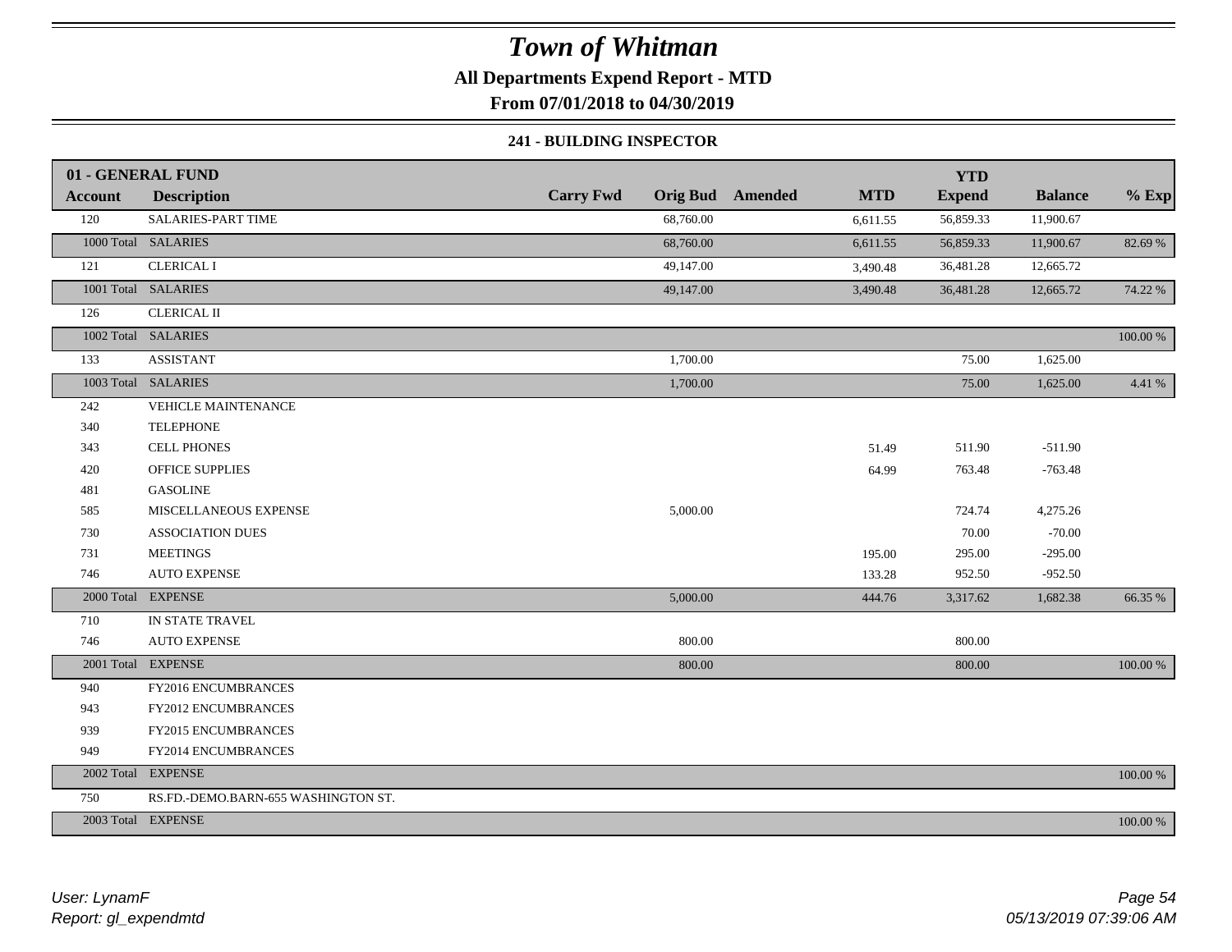# Town of Whitman

## All Departments Expend Report - MTD

### From 07/01/2018 to 04/30/2019

#### 241 - BUILDING INSPECTOR

| 01 - GENERAL FUND | | | | | | YTD | | |
|---|---|---|---|---|---|---|---|---|
| Account | Description | Carry Fwd | Orig Bud | Amended | MTD | Expend | Balance | % Exp |
| 120 | SALARIES-PART TIME | | 68,760.00 | | 6,611.55 | 56,859.33 | 11,900.67 | |
| 1000 Total | SALARIES | | 68,760.00 | | 6,611.55 | 56,859.33 | 11,900.67 | 82.69 % |
| 121 | CLERICAL I | | 49,147.00 | | 3,490.48 | 36,481.28 | 12,665.72 | |
| 1001 Total | SALARIES | | 49,147.00 | | 3,490.48 | 36,481.28 | 12,665.72 | 74.22 % |
| 126 | CLERICAL II | | | | | | | |
| 1002 Total | SALARIES | | | | | | | 100.00 % |
| 133 | ASSISTANT | | 1,700.00 | | | 75.00 | 1,625.00 | |
| 1003 Total | SALARIES | | 1,700.00 | | | 75.00 | 1,625.00 | 4.41 % |
| 242 | VEHICLE MAINTENANCE | | | | | | | |
| 340 | TELEPHONE | | | | | | | |
| 343 | CELL PHONES | | | | 51.49 | 511.90 | -511.90 | |
| 420 | OFFICE SUPPLIES | | | | 64.99 | 763.48 | -763.48 | |
| 481 | GASOLINE | | | | | | | |
| 585 | MISCELLANEOUS EXPENSE | | 5,000.00 | | | 724.74 | 4,275.26 | |
| 730 | ASSOCIATION DUES | | | | | 70.00 | -70.00 | |
| 731 | MEETINGS | | | | 195.00 | 295.00 | -295.00 | |
| 746 | AUTO EXPENSE | | | | 133.28 | 952.50 | -952.50 | |
| 2000 Total | EXPENSE | | 5,000.00 | | 444.76 | 3,317.62 | 1,682.38 | 66.35 % |
| 710 | IN STATE TRAVEL | | | | | | | |
| 746 | AUTO EXPENSE | | 800.00 | | | 800.00 | | |
| 2001 Total | EXPENSE | | 800.00 | | | 800.00 | | 100.00 % |
| 940 | FY2016 ENCUMBRANCES | | | | | | | |
| 943 | FY2012 ENCUMBRANCES | | | | | | | |
| 939 | FY2015 ENCUMBRANCES | | | | | | | |
| 949 | FY2014 ENCUMBRANCES | | | | | | | |
| 2002 Total | EXPENSE | | | | | | | 100.00 % |
| 750 | RS.FD.-DEMO.BARN-655 WASHINGTON ST. | | | | | | | |
| 2003 Total | EXPENSE | | | | | | | 100.00 % |

*User: LynamF*
*Report: gl_expendmtd*

*05/13/2019 07:39:06 AM*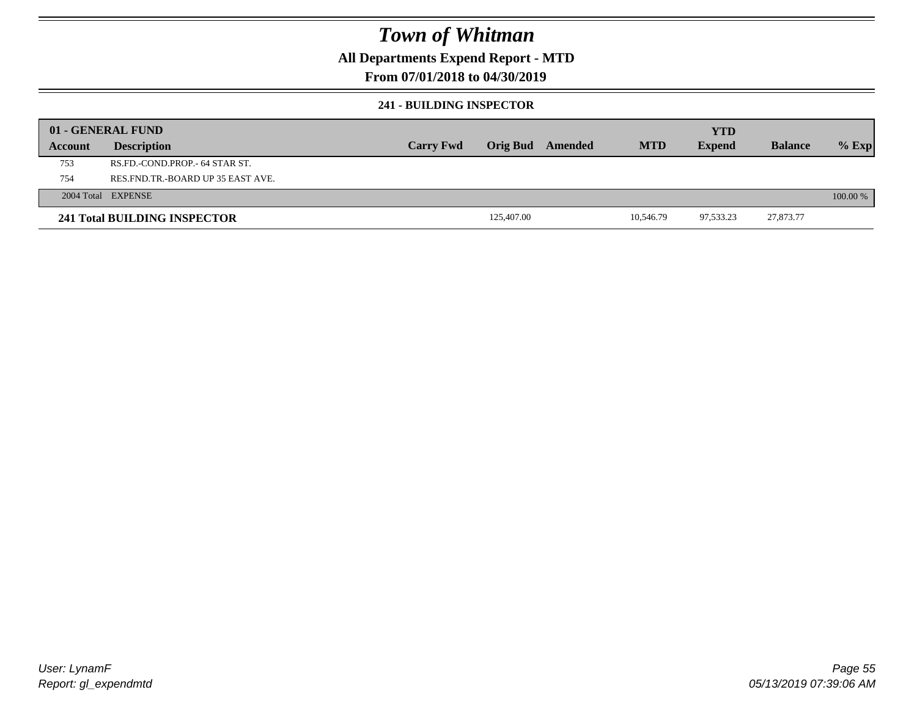# Town of Whitman

**All Departments Expend Report - MTD**

**From 07/01/2018 to 04/30/2019**

**241 - BUILDING INSPECTOR**

| **01 - GENERAL FUND** | | | | | | **YTD** | | |
|---|---|---|---|---|---|---|---|---|
| **Account** | **Description** | **Carry Fwd** | **Orig Bud** | **Amended** | **MTD** | **Expend** | **Balance** | **% Exp** |
| 753 | RS.FD.-COND.PROP.- 64 STAR ST. | | | | | | | |
| 754 | RES.FND.TR.-BOARD UP 35 EAST AVE. | | | | | | | |
| 2004 Total | EXPENSE | | | | | | | 100.00 % |
| **241 Total BUILDING INSPECTOR** | | | 125,407.00 | | 10,546.79 | 97,533.23 | 27,873.77 | |

*User: LynamF*
*Report: gl_expendmtd*

*05/13/2019 07:39:06 AM*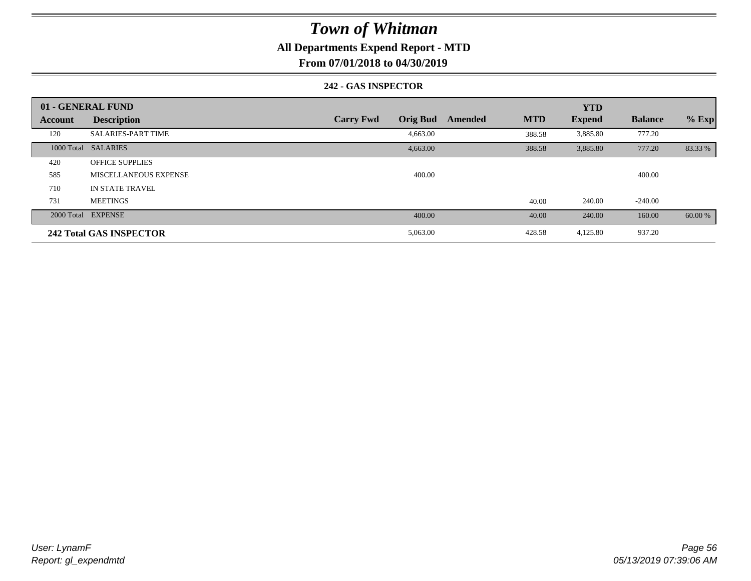# Town of Whitman

## All Departments Expend Report - MTD

### From 07/01/2018 to 04/30/2019

#### 242 - GAS INSPECTOR

| 01 - GENERAL FUND | | | | | | YTD | | |
|---|---|---|---|---|---|---|---|---|
| Account | Description | Carry Fwd | Orig Bud | Amended | MTD | Expend | Balance | % Exp |
| 120 | SALARIES-PART TIME | | 4,663.00 | | 388.58 | 3,885.80 | 777.20 | |
| 1000 Total | SALARIES | | 4,663.00 | | 388.58 | 3,885.80 | 777.20 | 83.33 % |
| 420 | OFFICE SUPPLIES | | | | | | | |
| 585 | MISCELLANEOUS EXPENSE | | 400.00 | | | | 400.00 | |
| 710 | IN STATE TRAVEL | | | | | | | |
| 731 | MEETINGS | | | | 40.00 | 240.00 | -240.00 | |
| 2000 Total | EXPENSE | | 400.00 | | 40.00 | 240.00 | 160.00 | 60.00 % |
| **242 Total GAS INSPECTOR** | | | 5,063.00 | | 428.58 | 4,125.80 | 937.20 | |

*User: LynamF*
*Report: gl_expendmtd*

*05/13/2019 07:39:06 AM*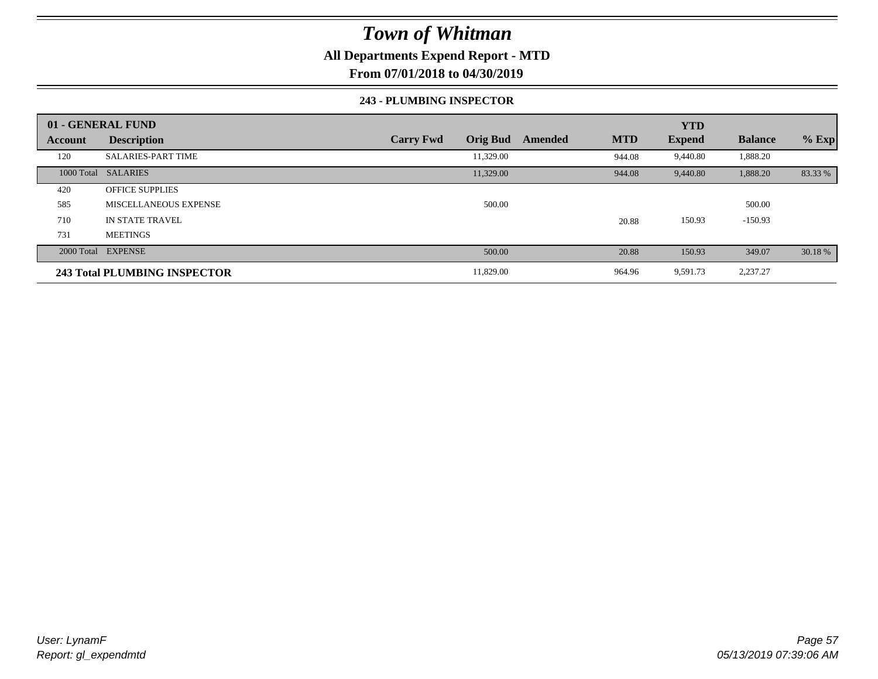# Town of Whitman

**All Departments Expend Report - MTD**

**From 07/01/2018 to 04/30/2019**

**243 - PLUMBING INSPECTOR**

| 01 - GENERAL FUND | | | | | | YTD | | |
|---|---|---|---|---|---|---|---|---|
| **Account** | **Description** | **Carry Fwd** | **Orig Bud** | **Amended** | **MTD** | **Expend** | **Balance** | **% Exp** |
| 120 | SALARIES-PART TIME | | 11,329.00 | | 944.08 | 9,440.80 | 1,888.20 | |
| 1000 Total | SALARIES | | 11,329.00 | | 944.08 | 9,440.80 | 1,888.20 | 83.33 % |
| 420 | OFFICE SUPPLIES | | | | | | | |
| 585 | MISCELLANEOUS EXPENSE | | 500.00 | | | | 500.00 | |
| 710 | IN STATE TRAVEL | | | | 20.88 | 150.93 | -150.93 | |
| 731 | MEETINGS | | | | | | | |
| 2000 Total | EXPENSE | | 500.00 | | 20.88 | 150.93 | 349.07 | 30.18 % |
| **243 Total PLUMBING INSPECTOR** | | | 11,829.00 | | 964.96 | 9,591.73 | 2,237.27 | |

*User: LynamF*
*Report: gl_expendmtd*

*05/13/2019 07:39:06 AM*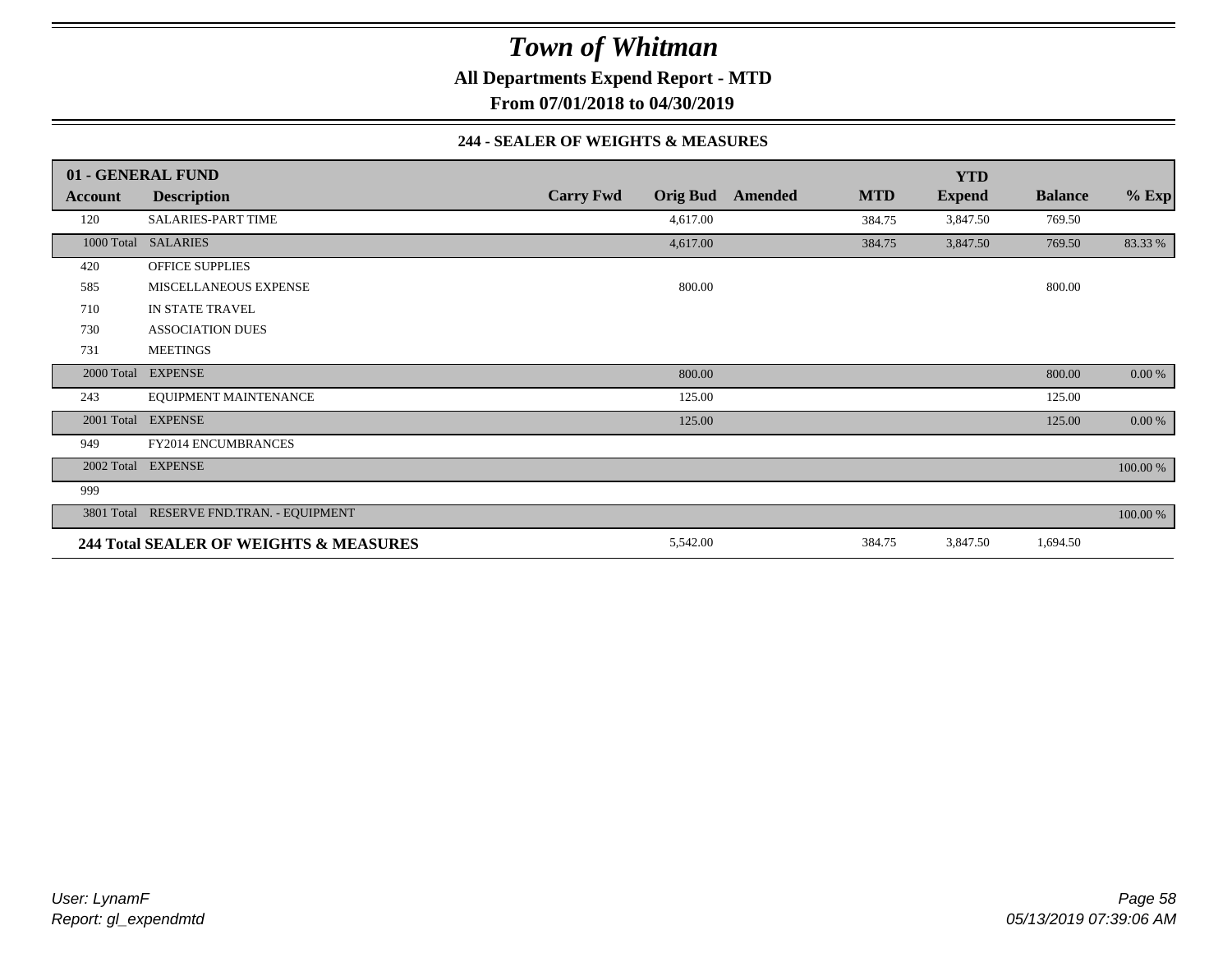# Town of Whitman

**All Departments Expend Report - MTD**

**From 07/01/2018 to 04/30/2019**

### 244 - SEALER OF WEIGHTS & MEASURES

| 01 - GENERAL FUND | | | | | | YTD | | |
|---|---|---|---|---|---|---|---|---|
| **Account** | **Description** | **Carry Fwd** | **Orig Bud** | **Amended** | **MTD** | **Expend** | **Balance** | **% Exp** |
| 120 | SALARIES-PART TIME | | 4,617.00 | | 384.75 | 3,847.50 | 769.50 | |
| 1000 Total | SALARIES | | 4,617.00 | | 384.75 | 3,847.50 | 769.50 | 83.33 % |
| 420 | OFFICE SUPPLIES | | | | | | | |
| 585 | MISCELLANEOUS EXPENSE | | 800.00 | | | | 800.00 | |
| 710 | IN STATE TRAVEL | | | | | | | |
| 730 | ASSOCIATION DUES | | | | | | | |
| 731 | MEETINGS | | | | | | | |
| 2000 Total | EXPENSE | | 800.00 | | | | 800.00 | 0.00 % |
| 243 | EQUIPMENT MAINTENANCE | | 125.00 | | | | 125.00 | |
| 2001 Total | EXPENSE | | 125.00 | | | | 125.00 | 0.00 % |
| 949 | FY2014 ENCUMBRANCES | | | | | | | |
| 2002 Total | EXPENSE | | | | | | | 100.00 % |
| 999 | | | | | | | | |
| 3801 Total | RESERVE FND.TRAN. - EQUIPMENT | | | | | | | 100.00 % |
| **244 Total SEALER OF WEIGHTS & MEASURES** | | | 5,542.00 | | 384.75 | 3,847.50 | 1,694.50 | |

*User: LynamF*
*Report: gl_expendmtd*

*05/13/2019 07:39:06 AM*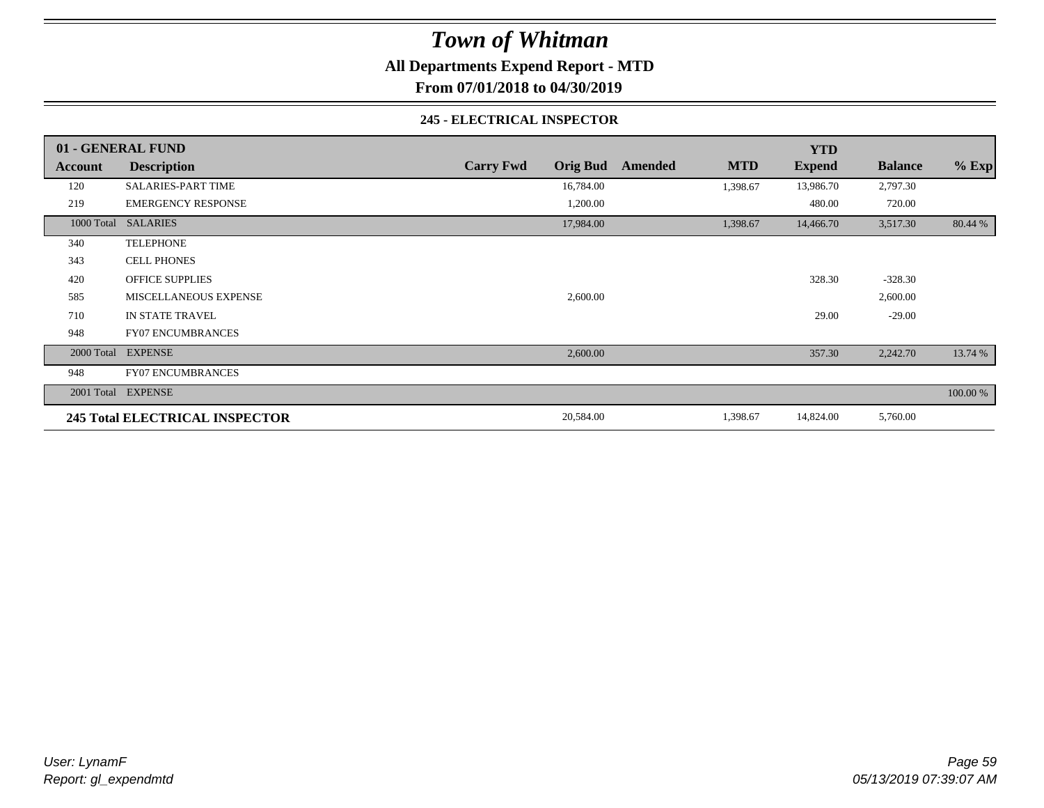# Town of Whitman

## All Departments Expend Report - MTD

### From 07/01/2018 to 04/30/2019

#### 245 - ELECTRICAL INSPECTOR

| 01 - GENERAL FUND | | | | | | YTD | | |
|---|---|---|---|---|---|---|---|---|
| **Account** | **Description** | **Carry Fwd** | **Orig Bud** | **Amended** | **MTD** | **Expend** | **Balance** | **% Exp** |
| 120 | SALARIES-PART TIME | | 16,784.00 | | 1,398.67 | 13,986.70 | 2,797.30 | |
| 219 | EMERGENCY RESPONSE | | 1,200.00 | | | 480.00 | 720.00 | |
| 1000 Total | SALARIES | | 17,984.00 | | 1,398.67 | 14,466.70 | 3,517.30 | 80.44 % |
| 340 | TELEPHONE | | | | | | | |
| 343 | CELL PHONES | | | | | | | |
| 420 | OFFICE SUPPLIES | | | | | 328.30 | -328.30 | |
| 585 | MISCELLANEOUS EXPENSE | | 2,600.00 | | | | 2,600.00 | |
| 710 | IN STATE TRAVEL | | | | | 29.00 | -29.00 | |
| 948 | FY07 ENCUMBRANCES | | | | | | | |
| 2000 Total | EXPENSE | | 2,600.00 | | | 357.30 | 2,242.70 | 13.74 % |
| 948 | FY07 ENCUMBRANCES | | | | | | | |
| 2001 Total | EXPENSE | | | | | | | 100.00 % |
| **245 Total ELECTRICAL INSPECTOR** | | | 20,584.00 | | 1,398.67 | 14,824.00 | 5,760.00 | |

*User: LynamF*
*Report: gl_expendmtd*

*05/13/2019 07:39:07 AM*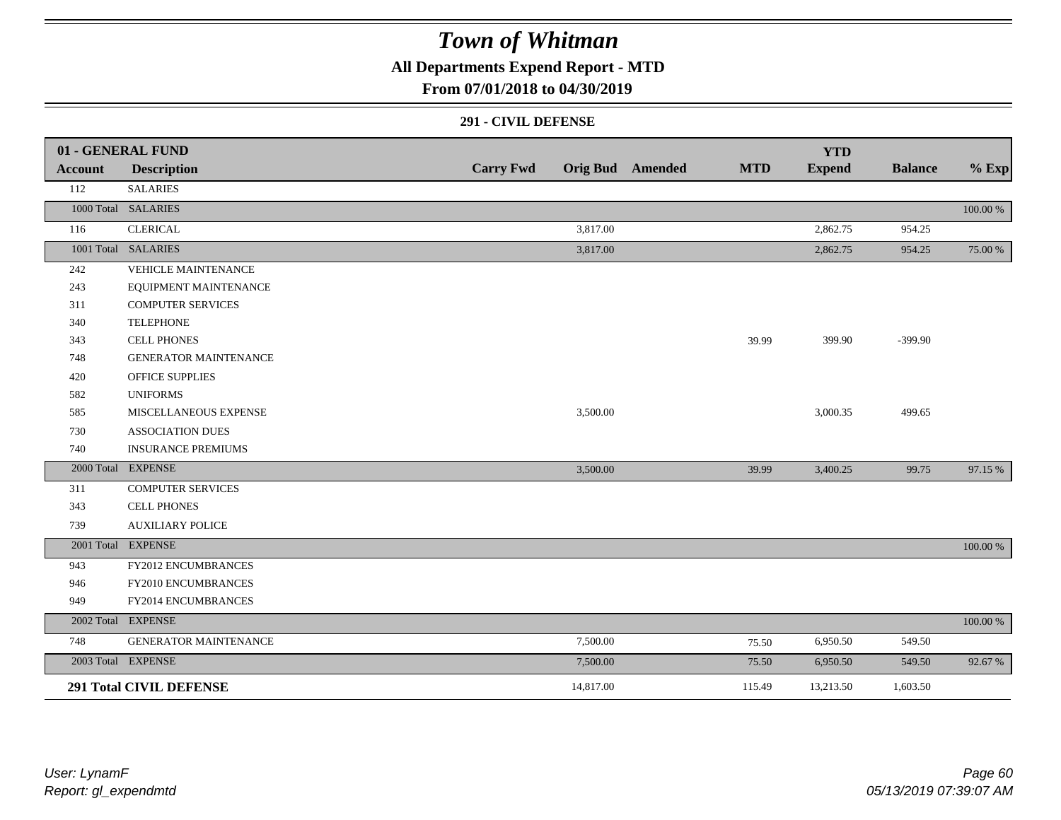# Town of Whitman

**All Departments Expend Report - MTD**

**From 07/01/2018 to 04/30/2019**

**291 - CIVIL DEFENSE**

| 01 - GENERAL FUND | | | | | | YTD | | |
|---|---|---|---|---|---|---|---|---|
| **Account** | **Description** | **Carry Fwd** | **Orig Bud** | **Amended** | **MTD** | **Expend** | **Balance** | **% Exp** |
| 112 | SALARIES | | | | | | | |
| 1000 Total | SALARIES | | | | | | | 100.00 % |
| 116 | CLERICAL | | 3,817.00 | | | 2,862.75 | 954.25 | |
| 1001 Total | SALARIES | | 3,817.00 | | | 2,862.75 | 954.25 | 75.00 % |
| 242 | VEHICLE MAINTENANCE | | | | | | | |
| 243 | EQUIPMENT MAINTENANCE | | | | | | | |
| 311 | COMPUTER SERVICES | | | | | | | |
| 340 | TELEPHONE | | | | | | | |
| 343 | CELL PHONES | | | | 39.99 | 399.90 | -399.90 | |
| 748 | GENERATOR MAINTENANCE | | | | | | | |
| 420 | OFFICE SUPPLIES | | | | | | | |
| 582 | UNIFORMS | | | | | | | |
| 585 | MISCELLANEOUS EXPENSE | | 3,500.00 | | | 3,000.35 | 499.65 | |
| 730 | ASSOCIATION DUES | | | | | | | |
| 740 | INSURANCE PREMIUMS | | | | | | | |
| 2000 Total | EXPENSE | | 3,500.00 | | 39.99 | 3,400.25 | 99.75 | 97.15 % |
| 311 | COMPUTER SERVICES | | | | | | | |
| 343 | CELL PHONES | | | | | | | |
| 739 | AUXILIARY POLICE | | | | | | | |
| 2001 Total | EXPENSE | | | | | | | 100.00 % |
| 943 | FY2012 ENCUMBRANCES | | | | | | | |
| 946 | FY2010 ENCUMBRANCES | | | | | | | |
| 949 | FY2014 ENCUMBRANCES | | | | | | | |
| 2002 Total | EXPENSE | | | | | | | 100.00 % |
| 748 | GENERATOR MAINTENANCE | | 7,500.00 | | 75.50 | 6,950.50 | 549.50 | |
| 2003 Total | EXPENSE | | 7,500.00 | | 75.50 | 6,950.50 | 549.50 | 92.67 % |
| **291 Total CIVIL DEFENSE** | | | 14,817.00 | | 115.49 | 13,213.50 | 1,603.50 | |

*User: LynamF*
*Report: gl_expendmtd*

*05/13/2019 07:39:07 AM*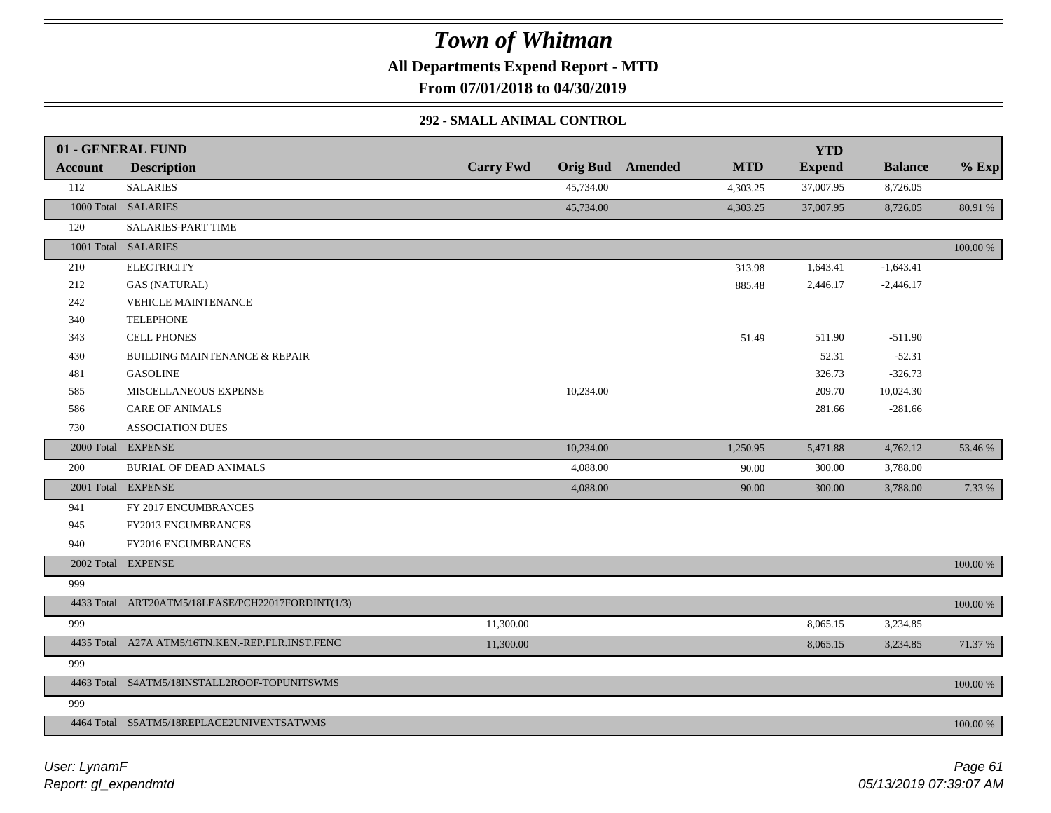# Town of Whitman

**All Departments Expend Report - MTD**

**From 07/01/2018 to 04/30/2019**

### 292 - SMALL ANIMAL CONTROL

| 01 - GENERAL FUND | | | | | | YTD | | |
|---|---|---|---|---|---|---|---|---|
| **Account** | **Description** | **Carry Fwd** | **Orig Bud** | **Amended** | **MTD** | **Expend** | **Balance** | **% Exp** |
| 112 | SALARIES | | 45,734.00 | | 4,303.25 | 37,007.95 | 8,726.05 | |
| 1000 Total | SALARIES | | 45,734.00 | | 4,303.25 | 37,007.95 | 8,726.05 | 80.91 % |
| 120 | SALARIES-PART TIME | | | | | | | |
| 1001 Total | SALARIES | | | | | | | 100.00 % |
| 210 | ELECTRICITY | | | | 313.98 | 1,643.41 | -1,643.41 | |
| 212 | GAS (NATURAL) | | | | 885.48 | 2,446.17 | -2,446.17 | |
| 242 | VEHICLE MAINTENANCE | | | | | | | |
| 340 | TELEPHONE | | | | | | | |
| 343 | CELL PHONES | | | | 51.49 | 511.90 | -511.90 | |
| 430 | BUILDING MAINTENANCE & REPAIR | | | | | 52.31 | -52.31 | |
| 481 | GASOLINE | | | | | 326.73 | -326.73 | |
| 585 | MISCELLANEOUS EXPENSE | | 10,234.00 | | | 209.70 | 10,024.30 | |
| 586 | CARE OF ANIMALS | | | | | 281.66 | -281.66 | |
| 730 | ASSOCIATION DUES | | | | | | | |
| 2000 Total | EXPENSE | | 10,234.00 | | 1,250.95 | 5,471.88 | 4,762.12 | 53.46 % |
| 200 | BURIAL OF DEAD ANIMALS | | 4,088.00 | | 90.00 | 300.00 | 3,788.00 | |
| 2001 Total | EXPENSE | | 4,088.00 | | 90.00 | 300.00 | 3,788.00 | 7.33 % |
| 941 | FY 2017 ENCUMBRANCES | | | | | | | |
| 945 | FY2013 ENCUMBRANCES | | | | | | | |
| 940 | FY2016 ENCUMBRANCES | | | | | | | |
| 2002 Total | EXPENSE | | | | | | | 100.00 % |
| 999 | | | | | | | | |
| 4433 Total | ART20ATM5/18LEASE/PCH22017FORDINT(1/3) | | | | | | | 100.00 % |
| 999 | | 11,300.00 | | | | 8,065.15 | 3,234.85 | |
| 4435 Total | A27A ATM5/16TN.KEN.-REP.FLR.INST.FENC | 11,300.00 | | | | 8,065.15 | 3,234.85 | 71.37 % |
| 999 | | | | | | | | |
| 4463 Total | S4ATM5/18INSTALL2ROOF-TOPUNITSWMS | | | | | | | 100.00 % |
| 999 | | | | | | | | |
| 4464 Total | S5ATM5/18REPLACE2UNIVENTSATWMS | | | | | | | 100.00 % |

*User: LynamF*

*Report: gl_expendmtd*

*05/13/2019 07:39:07 AM*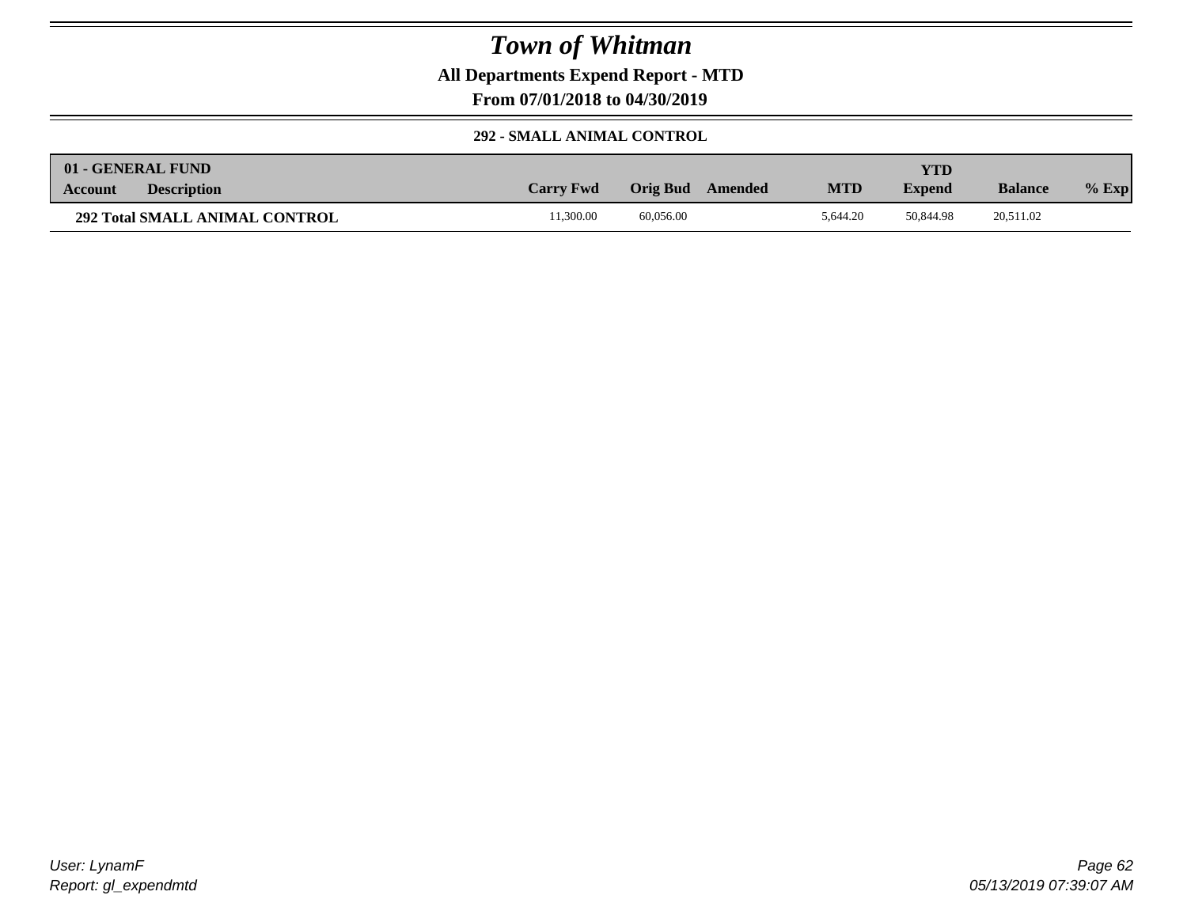# Town of Whitman

**All Departments Expend Report - MTD**

**From 07/01/2018 to 04/30/2019**

**292 - SMALL ANIMAL CONTROL**

| 01 - GENERAL FUND | | | | | | | | |
|---|---|---|---|---|---|---|---|---|
| **Account** | **Description** | **Carry Fwd** | **Orig Bud** | **Amended** | **MTD** | **YTD Expend** | **Balance** | **% Exp** |
| **292 Total SMALL ANIMAL CONTROL** | | 11,300.00 | 60,056.00 | | 5,644.20 | 50,844.98 | 20,511.02 | |

User: LynamF
Report: gl_expendmtd

05/13/2019 07:39:07 AM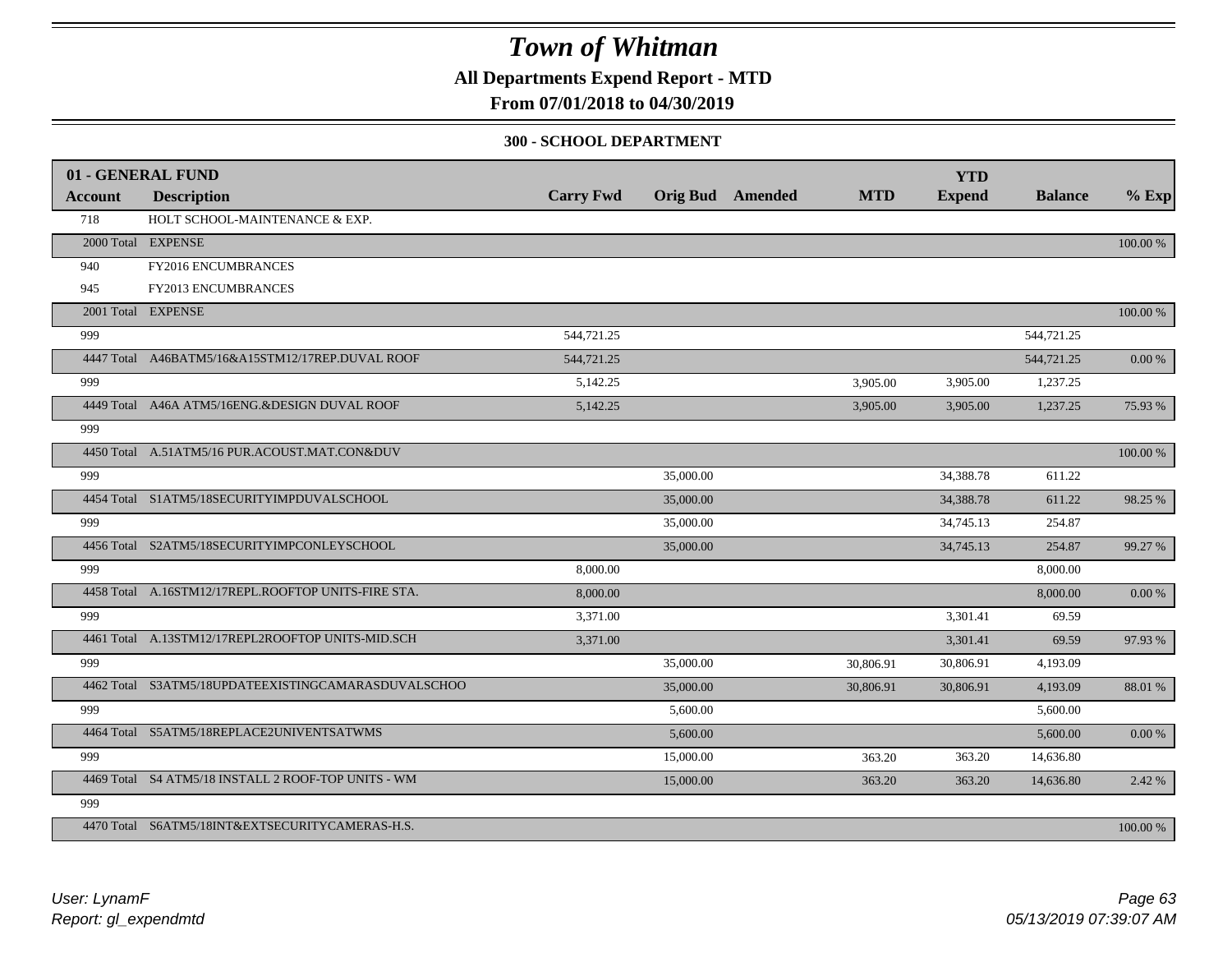# Town of Whitman

**All Departments Expend Report - MTD**

**From 07/01/2018 to 04/30/2019**

**300 - SCHOOL DEPARTMENT**

| 01 - GENERAL FUND | | | | | | YTD | | |
|---|---|---|---|---|---|---|---|---|
| **Account** | **Description** | **Carry Fwd** | **Orig Bud** | **Amended** | **MTD** | **Expend** | **Balance** | **% Exp** |
| 718 | HOLT SCHOOL-MAINTENANCE & EXP. | | | | | | | |
| 2000 Total | EXPENSE | | | | | | | 100.00 % |
| 940 | FY2016 ENCUMBRANCES | | | | | | | |
| 945 | FY2013 ENCUMBRANCES | | | | | | | |
| 2001 Total | EXPENSE | | | | | | | 100.00 % |
| 999 | | 544,721.25 | | | | | 544,721.25 | |
| 4447 Total | A46BATM5/16&A15STM12/17REP.DUVAL ROOF | 544,721.25 | | | | | 544,721.25 | 0.00 % |
| 999 | | 5,142.25 | | | 3,905.00 | 3,905.00 | 1,237.25 | |
| 4449 Total | A46A ATM5/16ENG.&DESIGN DUVAL ROOF | 5,142.25 | | | 3,905.00 | 3,905.00 | 1,237.25 | 75.93 % |
| 999 | | | | | | | | |
| 4450 Total | A.51ATM5/16 PUR.ACOUST.MAT.CON&DUV | | | | | | | 100.00 % |
| 999 | | | 35,000.00 | | | 34,388.78 | 611.22 | |
| 4454 Total | S1ATM5/18SECURITYIMPDUVALSCHOOL | | 35,000.00 | | | 34,388.78 | 611.22 | 98.25 % |
| 999 | | | 35,000.00 | | | 34,745.13 | 254.87 | |
| 4456 Total | S2ATM5/18SECURITYIMPCONLEYSCHOOL | | 35,000.00 | | | 34,745.13 | 254.87 | 99.27 % |
| 999 | | 8,000.00 | | | | | 8,000.00 | |
| 4458 Total | A.16STM12/17REPL.ROOFTOP UNITS-FIRE STA. | 8,000.00 | | | | | 8,000.00 | 0.00 % |
| 999 | | 3,371.00 | | | | 3,301.41 | 69.59 | |
| 4461 Total | A.13STM12/17REPL2ROOFTOP UNITS-MID.SCH | 3,371.00 | | | | 3,301.41 | 69.59 | 97.93 % |
| 999 | | | 35,000.00 | | 30,806.91 | 30,806.91 | 4,193.09 | |
| 4462 Total | S3ATM5/18UPDATEEXISTINGCAMARASDUVALSCHOO | | 35,000.00 | | 30,806.91 | 30,806.91 | 4,193.09 | 88.01 % |
| 999 | | | 5,600.00 | | | | 5,600.00 | |
| 4464 Total | S5ATM5/18REPLACE2UNIVENTSATWMS | | 5,600.00 | | | | 5,600.00 | 0.00 % |
| 999 | | | 15,000.00 | | 363.20 | 363.20 | 14,636.80 | |
| 4469 Total | S4 ATM5/18 INSTALL 2 ROOF-TOP UNITS - WM | | 15,000.00 | | 363.20 | 363.20 | 14,636.80 | 2.42 % |
| 999 | | | | | | | | |
| 4470 Total | S6ATM5/18INT&EXTSECURITYCAMERAS-H.S. | | | | | | | 100.00 % |

*User: LynamF*
*Report: gl_expendmtd*

*05/13/2019 07:39:07 AM*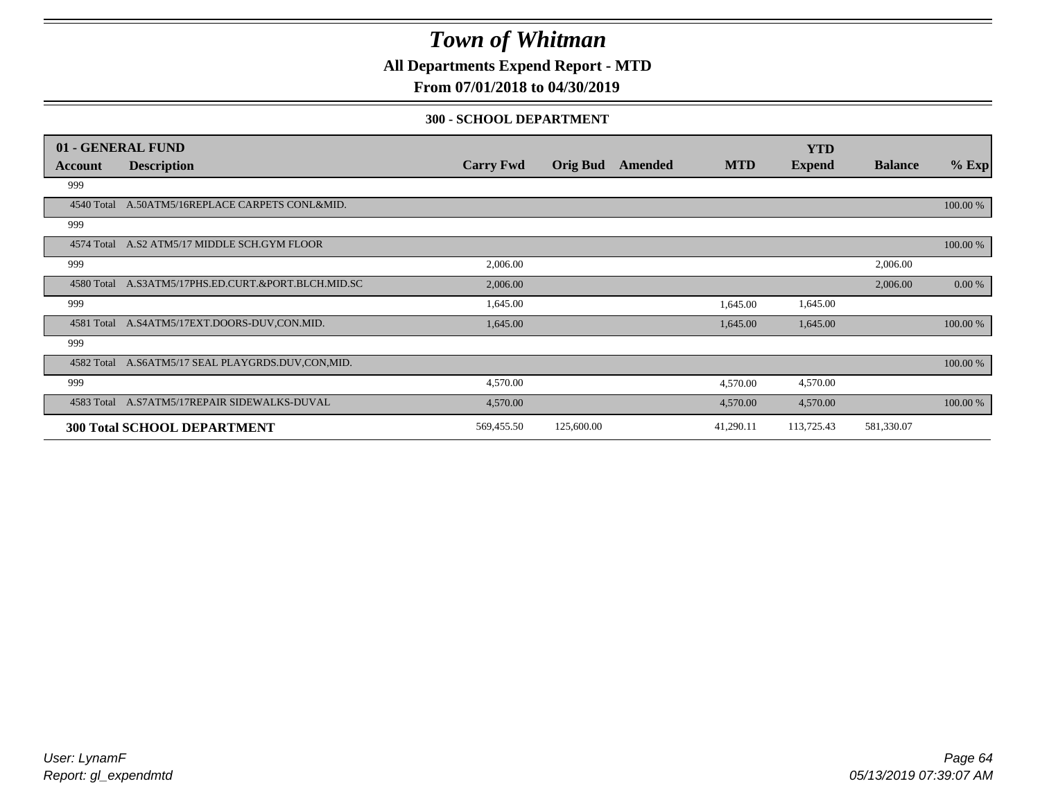# Town of Whitman

**All Departments Expend Report - MTD**

**From 07/01/2018 to 04/30/2019**

**300 - SCHOOL DEPARTMENT**

| 01 - GENERAL FUND | | | | | | | | |
|---|---|---|---|---|---|---|---|---|
| **Account** | **Description** | **Carry Fwd** | **Orig Bud** | **Amended** | **MTD** | **YTD Expend** | **Balance** | **% Exp** |
| 999 | | | | | | | | |
| 4540 Total | A.50ATM5/16REPLACE CARPETS CONL&MID. | | | | | | | 100.00 % |
| 999 | | | | | | | | |
| 4574 Total | A.S2 ATM5/17 MIDDLE SCH.GYM FLOOR | | | | | | | 100.00 % |
| 999 | | 2,006.00 | | | | | 2,006.00 | |
| 4580 Total | A.S3ATM5/17PHS.ED.CURT.&PORT.BLCH.MID.SC | 2,006.00 | | | | | 2,006.00 | 0.00 % |
| 999 | | 1,645.00 | | | 1,645.00 | 1,645.00 | | |
| 4581 Total | A.S4ATM5/17EXT.DOORS-DUV,CON.MID. | 1,645.00 | | | 1,645.00 | 1,645.00 | | 100.00 % |
| 999 | | | | | | | | |
| 4582 Total | A.S6ATM5/17 SEAL PLAYGRDS.DUV,CON,MID. | | | | | | | 100.00 % |
| 999 | | 4,570.00 | | | 4,570.00 | 4,570.00 | | |
| 4583 Total | A.S7ATM5/17REPAIR SIDEWALKS-DUVAL | 4,570.00 | | | 4,570.00 | 4,570.00 | | 100.00 % |
| **300 Total SCHOOL DEPARTMENT** | | 569,455.50 | 125,600.00 | | 41,290.11 | 113,725.43 | 581,330.07 | |

*User: LynamF*
*Report: gl_expendmtd*

*05/13/2019 07:39:07 AM*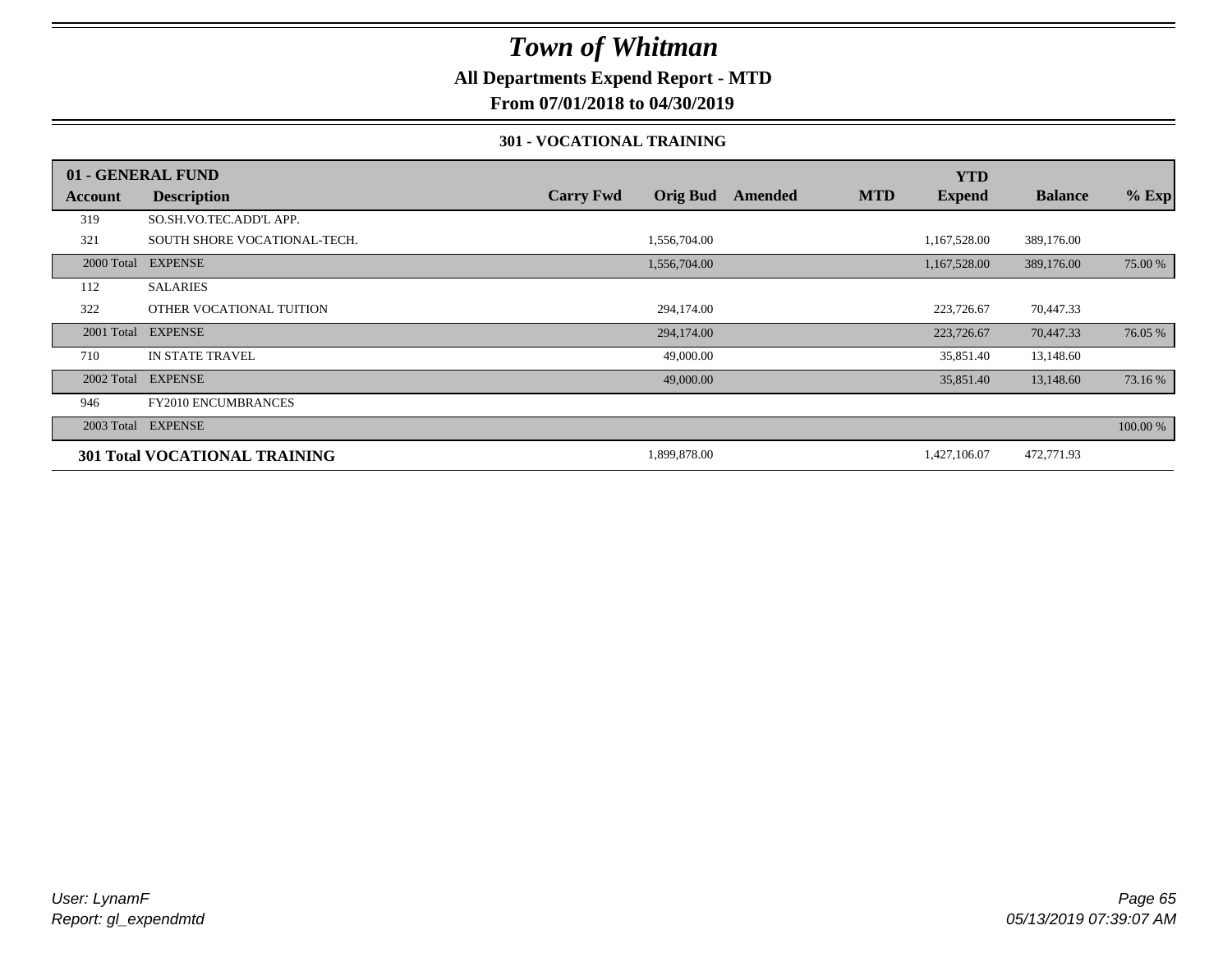# *Town of Whitman*

**All Departments Expend Report - MTD**

**From 07/01/2018 to 04/30/2019**

### 301 - VOCATIONAL TRAINING

| 01 - GENERAL FUND | | | | | | YTD | | |
|---|---|---|---|---|---|---|---|---|
| **Account** | **Description** | **Carry Fwd** | **Orig Bud** | **Amended** | **MTD** | **Expend** | **Balance** | **% Exp** |
| 319 | SO.SH.VO.TEC.ADD'L APP. | | | | | | | |
| 321 | SOUTH SHORE VOCATIONAL-TECH. | | 1,556,704.00 | | | 1,167,528.00 | 389,176.00 | |
| 2000 Total | EXPENSE | | 1,556,704.00 | | | 1,167,528.00 | 389,176.00 | 75.00 % |
| 112 | SALARIES | | | | | | | |
| 322 | OTHER VOCATIONAL TUITION | | 294,174.00 | | | 223,726.67 | 70,447.33 | |
| 2001 Total | EXPENSE | | 294,174.00 | | | 223,726.67 | 70,447.33 | 76.05 % |
| 710 | IN STATE TRAVEL | | 49,000.00 | | | 35,851.40 | 13,148.60 | |
| 2002 Total | EXPENSE | | 49,000.00 | | | 35,851.40 | 13,148.60 | 73.16 % |
| 946 | FY2010 ENCUMBRANCES | | | | | | | |
| 2003 Total | EXPENSE | | | | | | | 100.00 % |
| **301 Total VOCATIONAL TRAINING** | | | 1,899,878.00 | | | 1,427,106.07 | 472,771.93 | |

*User: LynamF*
*Report: gl_expendmtd*

*05/13/2019 07:39:07 AM*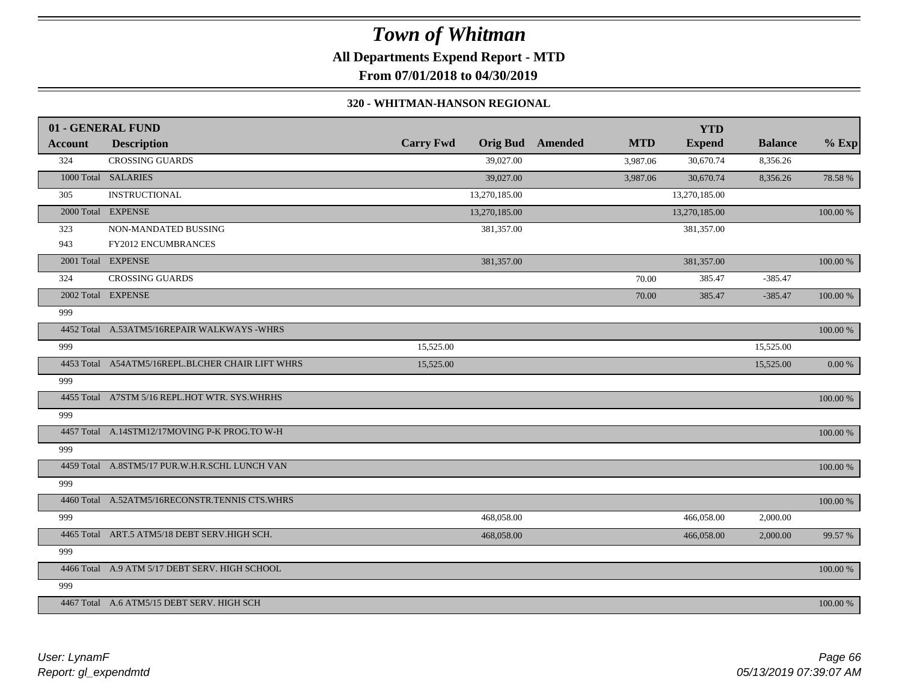# Town of Whitman

**All Departments Expend Report - MTD**

**From 07/01/2018 to 04/30/2019**

**320 - WHITMAN-HANSON REGIONAL**

| 01 - GENERAL FUND | | | | | | YTD | | |
|---|---|---|---|---|---|---|---|---|
| **Account** | **Description** | **Carry Fwd** | **Orig Bud** | **Amended** | **MTD** | **Expend** | **Balance** | **% Exp** |
| 324 | CROSSING GUARDS | | 39,027.00 | | 3,987.06 | 30,670.74 | 8,356.26 | |
| 1000 Total | SALARIES | | 39,027.00 | | 3,987.06 | 30,670.74 | 8,356.26 | 78.58 % |
| 305 | INSTRUCTIONAL | | 13,270,185.00 | | | 13,270,185.00 | | |
| 2000 Total | EXPENSE | | 13,270,185.00 | | | 13,270,185.00 | | 100.00 % |
| 323 | NON-MANDATED BUSSING | | 381,357.00 | | | 381,357.00 | | |
| 943 | FY2012 ENCUMBRANCES | | | | | | | |
| 2001 Total | EXPENSE | | 381,357.00 | | | 381,357.00 | | 100.00 % |
| 324 | CROSSING GUARDS | | | | 70.00 | 385.47 | -385.47 | |
| 2002 Total | EXPENSE | | | | 70.00 | 385.47 | -385.47 | 100.00 % |
| 999 | | | | | | | | |
| 4452 Total | A.53ATM5/16REPAIR WALKWAYS -WHRS | | | | | | | 100.00 % |
| 999 | | 15,525.00 | | | | | 15,525.00 | |
| 4453 Total | A54ATM5/16REPL.BLCHER CHAIR LIFT WHRS | 15,525.00 | | | | | 15,525.00 | 0.00 % |
| 999 | | | | | | | | |
| 4455 Total | A7STM 5/16 REPL.HOT WTR. SYS.WHRHS | | | | | | | 100.00 % |
| 999 | | | | | | | | |
| 4457 Total | A.14STM12/17MOVING P-K PROG.TO W-H | | | | | | | 100.00 % |
| 999 | | | | | | | | |
| 4459 Total | A.8STM5/17 PUR.W.H.R.SCHL LUNCH VAN | | | | | | | 100.00 % |
| 999 | | | | | | | | |
| 4460 Total | A.52ATM5/16RECONSTR.TENNIS CTS.WHRS | | | | | | | 100.00 % |
| 999 | | | 468,058.00 | | | 466,058.00 | 2,000.00 | |
| 4465 Total | ART.5 ATM5/18 DEBT SERV.HIGH SCH. | | 468,058.00 | | | 466,058.00 | 2,000.00 | 99.57 % |
| 999 | | | | | | | | |
| 4466 Total | A.9 ATM 5/17 DEBT SERV. HIGH SCHOOL | | | | | | | 100.00 % |
| 999 | | | | | | | | |
| 4467 Total | A.6 ATM5/15 DEBT SERV. HIGH SCH | | | | | | | 100.00 % |

*User: LynamF*
*Report: gl_expendmtd*

*05/13/2019 07:39:07 AM*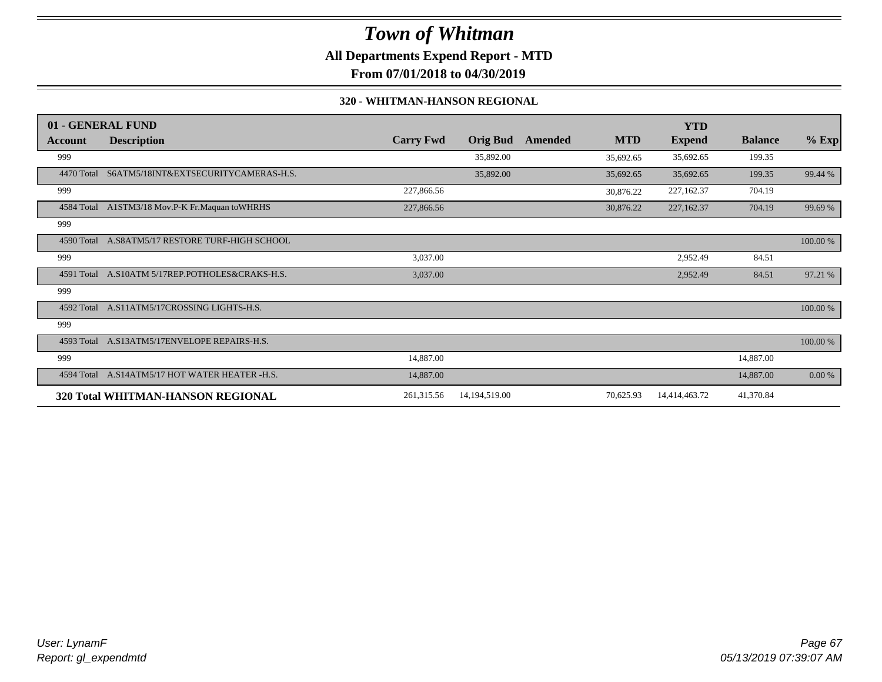# Town of Whitman

**All Departments Expend Report - MTD**

**From 07/01/2018 to 04/30/2019**

**320 - WHITMAN-HANSON REGIONAL**

| 01 - GENERAL FUND | | | | | | YTD | | |
|---|---|---|---|---|---|---|---|---|
| **Account** | **Description** | **Carry Fwd** | **Orig Bud** | **Amended** | **MTD** | **Expend** | **Balance** | **% Exp** |
| 999 | | | 35,892.00 | | 35,692.65 | 35,692.65 | 199.35 | |
| 4470 Total | S6ATM5/18INT&EXTSECURITYCAMERAS-H.S. | | 35,892.00 | | 35,692.65 | 35,692.65 | 199.35 | 99.44 % |
| 999 | | 227,866.56 | | | 30,876.22 | 227,162.37 | 704.19 | |
| 4584 Total | A1STM3/18 Mov.P-K Fr.Maquan toWHRHS | 227,866.56 | | | 30,876.22 | 227,162.37 | 704.19 | 99.69 % |
| 999 | | | | | | | | |
| 4590 Total | A.S8ATM5/17 RESTORE TURF-HIGH SCHOOL | | | | | | | 100.00 % |
| 999 | | 3,037.00 | | | | 2,952.49 | 84.51 | |
| 4591 Total | A.S10ATM 5/17REP.POTHOLES&CRAKS-H.S. | 3,037.00 | | | | 2,952.49 | 84.51 | 97.21 % |
| 999 | | | | | | | | |
| 4592 Total | A.S11ATM5/17CROSSING LIGHTS-H.S. | | | | | | | 100.00 % |
| 999 | | | | | | | | |
| 4593 Total | A.S13ATM5/17ENVELOPE REPAIRS-H.S. | | | | | | | 100.00 % |
| 999 | | 14,887.00 | | | | | 14,887.00 | |
| 4594 Total | A.S14ATM5/17 HOT WATER HEATER -H.S. | 14,887.00 | | | | | 14,887.00 | 0.00 % |
| **320 Total WHITMAN-HANSON REGIONAL** | | 261,315.56 | 14,194,519.00 | | 70,625.93 | 14,414,463.72 | 41,370.84 | |

*User: LynamF*
*Report: gl_expendmtd*

05/13/2019 07:39:07 AM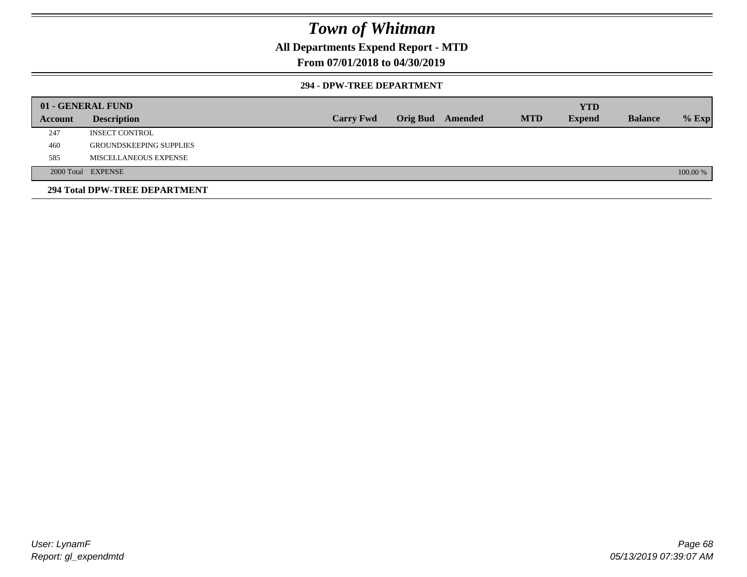# Town of Whitman

## All Departments Expend Report - MTD

## From 07/01/2018 to 04/30/2019

### 294 - DPW-TREE DEPARTMENT

| 01 - GENERAL FUND | | | | | | | | | |
|---|---|---|---|---|---|---|---|---|---|
| **Account** | **Description** | **Carry Fwd** | **Orig Bud** | **Amended** | **MTD** | **YTD Expend** | **Balance** | **% Exp** |
| 247 | INSECT CONTROL | | | | | | | |
| 460 | GROUNDSKEEPING SUPPLIES | | | | | | | |
| 585 | MISCELLANEOUS EXPENSE | | | | | | | |
| 2000 Total | EXPENSE | | | | | | | 100.00 % |

**294 Total DPW-TREE DEPARTMENT**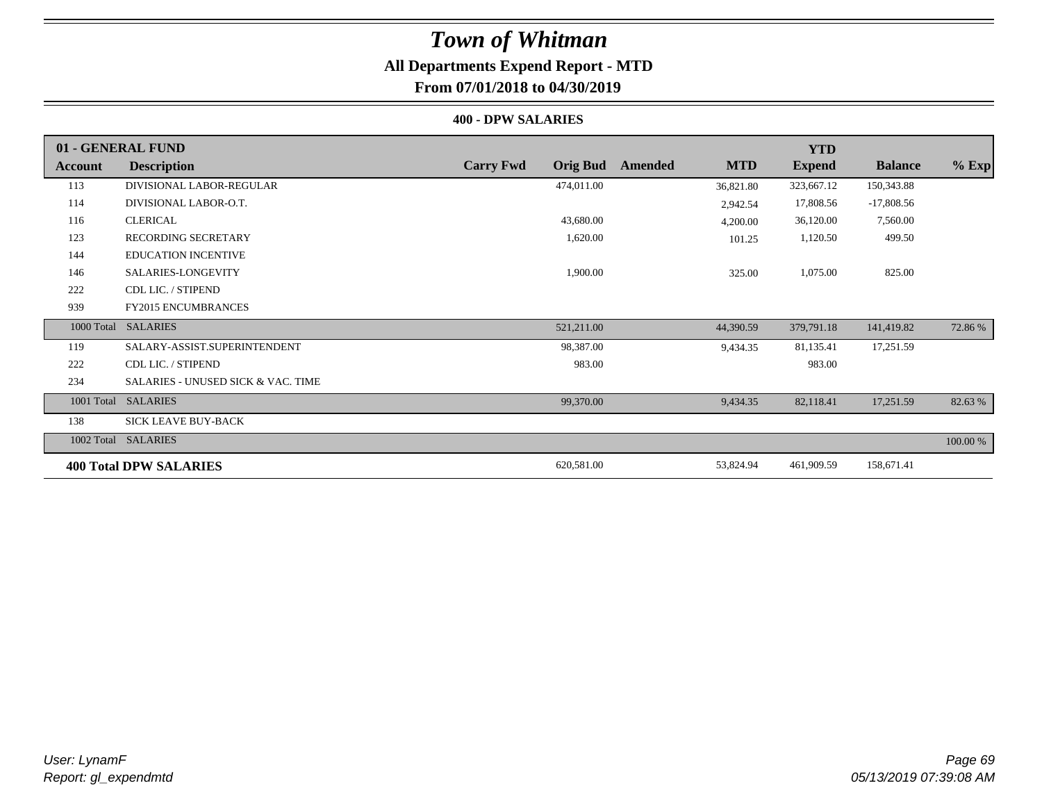# Town of Whitman

## All Departments Expend Report - MTD

### From 07/01/2018 to 04/30/2019

#### 400 - DPW SALARIES

| 01 - GENERAL FUND | | | | | | YTD | | |
|---|---|---|---|---|---|---|---|---|
| **Account** | **Description** | **Carry Fwd** | **Orig Bud** | **Amended** | **MTD** | **Expend** | **Balance** | **% Exp** |
| 113 | DIVISIONAL LABOR-REGULAR | | 474,011.00 | | 36,821.80 | 323,667.12 | 150,343.88 | |
| 114 | DIVISIONAL LABOR-O.T. | | | | 2,942.54 | 17,808.56 | -17,808.56 | |
| 116 | CLERICAL | | 43,680.00 | | 4,200.00 | 36,120.00 | 7,560.00 | |
| 123 | RECORDING SECRETARY | | 1,620.00 | | 101.25 | 1,120.50 | 499.50 | |
| 144 | EDUCATION INCENTIVE | | | | | | | |
| 146 | SALARIES-LONGEVITY | | 1,900.00 | | 325.00 | 1,075.00 | 825.00 | |
| 222 | CDL LIC. / STIPEND | | | | | | | |
| 939 | FY2015 ENCUMBRANCES | | | | | | | |
| 1000 Total | SALARIES | | 521,211.00 | | 44,390.59 | 379,791.18 | 141,419.82 | 72.86 % |
| 119 | SALARY-ASSIST.SUPERINTENDENT | | 98,387.00 | | 9,434.35 | 81,135.41 | 17,251.59 | |
| 222 | CDL LIC. / STIPEND | | 983.00 | | | 983.00 | | |
| 234 | SALARIES - UNUSED SICK & VAC. TIME | | | | | | | |
| 1001 Total | SALARIES | | 99,370.00 | | 9,434.35 | 82,118.41 | 17,251.59 | 82.63 % |
| 138 | SICK LEAVE BUY-BACK | | | | | | | |
| 1002 Total | SALARIES | | | | | | | 100.00 % |
| **400 Total DPW SALARIES** | | | 620,581.00 | | 53,824.94 | 461,909.59 | 158,671.41 | |

*User: LynamF*
*Report: gl_expendmtd*

*05/13/2019 07:39:08 AM*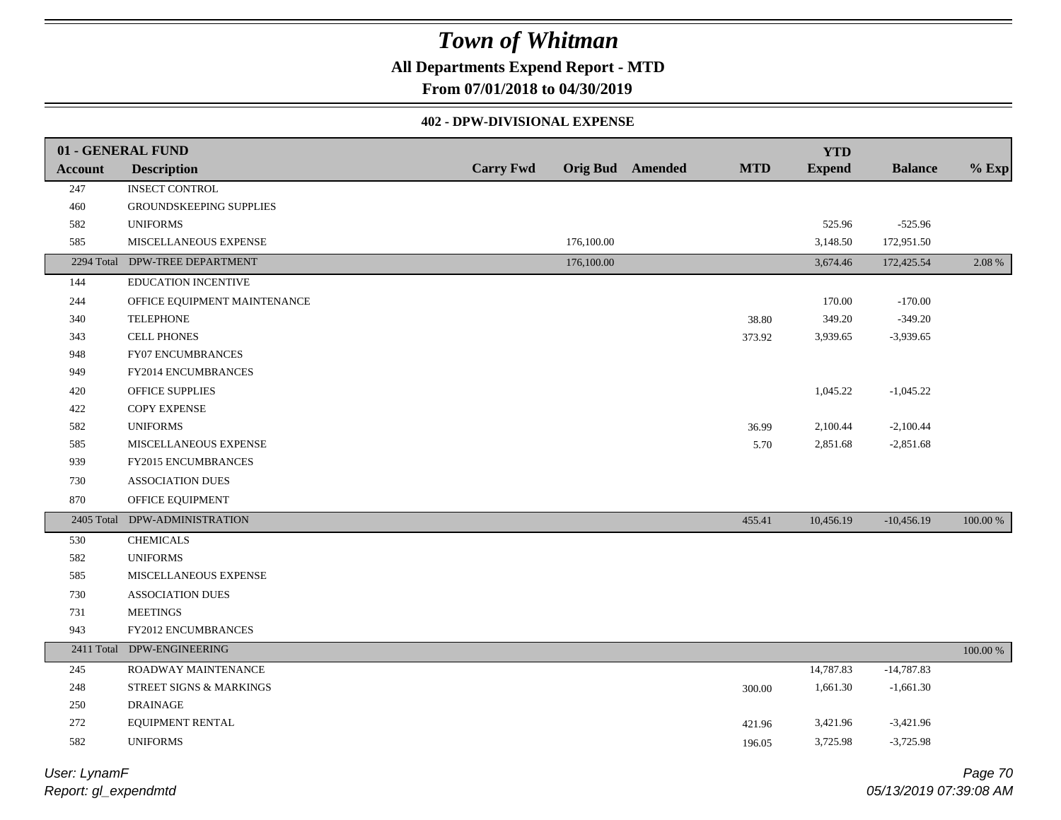# Town of Whitman

**All Departments Expend Report - MTD**

**From 07/01/2018 to 04/30/2019**

**402 - DPW-DIVISIONAL EXPENSE**

| 01 - GENERAL FUND Account | Description | Carry Fwd | Orig Bud | Amended | MTD | YTD Expend | Balance | % Exp |
|---|---|---|---|---|---|---|---|---|
| 247 | INSECT CONTROL | | | | | | | |
| 460 | GROUNDSKEEPING SUPPLIES | | | | | | | |
| 582 | UNIFORMS | | | | | 525.96 | -525.96 | |
| 585 | MISCELLANEOUS EXPENSE | | 176,100.00 | | | 3,148.50 | 172,951.50 | |
| 2294 Total | DPW-TREE DEPARTMENT | | 176,100.00 | | | 3,674.46 | 172,425.54 | 2.08 % |
| 144 | EDUCATION INCENTIVE | | | | | | | |
| 244 | OFFICE EQUIPMENT MAINTENANCE | | | | | 170.00 | -170.00 | |
| 340 | TELEPHONE | | | | 38.80 | 349.20 | -349.20 | |
| 343 | CELL PHONES | | | | 373.92 | 3,939.65 | -3,939.65 | |
| 948 | FY07 ENCUMBRANCES | | | | | | | |
| 949 | FY2014 ENCUMBRANCES | | | | | | | |
| 420 | OFFICE SUPPLIES | | | | | 1,045.22 | -1,045.22 | |
| 422 | COPY EXPENSE | | | | | | | |
| 582 | UNIFORMS | | | | 36.99 | 2,100.44 | -2,100.44 | |
| 585 | MISCELLANEOUS EXPENSE | | | | 5.70 | 2,851.68 | -2,851.68 | |
| 939 | FY2015 ENCUMBRANCES | | | | | | | |
| 730 | ASSOCIATION DUES | | | | | | | |
| 870 | OFFICE EQUIPMENT | | | | | | | |
| 2405 Total | DPW-ADMINISTRATION | | | | 455.41 | 10,456.19 | -10,456.19 | 100.00 % |
| 530 | CHEMICALS | | | | | | | |
| 582 | UNIFORMS | | | | | | | |
| 585 | MISCELLANEOUS EXPENSE | | | | | | | |
| 730 | ASSOCIATION DUES | | | | | | | |
| 731 | MEETINGS | | | | | | | |
| 943 | FY2012 ENCUMBRANCES | | | | | | | |
| 2411 Total | DPW-ENGINEERING | | | | | | | 100.00 % |
| 245 | ROADWAY MAINTENANCE | | | | | 14,787.83 | -14,787.83 | |
| 248 | STREET SIGNS & MARKINGS | | | | 300.00 | 1,661.30 | -1,661.30 | |
| 250 | DRAINAGE | | | | | | | |
| 272 | EQUIPMENT RENTAL | | | | 421.96 | 3,421.96 | -3,421.96 | |
| 582 | UNIFORMS | | | | 196.05 | 3,725.98 | -3,725.98 | |

*User: LynamF*
*Report: gl_expendmtd*

*05/13/2019 07:39:08 AM*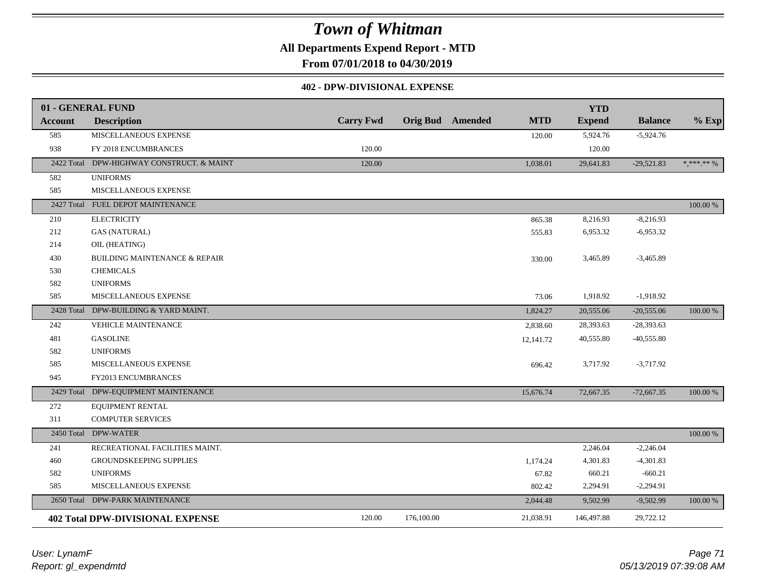# Town of Whitman

**All Departments Expend Report - MTD**

**From 07/01/2018 to 04/30/2019**

**402 - DPW-DIVISIONAL EXPENSE**

| 01 - GENERAL FUND | | | | | | YTD | | |
|---|---|---|---|---|---|---|---|---|
| **Account** | **Description** | **Carry Fwd** | **Orig Bud** | **Amended** | **MTD** | **Expend** | **Balance** | **% Exp** |
| 585 | MISCELLANEOUS EXPENSE | | | | 120.00 | 5,924.76 | -5,924.76 | |
| 938 | FY 2018 ENCUMBRANCES | 120.00 | | | | 120.00 | | |
| 2422 Total | DPW-HIGHWAY CONSTRUCT. & MAINT | 120.00 | | | 1,038.01 | 29,641.83 | -29,521.83 | *,***.** % |
| 582 | UNIFORMS | | | | | | | |
| 585 | MISCELLANEOUS EXPENSE | | | | | | | |
| 2427 Total | FUEL DEPOT MAINTENANCE | | | | | | | 100.00 % |
| 210 | ELECTRICITY | | | | 865.38 | 8,216.93 | -8,216.93 | |
| 212 | GAS (NATURAL) | | | | 555.83 | 6,953.32 | -6,953.32 | |
| 214 | OIL (HEATING) | | | | | | | |
| 430 | BUILDING MAINTENANCE & REPAIR | | | | 330.00 | 3,465.89 | -3,465.89 | |
| 530 | CHEMICALS | | | | | | | |
| 582 | UNIFORMS | | | | | | | |
| 585 | MISCELLANEOUS EXPENSE | | | | 73.06 | 1,918.92 | -1,918.92 | |
| 2428 Total | DPW-BUILDING & YARD MAINT. | | | | 1,824.27 | 20,555.06 | -20,555.06 | 100.00 % |
| 242 | VEHICLE MAINTENANCE | | | | 2,838.60 | 28,393.63 | -28,393.63 | |
| 481 | GASOLINE | | | | 12,141.72 | 40,555.80 | -40,555.80 | |
| 582 | UNIFORMS | | | | | | | |
| 585 | MISCELLANEOUS EXPENSE | | | | 696.42 | 3,717.92 | -3,717.92 | |
| 945 | FY2013 ENCUMBRANCES | | | | | | | |
| 2429 Total | DPW-EQUIPMENT MAINTENANCE | | | | 15,676.74 | 72,667.35 | -72,667.35 | 100.00 % |
| 272 | EQUIPMENT RENTAL | | | | | | | |
| 311 | COMPUTER SERVICES | | | | | | | |
| 2450 Total | DPW-WATER | | | | | | | 100.00 % |
| 241 | RECREATIONAL FACILITIES MAINT. | | | | | 2,246.04 | -2,246.04 | |
| 460 | GROUNDSKEEPING SUPPLIES | | | | 1,174.24 | 4,301.83 | -4,301.83 | |
| 582 | UNIFORMS | | | | 67.82 | 660.21 | -660.21 | |
| 585 | MISCELLANEOUS EXPENSE | | | | 802.42 | 2,294.91 | -2,294.91 | |
| 2650 Total | DPW-PARK MAINTENANCE | | | | 2,044.48 | 9,502.99 | -9,502.99 | 100.00 % |
| **402 Total DPW-DIVISIONAL EXPENSE** | | 120.00 | 176,100.00 | | 21,038.91 | 146,497.88 | 29,722.12 | |

*User: LynamF*
*Report: gl_expendmtd*

*05/13/2019 07:39:08 AM*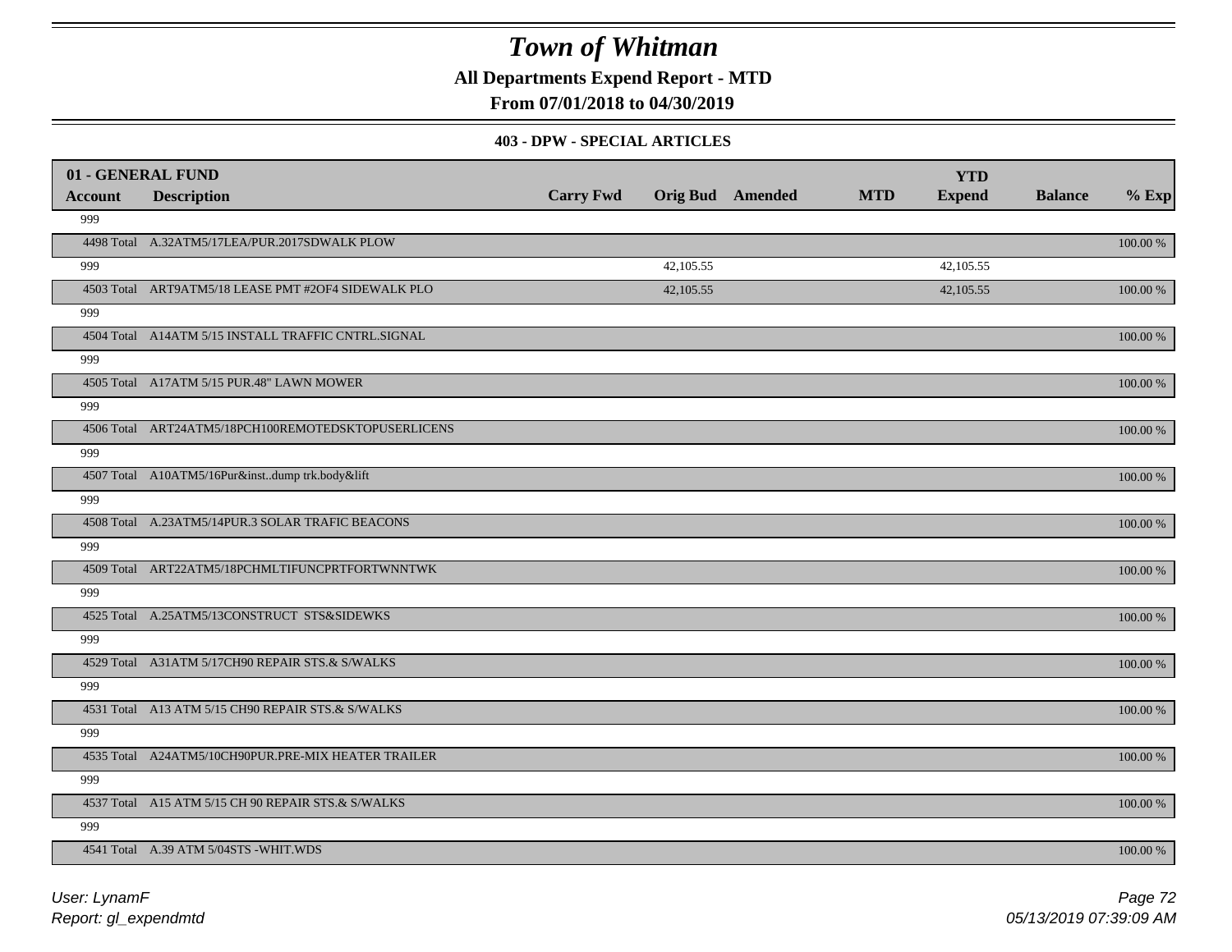# Town of Whitman

**All Departments Expend Report - MTD**

**From 07/01/2018 to 04/30/2019**

**403 - DPW - SPECIAL ARTICLES**

| Account | Description | Carry Fwd | Orig Bud | Amended | MTD | YTD Expend | Balance | % Exp |
|---|---|---|---|---|---|---|---|---|
| **01 - GENERAL FUND** | | | | | | | | |
| 999 | | | | | | | | |
| 4498 Total | A.32ATM5/17LEA/PUR.2017SDWALK PLOW | | | | | | | 100.00 % |
| 999 | | | 42,105.55 | | | 42,105.55 | | |
| 4503 Total | ART9ATM5/18 LEASE PMT #2OF4 SIDEWALK PLO | | 42,105.55 | | | 42,105.55 | | 100.00 % |
| 999 | | | | | | | | |
| 4504 Total | A14ATM 5/15 INSTALL TRAFFIC CNTRL.SIGNAL | | | | | | | 100.00 % |
| 999 | | | | | | | | |
| 4505 Total | A17ATM 5/15 PUR.48" LAWN MOWER | | | | | | | 100.00 % |
| 999 | | | | | | | | |
| 4506 Total | ART24ATM5/18PCH100REMOTEDSKTOPUSERLICENS | | | | | | | 100.00 % |
| 999 | | | | | | | | |
| 4507 Total | A10ATM5/16Pur&inst..dump trk.body&lift | | | | | | | 100.00 % |
| 999 | | | | | | | | |
| 4508 Total | A.23ATM5/14PUR.3 SOLAR TRAFIC BEACONS | | | | | | | 100.00 % |
| 999 | | | | | | | | |
| 4509 Total | ART22ATM5/18PCHMLTIFUNCPRTFORTWNNTWK | | | | | | | 100.00 % |
| 999 | | | | | | | | |
| 4525 Total | A.25ATM5/13CONSTRUCT STS&SIDEWKS | | | | | | | 100.00 % |
| 999 | | | | | | | | |
| 4529 Total | A31ATM 5/17CH90 REPAIR STS.& S/WALKS | | | | | | | 100.00 % |
| 999 | | | | | | | | |
| 4531 Total | A13 ATM 5/15 CH90 REPAIR STS.& S/WALKS | | | | | | | 100.00 % |
| 999 | | | | | | | | |
| 4535 Total | A24ATM5/10CH90PUR.PRE-MIX HEATER TRAILER | | | | | | | 100.00 % |
| 999 | | | | | | | | |
| 4537 Total | A15 ATM 5/15 CH 90 REPAIR STS.& S/WALKS | | | | | | | 100.00 % |
| 999 | | | | | | | | |
| 4541 Total | A.39 ATM 5/04STS -WHIT.WDS | | | | | | | 100.00 % |

*User: LynamF*
*Report: gl_expendmtd*
*05/13/2019 07:39:09 AM*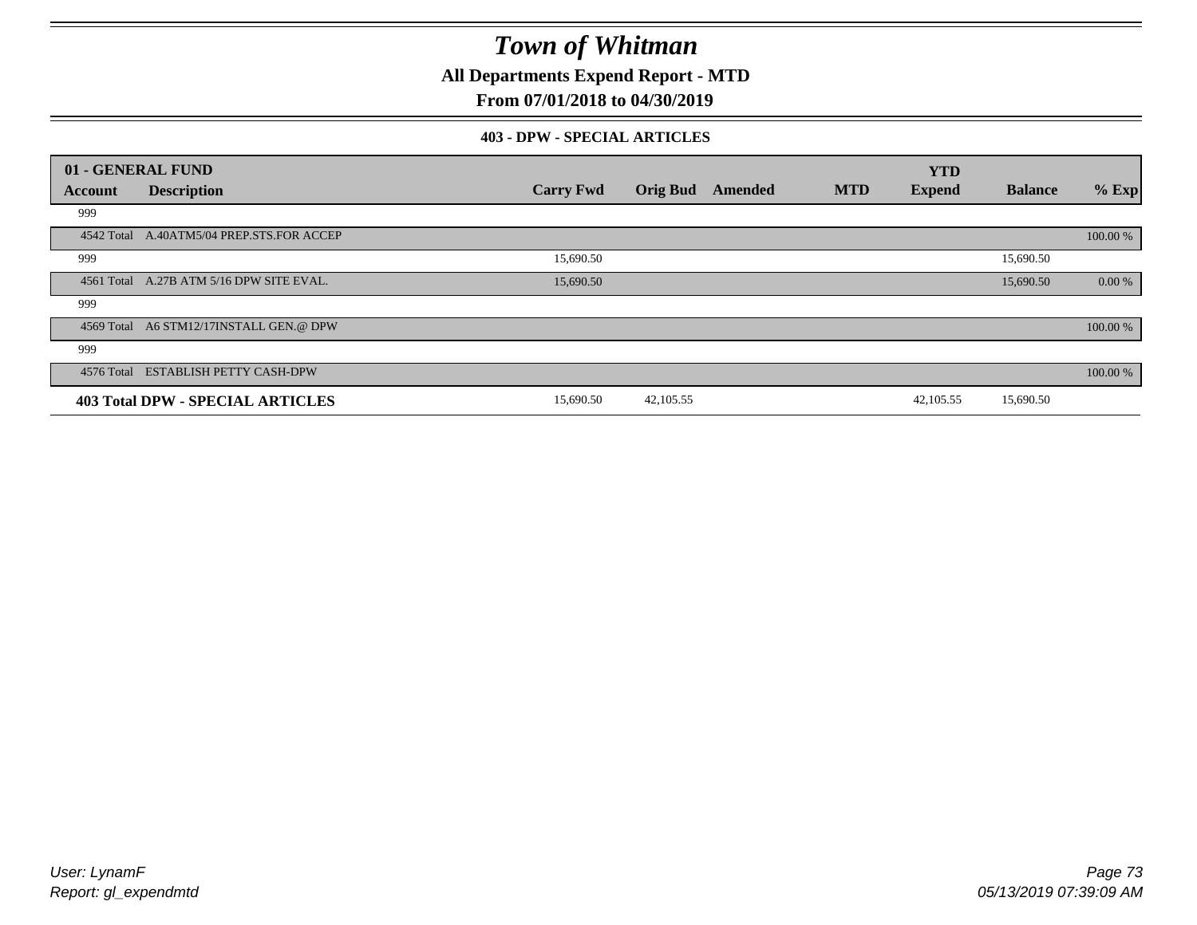# Town of Whitman

**All Departments Expend Report - MTD**

**From 07/01/2018 to 04/30/2019**

### 403 - DPW - SPECIAL ARTICLES

| 01 - GENERAL FUND | | | | | | | | | |
|---|---|---|---|---|---|---|---|---|---|
| **Account** | **Description** | **Carry Fwd** | **Orig Bud** | **Amended** | **MTD** | **YTD Expend** | **Balance** | **% Exp** |
| 999 | | | | | | | | |
| 4542 Total | A.40ATM5/04 PREP.STS.FOR ACCEP | | | | | | | 100.00 % |
| 999 | | 15,690.50 | | | | | 15,690.50 | |
| 4561 Total | A.27B ATM 5/16 DPW SITE EVAL. | 15,690.50 | | | | | 15,690.50 | 0.00 % |
| 999 | | | | | | | | |
| 4569 Total | A6 STM12/17INSTALL GEN.@ DPW | | | | | | | 100.00 % |
| 999 | | | | | | | | |
| 4576 Total | ESTABLISH PETTY CASH-DPW | | | | | | | 100.00 % |
| **403 Total DPW - SPECIAL ARTICLES** | | 15,690.50 | 42,105.55 | | | 42,105.55 | 15,690.50 | |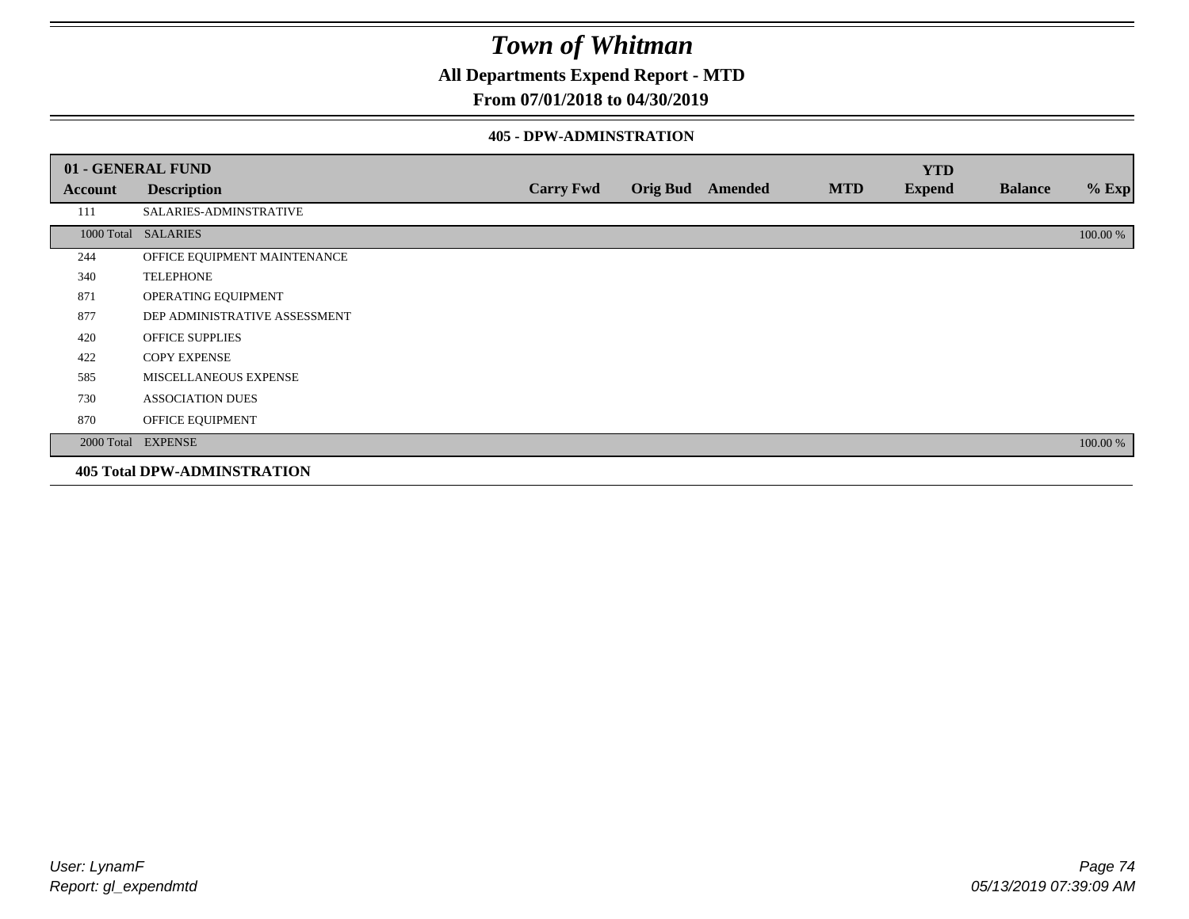# *Town of Whitman*

**All Departments Expend Report - MTD**

**From 07/01/2018 to 04/30/2019**

**405 - DPW-ADMINSTRATION**

| 01 - GENERAL FUND | | | | | | | | |
|---|---|---|---|---|---|---|---|---|
| **Account** | **Description** | **Carry Fwd** | **Orig Bud** | **Amended** | **MTD** | **YTD Expend** | **Balance** | **% Exp** |
| 111 | SALARIES-ADMINSTRATIVE | | | | | | | |
| 1000 Total | SALARIES | | | | | | | 100.00 % |
| 244 | OFFICE EQUIPMENT MAINTENANCE | | | | | | | |
| 340 | TELEPHONE | | | | | | | |
| 871 | OPERATING EQUIPMENT | | | | | | | |
| 877 | DEP ADMINISTRATIVE ASSESSMENT | | | | | | | |
| 420 | OFFICE SUPPLIES | | | | | | | |
| 422 | COPY EXPENSE | | | | | | | |
| 585 | MISCELLANEOUS EXPENSE | | | | | | | |
| 730 | ASSOCIATION DUES | | | | | | | |
| 870 | OFFICE EQUIPMENT | | | | | | | |
| 2000 Total | EXPENSE | | | | | | | 100.00 % |

**405 Total DPW-ADMINSTRATION**

*User: LynamF*
*Report: gl_expendmtd*

*05/13/2019 07:39:09 AM*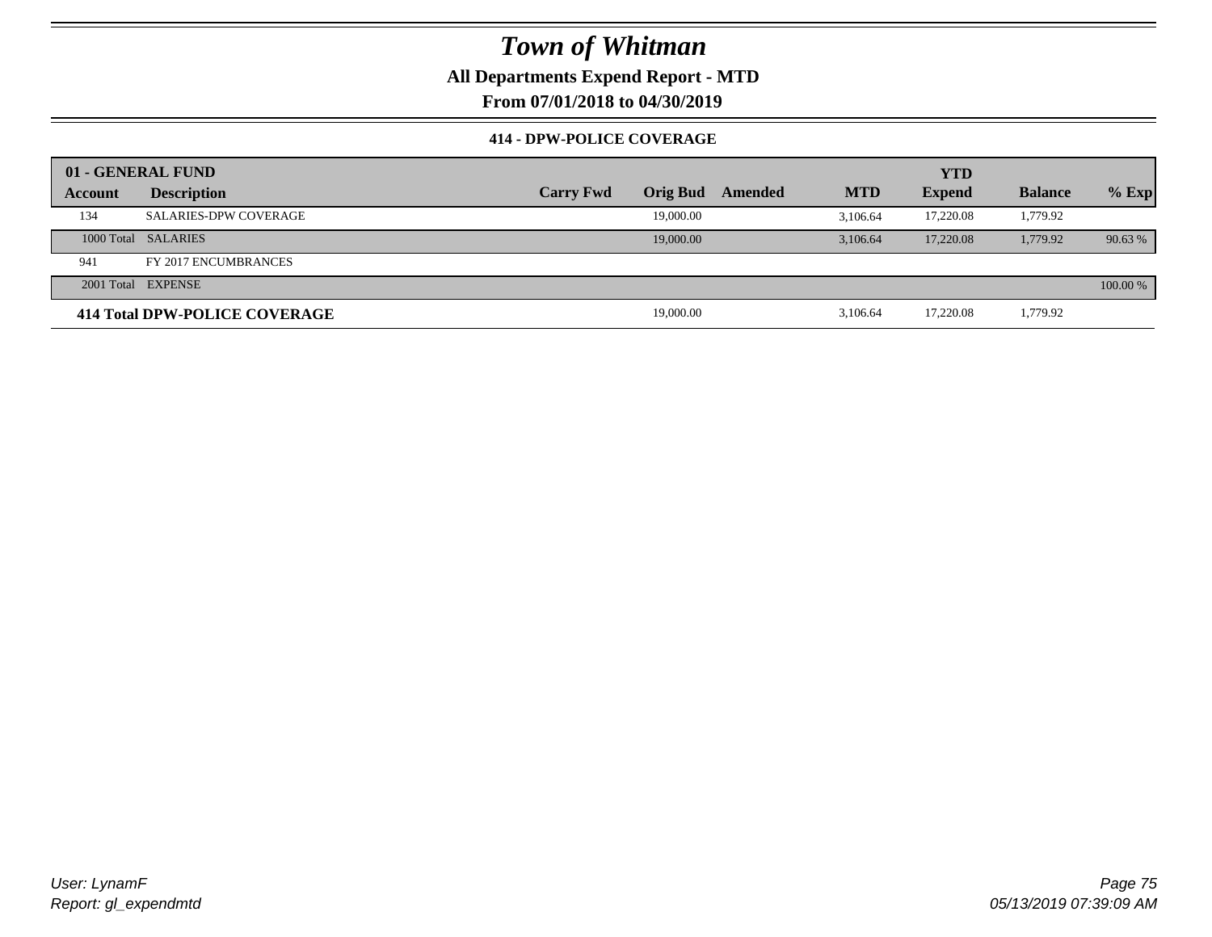# Town of Whitman

**All Departments Expend Report - MTD**

**From 07/01/2018 to 04/30/2019**

**414 - DPW-POLICE COVERAGE**

| 01 - GENERAL FUND | | | | | | YTD | | |
|---|---|---|---|---|---|---|---|---|
| **Account** | **Description** | **Carry Fwd** | **Orig Bud** | **Amended** | **MTD** | **Expend** | **Balance** | **% Exp** |
| 134 | SALARIES-DPW COVERAGE | | 19,000.00 | | 3,106.64 | 17,220.08 | 1,779.92 | |
| 1000 Total | SALARIES | | 19,000.00 | | 3,106.64 | 17,220.08 | 1,779.92 | 90.63 % |
| 941 | FY 2017 ENCUMBRANCES | | | | | | | |
| 2001 Total | EXPENSE | | | | | | | 100.00 % |
| **414 Total DPW-POLICE COVERAGE** | | | 19,000.00 | | 3,106.64 | 17,220.08 | 1,779.92 | |

*User: LynamF*
*Report: gl_expendmtd*

*05/13/2019 07:39:09 AM*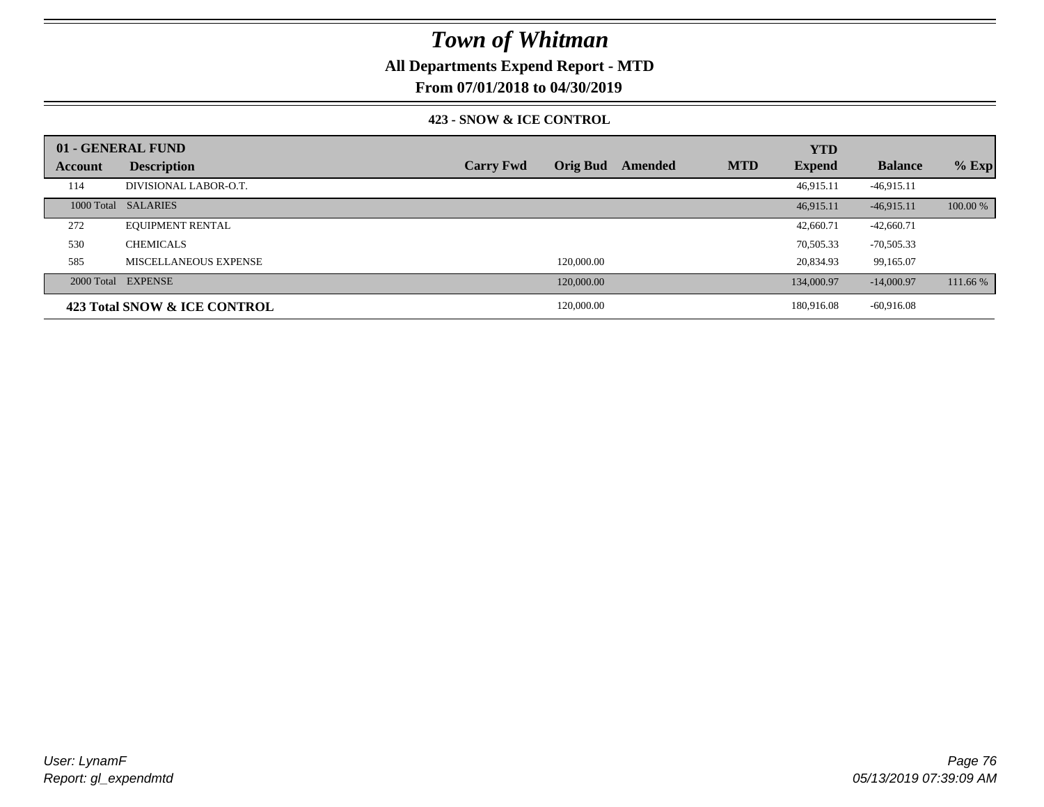# Town of Whitman

**All Departments Expend Report - MTD**

**From 07/01/2018 to 04/30/2019**

**423 - SNOW & ICE CONTROL**

| 01 - GENERAL FUND | | | | | | | | | |
|---|---|---|---|---|---|---|---|---|---|
| **Account** | **Description** | **Carry Fwd** | **Orig Bud** | **Amended** | **MTD** | **YTD Expend** | **Balance** | **% Exp** |
| 114 | DIVISIONAL LABOR-O.T. | | | | | 46,915.11 | -46,915.11 | |
| 1000 Total | SALARIES | | | | | 46,915.11 | -46,915.11 | 100.00 % |
| 272 | EQUIPMENT RENTAL | | | | | 42,660.71 | -42,660.71 | |
| 530 | CHEMICALS | | | | | 70,505.33 | -70,505.33 | |
| 585 | MISCELLANEOUS EXPENSE | | 120,000.00 | | | 20,834.93 | 99,165.07 | |
| 2000 Total | EXPENSE | | 120,000.00 | | | 134,000.97 | -14,000.97 | 111.66 % |
| **423 Total SNOW & ICE CONTROL** | | | 120,000.00 | | | 180,916.08 | -60,916.08 | |

*User: LynamF*
*Report: gl_expendmtd*

*05/13/2019 07:39:09 AM*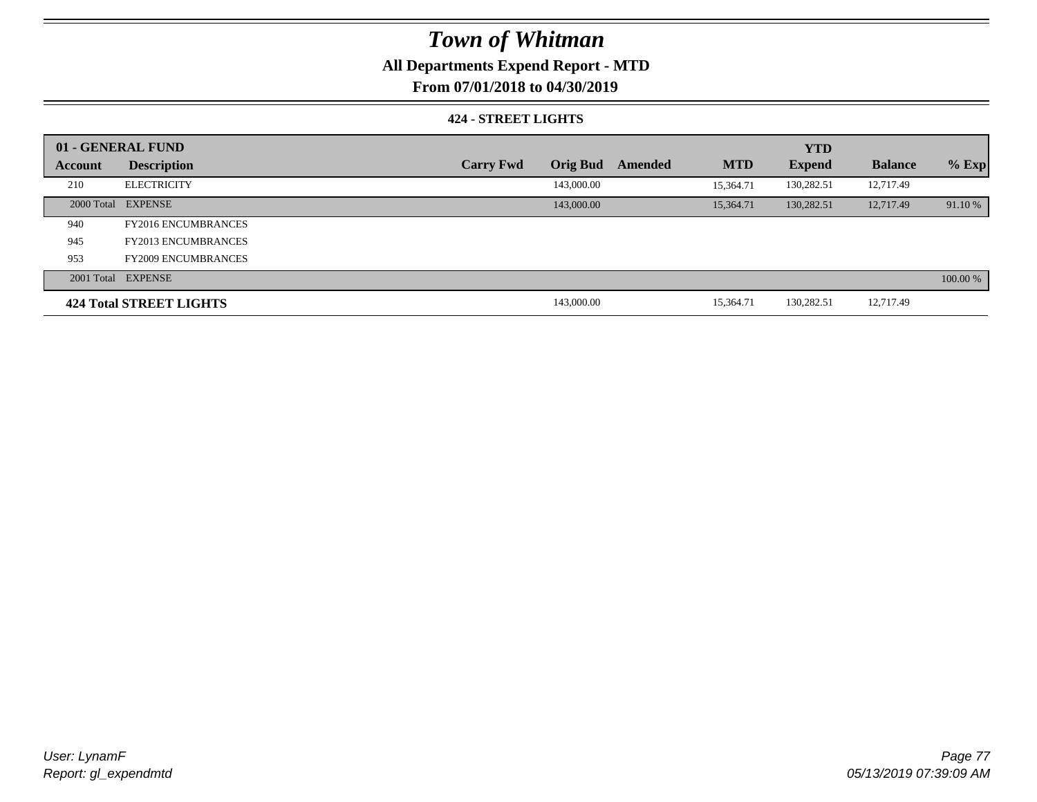# Town of Whitman

## All Departments Expend Report - MTD

## From 07/01/2018 to 04/30/2019

### 424 - STREET LIGHTS

| 01 - GENERAL FUND | | | | | | YTD | | |
|---|---|---|---|---|---|---|---|---|
| Account | Description | Carry Fwd | Orig Bud | Amended | MTD | Expend | Balance | % Exp |
| 210 | ELECTRICITY | | 143,000.00 | | 15,364.71 | 130,282.51 | 12,717.49 | |
| 2000 Total | EXPENSE | | 143,000.00 | | 15,364.71 | 130,282.51 | 12,717.49 | 91.10 % |
| 940 | FY2016 ENCUMBRANCES | | | | | | | |
| 945 | FY2013 ENCUMBRANCES | | | | | | | |
| 953 | FY2009 ENCUMBRANCES | | | | | | | |
| 2001 Total | EXPENSE | | | | | | | 100.00 % |
| **424 Total STREET LIGHTS** | | | 143,000.00 | | 15,364.71 | 130,282.51 | 12,717.49 | |

*User: LynamF*
*Report: gl_expendmtd*

*05/13/2019 07:39:09 AM*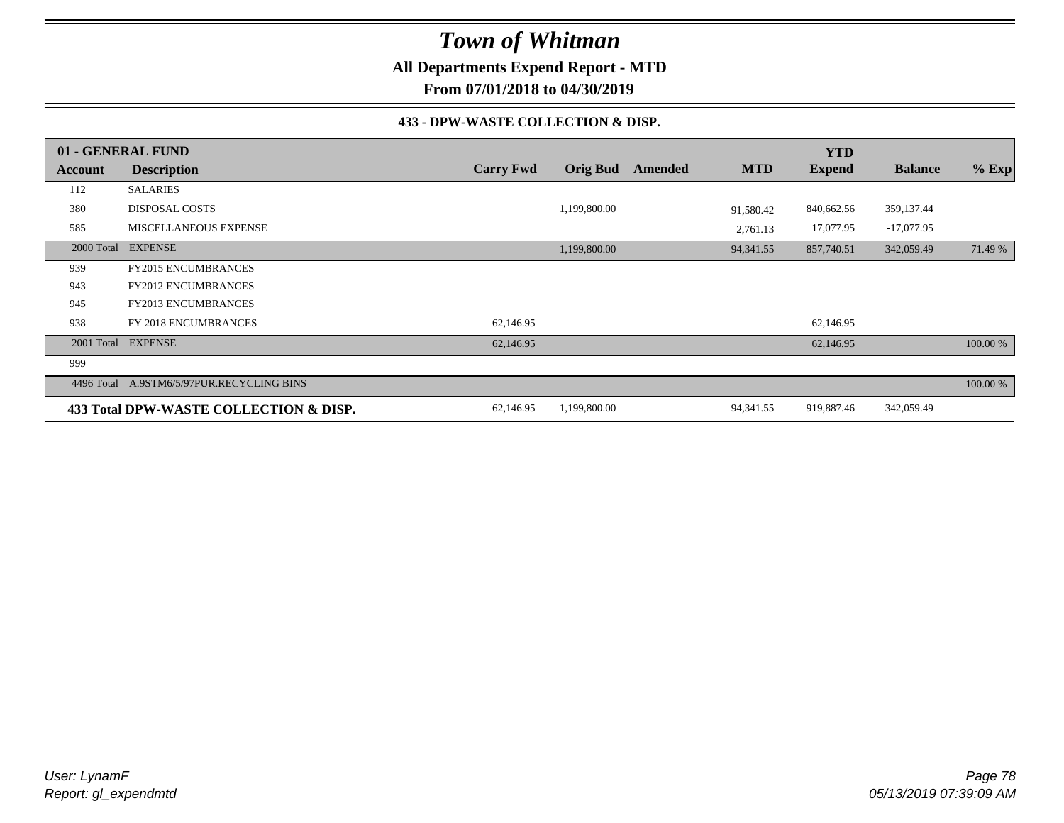# *Town of Whitman*

**All Departments Expend Report - MTD**

**From 07/01/2018 to 04/30/2019**

**433 - DPW-WASTE COLLECTION & DISP.**

| 01 - GENERAL FUND | | | | | | YTD | | |
|---|---|---|---|---|---|---|---|---|
| **Account** | **Description** | **Carry Fwd** | **Orig Bud** | **Amended** | **MTD** | **Expend** | **Balance** | **% Exp** |
| 112 | SALARIES | | | | | | | |
| 380 | DISPOSAL COSTS | | 1,199,800.00 | | 91,580.42 | 840,662.56 | 359,137.44 | |
| 585 | MISCELLANEOUS EXPENSE | | | | 2,761.13 | 17,077.95 | -17,077.95 | |
| 2000 Total | EXPENSE | | 1,199,800.00 | | 94,341.55 | 857,740.51 | 342,059.49 | 71.49 % |
| 939 | FY2015 ENCUMBRANCES | | | | | | | |
| 943 | FY2012 ENCUMBRANCES | | | | | | | |
| 945 | FY2013 ENCUMBRANCES | | | | | | | |
| 938 | FY 2018 ENCUMBRANCES | 62,146.95 | | | | 62,146.95 | | |
| 2001 Total | EXPENSE | 62,146.95 | | | | 62,146.95 | | 100.00 % |
| 999 | | | | | | | | |
| 4496 Total | A.9STM6/5/97PUR.RECYCLING BINS | | | | | | | 100.00 % |
| **433 Total DPW-WASTE COLLECTION & DISP.** | | 62,146.95 | 1,199,800.00 | | 94,341.55 | 919,887.46 | 342,059.49 | |

*User: LynamF*
*Report: gl_expendmtd*

*05/13/2019 07:39:09 AM*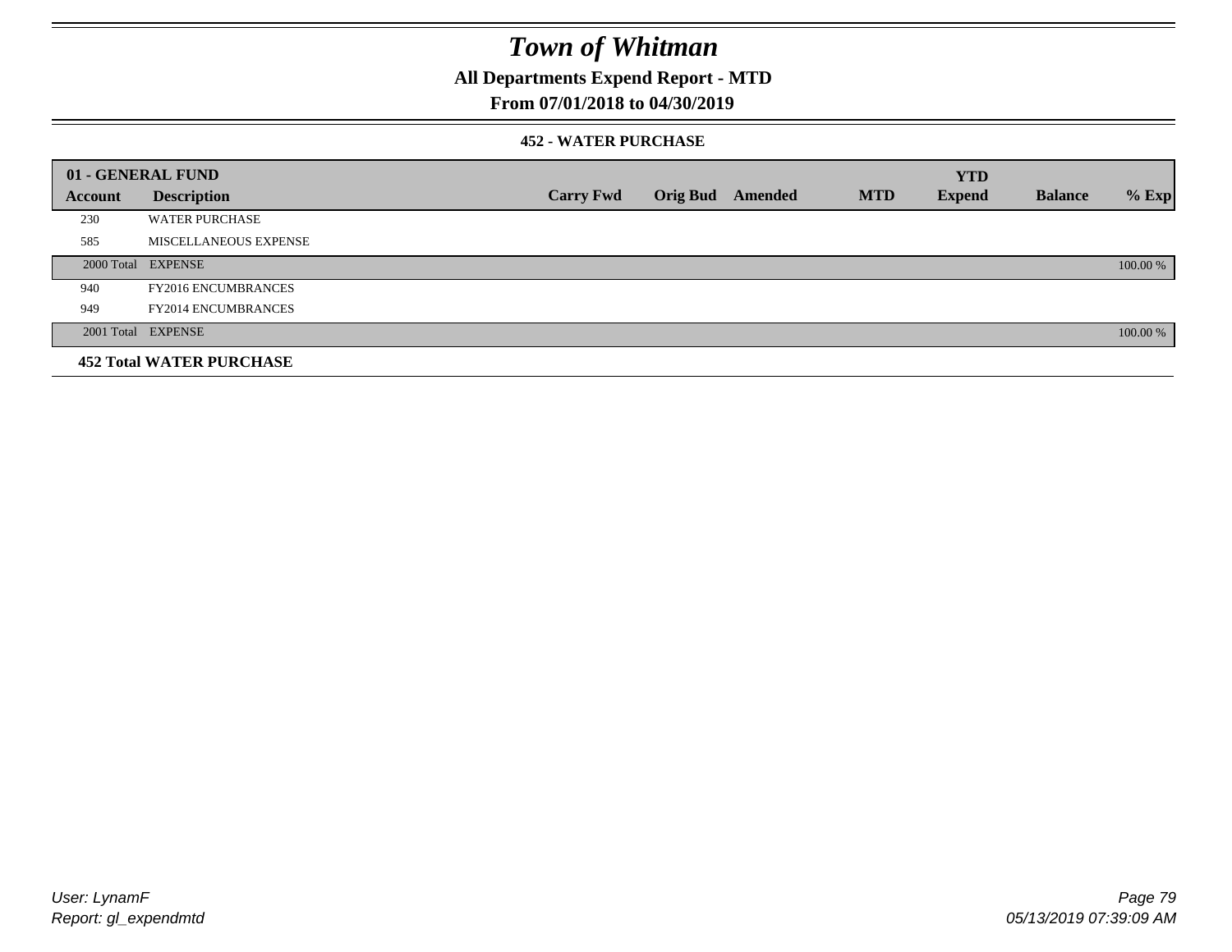# Town of Whitman

## All Departments Expend Report - MTD

## From 07/01/2018 to 04/30/2019

### 452 - WATER PURCHASE

| 01 - GENERAL FUND | | | | | | YTD | | |
|---|---|---|---|---|---|---|---|---|
| **Account** | **Description** | **Carry Fwd** | **Orig Bud** | **Amended** | **MTD** | **Expend** | **Balance** | **% Exp** |
| 230 | WATER PURCHASE | | | | | | | |
| 585 | MISCELLANEOUS EXPENSE | | | | | | | |
| 2000 Total | EXPENSE | | | | | | | 100.00 % |
| 940 | FY2016 ENCUMBRANCES | | | | | | | |
| 949 | FY2014 ENCUMBRANCES | | | | | | | |
| 2001 Total | EXPENSE | | | | | | | 100.00 % |
| **452 Total WATER PURCHASE** | | | | | | | | |

User: LynamF
Report: gl_expendmtd

05/13/2019 07:39:09 AM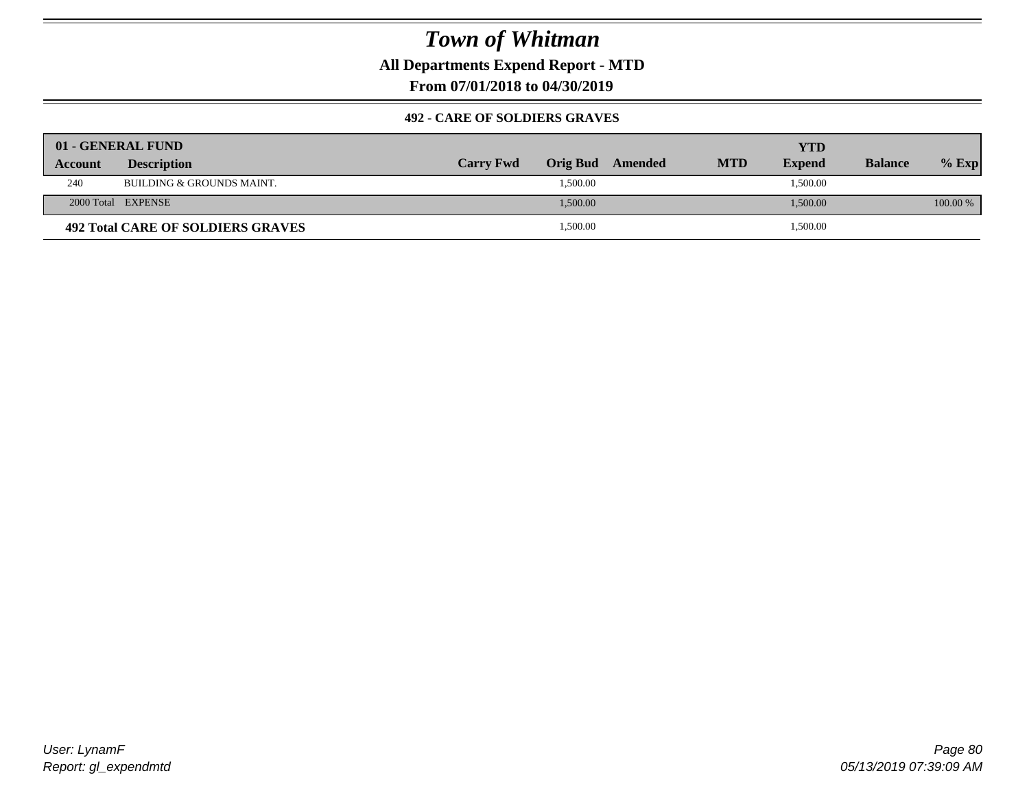# Town of Whitman

## All Departments Expend Report - MTD

## From 07/01/2018 to 04/30/2019

### 492 - CARE OF SOLDIERS GRAVES

| 01 - GENERAL FUND | | | | | | YTD | | |
|---|---|---|---|---|---|---|---|---|
| **Account** | **Description** | **Carry Fwd** | **Orig Bud** | **Amended** | **MTD** | **Expend** | **Balance** | **% Exp** |
| 240 | BUILDING & GROUNDS MAINT. | | 1,500.00 | | | 1,500.00 | | |
| 2000 Total | EXPENSE | | 1,500.00 | | | 1,500.00 | | 100.00 % |
| **492 Total CARE OF SOLDIERS GRAVES** | | | 1,500.00 | | | 1,500.00 | | |

*User: LynamF*
*Report: gl_expendmtd*

*05/13/2019 07:39:09 AM*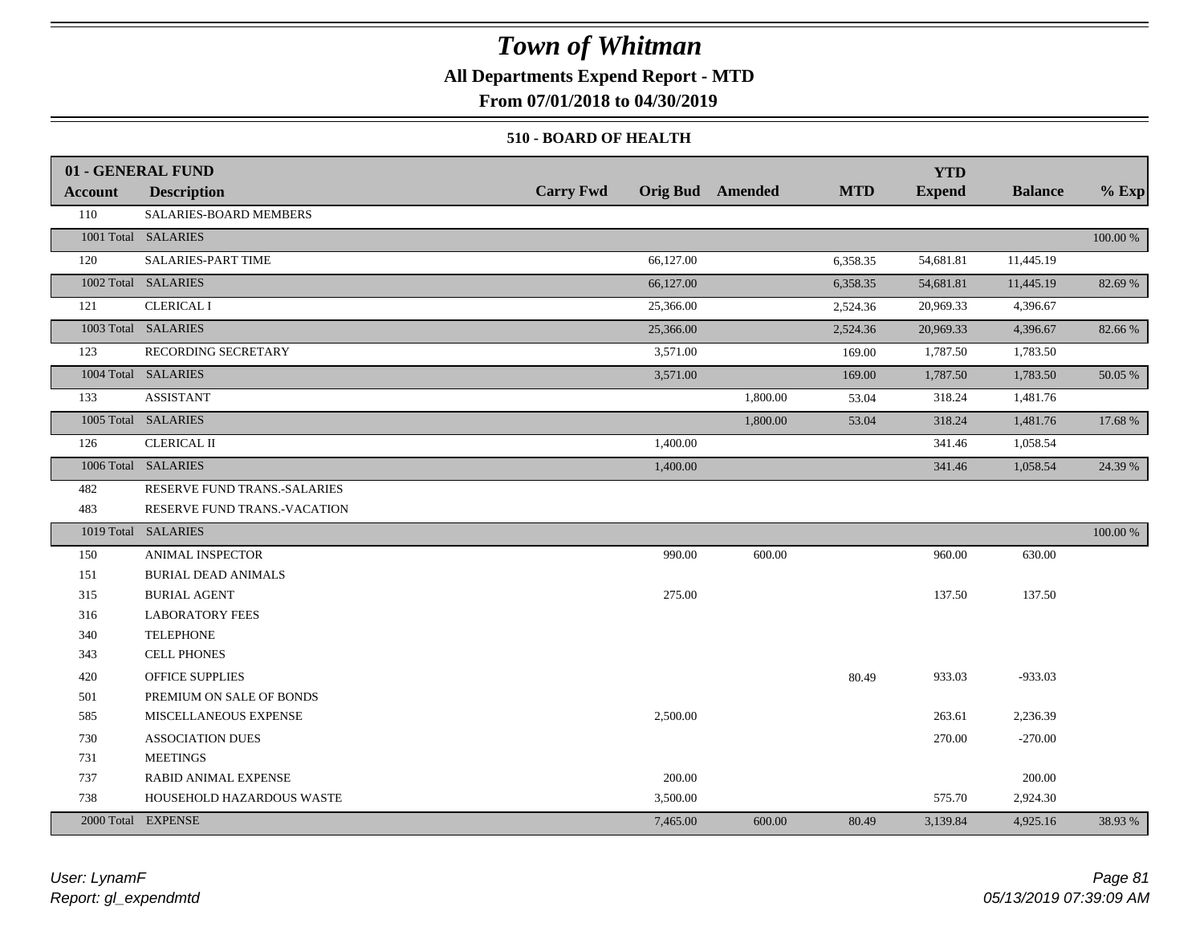# Town of Whitman

**All Departments Expend Report - MTD**

**From 07/01/2018 to 04/30/2019**

### 510 - BOARD OF HEALTH

| 01 - GENERAL FUND<br>Account | Description | Carry Fwd | Orig Bud | Amended | MTD | YTD<br>Expend | Balance | % Exp |
|---|---|---|---|---|---|---|---|---|
| 110 | SALARIES-BOARD MEMBERS | | | | | | | |
| 1001 Total | SALARIES | | | | | | | 100.00 % |
| 120 | SALARIES-PART TIME | | 66,127.00 | | 6,358.35 | 54,681.81 | 11,445.19 | |
| 1002 Total | SALARIES | | 66,127.00 | | 6,358.35 | 54,681.81 | 11,445.19 | 82.69 % |
| 121 | CLERICAL I | | 25,366.00 | | 2,524.36 | 20,969.33 | 4,396.67 | |
| 1003 Total | SALARIES | | 25,366.00 | | 2,524.36 | 20,969.33 | 4,396.67 | 82.66 % |
| 123 | RECORDING SECRETARY | | 3,571.00 | | 169.00 | 1,787.50 | 1,783.50 | |
| 1004 Total | SALARIES | | 3,571.00 | | 169.00 | 1,787.50 | 1,783.50 | 50.05 % |
| 133 | ASSISTANT | | | 1,800.00 | 53.04 | 318.24 | 1,481.76 | |
| 1005 Total | SALARIES | | | 1,800.00 | 53.04 | 318.24 | 1,481.76 | 17.68 % |
| 126 | CLERICAL II | | 1,400.00 | | | 341.46 | 1,058.54 | |
| 1006 Total | SALARIES | | 1,400.00 | | | 341.46 | 1,058.54 | 24.39 % |
| 482 | RESERVE FUND TRANS.-SALARIES | | | | | | | |
| 483 | RESERVE FUND TRANS.-VACATION | | | | | | | |
| 1019 Total | SALARIES | | | | | | | 100.00 % |
| 150 | ANIMAL INSPECTOR | | 990.00 | 600.00 | | 960.00 | 630.00 | |
| 151 | BURIAL DEAD ANIMALS | | | | | | | |
| 315 | BURIAL AGENT | | 275.00 | | | 137.50 | 137.50 | |
| 316 | LABORATORY FEES | | | | | | | |
| 340 | TELEPHONE | | | | | | | |
| 343 | CELL PHONES | | | | | | | |
| 420 | OFFICE SUPPLIES | | | | 80.49 | 933.03 | -933.03 | |
| 501 | PREMIUM ON SALE OF BONDS | | | | | | | |
| 585 | MISCELLANEOUS EXPENSE | | 2,500.00 | | | 263.61 | 2,236.39 | |
| 730 | ASSOCIATION DUES | | | | | 270.00 | -270.00 | |
| 731 | MEETINGS | | | | | | | |
| 737 | RABID ANIMAL EXPENSE | | 200.00 | | | | 200.00 | |
| 738 | HOUSEHOLD HAZARDOUS WASTE | | 3,500.00 | | | 575.70 | 2,924.30 | |
| 2000 Total | EXPENSE | | 7,465.00 | 600.00 | 80.49 | 3,139.84 | 4,925.16 | 38.93 % |

*User: LynamF*
*Report: gl_expendmtd*

*05/13/2019 07:39:09 AM*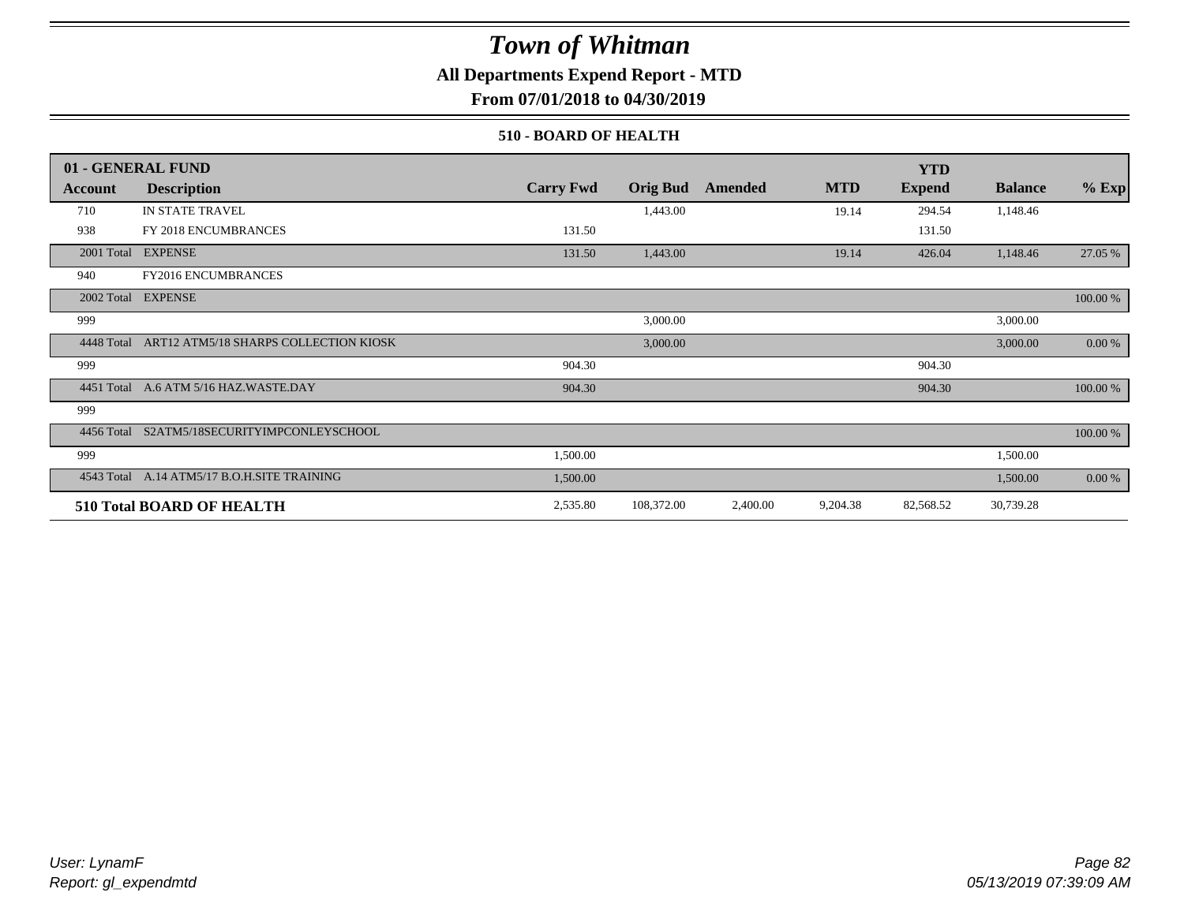# Town of Whitman

**All Departments Expend Report - MTD**

**From 07/01/2018 to 04/30/2019**

**510 - BOARD OF HEALTH**

| 01 - GENERAL FUND | | | | | | YTD | | |
|---|---|---|---|---|---|---|---|---|
| **Account** | **Description** | **Carry Fwd** | **Orig Bud** | **Amended** | **MTD** | **Expend** | **Balance** | **% Exp** |
| 710 | IN STATE TRAVEL | | 1,443.00 | | 19.14 | 294.54 | 1,148.46 | |
| 938 | FY 2018 ENCUMBRANCES | 131.50 | | | | 131.50 | | |
| 2001 Total | EXPENSE | 131.50 | 1,443.00 | | 19.14 | 426.04 | 1,148.46 | 27.05 % |
| 940 | FY2016 ENCUMBRANCES | | | | | | | |
| 2002 Total | EXPENSE | | | | | | | 100.00 % |
| 999 | | | 3,000.00 | | | | 3,000.00 | |
| 4448 Total | ART12 ATM5/18 SHARPS COLLECTION KIOSK | | 3,000.00 | | | | 3,000.00 | 0.00 % |
| 999 | | 904.30 | | | | 904.30 | | |
| 4451 Total | A.6 ATM 5/16 HAZ.WASTE.DAY | 904.30 | | | | 904.30 | | 100.00 % |
| 999 | | | | | | | | |
| 4456 Total | S2ATM5/18SECURITYIMPCONLEYSCHOOL | | | | | | | 100.00 % |
| 999 | | 1,500.00 | | | | | 1,500.00 | |
| 4543 Total | A.14 ATM5/17 B.O.H.SITE TRAINING | 1,500.00 | | | | | 1,500.00 | 0.00 % |
| **510 Total BOARD OF HEALTH** | | 2,535.80 | 108,372.00 | 2,400.00 | 9,204.38 | 82,568.52 | 30,739.28 | |

*User: LynamF*
*Report: gl_expendmtd*

*05/13/2019 07:39:09 AM*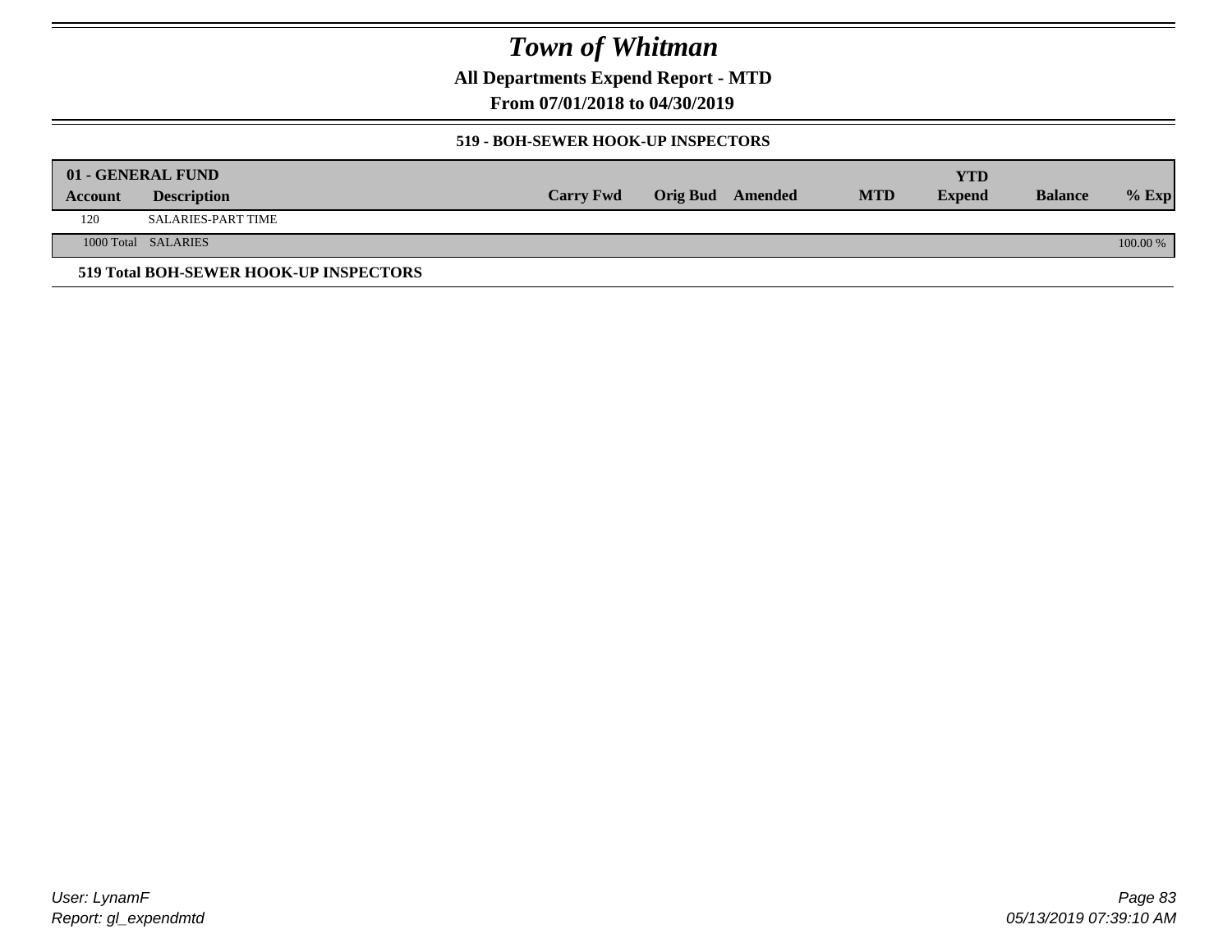# Town of Whitman

**All Departments Expend Report - MTD**

**From 07/01/2018 to 04/30/2019**

### 519 - BOH-SEWER HOOK-UP INSPECTORS

| 01 - GENERAL FUND | | | | | | YTD | | |
|---|---|---|---|---|---|---|---|---|
| **Account** | **Description** | **Carry Fwd** | **Orig Bud** | **Amended** | **MTD** | **Expend** | **Balance** | **% Exp** |
| 120 | SALARIES-PART TIME | | | | | | | |
| 1000 Total | SALARIES | | | | | | | 100.00 % |

**519 Total BOH-SEWER HOOK-UP INSPECTORS**

*User: LynamF*
*Report: gl_expendmtd*

*05/13/2019 07:39:10 AM*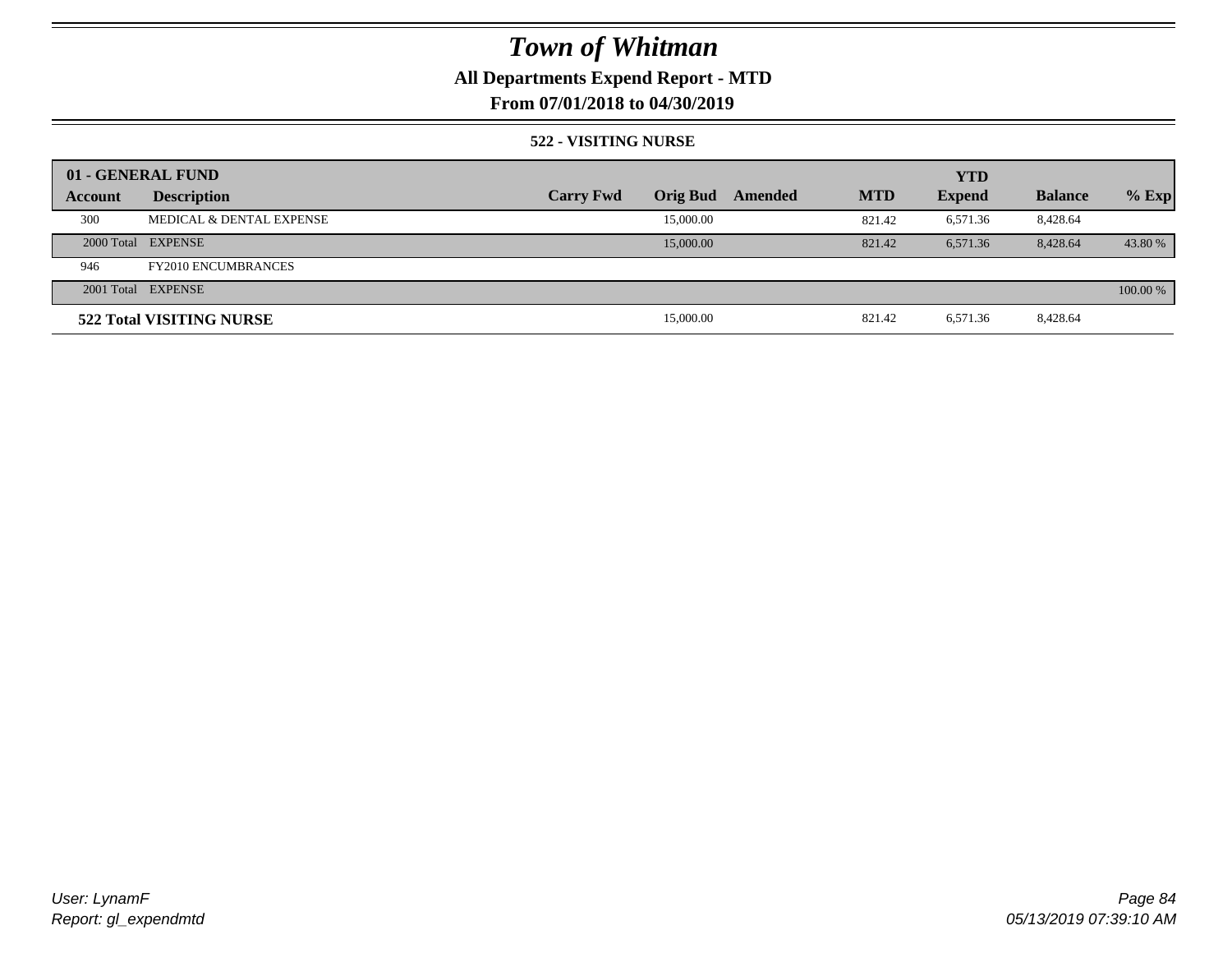# Town of Whitman

## All Departments Expend Report - MTD

### From 07/01/2018 to 04/30/2019

#### 522 - VISITING NURSE

| 01 - GENERAL FUND | | | | | | YTD | | |
|---|---|---|---|---|---|---|---|---|
| Account | Description | Carry Fwd | Orig Bud | Amended | MTD | Expend | Balance | % Exp |
| 300 | MEDICAL & DENTAL EXPENSE | | 15,000.00 | | 821.42 | 6,571.36 | 8,428.64 | |
| 2000 Total | EXPENSE | | 15,000.00 | | 821.42 | 6,571.36 | 8,428.64 | 43.80 % |
| 946 | FY2010 ENCUMBRANCES | | | | | | | |
| 2001 Total | EXPENSE | | | | | | | 100.00 % |
| **522 Total VISITING NURSE** | | | 15,000.00 | | 821.42 | 6,571.36 | 8,428.64 | |

*User: LynamF*
*Report: gl_expendmtd*

*05/13/2019 07:39:10 AM*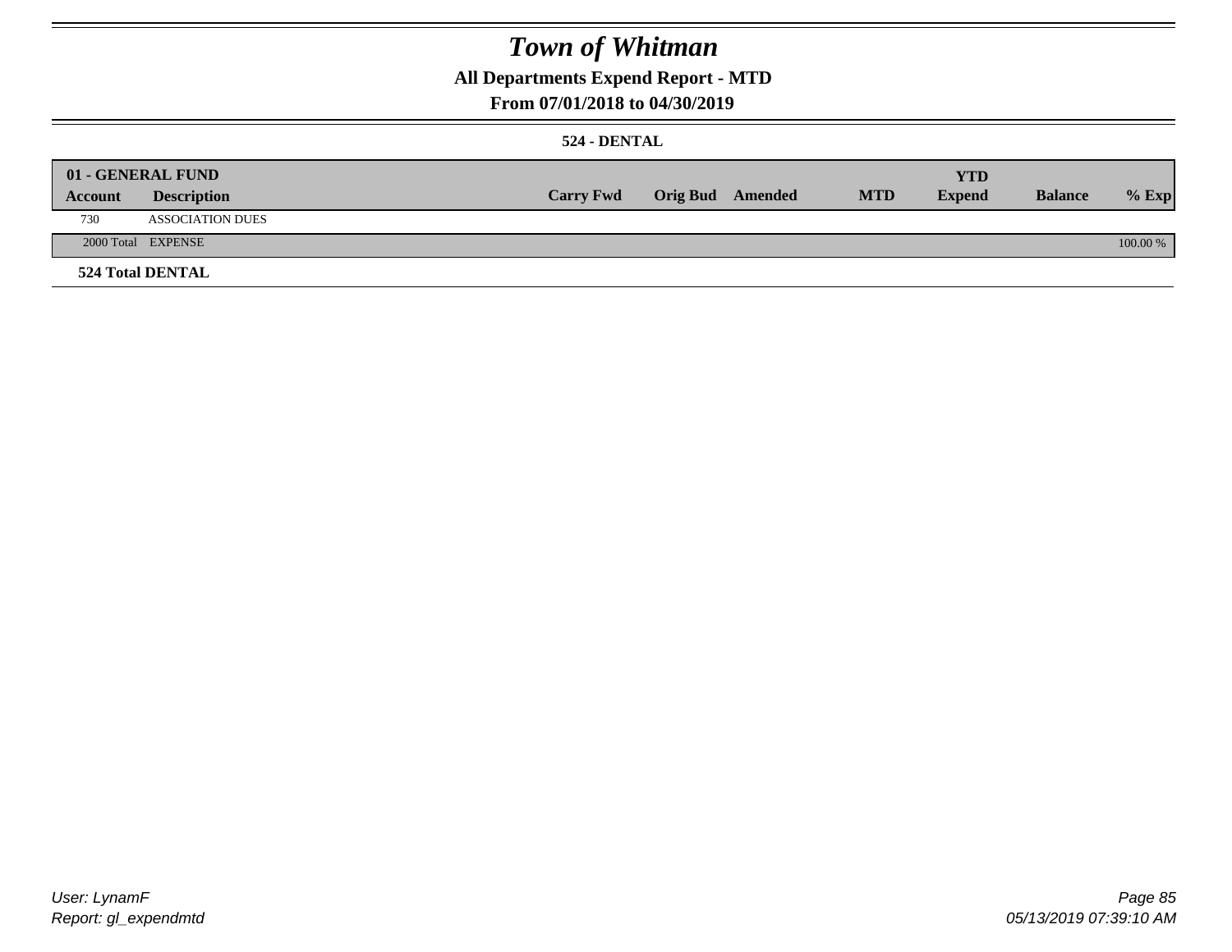# Town of Whitman

## All Departments Expend Report - MTD

### From 07/01/2018 to 04/30/2019

### 524 - DENTAL

| 01 - GENERAL FUND | | | | | | YTD | | |
|---|---|---|---|---|---|---|---|---|
| Account | Description | Carry Fwd | Orig Bud | Amended | MTD | Expend | Balance | % Exp |
| 730 | ASSOCIATION DUES | | | | | | | |
| 2000 Total | EXPENSE | | | | | | | 100.00 % |

**524 Total DENTAL**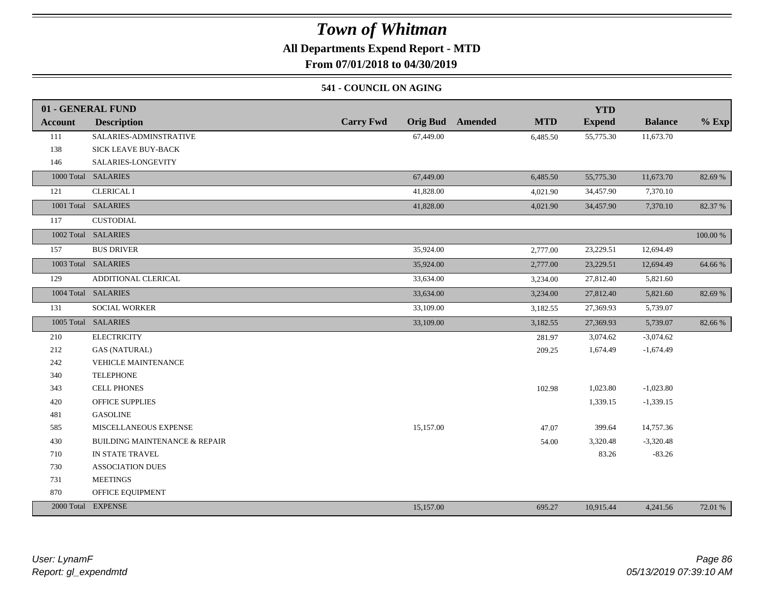# Town of Whitman

**All Departments Expend Report - MTD**

**From 07/01/2018 to 04/30/2019**

### 541 - COUNCIL ON AGING

| 01 - GENERAL FUND | | | | | | YTD | | |
|---|---|---|---|---|---|---|---|---|
| **Account** | **Description** | **Carry Fwd** | **Orig Bud** | **Amended** | **MTD** | **Expend** | **Balance** | **% Exp** |
| 111 | SALARIES-ADMINSTRATIVE | | 67,449.00 | | 6,485.50 | 55,775.30 | 11,673.70 | |
| 138 | SICK LEAVE BUY-BACK | | | | | | | |
| 146 | SALARIES-LONGEVITY | | | | | | | |
| 1000 Total | SALARIES | | 67,449.00 | | 6,485.50 | 55,775.30 | 11,673.70 | 82.69 % |
| 121 | CLERICAL I | | 41,828.00 | | 4,021.90 | 34,457.90 | 7,370.10 | |
| 1001 Total | SALARIES | | 41,828.00 | | 4,021.90 | 34,457.90 | 7,370.10 | 82.37 % |
| 117 | CUSTODIAL | | | | | | | |
| 1002 Total | SALARIES | | | | | | | 100.00 % |
| 157 | BUS DRIVER | | 35,924.00 | | 2,777.00 | 23,229.51 | 12,694.49 | |
| 1003 Total | SALARIES | | 35,924.00 | | 2,777.00 | 23,229.51 | 12,694.49 | 64.66 % |
| 129 | ADDITIONAL CLERICAL | | 33,634.00 | | 3,234.00 | 27,812.40 | 5,821.60 | |
| 1004 Total | SALARIES | | 33,634.00 | | 3,234.00 | 27,812.40 | 5,821.60 | 82.69 % |
| 131 | SOCIAL WORKER | | 33,109.00 | | 3,182.55 | 27,369.93 | 5,739.07 | |
| 1005 Total | SALARIES | | 33,109.00 | | 3,182.55 | 27,369.93 | 5,739.07 | 82.66 % |
| 210 | ELECTRICITY | | | | 281.97 | 3,074.62 | -3,074.62 | |
| 212 | GAS (NATURAL) | | | | 209.25 | 1,674.49 | -1,674.49 | |
| 242 | VEHICLE MAINTENANCE | | | | | | | |
| 340 | TELEPHONE | | | | | | | |
| 343 | CELL PHONES | | | | 102.98 | 1,023.80 | -1,023.80 | |
| 420 | OFFICE SUPPLIES | | | | | 1,339.15 | -1,339.15 | |
| 481 | GASOLINE | | | | | | | |
| 585 | MISCELLANEOUS EXPENSE | | 15,157.00 | | 47.07 | 399.64 | 14,757.36 | |
| 430 | BUILDING MAINTENANCE & REPAIR | | | | 54.00 | 3,320.48 | -3,320.48 | |
| 710 | IN STATE TRAVEL | | | | | 83.26 | -83.26 | |
| 730 | ASSOCIATION DUES | | | | | | | |
| 731 | MEETINGS | | | | | | | |
| 870 | OFFICE EQUIPMENT | | | | | | | |
| 2000 Total | EXPENSE | | 15,157.00 | | 695.27 | 10,915.44 | 4,241.56 | 72.01 % |

*User: LynamF*
*Report: gl_expendmtd*

*05/13/2019 07:39:10 AM*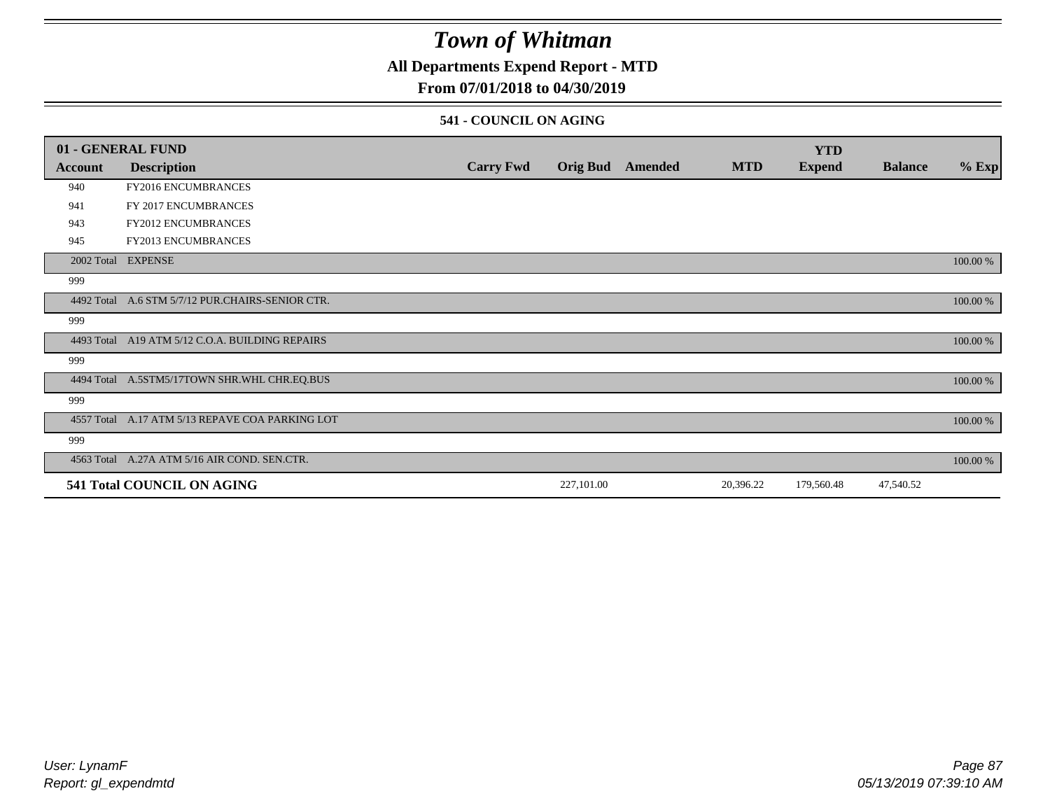# Town of Whitman

## All Departments Expend Report - MTD

## From 07/01/2018 to 04/30/2019

### 541 - COUNCIL ON AGING

| Account | Description | Carry Fwd | Orig Bud | Amended | MTD | YTD Expend | Balance | % Exp |
|---|---|---|---|---|---|---|---|---|
| **01 - GENERAL FUND** | | | | | | | | |
| 940 | FY2016 ENCUMBRANCES | | | | | | | |
| 941 | FY 2017 ENCUMBRANCES | | | | | | | |
| 943 | FY2012 ENCUMBRANCES | | | | | | | |
| 945 | FY2013 ENCUMBRANCES | | | | | | | |
| 2002 Total | EXPENSE | | | | | | | 100.00 % |
| 999 | | | | | | | | |
| 4492 Total | A.6 STM 5/7/12 PUR.CHAIRS-SENIOR CTR. | | | | | | | 100.00 % |
| 999 | | | | | | | | |
| 4493 Total | A19 ATM 5/12 C.O.A. BUILDING REPAIRS | | | | | | | 100.00 % |
| 999 | | | | | | | | |
| 4494 Total | A.5STM5/17TOWN SHR.WHL CHR.EQ.BUS | | | | | | | 100.00 % |
| 999 | | | | | | | | |
| 4557 Total | A.17 ATM 5/13 REPAVE COA PARKING LOT | | | | | | | 100.00 % |
| 999 | | | | | | | | |
| 4563 Total | A.27A ATM 5/16 AIR COND. SEN.CTR. | | | | | | | 100.00 % |
| **541 Total COUNCIL ON AGING** | | | 227,101.00 | | 20,396.22 | 179,560.48 | 47,540.52 | |

User: LynamF
Report: gl_expendmtd

05/13/2019 07:39:10 AM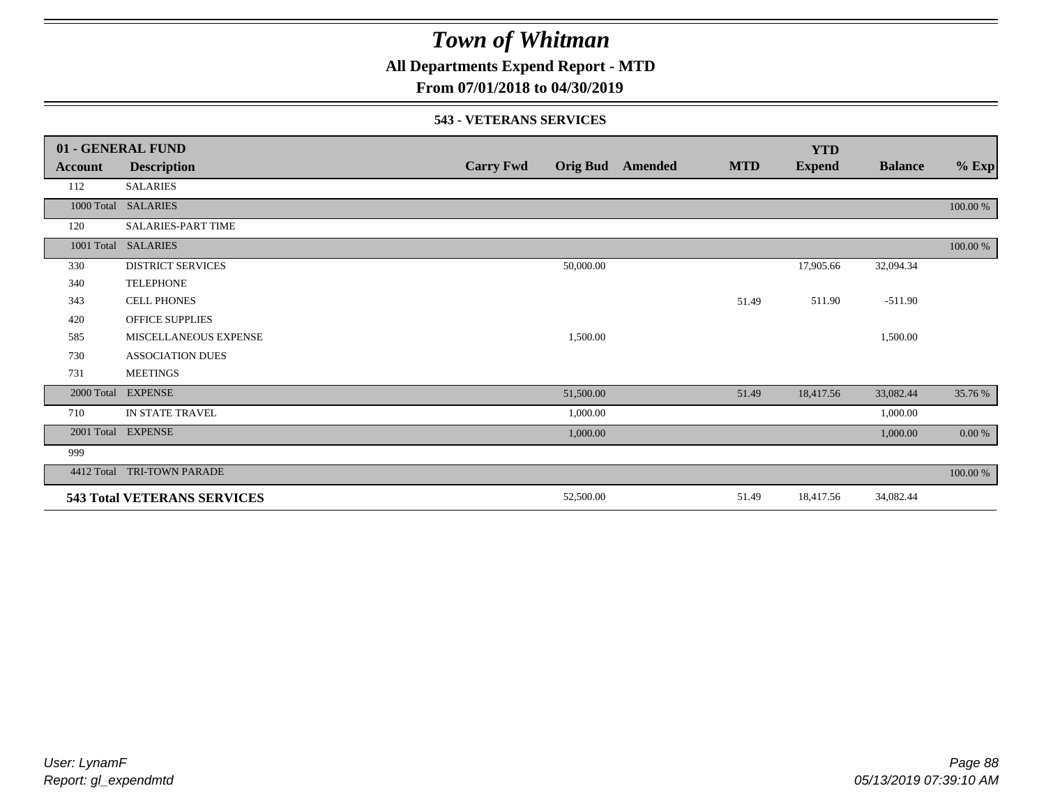# Town of Whitman

**All Departments Expend Report - MTD**

**From 07/01/2018 to 04/30/2019**

**543 - VETERANS SERVICES**

| **01 - GENERAL FUND** | | | | | | | | |
|---|---|---|---|---|---|---|---|---|
| **Account** | **Description** | **Carry Fwd** | **Orig Bud** | **Amended** | **MTD** | **YTD Expend** | **Balance** | **% Exp** |
| 112 | SALARIES | | | | | | | |
| 1000 Total | SALARIES | | | | | | | 100.00 % |
| 120 | SALARIES-PART TIME | | | | | | | |
| 1001 Total | SALARIES | | | | | | | 100.00 % |
| 330 | DISTRICT SERVICES | | 50,000.00 | | | 17,905.66 | 32,094.34 | |
| 340 | TELEPHONE | | | | | | | |
| 343 | CELL PHONES | | | | 51.49 | 511.90 | -511.90 | |
| 420 | OFFICE SUPPLIES | | | | | | | |
| 585 | MISCELLANEOUS EXPENSE | | 1,500.00 | | | | 1,500.00 | |
| 730 | ASSOCIATION DUES | | | | | | | |
| 731 | MEETINGS | | | | | | | |
| 2000 Total | EXPENSE | | 51,500.00 | | 51.49 | 18,417.56 | 33,082.44 | 35.76 % |
| 710 | IN STATE TRAVEL | | 1,000.00 | | | | 1,000.00 | |
| 2001 Total | EXPENSE | | 1,000.00 | | | | 1,000.00 | 0.00 % |
| 999 | | | | | | | | |
| 4412 Total | TRI-TOWN PARADE | | | | | | | 100.00 % |
| **543 Total VETERANS SERVICES** | | | 52,500.00 | | 51.49 | 18,417.56 | 34,082.44 | |

*User: LynamF*
*Report: gl_expendmtd*

*05/13/2019 07:39:10 AM*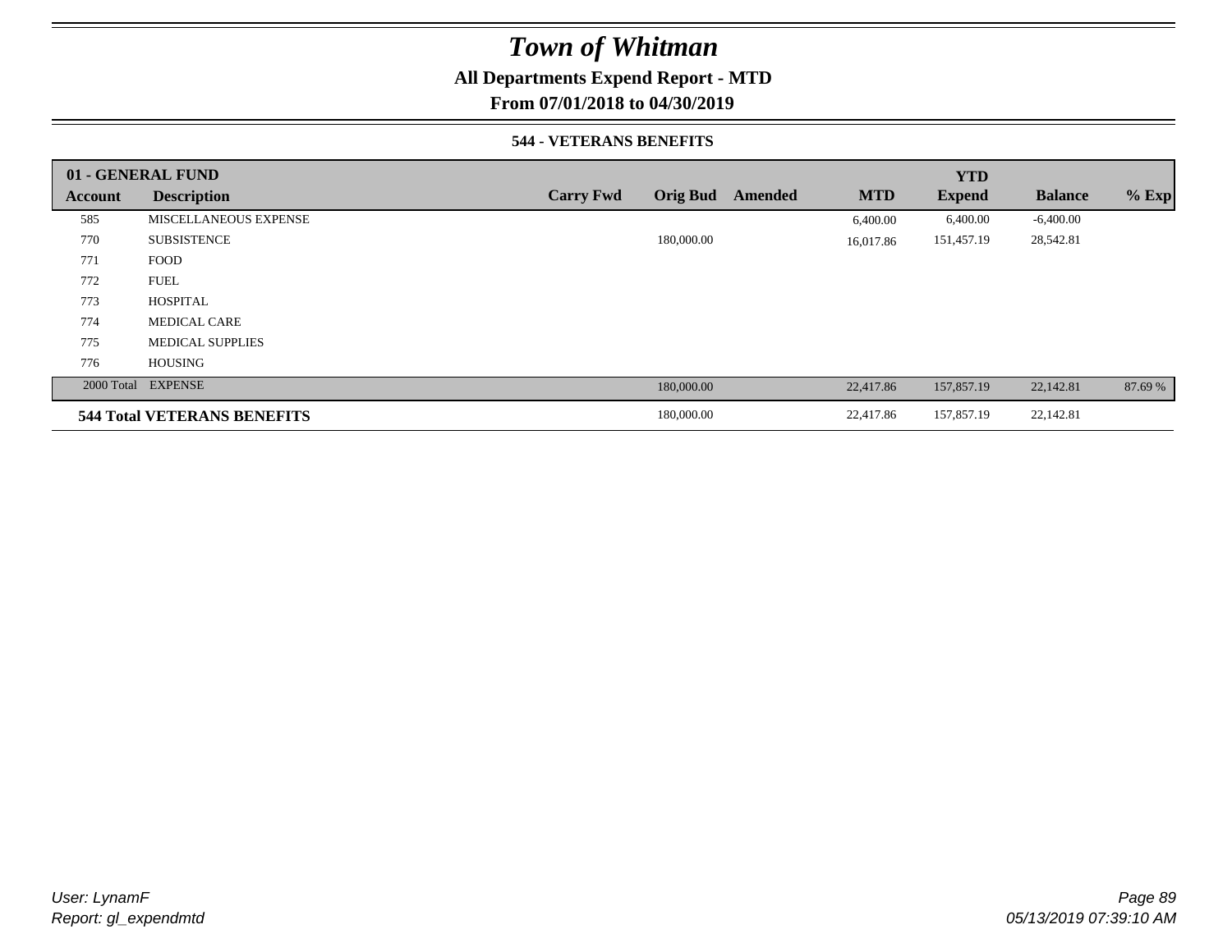# Town of Whitman

## All Departments Expend Report - MTD

### From 07/01/2018 to 04/30/2019

#### 544 - VETERANS BENEFITS

| 01 - GENERAL FUND | | | | | | YTD | | |
|---|---|---|---|---|---|---|---|---|
| **Account** | **Description** | **Carry Fwd** | **Orig Bud** | **Amended** | **MTD** | **Expend** | **Balance** | **% Exp** |
| 585 | MISCELLANEOUS EXPENSE | | | | 6,400.00 | 6,400.00 | -6,400.00 | |
| 770 | SUBSISTENCE | | 180,000.00 | | 16,017.86 | 151,457.19 | 28,542.81 | |
| 771 | FOOD | | | | | | | |
| 772 | FUEL | | | | | | | |
| 773 | HOSPITAL | | | | | | | |
| 774 | MEDICAL CARE | | | | | | | |
| 775 | MEDICAL SUPPLIES | | | | | | | |
| 776 | HOUSING | | | | | | | |
| 2000 Total | EXPENSE | | 180,000.00 | | 22,417.86 | 157,857.19 | 22,142.81 | 87.69 % |
| **544 Total VETERANS BENEFITS** | | | 180,000.00 | | 22,417.86 | 157,857.19 | 22,142.81 | |

*User: LynamF*
*Report: gl_expendmtd*

*05/13/2019 07:39:10 AM*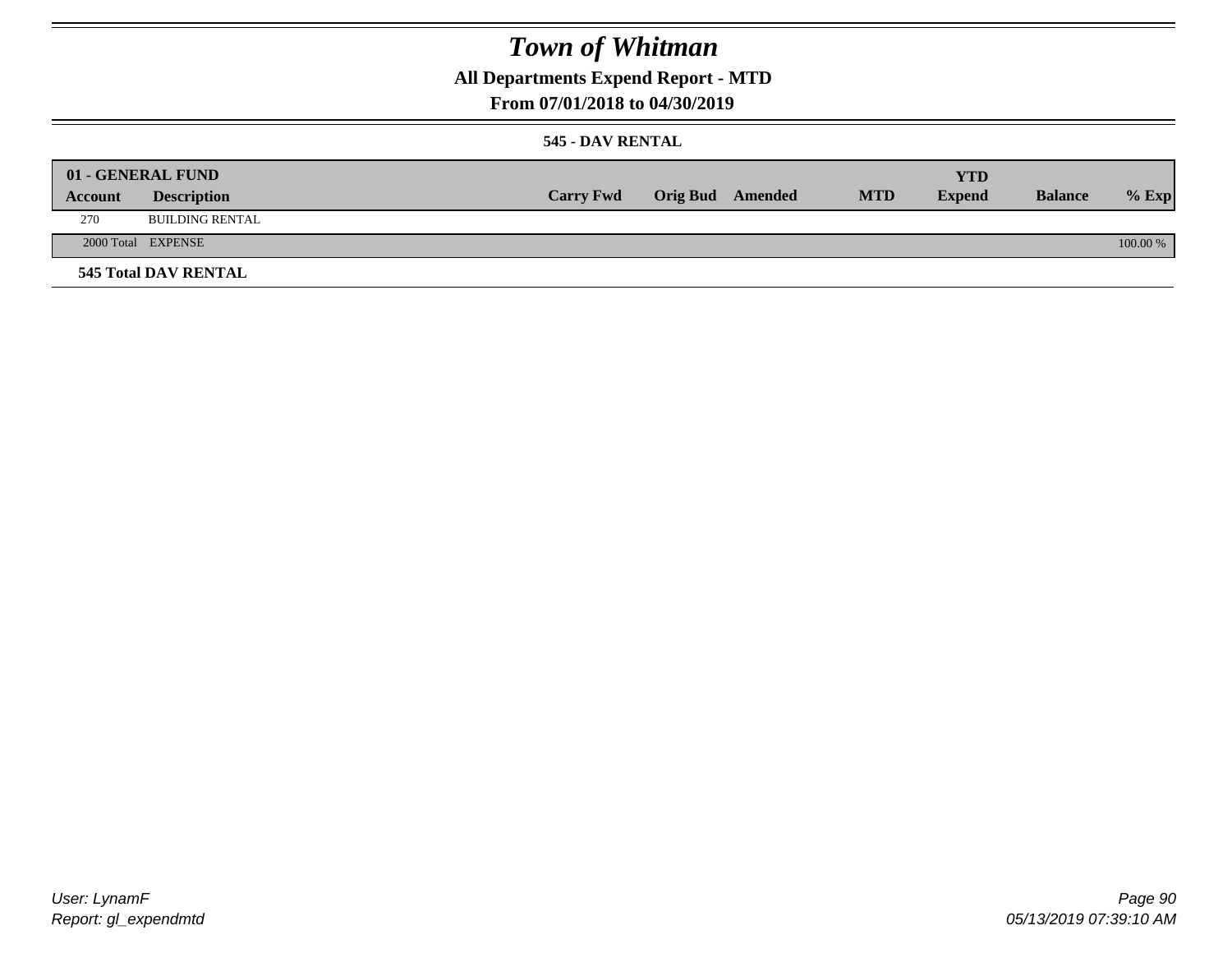# Town of Whitman

## All Departments Expend Report - MTD

### From 07/01/2018 to 04/30/2019

#### 545 - DAV RENTAL

| 01 - GENERAL FUND | | | | | | | | |
|---|---|---|---|---|---|---|---|---|
| **Account** | **Description** | **Carry Fwd** | **Orig Bud** | **Amended** | **MTD** | **YTD Expend** | **Balance** | **% Exp** |
| 270 | BUILDING RENTAL | | | | | | | |
| 2000 Total | EXPENSE | | | | | | | 100.00 % |

**545 Total DAV RENTAL**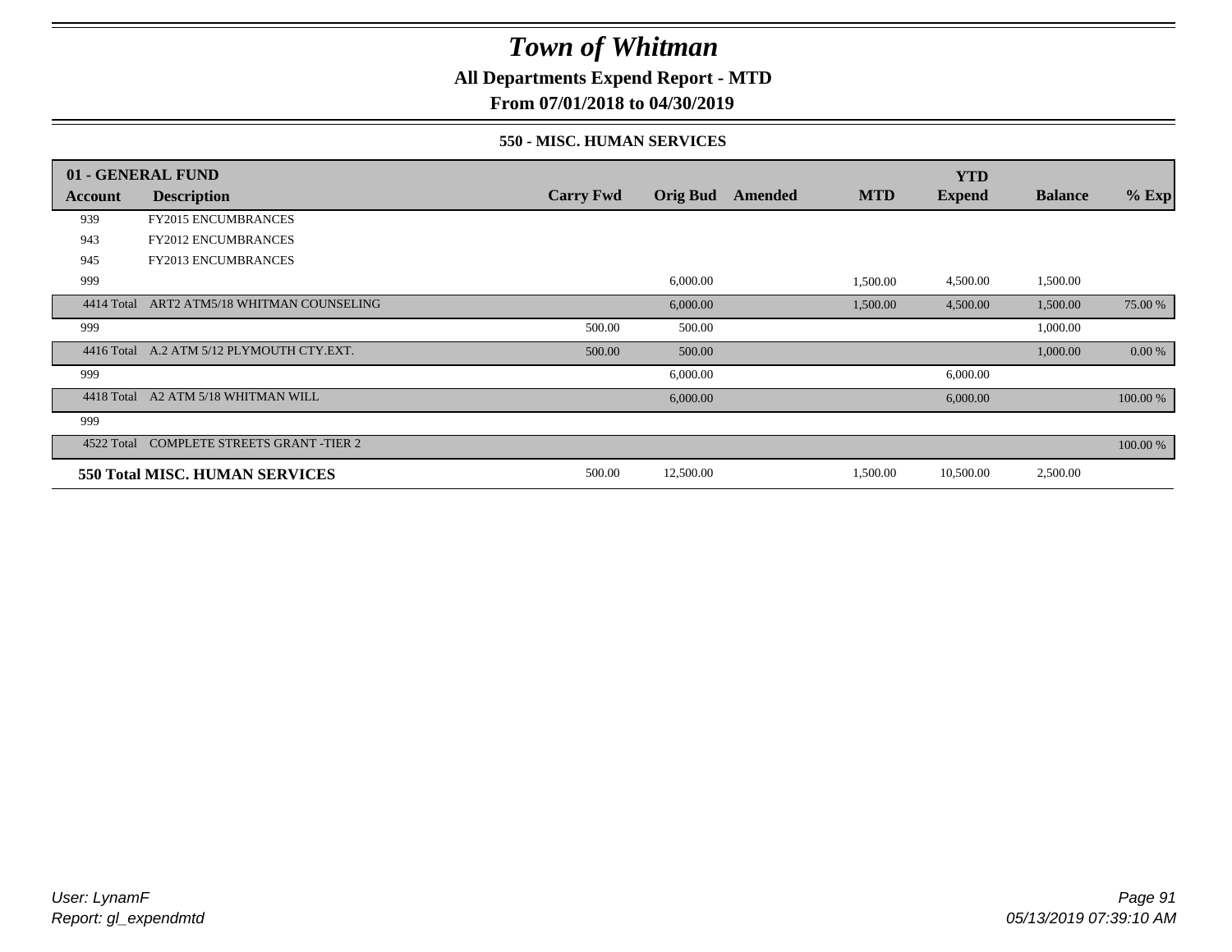# *Town of Whitman*

**All Departments Expend Report - MTD**

**From 07/01/2018 to 04/30/2019**

**550 - MISC. HUMAN SERVICES**

| 01 - GENERAL FUND | | | | | | YTD | | |
|---|---|---|---|---|---|---|---|---|
| **Account** | **Description** | **Carry Fwd** | **Orig Bud** | **Amended** | **MTD** | **Expend** | **Balance** | **% Exp** |
| 939 | FY2015 ENCUMBRANCES | | | | | | | |
| 943 | FY2012 ENCUMBRANCES | | | | | | | |
| 945 | FY2013 ENCUMBRANCES | | | | | | | |
| 999 | | | 6,000.00 | | 1,500.00 | 4,500.00 | 1,500.00 | |
| 4414 Total | ART2 ATM5/18 WHITMAN COUNSELING | | 6,000.00 | | 1,500.00 | 4,500.00 | 1,500.00 | 75.00 % |
| 999 | | 500.00 | 500.00 | | | | 1,000.00 | |
| 4416 Total | A.2 ATM 5/12 PLYMOUTH CTY.EXT. | 500.00 | 500.00 | | | | 1,000.00 | 0.00 % |
| 999 | | | 6,000.00 | | | 6,000.00 | | |
| 4418 Total | A2 ATM 5/18 WHITMAN WILL | | 6,000.00 | | | 6,000.00 | | 100.00 % |
| 999 | | | | | | | | |
| 4522 Total | COMPLETE STREETS GRANT -TIER 2 | | | | | | | 100.00 % |
| **550 Total MISC. HUMAN SERVICES** | | 500.00 | 12,500.00 | | 1,500.00 | 10,500.00 | 2,500.00 | |

*User: LynamF*
*Report: gl_expendmtd*

*05/13/2019 07:39:10 AM*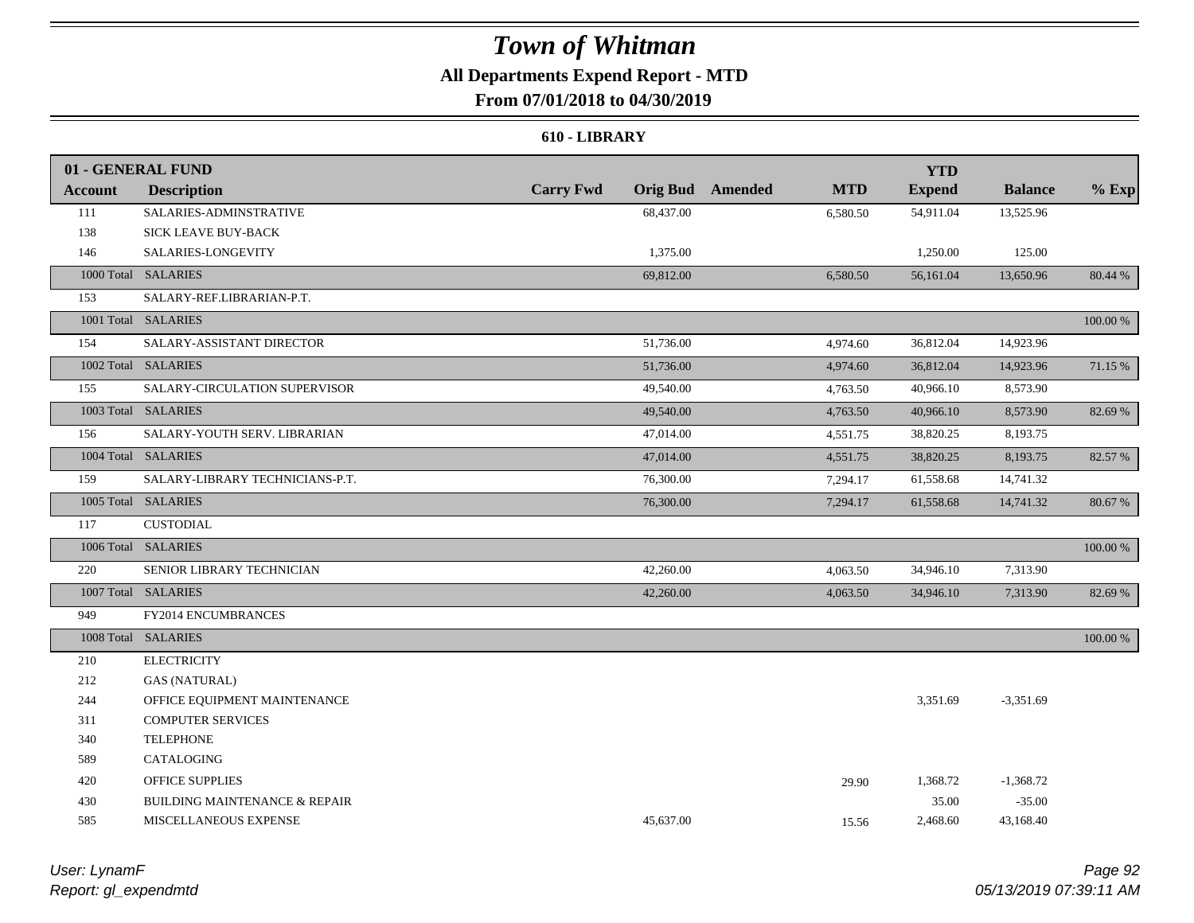# Town of Whitman

## All Departments Expend Report - MTD

### From 07/01/2018 to 04/30/2019

#### 610 - LIBRARY

**01 - GENERAL FUND**

| Account | Description | Carry Fwd | Orig Bud | Amended | MTD | YTD Expend | Balance | % Exp |
|---|---|---|---|---|---|---|---|---|
| 111 | SALARIES-ADMINSTRATIVE | | 68,437.00 | | 6,580.50 | 54,911.04 | 13,525.96 | |
| 138 | SICK LEAVE BUY-BACK | | | | | | | |
| 146 | SALARIES-LONGEVITY | | 1,375.00 | | | 1,250.00 | 125.00 | |
| 1000 Total | SALARIES | | 69,812.00 | | 6,580.50 | 56,161.04 | 13,650.96 | 80.44 % |
| 153 | SALARY-REF.LIBRARIAN-P.T. | | | | | | | |
| 1001 Total | SALARIES | | | | | | | 100.00 % |
| 154 | SALARY-ASSISTANT DIRECTOR | | 51,736.00 | | 4,974.60 | 36,812.04 | 14,923.96 | |
| 1002 Total | SALARIES | | 51,736.00 | | 4,974.60 | 36,812.04 | 14,923.96 | 71.15 % |
| 155 | SALARY-CIRCULATION SUPERVISOR | | 49,540.00 | | 4,763.50 | 40,966.10 | 8,573.90 | |
| 1003 Total | SALARIES | | 49,540.00 | | 4,763.50 | 40,966.10 | 8,573.90 | 82.69 % |
| 156 | SALARY-YOUTH SERV. LIBRARIAN | | 47,014.00 | | 4,551.75 | 38,820.25 | 8,193.75 | |
| 1004 Total | SALARIES | | 47,014.00 | | 4,551.75 | 38,820.25 | 8,193.75 | 82.57 % |
| 159 | SALARY-LIBRARY TECHNICIANS-P.T. | | 76,300.00 | | 7,294.17 | 61,558.68 | 14,741.32 | |
| 1005 Total | SALARIES | | 76,300.00 | | 7,294.17 | 61,558.68 | 14,741.32 | 80.67 % |
| 117 | CUSTODIAL | | | | | | | |
| 1006 Total | SALARIES | | | | | | | 100.00 % |
| 220 | SENIOR LIBRARY TECHNICIAN | | 42,260.00 | | 4,063.50 | 34,946.10 | 7,313.90 | |
| 1007 Total | SALARIES | | 42,260.00 | | 4,063.50 | 34,946.10 | 7,313.90 | 82.69 % |
| 949 | FY2014 ENCUMBRANCES | | | | | | | |
| 1008 Total | SALARIES | | | | | | | 100.00 % |
| 210 | ELECTRICITY | | | | | | | |
| 212 | GAS (NATURAL) | | | | | | | |
| 244 | OFFICE EQUIPMENT MAINTENANCE | | | | | 3,351.69 | -3,351.69 | |
| 311 | COMPUTER SERVICES | | | | | | | |
| 340 | TELEPHONE | | | | | | | |
| 589 | CATALOGING | | | | | | | |
| 420 | OFFICE SUPPLIES | | | | 29.90 | 1,368.72 | -1,368.72 | |
| 430 | BUILDING MAINTENANCE & REPAIR | | | | | 35.00 | -35.00 | |
| 585 | MISCELLANEOUS EXPENSE | | 45,637.00 | | 15.56 | 2,468.60 | 43,168.40 | |

*User: LynamF*
*Report: gl_expendmtd*
*05/13/2019 07:39:11 AM*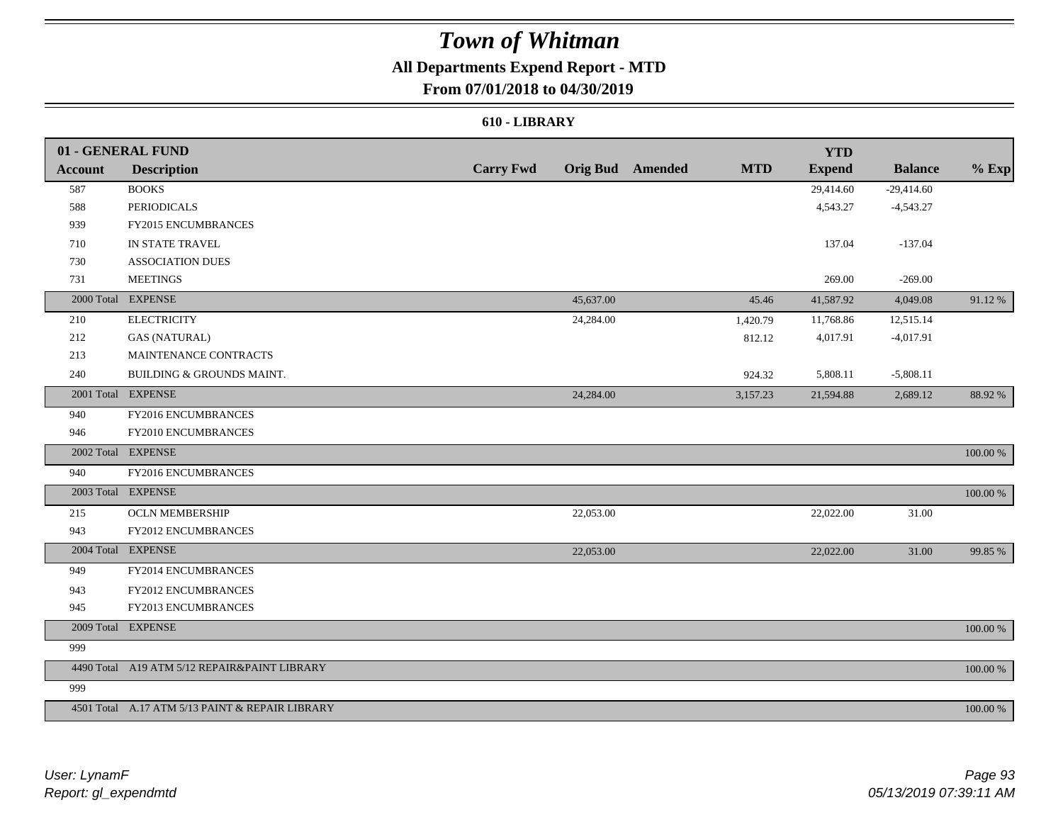# Town of Whitman

## All Departments Expend Report - MTD

### From 07/01/2018 to 04/30/2019

#### 610 - LIBRARY

| 01 - GENERAL FUND | | | | | | YTD | | |
|---|---|---|---|---|---|---|---|---|
| **Account** | **Description** | **Carry Fwd** | **Orig Bud** | **Amended** | **MTD** | **Expend** | **Balance** | **% Exp** |
| 587 | BOOKS | | | | | 29,414.60 | -29,414.60 | |
| 588 | PERIODICALS | | | | | 4,543.27 | -4,543.27 | |
| 939 | FY2015 ENCUMBRANCES | | | | | | | |
| 710 | IN STATE TRAVEL | | | | | 137.04 | -137.04 | |
| 730 | ASSOCIATION DUES | | | | | | | |
| 731 | MEETINGS | | | | | 269.00 | -269.00 | |
| 2000 Total | EXPENSE | | 45,637.00 | | 45.46 | 41,587.92 | 4,049.08 | 91.12 % |
| 210 | ELECTRICITY | | 24,284.00 | | 1,420.79 | 11,768.86 | 12,515.14 | |
| 212 | GAS (NATURAL) | | | | 812.12 | 4,017.91 | -4,017.91 | |
| 213 | MAINTENANCE CONTRACTS | | | | | | | |
| 240 | BUILDING & GROUNDS MAINT. | | | | 924.32 | 5,808.11 | -5,808.11 | |
| 2001 Total | EXPENSE | | 24,284.00 | | 3,157.23 | 21,594.88 | 2,689.12 | 88.92 % |
| 940 | FY2016 ENCUMBRANCES | | | | | | | |
| 946 | FY2010 ENCUMBRANCES | | | | | | | |
| 2002 Total | EXPENSE | | | | | | | 100.00 % |
| 940 | FY2016 ENCUMBRANCES | | | | | | | |
| 2003 Total | EXPENSE | | | | | | | 100.00 % |
| 215 | OCLN MEMBERSHIP | | 22,053.00 | | | 22,022.00 | 31.00 | |
| 943 | FY2012 ENCUMBRANCES | | | | | | | |
| 2004 Total | EXPENSE | | 22,053.00 | | | 22,022.00 | 31.00 | 99.85 % |
| 949 | FY2014 ENCUMBRANCES | | | | | | | |
| 943 | FY2012 ENCUMBRANCES | | | | | | | |
| 945 | FY2013 ENCUMBRANCES | | | | | | | |
| 2009 Total | EXPENSE | | | | | | | 100.00 % |
| 999 | | | | | | | | |
| 4490 Total | A19 ATM 5/12 REPAIR&PAINT LIBRARY | | | | | | | 100.00 % |
| 999 | | | | | | | | |
| 4501 Total | A.17 ATM 5/13 PAINT & REPAIR LIBRARY | | | | | | | 100.00 % |

*User: LynamF*
*Report: gl_expendmtd*

*05/13/2019 07:39:11 AM*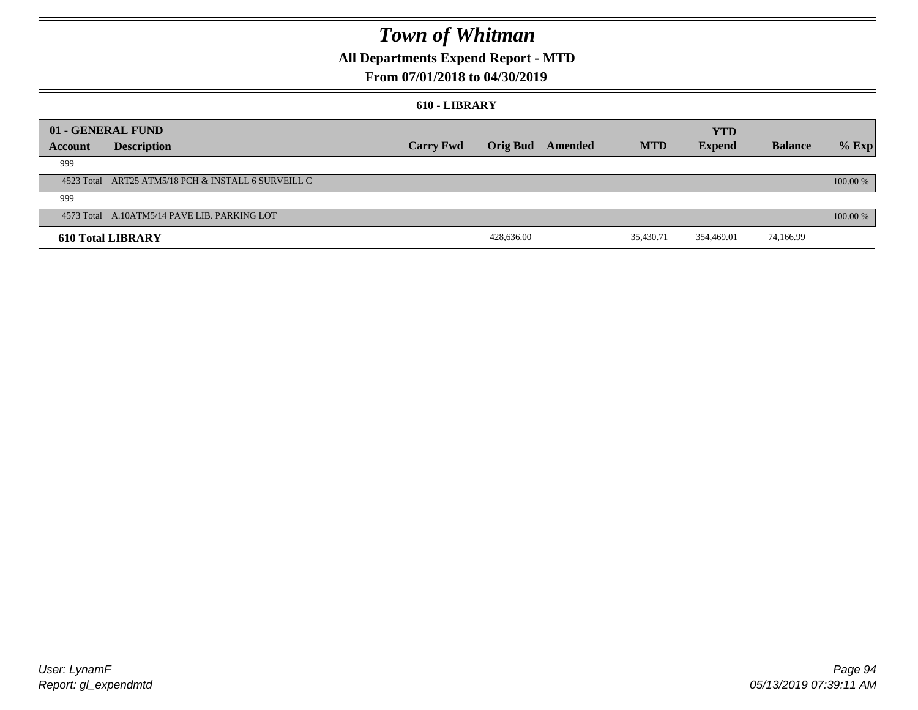# Town of Whitman

## All Departments Expend Report - MTD

### From 07/01/2018 to 04/30/2019

#### 610 - LIBRARY

| 01 - GENERAL FUND | | | | | | YTD | | |
|---|---|---|---|---|---|---|---|---|
| Account | Description | Carry Fwd | Orig Bud | Amended | MTD | Expend | Balance | % Exp |
| 999 | | | | | | | | |
| 4523 Total | ART25 ATM5/18 PCH & INSTALL 6 SURVEILL C | | | | | | | 100.00 % |
| 999 | | | | | | | | |
| 4573 Total | A.10ATM5/14 PAVE LIB. PARKING LOT | | | | | | | 100.00 % |
| **610 Total LIBRARY** | | | 428,636.00 | | 35,430.71 | 354,469.01 | 74,166.99 | |

User: LynamF
Report: gl_expendmtd

05/13/2019 07:39:11 AM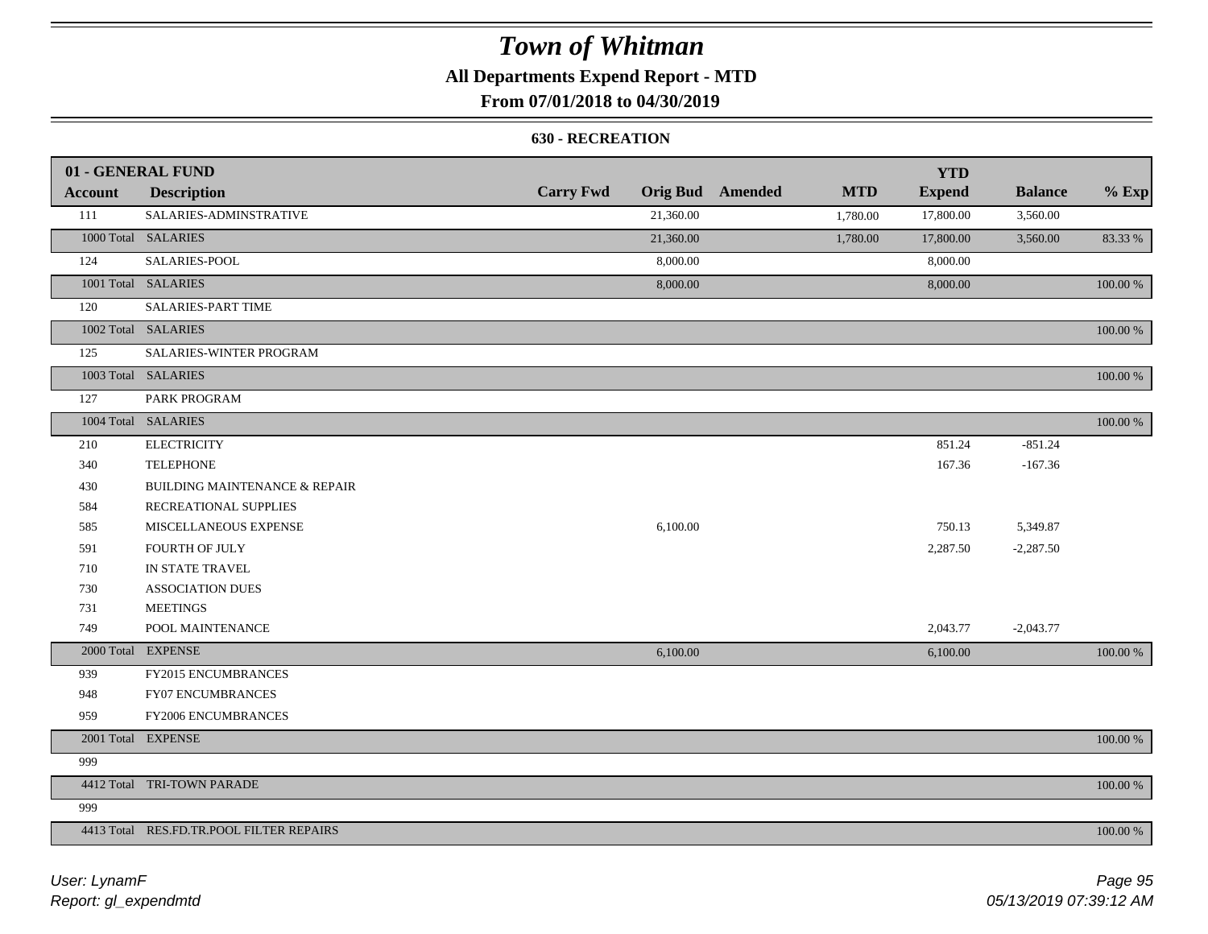# Town of Whitman

## All Departments Expend Report - MTD

### From 07/01/2018 to 04/30/2019

#### 630 - RECREATION

| 01 - GENERAL FUND | | | | | | YTD | | |
|---|---|---|---|---|---|---|---|---|
| **Account** | **Description** | **Carry Fwd** | **Orig Bud** | **Amended** | **MTD** | **Expend** | **Balance** | **% Exp** |
| 111 | SALARIES-ADMINSTRATIVE | | 21,360.00 | | 1,780.00 | 17,800.00 | 3,560.00 | |
| 1000 Total | SALARIES | | 21,360.00 | | 1,780.00 | 17,800.00 | 3,560.00 | 83.33 % |
| 124 | SALARIES-POOL | | 8,000.00 | | | 8,000.00 | | |
| 1001 Total | SALARIES | | 8,000.00 | | | 8,000.00 | | 100.00 % |
| 120 | SALARIES-PART TIME | | | | | | | |
| 1002 Total | SALARIES | | | | | | | 100.00 % |
| 125 | SALARIES-WINTER PROGRAM | | | | | | | |
| 1003 Total | SALARIES | | | | | | | 100.00 % |
| 127 | PARK PROGRAM | | | | | | | |
| 1004 Total | SALARIES | | | | | | | 100.00 % |
| 210 | ELECTRICITY | | | | | 851.24 | -851.24 | |
| 340 | TELEPHONE | | | | | 167.36 | -167.36 | |
| 430 | BUILDING MAINTENANCE & REPAIR | | | | | | | |
| 584 | RECREATIONAL SUPPLIES | | | | | | | |
| 585 | MISCELLANEOUS EXPENSE | | 6,100.00 | | | 750.13 | 5,349.87 | |
| 591 | FOURTH OF JULY | | | | | 2,287.50 | -2,287.50 | |
| 710 | IN STATE TRAVEL | | | | | | | |
| 730 | ASSOCIATION DUES | | | | | | | |
| 731 | MEETINGS | | | | | | | |
| 749 | POOL MAINTENANCE | | | | | 2,043.77 | -2,043.77 | |
| 2000 Total | EXPENSE | | 6,100.00 | | | 6,100.00 | | 100.00 % |
| 939 | FY2015 ENCUMBRANCES | | | | | | | |
| 948 | FY07 ENCUMBRANCES | | | | | | | |
| 959 | FY2006 ENCUMBRANCES | | | | | | | |
| 2001 Total | EXPENSE | | | | | | | 100.00 % |
| 999 | | | | | | | | |
| 4412 Total | TRI-TOWN PARADE | | | | | | | 100.00 % |
| 999 | | | | | | | | |
| 4413 Total | RES.FD.TR.POOL FILTER REPAIRS | | | | | | | 100.00 % |

*User: LynamF*
*Report: gl_expendmtd*

*05/13/2019 07:39:12 AM*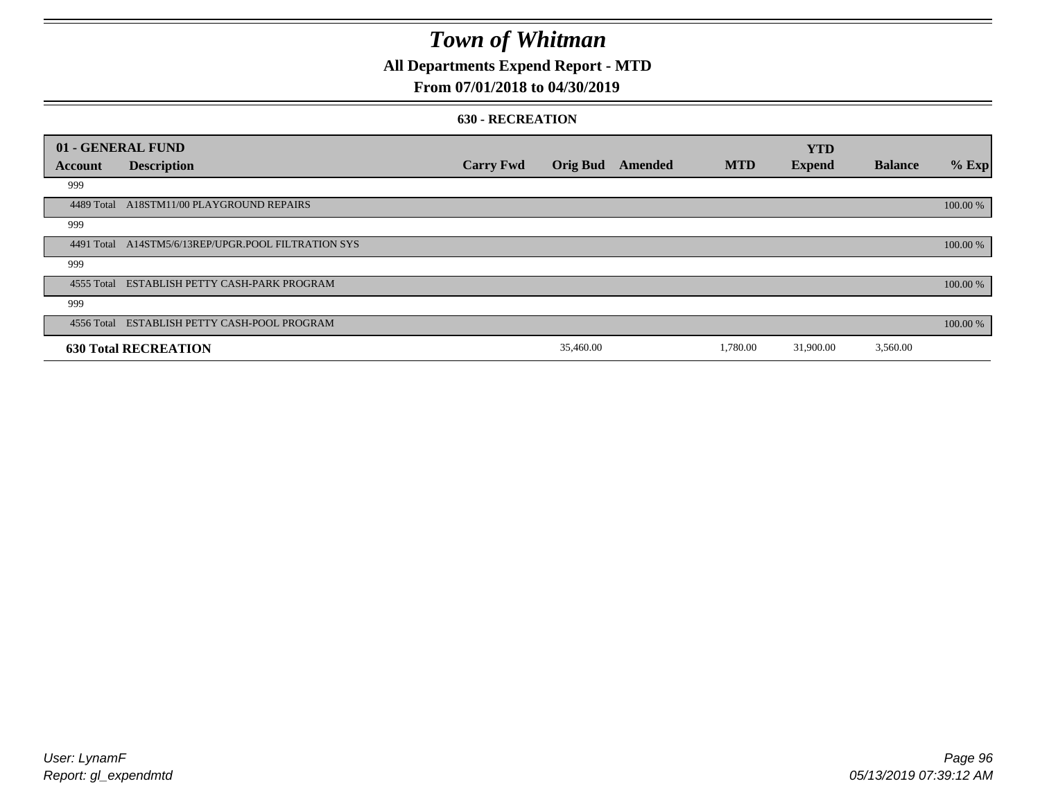# Town of Whitman

## All Departments Expend Report - MTD

### From 07/01/2018 to 04/30/2019

#### 630 - RECREATION

| 01 - GENERAL FUND | | | | | | YTD | | |
|---|---|---|---|---|---|---|---|---|
| Account | Description | Carry Fwd | Orig Bud | Amended | MTD | Expend | Balance | % Exp |
| 999 | | | | | | | | |
| 4489 Total | A18STM11/00 PLAYGROUND REPAIRS | | | | | | | 100.00 % |
| 999 | | | | | | | | |
| 4491 Total | A14STM5/6/13REP/UPGR.POOL FILTRATION SYS | | | | | | | 100.00 % |
| 999 | | | | | | | | |
| 4555 Total | ESTABLISH PETTY CASH-PARK PROGRAM | | | | | | | 100.00 % |
| 999 | | | | | | | | |
| 4556 Total | ESTABLISH PETTY CASH-POOL PROGRAM | | | | | | | 100.00 % |
| **630 Total RECREATION** | | | 35,460.00 | | 1,780.00 | 31,900.00 | 3,560.00 | |

*User: LynamF*
*Report: gl_expendmtd*

*05/13/2019 07:39:12 AM*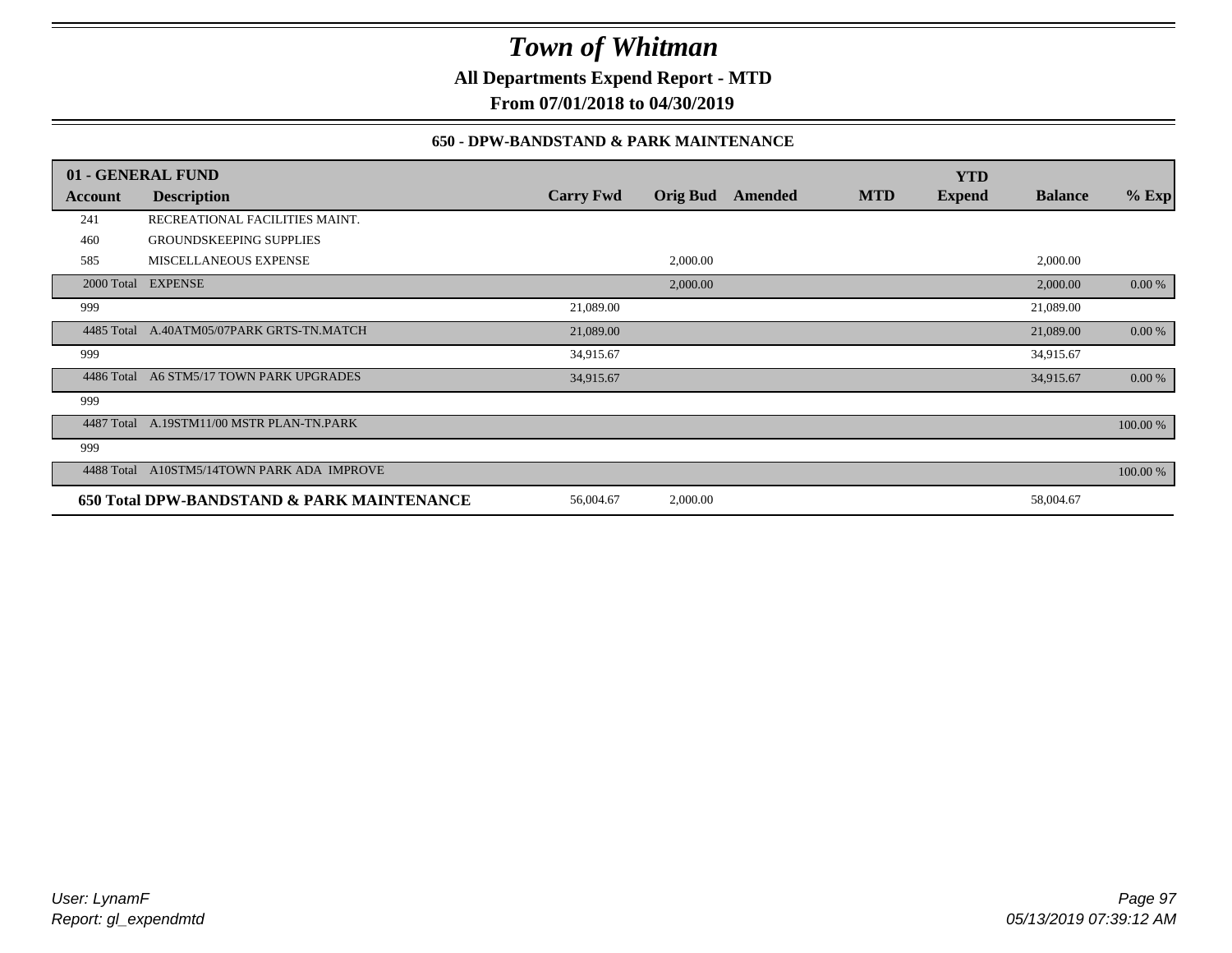# Town of Whitman

**All Departments Expend Report - MTD**

**From 07/01/2018 to 04/30/2019**

### 650 - DPW-BANDSTAND & PARK MAINTENANCE

| 01 - GENERAL FUND | | | | | | YTD | | |
|---|---|---|---|---|---|---|---|---|
| **Account** | **Description** | **Carry Fwd** | **Orig Bud** | **Amended** | **MTD** | **Expend** | **Balance** | **% Exp** |
| 241 | RECREATIONAL FACILITIES MAINT. | | | | | | | |
| 460 | GROUNDSKEEPING SUPPLIES | | | | | | | |
| 585 | MISCELLANEOUS EXPENSE | | 2,000.00 | | | | 2,000.00 | |
| 2000 Total | EXPENSE | | 2,000.00 | | | | 2,000.00 | 0.00 % |
| 999 | | 21,089.00 | | | | | 21,089.00 | |
| 4485 Total | A.40ATM05/07PARK GRTS-TN.MATCH | 21,089.00 | | | | | 21,089.00 | 0.00 % |
| 999 | | 34,915.67 | | | | | 34,915.67 | |
| 4486 Total | A6 STM5/17 TOWN PARK UPGRADES | 34,915.67 | | | | | 34,915.67 | 0.00 % |
| 999 | | | | | | | | |
| 4487 Total | A.19STM11/00 MSTR PLAN-TN.PARK | | | | | | | 100.00 % |
| 999 | | | | | | | | |
| 4488 Total | A10STM5/14TOWN PARK ADA IMPROVE | | | | | | | 100.00 % |
| **650 Total DPW-BANDSTAND & PARK MAINTENANCE** | | 56,004.67 | 2,000.00 | | | | 58,004.67 | |

User: LynamF
Report: gl_expendmtd

05/13/2019 07:39:12 AM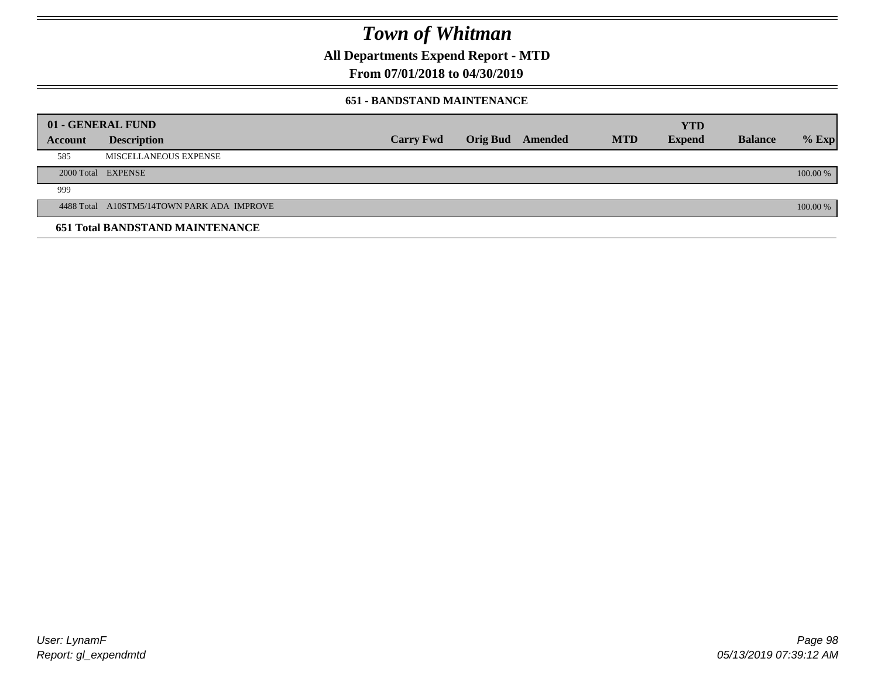# Town of Whitman

## All Departments Expend Report - MTD

## From 07/01/2018 to 04/30/2019

### 651 - BANDSTAND MAINTENANCE

| 01 - GENERAL FUND | | | | | | YTD | | |
|---|---|---|---|---|---|---|---|---|
| **Account** | **Description** | **Carry Fwd** | **Orig Bud** | **Amended** | **MTD** | **Expend** | **Balance** | **% Exp** |
| 585 | MISCELLANEOUS EXPENSE | | | | | | | |
| 2000 Total | EXPENSE | | | | | | | 100.00 % |
| 999 | | | | | | | | |
| 4488 Total | A10STM5/14TOWN PARK ADA IMPROVE | | | | | | | 100.00 % |
| **651 Total BANDSTAND MAINTENANCE** | | | | | | | | |

*User: LynamF*
*Report: gl_expendmtd*

05/13/2019 07:39:12 AM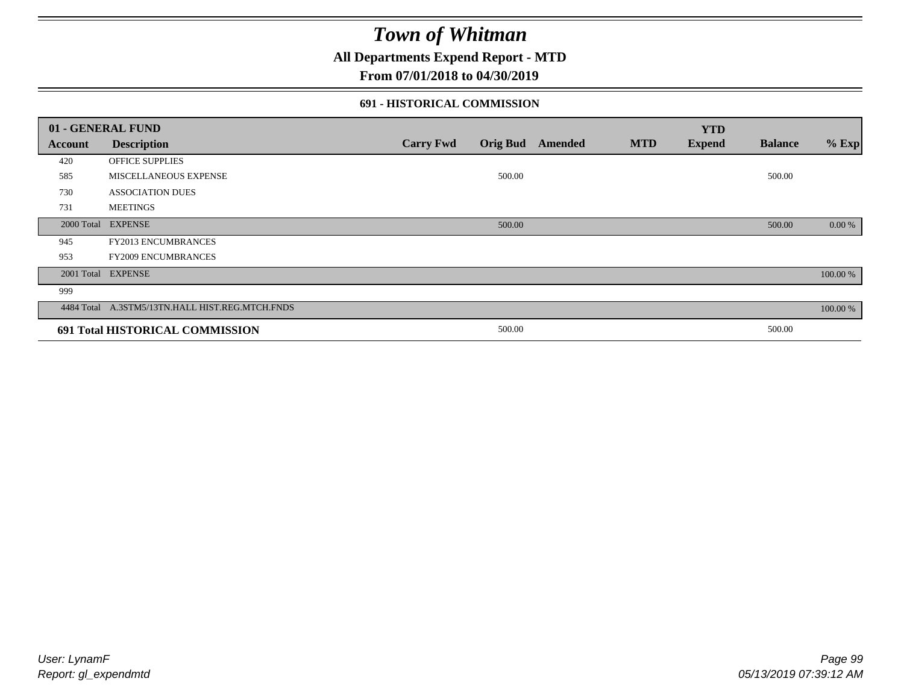# Town of Whitman

## All Departments Expend Report - MTD

### From 07/01/2018 to 04/30/2019

#### 691 - HISTORICAL COMMISSION

| 01 - GENERAL FUND | | | | | | YTD | | |
|---|---|---|---|---|---|---|---|---|
| **Account** | **Description** | **Carry Fwd** | **Orig Bud** | **Amended** | **MTD** | **Expend** | **Balance** | **% Exp** |
| 420 | OFFICE SUPPLIES | | | | | | | |
| 585 | MISCELLANEOUS EXPENSE | | 500.00 | | | | 500.00 | |
| 730 | ASSOCIATION DUES | | | | | | | |
| 731 | MEETINGS | | | | | | | |
| 2000 Total | EXPENSE | | 500.00 | | | | 500.00 | 0.00 % |
| 945 | FY2013 ENCUMBRANCES | | | | | | | |
| 953 | FY2009 ENCUMBRANCES | | | | | | | |
| 2001 Total | EXPENSE | | | | | | | 100.00 % |
| 999 | | | | | | | | |
| 4484 Total | A.3STM5/13TN.HALL HIST.REG.MTCH.FNDS | | | | | | | 100.00 % |
| **691 Total HISTORICAL COMMISSION** | | | 500.00 | | | | 500.00 | |

*User: LynamF*
*Report: gl_expendmtd*

*05/13/2019 07:39:12 AM*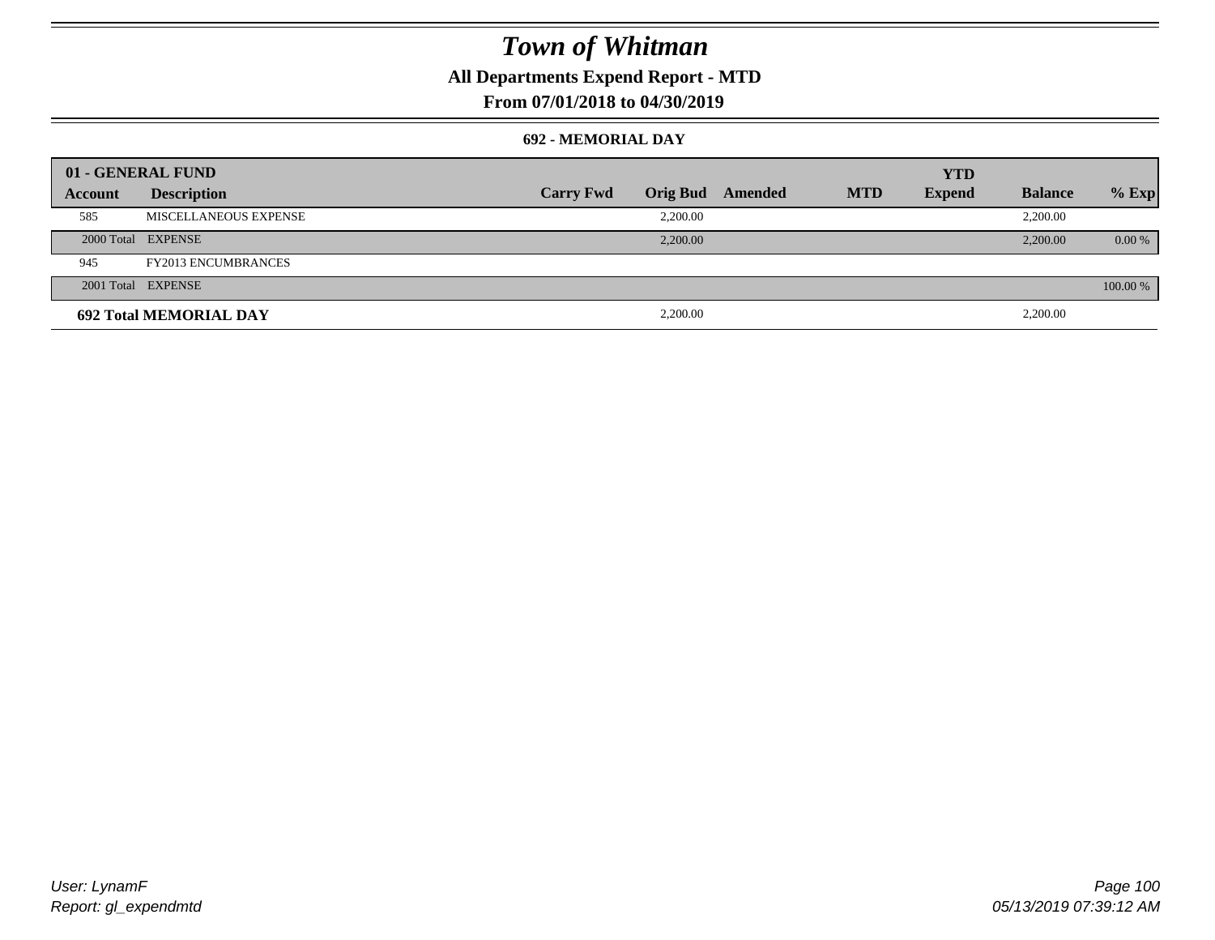# Town of Whitman

## All Departments Expend Report - MTD

### From 07/01/2018 to 04/30/2019

#### 692 - MEMORIAL DAY

| 01 - GENERAL FUND | | | | | | YTD | | |
|---|---|---|---|---|---|---|---|---|
| Account | Description | Carry Fwd | Orig Bud | Amended | MTD | Expend | Balance | % Exp |
| 585 | MISCELLANEOUS EXPENSE | | 2,200.00 | | | | 2,200.00 | |
| 2000 Total | EXPENSE | | 2,200.00 | | | | 2,200.00 | 0.00 % |
| 945 | FY2013 ENCUMBRANCES | | | | | | | |
| 2001 Total | EXPENSE | | | | | | | 100.00 % |
| **692 Total MEMORIAL DAY** | | | 2,200.00 | | | | 2,200.00 | |

User: LynamF
Report: gl_expendmtd

05/13/2019 07:39:12 AM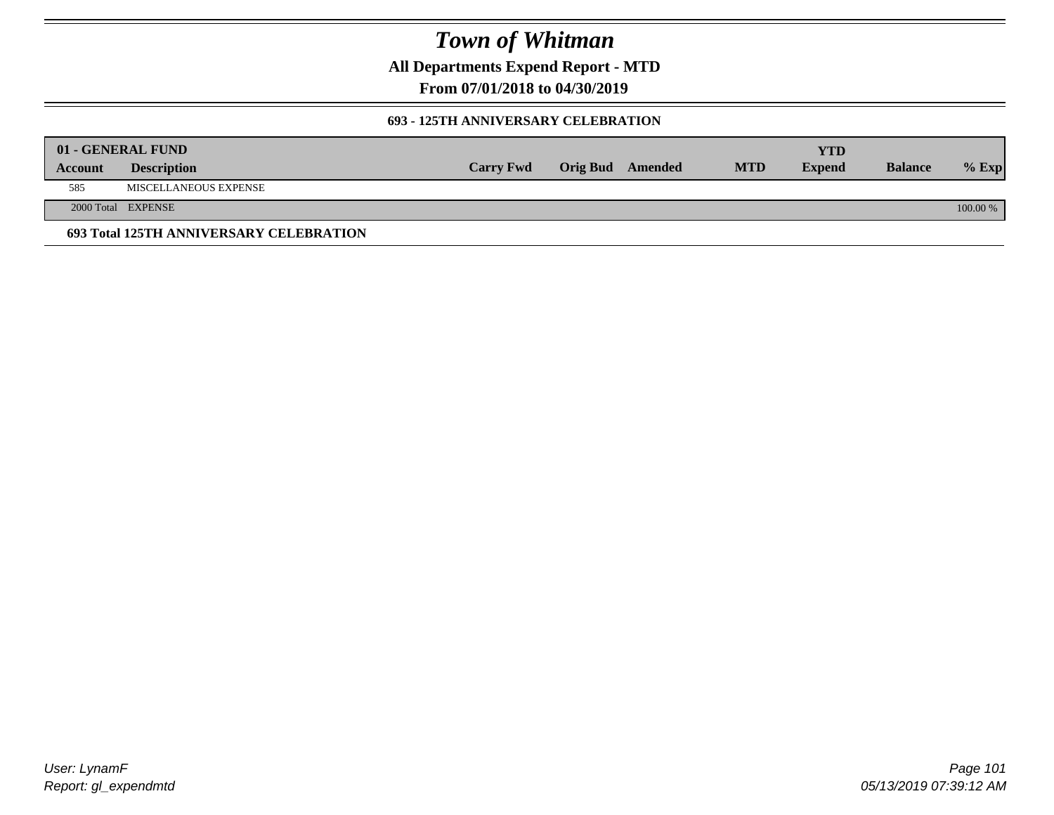# Town of Whitman

**All Departments Expend Report - MTD**

**From 07/01/2018 to 04/30/2019**

### 693 - 125TH ANNIVERSARY CELEBRATION

| 01 - GENERAL FUND | | | | | | YTD | | |
|---|---|---|---|---|---|---|---|---|
| **Account** | **Description** | **Carry Fwd** | **Orig Bud** | **Amended** | **MTD** | **Expend** | **Balance** | **% Exp** |
| 585 | MISCELLANEOUS EXPENSE | | | | | | | |
| 2000 Total | EXPENSE | | | | | | | 100.00 % |

**693 Total 125TH ANNIVERSARY CELEBRATION**

User: LynamF
Report: gl_expendmtd

05/13/2019 07:39:12 AM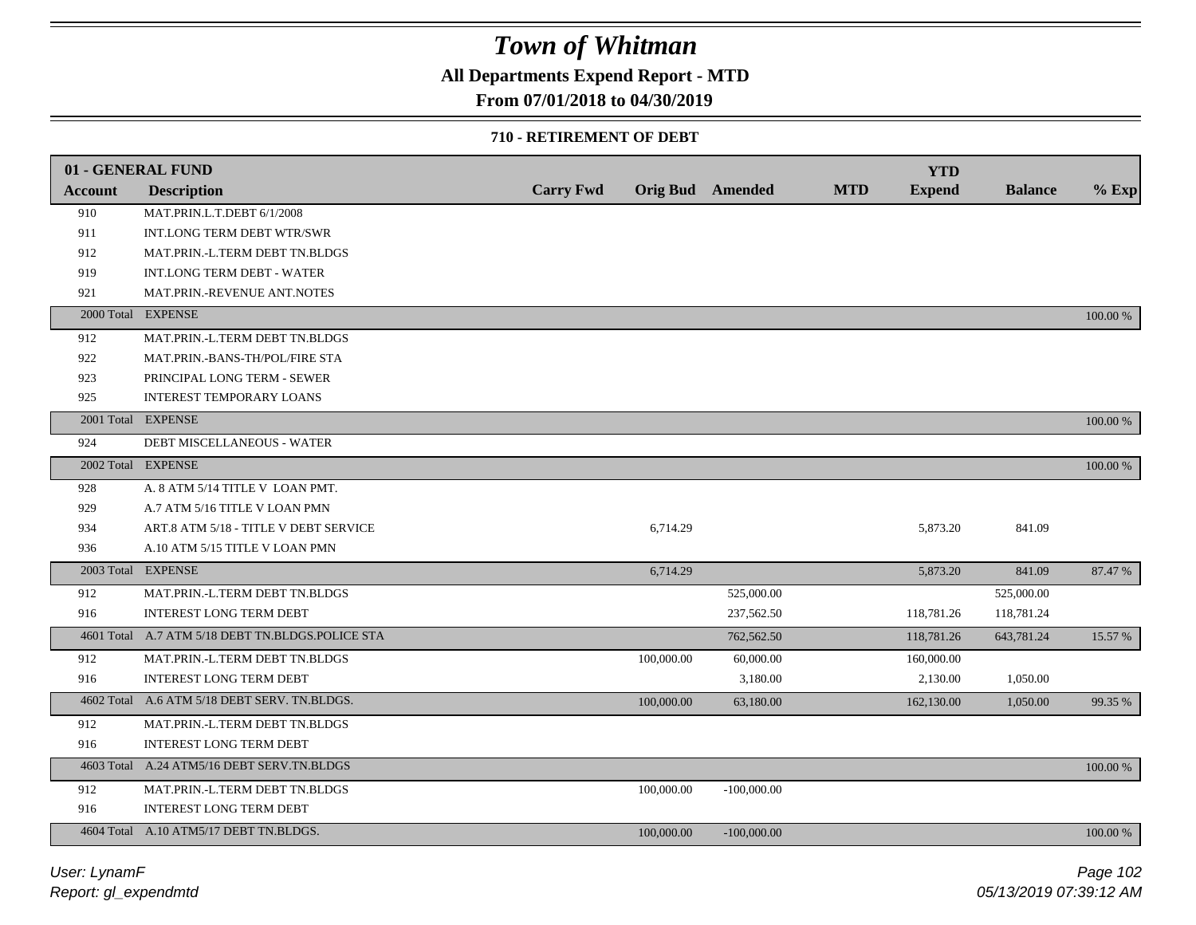# Town of Whitman

**All Departments Expend Report - MTD**

**From 07/01/2018 to 04/30/2019**

**710 - RETIREMENT OF DEBT**

| 01 - GENERAL FUND | | | | | | YTD | | |
|---|---|---|---|---|---|---|---|---|
| **Account** | **Description** | **Carry Fwd** | **Orig Bud** | **Amended** | **MTD** | **Expend** | **Balance** | **% Exp** |
| 910 | MAT.PRIN.L.T.DEBT 6/1/2008 | | | | | | | |
| 911 | INT.LONG TERM DEBT WTR/SWR | | | | | | | |
| 912 | MAT.PRIN.-L.TERM DEBT TN.BLDGS | | | | | | | |
| 919 | INT.LONG TERM DEBT - WATER | | | | | | | |
| 921 | MAT.PRIN.-REVENUE ANT.NOTES | | | | | | | |
| 2000 Total | EXPENSE | | | | | | | 100.00 % |
| 912 | MAT.PRIN.-L.TERM DEBT TN.BLDGS | | | | | | | |
| 922 | MAT.PRIN.-BANS-TH/POL/FIRE STA | | | | | | | |
| 923 | PRINCIPAL LONG TERM - SEWER | | | | | | | |
| 925 | INTEREST TEMPORARY LOANS | | | | | | | |
| 2001 Total | EXPENSE | | | | | | | 100.00 % |
| 924 | DEBT MISCELLANEOUS - WATER | | | | | | | |
| 2002 Total | EXPENSE | | | | | | | 100.00 % |
| 928 | A. 8 ATM 5/14 TITLE V LOAN PMT. | | | | | | | |
| 929 | A.7 ATM 5/16 TITLE V LOAN PMN | | | | | | | |
| 934 | ART.8 ATM 5/18 - TITLE V DEBT SERVICE | | 6,714.29 | | | 5,873.20 | 841.09 | |
| 936 | A.10 ATM 5/15 TITLE V LOAN PMN | | | | | | | |
| 2003 Total | EXPENSE | | 6,714.29 | | | 5,873.20 | 841.09 | 87.47 % |
| 912 | MAT.PRIN.-L.TERM DEBT TN.BLDGS | | | 525,000.00 | | | 525,000.00 | |
| 916 | INTEREST LONG TERM DEBT | | | 237,562.50 | | 118,781.26 | 118,781.24 | |
| 4601 Total | A.7 ATM 5/18 DEBT TN.BLDGS.POLICE STA | | | 762,562.50 | | 118,781.26 | 643,781.24 | 15.57 % |
| 912 | MAT.PRIN.-L.TERM DEBT TN.BLDGS | | 100,000.00 | 60,000.00 | | 160,000.00 | | |
| 916 | INTEREST LONG TERM DEBT | | | 3,180.00 | | 2,130.00 | 1,050.00 | |
| 4602 Total | A.6 ATM 5/18 DEBT SERV. TN.BLDGS. | | 100,000.00 | 63,180.00 | | 162,130.00 | 1,050.00 | 99.35 % |
| 912 | MAT.PRIN.-L.TERM DEBT TN.BLDGS | | | | | | | |
| 916 | INTEREST LONG TERM DEBT | | | | | | | |
| 4603 Total | A.24 ATM5/16 DEBT SERV.TN.BLDGS | | | | | | | 100.00 % |
| 912 | MAT.PRIN.-L.TERM DEBT TN.BLDGS | | 100,000.00 | -100,000.00 | | | | |
| 916 | INTEREST LONG TERM DEBT | | | | | | | |
| 4604 Total | A.10 ATM5/17 DEBT TN.BLDGS. | | 100,000.00 | -100,000.00 | | | | 100.00 % |

*User: LynamF*

*Report: gl_expendmtd*

*05/13/2019 07:39:12 AM*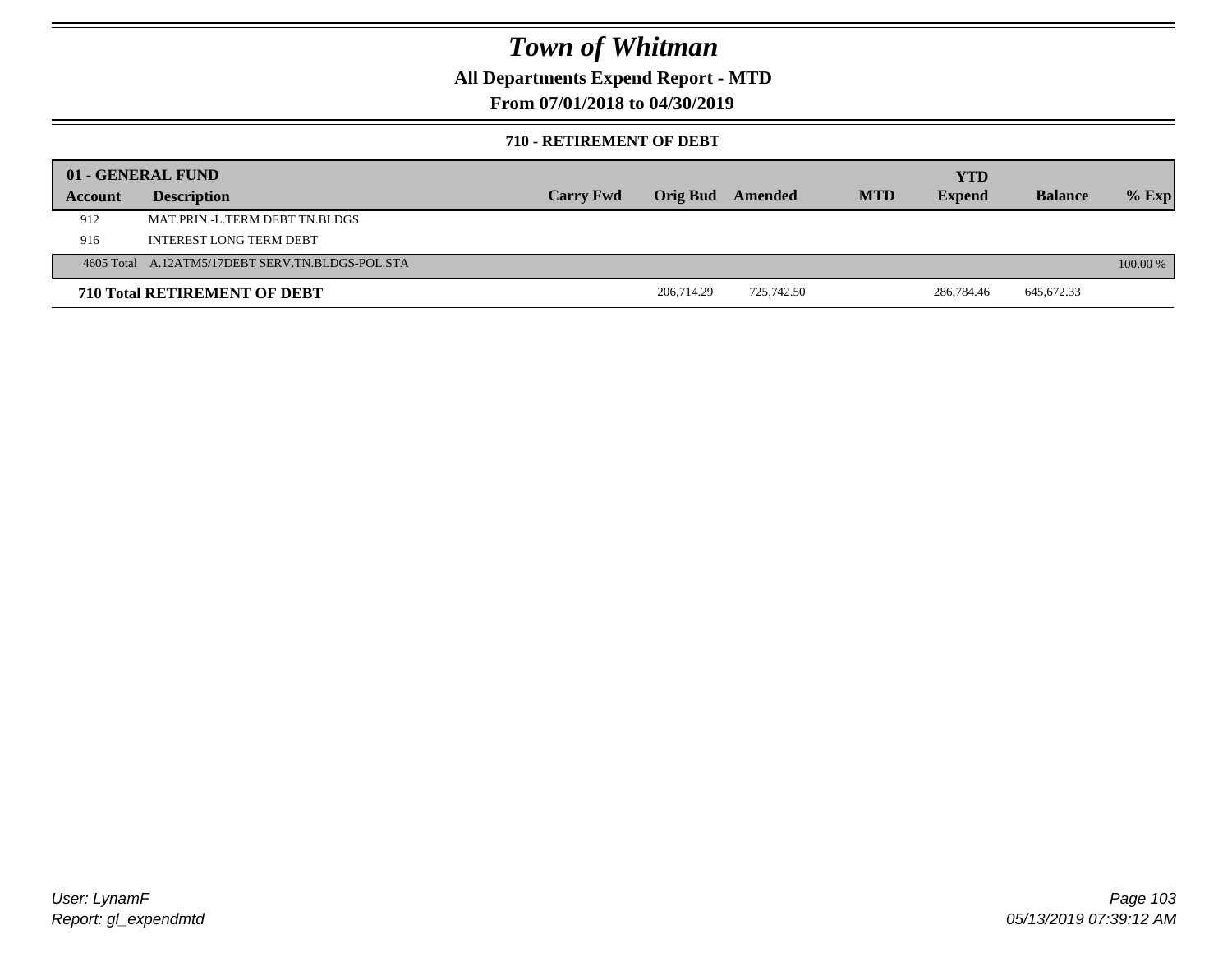# Town of Whitman

## All Departments Expend Report - MTD

### From 07/01/2018 to 04/30/2019

#### 710 - RETIREMENT OF DEBT

| 01 - GENERAL FUND | | | | | | | | |
|---|---|---|---|---|---|---|---|---|
| Account | Description | Carry Fwd | Orig Bud | Amended | MTD | YTD Expend | Balance | % Exp |
| 912 | MAT.PRIN.-L.TERM DEBT TN.BLDGS | | | | | | | |
| 916 | INTEREST LONG TERM DEBT | | | | | | | |
| 4605 Total | A.12ATM5/17DEBT SERV.TN.BLDGS-POL.STA | | | | | | | 100.00 % |
| **710 Total RETIREMENT OF DEBT** | | | 206,714.29 | 725,742.50 | | 286,784.46 | 645,672.33 | |

User: LynamF
Report: gl_expendmtd

05/13/2019 07:39:12 AM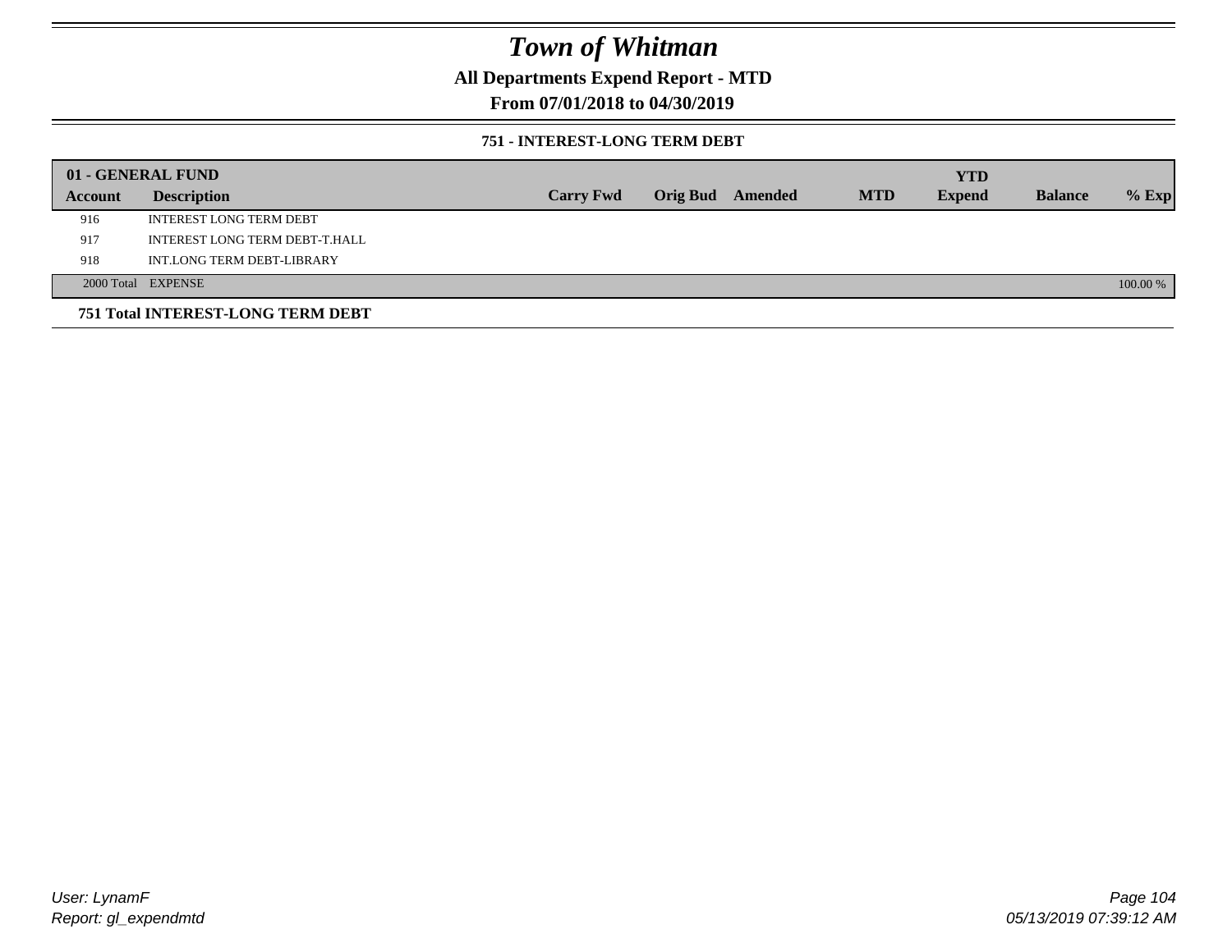# Town of Whitman

## All Departments Expend Report - MTD

### From 07/01/2018 to 04/30/2019

#### 751 - INTEREST-LONG TERM DEBT

| 01 - GENERAL FUND | | | | | | YTD | | |
|---|---|---|---|---|---|---|---|---|
| Account | Description | Carry Fwd | Orig Bud | Amended | MTD | Expend | Balance | % Exp |
| 916 | INTEREST LONG TERM DEBT | | | | | | | |
| 917 | INTEREST LONG TERM DEBT-T.HALL | | | | | | | |
| 918 | INT.LONG TERM DEBT-LIBRARY | | | | | | | |
| 2000 Total | EXPENSE | | | | | | | 100.00 % |

**751 Total INTEREST-LONG TERM DEBT**

User: LynamF
Report: gl_expendmtd

05/13/2019 07:39:12 AM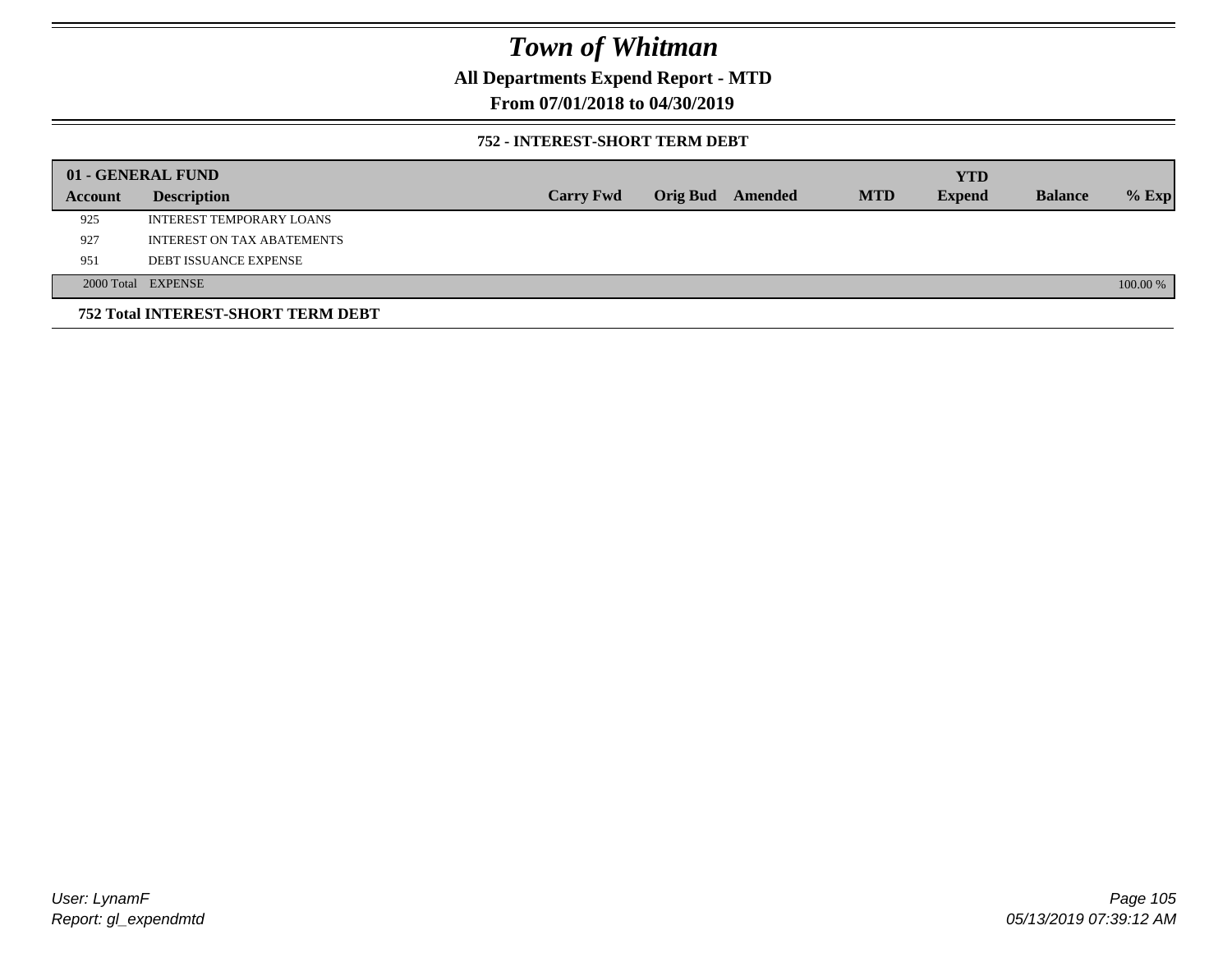# Town of Whitman

**All Departments Expend Report - MTD**

**From 07/01/2018 to 04/30/2019**

### 752 - INTEREST-SHORT TERM DEBT

| 01 - GENERAL FUND | | | | | | YTD | | |
|---|---|---|---|---|---|---|---|---|
| **Account** | **Description** | **Carry Fwd** | **Orig Bud** | **Amended** | **MTD** | **Expend** | **Balance** | **% Exp** |
| 925 | INTEREST TEMPORARY LOANS | | | | | | | |
| 927 | INTEREST ON TAX ABATEMENTS | | | | | | | |
| 951 | DEBT ISSUANCE EXPENSE | | | | | | | |
| 2000 Total | EXPENSE | | | | | | | 100.00 % |

**752 Total INTEREST-SHORT TERM DEBT**

*User: LynamF*
*Report: gl_expendmtd*

*05/13/2019 07:39:12 AM*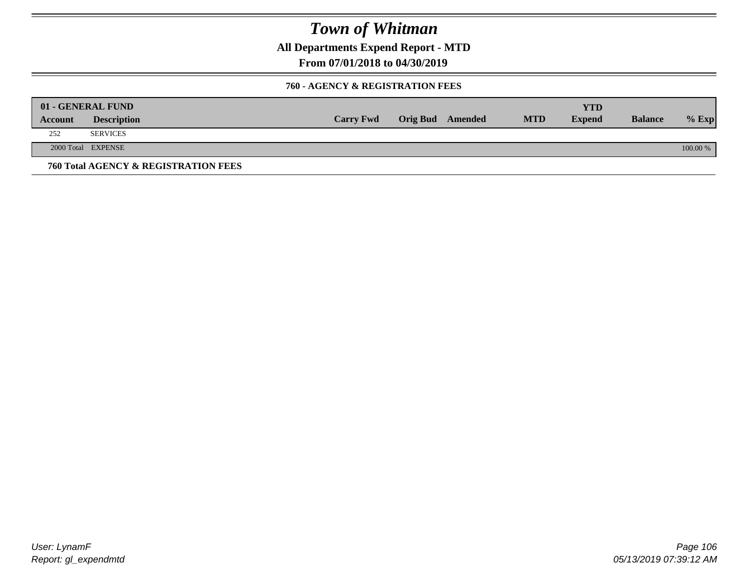# Town of Whitman

**All Departments Expend Report - MTD**

**From 07/01/2018 to 04/30/2019**

### 760 - AGENCY & REGISTRATION FEES

| 01 - GENERAL FUND | | | | | | YTD | | |
|---|---|---|---|---|---|---|---|---|
| **Account** | **Description** | **Carry Fwd** | **Orig Bud** | **Amended** | **MTD** | **Expend** | **Balance** | **% Exp** |
| 252 | SERVICES | | | | | | | |
| 2000 Total | EXPENSE | | | | | | | 100.00 % |

**760 Total AGENCY & REGISTRATION FEES**

*User: LynamF*
*Report: gl_expendmtd*

*05/13/2019 07:39:12 AM*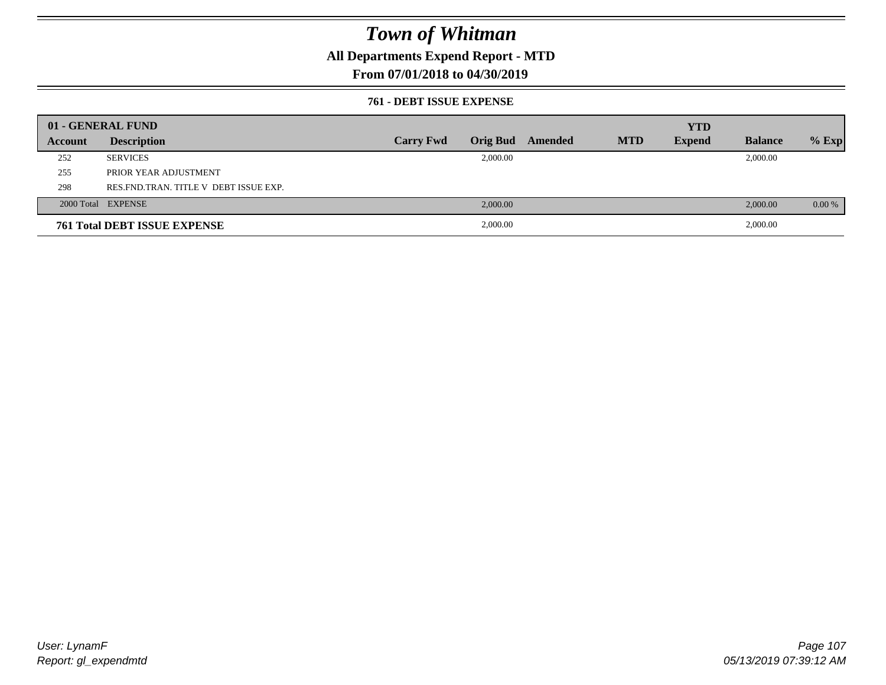# Town of Whitman

## All Departments Expend Report - MTD

## From 07/01/2018 to 04/30/2019

### 761 - DEBT ISSUE EXPENSE

| 01 - GENERAL FUND | | | | | | | | |
|---|---|---|---|---|---|---|---|---|
| **Account** | **Description** | **Carry Fwd** | **Orig Bud** | **Amended** | **MTD** | **YTD Expend** | **Balance** | **% Exp** |
| 252 | SERVICES | | 2,000.00 | | | | 2,000.00 | |
| 255 | PRIOR YEAR ADJUSTMENT | | | | | | | |
| 298 | RES.FND.TRAN. TITLE V DEBT ISSUE EXP. | | | | | | | |
| 2000 Total | EXPENSE | | 2,000.00 | | | | 2,000.00 | 0.00 % |
| **761 Total DEBT ISSUE EXPENSE** | | | 2,000.00 | | | | 2,000.00 | |

*User: LynamF*
*Report: gl_expendmtd*

*05/13/2019 07:39:12 AM*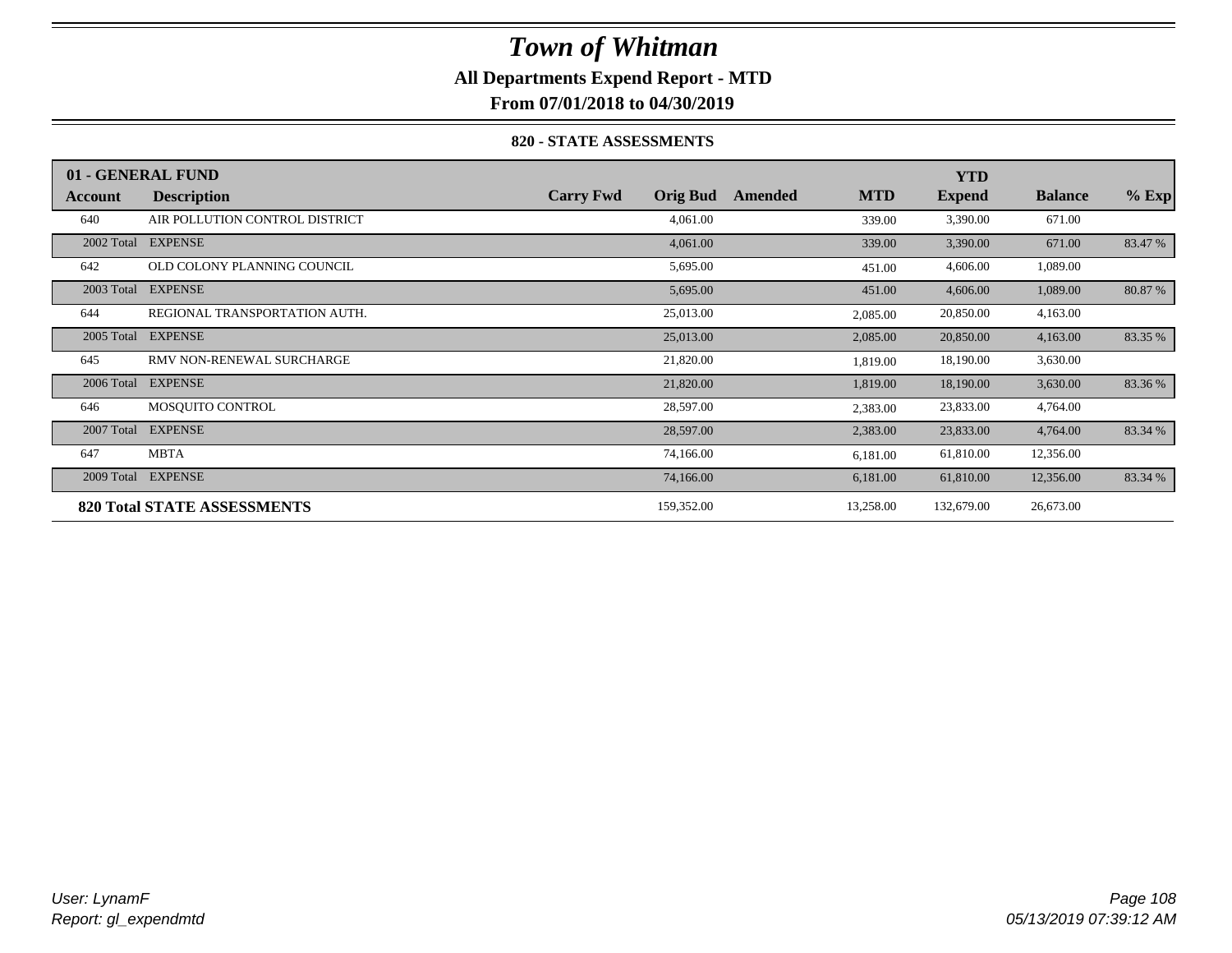# Town of Whitman

**All Departments Expend Report - MTD**

**From 07/01/2018 to 04/30/2019**

### 820 - STATE ASSESSMENTS

| 01 - GENERAL FUND | | | | | | YTD | | |
|---|---|---|---|---|---|---|---|---|
| **Account** | **Description** | **Carry Fwd** | **Orig Bud** | **Amended** | **MTD** | **Expend** | **Balance** | **% Exp** |
| 640 | AIR POLLUTION CONTROL DISTRICT | | 4,061.00 | | 339.00 | 3,390.00 | 671.00 | |
| 2002 Total | EXPENSE | | 4,061.00 | | 339.00 | 3,390.00 | 671.00 | 83.47 % |
| 642 | OLD COLONY PLANNING COUNCIL | | 5,695.00 | | 451.00 | 4,606.00 | 1,089.00 | |
| 2003 Total | EXPENSE | | 5,695.00 | | 451.00 | 4,606.00 | 1,089.00 | 80.87 % |
| 644 | REGIONAL TRANSPORTATION AUTH. | | 25,013.00 | | 2,085.00 | 20,850.00 | 4,163.00 | |
| 2005 Total | EXPENSE | | 25,013.00 | | 2,085.00 | 20,850.00 | 4,163.00 | 83.35 % |
| 645 | RMV NON-RENEWAL SURCHARGE | | 21,820.00 | | 1,819.00 | 18,190.00 | 3,630.00 | |
| 2006 Total | EXPENSE | | 21,820.00 | | 1,819.00 | 18,190.00 | 3,630.00 | 83.36 % |
| 646 | MOSQUITO CONTROL | | 28,597.00 | | 2,383.00 | 23,833.00 | 4,764.00 | |
| 2007 Total | EXPENSE | | 28,597.00 | | 2,383.00 | 23,833.00 | 4,764.00 | 83.34 % |
| 647 | MBTA | | 74,166.00 | | 6,181.00 | 61,810.00 | 12,356.00 | |
| 2009 Total | EXPENSE | | 74,166.00 | | 6,181.00 | 61,810.00 | 12,356.00 | 83.34 % |
| **820 Total STATE ASSESSMENTS** | | | 159,352.00 | | 13,258.00 | 132,679.00 | 26,673.00 | |

*User: LynamF*
*Report: gl_expendmtd*

*05/13/2019 07:39:12 AM*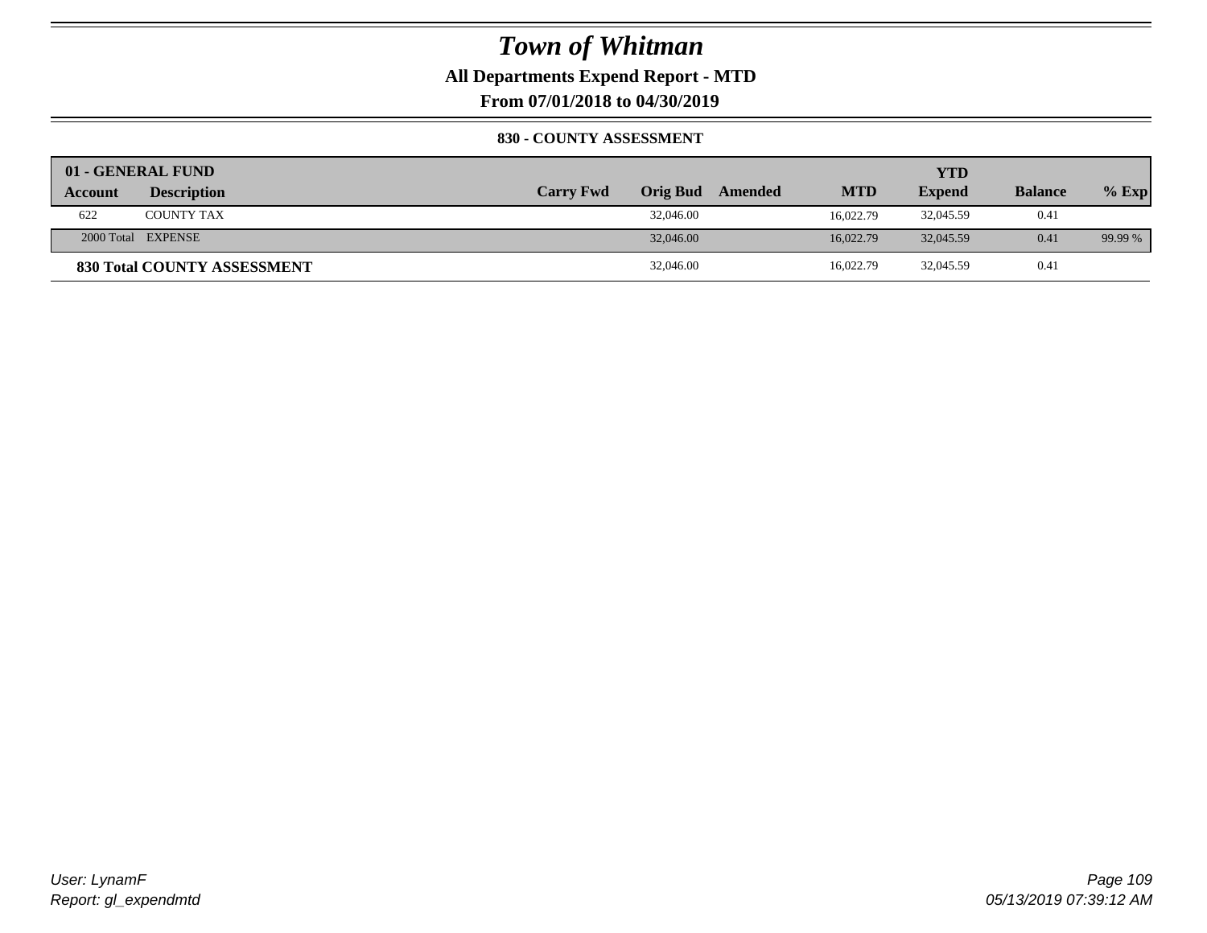# Town of Whitman

## All Departments Expend Report - MTD

## From 07/01/2018 to 04/30/2019

### 830 - COUNTY ASSESSMENT

| 01 - GENERAL FUND | | | | | | YTD | | |
|---|---|---|---|---|---|---|---|---|
| Account | Description | Carry Fwd | Orig Bud | Amended | MTD | Expend | Balance | % Exp |
| 622 | COUNTY TAX | | 32,046.00 | | 16,022.79 | 32,045.59 | 0.41 | |
| 2000 Total | EXPENSE | | 32,046.00 | | 16,022.79 | 32,045.59 | 0.41 | 99.99 % |
| **830 Total COUNTY ASSESSMENT** | | | 32,046.00 | | 16,022.79 | 32,045.59 | 0.41 | |

*User: LynamF*
*Report: gl_expendmtd*

*05/13/2019 07:39:12 AM*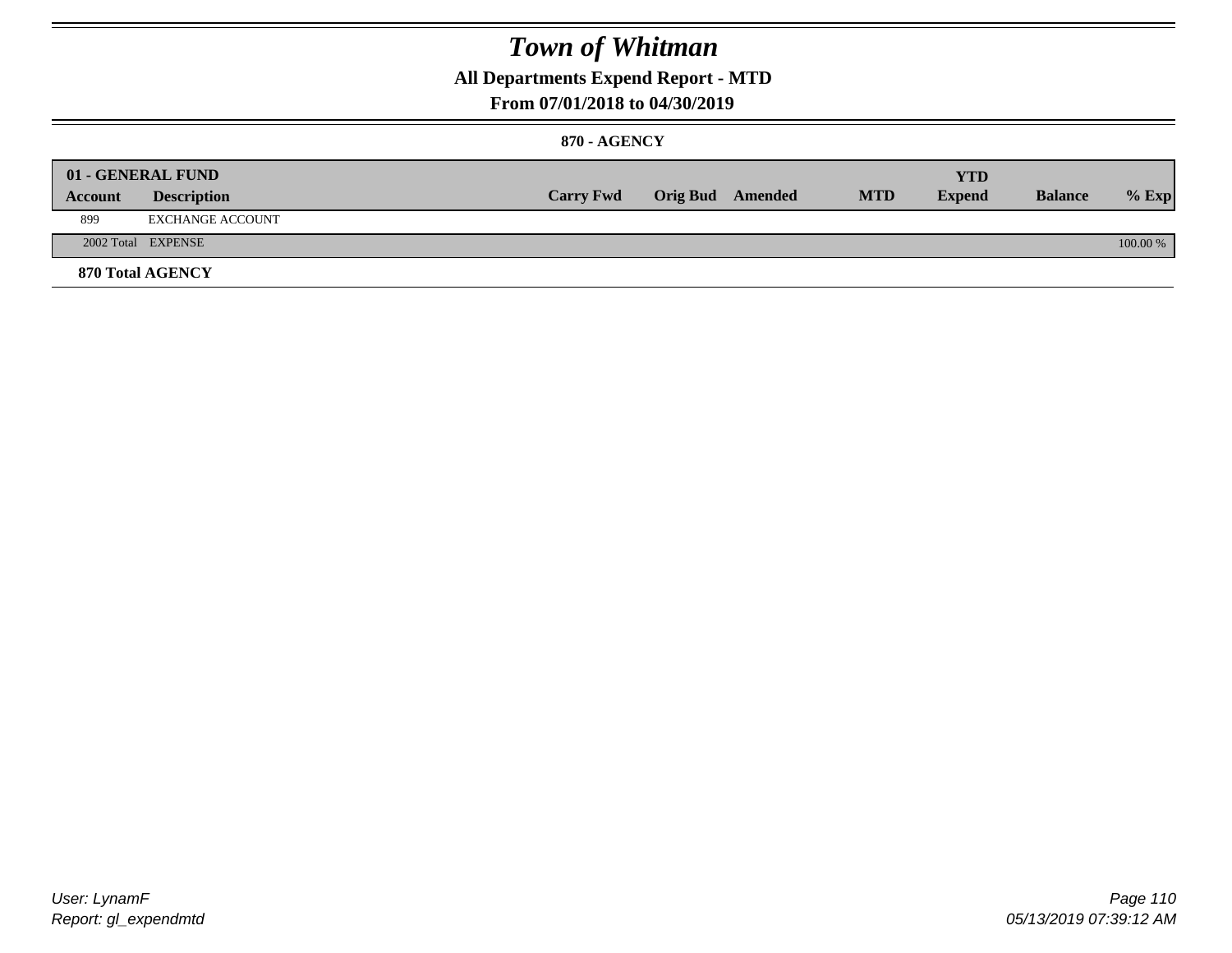# *Town of Whitman*

**All Departments Expend Report - MTD**

**From 07/01/2018 to 04/30/2019**

**870 - AGENCY**

| 01 - GENERAL FUND | | | | | | | | |
|---|---|---|---|---|---|---|---|---|
| **Account** | **Description** | **Carry Fwd** | **Orig Bud** | **Amended** | **MTD** | **YTD Expend** | **Balance** | **% Exp** |
| 899 | EXCHANGE ACCOUNT | | | | | | | |
| 2002 Total | EXPENSE | | | | | | | 100.00 % |

**870 Total AGENCY**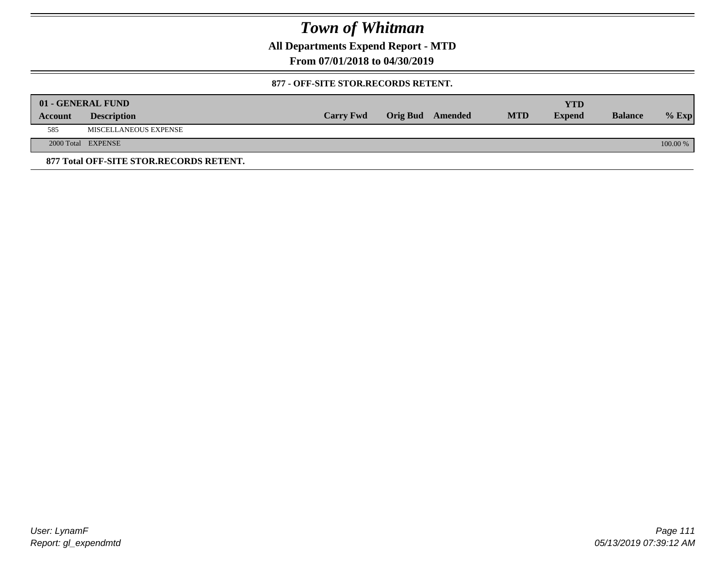# Town of Whitman

**All Departments Expend Report - MTD**

**From 07/01/2018 to 04/30/2019**

**877 - OFF-SITE STOR.RECORDS RETENT.**

| 01 - GENERAL FUND | | | | | | YTD | | |
|---|---|---|---|---|---|---|---|---|
| **Account** | **Description** | **Carry Fwd** | **Orig Bud** | **Amended** | **MTD** | **Expend** | **Balance** | **% Exp** |
| 585 | MISCELLANEOUS EXPENSE | | | | | | | |
| 2000 Total | EXPENSE | | | | | | | 100.00 % |

**877 Total OFF-SITE STOR.RECORDS RETENT.**

*User: LynamF*
*Report: gl_expendmtd*
*05/13/2019 07:39:12 AM*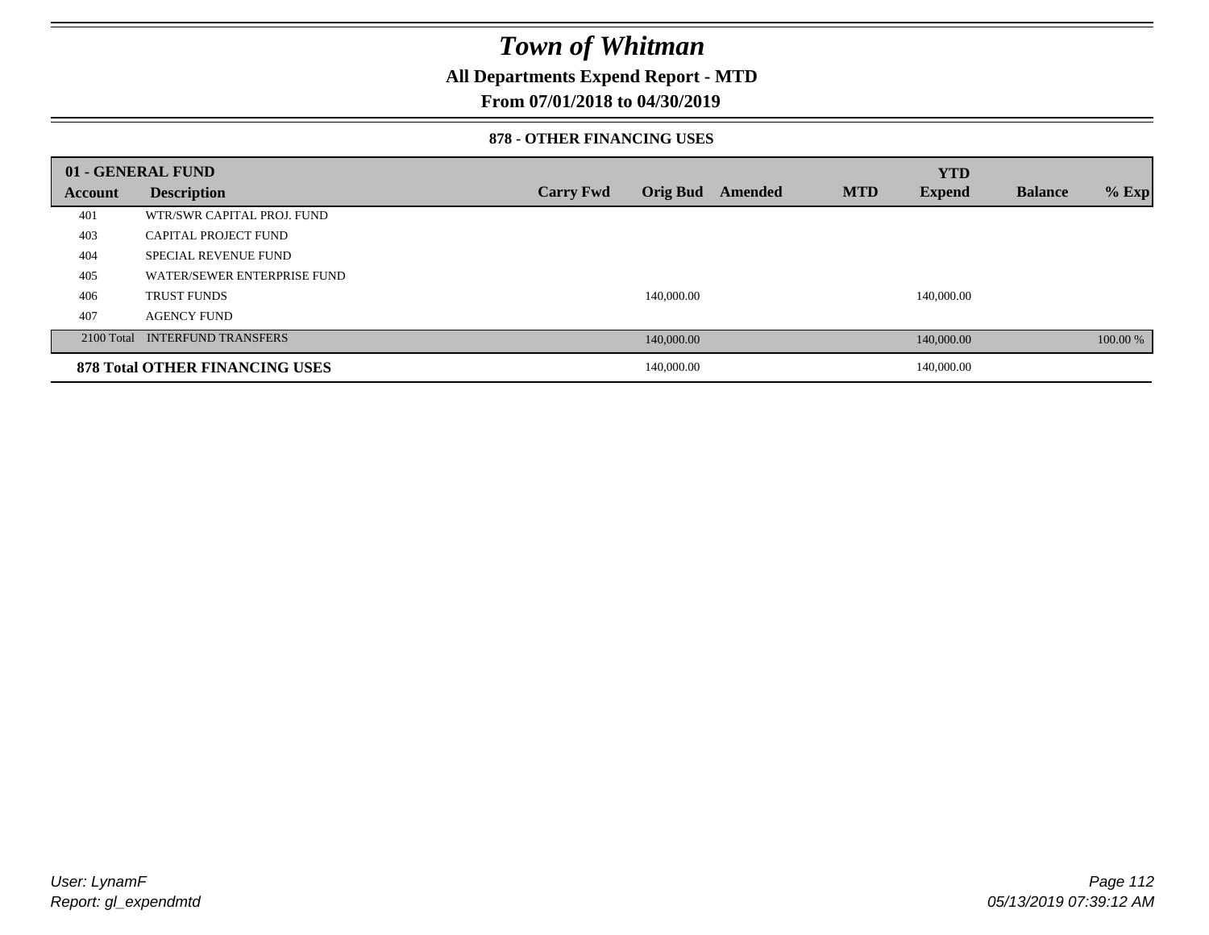# Town of Whitman

## All Departments Expend Report - MTD

## From 07/01/2018 to 04/30/2019

### 878 - OTHER FINANCING USES

| 01 - GENERAL FUND | | | | | | YTD | | |
|---|---|---|---|---|---|---|---|---|
| Account | Description | Carry Fwd | Orig Bud | Amended | MTD | Expend | Balance | % Exp |
| 401 | WTR/SWR CAPITAL PROJ. FUND | | | | | | | |
| 403 | CAPITAL PROJECT FUND | | | | | | | |
| 404 | SPECIAL REVENUE FUND | | | | | | | |
| 405 | WATER/SEWER ENTERPRISE FUND | | | | | | | |
| 406 | TRUST FUNDS | | 140,000.00 | | | 140,000.00 | | |
| 407 | AGENCY FUND | | | | | | | |
| 2100 Total | INTERFUND TRANSFERS | | 140,000.00 | | | 140,000.00 | | 100.00 % |
| **878 Total OTHER FINANCING USES** | | | 140,000.00 | | | 140,000.00 | | |

*User: LynamF*
*Report: gl_expendmtd*

*05/13/2019 07:39:12 AM*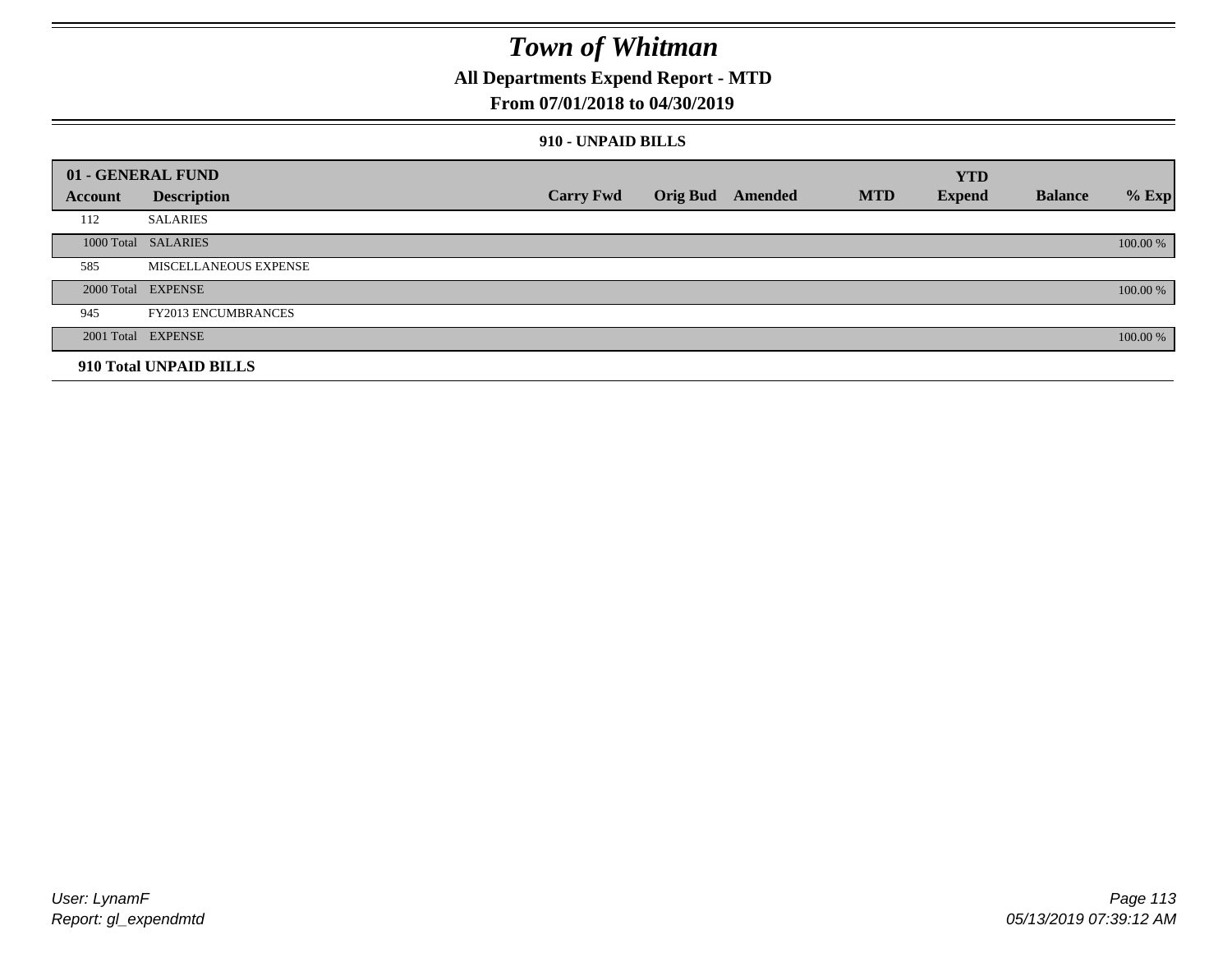# Town of Whitman

## All Departments Expend Report - MTD

## From 07/01/2018 to 04/30/2019

### 910 - UNPAID BILLS

| 01 - GENERAL FUND | | | | | | YTD | | |
|---|---|---|---|---|---|---|---|---|
| Account | Description | Carry Fwd | Orig Bud | Amended | MTD | Expend | Balance | % Exp |
| 112 | SALARIES | | | | | | | |
| 1000 Total | SALARIES | | | | | | | 100.00 % |
| 585 | MISCELLANEOUS EXPENSE | | | | | | | |
| 2000 Total | EXPENSE | | | | | | | 100.00 % |
| 945 | FY2013 ENCUMBRANCES | | | | | | | |
| 2001 Total | EXPENSE | | | | | | | 100.00 % |
| **910 Total UNPAID BILLS** | | | | | | | | |

User: LynamF
Report: gl_expendmtd

05/13/2019 07:39:12 AM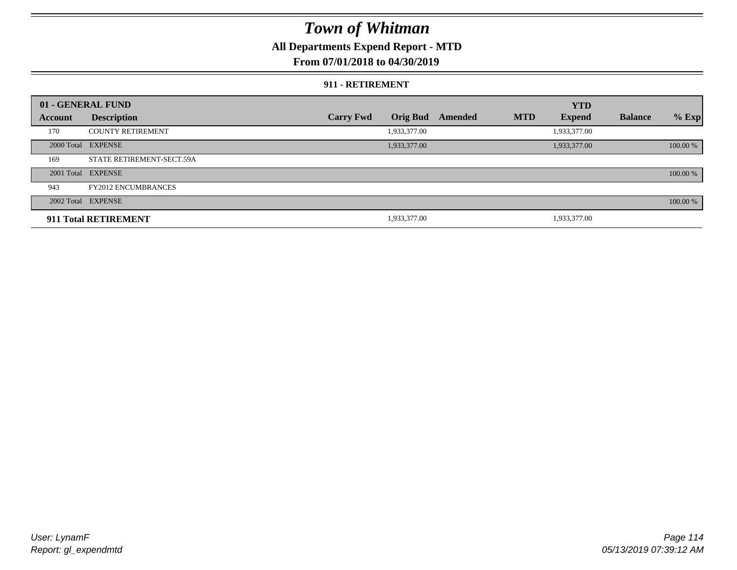# Town of Whitman

**All Departments Expend Report - MTD**

**From 07/01/2018 to 04/30/2019**

**911 - RETIREMENT**

| 01 - GENERAL FUND | | | | | | YTD | | |
|---|---|---|---|---|---|---|---|---|
| **Account** | **Description** | **Carry Fwd** | **Orig Bud** | **Amended** | **MTD** | **Expend** | **Balance** | **% Exp** |
| 170 | COUNTY RETIREMENT | | 1,933,377.00 | | | 1,933,377.00 | | |
| 2000 Total | EXPENSE | | 1,933,377.00 | | | 1,933,377.00 | | 100.00 % |
| 169 | STATE RETIREMENT-SECT.59A | | | | | | | |
| 2001 Total | EXPENSE | | | | | | | 100.00 % |
| 943 | FY2012 ENCUMBRANCES | | | | | | | |
| 2002 Total | EXPENSE | | | | | | | 100.00 % |
| **911 Total RETIREMENT** | | | 1,933,377.00 | | | 1,933,377.00 | | |

User: LynamF
Report: gl_expendmtd

05/13/2019 07:39:12 AM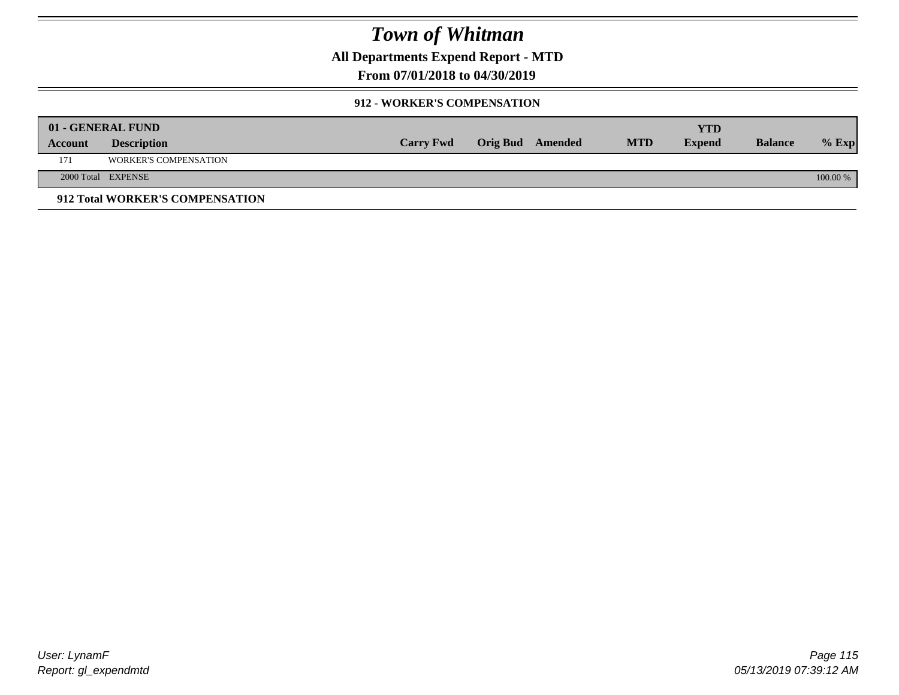# Town of Whitman

**All Departments Expend Report - MTD**

**From 07/01/2018 to 04/30/2019**

### 912 - WORKER'S COMPENSATION

| 01 - GENERAL FUND | | | | | | YTD | | |
|---|---|---|---|---|---|---|---|---|
| **Account** | **Description** | **Carry Fwd** | **Orig Bud** | **Amended** | **MTD** | **Expend** | **Balance** | **% Exp** |
| 171 | WORKER'S COMPENSATION | | | | | | | |
| 2000 Total | EXPENSE | | | | | | | 100.00 % |

**912 Total WORKER'S COMPENSATION**

*User: LynamF*
*Report: gl_expendmtd*

*05/13/2019 07:39:12 AM*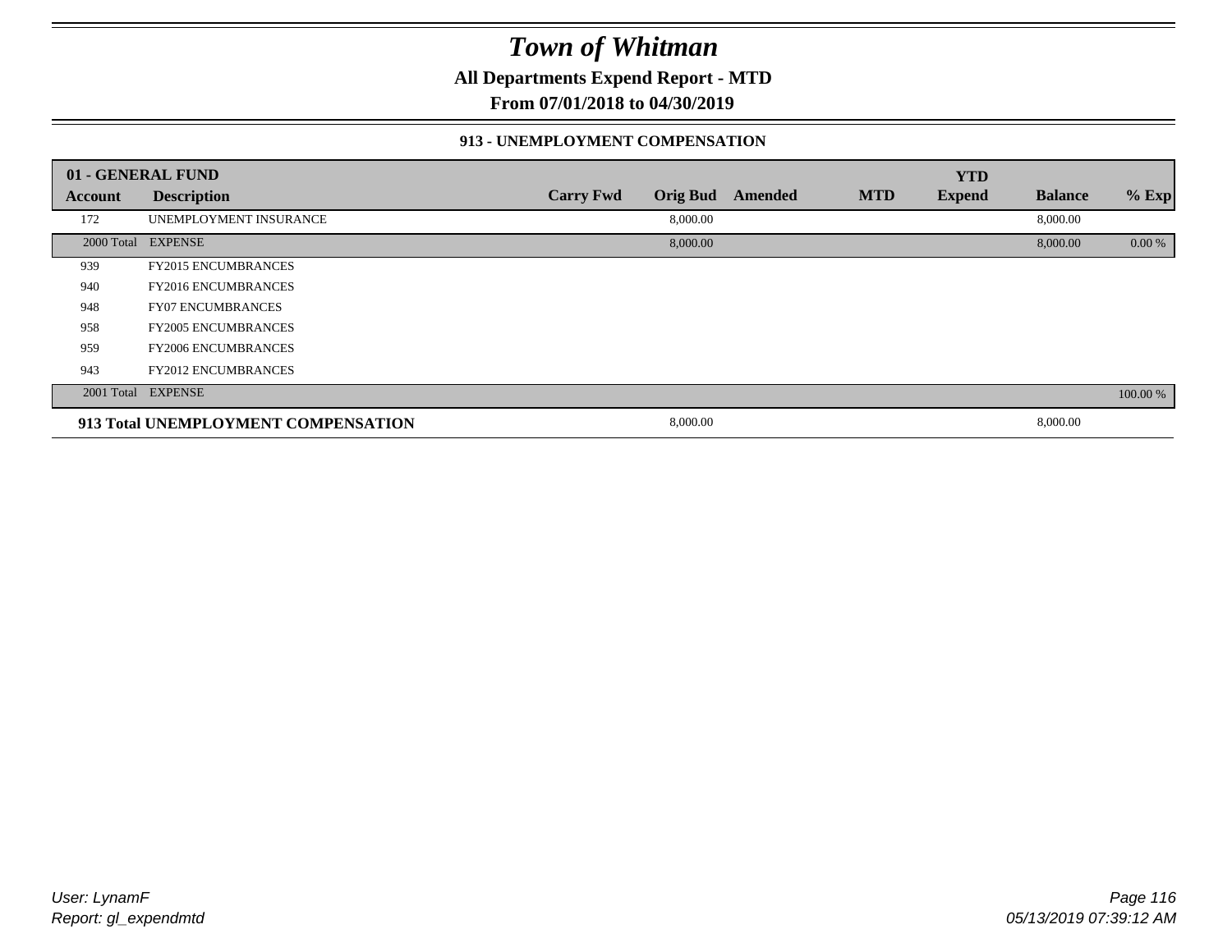# Town of Whitman

**All Departments Expend Report - MTD**

**From 07/01/2018 to 04/30/2019**

### 913 - UNEMPLOYMENT COMPENSATION

| 01 - GENERAL FUND | | | | | | | | |
|---|---|---|---|---|---|---|---|---|
| **Account** | **Description** | **Carry Fwd** | **Orig Bud** | **Amended** | **MTD** | **YTD Expend** | **Balance** | **% Exp** |
| 172 | UNEMPLOYMENT INSURANCE | | 8,000.00 | | | | 8,000.00 | |
| 2000 Total | EXPENSE | | 8,000.00 | | | | 8,000.00 | 0.00 % |
| 939 | FY2015 ENCUMBRANCES | | | | | | | |
| 940 | FY2016 ENCUMBRANCES | | | | | | | |
| 948 | FY07 ENCUMBRANCES | | | | | | | |
| 958 | FY2005 ENCUMBRANCES | | | | | | | |
| 959 | FY2006 ENCUMBRANCES | | | | | | | |
| 943 | FY2012 ENCUMBRANCES | | | | | | | |
| 2001 Total | EXPENSE | | | | | | | 100.00 % |
| **913 Total UNEMPLOYMENT COMPENSATION** | | | 8,000.00 | | | | 8,000.00 | |

*User: LynamF*
*Report: gl_expendmtd*

*05/13/2019 07:39:12 AM*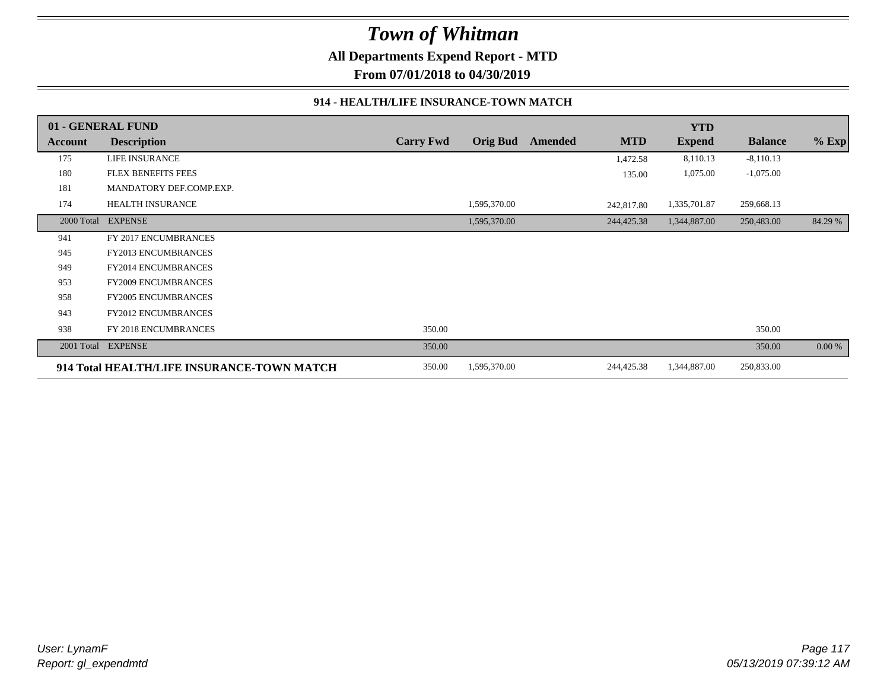# Town of Whitman

**All Departments Expend Report - MTD**

**From 07/01/2018 to 04/30/2019**

### 914 - HEALTH/LIFE INSURANCE-TOWN MATCH

| 01 - GENERAL FUND | | | | | | YTD | | |
|---|---|---|---|---|---|---|---|---|
| **Account** | **Description** | **Carry Fwd** | **Orig Bud** | **Amended** | **MTD** | **Expend** | **Balance** | **% Exp** |
| 175 | LIFE INSURANCE | | | | 1,472.58 | 8,110.13 | -8,110.13 | |
| 180 | FLEX BENEFITS FEES | | | | 135.00 | 1,075.00 | -1,075.00 | |
| 181 | MANDATORY DEF.COMP.EXP. | | | | | | | |
| 174 | HEALTH INSURANCE | | 1,595,370.00 | | 242,817.80 | 1,335,701.87 | 259,668.13 | |
| 2000 Total | EXPENSE | | 1,595,370.00 | | 244,425.38 | 1,344,887.00 | 250,483.00 | 84.29 % |
| 941 | FY 2017 ENCUMBRANCES | | | | | | | |
| 945 | FY2013 ENCUMBRANCES | | | | | | | |
| 949 | FY2014 ENCUMBRANCES | | | | | | | |
| 953 | FY2009 ENCUMBRANCES | | | | | | | |
| 958 | FY2005 ENCUMBRANCES | | | | | | | |
| 943 | FY2012 ENCUMBRANCES | | | | | | | |
| 938 | FY 2018 ENCUMBRANCES | 350.00 | | | | | 350.00 | |
| 2001 Total | EXPENSE | 350.00 | | | | | 350.00 | 0.00 % |
| **914 Total HEALTH/LIFE INSURANCE-TOWN MATCH** | | 350.00 | 1,595,370.00 | | 244,425.38 | 1,344,887.00 | 250,833.00 | |

*User: LynamF*
*Report: gl_expendmtd*

*05/13/2019 07:39:12 AM*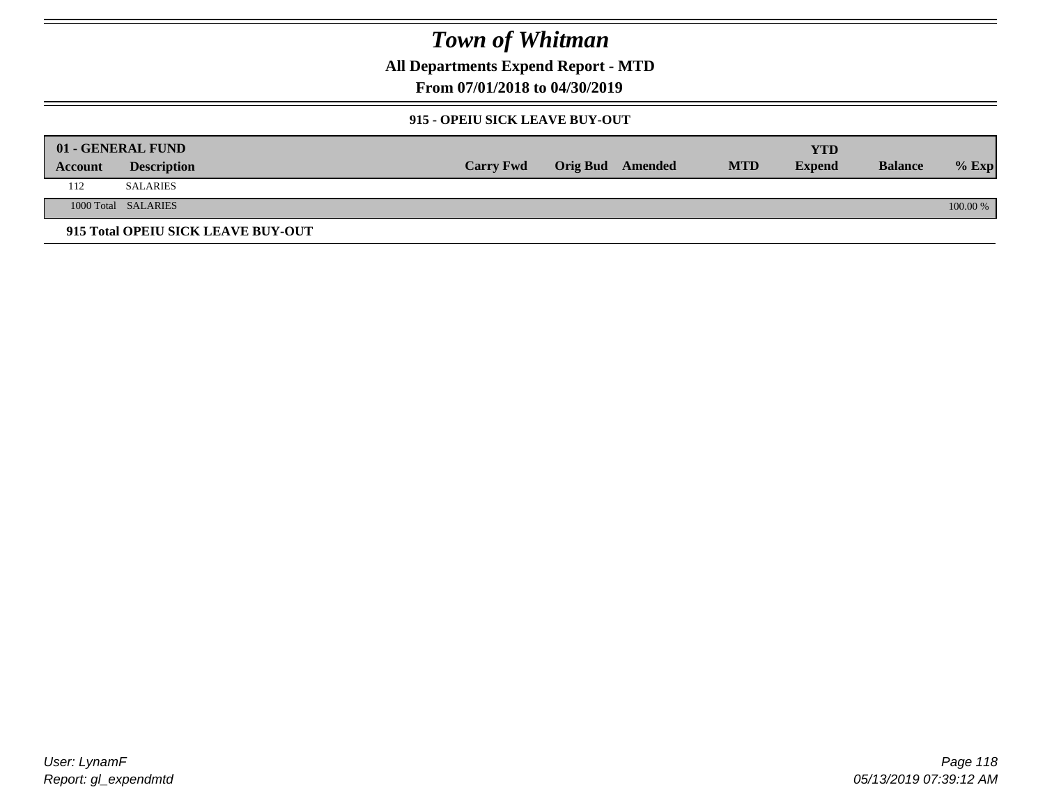# Town of Whitman

## All Departments Expend Report - MTD

### From 07/01/2018 to 04/30/2019

#### 915 - OPEIU SICK LEAVE BUY-OUT

| 01 - GENERAL FUND | | | | | | YTD | | |
|---|---|---|---|---|---|---|---|---|
| **Account** | **Description** | **Carry Fwd** | **Orig Bud** | **Amended** | **MTD** | **Expend** | **Balance** | **% Exp** |
| 112 | SALARIES | | | | | | | |
| 1000 Total | SALARIES | | | | | | | 100.00 % |

**915 Total OPEIU SICK LEAVE BUY-OUT**

*User: LynamF*
*Report: gl_expendmtd*

*05/13/2019 07:39:12 AM*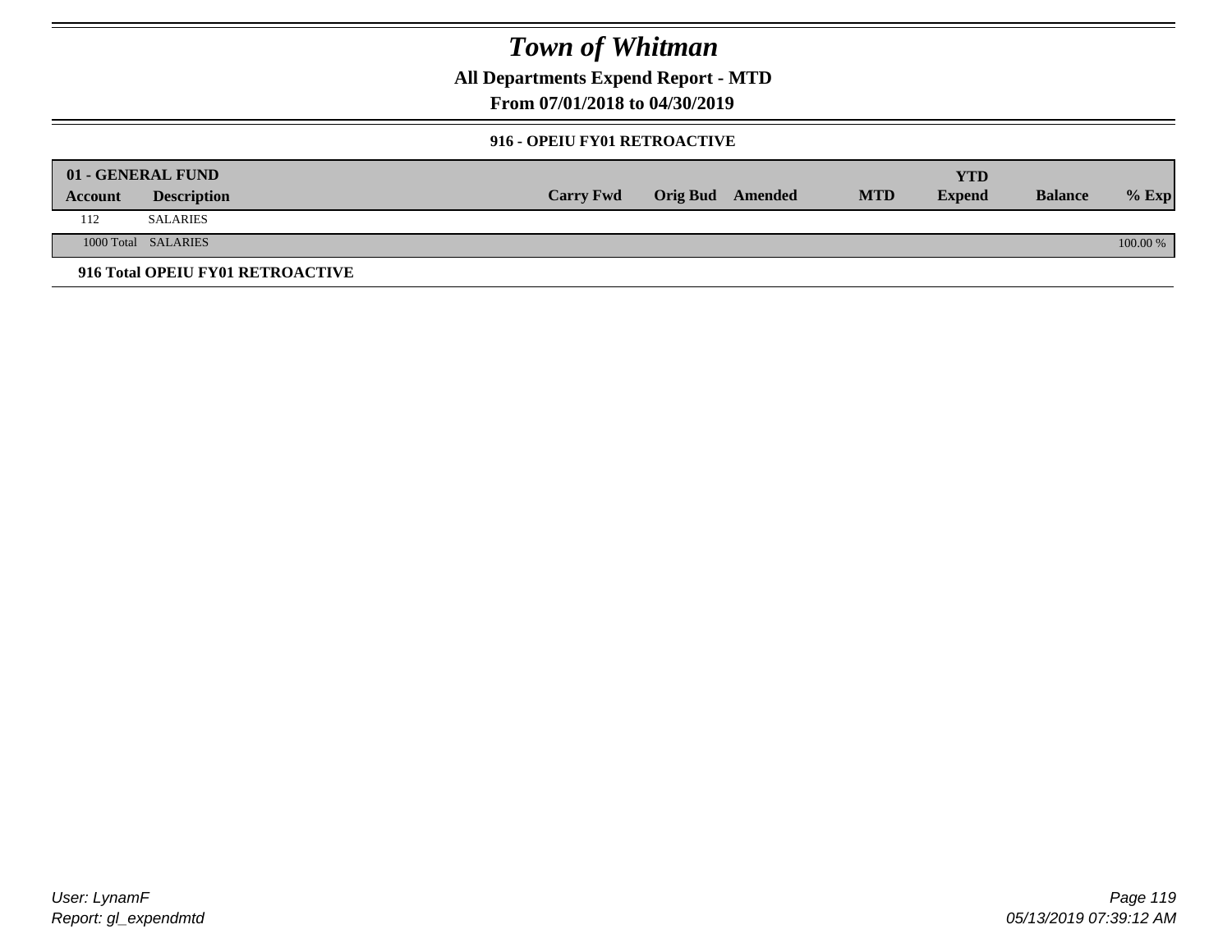# Town of Whitman

## All Departments Expend Report - MTD

## From 07/01/2018 to 04/30/2019

### 916 - OPEIU FY01 RETROACTIVE

| 01 - GENERAL FUND | | | | | | | | |
|---|---|---|---|---|---|---|---|---|
| **Account** | **Description** | **Carry Fwd** | **Orig Bud** | **Amended** | **MTD** | **YTD Expend** | **Balance** | **% Exp** |
| 112 | SALARIES | | | | | | | |
| 1000 Total | SALARIES | | | | | | | 100.00 % |

**916 Total OPEIU FY01 RETROACTIVE**

User: LynamF
Report: gl_expendmtd

05/13/2019 07:39:12 AM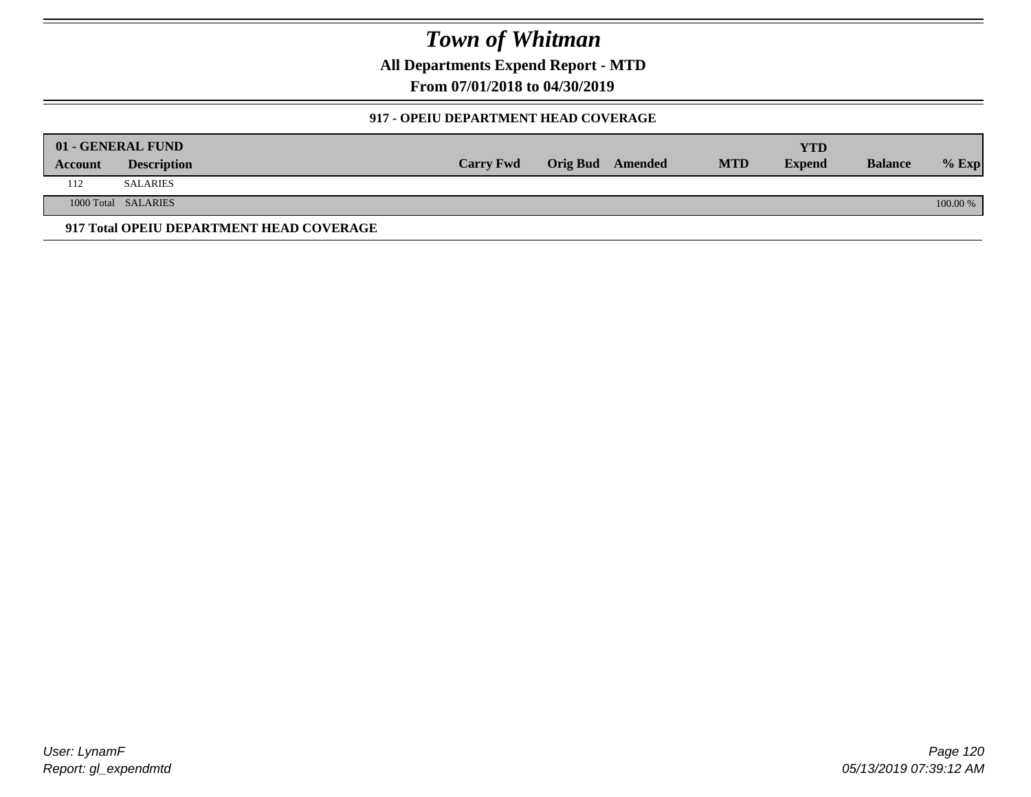# Town of Whitman

## All Departments Expend Report - MTD

### From 07/01/2018 to 04/30/2019

#### 917 - OPEIU DEPARTMENT HEAD COVERAGE

| 01 - GENERAL FUND | | | | | | YTD | | |
|---|---|---|---|---|---|---|---|---|
| Account | Description | Carry Fwd | Orig Bud | Amended | MTD | Expend | Balance | % Exp |
| 112 | SALARIES | | | | | | | |
| 1000 Total | SALARIES | | | | | | | 100.00 % |

**917 Total OPEIU DEPARTMENT HEAD COVERAGE**

*User: LynamF*
*Report: gl_expendmtd*

*05/13/2019 07:39:12 AM*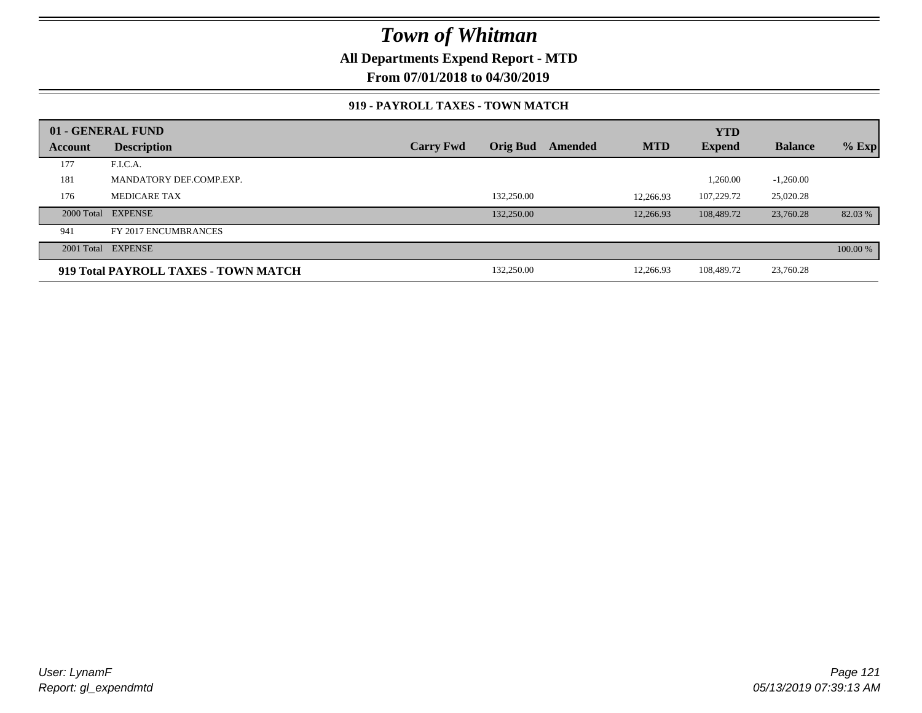# Town of Whitman

**All Departments Expend Report - MTD**

**From 07/01/2018 to 04/30/2019**

### 919 - PAYROLL TAXES - TOWN MATCH

| 01 - GENERAL FUND | | | | | | YTD | | |
|---|---|---|---|---|---|---|---|---|
| **Account** | **Description** | **Carry Fwd** | **Orig Bud** | **Amended** | **MTD** | **Expend** | **Balance** | **% Exp** |
| 177 | F.I.C.A. | | | | | | | |
| 181 | MANDATORY DEF.COMP.EXP. | | | | | 1,260.00 | -1,260.00 | |
| 176 | MEDICARE TAX | | 132,250.00 | | 12,266.93 | 107,229.72 | 25,020.28 | |
| 2000 Total | EXPENSE | | 132,250.00 | | 12,266.93 | 108,489.72 | 23,760.28 | 82.03 % |
| 941 | FY 2017 ENCUMBRANCES | | | | | | | |
| 2001 Total | EXPENSE | | | | | | | 100.00 % |
| **919 Total PAYROLL TAXES - TOWN MATCH** | | | 132,250.00 | | 12,266.93 | 108,489.72 | 23,760.28 | |

*User: LynamF*
*Report: gl_expendmtd*

*05/13/2019 07:39:13 AM*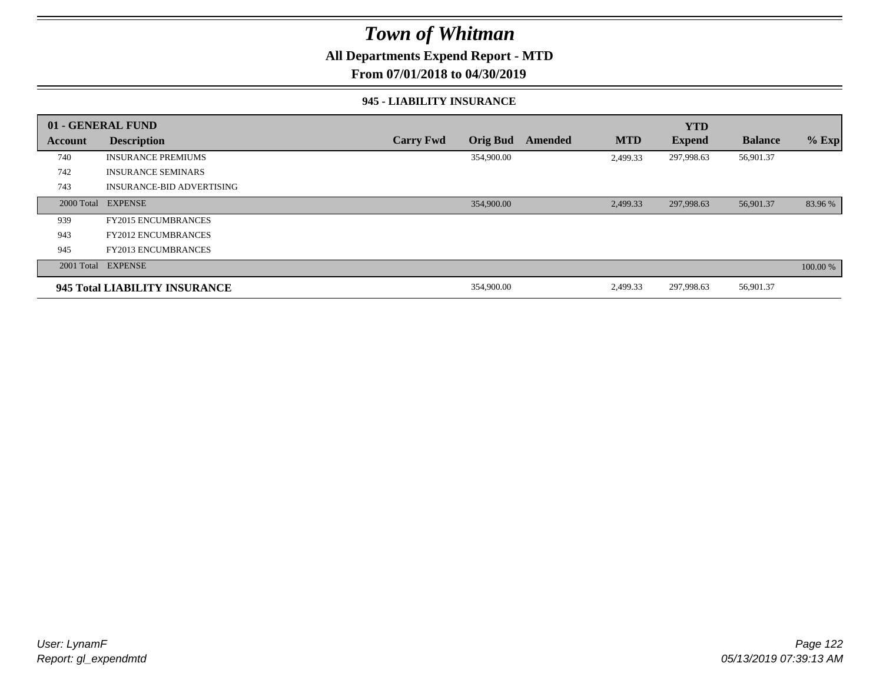# Town of Whitman

**All Departments Expend Report - MTD**

**From 07/01/2018 to 04/30/2019**

**945 - LIABILITY INSURANCE**

| 01 - GENERAL FUND | | | | | | YTD | | |
|---|---|---|---|---|---|---|---|---|
| **Account** | **Description** | **Carry Fwd** | **Orig Bud** | **Amended** | **MTD** | **Expend** | **Balance** | **% Exp** |
| 740 | INSURANCE PREMIUMS | | 354,900.00 | | 2,499.33 | 297,998.63 | 56,901.37 | |
| 742 | INSURANCE SEMINARS | | | | | | | |
| 743 | INSURANCE-BID ADVERTISING | | | | | | | |
| 2000 Total | EXPENSE | | 354,900.00 | | 2,499.33 | 297,998.63 | 56,901.37 | 83.96 % |
| 939 | FY2015 ENCUMBRANCES | | | | | | | |
| 943 | FY2012 ENCUMBRANCES | | | | | | | |
| 945 | FY2013 ENCUMBRANCES | | | | | | | |
| 2001 Total | EXPENSE | | | | | | | 100.00 % |
| **945 Total LIABILITY INSURANCE** | | | 354,900.00 | | 2,499.33 | 297,998.63 | 56,901.37 | |

*User: LynamF*
*Report: gl_expendmtd*

*05/13/2019 07:39:13 AM*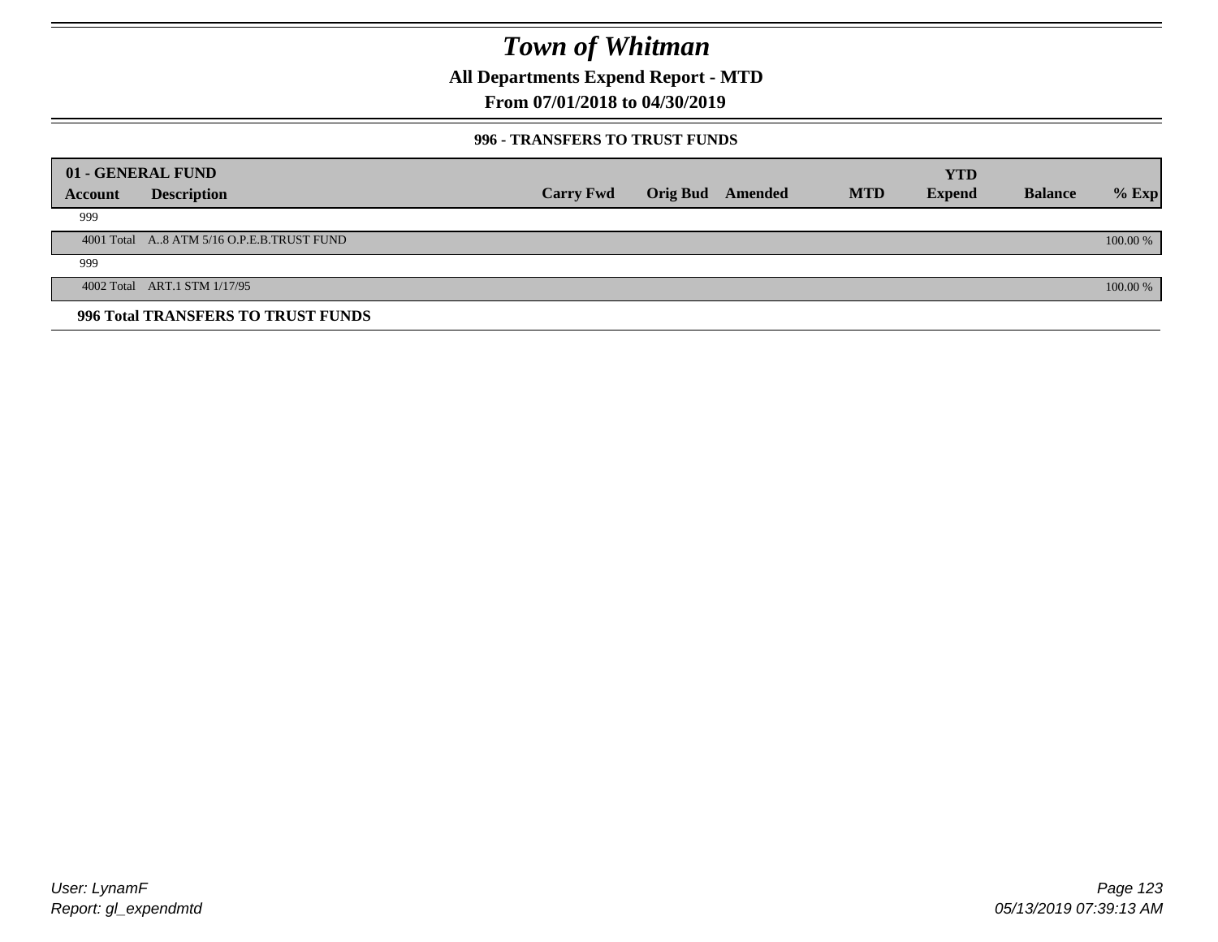# Town of Whitman

**All Departments Expend Report - MTD**

**From 07/01/2018 to 04/30/2019**

**996 - TRANSFERS TO TRUST FUNDS**

| 01 - GENERAL FUND Account | Description | Carry Fwd | Orig Bud | Amended | MTD | YTD Expend | Balance | % Exp |
|---|---|---|---|---|---|---|---|---|
| 999 | | | | | | | | |
| 4001 Total | A..8 ATM 5/16 O.P.E.B.TRUST FUND | | | | | | | 100.00 % |
| 999 | | | | | | | | |
| 4002 Total | ART.1 STM 1/17/95 | | | | | | | 100.00 % |

**996 Total TRANSFERS TO TRUST FUNDS**

User: LynamF
Report: gl_expendmtd

05/13/2019 07:39:13 AM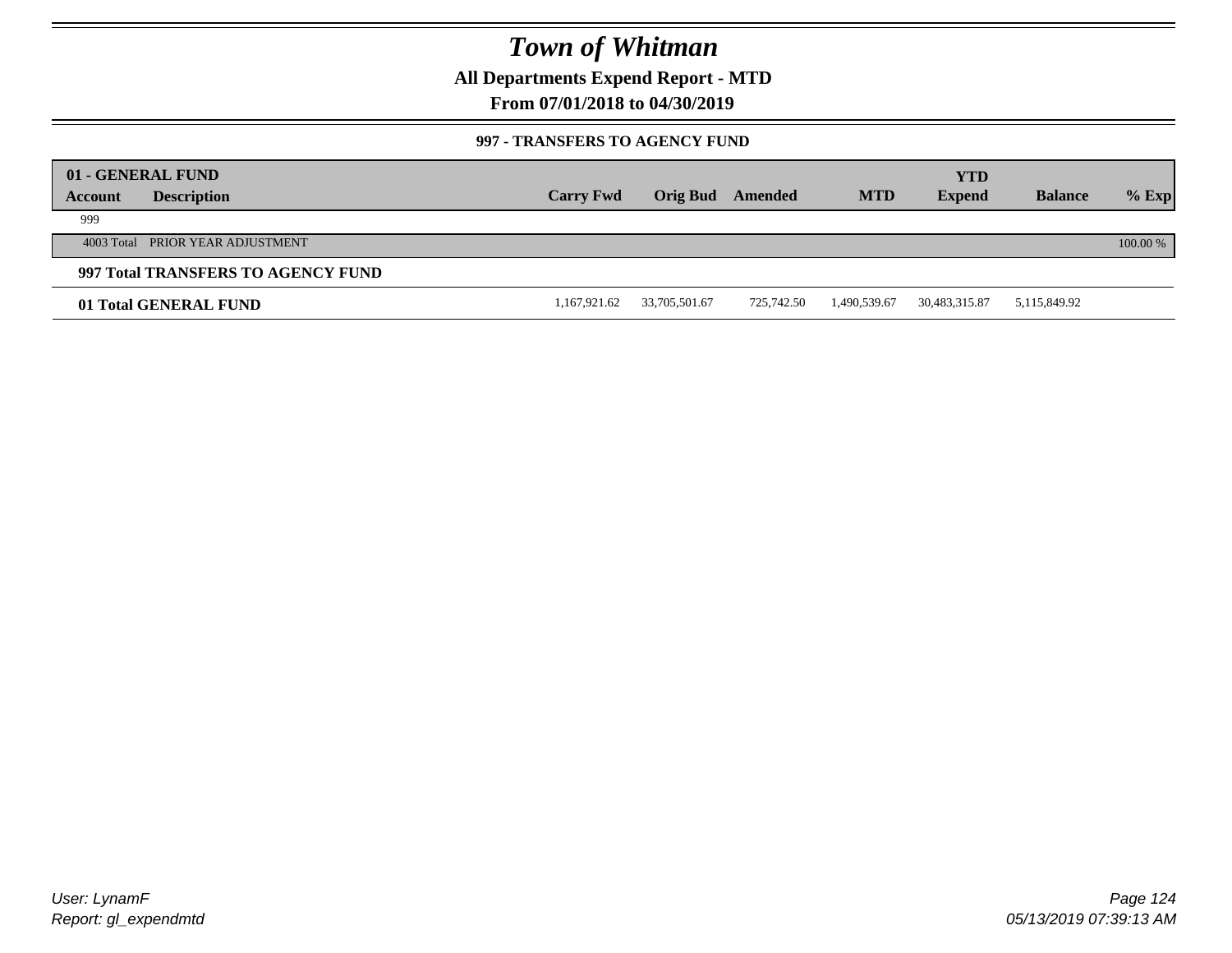# Town of Whitman

## All Departments Expend Report - MTD

### From 07/01/2018 to 04/30/2019

#### 997 - TRANSFERS TO AGENCY FUND

| 01 - GENERAL FUND<br>Account | Description | Carry Fwd | Orig Bud | Amended | MTD | YTD Expend | Balance | % Exp |
|---|---|---|---|---|---|---|---|---|
| 999 | | | | | | | | |
| 4003 Total | PRIOR YEAR ADJUSTMENT | | | | | | | 100.00 % |
| **997 Total TRANSFERS TO AGENCY FUND** | | | | | | | | |
| **01 Total GENERAL FUND** | | 1,167,921.62 | 33,705,501.67 | 725,742.50 | 1,490,539.67 | 30,483,315.87 | 5,115,849.92 | |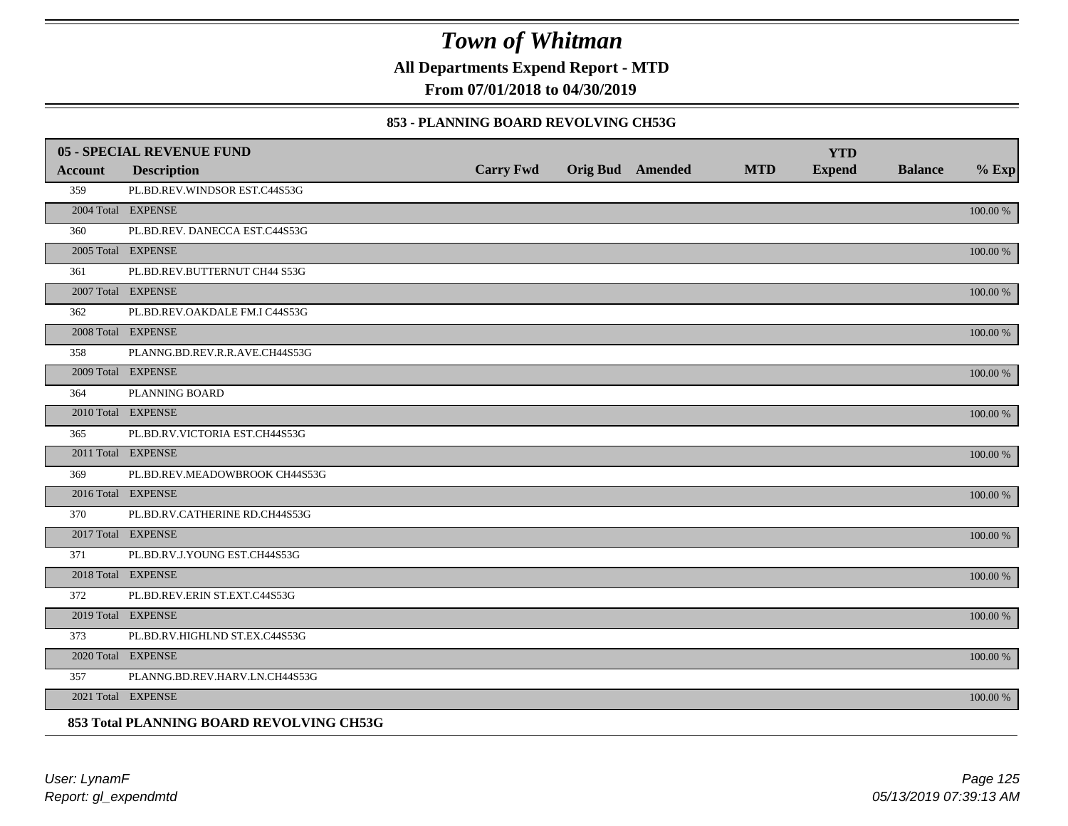# Town of Whitman

**All Departments Expend Report - MTD**

**From 07/01/2018 to 04/30/2019**

### 853 - PLANNING BOARD REVOLVING CH53G

| 05 - SPECIAL REVENUE FUND | | | | | | | | | |
|---|---|---|---|---|---|---|---|---|---|
| **Account** | **Description** | **Carry Fwd** | **Orig Bud** | **Amended** | **MTD** | **YTD Expend** | **Balance** | **% Exp** |
| 359 | PL.BD.REV.WINDSOR EST.C44S53G | | | | | | | |
| 2004 Total | EXPENSE | | | | | | | 100.00 % |
| 360 | PL.BD.REV. DANECCA EST.C44S53G | | | | | | | |
| 2005 Total | EXPENSE | | | | | | | 100.00 % |
| 361 | PL.BD.REV.BUTTERNUT CH44 S53G | | | | | | | |
| 2007 Total | EXPENSE | | | | | | | 100.00 % |
| 362 | PL.BD.REV.OAKDALE FM.I C44S53G | | | | | | | |
| 2008 Total | EXPENSE | | | | | | | 100.00 % |
| 358 | PLANNG.BD.REV.R.R.AVE.CH44S53G | | | | | | | |
| 2009 Total | EXPENSE | | | | | | | 100.00 % |
| 364 | PLANNING BOARD | | | | | | | |
| 2010 Total | EXPENSE | | | | | | | 100.00 % |
| 365 | PL.BD.RV.VICTORIA EST.CH44S53G | | | | | | | |
| 2011 Total | EXPENSE | | | | | | | 100.00 % |
| 369 | PL.BD.REV.MEADOWBROOK CH44S53G | | | | | | | |
| 2016 Total | EXPENSE | | | | | | | 100.00 % |
| 370 | PL.BD.RV.CATHERINE RD.CH44S53G | | | | | | | |
| 2017 Total | EXPENSE | | | | | | | 100.00 % |
| 371 | PL.BD.RV.J.YOUNG EST.CH44S53G | | | | | | | |
| 2018 Total | EXPENSE | | | | | | | 100.00 % |
| 372 | PL.BD.REV.ERIN ST.EXT.C44S53G | | | | | | | |
| 2019 Total | EXPENSE | | | | | | | 100.00 % |
| 373 | PL.BD.RV.HIGHLND ST.EX.C44S53G | | | | | | | |
| 2020 Total | EXPENSE | | | | | | | 100.00 % |
| 357 | PLANNG.BD.REV.HARV.LN.CH44S53G | | | | | | | |
| 2021 Total | EXPENSE | | | | | | | 100.00 % |

**853 Total PLANNING BOARD REVOLVING CH53G**

*User: LynamF*
*Report: gl_expendmtd*

*05/13/2019 07:39:13 AM*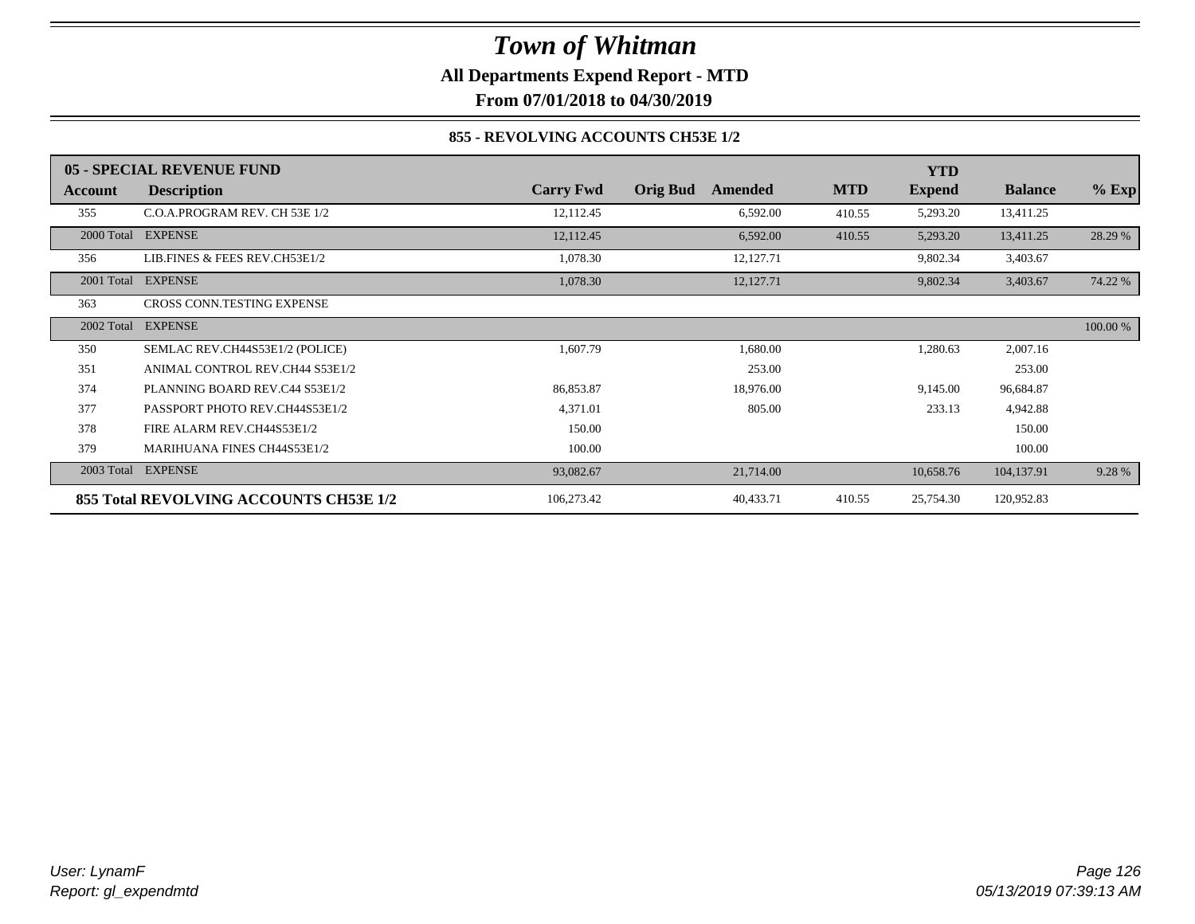# Town of Whitman

**All Departments Expend Report - MTD**

**From 07/01/2018 to 04/30/2019**

**855 - REVOLVING ACCOUNTS CH53E 1/2**

| 05 - SPECIAL REVENUE FUND | | | | | | YTD | | |
|---|---|---|---|---|---|---|---|---|
| **Account** | **Description** | **Carry Fwd** | **Orig Bud** | **Amended** | **MTD** | **Expend** | **Balance** | **% Exp** |
| 355 | C.O.A.PROGRAM REV. CH 53E 1/2 | 12,112.45 | | 6,592.00 | 410.55 | 5,293.20 | 13,411.25 | |
| 2000 Total | EXPENSE | 12,112.45 | | 6,592.00 | 410.55 | 5,293.20 | 13,411.25 | 28.29 % |
| 356 | LIB.FINES & FEES REV.CH53E1/2 | 1,078.30 | | 12,127.71 | | 9,802.34 | 3,403.67 | |
| 2001 Total | EXPENSE | 1,078.30 | | 12,127.71 | | 9,802.34 | 3,403.67 | 74.22 % |
| 363 | CROSS CONN.TESTING EXPENSE | | | | | | | |
| 2002 Total | EXPENSE | | | | | | | 100.00 % |
| 350 | SEMLAC REV.CH44S53E1/2 (POLICE) | 1,607.79 | | 1,680.00 | | 1,280.63 | 2,007.16 | |
| 351 | ANIMAL CONTROL REV.CH44 S53E1/2 | | | 253.00 | | | 253.00 | |
| 374 | PLANNING BOARD REV.C44 S53E1/2 | 86,853.87 | | 18,976.00 | | 9,145.00 | 96,684.87 | |
| 377 | PASSPORT PHOTO REV.CH44S53E1/2 | 4,371.01 | | 805.00 | | 233.13 | 4,942.88 | |
| 378 | FIRE ALARM REV.CH44S53E1/2 | 150.00 | | | | | 150.00 | |
| 379 | MARIHUANA FINES CH44S53E1/2 | 100.00 | | | | | 100.00 | |
| 2003 Total | EXPENSE | 93,082.67 | | 21,714.00 | | 10,658.76 | 104,137.91 | 9.28 % |
| **855 Total REVOLVING ACCOUNTS CH53E 1/2** | | 106,273.42 | | 40,433.71 | 410.55 | 25,754.30 | 120,952.83 | |

*User: LynamF*
*Report: gl_expendmtd*

*05/13/2019 07:39:13 AM*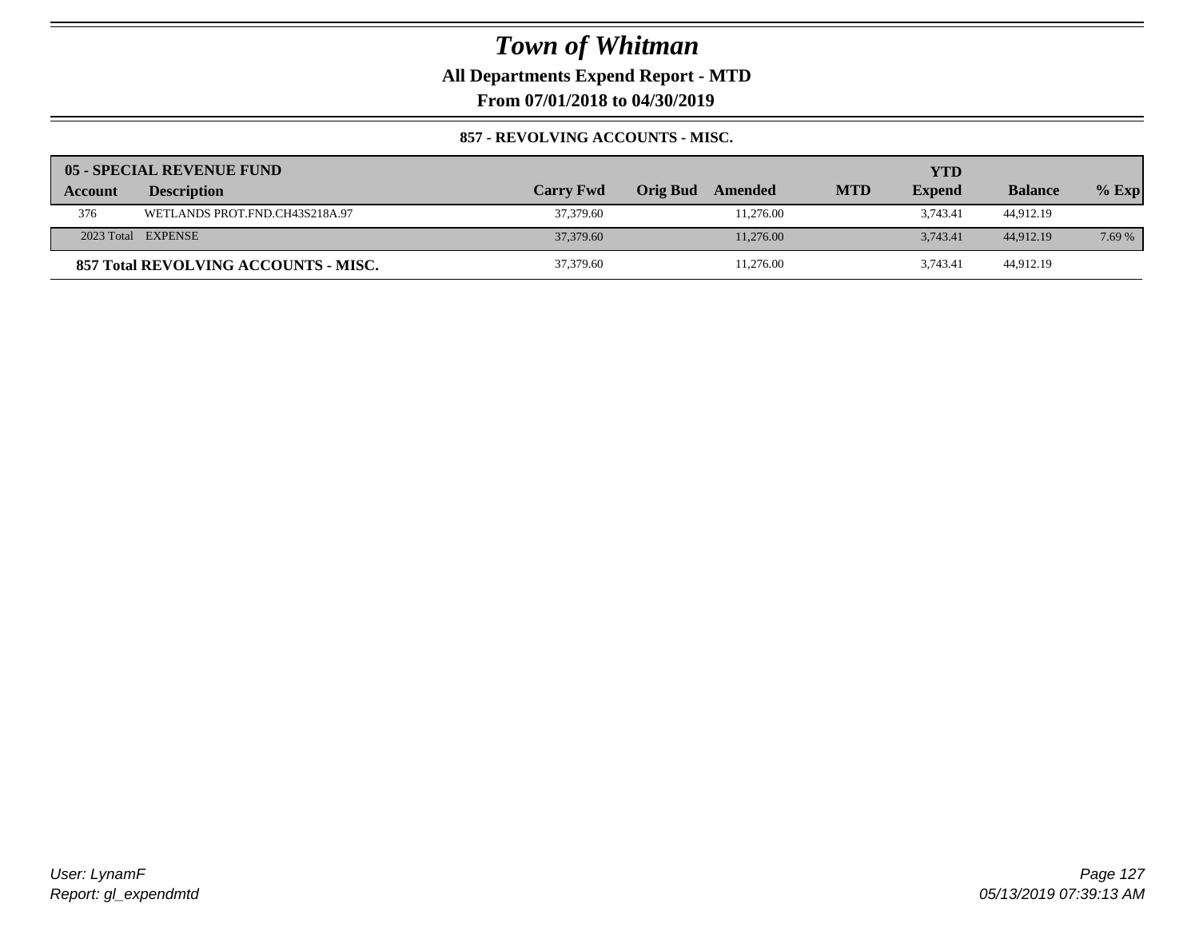# Town of Whitman

**All Departments Expend Report - MTD**

**From 07/01/2018 to 04/30/2019**

**857 - REVOLVING ACCOUNTS - MISC.**

| 05 - SPECIAL REVENUE FUND | | | | | | | | |
|---|---|---|---|---|---|---|---|---|
| **Account** | **Description** | **Carry Fwd** | **Orig Bud** | **Amended** | **MTD** | **YTD Expend** | **Balance** | **% Exp** |
| 376 | WETLANDS PROT.FND.CH43S218A.97 | 37,379.60 | | 11,276.00 | | 3,743.41 | 44,912.19 | |
| 2023 Total | EXPENSE | 37,379.60 | | 11,276.00 | | 3,743.41 | 44,912.19 | 7.69 % |
| **857 Total REVOLVING ACCOUNTS - MISC.** | | 37,379.60 | | 11,276.00 | | 3,743.41 | 44,912.19 | |

*User: LynamF*
*Report: gl_expendmtd*

*05/13/2019 07:39:13 AM*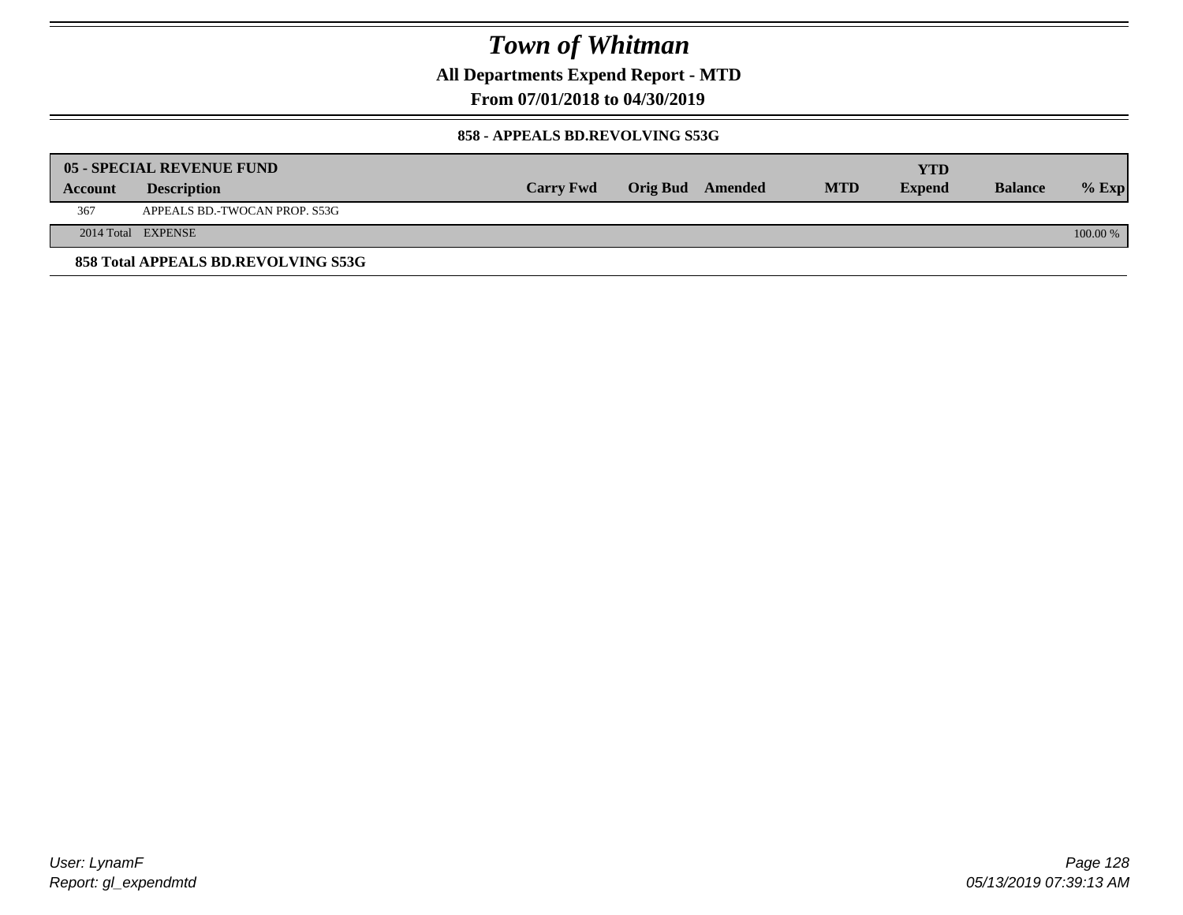# Town of Whitman

**All Departments Expend Report - MTD**

**From 07/01/2018 to 04/30/2019**

**858 - APPEALS BD.REVOLVING S53G**

| 05 - SPECIAL REVENUE FUND | | | | | | YTD | | |
|---|---|---|---|---|---|---|---|---|
| **Account** | **Description** | **Carry Fwd** | **Orig Bud** | **Amended** | **MTD** | **Expend** | **Balance** | **% Exp** |
| 367 | APPEALS BD.-TWOCAN PROP. S53G | | | | | | | |
| 2014 Total | EXPENSE | | | | | | | 100.00 % |

**858 Total APPEALS BD.REVOLVING S53G**

User: LynamF
Report: gl_expendmtd

05/13/2019 07:39:13 AM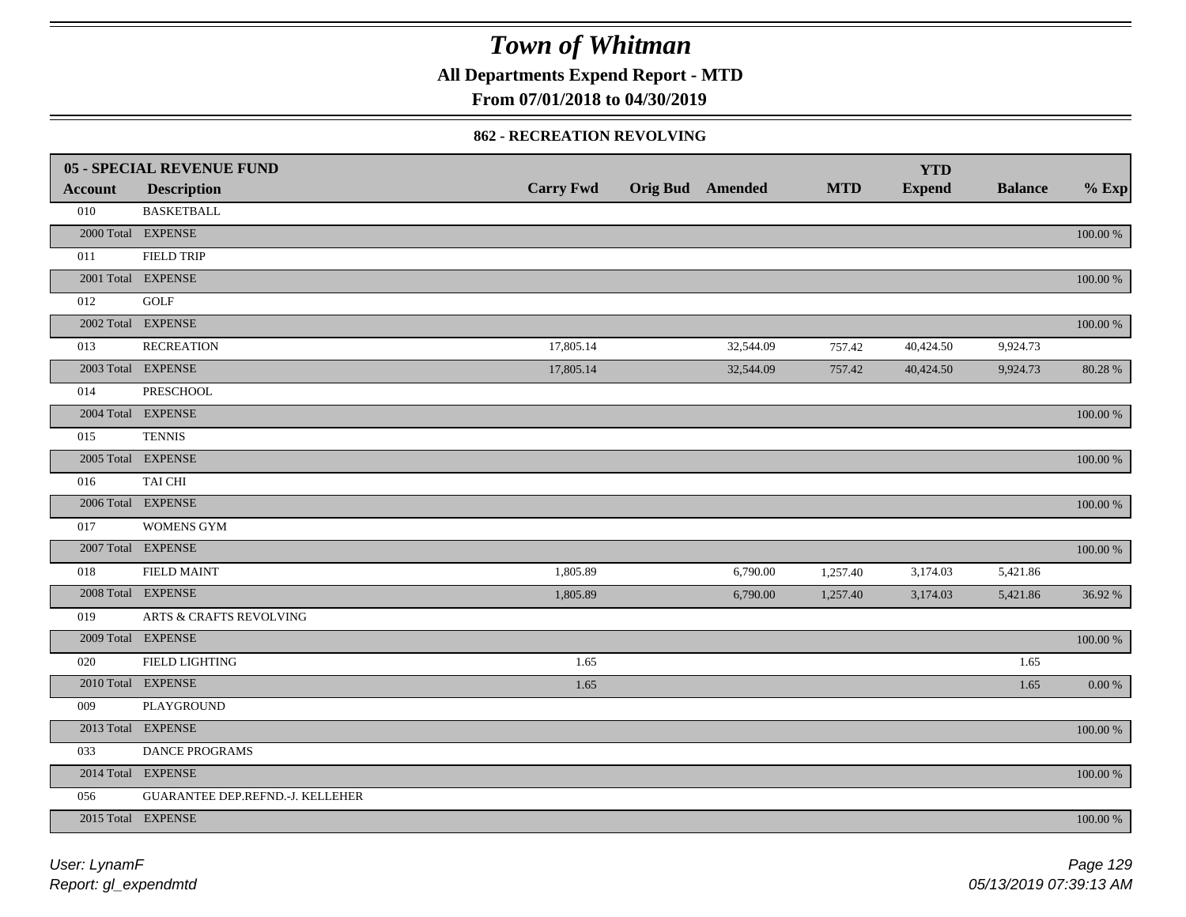# Town of Whitman

**All Departments Expend Report - MTD**

**From 07/01/2018 to 04/30/2019**

### 862 - RECREATION REVOLVING

| **05 - SPECIAL REVENUE FUND** | | | | | | | | |
|---|---|---|---|---|---|---|---|---|
| **Account** | **Description** | **Carry Fwd** | **Orig Bud** | **Amended** | **MTD** | **YTD Expend** | **Balance** | **% Exp** |
| 010 | BASKETBALL | | | | | | | |
| 2000 Total | EXPENSE | | | | | | | 100.00 % |
| 011 | FIELD TRIP | | | | | | | |
| 2001 Total | EXPENSE | | | | | | | 100.00 % |
| 012 | GOLF | | | | | | | |
| 2002 Total | EXPENSE | | | | | | | 100.00 % |
| 013 | RECREATION | 17,805.14 | | 32,544.09 | 757.42 | 40,424.50 | 9,924.73 | |
| 2003 Total | EXPENSE | 17,805.14 | | 32,544.09 | 757.42 | 40,424.50 | 9,924.73 | 80.28 % |
| 014 | PRESCHOOL | | | | | | | |
| 2004 Total | EXPENSE | | | | | | | 100.00 % |
| 015 | TENNIS | | | | | | | |
| 2005 Total | EXPENSE | | | | | | | 100.00 % |
| 016 | TAI CHI | | | | | | | |
| 2006 Total | EXPENSE | | | | | | | 100.00 % |
| 017 | WOMENS GYM | | | | | | | |
| 2007 Total | EXPENSE | | | | | | | 100.00 % |
| 018 | FIELD MAINT | 1,805.89 | | 6,790.00 | 1,257.40 | 3,174.03 | 5,421.86 | |
| 2008 Total | EXPENSE | 1,805.89 | | 6,790.00 | 1,257.40 | 3,174.03 | 5,421.86 | 36.92 % |
| 019 | ARTS & CRAFTS REVOLVING | | | | | | | |
| 2009 Total | EXPENSE | | | | | | | 100.00 % |
| 020 | FIELD LIGHTING | 1.65 | | | | | 1.65 | |
| 2010 Total | EXPENSE | 1.65 | | | | | 1.65 | 0.00 % |
| 009 | PLAYGROUND | | | | | | | |
| 2013 Total | EXPENSE | | | | | | | 100.00 % |
| 033 | DANCE PROGRAMS | | | | | | | |
| 2014 Total | EXPENSE | | | | | | | 100.00 % |
| 056 | GUARANTEE DEP.REFND.-J. KELLEHER | | | | | | | |
| 2015 Total | EXPENSE | | | | | | | 100.00 % |

*User: LynamF*
*Report: gl_expendmtd*

*05/13/2019 07:39:13 AM*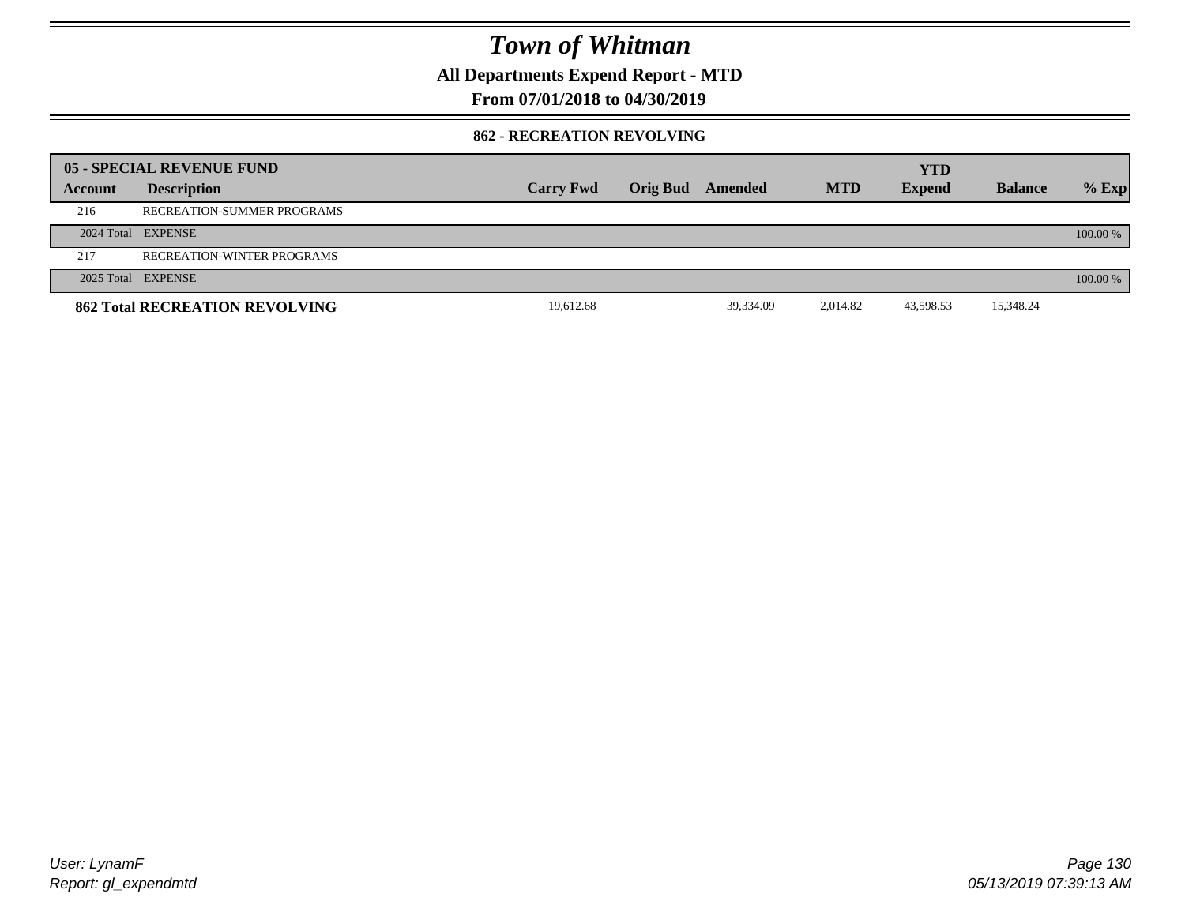# Town of Whitman

**All Departments Expend Report - MTD**

**From 07/01/2018 to 04/30/2019**

**862 - RECREATION REVOLVING**

| 05 - SPECIAL REVENUE FUND | | | | | | YTD | | |
|---|---|---|---|---|---|---|---|---|
| **Account** | **Description** | **Carry Fwd** | **Orig Bud** | **Amended** | **MTD** | **Expend** | **Balance** | **% Exp** |
| 216 | RECREATION-SUMMER PROGRAMS | | | | | | | |
| 2024 Total | EXPENSE | | | | | | | 100.00 % |
| 217 | RECREATION-WINTER PROGRAMS | | | | | | | |
| 2025 Total | EXPENSE | | | | | | | 100.00 % |
| **862 Total RECREATION REVOLVING** | | 19,612.68 | | 39,334.09 | 2,014.82 | 43,598.53 | 15,348.24 | |

*User: LynamF*
*Report: gl_expendmtd*

*05/13/2019 07:39:13 AM*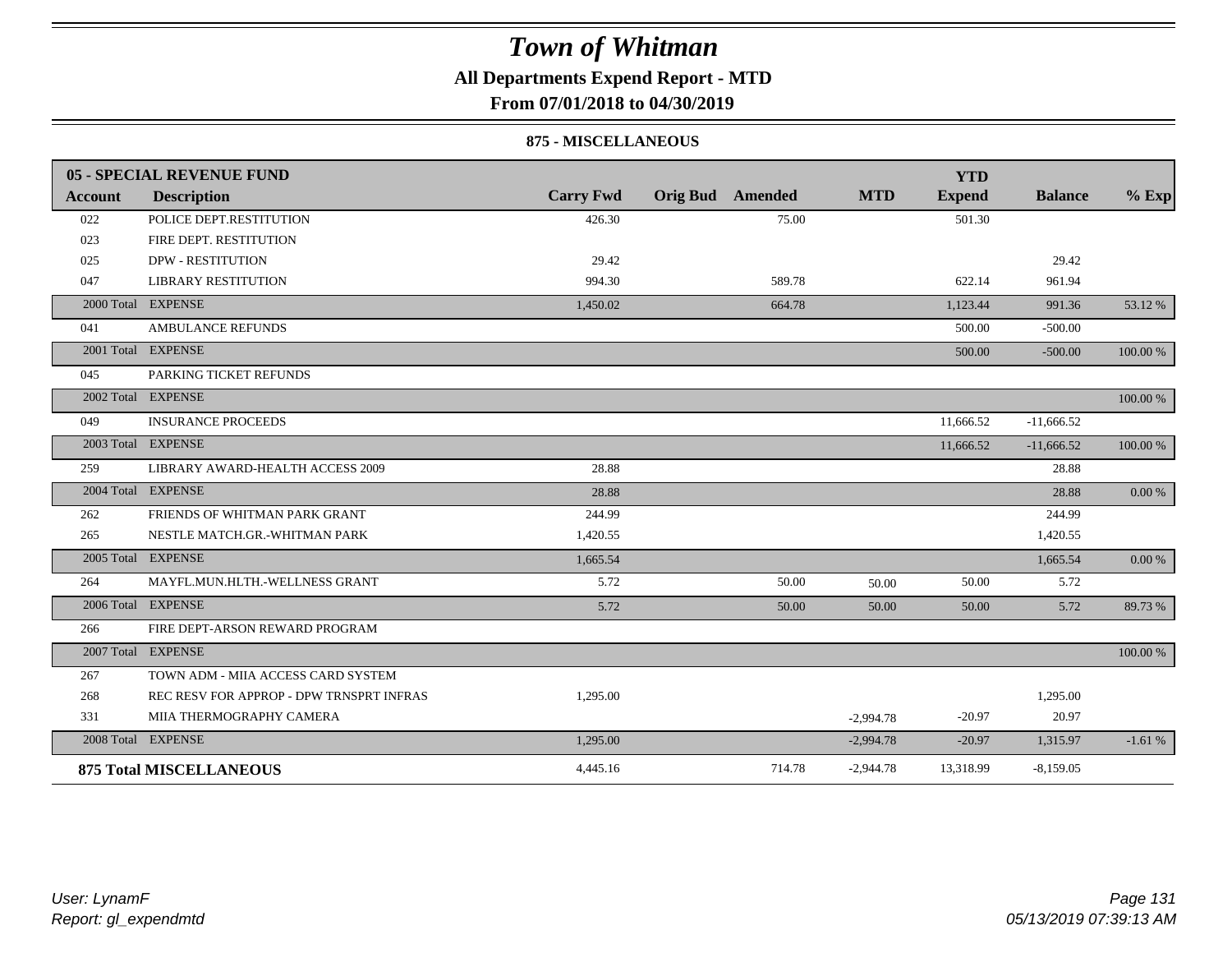# Town of Whitman

## All Departments Expend Report - MTD

### From 07/01/2018 to 04/30/2019

#### 875 - MISCELLANEOUS

| 05 - SPECIAL REVENUE FUND | | | | | | YTD | | |
|---|---|---|---|---|---|---|---|---|
| **Account** | **Description** | **Carry Fwd** | **Orig Bud** | **Amended** | **MTD** | **Expend** | **Balance** | **% Exp** |
| 022 | POLICE DEPT.RESTITUTION | 426.30 | | 75.00 | | 501.30 | | |
| 023 | FIRE DEPT. RESTITUTION | | | | | | | |
| 025 | DPW - RESTITUTION | 29.42 | | | | | 29.42 | |
| 047 | LIBRARY RESTITUTION | 994.30 | | 589.78 | | 622.14 | 961.94 | |
| 2000 Total | EXPENSE | 1,450.02 | | 664.78 | | 1,123.44 | 991.36 | 53.12 % |
| 041 | AMBULANCE REFUNDS | | | | | 500.00 | -500.00 | |
| 2001 Total | EXPENSE | | | | | 500.00 | -500.00 | 100.00 % |
| 045 | PARKING TICKET REFUNDS | | | | | | | |
| 2002 Total | EXPENSE | | | | | | | 100.00 % |
| 049 | INSURANCE PROCEEDS | | | | | 11,666.52 | -11,666.52 | |
| 2003 Total | EXPENSE | | | | | 11,666.52 | -11,666.52 | 100.00 % |
| 259 | LIBRARY AWARD-HEALTH ACCESS 2009 | 28.88 | | | | | 28.88 | |
| 2004 Total | EXPENSE | 28.88 | | | | | 28.88 | 0.00 % |
| 262 | FRIENDS OF WHITMAN PARK GRANT | 244.99 | | | | | 244.99 | |
| 265 | NESTLE MATCH.GR.-WHITMAN PARK | 1,420.55 | | | | | 1,420.55 | |
| 2005 Total | EXPENSE | 1,665.54 | | | | | 1,665.54 | 0.00 % |
| 264 | MAYFL.MUN.HLTH.-WELLNESS GRANT | 5.72 | | 50.00 | 50.00 | 50.00 | 5.72 | |
| 2006 Total | EXPENSE | 5.72 | | 50.00 | 50.00 | 50.00 | 5.72 | 89.73 % |
| 266 | FIRE DEPT-ARSON REWARD PROGRAM | | | | | | | |
| 2007 Total | EXPENSE | | | | | | | 100.00 % |
| 267 | TOWN ADM - MIIA ACCESS CARD SYSTEM | | | | | | | |
| 268 | REC RESV FOR APPROP - DPW TRNSPRT INFRAS | 1,295.00 | | | | | 1,295.00 | |
| 331 | MIIA THERMOGRAPHY CAMERA | | | | -2,994.78 | -20.97 | 20.97 | |
| 2008 Total | EXPENSE | 1,295.00 | | | -2,994.78 | -20.97 | 1,315.97 | -1.61 % |
| **875 Total MISCELLANEOUS** | | 4,445.16 | | 714.78 | -2,944.78 | 13,318.99 | -8,159.05 | |

*User: LynamF*
*Report: gl_expendmtd*
*05/13/2019 07:39:13 AM*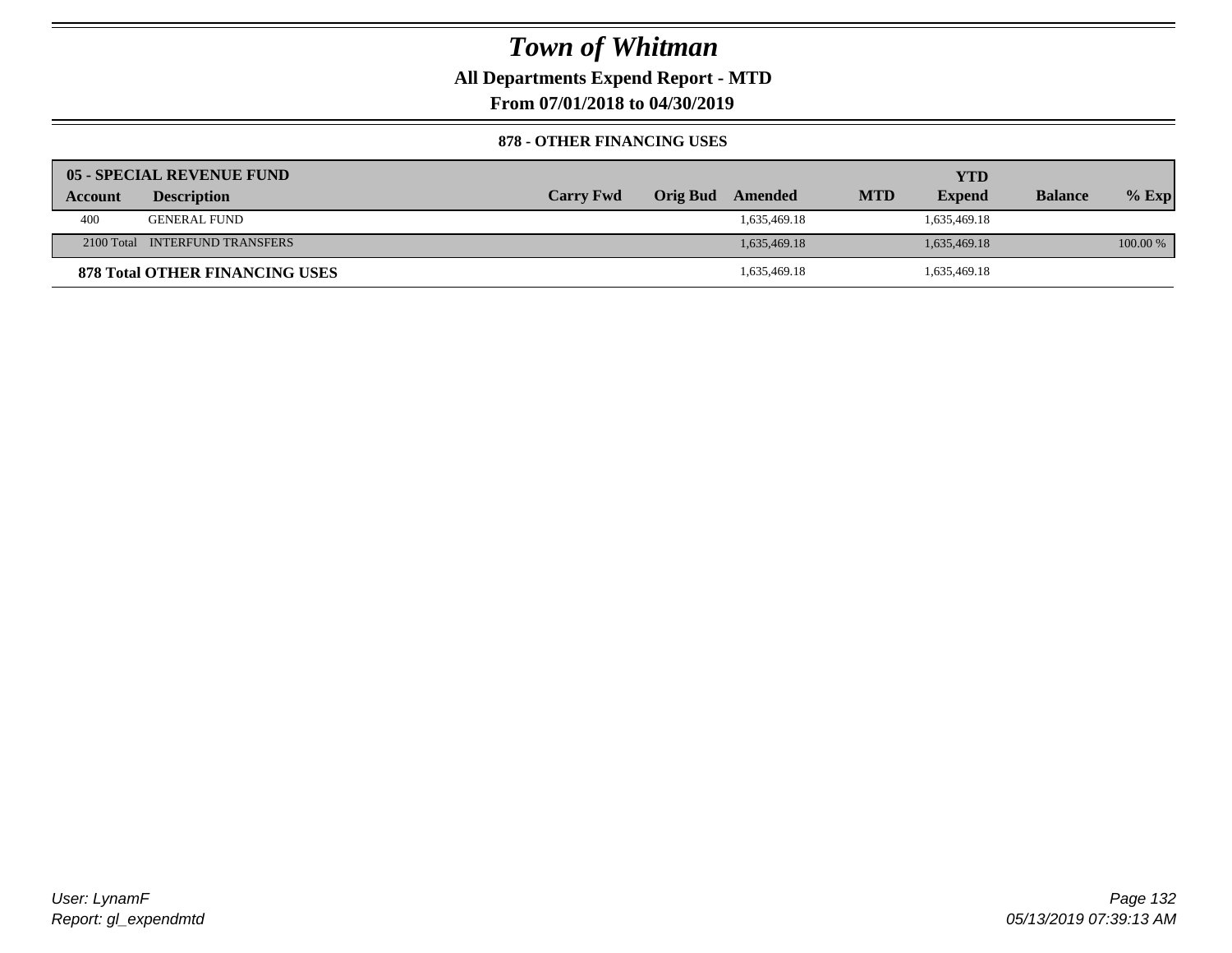# Town of Whitman

**All Departments Expend Report - MTD**

**From 07/01/2018 to 04/30/2019**

**878 - OTHER FINANCING USES**

| **05 - SPECIAL REVENUE FUND** | | | | | | | | |
|---|---|---|---|---|---|---|---|---|
| **Account** | **Description** | **Carry Fwd** | **Orig Bud** | **Amended** | **MTD** | **YTD Expend** | **Balance** | **% Exp** |
| 400 | GENERAL FUND | | | 1,635,469.18 | | 1,635,469.18 | | |
| 2100 Total | INTERFUND TRANSFERS | | | 1,635,469.18 | | 1,635,469.18 | | 100.00 % |
| **878 Total OTHER FINANCING USES** | | | | 1,635,469.18 | | 1,635,469.18 | | |

*User: LynamF*
*Report: gl_expendmtd*

*05/13/2019 07:39:13 AM*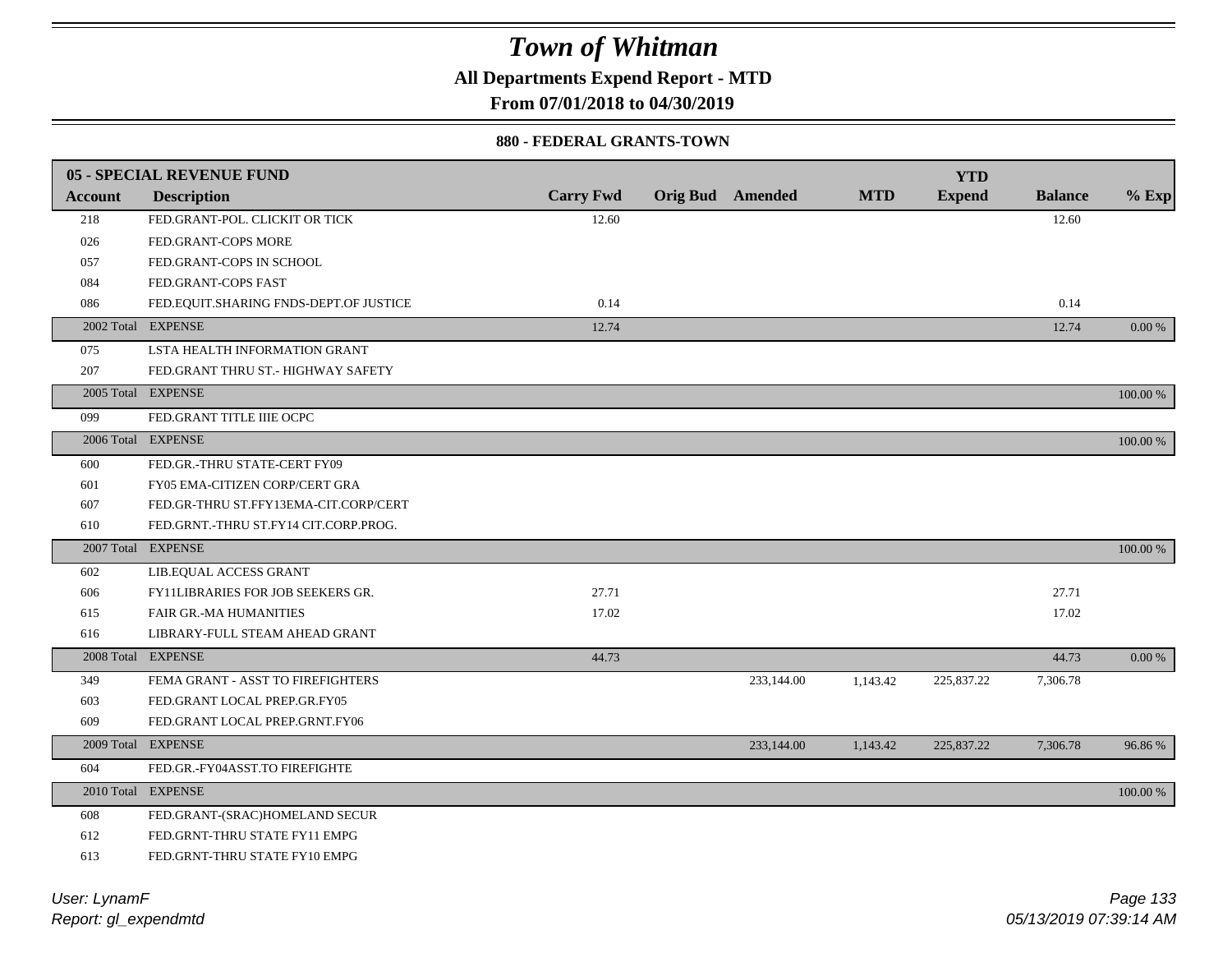# Town of Whitman

**All Departments Expend Report - MTD**

**From 07/01/2018 to 04/30/2019**

**880 - FEDERAL GRANTS-TOWN**

| 05 - SPECIAL REVENUE FUND | | | | | | YTD | | |
|---|---|---|---|---|---|---|---|---|
| **Account** | **Description** | **Carry Fwd** | **Orig Bud** | **Amended** | **MTD** | **Expend** | **Balance** | **% Exp** |
| 218 | FED.GRANT-POL. CLICKIT OR TICK | 12.60 | | | | | 12.60 | |
| 026 | FED.GRANT-COPS MORE | | | | | | | |
| 057 | FED.GRANT-COPS IN SCHOOL | | | | | | | |
| 084 | FED.GRANT-COPS FAST | | | | | | | |
| 086 | FED.EQUIT.SHARING FNDS-DEPT.OF JUSTICE | 0.14 | | | | | 0.14 | |
| 2002 Total | EXPENSE | 12.74 | | | | | 12.74 | 0.00 % |
| 075 | LSTA HEALTH INFORMATION GRANT | | | | | | | |
| 207 | FED.GRANT THRU ST.- HIGHWAY SAFETY | | | | | | | |
| 2005 Total | EXPENSE | | | | | | | 100.00 % |
| 099 | FED.GRANT TITLE IIIE OCPC | | | | | | | |
| 2006 Total | EXPENSE | | | | | | | 100.00 % |
| 600 | FED.GR.-THRU STATE-CERT FY09 | | | | | | | |
| 601 | FY05 EMA-CITIZEN CORP/CERT GRA | | | | | | | |
| 607 | FED.GR-THRU ST.FFY13EMA-CIT.CORP/CERT | | | | | | | |
| 610 | FED.GRNT.-THRU ST.FY14 CIT.CORP.PROG. | | | | | | | |
| 2007 Total | EXPENSE | | | | | | | 100.00 % |
| 602 | LIB.EQUAL ACCESS GRANT | | | | | | | |
| 606 | FY11LIBRARIES FOR JOB SEEKERS GR. | 27.71 | | | | | 27.71 | |
| 615 | FAIR GR.-MA HUMANITIES | 17.02 | | | | | 17.02 | |
| 616 | LIBRARY-FULL STEAM AHEAD GRANT | | | | | | | |
| 2008 Total | EXPENSE | 44.73 | | | | | 44.73 | 0.00 % |
| 349 | FEMA GRANT - ASST TO FIREFIGHTERS | | | 233,144.00 | 1,143.42 | 225,837.22 | 7,306.78 | |
| 603 | FED.GRANT LOCAL PREP.GR.FY05 | | | | | | | |
| 609 | FED.GRANT LOCAL PREP.GRNT.FY06 | | | | | | | |
| 2009 Total | EXPENSE | | | 233,144.00 | 1,143.42 | 225,837.22 | 7,306.78 | 96.86 % |
| 604 | FED.GR.-FY04ASST.TO FIREFIGHTE | | | | | | | |
| 2010 Total | EXPENSE | | | | | | | 100.00 % |
| 608 | FED.GRANT-(SRAC)HOMELAND SECUR | | | | | | | |
| 612 | FED.GRNT-THRU STATE FY11 EMPG | | | | | | | |
| 613 | FED.GRNT-THRU STATE FY10 EMPG | | | | | | | |

*User: LynamF*

*Report: gl_expendmtd*

*05/13/2019 07:39:14 AM*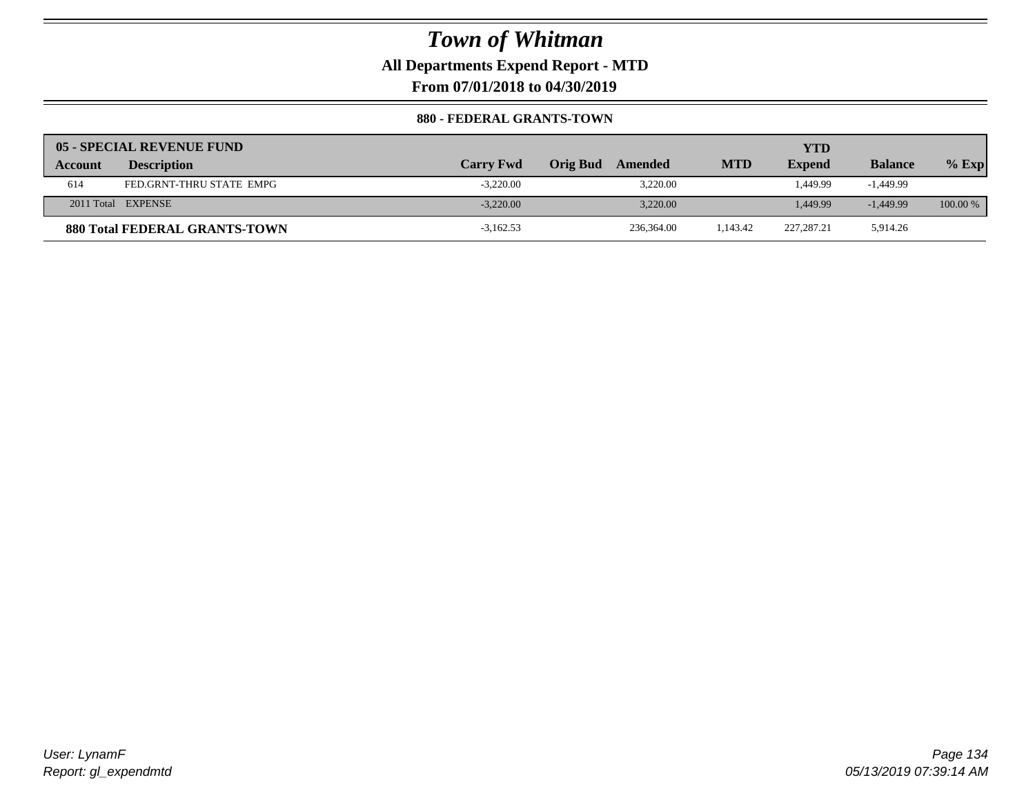# Town of Whitman

**All Departments Expend Report - MTD**

**From 07/01/2018 to 04/30/2019**

**880 - FEDERAL GRANTS-TOWN**

| 05 - SPECIAL REVENUE FUND | | | | | | | | |
|---|---|---|---|---|---|---|---|---|
| **Account** | **Description** | **Carry Fwd** | **Orig Bud** | **Amended** | **MTD** | **YTD Expend** | **Balance** | **% Exp** |
| 614 | FED.GRNT-THRU STATE EMPG | -3,220.00 | | 3,220.00 | | 1,449.99 | -1,449.99 | |
| 2011 Total | EXPENSE | -3,220.00 | | 3,220.00 | | 1,449.99 | -1,449.99 | 100.00 % |
| **880 Total FEDERAL GRANTS-TOWN** | | -3,162.53 | | 236,364.00 | 1,143.42 | 227,287.21 | 5,914.26 | |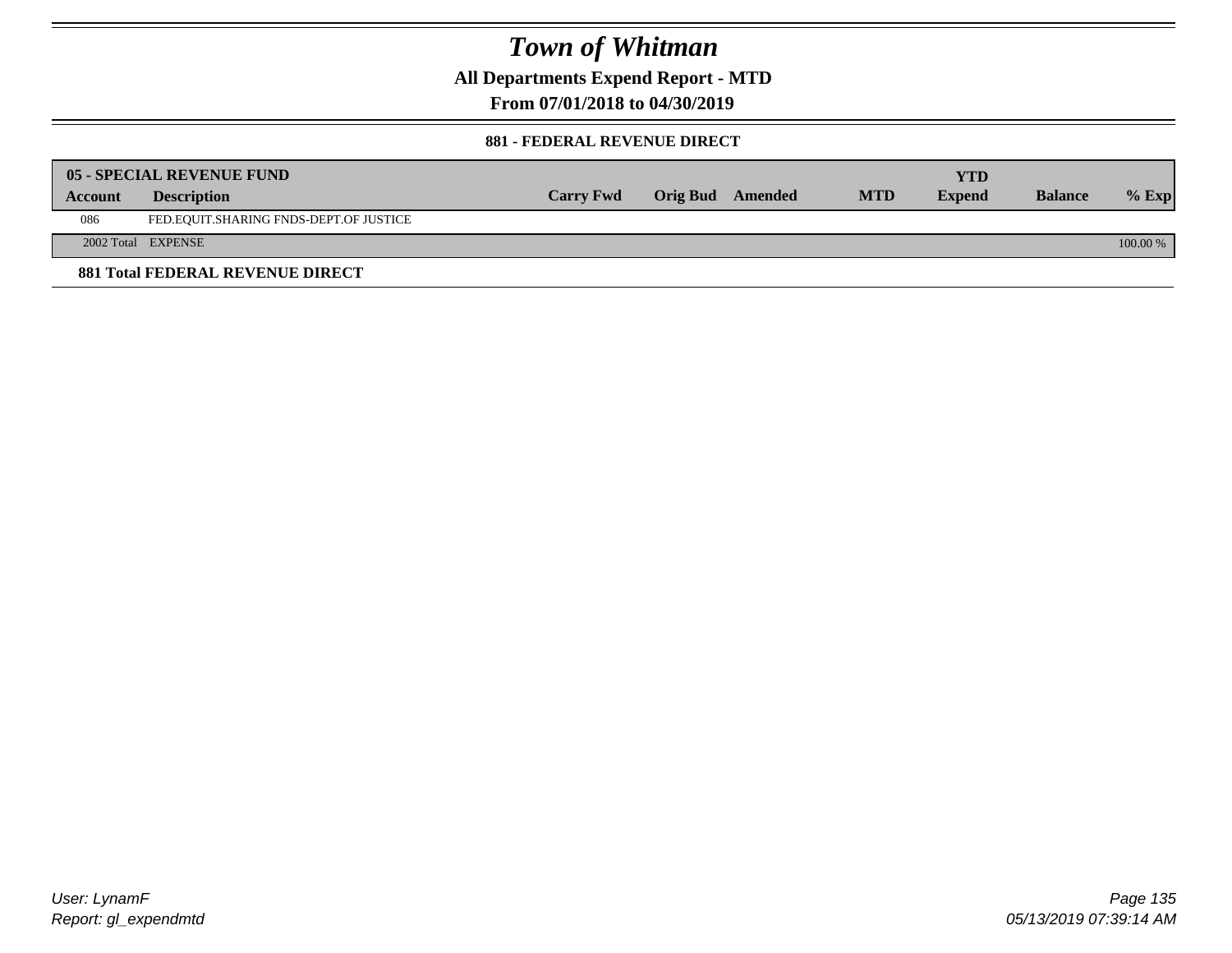# Town of Whitman

**All Departments Expend Report - MTD**

**From 07/01/2018 to 04/30/2019**

**881 - FEDERAL REVENUE DIRECT**

| **05 - SPECIAL REVENUE FUND** | | | | | | | | |
|---|---|---|---|---|---|---|---|---|
| **Account** | **Description** | **Carry Fwd** | **Orig Bud** | **Amended** | **MTD** | **YTD Expend** | **Balance** | **% Exp** |
| 086 | FED.EQUIT.SHARING FNDS-DEPT.OF JUSTICE | | | | | | | |
| 2002 Total | EXPENSE | | | | | | | 100.00 % |

**881 Total FEDERAL REVENUE DIRECT**

User: LynamF
Report: gl_expendmtd

05/13/2019 07:39:14 AM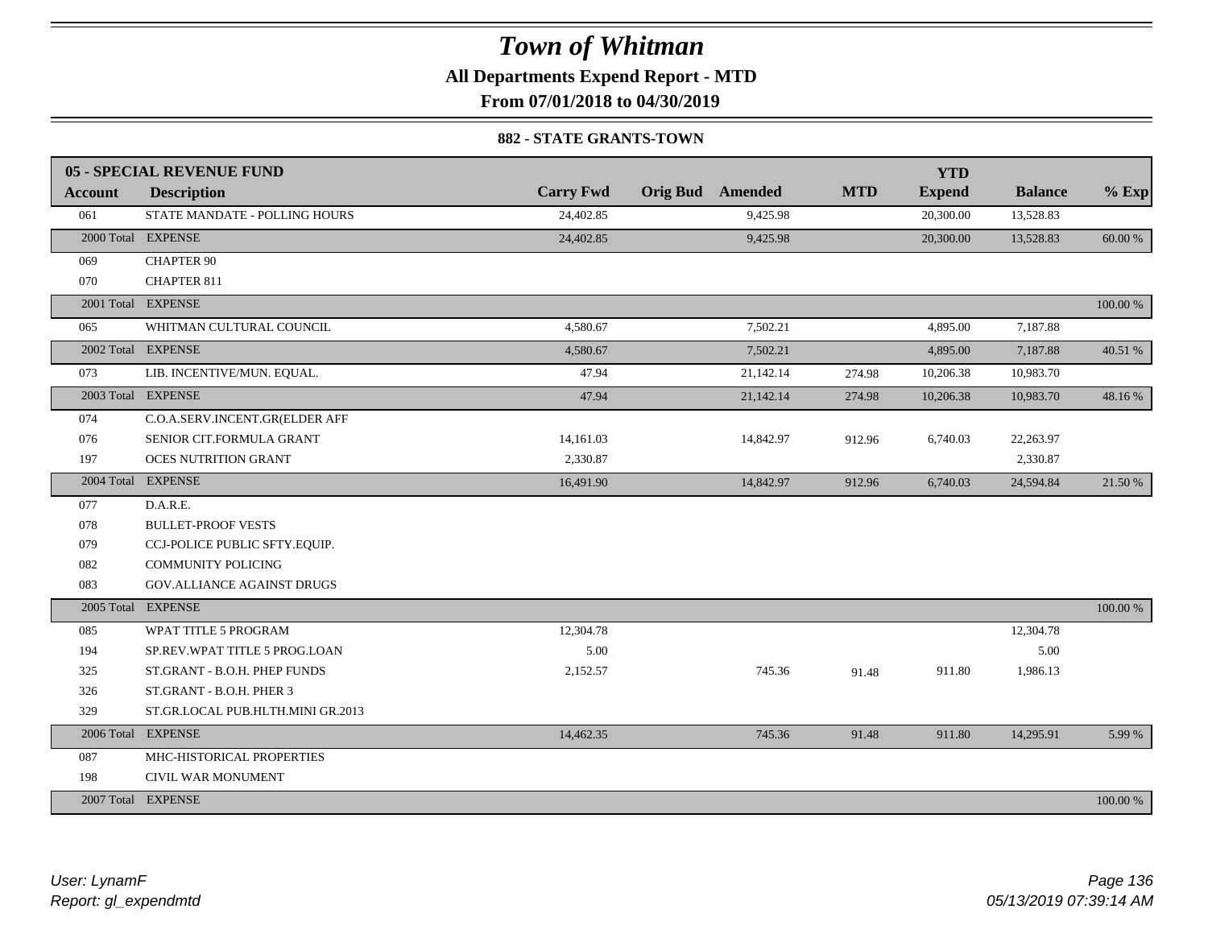# Town of Whitman

**All Departments Expend Report - MTD**

**From 07/01/2018 to 04/30/2019**

**882 - STATE GRANTS-TOWN**

| 05 - SPECIAL REVENUE FUND | | | | | | YTD | | |
|---|---|---|---|---|---|---|---|---|
| Account | Description | Carry Fwd | Orig Bud | Amended | MTD | Expend | Balance | % Exp |
| 061 | STATE MANDATE - POLLING HOURS | 24,402.85 | | 9,425.98 | | 20,300.00 | 13,528.83 | |
| 2000 Total | EXPENSE | 24,402.85 | | 9,425.98 | | 20,300.00 | 13,528.83 | 60.00 % |
| 069 | CHAPTER 90 | | | | | | | |
| 070 | CHAPTER 811 | | | | | | | |
| 2001 Total | EXPENSE | | | | | | | 100.00 % |
| 065 | WHITMAN CULTURAL COUNCIL | 4,580.67 | | 7,502.21 | | 4,895.00 | 7,187.88 | |
| 2002 Total | EXPENSE | 4,580.67 | | 7,502.21 | | 4,895.00 | 7,187.88 | 40.51 % |
| 073 | LIB. INCENTIVE/MUN. EQUAL. | 47.94 | | 21,142.14 | 274.98 | 10,206.38 | 10,983.70 | |
| 2003 Total | EXPENSE | 47.94 | | 21,142.14 | 274.98 | 10,206.38 | 10,983.70 | 48.16 % |
| 074 | C.O.A.SERV.INCENT.GR(ELDER AFF | | | | | | | |
| 076 | SENIOR CIT.FORMULA GRANT | 14,161.03 | | 14,842.97 | 912.96 | 6,740.03 | 22,263.97 | |
| 197 | OCES NUTRITION GRANT | 2,330.87 | | | | | 2,330.87 | |
| 2004 Total | EXPENSE | 16,491.90 | | 14,842.97 | 912.96 | 6,740.03 | 24,594.84 | 21.50 % |
| 077 | D.A.R.E. | | | | | | | |
| 078 | BULLET-PROOF VESTS | | | | | | | |
| 079 | CCJ-POLICE PUBLIC SFTY.EQUIP. | | | | | | | |
| 082 | COMMUNITY POLICING | | | | | | | |
| 083 | GOV.ALLIANCE AGAINST DRUGS | | | | | | | |
| 2005 Total | EXPENSE | | | | | | | 100.00 % |
| 085 | WPAT TITLE 5 PROGRAM | 12,304.78 | | | | | 12,304.78 | |
| 194 | SP.REV.WPAT TITLE 5 PROG.LOAN | 5.00 | | | | | 5.00 | |
| 325 | ST.GRANT - B.O.H. PHEP FUNDS | 2,152.57 | | 745.36 | 91.48 | 911.80 | 1,986.13 | |
| 326 | ST.GRANT - B.O.H. PHER 3 | | | | | | | |
| 329 | ST.GR.LOCAL PUB.HLTH.MINI GR.2013 | | | | | | | |
| 2006 Total | EXPENSE | 14,462.35 | | 745.36 | 91.48 | 911.80 | 14,295.91 | 5.99 % |
| 087 | MHC-HISTORICAL PROPERTIES | | | | | | | |
| 198 | CIVIL WAR MONUMENT | | | | | | | |
| 2007 Total | EXPENSE | | | | | | | 100.00 % |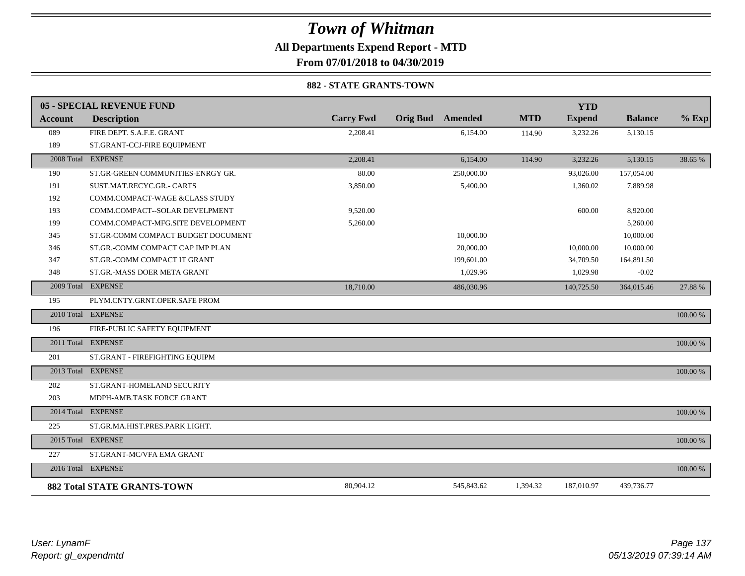# Town of Whitman

**All Departments Expend Report - MTD**

**From 07/01/2018 to 04/30/2019**

### 882 - STATE GRANTS-TOWN

| 05 - SPECIAL REVENUE FUND | | | | | | YTD | | |
|---|---|---|---|---|---|---|---|---|
| **Account** | **Description** | **Carry Fwd** | **Orig Bud** | **Amended** | **MTD** | **Expend** | **Balance** | **% Exp** |
| 089 | FIRE DEPT. S.A.F.E. GRANT | 2,208.41 | | 6,154.00 | 114.90 | 3,232.26 | 5,130.15 | |
| 189 | ST.GRANT-CCJ-FIRE EQUIPMENT | | | | | | | |
| 2008 Total | EXPENSE | 2,208.41 | | 6,154.00 | 114.90 | 3,232.26 | 5,130.15 | 38.65 % |
| 190 | ST.GR-GREEN COMMUNITIES-ENRGY GR. | 80.00 | | 250,000.00 | | 93,026.00 | 157,054.00 | |
| 191 | SUST.MAT.RECYC.GR.- CARTS | 3,850.00 | | 5,400.00 | | 1,360.02 | 7,889.98 | |
| 192 | COMM.COMPACT-WAGE &CLASS STUDY | | | | | | | |
| 193 | COMM.COMPACT--SOLAR DEVELPMENT | 9,520.00 | | | | 600.00 | 8,920.00 | |
| 199 | COMM.COMPACT-MFG.SITE DEVELOPMENT | 5,260.00 | | | | | 5,260.00 | |
| 345 | ST.GR-COMM COMPACT BUDGET DOCUMENT | | | 10,000.00 | | | 10,000.00 | |
| 346 | ST.GR.-COMM COMPACT CAP IMP PLAN | | | 20,000.00 | | 10,000.00 | 10,000.00 | |
| 347 | ST.GR.-COMM COMPACT IT GRANT | | | 199,601.00 | | 34,709.50 | 164,891.50 | |
| 348 | ST.GR.-MASS DOER META GRANT | | | 1,029.96 | | 1,029.98 | -0.02 | |
| 2009 Total | EXPENSE | 18,710.00 | | 486,030.96 | | 140,725.50 | 364,015.46 | 27.88 % |
| 195 | PLYM.CNTY.GRNT.OPER.SAFE PROM | | | | | | | |
| 2010 Total | EXPENSE | | | | | | | 100.00 % |
| 196 | FIRE-PUBLIC SAFETY EQUIPMENT | | | | | | | |
| 2011 Total | EXPENSE | | | | | | | 100.00 % |
| 201 | ST.GRANT - FIREFIGHTING EQUIPM | | | | | | | |
| 2013 Total | EXPENSE | | | | | | | 100.00 % |
| 202 | ST.GRANT-HOMELAND SECURITY | | | | | | | |
| 203 | MDPH-AMB.TASK FORCE GRANT | | | | | | | |
| 2014 Total | EXPENSE | | | | | | | 100.00 % |
| 225 | ST.GR.MA.HIST.PRES.PARK LIGHT. | | | | | | | |
| 2015 Total | EXPENSE | | | | | | | 100.00 % |
| 227 | ST.GRANT-MC/VFA EMA GRANT | | | | | | | |
| 2016 Total | EXPENSE | | | | | | | 100.00 % |
| **882 Total STATE GRANTS-TOWN** | | 80,904.12 | | 545,843.62 | 1,394.32 | 187,010.97 | 439,736.77 | |

*User: LynamF*
*Report: gl_expendmtd*

*05/13/2019 07:39:14 AM*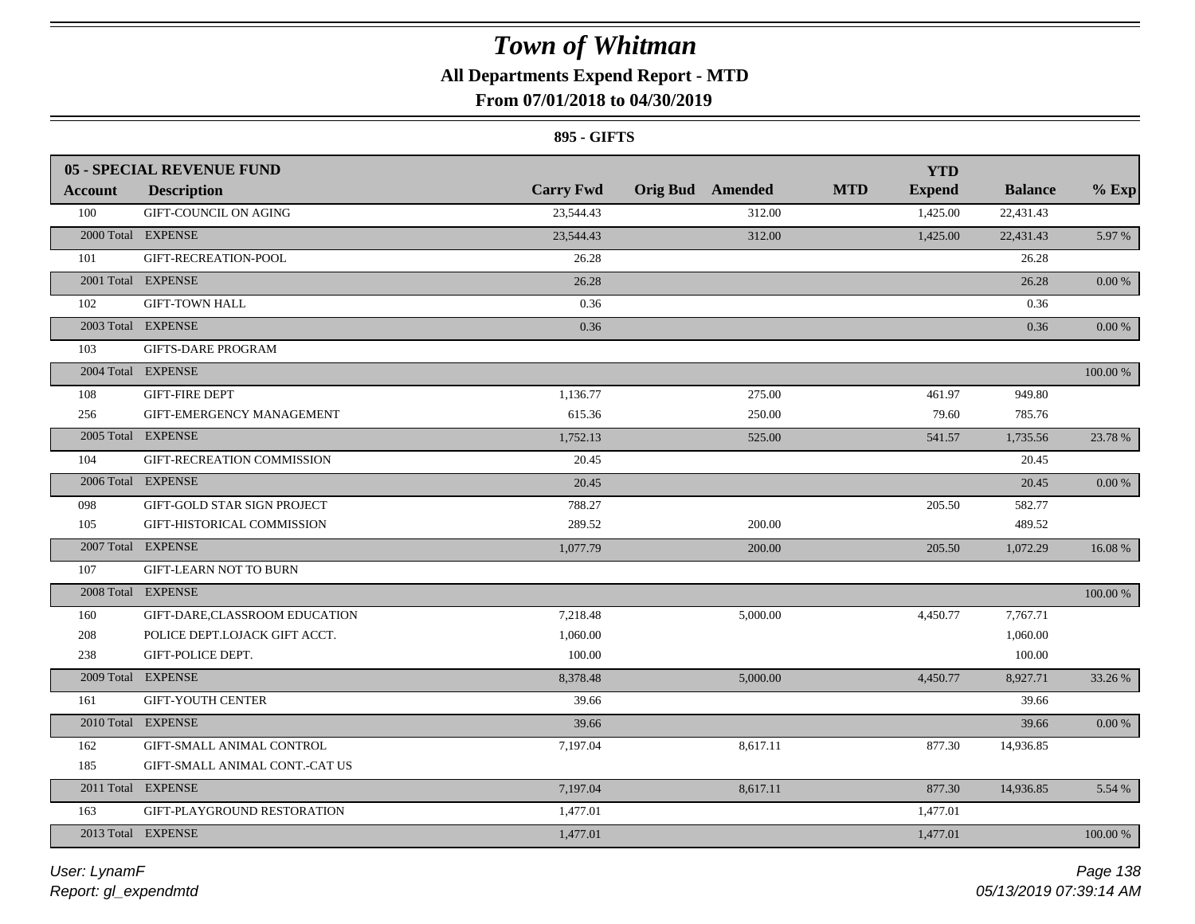# Town of Whitman

## All Departments Expend Report - MTD

### From 07/01/2018 to 04/30/2019

#### 895 - GIFTS

| 05 - SPECIAL REVENUE FUND | | | | | | YTD | | |
|---|---|---|---|---|---|---|---|---|
| **Account** | **Description** | **Carry Fwd** | **Orig Bud** | **Amended** | **MTD** | **Expend** | **Balance** | **% Exp** |
| 100 | GIFT-COUNCIL ON AGING | 23,544.43 | | 312.00 | | 1,425.00 | 22,431.43 | |
| 2000 Total | EXPENSE | 23,544.43 | | 312.00 | | 1,425.00 | 22,431.43 | 5.97 % |
| 101 | GIFT-RECREATION-POOL | 26.28 | | | | | 26.28 | |
| 2001 Total | EXPENSE | 26.28 | | | | | 26.28 | 0.00 % |
| 102 | GIFT-TOWN HALL | 0.36 | | | | | 0.36 | |
| 2003 Total | EXPENSE | 0.36 | | | | | 0.36 | 0.00 % |
| 103 | GIFTS-DARE PROGRAM | | | | | | | |
| 2004 Total | EXPENSE | | | | | | | 100.00 % |
| 108 | GIFT-FIRE DEPT | 1,136.77 | | 275.00 | | 461.97 | 949.80 | |
| 256 | GIFT-EMERGENCY MANAGEMENT | 615.36 | | 250.00 | | 79.60 | 785.76 | |
| 2005 Total | EXPENSE | 1,752.13 | | 525.00 | | 541.57 | 1,735.56 | 23.78 % |
| 104 | GIFT-RECREATION COMMISSION | 20.45 | | | | | 20.45 | |
| 2006 Total | EXPENSE | 20.45 | | | | | 20.45 | 0.00 % |
| 098 | GIFT-GOLD STAR SIGN PROJECT | 788.27 | | | | 205.50 | 582.77 | |
| 105 | GIFT-HISTORICAL COMMISSION | 289.52 | | 200.00 | | | 489.52 | |
| 2007 Total | EXPENSE | 1,077.79 | | 200.00 | | 205.50 | 1,072.29 | 16.08 % |
| 107 | GIFT-LEARN NOT TO BURN | | | | | | | |
| 2008 Total | EXPENSE | | | | | | | 100.00 % |
| 160 | GIFT-DARE,CLASSROOM EDUCATION | 7,218.48 | | 5,000.00 | | 4,450.77 | 7,767.71 | |
| 208 | POLICE DEPT.LOJACK GIFT ACCT. | 1,060.00 | | | | | 1,060.00 | |
| 238 | GIFT-POLICE DEPT. | 100.00 | | | | | 100.00 | |
| 2009 Total | EXPENSE | 8,378.48 | | 5,000.00 | | 4,450.77 | 8,927.71 | 33.26 % |
| 161 | GIFT-YOUTH CENTER | 39.66 | | | | | 39.66 | |
| 2010 Total | EXPENSE | 39.66 | | | | | 39.66 | 0.00 % |
| 162 | GIFT-SMALL ANIMAL CONTROL | 7,197.04 | | 8,617.11 | | 877.30 | 14,936.85 | |
| 185 | GIFT-SMALL ANIMAL CONT.-CAT US | | | | | | | |
| 2011 Total | EXPENSE | 7,197.04 | | 8,617.11 | | 877.30 | 14,936.85 | 5.54 % |
| 163 | GIFT-PLAYGROUND RESTORATION | 1,477.01 | | | | 1,477.01 | | |
| 2013 Total | EXPENSE | 1,477.01 | | | | 1,477.01 | | 100.00 % |

*User: LynamF*
*Report: gl_expendmtd*

*05/13/2019 07:39:14 AM*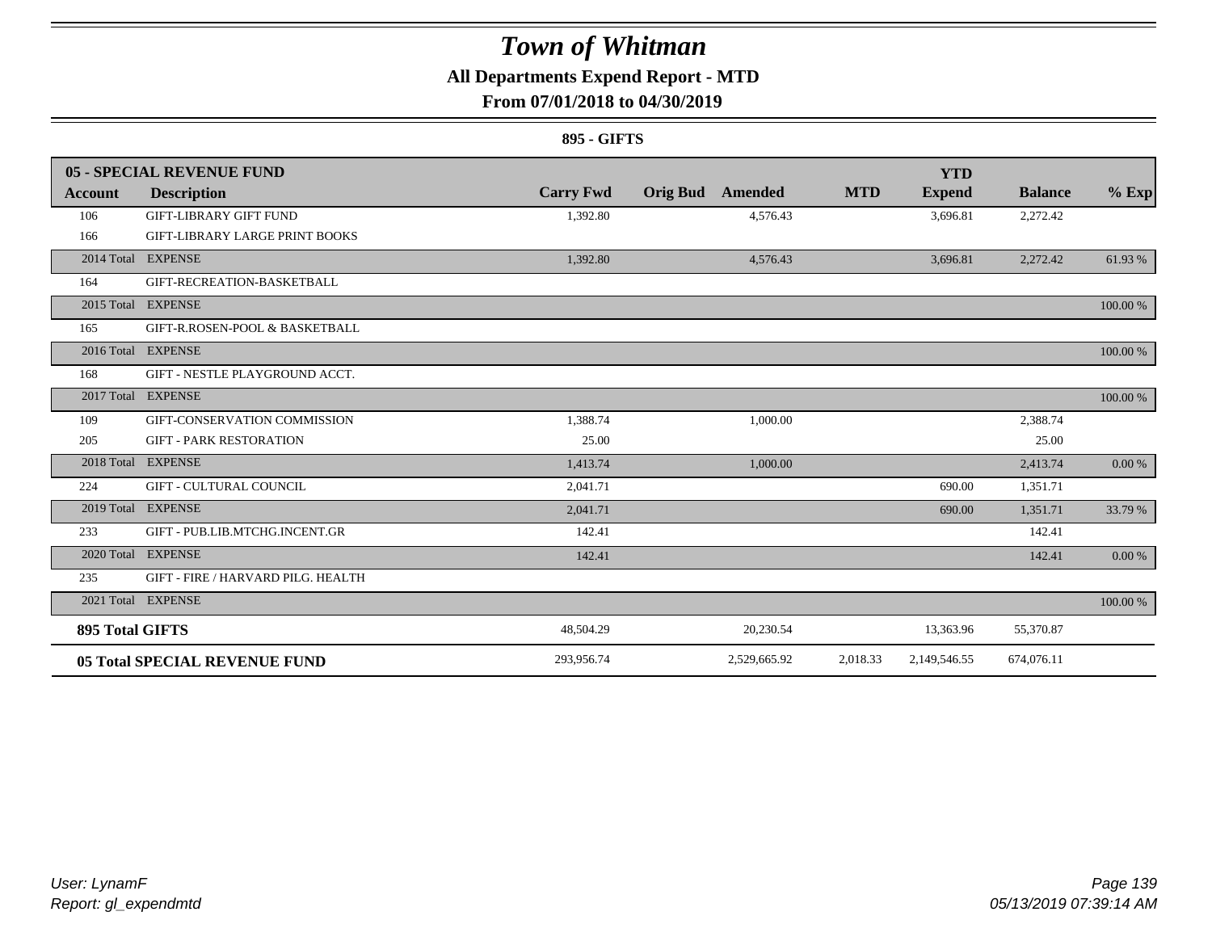# Town of Whitman

## All Departments Expend Report - MTD

### From 07/01/2018 to 04/30/2019

**895 - GIFTS**

| Account | Description | Carry Fwd | Orig Bud | Amended | MTD | YTD Expend | Balance | % Exp |
|---|---|---|---|---|---|---|---|---|
| **05 - SPECIAL REVENUE FUND** | | | | | | | | |
| 106 | GIFT-LIBRARY GIFT FUND | 1,392.80 | | 4,576.43 | | 3,696.81 | 2,272.42 | |
| 166 | GIFT-LIBRARY LARGE PRINT BOOKS | | | | | | | |
| 2014 Total | EXPENSE | 1,392.80 | | 4,576.43 | | 3,696.81 | 2,272.42 | 61.93 % |
| 164 | GIFT-RECREATION-BASKETBALL | | | | | | | |
| 2015 Total | EXPENSE | | | | | | | 100.00 % |
| 165 | GIFT-R.ROSEN-POOL & BASKETBALL | | | | | | | |
| 2016 Total | EXPENSE | | | | | | | 100.00 % |
| 168 | GIFT - NESTLE PLAYGROUND ACCT. | | | | | | | |
| 2017 Total | EXPENSE | | | | | | | 100.00 % |
| 109 | GIFT-CONSERVATION COMMISSION | 1,388.74 | | 1,000.00 | | | 2,388.74 | |
| 205 | GIFT - PARK RESTORATION | 25.00 | | | | | 25.00 | |
| 2018 Total | EXPENSE | 1,413.74 | | 1,000.00 | | | 2,413.74 | 0.00 % |
| 224 | GIFT - CULTURAL COUNCIL | 2,041.71 | | | | 690.00 | 1,351.71 | |
| 2019 Total | EXPENSE | 2,041.71 | | | | 690.00 | 1,351.71 | 33.79 % |
| 233 | GIFT - PUB.LIB.MTCHG.INCENT.GR | 142.41 | | | | | 142.41 | |
| 2020 Total | EXPENSE | 142.41 | | | | | 142.41 | 0.00 % |
| 235 | GIFT - FIRE / HARVARD PILG. HEALTH | | | | | | | |
| 2021 Total | EXPENSE | | | | | | | 100.00 % |
| **895 Total GIFTS** | | 48,504.29 | | 20,230.54 | | 13,363.96 | 55,370.87 | |
| **05 Total SPECIAL REVENUE FUND** | | 293,956.74 | | 2,529,665.92 | 2,018.33 | 2,149,546.55 | 674,076.11 | |

*User: LynamF*
*Report: gl_expendmtd*
*05/13/2019 07:39:14 AM*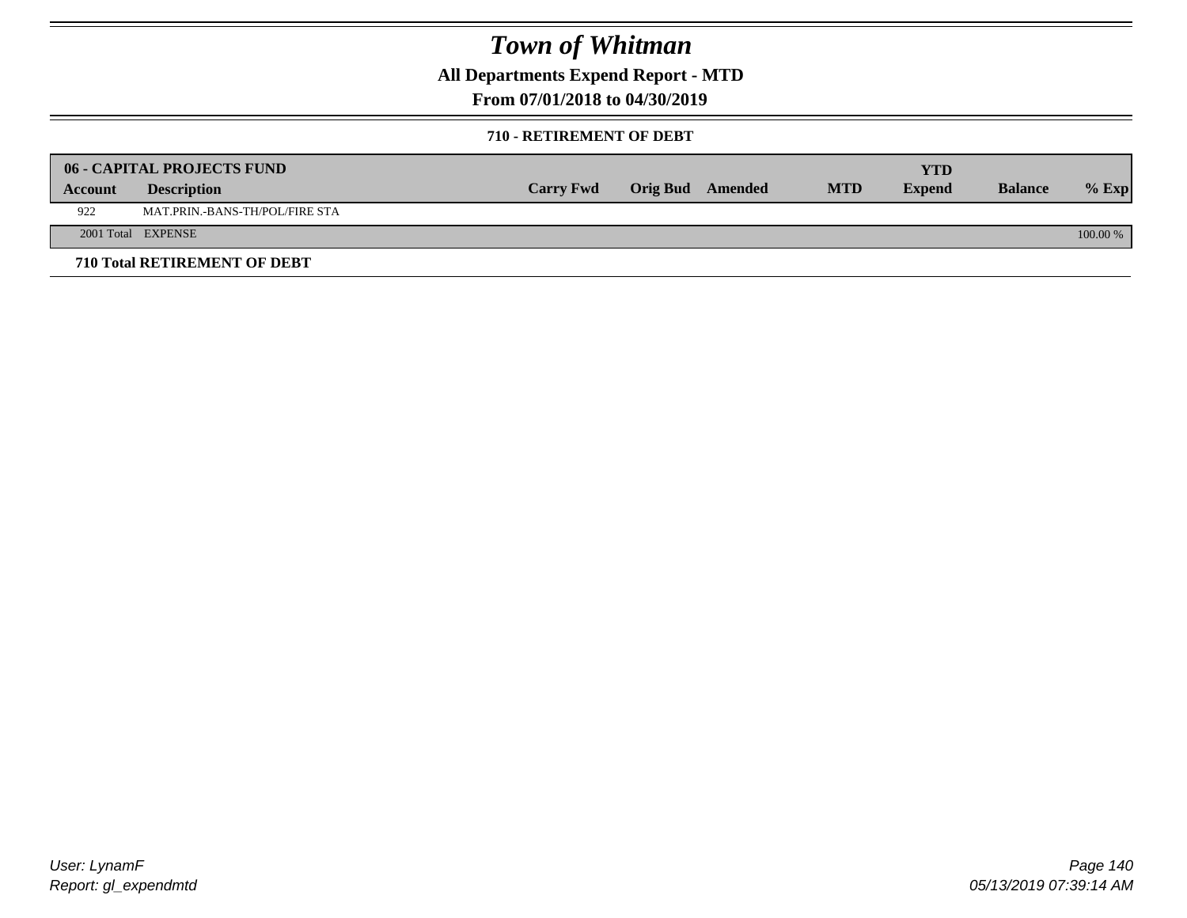# Town of Whitman

## All Departments Expend Report - MTD

## From 07/01/2018 to 04/30/2019

### 710 - RETIREMENT OF DEBT

| 06 - CAPITAL PROJECTS FUND | | | | | | YTD | | |
|---|---|---|---|---|---|---|---|---|
| Account | Description | Carry Fwd | Orig Bud | Amended | MTD | Expend | Balance | % Exp |
| 922 | MAT.PRIN.-BANS-TH/POL/FIRE STA | | | | | | | |
| 2001 Total | EXPENSE | | | | | | | 100.00 % |

**710 Total RETIREMENT OF DEBT**

User: LynamF
Report: gl_expendmtd

05/13/2019 07:39:14 AM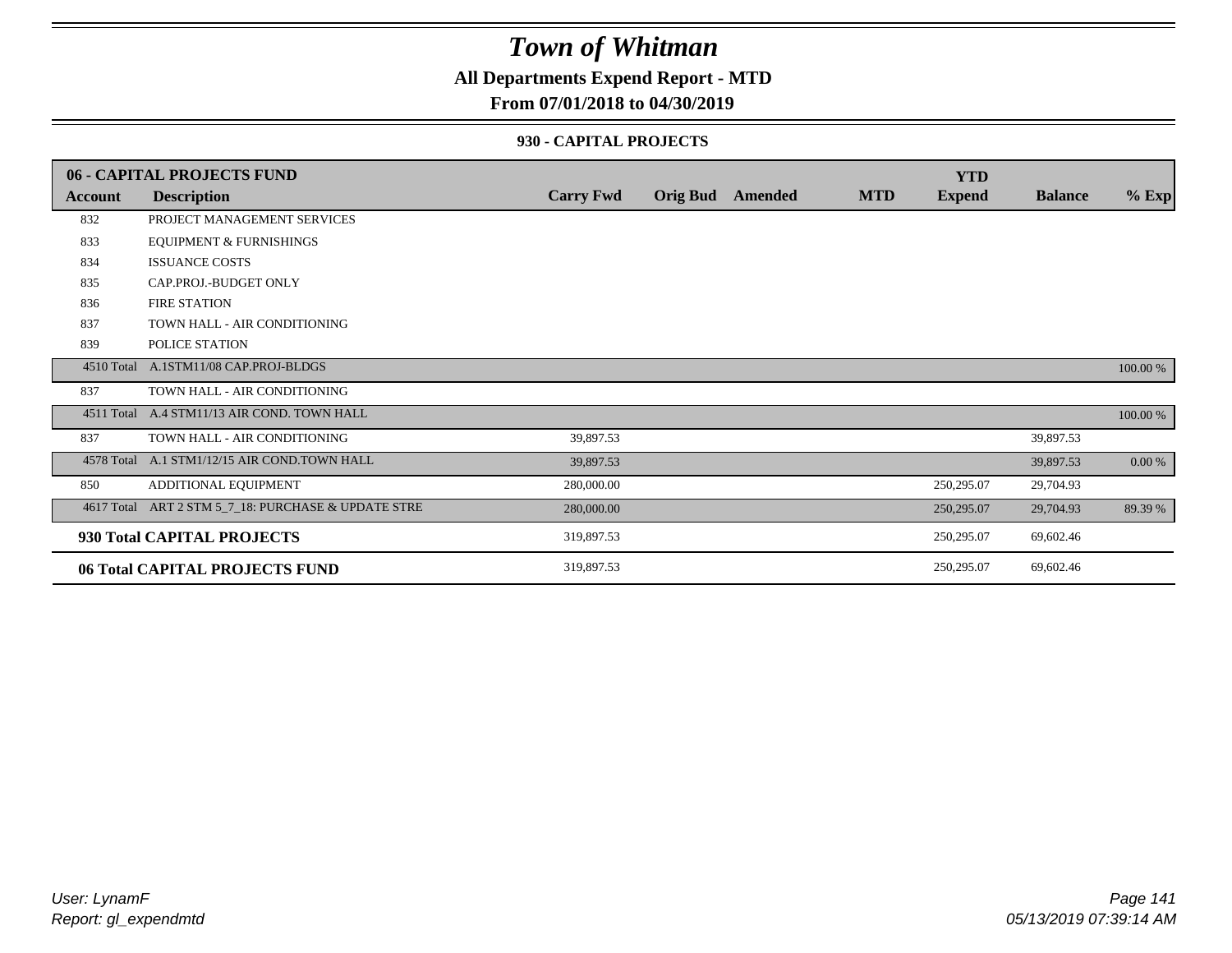# Town of Whitman

**All Departments Expend Report - MTD**

**From 07/01/2018 to 04/30/2019**

**930 - CAPITAL PROJECTS**

| 06 - CAPITAL PROJECTS FUND | | | | | | YTD | | |
|---|---|---|---|---|---|---|---|---|
| **Account** | **Description** | **Carry Fwd** | **Orig Bud** | **Amended** | **MTD** | **Expend** | **Balance** | **% Exp** |
| 832 | PROJECT MANAGEMENT SERVICES | | | | | | | |
| 833 | EQUIPMENT & FURNISHINGS | | | | | | | |
| 834 | ISSUANCE COSTS | | | | | | | |
| 835 | CAP.PROJ.-BUDGET ONLY | | | | | | | |
| 836 | FIRE STATION | | | | | | | |
| 837 | TOWN HALL - AIR CONDITIONING | | | | | | | |
| 839 | POLICE STATION | | | | | | | |
| 4510 Total | A.1STM11/08 CAP.PROJ-BLDGS | | | | | | | 100.00 % |
| 837 | TOWN HALL - AIR CONDITIONING | | | | | | | |
| 4511 Total | A.4 STM11/13 AIR COND. TOWN HALL | | | | | | | 100.00 % |
| 837 | TOWN HALL - AIR CONDITIONING | 39,897.53 | | | | | 39,897.53 | |
| 4578 Total | A.1 STM1/12/15 AIR COND.TOWN HALL | 39,897.53 | | | | | 39,897.53 | 0.00 % |
| 850 | ADDITIONAL EQUIPMENT | 280,000.00 | | | | 250,295.07 | 29,704.93 | |
| 4617 Total | ART 2 STM 5_7_18: PURCHASE & UPDATE STRE | 280,000.00 | | | | 250,295.07 | 29,704.93 | 89.39 % |
| **930 Total CAPITAL PROJECTS** | | 319,897.53 | | | | 250,295.07 | 69,602.46 | |
| **06 Total CAPITAL PROJECTS FUND** | | 319,897.53 | | | | 250,295.07 | 69,602.46 | |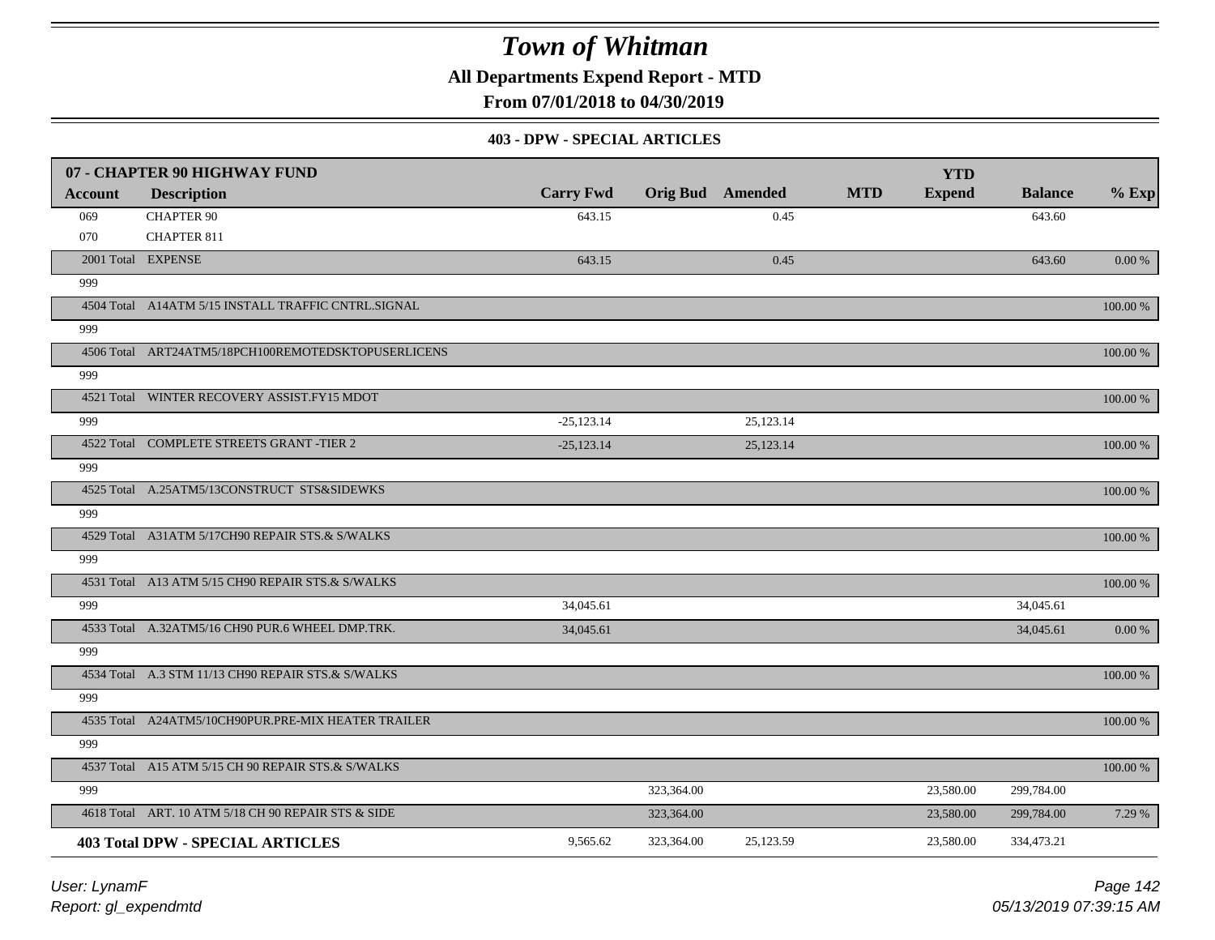# Town of Whitman

**All Departments Expend Report - MTD**

**From 07/01/2018 to 04/30/2019**

**403 - DPW - SPECIAL ARTICLES**

| 07 - CHAPTER 90 HIGHWAY FUND | | | | | | YTD | | |
|---|---|---|---|---|---|---|---|---|
| **Account** | **Description** | **Carry Fwd** | **Orig Bud** | **Amended** | **MTD** | **Expend** | **Balance** | **% Exp** |
| 069 | CHAPTER 90 | 643.15 | | 0.45 | | | 643.60 | |
| 070 | CHAPTER 811 | | | | | | | |
| 2001 Total | EXPENSE | 643.15 | | 0.45 | | | 643.60 | 0.00 % |
| 999 | | | | | | | | |
| 4504 Total | A14ATM 5/15 INSTALL TRAFFIC CNTRL.SIGNAL | | | | | | | 100.00 % |
| 999 | | | | | | | | |
| 4506 Total | ART24ATM5/18PCH100REMOTEDSKTOPUSERLICENS | | | | | | | 100.00 % |
| 999 | | | | | | | | |
| 4521 Total | WINTER RECOVERY ASSIST.FY15 MDOT | | | | | | | 100.00 % |
| 999 | | -25,123.14 | | 25,123.14 | | | | |
| 4522 Total | COMPLETE STREETS GRANT -TIER 2 | -25,123.14 | | 25,123.14 | | | | 100.00 % |
| 999 | | | | | | | | |
| 4525 Total | A.25ATM5/13CONSTRUCT STS&SIDEWKS | | | | | | | 100.00 % |
| 999 | | | | | | | | |
| 4529 Total | A31ATM 5/17CH90 REPAIR STS.& S/WALKS | | | | | | | 100.00 % |
| 999 | | | | | | | | |
| 4531 Total | A13 ATM 5/15 CH90 REPAIR STS.& S/WALKS | | | | | | | 100.00 % |
| 999 | | 34,045.61 | | | | | 34,045.61 | |
| 4533 Total | A.32ATM5/16 CH90 PUR.6 WHEEL DMP.TRK. | 34,045.61 | | | | | 34,045.61 | 0.00 % |
| 999 | | | | | | | | |
| 4534 Total | A.3 STM 11/13 CH90 REPAIR STS.& S/WALKS | | | | | | | 100.00 % |
| 999 | | | | | | | | |
| 4535 Total | A24ATM5/10CH90PUR.PRE-MIX HEATER TRAILER | | | | | | | 100.00 % |
| 999 | | | | | | | | |
| 4537 Total | A15 ATM 5/15 CH 90 REPAIR STS.& S/WALKS | | | | | | | 100.00 % |
| 999 | | | 323,364.00 | | | 23,580.00 | 299,784.00 | |
| 4618 Total | ART. 10 ATM 5/18 CH 90 REPAIR STS & SIDE | | 323,364.00 | | | 23,580.00 | 299,784.00 | 7.29 % |
| **403 Total DPW - SPECIAL ARTICLES** | | 9,565.62 | 323,364.00 | 25,123.59 | | 23,580.00 | 334,473.21 | |

User: LynamF

Report: gl_expendmtd

05/13/2019 07:39:15 AM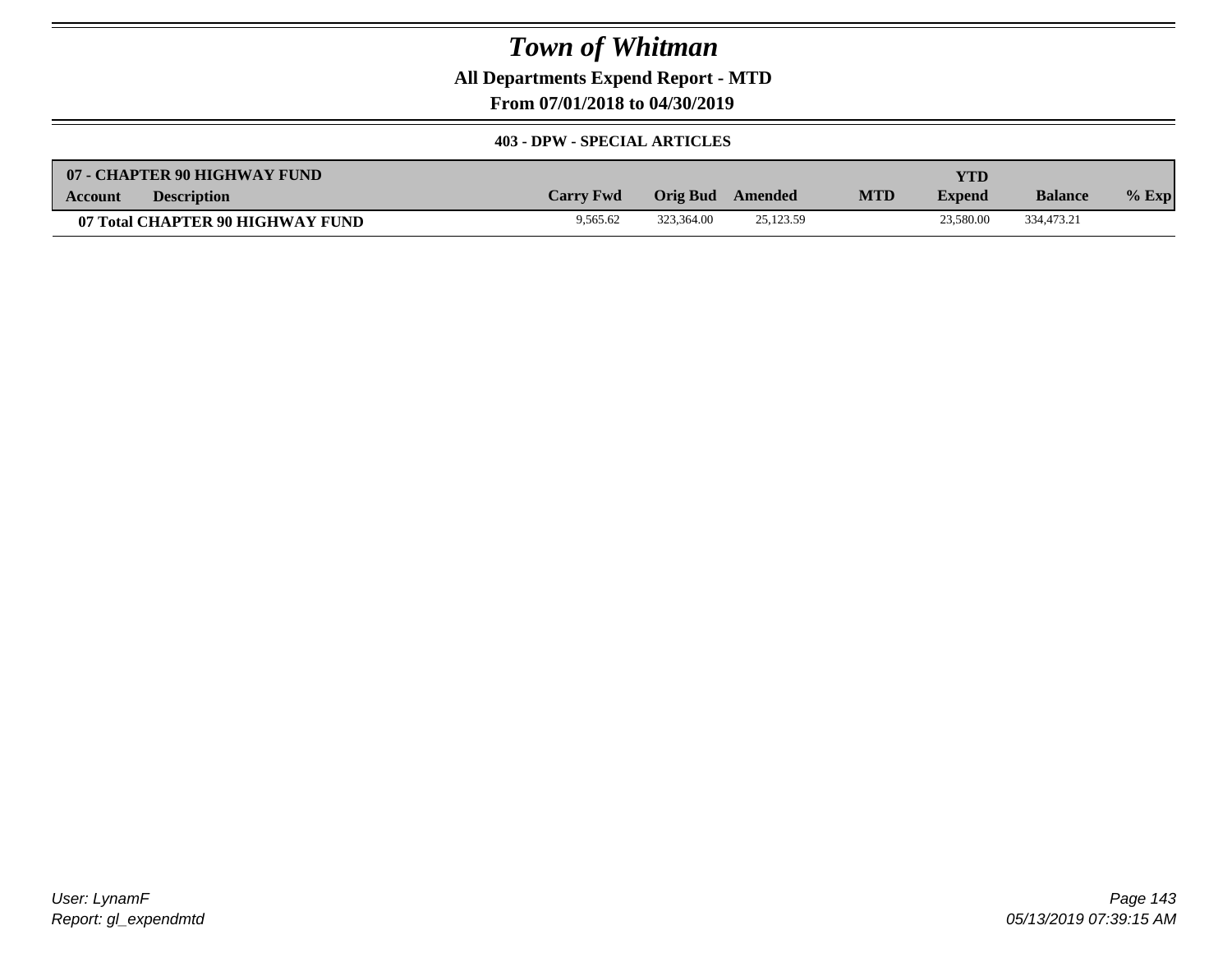# Town of Whitman

**All Departments Expend Report - MTD**

**From 07/01/2018 to 04/30/2019**

**403 - DPW - SPECIAL ARTICLES**

| 07 - CHAPTER 90 HIGHWAY FUND | | | | | | YTD | | |
|---|---|---|---|---|---|---|---|---|
| **Account** | **Description** | **Carry Fwd** | **Orig Bud** | **Amended** | **MTD** | **Expend** | **Balance** | **% Exp** |
| **07 Total CHAPTER 90 HIGHWAY FUND** | | 9,565.62 | 323,364.00 | 25,123.59 | | 23,580.00 | 334,473.21 | |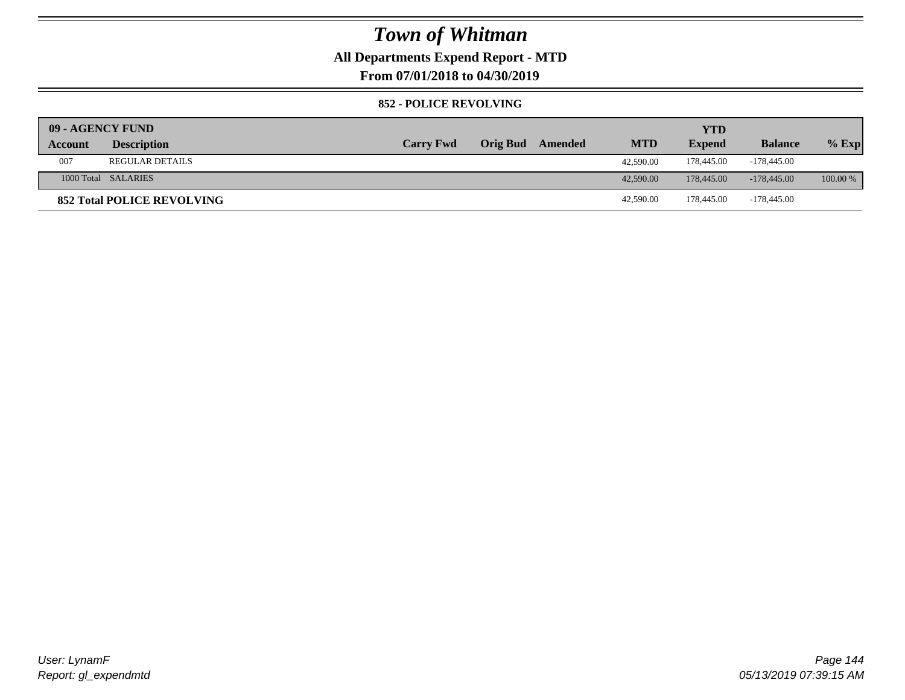# Town of Whitman

**All Departments Expend Report - MTD**

**From 07/01/2018 to 04/30/2019**

### 852 - POLICE REVOLVING

| 09 - AGENCY FUND | | | | | | YTD | | |
|---|---|---|---|---|---|---|---|---|
| **Account** | **Description** | **Carry Fwd** | **Orig Bud** | **Amended** | **MTD** | **Expend** | **Balance** | **% Exp** |
| 007 | REGULAR DETAILS | | | | 42,590.00 | 178,445.00 | -178,445.00 | |
| 1000 Total | SALARIES | | | | 42,590.00 | 178,445.00 | -178,445.00 | 100.00 % |
| **852 Total POLICE REVOLVING** | | | | | 42,590.00 | 178,445.00 | -178,445.00 | |

*User: LynamF*
*Report: gl_expendmtd*

*05/13/2019 07:39:15 AM*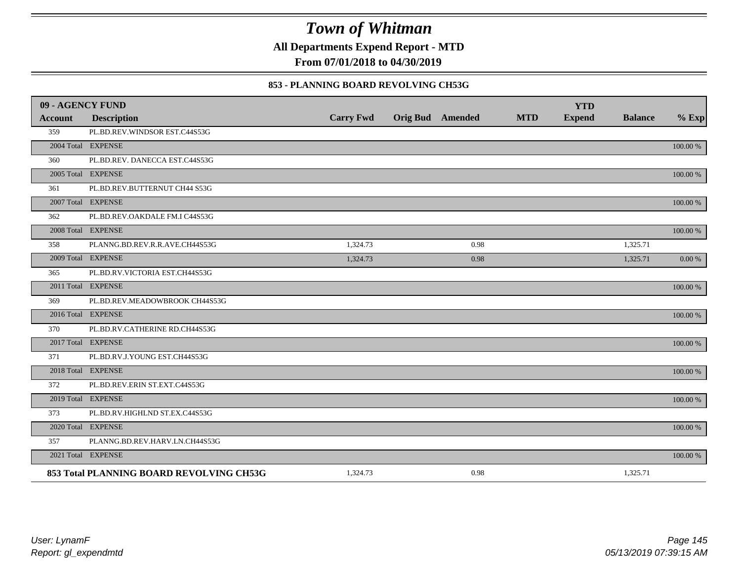# Town of Whitman

**All Departments Expend Report - MTD**

**From 07/01/2018 to 04/30/2019**

### 853 - PLANNING BOARD REVOLVING CH53G

| 09 - AGENCY FUND | | | | | | | | |
|---|---|---|---|---|---|---|---|---|
| **Account** | **Description** | **Carry Fwd** | **Orig Bud** | **Amended** | **MTD** | **YTD Expend** | **Balance** | **% Exp** |
| 359 | PL.BD.REV.WINDSOR EST.C44S53G | | | | | | | |
| 2004 Total | EXPENSE | | | | | | | 100.00 % |
| 360 | PL.BD.REV. DANECCA EST.C44S53G | | | | | | | |
| 2005 Total | EXPENSE | | | | | | | 100.00 % |
| 361 | PL.BD.REV.BUTTERNUT CH44 S53G | | | | | | | |
| 2007 Total | EXPENSE | | | | | | | 100.00 % |
| 362 | PL.BD.REV.OAKDALE FM.I C44S53G | | | | | | | |
| 2008 Total | EXPENSE | | | | | | | 100.00 % |
| 358 | PLANNG.BD.REV.R.R.AVE.CH44S53G | 1,324.73 | | 0.98 | | | 1,325.71 | |
| 2009 Total | EXPENSE | 1,324.73 | | 0.98 | | | 1,325.71 | 0.00 % |
| 365 | PL.BD.RV.VICTORIA EST.CH44S53G | | | | | | | |
| 2011 Total | EXPENSE | | | | | | | 100.00 % |
| 369 | PL.BD.REV.MEADOWBROOK CH44S53G | | | | | | | |
| 2016 Total | EXPENSE | | | | | | | 100.00 % |
| 370 | PL.BD.RV.CATHERINE RD.CH44S53G | | | | | | | |
| 2017 Total | EXPENSE | | | | | | | 100.00 % |
| 371 | PL.BD.RV.J.YOUNG EST.CH44S53G | | | | | | | |
| 2018 Total | EXPENSE | | | | | | | 100.00 % |
| 372 | PL.BD.REV.ERIN ST.EXT.C44S53G | | | | | | | |
| 2019 Total | EXPENSE | | | | | | | 100.00 % |
| 373 | PL.BD.RV.HIGHLND ST.EX.C44S53G | | | | | | | |
| 2020 Total | EXPENSE | | | | | | | 100.00 % |
| 357 | PLANNG.BD.REV.HARV.LN.CH44S53G | | | | | | | |
| 2021 Total | EXPENSE | | | | | | | 100.00 % |
| **853 Total PLANNING BOARD REVOLVING CH53G** | | 1,324.73 | | 0.98 | | | 1,325.71 | |

*User: LynamF*
*Report: gl_expendmtd*

*05/13/2019 07:39:15 AM*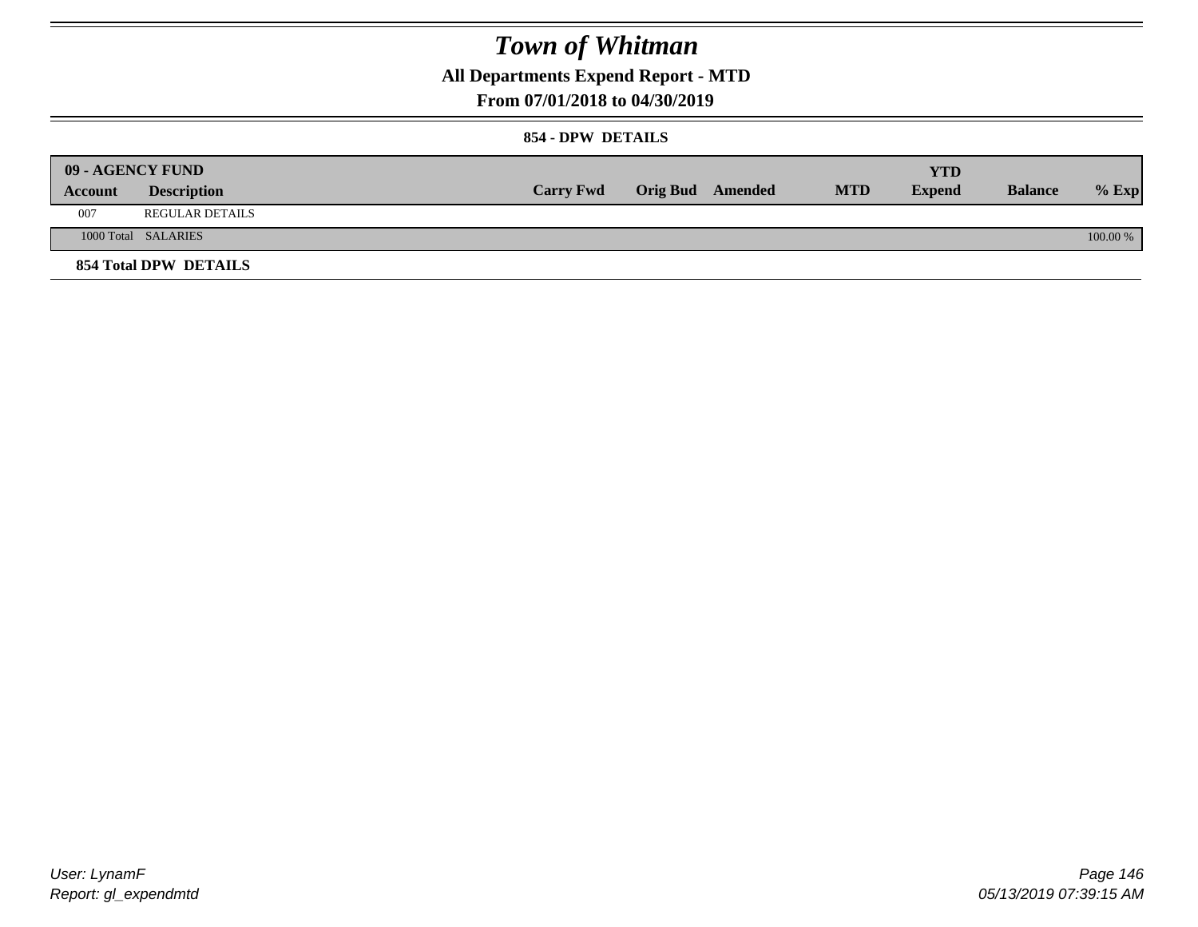# Town of Whitman

## All Departments Expend Report - MTD

## From 07/01/2018 to 04/30/2019

### 854 - DPW DETAILS

| 09 - AGENCY FUND | | | | | | YTD | | |
|---|---|---|---|---|---|---|---|---|
| **Account** | **Description** | **Carry Fwd** | **Orig Bud** | **Amended** | **MTD** | **Expend** | **Balance** | **% Exp** |
| 007 | REGULAR DETAILS | | | | | | | |
| 1000 Total | SALARIES | | | | | | | 100.00 % |

**854 Total DPW DETAILS**

User: LynamF
Report: gl_expendmtd

05/13/2019 07:39:15 AM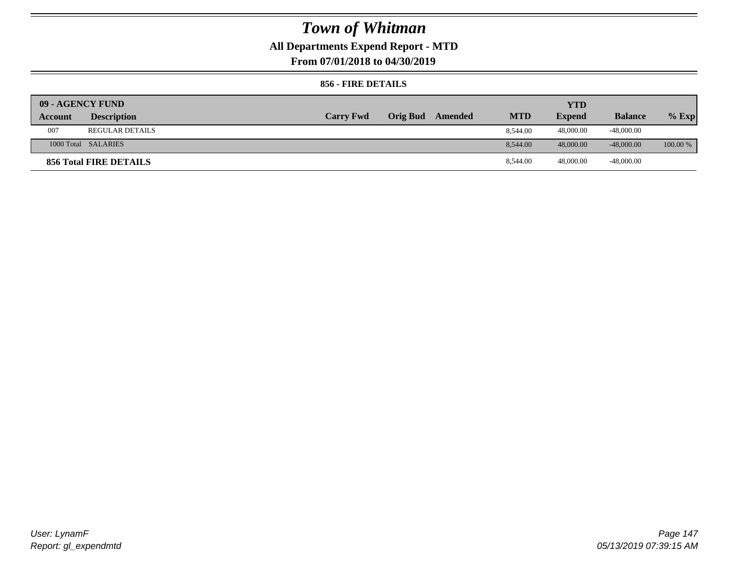# Town of Whitman

## All Departments Expend Report - MTD

### From 07/01/2018 to 04/30/2019

#### 856 - FIRE DETAILS

| 09 - AGENCY FUND | | | | | | YTD | | |
|---|---|---|---|---|---|---|---|---|
| Account | Description | Carry Fwd | Orig Bud | Amended | MTD | Expend | Balance | % Exp |
| 007 | REGULAR DETAILS | | | | 8,544.00 | 48,000.00 | -48,000.00 | |
| 1000 Total | SALARIES | | | | 8,544.00 | 48,000.00 | -48,000.00 | 100.00 % |
| **856 Total FIRE DETAILS** | | | | | 8,544.00 | 48,000.00 | -48,000.00 | |

User: LynamF
Report: gl_expendmtd

05/13/2019 07:39:15 AM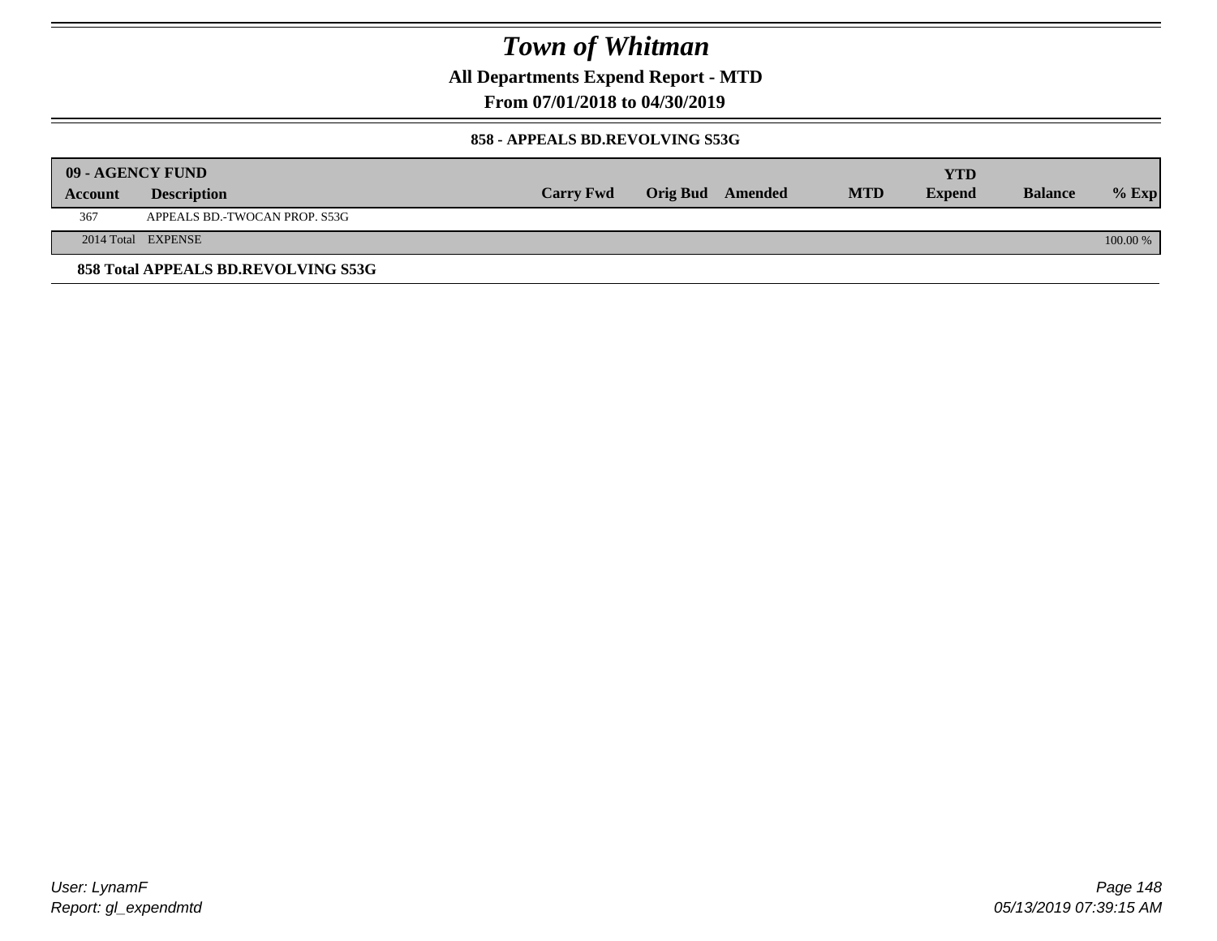# Town of Whitman

**All Departments Expend Report - MTD**

**From 07/01/2018 to 04/30/2019**

### 858 - APPEALS BD.REVOLVING S53G

| 09 - AGENCY FUND | | | | | | | | |
|---|---|---|---|---|---|---|---|---|
| **Account** | **Description** | **Carry Fwd** | **Orig Bud** | **Amended** | **MTD** | **YTD Expend** | **Balance** | **% Exp** |
| 367 | APPEALS BD.-TWOCAN PROP. S53G | | | | | | | |
| 2014 Total | EXPENSE | | | | | | | 100.00 % |

**858 Total APPEALS BD.REVOLVING S53G**

*User: LynamF*
*Report: gl_expendmtd*

*05/13/2019 07:39:15 AM*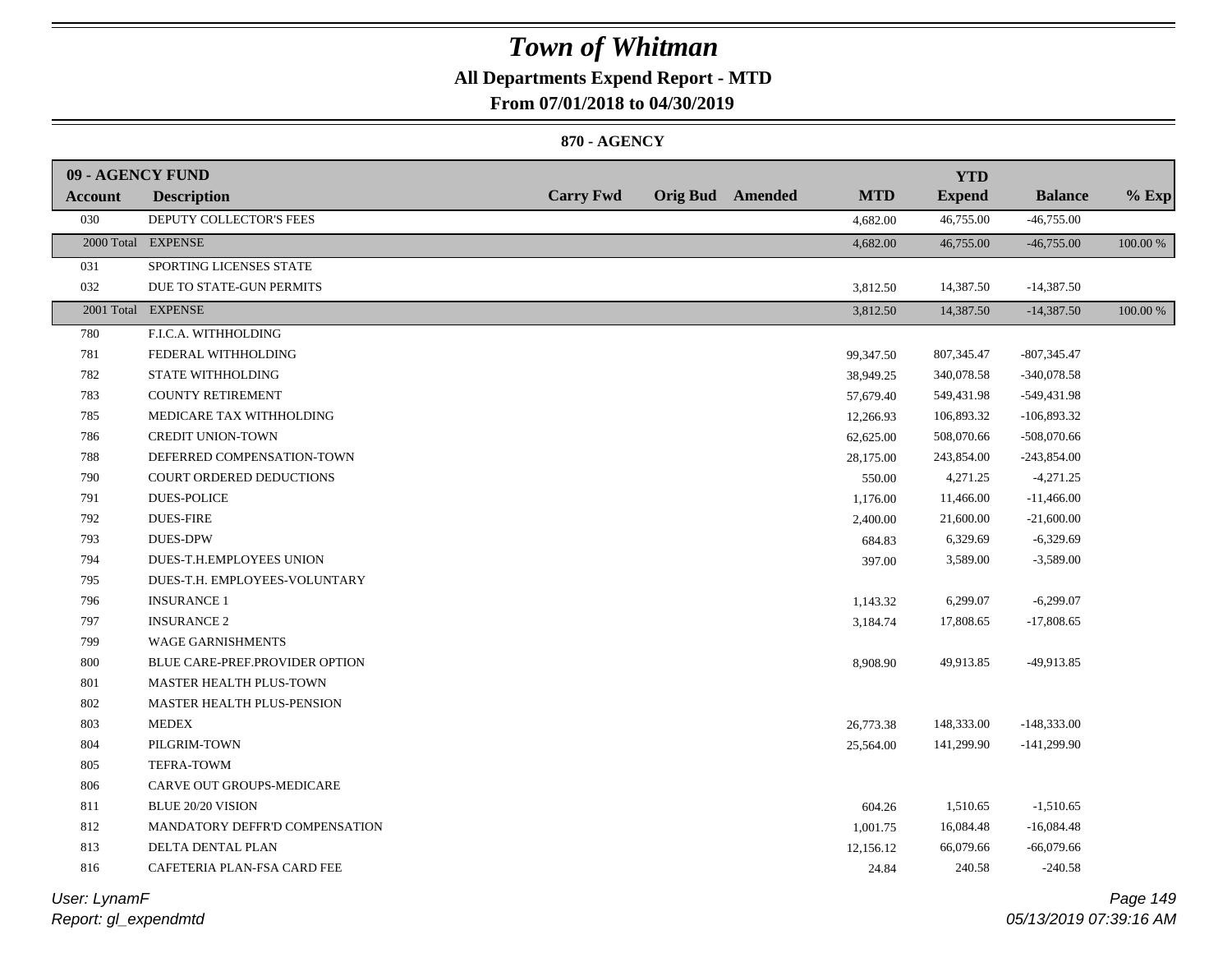# Town of Whitman

**All Departments Expend Report - MTD**

**From 07/01/2018 to 04/30/2019**

**870 - AGENCY**

| Account | Description | Carry Fwd | Orig Bud | Amended | MTD | YTD Expend | Balance | % Exp |
|---|---|---|---|---|---|---|---|---|
| **09 - AGENCY FUND** | | | | | | | | |
| 030 | DEPUTY COLLECTOR'S FEES | | | | 4,682.00 | 46,755.00 | -46,755.00 | |
| 2000 Total | EXPENSE | | | | 4,682.00 | 46,755.00 | -46,755.00 | 100.00 % |
| 031 | SPORTING LICENSES STATE | | | | | | | |
| 032 | DUE TO STATE-GUN PERMITS | | | | 3,812.50 | 14,387.50 | -14,387.50 | |
| 2001 Total | EXPENSE | | | | 3,812.50 | 14,387.50 | -14,387.50 | 100.00 % |
| 780 | F.I.C.A. WITHHOLDING | | | | | | | |
| 781 | FEDERAL WITHHOLDING | | | | 99,347.50 | 807,345.47 | -807,345.47 | |
| 782 | STATE WITHHOLDING | | | | 38,949.25 | 340,078.58 | -340,078.58 | |
| 783 | COUNTY RETIREMENT | | | | 57,679.40 | 549,431.98 | -549,431.98 | |
| 785 | MEDICARE TAX WITHHOLDING | | | | 12,266.93 | 106,893.32 | -106,893.32 | |
| 786 | CREDIT UNION-TOWN | | | | 62,625.00 | 508,070.66 | -508,070.66 | |
| 788 | DEFERRED COMPENSATION-TOWN | | | | 28,175.00 | 243,854.00 | -243,854.00 | |
| 790 | COURT ORDERED DEDUCTIONS | | | | 550.00 | 4,271.25 | -4,271.25 | |
| 791 | DUES-POLICE | | | | 1,176.00 | 11,466.00 | -11,466.00 | |
| 792 | DUES-FIRE | | | | 2,400.00 | 21,600.00 | -21,600.00 | |
| 793 | DUES-DPW | | | | 684.83 | 6,329.69 | -6,329.69 | |
| 794 | DUES-T.H.EMPLOYEES UNION | | | | 397.00 | 3,589.00 | -3,589.00 | |
| 795 | DUES-T.H. EMPLOYEES-VOLUNTARY | | | | | | | |
| 796 | INSURANCE 1 | | | | 1,143.32 | 6,299.07 | -6,299.07 | |
| 797 | INSURANCE 2 | | | | 3,184.74 | 17,808.65 | -17,808.65 | |
| 799 | WAGE GARNISHMENTS | | | | | | | |
| 800 | BLUE CARE-PREF.PROVIDER OPTION | | | | 8,908.90 | 49,913.85 | -49,913.85 | |
| 801 | MASTER HEALTH PLUS-TOWN | | | | | | | |
| 802 | MASTER HEALTH PLUS-PENSION | | | | | | | |
| 803 | MEDEX | | | | 26,773.38 | 148,333.00 | -148,333.00 | |
| 804 | PILGRIM-TOWN | | | | 25,564.00 | 141,299.90 | -141,299.90 | |
| 805 | TEFRA-TOWM | | | | | | | |
| 806 | CARVE OUT GROUPS-MEDICARE | | | | | | | |
| 811 | BLUE 20/20 VISION | | | | 604.26 | 1,510.65 | -1,510.65 | |
| 812 | MANDATORY DEFFR'D COMPENSATION | | | | 1,001.75 | 16,084.48 | -16,084.48 | |
| 813 | DELTA DENTAL PLAN | | | | 12,156.12 | 66,079.66 | -66,079.66 | |
| 816 | CAFETERIA PLAN-FSA CARD FEE | | | | 24.84 | 240.58 | -240.58 | |

User: LynamF
Report: gl_expendmtd

05/13/2019 07:39:16 AM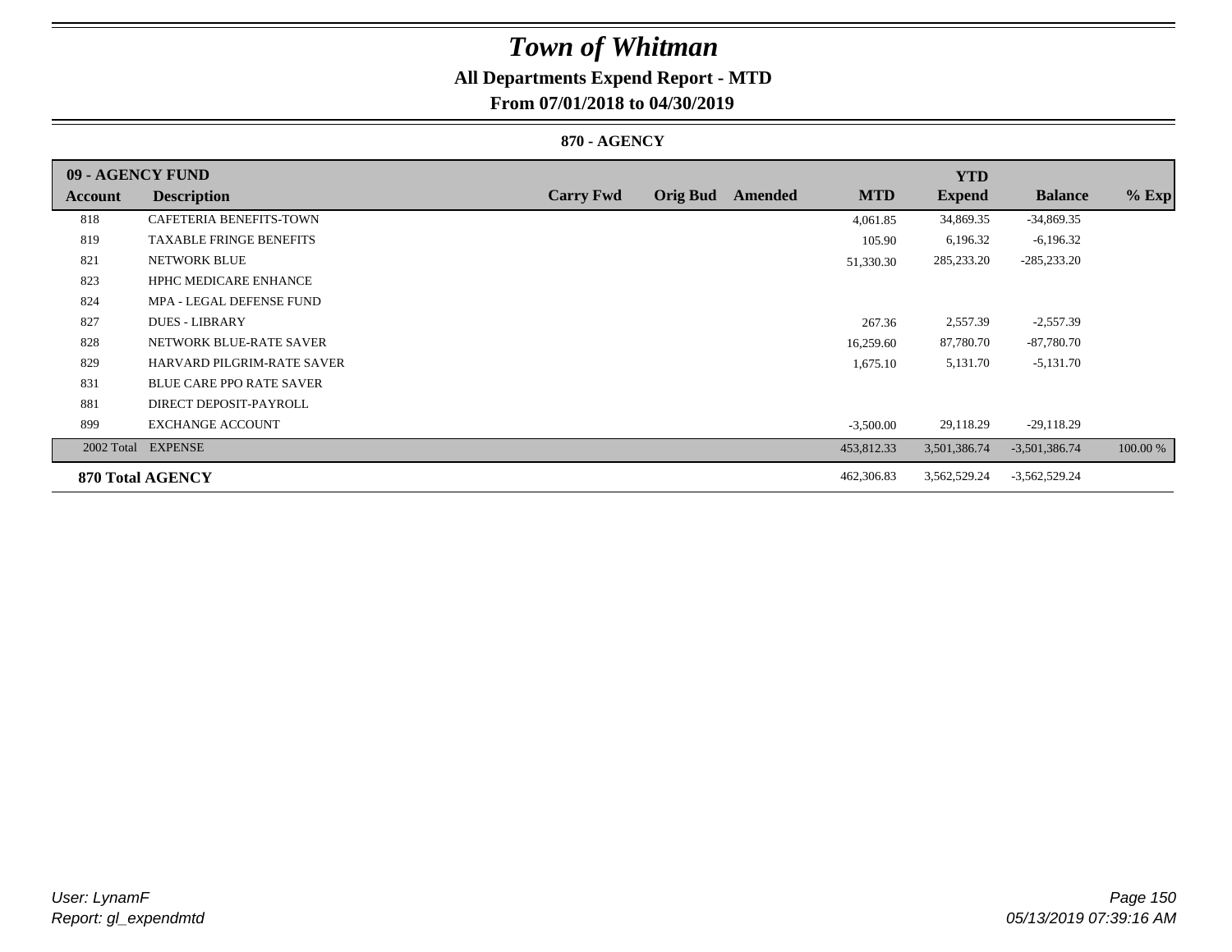# Town of Whitman

## All Departments Expend Report - MTD

## From 07/01/2018 to 04/30/2019

### 870 - AGENCY

| 09 - AGENCY FUND | | | | | | YTD | | |
|---|---|---|---|---|---|---|---|---|
| **Account** | **Description** | **Carry Fwd** | **Orig Bud** | **Amended** | **MTD** | **Expend** | **Balance** | **% Exp** |
| 818 | CAFETERIA BENEFITS-TOWN | | | | 4,061.85 | 34,869.35 | -34,869.35 | |
| 819 | TAXABLE FRINGE BENEFITS | | | | 105.90 | 6,196.32 | -6,196.32 | |
| 821 | NETWORK BLUE | | | | 51,330.30 | 285,233.20 | -285,233.20 | |
| 823 | HPHC MEDICARE ENHANCE | | | | | | | |
| 824 | MPA - LEGAL DEFENSE FUND | | | | | | | |
| 827 | DUES - LIBRARY | | | | 267.36 | 2,557.39 | -2,557.39 | |
| 828 | NETWORK BLUE-RATE SAVER | | | | 16,259.60 | 87,780.70 | -87,780.70 | |
| 829 | HARVARD PILGRIM-RATE SAVER | | | | 1,675.10 | 5,131.70 | -5,131.70 | |
| 831 | BLUE CARE PPO RATE SAVER | | | | | | | |
| 881 | DIRECT DEPOSIT-PAYROLL | | | | | | | |
| 899 | EXCHANGE ACCOUNT | | | | -3,500.00 | 29,118.29 | -29,118.29 | |
| 2002 Total | EXPENSE | | | | 453,812.33 | 3,501,386.74 | -3,501,386.74 | 100.00 % |
| **870 Total AGENCY** | | | | | 462,306.83 | 3,562,529.24 | -3,562,529.24 | |

*User: LynamF*
*Report: gl_expendmtd*

*05/13/2019 07:39:16 AM*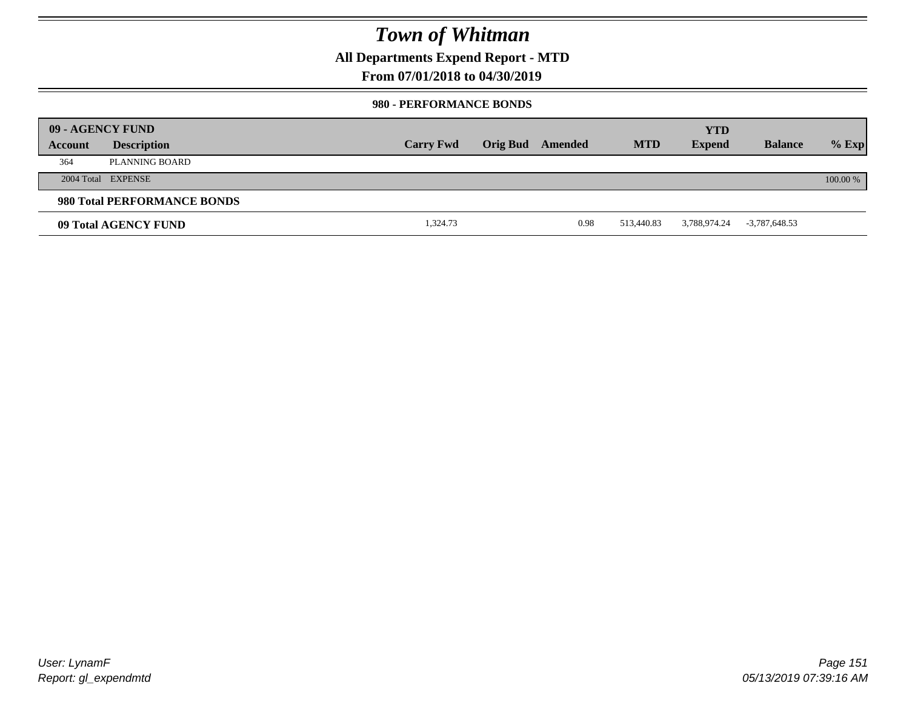# Town of Whitman

**All Departments Expend Report - MTD**

**From 07/01/2018 to 04/30/2019**

**980 - PERFORMANCE BONDS**

| 09 - AGENCY FUND Account | Description | Carry Fwd | Orig Bud | Amended | MTD | YTD Expend | Balance | % Exp |
|---|---|---|---|---|---|---|---|---|
| 364 | PLANNING BOARD | | | | | | | |
| 2004 Total | EXPENSE | | | | | | | 100.00 % |
| **980 Total PERFORMANCE BONDS** | | | | | | | | |
| **09 Total AGENCY FUND** | | 1,324.73 | | 0.98 | 513,440.83 | 3,788,974.24 | -3,787,648.53 | |

User: LynamF
Report: gl_expendmtd

05/13/2019 07:39:16 AM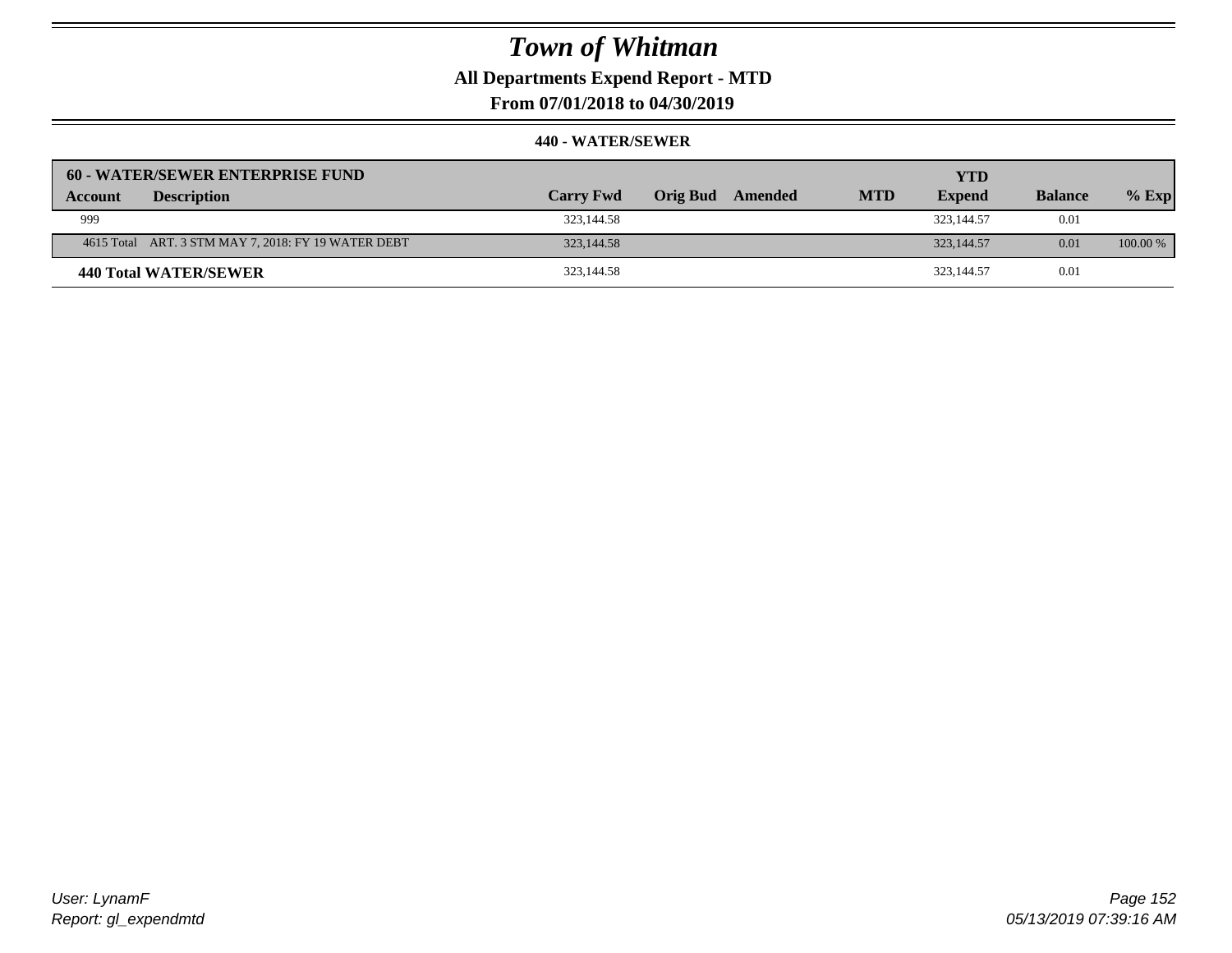# Town of Whitman

## All Departments Expend Report - MTD

### From 07/01/2018 to 04/30/2019

#### 440 - WATER/SEWER

| 60 - WATER/SEWER ENTERPRISE FUND | | | | | | YTD | | |
|---|---|---|---|---|---|---|---|---|
| **Account** | **Description** | **Carry Fwd** | **Orig Bud** | **Amended** | **MTD** | **Expend** | **Balance** | **% Exp** |
| 999 | | 323,144.58 | | | | 323,144.57 | 0.01 | |
| 4615 Total | ART. 3 STM MAY 7, 2018: FY 19 WATER DEBT | 323,144.58 | | | | 323,144.57 | 0.01 | 100.00 % |
| **440 Total WATER/SEWER** | | 323,144.58 | | | | 323,144.57 | 0.01 | |

User: LynamF
Report: gl_expendmtd

05/13/2019 07:39:16 AM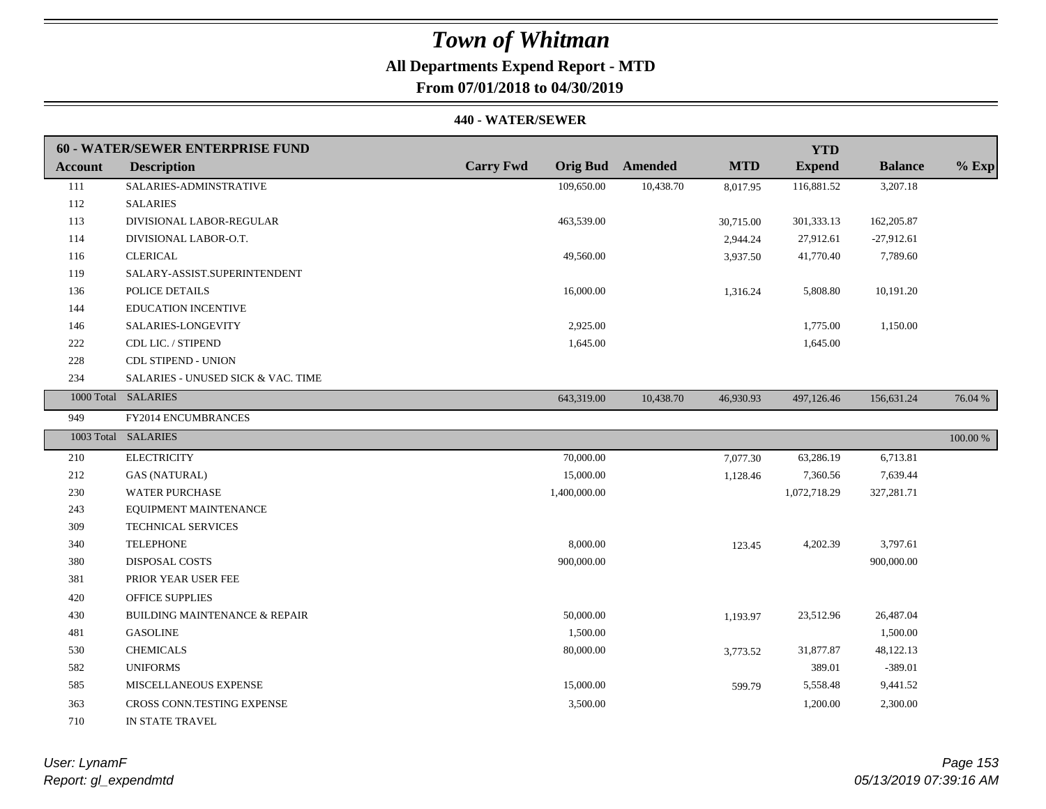# Town of Whitman

**All Departments Expend Report - MTD**

**From 07/01/2018 to 04/30/2019**

**440 - WATER/SEWER**

| 60 - WATER/SEWER ENTERPRISE FUND | | | | | | | | |
|---|---|---|---|---|---|---|---|---|
| **Account** | **Description** | **Carry Fwd** | **Orig Bud** | **Amended** | **MTD** | **YTD Expend** | **Balance** | **% Exp** |
| 111 | SALARIES-ADMINSTRATIVE | | 109,650.00 | 10,438.70 | 8,017.95 | 116,881.52 | 3,207.18 | |
| 112 | SALARIES | | | | | | | |
| 113 | DIVISIONAL LABOR-REGULAR | | 463,539.00 | | 30,715.00 | 301,333.13 | 162,205.87 | |
| 114 | DIVISIONAL LABOR-O.T. | | | | 2,944.24 | 27,912.61 | -27,912.61 | |
| 116 | CLERICAL | | 49,560.00 | | 3,937.50 | 41,770.40 | 7,789.60 | |
| 119 | SALARY-ASSIST.SUPERINTENDENT | | | | | | | |
| 136 | POLICE DETAILS | | 16,000.00 | | 1,316.24 | 5,808.80 | 10,191.20 | |
| 144 | EDUCATION INCENTIVE | | | | | | | |
| 146 | SALARIES-LONGEVITY | | 2,925.00 | | | 1,775.00 | 1,150.00 | |
| 222 | CDL LIC. / STIPEND | | 1,645.00 | | | 1,645.00 | | |
| 228 | CDL STIPEND - UNION | | | | | | | |
| 234 | SALARIES - UNUSED SICK & VAC. TIME | | | | | | | |
| 1000 Total | SALARIES | | 643,319.00 | 10,438.70 | 46,930.93 | 497,126.46 | 156,631.24 | 76.04 % |
| 949 | FY2014 ENCUMBRANCES | | | | | | | |
| 1003 Total | SALARIES | | | | | | | 100.00 % |
| 210 | ELECTRICITY | | 70,000.00 | | 7,077.30 | 63,286.19 | 6,713.81 | |
| 212 | GAS (NATURAL) | | 15,000.00 | | 1,128.46 | 7,360.56 | 7,639.44 | |
| 230 | WATER PURCHASE | | 1,400,000.00 | | | 1,072,718.29 | 327,281.71 | |
| 243 | EQUIPMENT MAINTENANCE | | | | | | | |
| 309 | TECHNICAL SERVICES | | | | | | | |
| 340 | TELEPHONE | | 8,000.00 | | 123.45 | 4,202.39 | 3,797.61 | |
| 380 | DISPOSAL COSTS | | 900,000.00 | | | | 900,000.00 | |
| 381 | PRIOR YEAR USER FEE | | | | | | | |
| 420 | OFFICE SUPPLIES | | | | | | | |
| 430 | BUILDING MAINTENANCE & REPAIR | | 50,000.00 | | 1,193.97 | 23,512.96 | 26,487.04 | |
| 481 | GASOLINE | | 1,500.00 | | | | 1,500.00 | |
| 530 | CHEMICALS | | 80,000.00 | | 3,773.52 | 31,877.87 | 48,122.13 | |
| 582 | UNIFORMS | | | | | 389.01 | -389.01 | |
| 585 | MISCELLANEOUS EXPENSE | | 15,000.00 | | 599.79 | 5,558.48 | 9,441.52 | |
| 363 | CROSS CONN.TESTING EXPENSE | | 3,500.00 | | | 1,200.00 | 2,300.00 | |
| 710 | IN STATE TRAVEL | | | | | | | |

*User: LynamF*

*Report: gl_expendmtd*

*05/13/2019 07:39:16 AM*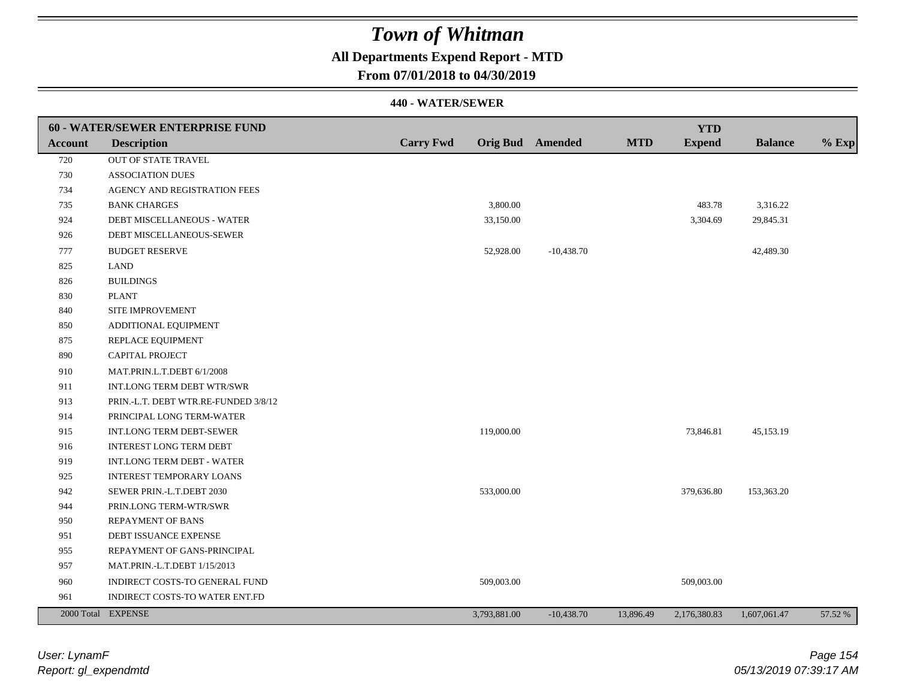# Town of Whitman

## All Departments Expend Report - MTD

### From 07/01/2018 to 04/30/2019

#### 440 - WATER/SEWER

| 60 - WATER/SEWER ENTERPRISE FUND | | | | | | YTD | | |
|---|---|---|---|---|---|---|---|---|
| **Account** | **Description** | **Carry Fwd** | **Orig Bud** | **Amended** | **MTD** | **Expend** | **Balance** | **% Exp** |
| 720 | OUT OF STATE TRAVEL | | | | | | | |
| 730 | ASSOCIATION DUES | | | | | | | |
| 734 | AGENCY AND REGISTRATION FEES | | | | | | | |
| 735 | BANK CHARGES | | 3,800.00 | | | 483.78 | 3,316.22 | |
| 924 | DEBT MISCELLANEOUS - WATER | | 33,150.00 | | | 3,304.69 | 29,845.31 | |
| 926 | DEBT MISCELLANEOUS-SEWER | | | | | | | |
| 777 | BUDGET RESERVE | | 52,928.00 | -10,438.70 | | | 42,489.30 | |
| 825 | LAND | | | | | | | |
| 826 | BUILDINGS | | | | | | | |
| 830 | PLANT | | | | | | | |
| 840 | SITE IMPROVEMENT | | | | | | | |
| 850 | ADDITIONAL EQUIPMENT | | | | | | | |
| 875 | REPLACE EQUIPMENT | | | | | | | |
| 890 | CAPITAL PROJECT | | | | | | | |
| 910 | MAT.PRIN.L.T.DEBT 6/1/2008 | | | | | | | |
| 911 | INT.LONG TERM DEBT WTR/SWR | | | | | | | |
| 913 | PRIN.-L.T. DEBT WTR.RE-FUNDED 3/8/12 | | | | | | | |
| 914 | PRINCIPAL LONG TERM-WATER | | | | | | | |
| 915 | INT.LONG TERM DEBT-SEWER | | 119,000.00 | | | 73,846.81 | 45,153.19 | |
| 916 | INTEREST LONG TERM DEBT | | | | | | | |
| 919 | INT.LONG TERM DEBT - WATER | | | | | | | |
| 925 | INTEREST TEMPORARY LOANS | | | | | | | |
| 942 | SEWER PRIN.-L.T.DEBT 2030 | | 533,000.00 | | | 379,636.80 | 153,363.20 | |
| 944 | PRIN.LONG TERM-WTR/SWR | | | | | | | |
| 950 | REPAYMENT OF BANS | | | | | | | |
| 951 | DEBT ISSUANCE EXPENSE | | | | | | | |
| 955 | REPAYMENT OF GANS-PRINCIPAL | | | | | | | |
| 957 | MAT.PRIN.-L.T.DEBT 1/15/2013 | | | | | | | |
| 960 | INDIRECT COSTS-TO GENERAL FUND | | 509,003.00 | | | 509,003.00 | | |
| 961 | INDIRECT COSTS-TO WATER ENT.FD | | | | | | | |
| 2000 Total | EXPENSE | | 3,793,881.00 | -10,438.70 | 13,896.49 | 2,176,380.83 | 1,607,061.47 | 57.52 % |

*User: LynamF*
*Report: gl_expendmtd*

*05/13/2019 07:39:17 AM*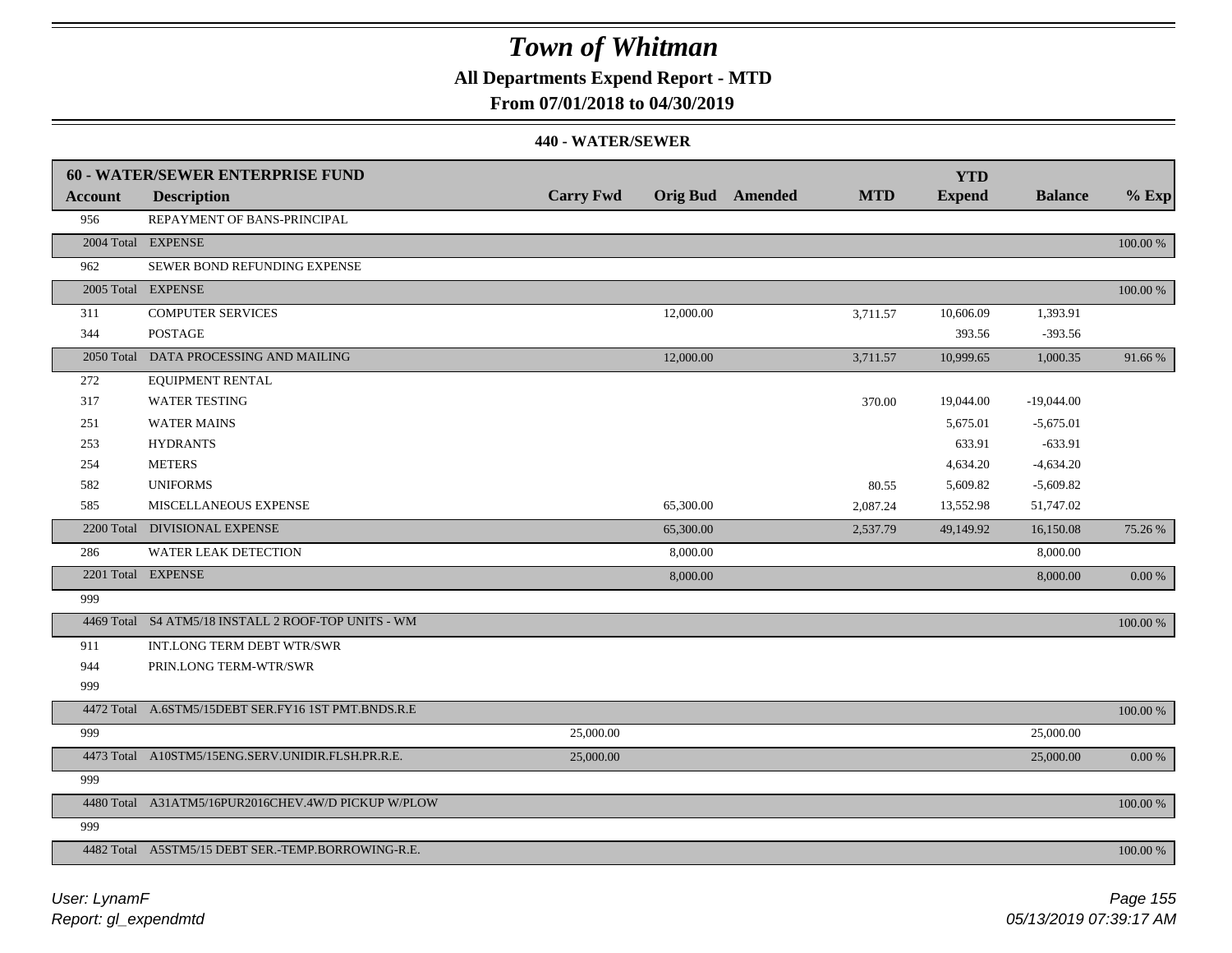# Town of Whitman

## All Departments Expend Report - MTD

### From 07/01/2018 to 04/30/2019

#### 440 - WATER/SEWER

| 60 - WATER/SEWER ENTERPRISE FUND | | | | | | YTD | | |
|---|---|---|---|---|---|---|---|---|
| **Account** | **Description** | **Carry Fwd** | **Orig Bud** | **Amended** | **MTD** | **Expend** | **Balance** | **% Exp** |
| 956 | REPAYMENT OF BANS-PRINCIPAL | | | | | | | |
| 2004 Total | EXPENSE | | | | | | | 100.00 % |
| 962 | SEWER BOND REFUNDING EXPENSE | | | | | | | |
| 2005 Total | EXPENSE | | | | | | | 100.00 % |
| 311 | COMPUTER SERVICES | | 12,000.00 | | 3,711.57 | 10,606.09 | 1,393.91 | |
| 344 | POSTAGE | | | | | 393.56 | -393.56 | |
| 2050 Total | DATA PROCESSING AND MAILING | | 12,000.00 | | 3,711.57 | 10,999.65 | 1,000.35 | 91.66 % |
| 272 | EQUIPMENT RENTAL | | | | | | | |
| 317 | WATER TESTING | | | | 370.00 | 19,044.00 | -19,044.00 | |
| 251 | WATER MAINS | | | | | 5,675.01 | -5,675.01 | |
| 253 | HYDRANTS | | | | | 633.91 | -633.91 | |
| 254 | METERS | | | | | 4,634.20 | -4,634.20 | |
| 582 | UNIFORMS | | | | 80.55 | 5,609.82 | -5,609.82 | |
| 585 | MISCELLANEOUS EXPENSE | | 65,300.00 | | 2,087.24 | 13,552.98 | 51,747.02 | |
| 2200 Total | DIVISIONAL EXPENSE | | 65,300.00 | | 2,537.79 | 49,149.92 | 16,150.08 | 75.26 % |
| 286 | WATER LEAK DETECTION | | 8,000.00 | | | | 8,000.00 | |
| 2201 Total | EXPENSE | | 8,000.00 | | | | 8,000.00 | 0.00 % |
| 999 | | | | | | | | |
| 4469 Total | S4 ATM5/18 INSTALL 2 ROOF-TOP UNITS - WM | | | | | | | 100.00 % |
| 911 | INT.LONG TERM DEBT WTR/SWR | | | | | | | |
| 944 | PRIN.LONG TERM-WTR/SWR | | | | | | | |
| 999 | | | | | | | | |
| 4472 Total | A.6STM5/15DEBT SER.FY16 1ST PMT.BNDS.R.E | | | | | | | 100.00 % |
| 999 | | 25,000.00 | | | | | 25,000.00 | |
| 4473 Total | A10STM5/15ENG.SERV.UNIDIR.FLSH.PR.R.E. | 25,000.00 | | | | | 25,000.00 | 0.00 % |
| 999 | | | | | | | | |
| 4480 Total | A31ATM5/16PUR2016CHEV.4W/D PICKUP W/PLOW | | | | | | | 100.00 % |
| 999 | | | | | | | | |
| 4482 Total | A5STM5/15 DEBT SER.-TEMP.BORROWING-R.E. | | | | | | | 100.00 % |

*User: LynamF*
*Report: gl_expendmtd*

*05/13/2019 07:39:17 AM*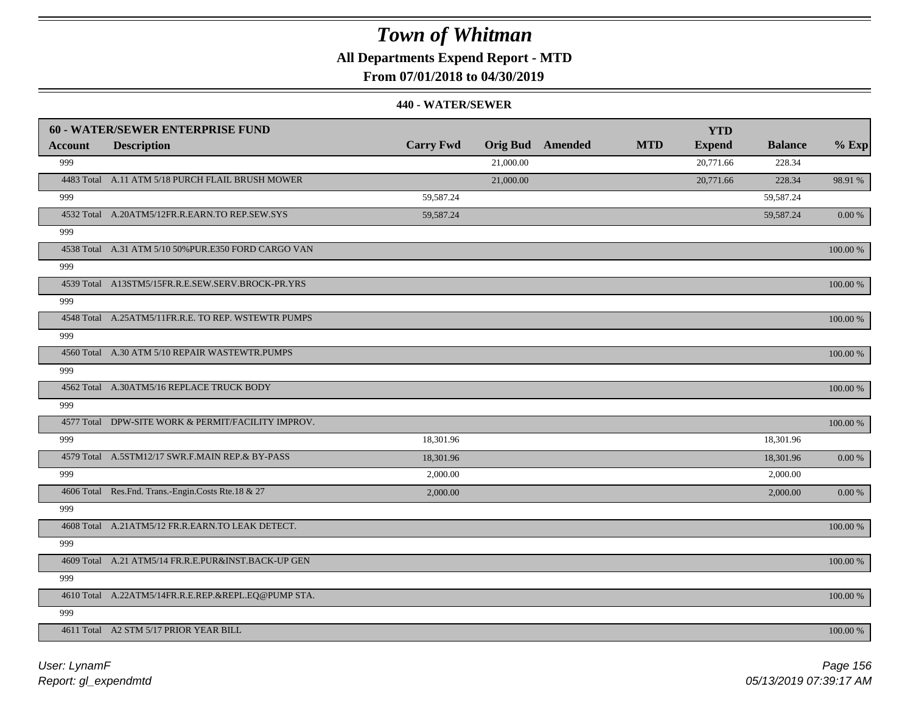# Town of Whitman

## All Departments Expend Report - MTD

### From 07/01/2018 to 04/30/2019

#### 440 - WATER/SEWER

| 60 - WATER/SEWER ENTERPRISE FUND | | | | | | YTD | | |
|---|---|---|---|---|---|---|---|---|
| **Account** | **Description** | **Carry Fwd** | **Orig Bud** | **Amended** | **MTD** | **Expend** | **Balance** | **% Exp** |
| 999 | | | 21,000.00 | | | 20,771.66 | 228.34 | |
| 4483 Total | A.11 ATM 5/18 PURCH FLAIL BRUSH MOWER | | 21,000.00 | | | 20,771.66 | 228.34 | 98.91 % |
| 999 | | 59,587.24 | | | | | 59,587.24 | |
| 4532 Total | A.20ATM5/12FR.R.EARN.TO REP.SEW.SYS | 59,587.24 | | | | | 59,587.24 | 0.00 % |
| 999 | | | | | | | | |
| 4538 Total | A.31 ATM 5/10 50%PUR.E350 FORD CARGO VAN | | | | | | | 100.00 % |
| 999 | | | | | | | | |
| 4539 Total | A13STM5/15FR.R.E.SEW.SERV.BROCK-PR.YRS | | | | | | | 100.00 % |
| 999 | | | | | | | | |
| 4548 Total | A.25ATM5/11FR.R.E. TO REP. WSTEWTR PUMPS | | | | | | | 100.00 % |
| 999 | | | | | | | | |
| 4560 Total | A.30 ATM 5/10 REPAIR WASTEWTR.PUMPS | | | | | | | 100.00 % |
| 999 | | | | | | | | |
| 4562 Total | A.30ATM5/16 REPLACE TRUCK BODY | | | | | | | 100.00 % |
| 999 | | | | | | | | |
| 4577 Total | DPW-SITE WORK & PERMIT/FACILITY IMPROV. | | | | | | | 100.00 % |
| 999 | | 18,301.96 | | | | | 18,301.96 | |
| 4579 Total | A.5STM12/17 SWR.F.MAIN REP.& BY-PASS | 18,301.96 | | | | | 18,301.96 | 0.00 % |
| 999 | | 2,000.00 | | | | | 2,000.00 | |
| 4606 Total | Res.Fnd. Trans.-Engin.Costs Rte.18 & 27 | 2,000.00 | | | | | 2,000.00 | 0.00 % |
| 999 | | | | | | | | |
| 4608 Total | A.21ATM5/12 FR.R.EARN.TO LEAK DETECT. | | | | | | | 100.00 % |
| 999 | | | | | | | | |
| 4609 Total | A.21 ATM5/14 FR.R.E.PUR&INST.BACK-UP GEN | | | | | | | 100.00 % |
| 999 | | | | | | | | |
| 4610 Total | A.22ATM5/14FR.R.E.REP.&REPL.EQ@PUMP STA. | | | | | | | 100.00 % |
| 999 | | | | | | | | |
| 4611 Total | A2 STM 5/17 PRIOR YEAR BILL | | | | | | | 100.00 % |

*User: LynamF*
*Report: gl_expendmtd*
*05/13/2019 07:39:17 AM*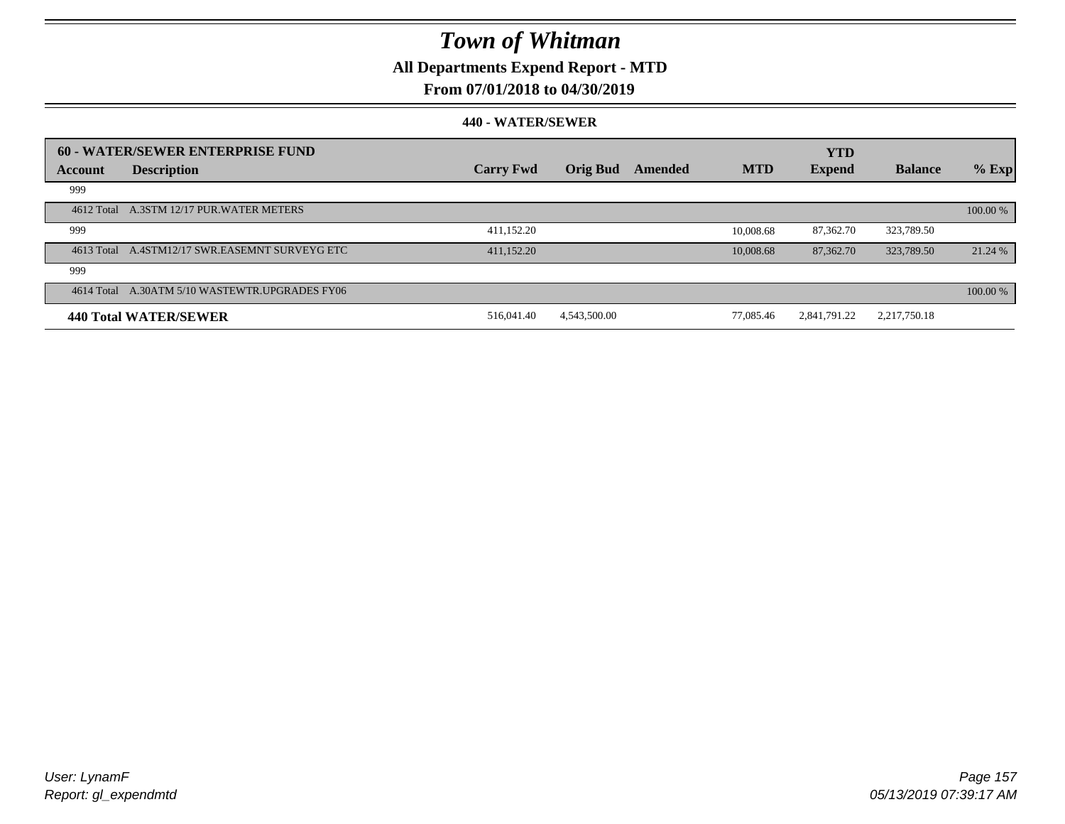# Town of Whitman

## All Departments Expend Report - MTD

### From 07/01/2018 to 04/30/2019

#### 440 - WATER/SEWER

| 60 - WATER/SEWER ENTERPRISE FUND | | | | | | YTD | | |
|---|---|---|---|---|---|---|---|---|
| Account | Description | Carry Fwd | Orig Bud | Amended | MTD | Expend | Balance | % Exp |
| 999 | | | | | | | | |
| 4612 Total | A.3STM 12/17 PUR.WATER METERS | | | | | | | 100.00 % |
| 999 | | 411,152.20 | | | 10,008.68 | 87,362.70 | 323,789.50 | |
| 4613 Total | A.4STM12/17 SWR.EASEMNT SURVEYG ETC | 411,152.20 | | | 10,008.68 | 87,362.70 | 323,789.50 | 21.24 % |
| 999 | | | | | | | | |
| 4614 Total | A.30ATM 5/10 WASTEWTR.UPGRADES FY06 | | | | | | | 100.00 % |
| **440 Total WATER/SEWER** | | 516,041.40 | 4,543,500.00 | | 77,085.46 | 2,841,791.22 | 2,217,750.18 | |

*User: LynamF*
*Report: gl_expendmtd*

*05/13/2019 07:39:17 AM*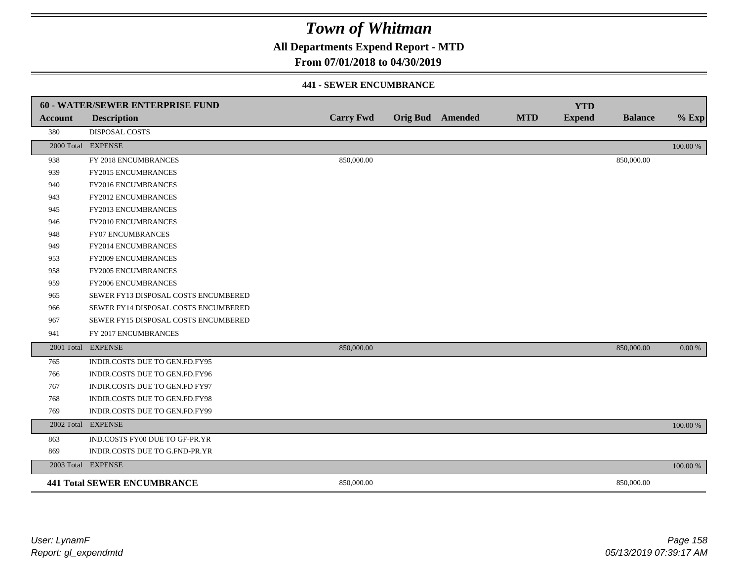# Town of Whitman

## All Departments Expend Report - MTD

## From 07/01/2018 to 04/30/2019

### 441 - SEWER ENCUMBRANCE

| 60 - WATER/SEWER ENTERPRISE FUND | | | | | | YTD | | |
|---|---|---|---|---|---|---|---|---|
| **Account** | **Description** | **Carry Fwd** | **Orig Bud** | **Amended** | **MTD** | **Expend** | **Balance** | **% Exp** |
| 380 | DISPOSAL COSTS | | | | | | | |
| 2000 Total | EXPENSE | | | | | | | 100.00 % |
| 938 | FY 2018 ENCUMBRANCES | 850,000.00 | | | | | 850,000.00 | |
| 939 | FY2015 ENCUMBRANCES | | | | | | | |
| 940 | FY2016 ENCUMBRANCES | | | | | | | |
| 943 | FY2012 ENCUMBRANCES | | | | | | | |
| 945 | FY2013 ENCUMBRANCES | | | | | | | |
| 946 | FY2010 ENCUMBRANCES | | | | | | | |
| 948 | FY07 ENCUMBRANCES | | | | | | | |
| 949 | FY2014 ENCUMBRANCES | | | | | | | |
| 953 | FY2009 ENCUMBRANCES | | | | | | | |
| 958 | FY2005 ENCUMBRANCES | | | | | | | |
| 959 | FY2006 ENCUMBRANCES | | | | | | | |
| 965 | SEWER FY13 DISPOSAL COSTS ENCUMBERED | | | | | | | |
| 966 | SEWER FY14 DISPOSAL COSTS ENCUMBERED | | | | | | | |
| 967 | SEWER FY15 DISPOSAL COSTS ENCUMBERED | | | | | | | |
| 941 | FY 2017 ENCUMBRANCES | | | | | | | |
| 2001 Total | EXPENSE | 850,000.00 | | | | | 850,000.00 | 0.00 % |
| 765 | INDIR.COSTS DUE TO GEN.FD.FY95 | | | | | | | |
| 766 | INDIR.COSTS DUE TO GEN.FD.FY96 | | | | | | | |
| 767 | INDIR.COSTS DUE TO GEN.FD FY97 | | | | | | | |
| 768 | INDIR.COSTS DUE TO GEN.FD.FY98 | | | | | | | |
| 769 | INDIR.COSTS DUE TO GEN.FD.FY99 | | | | | | | |
| 2002 Total | EXPENSE | | | | | | | 100.00 % |
| 863 | IND.COSTS FY00 DUE TO GF-PR.YR | | | | | | | |
| 869 | INDIR.COSTS DUE TO G.FND-PR.YR | | | | | | | |
| 2003 Total | EXPENSE | | | | | | | 100.00 % |
| **441 Total SEWER ENCUMBRANCE** | | 850,000.00 | | | | | 850,000.00 | |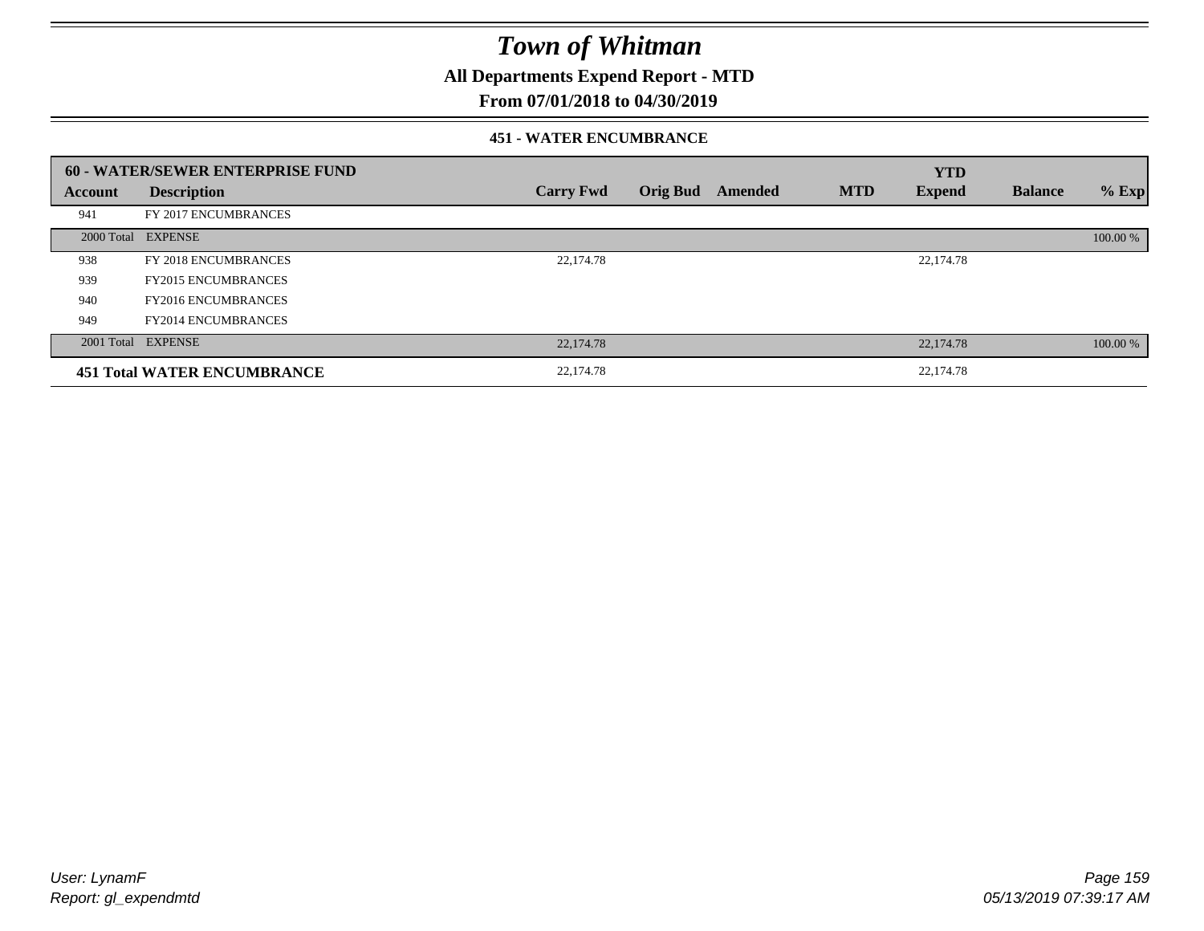# Town of Whitman

## All Departments Expend Report - MTD

### From 07/01/2018 to 04/30/2019

#### 451 - WATER ENCUMBRANCE

| 60 - WATER/SEWER ENTERPRISE FUND | | | | | | YTD | | |
|---|---|---|---|---|---|---|---|---|
| **Account** | **Description** | **Carry Fwd** | **Orig Bud** | **Amended** | **MTD** | **Expend** | **Balance** | **% Exp** |
| 941 | FY 2017 ENCUMBRANCES | | | | | | | |
| 2000 Total | EXPENSE | | | | | | | 100.00 % |
| 938 | FY 2018 ENCUMBRANCES | 22,174.78 | | | | 22,174.78 | | |
| 939 | FY2015 ENCUMBRANCES | | | | | | | |
| 940 | FY2016 ENCUMBRANCES | | | | | | | |
| 949 | FY2014 ENCUMBRANCES | | | | | | | |
| 2001 Total | EXPENSE | 22,174.78 | | | | 22,174.78 | | 100.00 % |
| **451 Total WATER ENCUMBRANCE** | | 22,174.78 | | | | 22,174.78 | | |

*User: LynamF*
*Report: gl_expendmtd*

*05/13/2019 07:39:17 AM*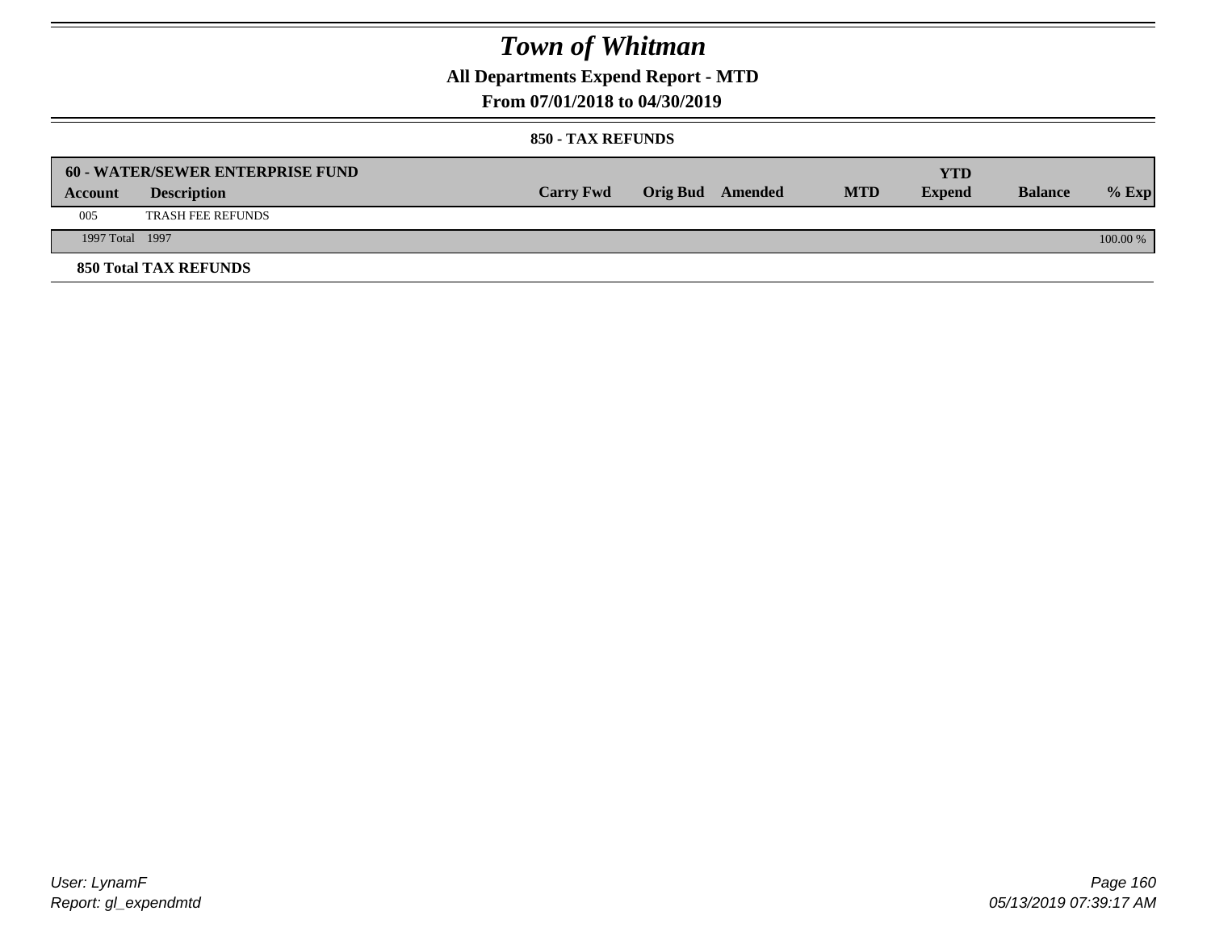# Town of Whitman

## All Departments Expend Report - MTD

## From 07/01/2018 to 04/30/2019

### 850 - TAX REFUNDS

| 60 - WATER/SEWER ENTERPRISE FUND | | | | | | YTD | | |
|---|---|---|---|---|---|---|---|---|
| Account | Description | Carry Fwd | Orig Bud | Amended | MTD | Expend | Balance | % Exp |
| 005 | TRASH FEE REFUNDS | | | | | | | |
| 1997 Total | 1997 | | | | | | | 100.00 % |

**850 Total TAX REFUNDS**

User: LynamF
Report: gl_expendmtd

05/13/2019 07:39:17 AM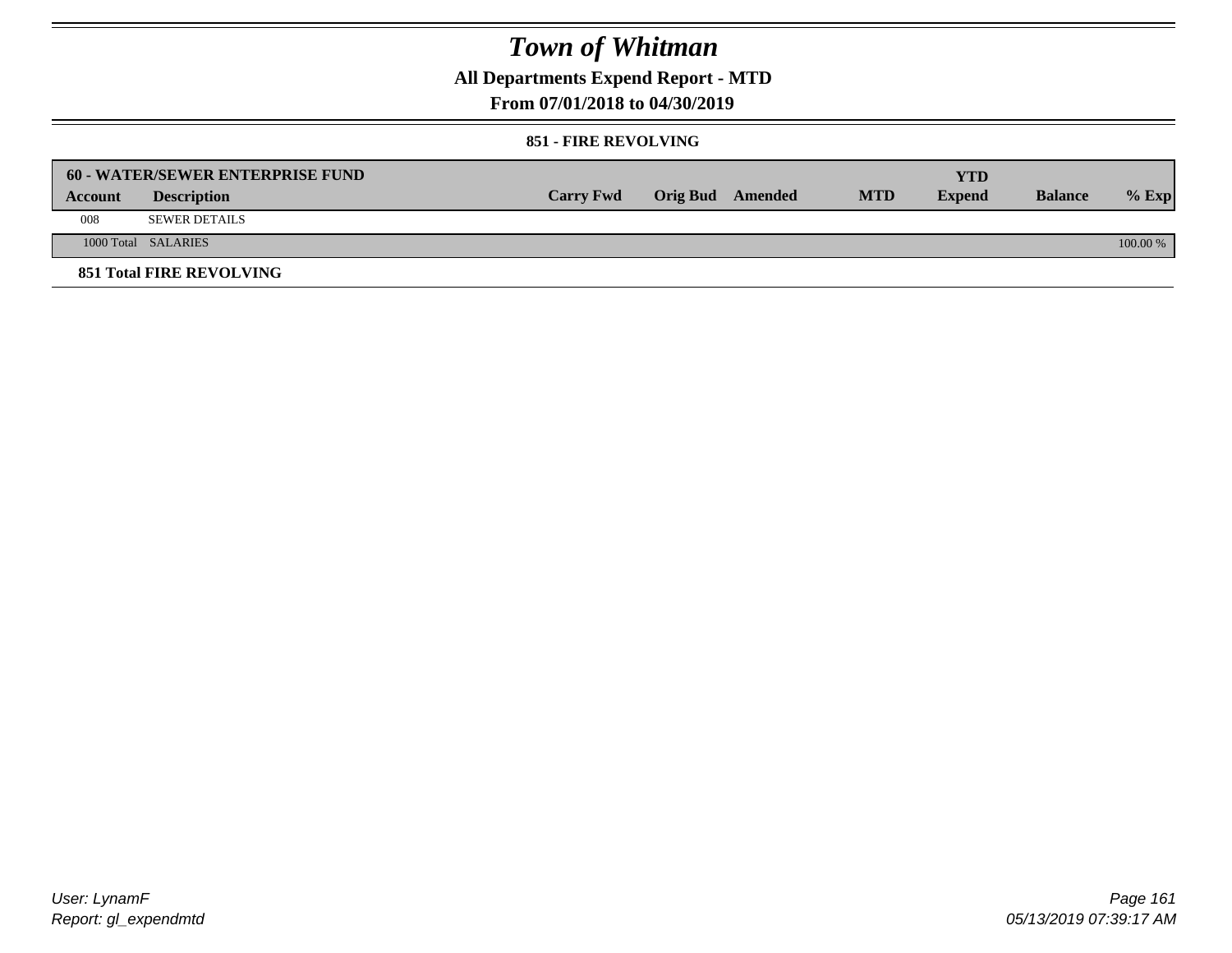# Town of Whitman

## All Departments Expend Report - MTD

### From 07/01/2018 to 04/30/2019

#### 851 - FIRE REVOLVING

| 60 - WATER/SEWER ENTERPRISE FUND | | | | | | YTD | | |
|---|---|---|---|---|---|---|---|---|
| **Account** | **Description** | **Carry Fwd** | **Orig Bud** | **Amended** | **MTD** | **Expend** | **Balance** | **% Exp** |
| 008 | SEWER DETAILS | | | | | | | |
| 1000 Total | SALARIES | | | | | | | 100.00 % |

**851 Total FIRE REVOLVING**

User: LynamF
Report: gl_expendmtd

05/13/2019 07:39:17 AM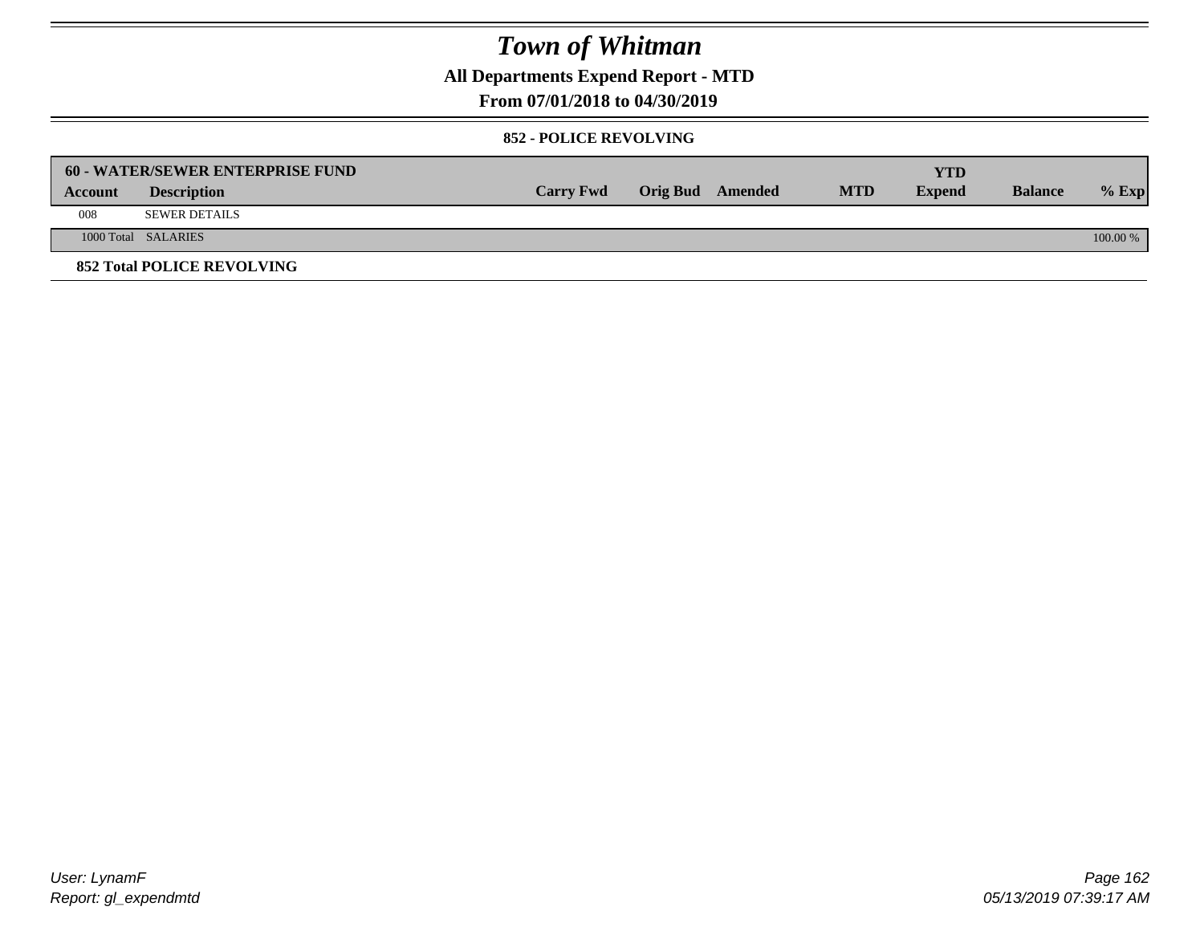# Town of Whitman

## All Departments Expend Report - MTD

## From 07/01/2018 to 04/30/2019

### 852 - POLICE REVOLVING

| 60 - WATER/SEWER ENTERPRISE FUND | | | | | | YTD | | |
|---|---|---|---|---|---|---|---|---|
| Account | Description | Carry Fwd | Orig Bud | Amended | MTD | Expend | Balance | % Exp |
| 008 | SEWER DETAILS | | | | | | | |
| 1000 Total | SALARIES | | | | | | | 100.00 % |
| **852 Total POLICE REVOLVING** | | | | | | | | |

User: LynamF
Report: gl_expendmtd

05/13/2019 07:39:17 AM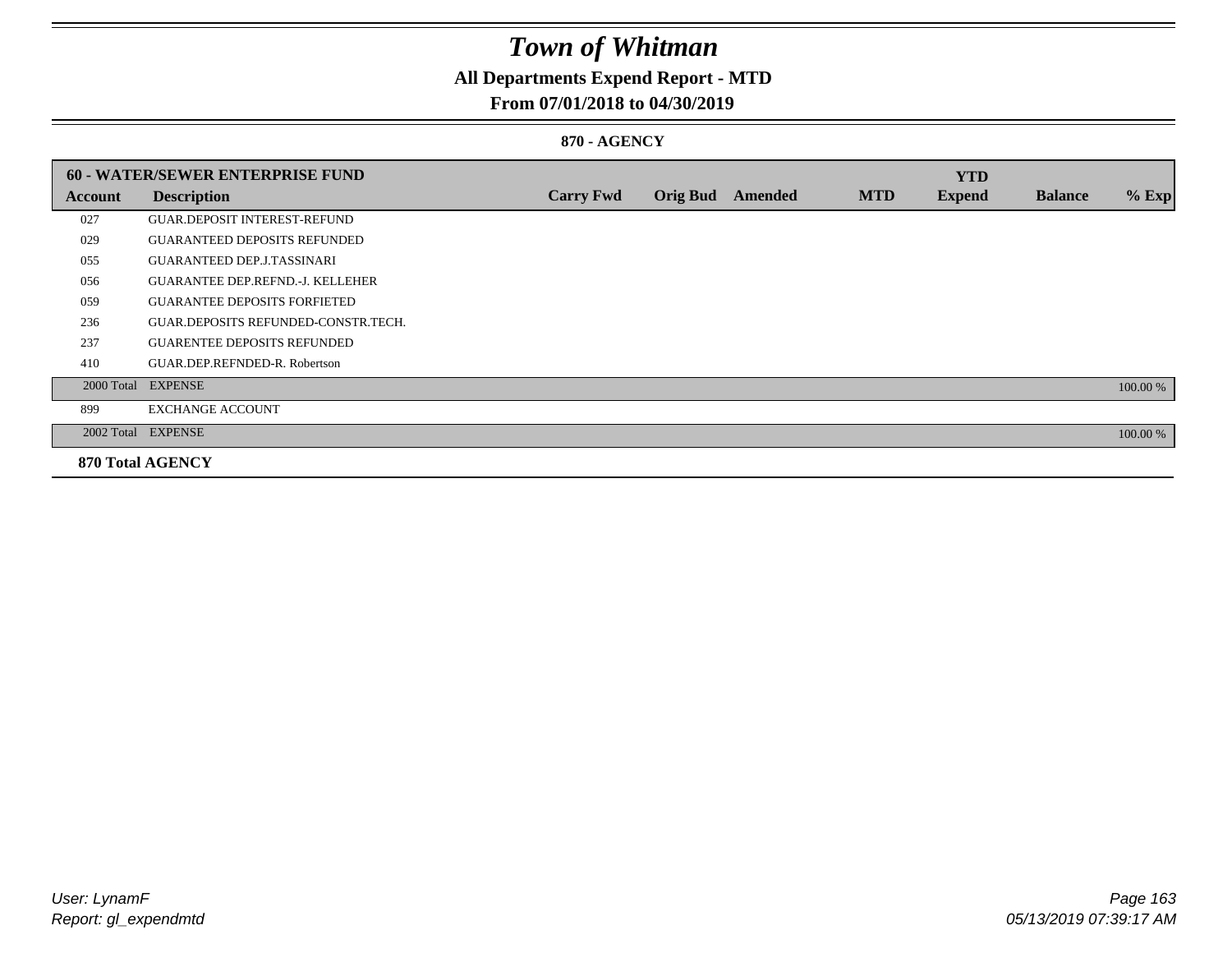# *Town of Whitman*

**All Departments Expend Report - MTD**

**From 07/01/2018 to 04/30/2019**

**870 - AGENCY**

| **60 - WATER/SEWER ENTERPRISE FUND** | | | | | | **YTD** | | |
|---|---|---|---|---|---|---|---|---|
| **Account** | **Description** | **Carry Fwd** | **Orig Bud** | **Amended** | **MTD** | **Expend** | **Balance** | **% Exp** |
| 027 | GUAR.DEPOSIT INTEREST-REFUND | | | | | | | |
| 029 | GUARANTEED DEPOSITS REFUNDED | | | | | | | |
| 055 | GUARANTEED DEP.J.TASSINARI | | | | | | | |
| 056 | GUARANTEE DEP.REFND.-J. KELLEHER | | | | | | | |
| 059 | GUARANTEE DEPOSITS FORFIETED | | | | | | | |
| 236 | GUAR.DEPOSITS REFUNDED-CONSTR.TECH. | | | | | | | |
| 237 | GUARENTEE DEPOSITS REFUNDED | | | | | | | |
| 410 | GUAR.DEP.REFNDED-R. Robertson | | | | | | | |
| 2000 Total | EXPENSE | | | | | | | 100.00 % |
| 899 | EXCHANGE ACCOUNT | | | | | | | |
| 2002 Total | EXPENSE | | | | | | | 100.00 % |
| **870 Total AGENCY** | | | | | | | | |

*User: LynamF*
*Report: gl_expendmtd*

*05/13/2019 07:39:17 AM*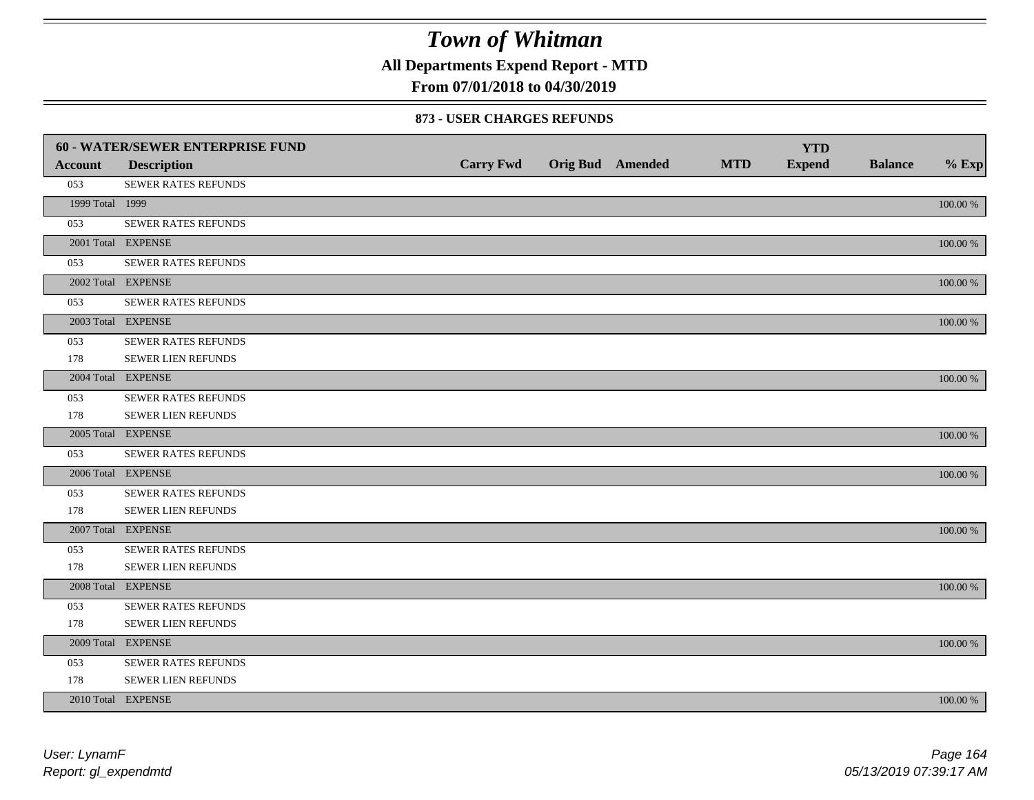# Town of Whitman

**All Departments Expend Report - MTD**

**From 07/01/2018 to 04/30/2019**

### 873 - USER CHARGES REFUNDS

| 60 - WATER/SEWER ENTERPRISE FUND | | | | | | YTD | | |
|---|---|---|---|---|---|---|---|---|
| **Account** | **Description** | **Carry Fwd** | **Orig Bud** | **Amended** | **MTD** | **Expend** | **Balance** | **% Exp** |
| 053 | SEWER RATES REFUNDS | | | | | | | |
| 1999 Total | 1999 | | | | | | | 100.00 % |
| 053 | SEWER RATES REFUNDS | | | | | | | |
| 2001 Total | EXPENSE | | | | | | | 100.00 % |
| 053 | SEWER RATES REFUNDS | | | | | | | |
| 2002 Total | EXPENSE | | | | | | | 100.00 % |
| 053 | SEWER RATES REFUNDS | | | | | | | |
| 2003 Total | EXPENSE | | | | | | | 100.00 % |
| 053 | SEWER RATES REFUNDS | | | | | | | |
| 178 | SEWER LIEN REFUNDS | | | | | | | |
| 2004 Total | EXPENSE | | | | | | | 100.00 % |
| 053 | SEWER RATES REFUNDS | | | | | | | |
| 178 | SEWER LIEN REFUNDS | | | | | | | |
| 2005 Total | EXPENSE | | | | | | | 100.00 % |
| 053 | SEWER RATES REFUNDS | | | | | | | |
| 2006 Total | EXPENSE | | | | | | | 100.00 % |
| 053 | SEWER RATES REFUNDS | | | | | | | |
| 178 | SEWER LIEN REFUNDS | | | | | | | |
| 2007 Total | EXPENSE | | | | | | | 100.00 % |
| 053 | SEWER RATES REFUNDS | | | | | | | |
| 178 | SEWER LIEN REFUNDS | | | | | | | |
| 2008 Total | EXPENSE | | | | | | | 100.00 % |
| 053 | SEWER RATES REFUNDS | | | | | | | |
| 178 | SEWER LIEN REFUNDS | | | | | | | |
| 2009 Total | EXPENSE | | | | | | | 100.00 % |
| 053 | SEWER RATES REFUNDS | | | | | | | |
| 178 | SEWER LIEN REFUNDS | | | | | | | |
| 2010 Total | EXPENSE | | | | | | | 100.00 % |

*User: LynamF*
*Report: gl_expendmtd*

*05/13/2019 07:39:17 AM*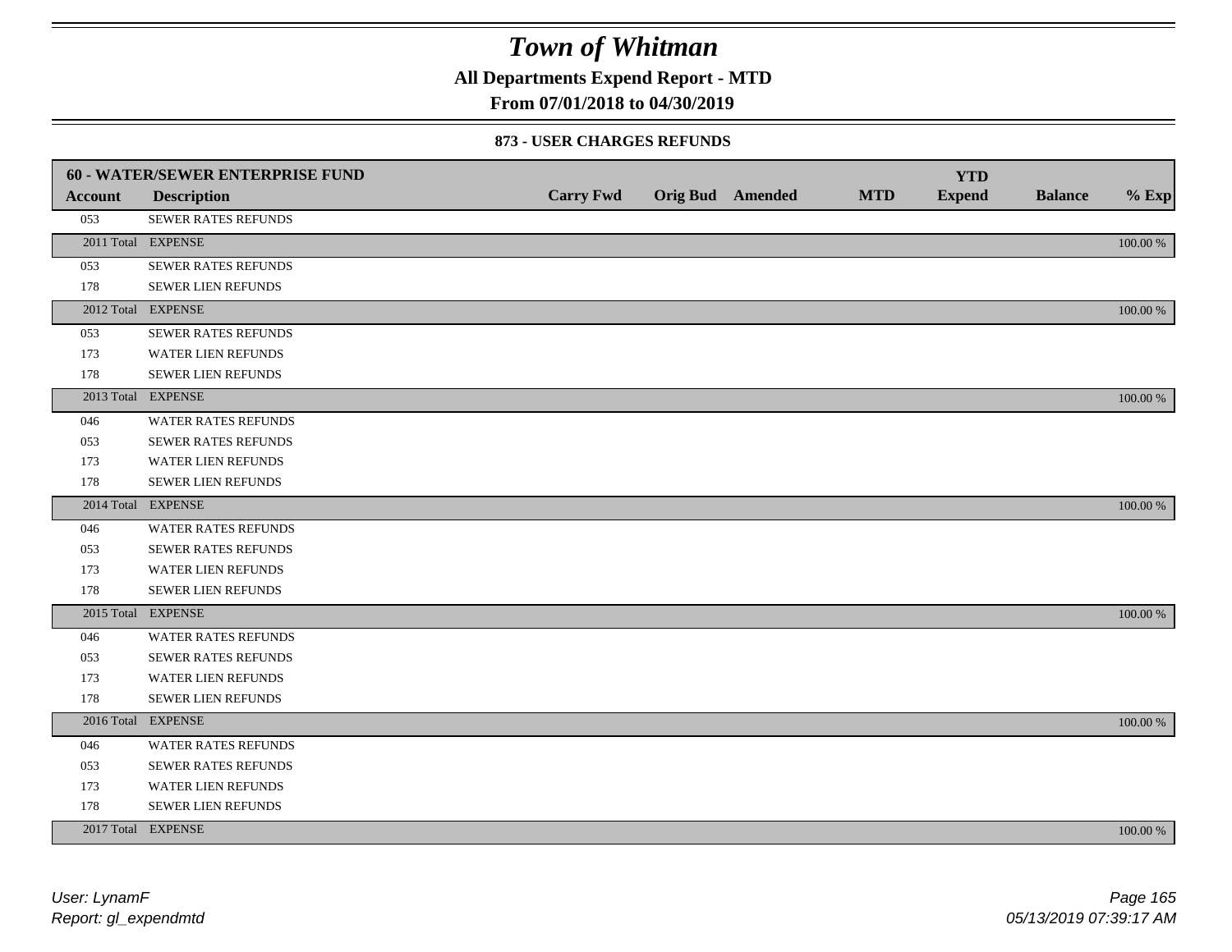# Town of Whitman

**All Departments Expend Report - MTD**

**From 07/01/2018 to 04/30/2019**

**873 - USER CHARGES REFUNDS**

| **60 - WATER/SEWER ENTERPRISE FUND** | | | | | | | | |
|---|---|---|---|---|---|---|---|---|
| **Account** | **Description** | **Carry Fwd** | **Orig Bud** | **Amended** | **MTD** | **YTD Expend** | **Balance** | **% Exp** |
| 053 | SEWER RATES REFUNDS | | | | | | | |
| 2011 Total | EXPENSE | | | | | | | 100.00 % |
| 053 | SEWER RATES REFUNDS | | | | | | | |
| 178 | SEWER LIEN REFUNDS | | | | | | | |
| 2012 Total | EXPENSE | | | | | | | 100.00 % |
| 053 | SEWER RATES REFUNDS | | | | | | | |
| 173 | WATER LIEN REFUNDS | | | | | | | |
| 178 | SEWER LIEN REFUNDS | | | | | | | |
| 2013 Total | EXPENSE | | | | | | | 100.00 % |
| 046 | WATER RATES REFUNDS | | | | | | | |
| 053 | SEWER RATES REFUNDS | | | | | | | |
| 173 | WATER LIEN REFUNDS | | | | | | | |
| 178 | SEWER LIEN REFUNDS | | | | | | | |
| 2014 Total | EXPENSE | | | | | | | 100.00 % |
| 046 | WATER RATES REFUNDS | | | | | | | |
| 053 | SEWER RATES REFUNDS | | | | | | | |
| 173 | WATER LIEN REFUNDS | | | | | | | |
| 178 | SEWER LIEN REFUNDS | | | | | | | |
| 2015 Total | EXPENSE | | | | | | | 100.00 % |
| 046 | WATER RATES REFUNDS | | | | | | | |
| 053 | SEWER RATES REFUNDS | | | | | | | |
| 173 | WATER LIEN REFUNDS | | | | | | | |
| 178 | SEWER LIEN REFUNDS | | | | | | | |
| 2016 Total | EXPENSE | | | | | | | 100.00 % |
| 046 | WATER RATES REFUNDS | | | | | | | |
| 053 | SEWER RATES REFUNDS | | | | | | | |
| 173 | WATER LIEN REFUNDS | | | | | | | |
| 178 | SEWER LIEN REFUNDS | | | | | | | |
| 2017 Total | EXPENSE | | | | | | | 100.00 % |

*User: LynamF*
*Report: gl_expendmtd*

*05/13/2019 07:39:17 AM*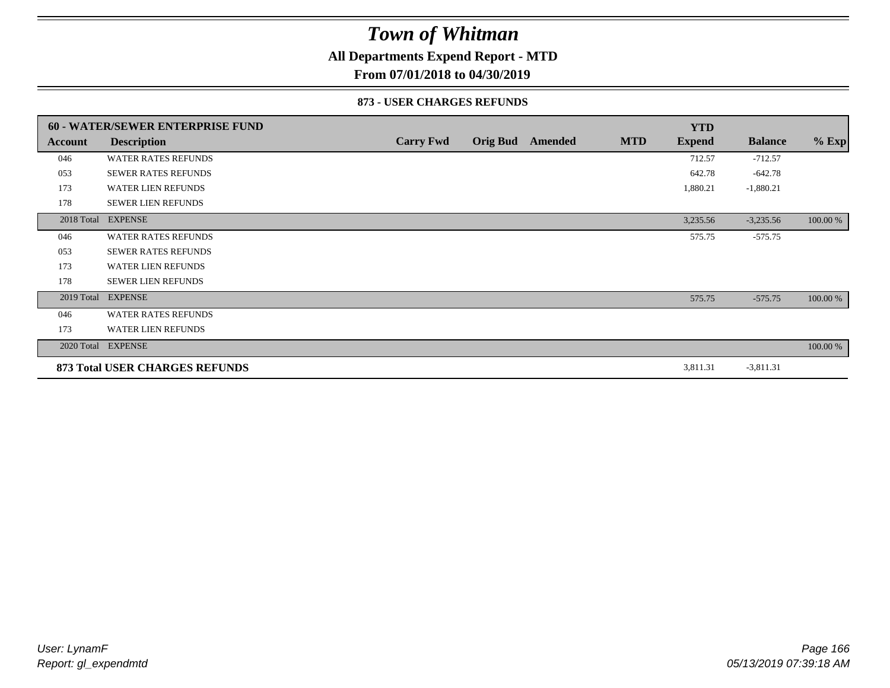# Town of Whitman

**All Departments Expend Report - MTD**

**From 07/01/2018 to 04/30/2019**

**873 - USER CHARGES REFUNDS**

| 60 - WATER/SEWER ENTERPRISE FUND | | | | | | YTD | | |
|---|---|---|---|---|---|---|---|---|
| **Account** | **Description** | **Carry Fwd** | **Orig Bud** | **Amended** | **MTD** | **Expend** | **Balance** | **% Exp** |
| 046 | WATER RATES REFUNDS | | | | | 712.57 | -712.57 | |
| 053 | SEWER RATES REFUNDS | | | | | 642.78 | -642.78 | |
| 173 | WATER LIEN REFUNDS | | | | | 1,880.21 | -1,880.21 | |
| 178 | SEWER LIEN REFUNDS | | | | | | | |
| 2018 Total | EXPENSE | | | | | 3,235.56 | -3,235.56 | 100.00 % |
| 046 | WATER RATES REFUNDS | | | | | 575.75 | -575.75 | |
| 053 | SEWER RATES REFUNDS | | | | | | | |
| 173 | WATER LIEN REFUNDS | | | | | | | |
| 178 | SEWER LIEN REFUNDS | | | | | | | |
| 2019 Total | EXPENSE | | | | | 575.75 | -575.75 | 100.00 % |
| 046 | WATER RATES REFUNDS | | | | | | | |
| 173 | WATER LIEN REFUNDS | | | | | | | |
| 2020 Total | EXPENSE | | | | | | | 100.00 % |
| **873 Total USER CHARGES REFUNDS** | | | | | | 3,811.31 | -3,811.31 | |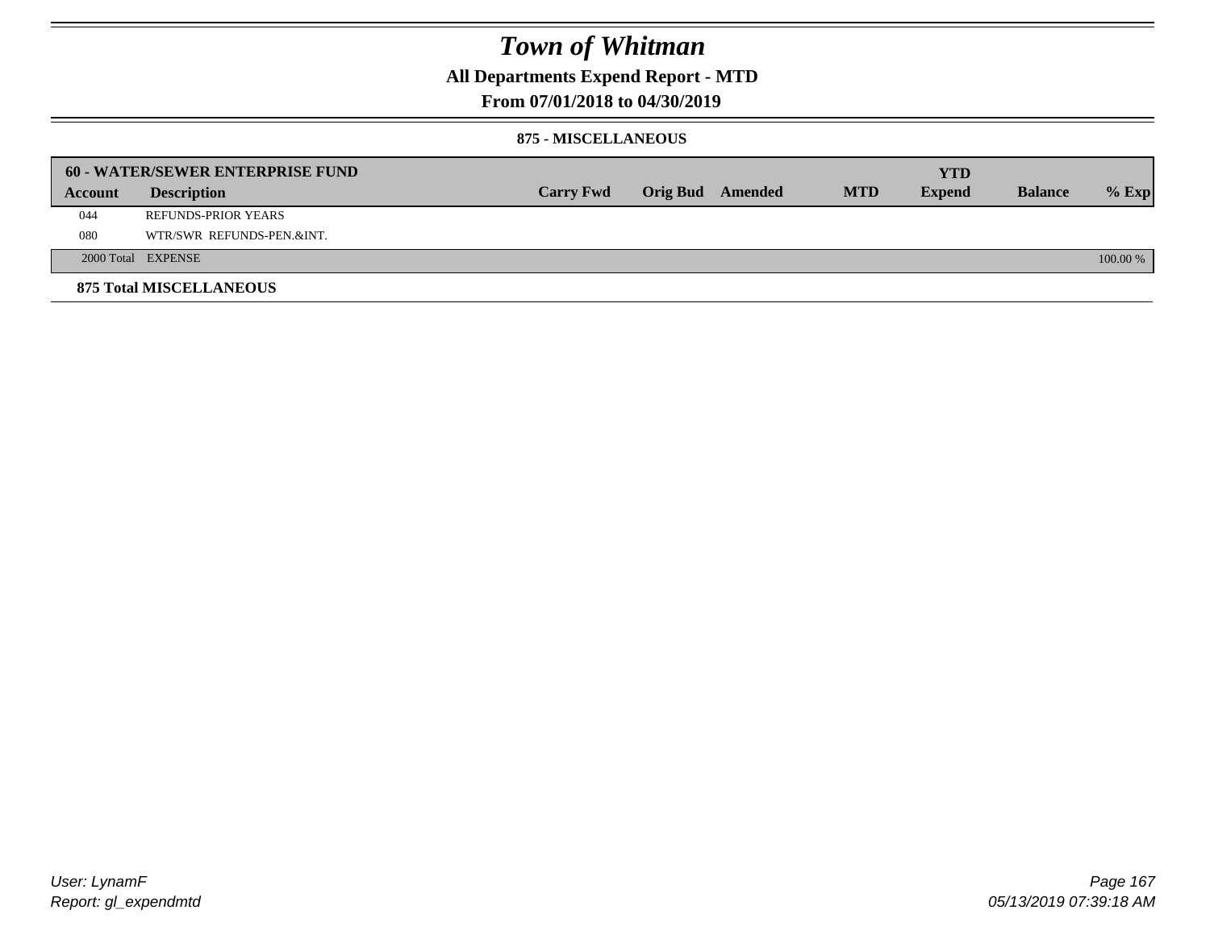# Town of Whitman

## All Departments Expend Report - MTD

### From 07/01/2018 to 04/30/2019

#### 875 - MISCELLANEOUS

| 60 - WATER/SEWER ENTERPRISE FUND | | | | | | YTD | | |
|---|---|---|---|---|---|---|---|---|
| **Account** | **Description** | **Carry Fwd** | **Orig Bud** | **Amended** | **MTD** | **Expend** | **Balance** | **% Exp** |
| 044 | REFUNDS-PRIOR YEARS | | | | | | | |
| 080 | WTR/SWR REFUNDS-PEN.&INT. | | | | | | | |
| 2000 Total | EXPENSE | | | | | | | 100.00 % |

**875 Total MISCELLANEOUS**

User: LynamF
Report: gl_expendmtd

05/13/2019 07:39:18 AM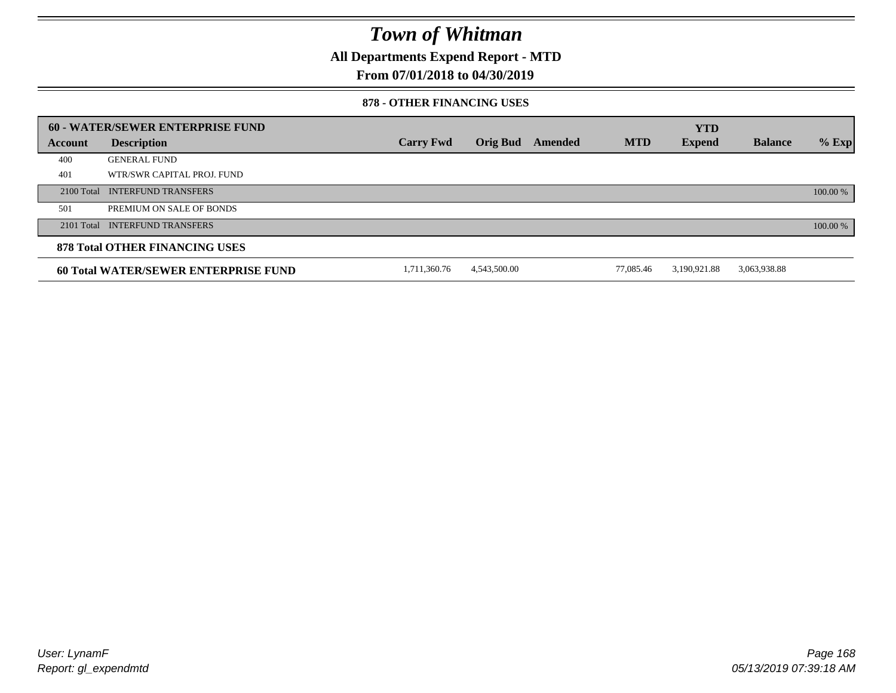# Town of Whitman

## All Departments Expend Report - MTD

## From 07/01/2018 to 04/30/2019

### 878 - OTHER FINANCING USES

| **60 - WATER/SEWER ENTERPRISE FUND** | | | | | | | | |
|---|---|---|---|---|---|---|---|---|
| **Account** | **Description** | **Carry Fwd** | **Orig Bud** | **Amended** | **MTD** | **YTD Expend** | **Balance** | **% Exp** |
| 400 | GENERAL FUND | | | | | | | |
| 401 | WTR/SWR CAPITAL PROJ. FUND | | | | | | | |
| 2100 Total | INTERFUND TRANSFERS | | | | | | | 100.00 % |
| 501 | PREMIUM ON SALE OF BONDS | | | | | | | |
| 2101 Total | INTERFUND TRANSFERS | | | | | | | 100.00 % |
| **878 Total OTHER FINANCING USES** | | | | | | | | |
| **60 Total WATER/SEWER ENTERPRISE FUND** | | 1,711,360.76 | 4,543,500.00 | | 77,085.46 | 3,190,921.88 | 3,063,938.88 | |

User: LynamF
Report: gl_expendmtd

05/13/2019 07:39:18 AM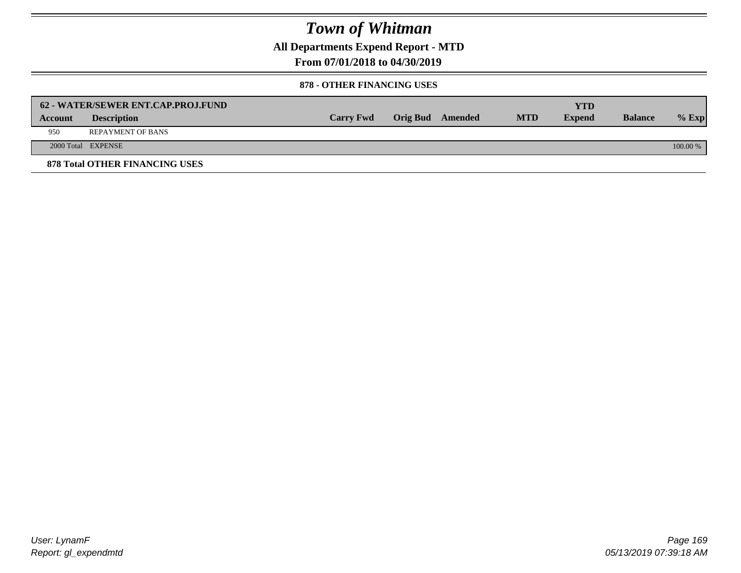# Town of Whitman

**All Departments Expend Report - MTD**

**From 07/01/2018 to 04/30/2019**

**878 - OTHER FINANCING USES**

| 62 - WATER/SEWER ENT.CAP.PROJ.FUND | | | | | | YTD | | |
|---|---|---|---|---|---|---|---|---|
| **Account** | **Description** | **Carry Fwd** | **Orig Bud** | **Amended** | **MTD** | **Expend** | **Balance** | **% Exp** |
| 950 | REPAYMENT OF BANS | | | | | | | |
| 2000 Total | EXPENSE | | | | | | | 100.00 % |

**878 Total OTHER FINANCING USES**

*User: LynamF*
*Report: gl_expendmtd*

*05/13/2019 07:39:18 AM*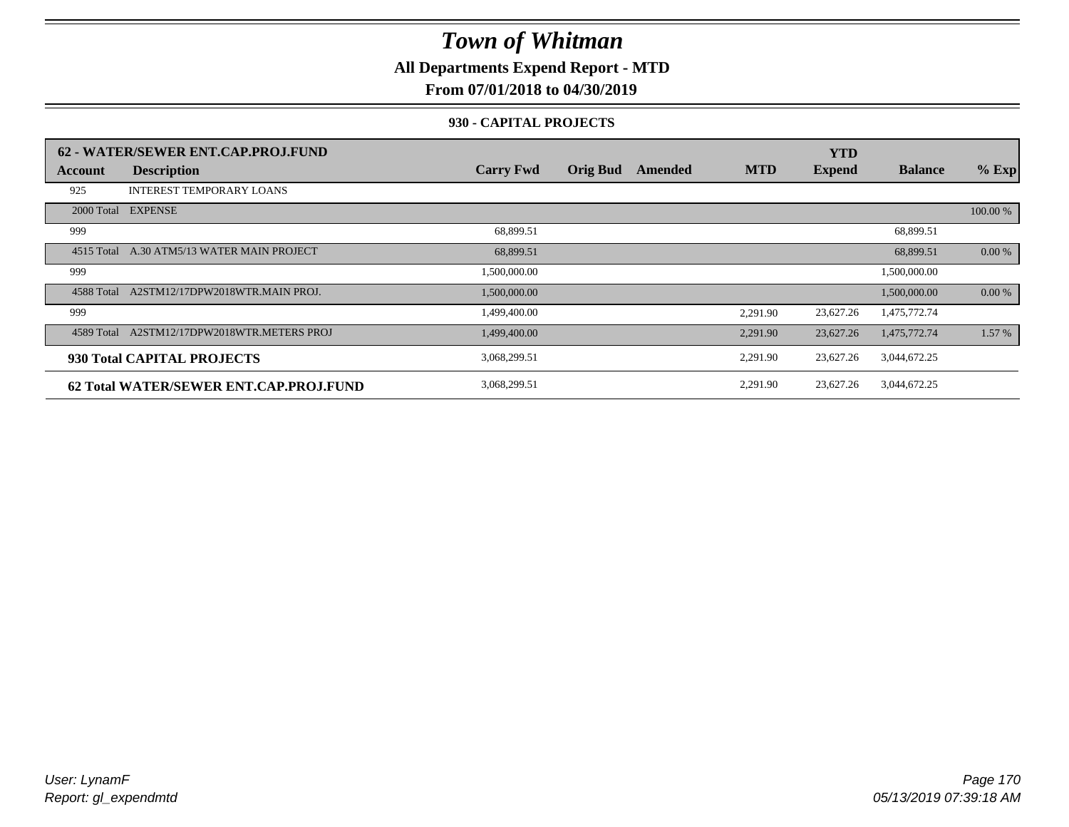# Town of Whitman

**All Departments Expend Report - MTD**

**From 07/01/2018 to 04/30/2019**

**930 - CAPITAL PROJECTS**

| 62 - WATER/SEWER ENT.CAP.PROJ.FUND | | | | | | YTD | | |
|---|---|---|---|---|---|---|---|---|
| **Account** | **Description** | **Carry Fwd** | **Orig Bud** | **Amended** | **MTD** | **Expend** | **Balance** | **% Exp** |
| 925 | INTEREST TEMPORARY LOANS | | | | | | | |
| 2000 Total | EXPENSE | | | | | | | 100.00 % |
| 999 | | 68,899.51 | | | | | 68,899.51 | |
| 4515 Total | A.30 ATM5/13 WATER MAIN PROJECT | 68,899.51 | | | | | 68,899.51 | 0.00 % |
| 999 | | 1,500,000.00 | | | | | 1,500,000.00 | |
| 4588 Total | A2STM12/17DPW2018WTR.MAIN PROJ. | 1,500,000.00 | | | | | 1,500,000.00 | 0.00 % |
| 999 | | 1,499,400.00 | | | 2,291.90 | 23,627.26 | 1,475,772.74 | |
| 4589 Total | A2STM12/17DPW2018WTR.METERS PROJ | 1,499,400.00 | | | 2,291.90 | 23,627.26 | 1,475,772.74 | 1.57 % |
| **930 Total CAPITAL PROJECTS** | | 3,068,299.51 | | | 2,291.90 | 23,627.26 | 3,044,672.25 | |
| **62 Total WATER/SEWER ENT.CAP.PROJ.FUND** | | 3,068,299.51 | | | 2,291.90 | 23,627.26 | 3,044,672.25 | |

*User: LynamF*

*Report: gl_expendmtd*

*05/13/2019 07:39:18 AM*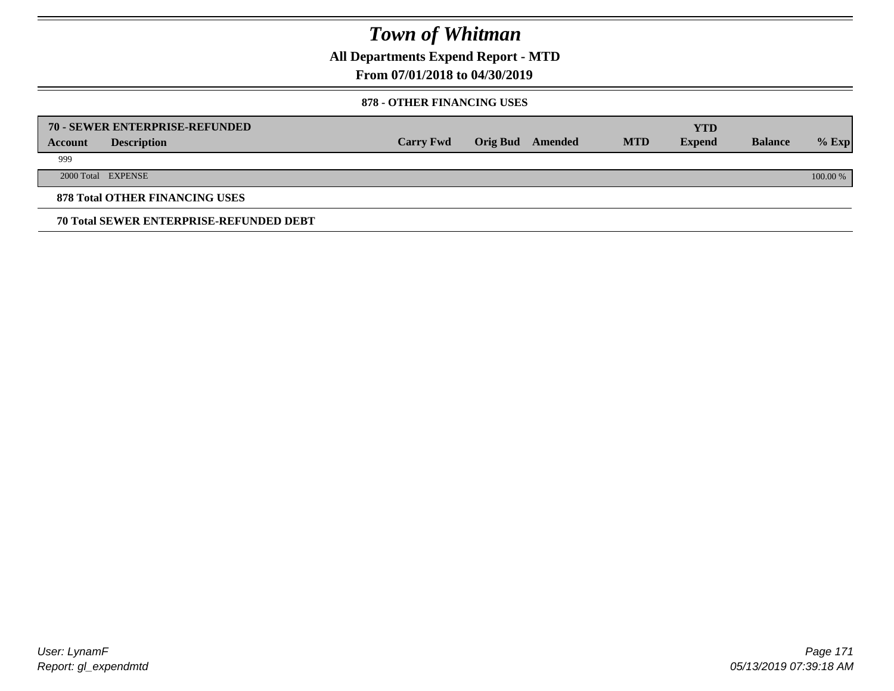# Town of Whitman

## All Departments Expend Report - MTD

### From 07/01/2018 to 04/30/2019

#### 878 - OTHER FINANCING USES

| 70 - SEWER ENTERPRISE-REFUNDED | | | | | | | YTD | | |
|---|---|---|---|---|---|---|---|---|---|
| **Account** | **Description** | **Carry Fwd** | **Orig Bud** | **Amended** | **MTD** | | **Expend** | **Balance** | **% Exp** |
| 999 | | | | | | | | | |
| 2000 Total | EXPENSE | | | | | | | | 100.00 % |

**878 Total OTHER FINANCING USES**

**70 Total SEWER ENTERPRISE-REFUNDED DEBT**

User: LynamF

Report: gl_expendmtd

05/13/2019 07:39:18 AM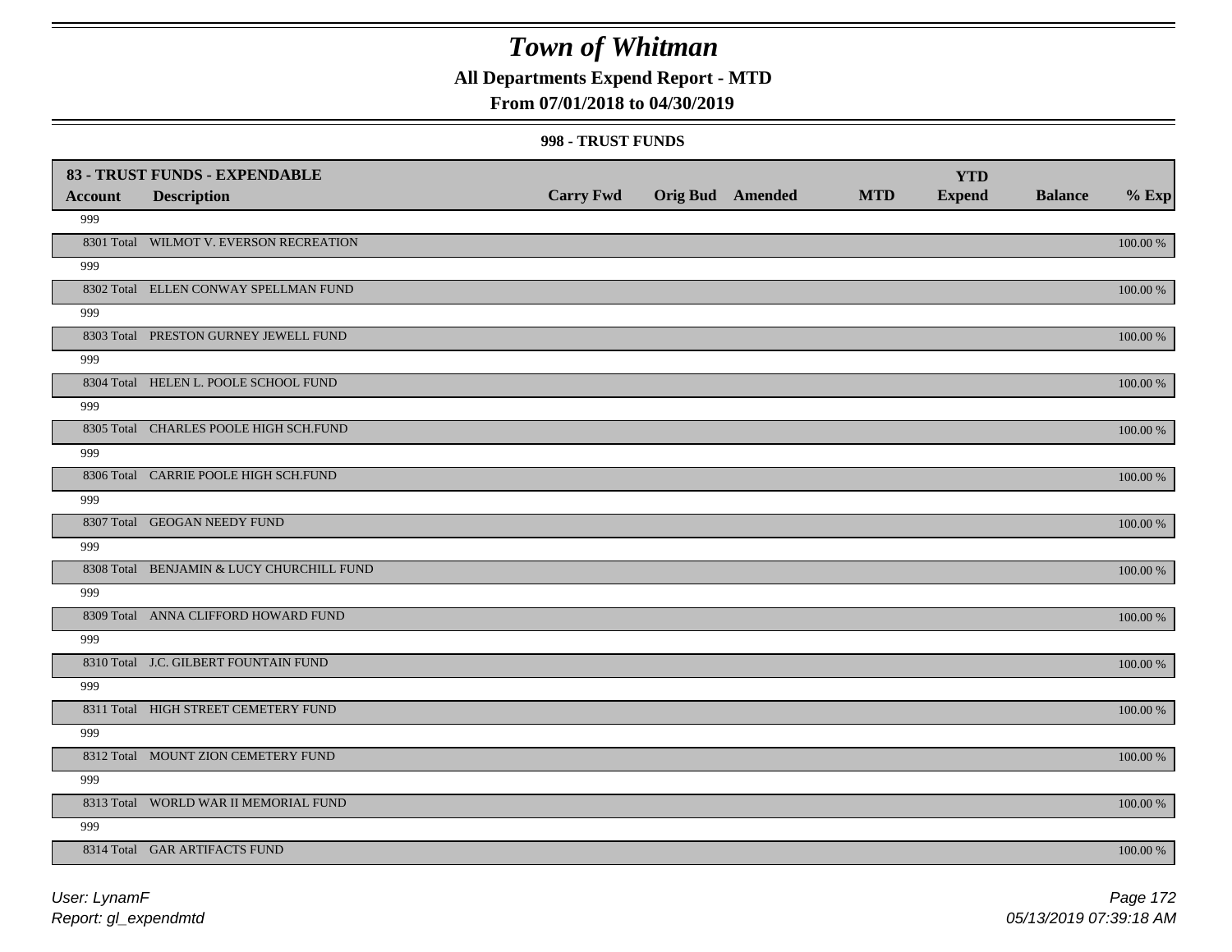# Town of Whitman

**All Departments Expend Report - MTD**

**From 07/01/2018 to 04/30/2019**

**998 - TRUST FUNDS**

| Account | Description | Carry Fwd | Orig Bud | Amended | MTD | YTD Expend | Balance | % Exp |
|---|---|---|---|---|---|---|---|---|
| **83 - TRUST FUNDS - EXPENDABLE** | | | | | | | | |
| 999 | | | | | | | | |
| 8301 Total | WILMOT V. EVERSON RECREATION | | | | | | | 100.00 % |
| 999 | | | | | | | | |
| 8302 Total | ELLEN CONWAY SPELLMAN FUND | | | | | | | 100.00 % |
| 999 | | | | | | | | |
| 8303 Total | PRESTON GURNEY JEWELL FUND | | | | | | | 100.00 % |
| 999 | | | | | | | | |
| 8304 Total | HELEN L. POOLE SCHOOL FUND | | | | | | | 100.00 % |
| 999 | | | | | | | | |
| 8305 Total | CHARLES POOLE HIGH SCH.FUND | | | | | | | 100.00 % |
| 999 | | | | | | | | |
| 8306 Total | CARRIE POOLE HIGH SCH.FUND | | | | | | | 100.00 % |
| 999 | | | | | | | | |
| 8307 Total | GEOGAN NEEDY FUND | | | | | | | 100.00 % |
| 999 | | | | | | | | |
| 8308 Total | BENJAMIN & LUCY CHURCHILL FUND | | | | | | | 100.00 % |
| 999 | | | | | | | | |
| 8309 Total | ANNA CLIFFORD HOWARD FUND | | | | | | | 100.00 % |
| 999 | | | | | | | | |
| 8310 Total | J.C. GILBERT FOUNTAIN FUND | | | | | | | 100.00 % |
| 999 | | | | | | | | |
| 8311 Total | HIGH STREET CEMETERY FUND | | | | | | | 100.00 % |
| 999 | | | | | | | | |
| 8312 Total | MOUNT ZION CEMETERY FUND | | | | | | | 100.00 % |
| 999 | | | | | | | | |
| 8313 Total | WORLD WAR II MEMORIAL FUND | | | | | | | 100.00 % |
| 999 | | | | | | | | |
| 8314 Total | GAR ARTIFACTS FUND | | | | | | | 100.00 % |

User: LynamF
Report: gl_expendmtd

05/13/2019 07:39:18 AM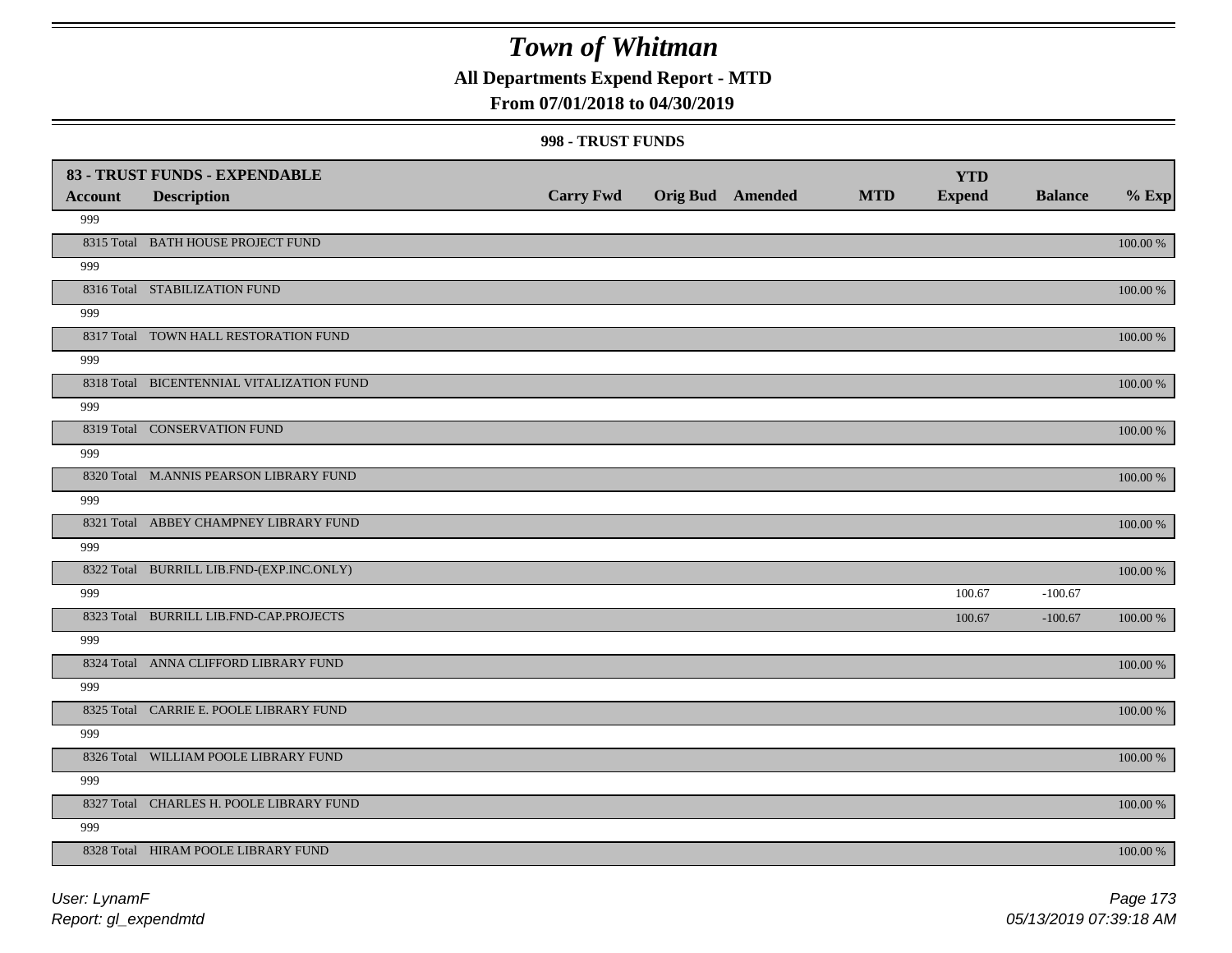# Town of Whitman

## All Departments Expend Report - MTD

### From 07/01/2018 to 04/30/2019

#### 998 - TRUST FUNDS

| 83 - TRUST FUNDS - EXPENDABLE<br>Account | Description | Carry Fwd | Orig Bud | Amended | MTD | YTD Expend | Balance | % Exp |
|---|---|---|---|---|---|---|---|---|
| 999 | | | | | | | | |
| 8315 Total | BATH HOUSE PROJECT FUND | | | | | | | 100.00 % |
| 999 | | | | | | | | |
| 8316 Total | STABILIZATION FUND | | | | | | | 100.00 % |
| 999 | | | | | | | | |
| 8317 Total | TOWN HALL RESTORATION FUND | | | | | | | 100.00 % |
| 999 | | | | | | | | |
| 8318 Total | BICENTENNIAL VITALIZATION FUND | | | | | | | 100.00 % |
| 999 | | | | | | | | |
| 8319 Total | CONSERVATION FUND | | | | | | | 100.00 % |
| 999 | | | | | | | | |
| 8320 Total | M.ANNIS PEARSON LIBRARY FUND | | | | | | | 100.00 % |
| 999 | | | | | | | | |
| 8321 Total | ABBEY CHAMPNEY LIBRARY FUND | | | | | | | 100.00 % |
| 999 | | | | | | | | |
| 8322 Total | BURRILL LIB.FND-(EXP.INC.ONLY) | | | | | | | 100.00 % |
| 999 | | | | | | 100.67 | -100.67 | |
| 8323 Total | BURRILL LIB.FND-CAP.PROJECTS | | | | | 100.67 | -100.67 | 100.00 % |
| 999 | | | | | | | | |
| 8324 Total | ANNA CLIFFORD LIBRARY FUND | | | | | | | 100.00 % |
| 999 | | | | | | | | |
| 8325 Total | CARRIE E. POOLE LIBRARY FUND | | | | | | | 100.00 % |
| 999 | | | | | | | | |
| 8326 Total | WILLIAM POOLE LIBRARY FUND | | | | | | | 100.00 % |
| 999 | | | | | | | | |
| 8327 Total | CHARLES H. POOLE LIBRARY FUND | | | | | | | 100.00 % |
| 999 | | | | | | | | |
| 8328 Total | HIRAM POOLE LIBRARY FUND | | | | | | | 100.00 % |

User: LynamF
Report: gl_expendmtd

05/13/2019 07:39:18 AM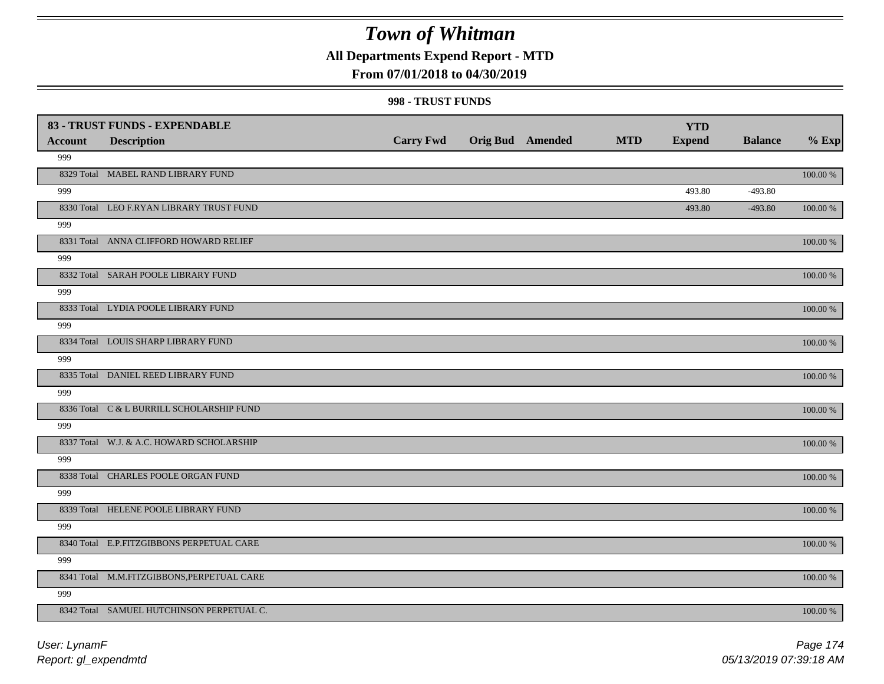# Town of Whitman

## All Departments Expend Report - MTD

### From 07/01/2018 to 04/30/2019

#### 998 - TRUST FUNDS

| Account | Description | Carry Fwd | Orig Bud | Amended | MTD | YTD Expend | Balance | % Exp |
|---|---|---|---|---|---|---|---|---|
| **83 - TRUST FUNDS - EXPENDABLE** | | | | | | | | |
| 999 | | | | | | | | |
| 8329 Total | MABEL RAND LIBRARY FUND | | | | | | | 100.00 % |
| 999 | | | | | | 493.80 | -493.80 | |
| 8330 Total | LEO F.RYAN LIBRARY TRUST FUND | | | | | 493.80 | -493.80 | 100.00 % |
| 999 | | | | | | | | |
| 8331 Total | ANNA CLIFFORD HOWARD RELIEF | | | | | | | 100.00 % |
| 999 | | | | | | | | |
| 8332 Total | SARAH POOLE LIBRARY FUND | | | | | | | 100.00 % |
| 999 | | | | | | | | |
| 8333 Total | LYDIA POOLE LIBRARY FUND | | | | | | | 100.00 % |
| 999 | | | | | | | | |
| 8334 Total | LOUIS SHARP LIBRARY FUND | | | | | | | 100.00 % |
| 999 | | | | | | | | |
| 8335 Total | DANIEL REED LIBRARY FUND | | | | | | | 100.00 % |
| 999 | | | | | | | | |
| 8336 Total | C & L BURRILL SCHOLARSHIP FUND | | | | | | | 100.00 % |
| 999 | | | | | | | | |
| 8337 Total | W.J. & A.C. HOWARD SCHOLARSHIP | | | | | | | 100.00 % |
| 999 | | | | | | | | |
| 8338 Total | CHARLES POOLE ORGAN FUND | | | | | | | 100.00 % |
| 999 | | | | | | | | |
| 8339 Total | HELENE POOLE LIBRARY FUND | | | | | | | 100.00 % |
| 999 | | | | | | | | |
| 8340 Total | E.P.FITZGIBBONS PERPETUAL CARE | | | | | | | 100.00 % |
| 999 | | | | | | | | |
| 8341 Total | M.M.FITZGIBBONS,PERPETUAL CARE | | | | | | | 100.00 % |
| 999 | | | | | | | | |
| 8342 Total | SAMUEL HUTCHINSON PERPETUAL C. | | | | | | | 100.00 % |

*User: LynamF*
*Report: gl_expendmtd*
*05/13/2019 07:39:18 AM*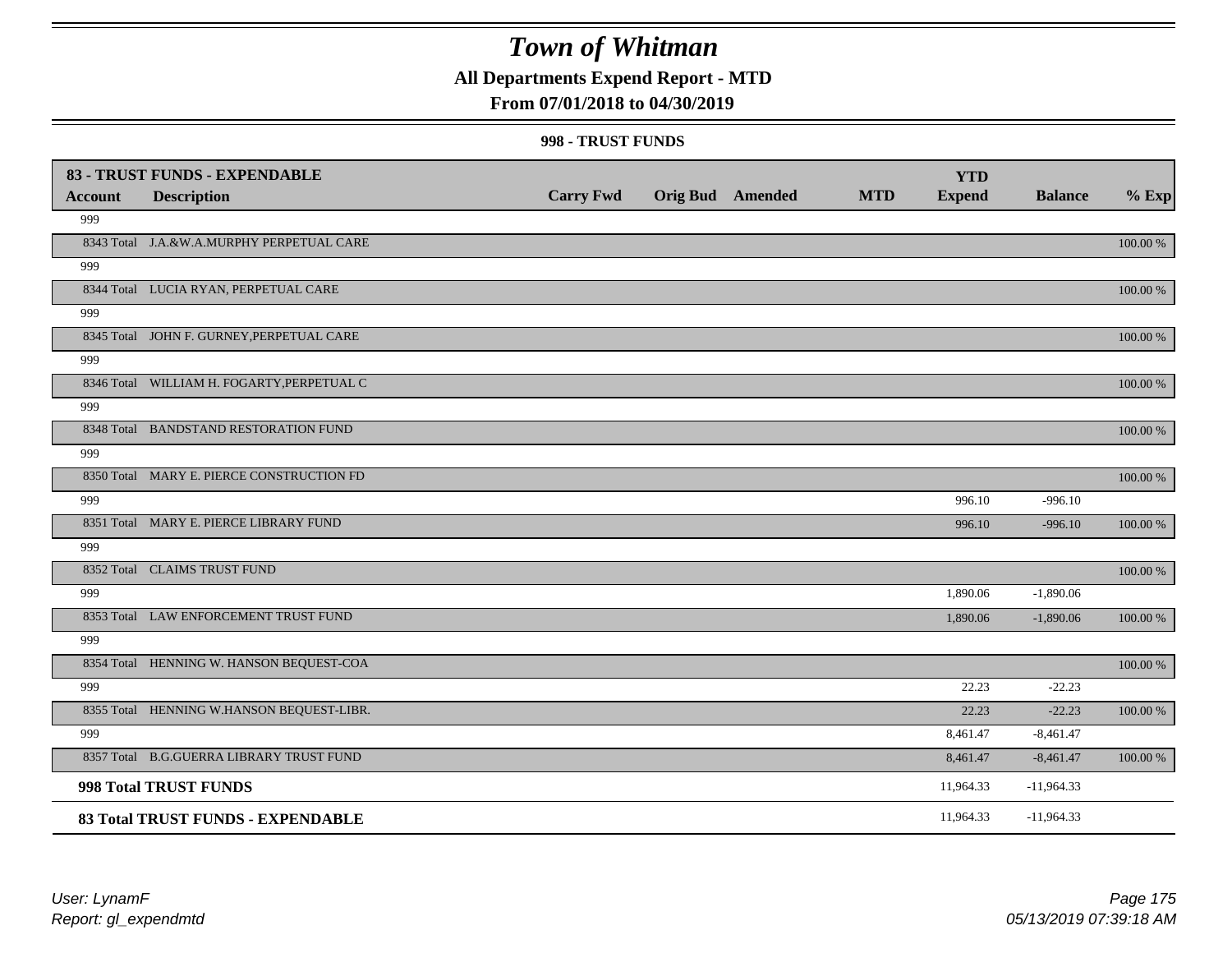# Town of Whitman

## All Departments Expend Report - MTD

### From 07/01/2018 to 04/30/2019

#### 998 - TRUST FUNDS

| 83 - TRUST FUNDS - EXPENDABLE | | | | | | | | |
|---|---|---|---|---|---|---|---|---|
| **Account** | **Description** | **Carry Fwd** | **Orig Bud** | **Amended** | **MTD** | **YTD Expend** | **Balance** | **% Exp** |
| 999 | | | | | | | | |
| 8343 Total | J.A.&W.A.MURPHY PERPETUAL CARE | | | | | | | 100.00 % |
| 999 | | | | | | | | |
| 8344 Total | LUCIA RYAN, PERPETUAL CARE | | | | | | | 100.00 % |
| 999 | | | | | | | | |
| 8345 Total | JOHN F. GURNEY,PERPETUAL CARE | | | | | | | 100.00 % |
| 999 | | | | | | | | |
| 8346 Total | WILLIAM H. FOGARTY,PERPETUAL C | | | | | | | 100.00 % |
| 999 | | | | | | | | |
| 8348 Total | BANDSTAND RESTORATION FUND | | | | | | | 100.00 % |
| 999 | | | | | | | | |
| 8350 Total | MARY E. PIERCE CONSTRUCTION FD | | | | | | | 100.00 % |
| 999 | | | | | | 996.10 | -996.10 | |
| 8351 Total | MARY E. PIERCE LIBRARY FUND | | | | | 996.10 | -996.10 | 100.00 % |
| 999 | | | | | | | | |
| 8352 Total | CLAIMS TRUST FUND | | | | | | | 100.00 % |
| 999 | | | | | | 1,890.06 | -1,890.06 | |
| 8353 Total | LAW ENFORCEMENT TRUST FUND | | | | | 1,890.06 | -1,890.06 | 100.00 % |
| 999 | | | | | | | | |
| 8354 Total | HENNING W. HANSON BEQUEST-COA | | | | | | | 100.00 % |
| 999 | | | | | | 22.23 | -22.23 | |
| 8355 Total | HENNING W.HANSON BEQUEST-LIBR. | | | | | 22.23 | -22.23 | 100.00 % |
| 999 | | | | | | 8,461.47 | -8,461.47 | |
| 8357 Total | B.G.GUERRA LIBRARY TRUST FUND | | | | | 8,461.47 | -8,461.47 | 100.00 % |
| **998 Total TRUST FUNDS** | | | | | | 11,964.33 | -11,964.33 | |
| **83 Total TRUST FUNDS - EXPENDABLE** | | | | | | 11,964.33 | -11,964.33 | |

*User: LynamF*
*Report: gl_expendmtd*

*05/13/2019 07:39:18 AM*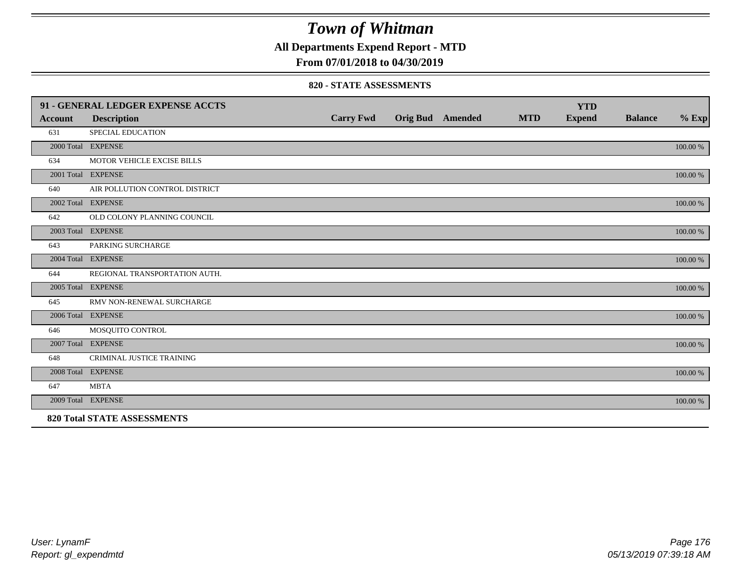# Town of Whitman

**All Departments Expend Report - MTD**

**From 07/01/2018 to 04/30/2019**

**820 - STATE ASSESSMENTS**

| 91 - GENERAL LEDGER EXPENSE ACCTS | | | | | | YTD | | |
|---|---|---|---|---|---|---|---|---|
| **Account** | **Description** | **Carry Fwd** | **Orig Bud** | **Amended** | **MTD** | **Expend** | **Balance** | **% Exp** |
| 631 | SPECIAL EDUCATION | | | | | | | |
| 2000 Total | EXPENSE | | | | | | | 100.00 % |
| 634 | MOTOR VEHICLE EXCISE BILLS | | | | | | | |
| 2001 Total | EXPENSE | | | | | | | 100.00 % |
| 640 | AIR POLLUTION CONTROL DISTRICT | | | | | | | |
| 2002 Total | EXPENSE | | | | | | | 100.00 % |
| 642 | OLD COLONY PLANNING COUNCIL | | | | | | | |
| 2003 Total | EXPENSE | | | | | | | 100.00 % |
| 643 | PARKING SURCHARGE | | | | | | | |
| 2004 Total | EXPENSE | | | | | | | 100.00 % |
| 644 | REGIONAL TRANSPORTATION AUTH. | | | | | | | |
| 2005 Total | EXPENSE | | | | | | | 100.00 % |
| 645 | RMV NON-RENEWAL SURCHARGE | | | | | | | |
| 2006 Total | EXPENSE | | | | | | | 100.00 % |
| 646 | MOSQUITO CONTROL | | | | | | | |
| 2007 Total | EXPENSE | | | | | | | 100.00 % |
| 648 | CRIMINAL JUSTICE TRAINING | | | | | | | |
| 2008 Total | EXPENSE | | | | | | | 100.00 % |
| 647 | MBTA | | | | | | | |
| 2009 Total | EXPENSE | | | | | | | 100.00 % |
| **820 Total STATE ASSESSMENTS** | | | | | | | | |

*User: LynamF*
*Report: gl_expendmtd*

*05/13/2019 07:39:18 AM*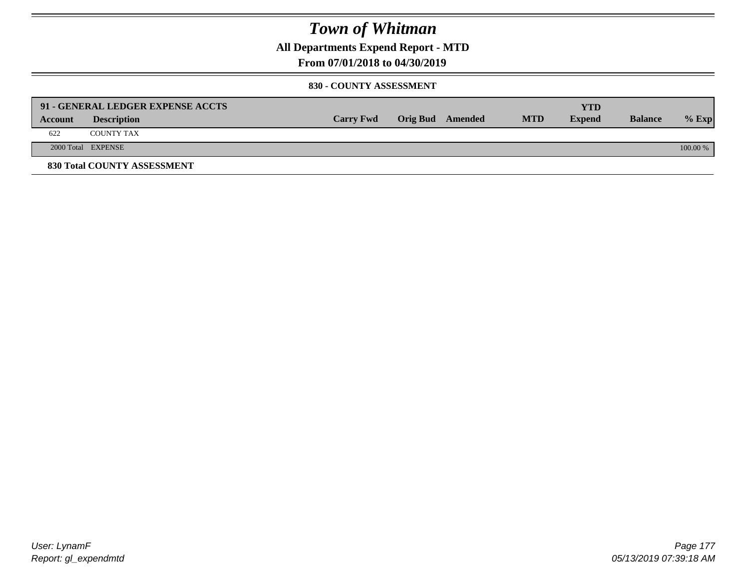# Town of Whitman

## All Departments Expend Report - MTD

### From 07/01/2018 to 04/30/2019

#### 830 - COUNTY ASSESSMENT

| 91 - GENERAL LEDGER EXPENSE ACCTS | | | | | | YTD | | |
|---|---|---|---|---|---|---|---|---|
| **Account** | **Description** | **Carry Fwd** | **Orig Bud** | **Amended** | **MTD** | **Expend** | **Balance** | **% Exp** |
| 622 | COUNTY TAX | | | | | | | |
| 2000 Total | EXPENSE | | | | | | | 100.00 % |

**830 Total COUNTY ASSESSMENT**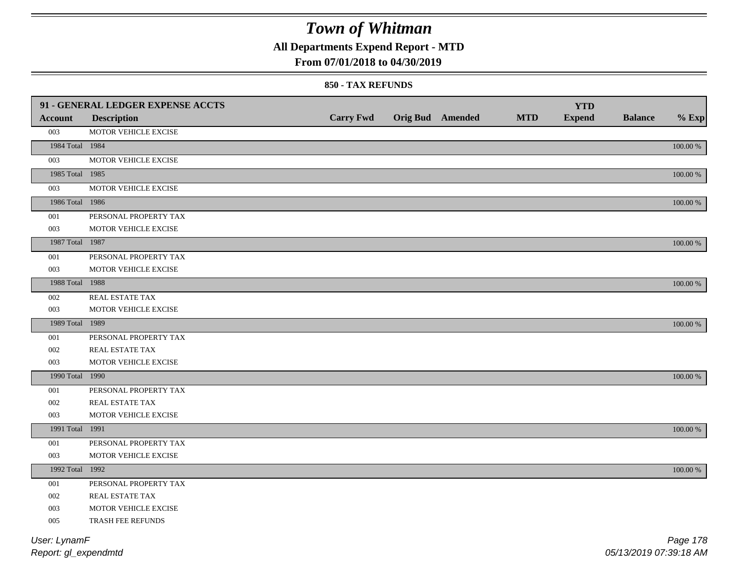# Town of Whitman

## All Departments Expend Report - MTD

### From 07/01/2018 to 04/30/2019

#### 850 - TAX REFUNDS

| 91 - GENERAL LEDGER EXPENSE ACCTS | | | | | | | | |
|---|---|---|---|---|---|---|---|---|
| **Account** | **Description** | **Carry Fwd** | **Orig Bud** | **Amended** | **MTD** | **YTD Expend** | **Balance** | **% Exp** |
| 003 | MOTOR VEHICLE EXCISE | | | | | | | |
| 1984 Total | 1984 | | | | | | | 100.00 % |
| 003 | MOTOR VEHICLE EXCISE | | | | | | | |
| 1985 Total | 1985 | | | | | | | 100.00 % |
| 003 | MOTOR VEHICLE EXCISE | | | | | | | |
| 1986 Total | 1986 | | | | | | | 100.00 % |
| 001 | PERSONAL PROPERTY TAX | | | | | | | |
| 003 | MOTOR VEHICLE EXCISE | | | | | | | |
| 1987 Total | 1987 | | | | | | | 100.00 % |
| 001 | PERSONAL PROPERTY TAX | | | | | | | |
| 003 | MOTOR VEHICLE EXCISE | | | | | | | |
| 1988 Total | 1988 | | | | | | | 100.00 % |
| 002 | REAL ESTATE TAX | | | | | | | |
| 003 | MOTOR VEHICLE EXCISE | | | | | | | |
| 1989 Total | 1989 | | | | | | | 100.00 % |
| 001 | PERSONAL PROPERTY TAX | | | | | | | |
| 002 | REAL ESTATE TAX | | | | | | | |
| 003 | MOTOR VEHICLE EXCISE | | | | | | | |
| 1990 Total | 1990 | | | | | | | 100.00 % |
| 001 | PERSONAL PROPERTY TAX | | | | | | | |
| 002 | REAL ESTATE TAX | | | | | | | |
| 003 | MOTOR VEHICLE EXCISE | | | | | | | |
| 1991 Total | 1991 | | | | | | | 100.00 % |
| 001 | PERSONAL PROPERTY TAX | | | | | | | |
| 003 | MOTOR VEHICLE EXCISE | | | | | | | |
| 1992 Total | 1992 | | | | | | | 100.00 % |
| 001 | PERSONAL PROPERTY TAX | | | | | | | |
| 002 | REAL ESTATE TAX | | | | | | | |
| 003 | MOTOR VEHICLE EXCISE | | | | | | | |
| 005 | TRASH FEE REFUNDS | | | | | | | |

*User: LynamF*

*Report: gl_expendmtd*

*05/13/2019 07:39:18 AM*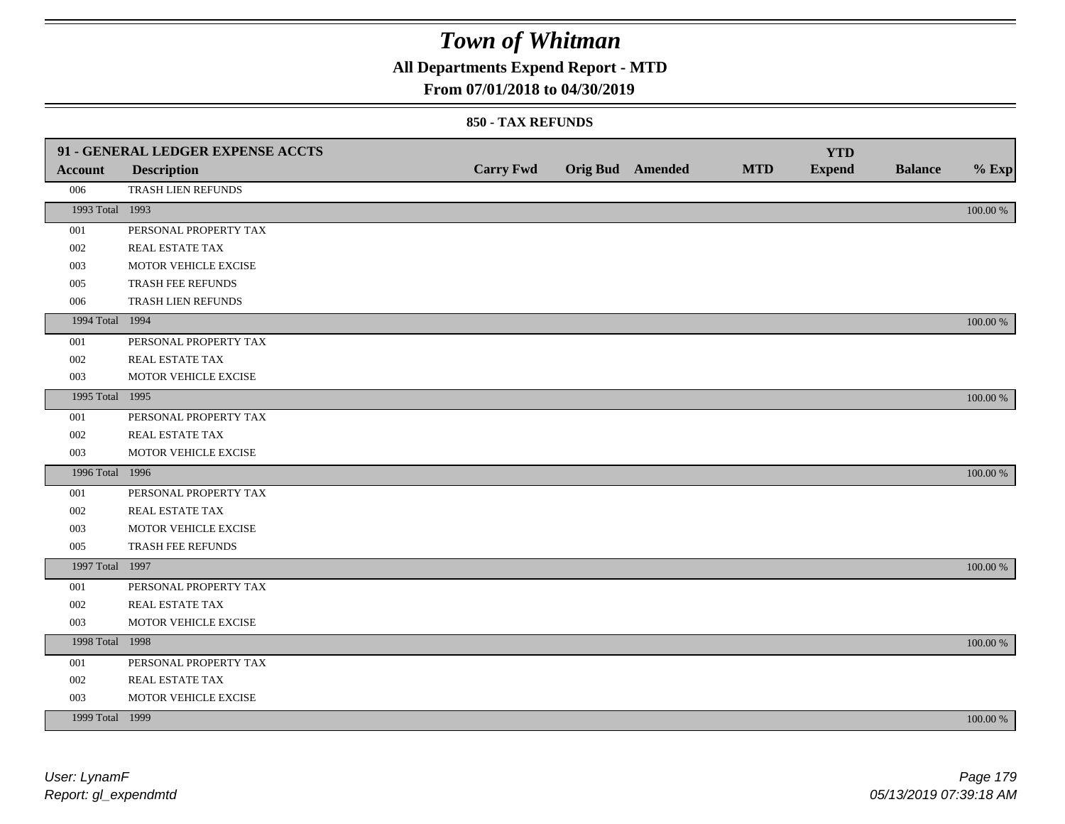# Town of Whitman

## All Departments Expend Report - MTD

### From 07/01/2018 to 04/30/2019

#### 850 - TAX REFUNDS

| 91 - GENERAL LEDGER EXPENSE ACCTS | | | | | | YTD | | |
|---|---|---|---|---|---|---|---|---|
| **Account** | **Description** | **Carry Fwd** | **Orig Bud** | **Amended** | **MTD** | **Expend** | **Balance** | **% Exp** |
| 006 | TRASH LIEN REFUNDS | | | | | | | |
| 1993 Total | 1993 | | | | | | | 100.00 % |
| 001 | PERSONAL PROPERTY TAX | | | | | | | |
| 002 | REAL ESTATE TAX | | | | | | | |
| 003 | MOTOR VEHICLE EXCISE | | | | | | | |
| 005 | TRASH FEE REFUNDS | | | | | | | |
| 006 | TRASH LIEN REFUNDS | | | | | | | |
| 1994 Total | 1994 | | | | | | | 100.00 % |
| 001 | PERSONAL PROPERTY TAX | | | | | | | |
| 002 | REAL ESTATE TAX | | | | | | | |
| 003 | MOTOR VEHICLE EXCISE | | | | | | | |
| 1995 Total | 1995 | | | | | | | 100.00 % |
| 001 | PERSONAL PROPERTY TAX | | | | | | | |
| 002 | REAL ESTATE TAX | | | | | | | |
| 003 | MOTOR VEHICLE EXCISE | | | | | | | |
| 1996 Total | 1996 | | | | | | | 100.00 % |
| 001 | PERSONAL PROPERTY TAX | | | | | | | |
| 002 | REAL ESTATE TAX | | | | | | | |
| 003 | MOTOR VEHICLE EXCISE | | | | | | | |
| 005 | TRASH FEE REFUNDS | | | | | | | |
| 1997 Total | 1997 | | | | | | | 100.00 % |
| 001 | PERSONAL PROPERTY TAX | | | | | | | |
| 002 | REAL ESTATE TAX | | | | | | | |
| 003 | MOTOR VEHICLE EXCISE | | | | | | | |
| 1998 Total | 1998 | | | | | | | 100.00 % |
| 001 | PERSONAL PROPERTY TAX | | | | | | | |
| 002 | REAL ESTATE TAX | | | | | | | |
| 003 | MOTOR VEHICLE EXCISE | | | | | | | |
| 1999 Total | 1999 | | | | | | | 100.00 % |

*User: LynamF*
*Report: gl_expendmtd*

*05/13/2019 07:39:18 AM*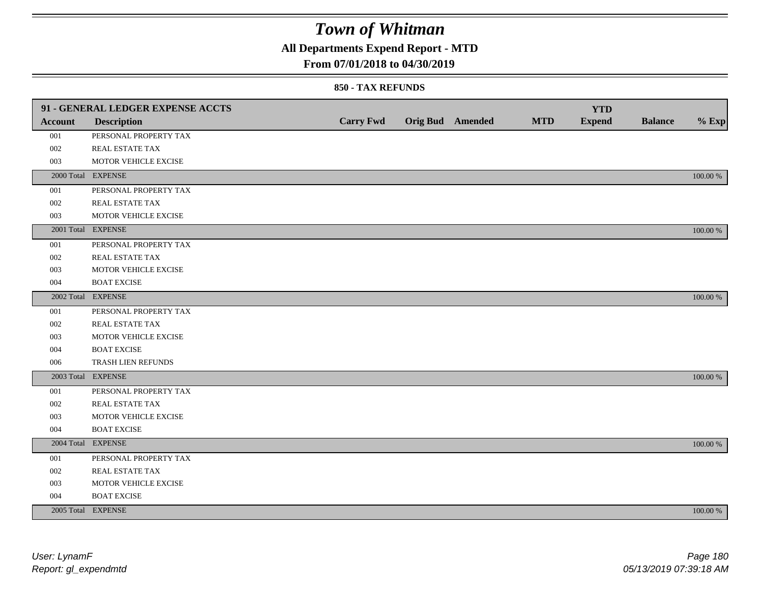# Town of Whitman

## All Departments Expend Report - MTD

### From 07/01/2018 to 04/30/2019

#### 850 - TAX REFUNDS

| 91 - GENERAL LEDGER EXPENSE ACCTS | | | | | | | | |
|---|---|---|---|---|---|---|---|---|
| **Account** | **Description** | **Carry Fwd** | **Orig Bud** | **Amended** | **MTD** | **YTD Expend** | **Balance** | **% Exp** |
| 001 | PERSONAL PROPERTY TAX | | | | | | | |
| 002 | REAL ESTATE TAX | | | | | | | |
| 003 | MOTOR VEHICLE EXCISE | | | | | | | |
| 2000 Total | EXPENSE | | | | | | | 100.00 % |
| 001 | PERSONAL PROPERTY TAX | | | | | | | |
| 002 | REAL ESTATE TAX | | | | | | | |
| 003 | MOTOR VEHICLE EXCISE | | | | | | | |
| 2001 Total | EXPENSE | | | | | | | 100.00 % |
| 001 | PERSONAL PROPERTY TAX | | | | | | | |
| 002 | REAL ESTATE TAX | | | | | | | |
| 003 | MOTOR VEHICLE EXCISE | | | | | | | |
| 004 | BOAT EXCISE | | | | | | | |
| 2002 Total | EXPENSE | | | | | | | 100.00 % |
| 001 | PERSONAL PROPERTY TAX | | | | | | | |
| 002 | REAL ESTATE TAX | | | | | | | |
| 003 | MOTOR VEHICLE EXCISE | | | | | | | |
| 004 | BOAT EXCISE | | | | | | | |
| 006 | TRASH LIEN REFUNDS | | | | | | | |
| 2003 Total | EXPENSE | | | | | | | 100.00 % |
| 001 | PERSONAL PROPERTY TAX | | | | | | | |
| 002 | REAL ESTATE TAX | | | | | | | |
| 003 | MOTOR VEHICLE EXCISE | | | | | | | |
| 004 | BOAT EXCISE | | | | | | | |
| 2004 Total | EXPENSE | | | | | | | 100.00 % |
| 001 | PERSONAL PROPERTY TAX | | | | | | | |
| 002 | REAL ESTATE TAX | | | | | | | |
| 003 | MOTOR VEHICLE EXCISE | | | | | | | |
| 004 | BOAT EXCISE | | | | | | | |
| 2005 Total | EXPENSE | | | | | | | 100.00 % |

*User: LynamF*
*Report: gl_expendmtd*

*05/13/2019 07:39:18 AM*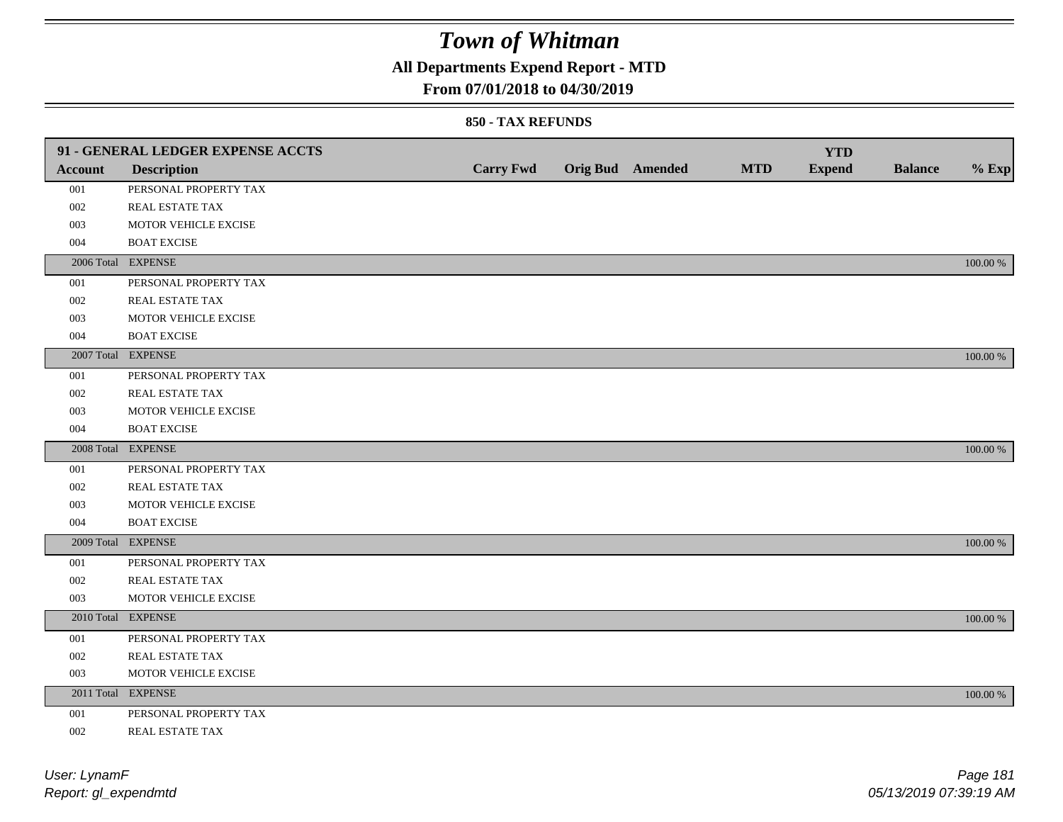# Town of Whitman

## All Departments Expend Report - MTD

## From 07/01/2018 to 04/30/2019

### 850 - TAX REFUNDS

| 91 - GENERAL LEDGER EXPENSE ACCTS | | | | | | | | |
|---|---|---|---|---|---|---|---|---|
| Account | Description | Carry Fwd | Orig Bud | Amended | MTD | YTD Expend | Balance | % Exp |
| 001 | PERSONAL PROPERTY TAX | | | | | | | |
| 002 | REAL ESTATE TAX | | | | | | | |
| 003 | MOTOR VEHICLE EXCISE | | | | | | | |
| 004 | BOAT EXCISE | | | | | | | |
| 2006 Total | EXPENSE | | | | | | | 100.00 % |
| 001 | PERSONAL PROPERTY TAX | | | | | | | |
| 002 | REAL ESTATE TAX | | | | | | | |
| 003 | MOTOR VEHICLE EXCISE | | | | | | | |
| 004 | BOAT EXCISE | | | | | | | |
| 2007 Total | EXPENSE | | | | | | | 100.00 % |
| 001 | PERSONAL PROPERTY TAX | | | | | | | |
| 002 | REAL ESTATE TAX | | | | | | | |
| 003 | MOTOR VEHICLE EXCISE | | | | | | | |
| 004 | BOAT EXCISE | | | | | | | |
| 2008 Total | EXPENSE | | | | | | | 100.00 % |
| 001 | PERSONAL PROPERTY TAX | | | | | | | |
| 002 | REAL ESTATE TAX | | | | | | | |
| 003 | MOTOR VEHICLE EXCISE | | | | | | | |
| 004 | BOAT EXCISE | | | | | | | |
| 2009 Total | EXPENSE | | | | | | | 100.00 % |
| 001 | PERSONAL PROPERTY TAX | | | | | | | |
| 002 | REAL ESTATE TAX | | | | | | | |
| 003 | MOTOR VEHICLE EXCISE | | | | | | | |
| 2010 Total | EXPENSE | | | | | | | 100.00 % |
| 001 | PERSONAL PROPERTY TAX | | | | | | | |
| 002 | REAL ESTATE TAX | | | | | | | |
| 003 | MOTOR VEHICLE EXCISE | | | | | | | |
| 2011 Total | EXPENSE | | | | | | | 100.00 % |
| 001 | PERSONAL PROPERTY TAX | | | | | | | |
| 002 | REAL ESTATE TAX | | | | | | | |

User: LynamF
Report: gl_expendmtd

05/13/2019 07:39:19 AM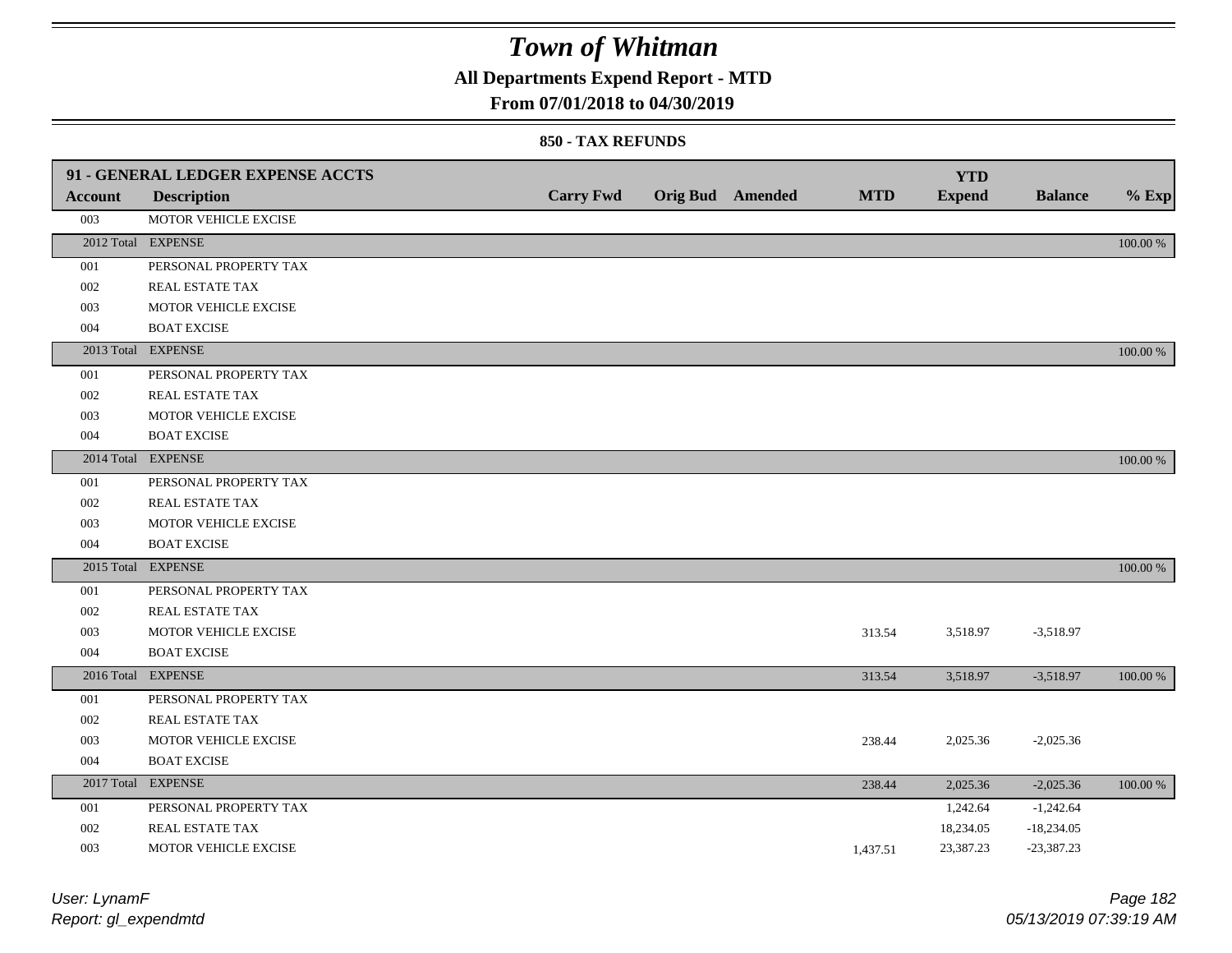# Town of Whitman

**All Departments Expend Report - MTD**

**From 07/01/2018 to 04/30/2019**

**850 - TAX REFUNDS**

| 91 - GENERAL LEDGER EXPENSE ACCTS | | | | | | | | |
|---|---|---|---|---|---|---|---|---|
| **Account** | **Description** | **Carry Fwd** | **Orig Bud** | **Amended** | **MTD** | **YTD Expend** | **Balance** | **% Exp** |
| 003 | MOTOR VEHICLE EXCISE | | | | | | | |
| 2012 Total | EXPENSE | | | | | | | 100.00 % |
| 001 | PERSONAL PROPERTY TAX | | | | | | | |
| 002 | REAL ESTATE TAX | | | | | | | |
| 003 | MOTOR VEHICLE EXCISE | | | | | | | |
| 004 | BOAT EXCISE | | | | | | | |
| 2013 Total | EXPENSE | | | | | | | 100.00 % |
| 001 | PERSONAL PROPERTY TAX | | | | | | | |
| 002 | REAL ESTATE TAX | | | | | | | |
| 003 | MOTOR VEHICLE EXCISE | | | | | | | |
| 004 | BOAT EXCISE | | | | | | | |
| 2014 Total | EXPENSE | | | | | | | 100.00 % |
| 001 | PERSONAL PROPERTY TAX | | | | | | | |
| 002 | REAL ESTATE TAX | | | | | | | |
| 003 | MOTOR VEHICLE EXCISE | | | | | | | |
| 004 | BOAT EXCISE | | | | | | | |
| 2015 Total | EXPENSE | | | | | | | 100.00 % |
| 001 | PERSONAL PROPERTY TAX | | | | | | | |
| 002 | REAL ESTATE TAX | | | | | | | |
| 003 | MOTOR VEHICLE EXCISE | | | | 313.54 | 3,518.97 | -3,518.97 | |
| 004 | BOAT EXCISE | | | | | | | |
| 2016 Total | EXPENSE | | | | 313.54 | 3,518.97 | -3,518.97 | 100.00 % |
| 001 | PERSONAL PROPERTY TAX | | | | | | | |
| 002 | REAL ESTATE TAX | | | | | | | |
| 003 | MOTOR VEHICLE EXCISE | | | | 238.44 | 2,025.36 | -2,025.36 | |
| 004 | BOAT EXCISE | | | | | | | |
| 2017 Total | EXPENSE | | | | 238.44 | 2,025.36 | -2,025.36 | 100.00 % |
| 001 | PERSONAL PROPERTY TAX | | | | | 1,242.64 | -1,242.64 | |
| 002 | REAL ESTATE TAX | | | | | 18,234.05 | -18,234.05 | |
| 003 | MOTOR VEHICLE EXCISE | | | | 1,437.51 | 23,387.23 | -23,387.23 | |

*User: LynamF*
*Report: gl_expendmtd*

*05/13/2019 07:39:19 AM*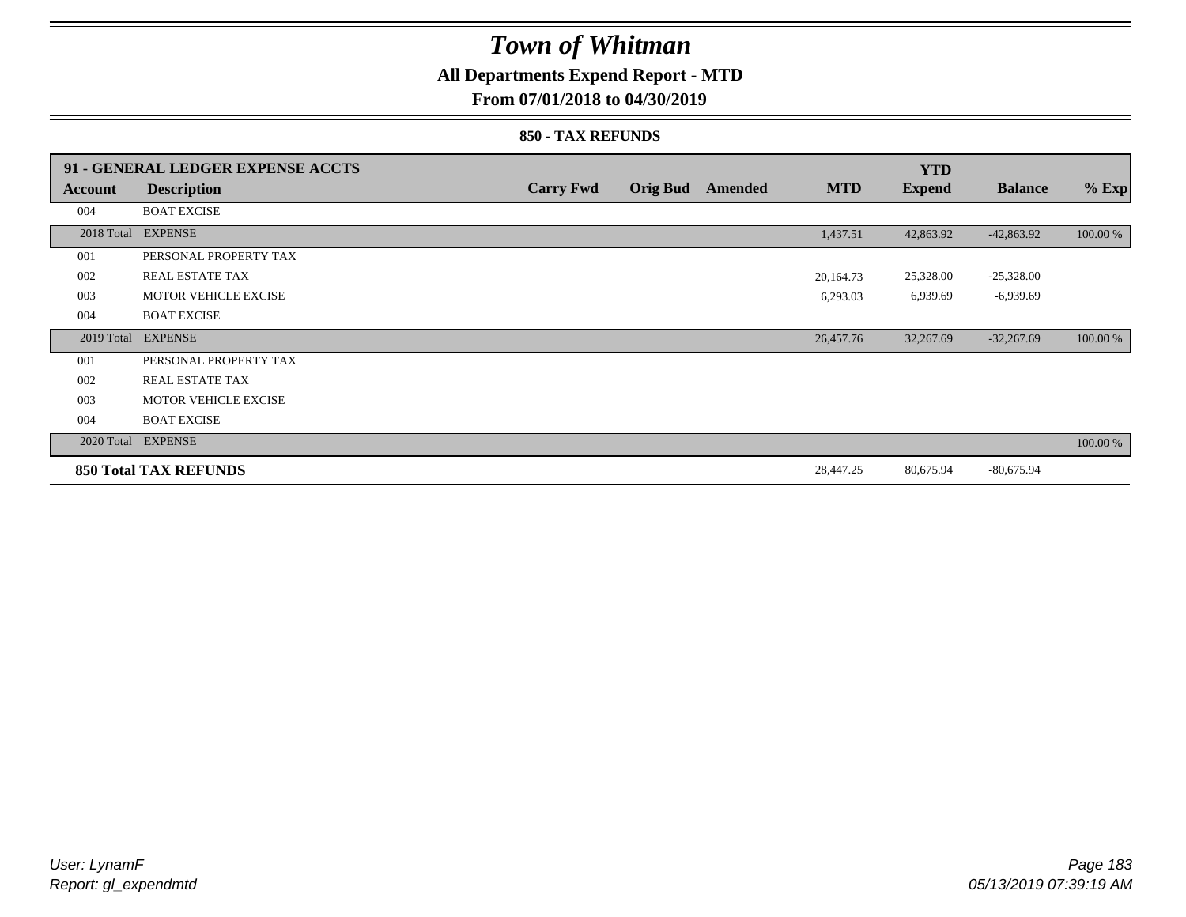# Town of Whitman

**All Departments Expend Report - MTD**

**From 07/01/2018 to 04/30/2019**

**850 - TAX REFUNDS**

| 91 - GENERAL LEDGER EXPENSE ACCTS | | | | | | | | |
|---|---|---|---|---|---|---|---|---|
| **Account** | **Description** | **Carry Fwd** | **Orig Bud** | **Amended** | **MTD** | **YTD Expend** | **Balance** | **% Exp** |
| 004 | BOAT EXCISE | | | | | | | |
| 2018 Total | EXPENSE | | | | 1,437.51 | 42,863.92 | -42,863.92 | 100.00 % |
| 001 | PERSONAL PROPERTY TAX | | | | | | | |
| 002 | REAL ESTATE TAX | | | | 20,164.73 | 25,328.00 | -25,328.00 | |
| 003 | MOTOR VEHICLE EXCISE | | | | 6,293.03 | 6,939.69 | -6,939.69 | |
| 004 | BOAT EXCISE | | | | | | | |
| 2019 Total | EXPENSE | | | | 26,457.76 | 32,267.69 | -32,267.69 | 100.00 % |
| 001 | PERSONAL PROPERTY TAX | | | | | | | |
| 002 | REAL ESTATE TAX | | | | | | | |
| 003 | MOTOR VEHICLE EXCISE | | | | | | | |
| 004 | BOAT EXCISE | | | | | | | |
| 2020 Total | EXPENSE | | | | | | | 100.00 % |
| **850 Total TAX REFUNDS** | | | | | 28,447.25 | 80,675.94 | -80,675.94 | |

*User: LynamF*
*Report: gl_expendmtd*

*05/13/2019 07:39:19 AM*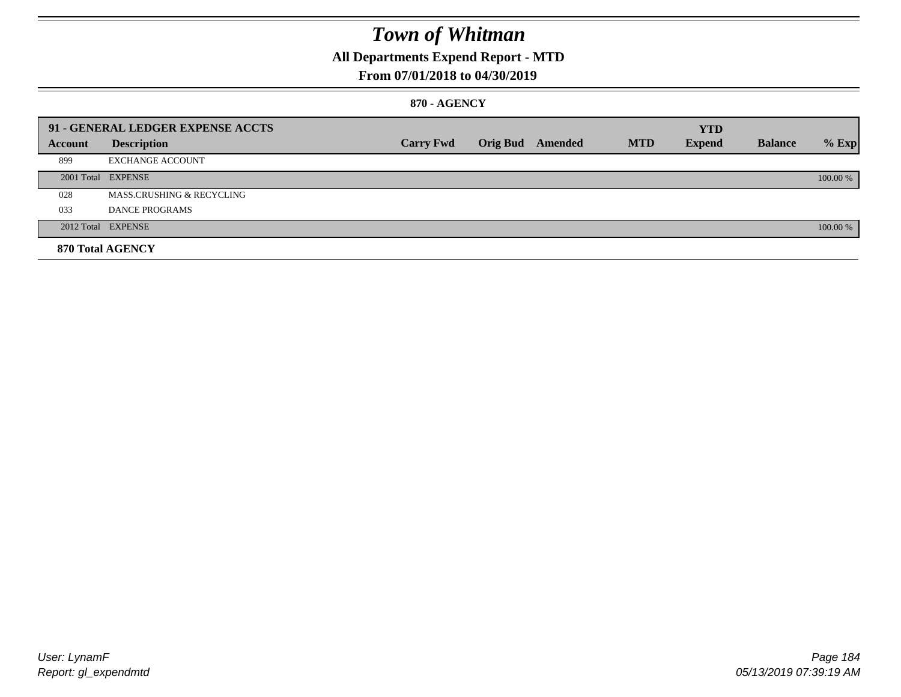# Town of Whitman

## All Departments Expend Report - MTD

### From 07/01/2018 to 04/30/2019

#### 870 - AGENCY

| 91 - GENERAL LEDGER EXPENSE ACCTS | | | | | | YTD | | |
|---|---|---|---|---|---|---|---|---|
| **Account** | **Description** | **Carry Fwd** | **Orig Bud** | **Amended** | **MTD** | **Expend** | **Balance** | **% Exp** |
| 899 | EXCHANGE ACCOUNT | | | | | | | |
| 2001 Total | EXPENSE | | | | | | | 100.00 % |
| 028 | MASS.CRUSHING & RECYCLING | | | | | | | |
| 033 | DANCE PROGRAMS | | | | | | | |
| 2012 Total | EXPENSE | | | | | | | 100.00 % |
| **870 Total AGENCY** | | | | | | | | |

User: LynamF
Report: gl_expendmtd

05/13/2019 07:39:19 AM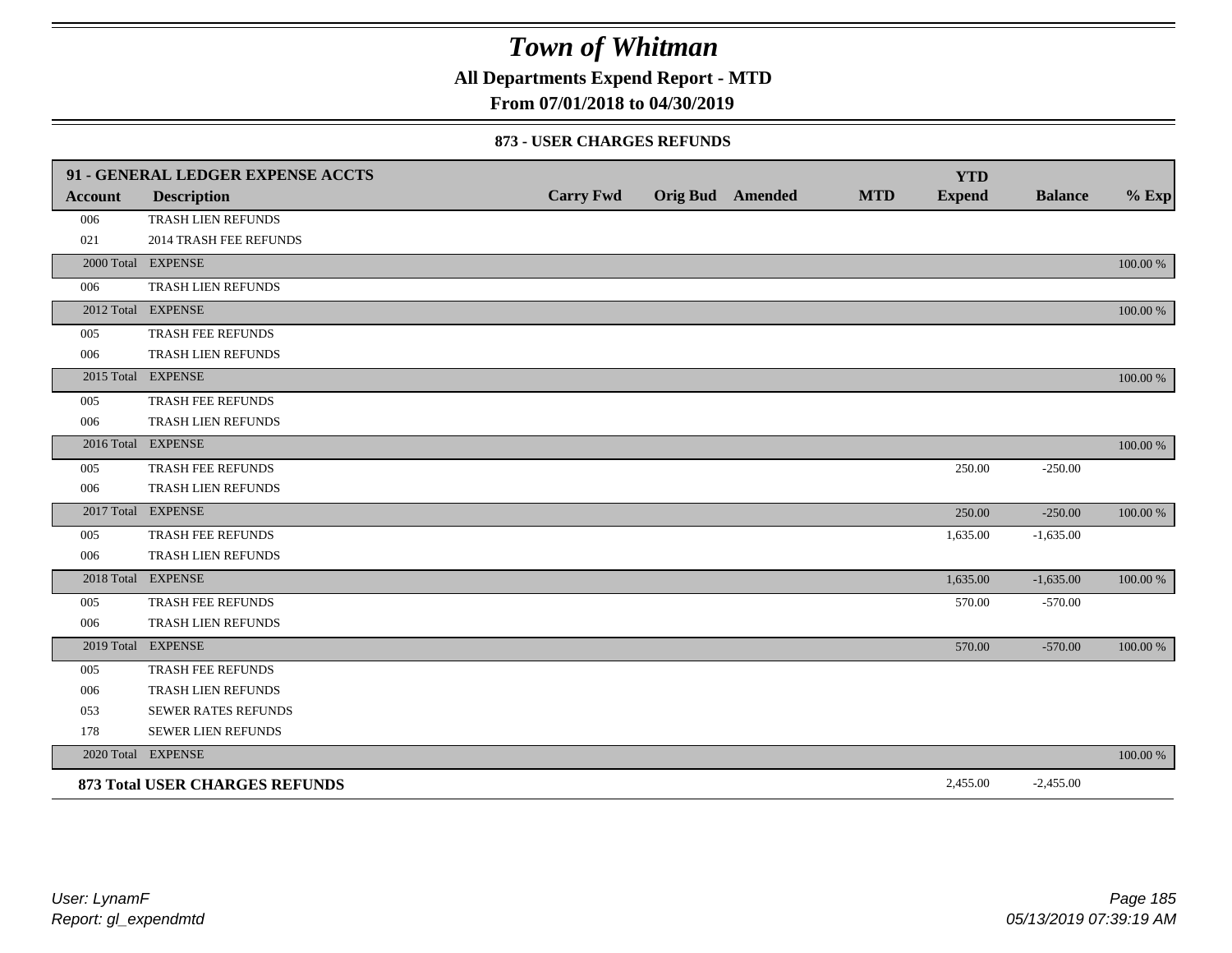# Town of Whitman

**All Departments Expend Report - MTD**

**From 07/01/2018 to 04/30/2019**

**873 - USER CHARGES REFUNDS**

| 91 - GENERAL LEDGER EXPENSE ACCTS | | | | | | YTD | | |
|---|---|---|---|---|---|---|---|---|
| **Account** | **Description** | **Carry Fwd** | **Orig Bud** | **Amended** | **MTD** | **Expend** | **Balance** | **% Exp** |
| 006 | TRASH LIEN REFUNDS | | | | | | | |
| 021 | 2014 TRASH FEE REFUNDS | | | | | | | |
| 2000 Total | EXPENSE | | | | | | | 100.00 % |
| 006 | TRASH LIEN REFUNDS | | | | | | | |
| 2012 Total | EXPENSE | | | | | | | 100.00 % |
| 005 | TRASH FEE REFUNDS | | | | | | | |
| 006 | TRASH LIEN REFUNDS | | | | | | | |
| 2015 Total | EXPENSE | | | | | | | 100.00 % |
| 005 | TRASH FEE REFUNDS | | | | | | | |
| 006 | TRASH LIEN REFUNDS | | | | | | | |
| 2016 Total | EXPENSE | | | | | | | 100.00 % |
| 005 | TRASH FEE REFUNDS | | | | | 250.00 | -250.00 | |
| 006 | TRASH LIEN REFUNDS | | | | | | | |
| 2017 Total | EXPENSE | | | | | 250.00 | -250.00 | 100.00 % |
| 005 | TRASH FEE REFUNDS | | | | | 1,635.00 | -1,635.00 | |
| 006 | TRASH LIEN REFUNDS | | | | | | | |
| 2018 Total | EXPENSE | | | | | 1,635.00 | -1,635.00 | 100.00 % |
| 005 | TRASH FEE REFUNDS | | | | | 570.00 | -570.00 | |
| 006 | TRASH LIEN REFUNDS | | | | | | | |
| 2019 Total | EXPENSE | | | | | 570.00 | -570.00 | 100.00 % |
| 005 | TRASH FEE REFUNDS | | | | | | | |
| 006 | TRASH LIEN REFUNDS | | | | | | | |
| 053 | SEWER RATES REFUNDS | | | | | | | |
| 178 | SEWER LIEN REFUNDS | | | | | | | |
| 2020 Total | EXPENSE | | | | | | | 100.00 % |
| **873 Total USER CHARGES REFUNDS** | | | | | | 2,455.00 | -2,455.00 | |

*User: LynamF*
*Report: gl_expendmtd*

*05/13/2019 07:39:19 AM*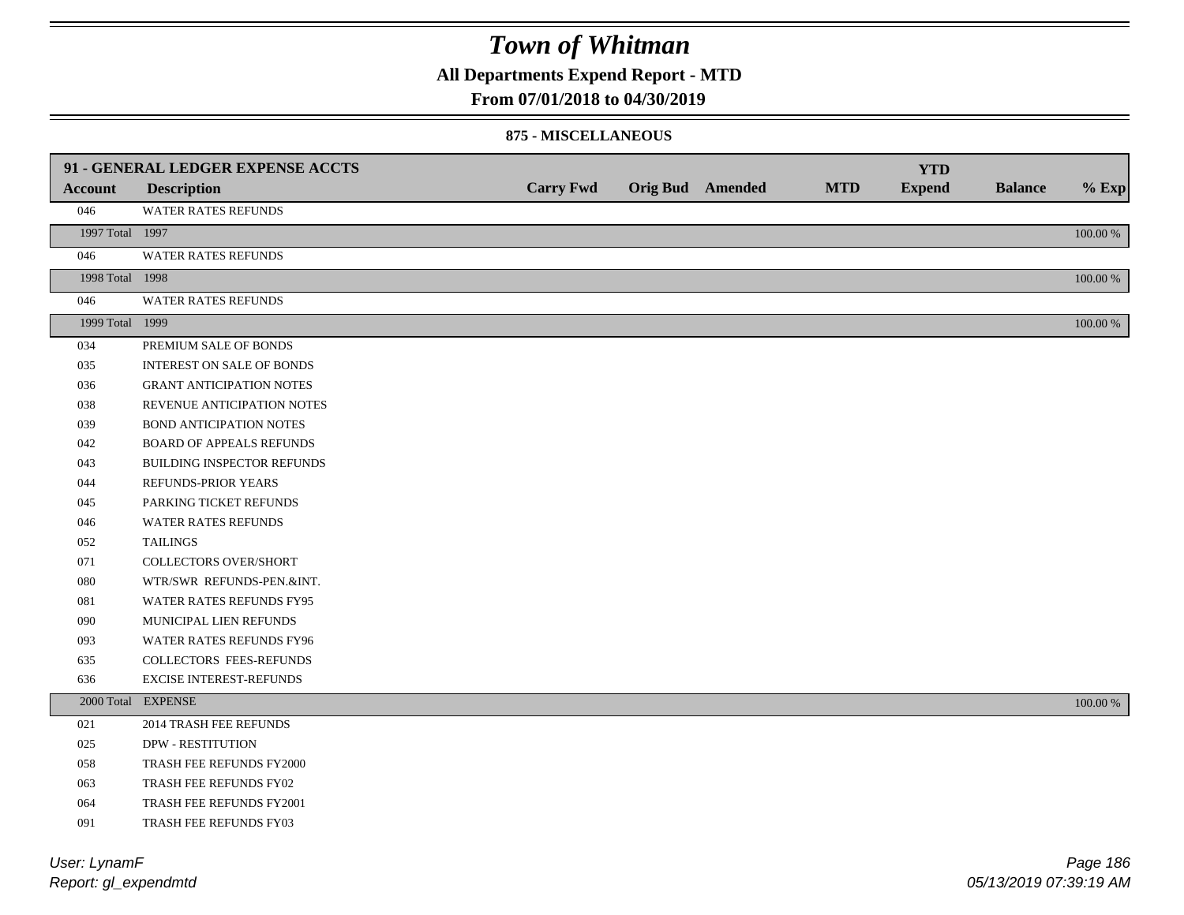# Town of Whitman

## All Departments Expend Report - MTD

## From 07/01/2018 to 04/30/2019

### 875 - MISCELLANEOUS

| Account | Description | Carry Fwd | Orig Bud | Amended | MTD | YTD Expend | Balance | % Exp |
|---|---|---|---|---|---|---|---|---|
| **91 - GENERAL LEDGER EXPENSE ACCTS** | | | | | | | | |
| 046 | WATER RATES REFUNDS | | | | | | | |
| 1997 Total | 1997 | | | | | | | 100.00 % |
| 046 | WATER RATES REFUNDS | | | | | | | |
| 1998 Total | 1998 | | | | | | | 100.00 % |
| 046 | WATER RATES REFUNDS | | | | | | | |
| 1999 Total | 1999 | | | | | | | 100.00 % |
| 034 | PREMIUM SALE OF BONDS | | | | | | | |
| 035 | INTEREST ON SALE OF BONDS | | | | | | | |
| 036 | GRANT ANTICIPATION NOTES | | | | | | | |
| 038 | REVENUE ANTICIPATION NOTES | | | | | | | |
| 039 | BOND ANTICIPATION NOTES | | | | | | | |
| 042 | BOARD OF APPEALS REFUNDS | | | | | | | |
| 043 | BUILDING INSPECTOR REFUNDS | | | | | | | |
| 044 | REFUNDS-PRIOR YEARS | | | | | | | |
| 045 | PARKING TICKET REFUNDS | | | | | | | |
| 046 | WATER RATES REFUNDS | | | | | | | |
| 052 | TAILINGS | | | | | | | |
| 071 | COLLECTORS OVER/SHORT | | | | | | | |
| 080 | WTR/SWR REFUNDS-PEN.&INT. | | | | | | | |
| 081 | WATER RATES REFUNDS FY95 | | | | | | | |
| 090 | MUNICIPAL LIEN REFUNDS | | | | | | | |
| 093 | WATER RATES REFUNDS FY96 | | | | | | | |
| 635 | COLLECTORS FEES-REFUNDS | | | | | | | |
| 636 | EXCISE INTEREST-REFUNDS | | | | | | | |
| 2000 Total | EXPENSE | | | | | | | 100.00 % |
| 021 | 2014 TRASH FEE REFUNDS | | | | | | | |
| 025 | DPW - RESTITUTION | | | | | | | |
| 058 | TRASH FEE REFUNDS FY2000 | | | | | | | |
| 063 | TRASH FEE REFUNDS FY02 | | | | | | | |
| 064 | TRASH FEE REFUNDS FY2001 | | | | | | | |
| 091 | TRASH FEE REFUNDS FY03 | | | | | | | |

User: LynamF
Report: gl_expendmtd

05/13/2019 07:39:19 AM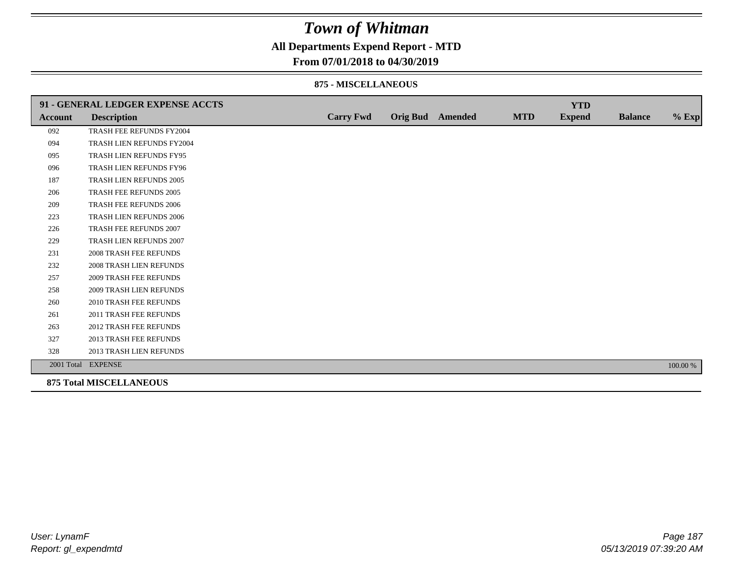# Town of Whitman

## All Departments Expend Report - MTD

### From 07/01/2018 to 04/30/2019

#### 875 - MISCELLANEOUS

| 91 - GENERAL LEDGER EXPENSE ACCTS | | | | | | YTD | | |
|---|---|---|---|---|---|---|---|---|
| **Account** | **Description** | **Carry Fwd** | **Orig Bud** | **Amended** | **MTD** | **Expend** | **Balance** | **% Exp** |
| 092 | TRASH FEE REFUNDS FY2004 | | | | | | | |
| 094 | TRASH LIEN REFUNDS FY2004 | | | | | | | |
| 095 | TRASH LIEN REFUNDS FY95 | | | | | | | |
| 096 | TRASH LIEN REFUNDS FY96 | | | | | | | |
| 187 | TRASH LIEN REFUNDS 2005 | | | | | | | |
| 206 | TRASH FEE REFUNDS 2005 | | | | | | | |
| 209 | TRASH FEE REFUNDS 2006 | | | | | | | |
| 223 | TRASH LIEN REFUNDS 2006 | | | | | | | |
| 226 | TRASH FEE REFUNDS 2007 | | | | | | | |
| 229 | TRASH LIEN REFUNDS 2007 | | | | | | | |
| 231 | 2008 TRASH FEE REFUNDS | | | | | | | |
| 232 | 2008 TRASH LIEN REFUNDS | | | | | | | |
| 257 | 2009 TRASH FEE REFUNDS | | | | | | | |
| 258 | 2009 TRASH LIEN REFUNDS | | | | | | | |
| 260 | 2010 TRASH FEE REFUNDS | | | | | | | |
| 261 | 2011 TRASH FEE REFUNDS | | | | | | | |
| 263 | 2012 TRASH FEE REFUNDS | | | | | | | |
| 327 | 2013 TRASH FEE REFUNDS | | | | | | | |
| 328 | 2013 TRASH LIEN REFUNDS | | | | | | | |
| 2001 Total | EXPENSE | | | | | | | 100.00 % |

**875 Total MISCELLANEOUS**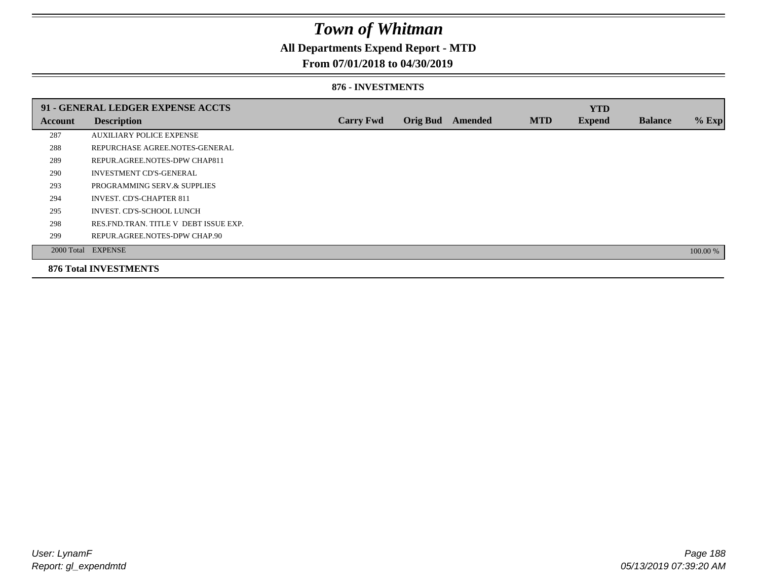# Town of Whitman

## All Departments Expend Report - MTD

### From 07/01/2018 to 04/30/2019

#### 876 - INVESTMENTS

| Account | Description | Carry Fwd | Orig Bud | Amended | MTD | YTD Expend | Balance | % Exp |
|---|---|---|---|---|---|---|---|---|
| **91 - GENERAL LEDGER EXPENSE ACCTS** | | | | | | | | |
| 287 | AUXILIARY POLICE EXPENSE | | | | | | | |
| 288 | REPURCHASE AGREE.NOTES-GENERAL | | | | | | | |
| 289 | REPUR.AGREE.NOTES-DPW CHAP811 | | | | | | | |
| 290 | INVESTMENT CD'S-GENERAL | | | | | | | |
| 293 | PROGRAMMING SERV.& SUPPLIES | | | | | | | |
| 294 | INVEST. CD'S-CHAPTER 811 | | | | | | | |
| 295 | INVEST. CD'S-SCHOOL LUNCH | | | | | | | |
| 298 | RES.FND.TRAN. TITLE V DEBT ISSUE EXP. | | | | | | | |
| 299 | REPUR.AGREE.NOTES-DPW CHAP.90 | | | | | | | |
| 2000 Total | EXPENSE | | | | | | | 100.00 % |

**876 Total INVESTMENTS**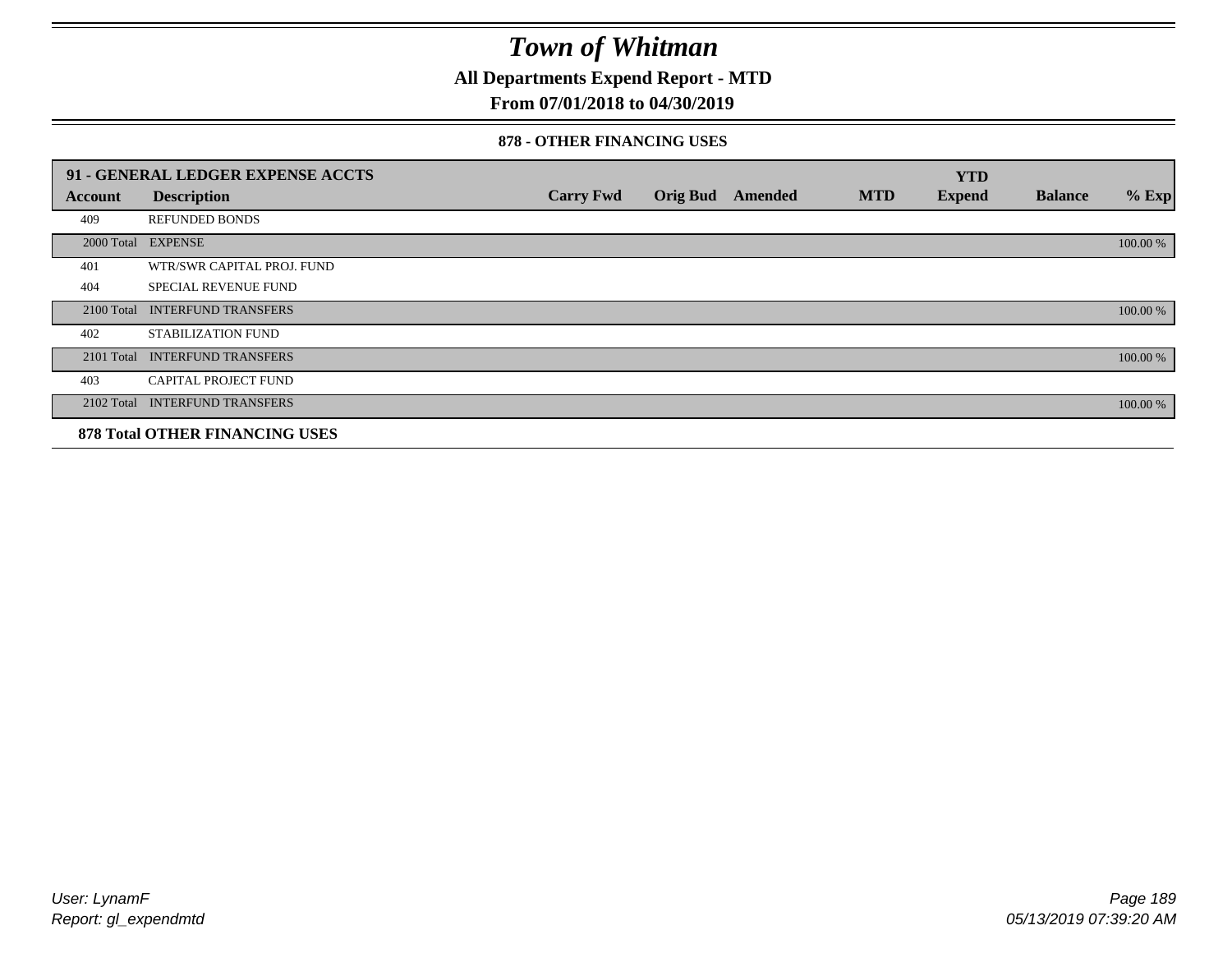# Town of Whitman

**All Departments Expend Report - MTD**

**From 07/01/2018 to 04/30/2019**

### 878 - OTHER FINANCING USES

| 91 - GENERAL LEDGER EXPENSE ACCTS | | | | | | YTD | | |
|---|---|---|---|---|---|---|---|---|
| **Account** | **Description** | **Carry Fwd** | **Orig Bud** | **Amended** | **MTD** | **Expend** | **Balance** | **% Exp** |
| 409 | REFUNDED BONDS | | | | | | | |
| 2000 Total | EXPENSE | | | | | | | 100.00 % |
| 401 | WTR/SWR CAPITAL PROJ. FUND | | | | | | | |
| 404 | SPECIAL REVENUE FUND | | | | | | | |
| 2100 Total | INTERFUND TRANSFERS | | | | | | | 100.00 % |
| 402 | STABILIZATION FUND | | | | | | | |
| 2101 Total | INTERFUND TRANSFERS | | | | | | | 100.00 % |
| 403 | CAPITAL PROJECT FUND | | | | | | | |
| 2102 Total | INTERFUND TRANSFERS | | | | | | | 100.00 % |

**878 Total OTHER FINANCING USES**

*User: LynamF*
*Report: gl_expendmtd*

*05/13/2019 07:39:20 AM*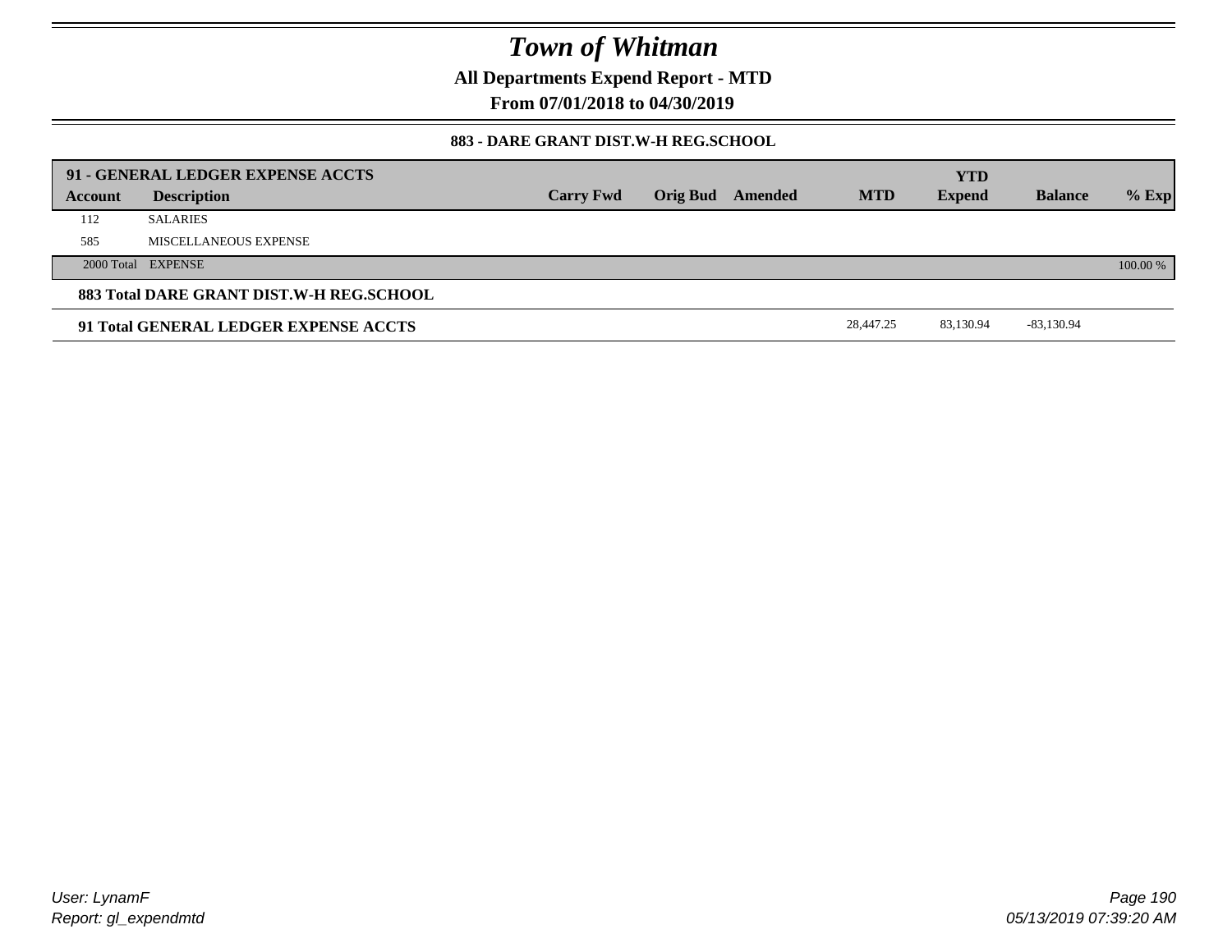# Town of Whitman

**All Departments Expend Report - MTD**

**From 07/01/2018 to 04/30/2019**

**883 - DARE GRANT DIST.W-H REG.SCHOOL**

| 91 - GENERAL LEDGER EXPENSE ACCTS | | | | | | YTD | | |
|---|---|---|---|---|---|---|---|---|
| **Account** | **Description** | **Carry Fwd** | **Orig Bud** | **Amended** | **MTD** | **Expend** | **Balance** | **% Exp** |
| 112 | SALARIES | | | | | | | |
| 585 | MISCELLANEOUS EXPENSE | | | | | | | |
| 2000 Total | EXPENSE | | | | | | | 100.00 % |
| **883 Total DARE GRANT DIST.W-H REG.SCHOOL** | | | | | | | | |
| **91 Total GENERAL LEDGER EXPENSE ACCTS** | | | | | 28,447.25 | 83,130.94 | -83,130.94 | |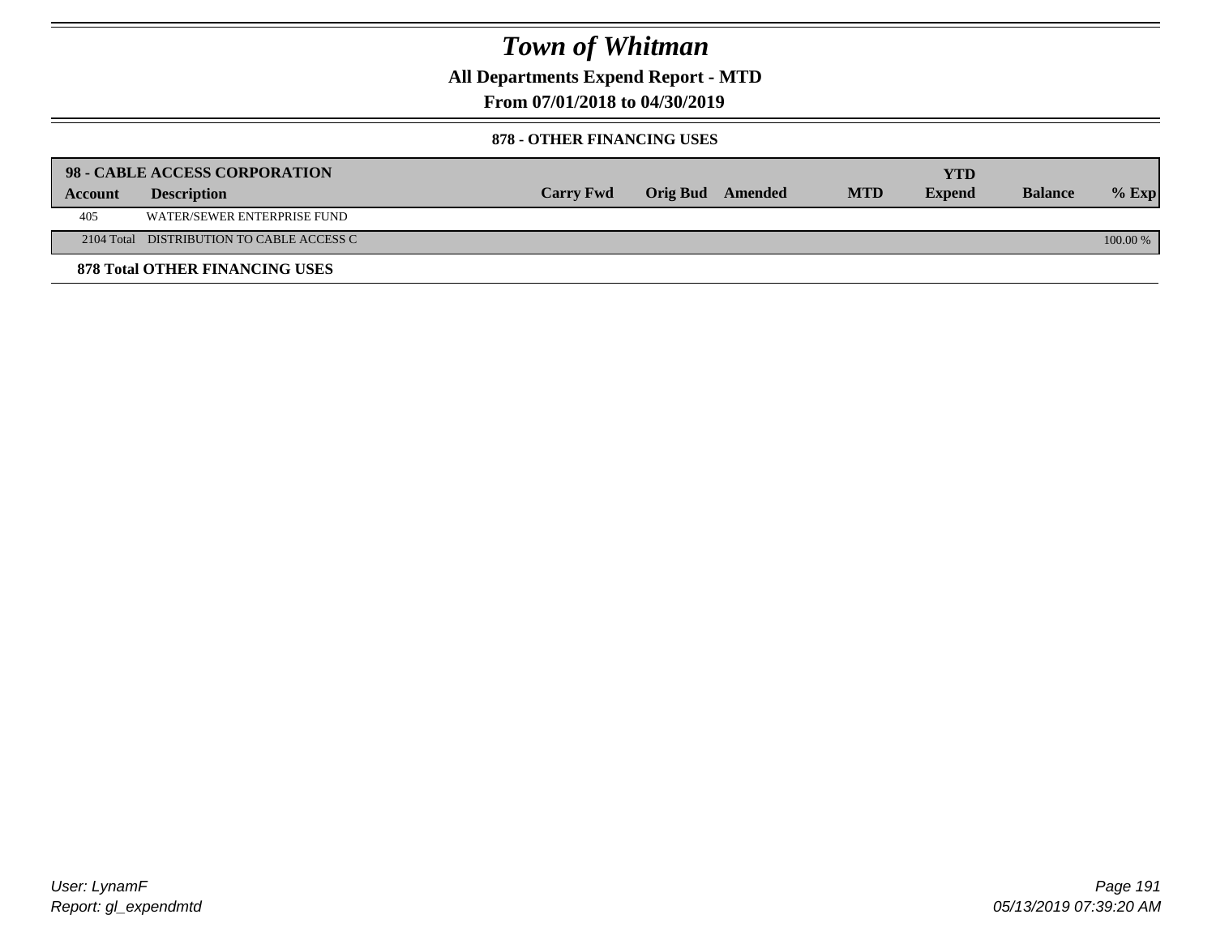# Town of Whitman

## All Departments Expend Report - MTD

### From 07/01/2018 to 04/30/2019

#### 878 - OTHER FINANCING USES

| 98 - CABLE ACCESS CORPORATION | | | | | | | | |
|---|---|---|---|---|---|---|---|---|
| **Account** | **Description** | **Carry Fwd** | **Orig Bud** | **Amended** | **MTD** | **YTD Expend** | **Balance** | **% Exp** |
| 405 | WATER/SEWER ENTERPRISE FUND | | | | | | | |
| 2104 Total | DISTRIBUTION TO CABLE ACCESS C | | | | | | | 100.00 % |

**878 Total OTHER FINANCING USES**

User: LynamF
Report: gl_expendmtd

05/13/2019 07:39:20 AM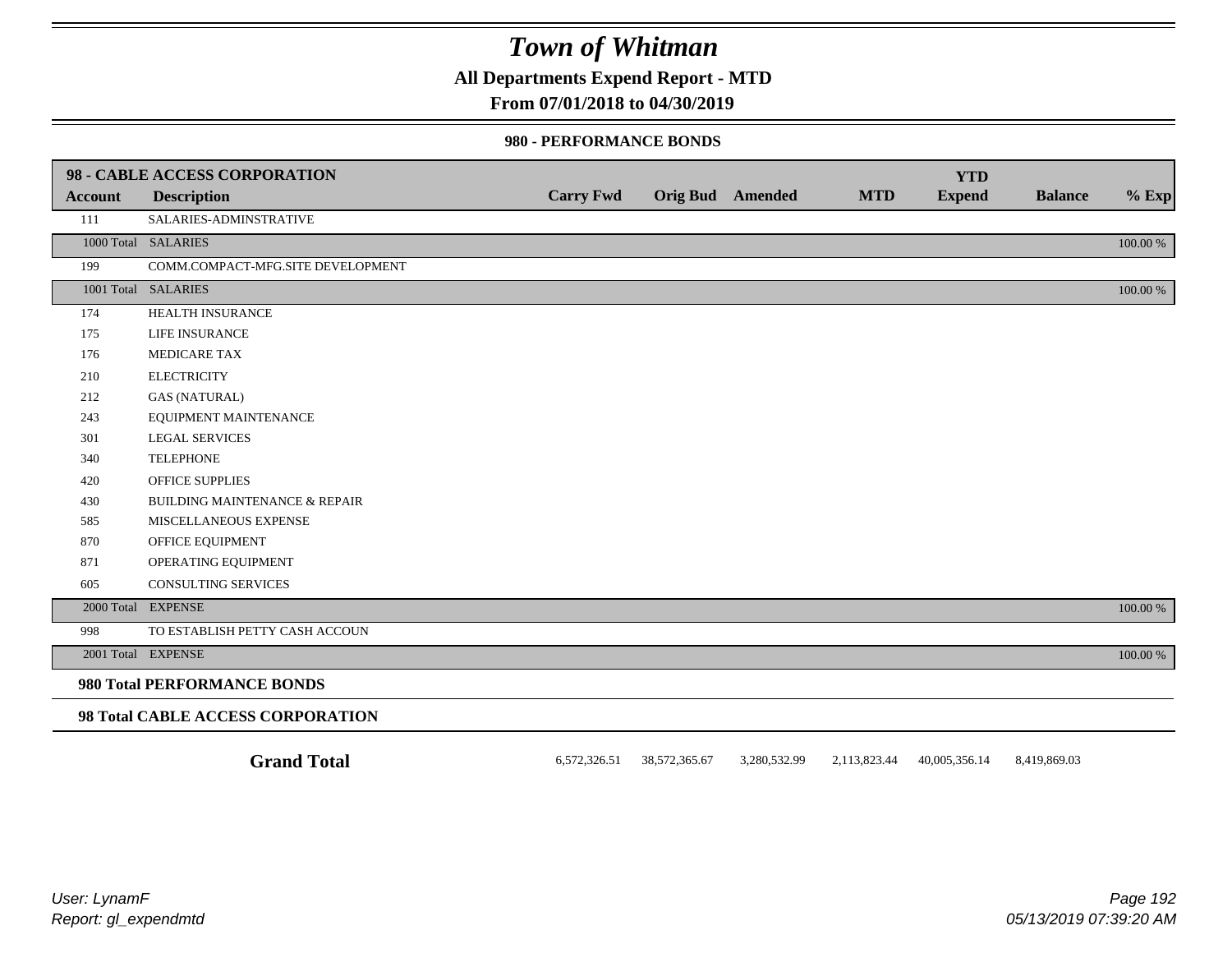# Town of Whitman

## All Departments Expend Report - MTD

## From 07/01/2018 to 04/30/2019

### 980 - PERFORMANCE BONDS

| 98 - CABLE ACCESS CORPORATION | | | | | | | | |
|---|---|---|---|---|---|---|---|---|
| **Account** | **Description** | **Carry Fwd** | **Orig Bud** | **Amended** | **MTD** | **YTD Expend** | **Balance** | **% Exp** |
| 111 | SALARIES-ADMINSTRATIVE | | | | | | | |
| 1000 Total | SALARIES | | | | | | | 100.00 % |
| 199 | COMM.COMPACT-MFG.SITE DEVELOPMENT | | | | | | | |
| 1001 Total | SALARIES | | | | | | | 100.00 % |
| 174 | HEALTH INSURANCE | | | | | | | |
| 175 | LIFE INSURANCE | | | | | | | |
| 176 | MEDICARE TAX | | | | | | | |
| 210 | ELECTRICITY | | | | | | | |
| 212 | GAS (NATURAL) | | | | | | | |
| 243 | EQUIPMENT MAINTENANCE | | | | | | | |
| 301 | LEGAL SERVICES | | | | | | | |
| 340 | TELEPHONE | | | | | | | |
| 420 | OFFICE SUPPLIES | | | | | | | |
| 430 | BUILDING MAINTENANCE & REPAIR | | | | | | | |
| 585 | MISCELLANEOUS EXPENSE | | | | | | | |
| 870 | OFFICE EQUIPMENT | | | | | | | |
| 871 | OPERATING EQUIPMENT | | | | | | | |
| 605 | CONSULTING SERVICES | | | | | | | |
| 2000 Total | EXPENSE | | | | | | | 100.00 % |
| 998 | TO ESTABLISH PETTY CASH ACCOUN | | | | | | | |
| 2001 Total | EXPENSE | | | | | | | 100.00 % |
| **980 Total PERFORMANCE BONDS** | | | | | | | | |
| **98 Total CABLE ACCESS CORPORATION** | | | | | | | | |
| **Grand Total** | | 6,572,326.51 | 38,572,365.67 | 3,280,532.99 | 2,113,823.44 | 40,005,356.14 | 8,419,869.03 | |

*User: LynamF*
*Report: gl_expendmtd*

*05/13/2019 07:39:20 AM*